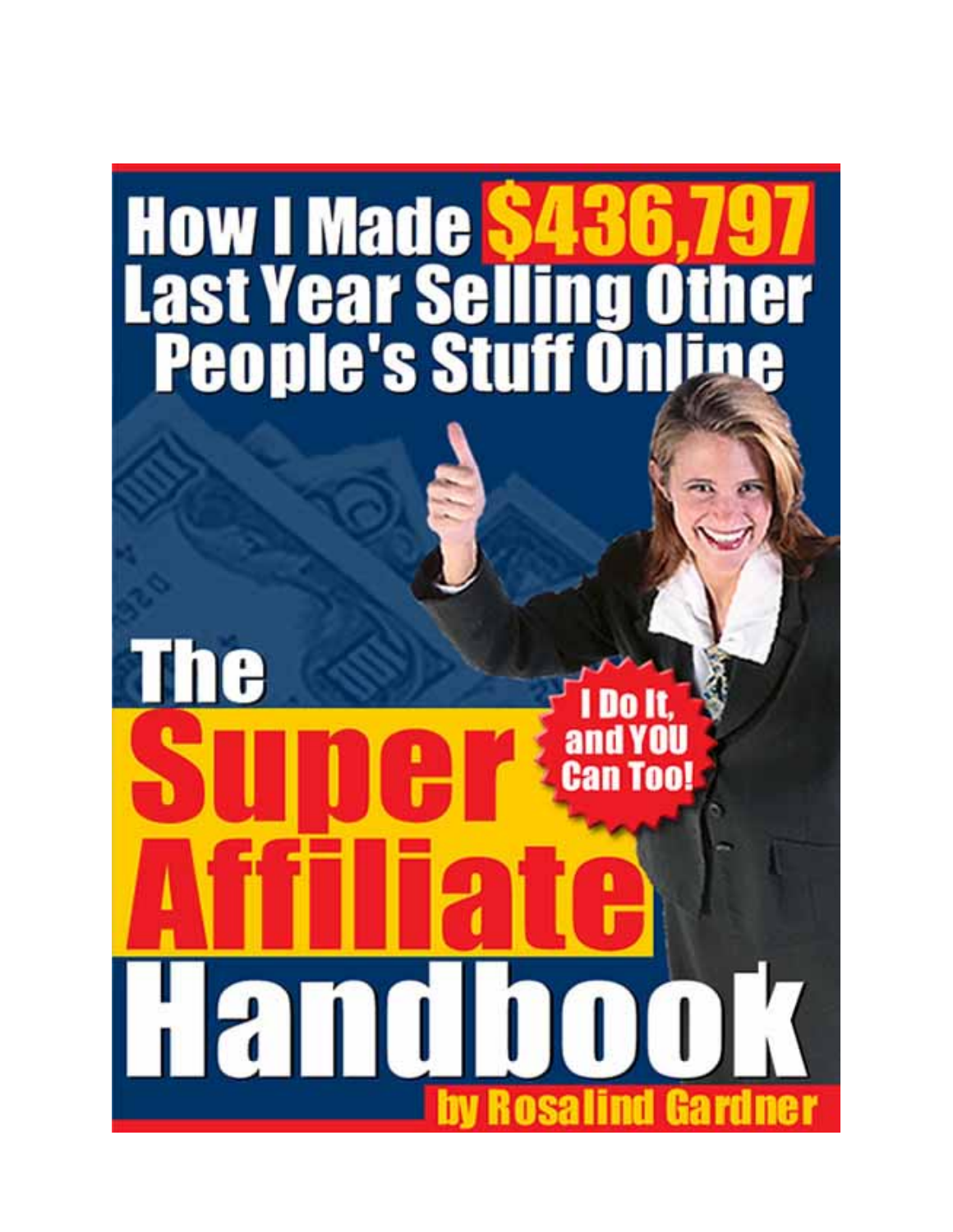# How I Made $436,797 Last Year Selling Other People's Stuff Online

# The Super Affiliate Handbook

**I Do It, and YOU Can Too!**

by Rosalind Gardner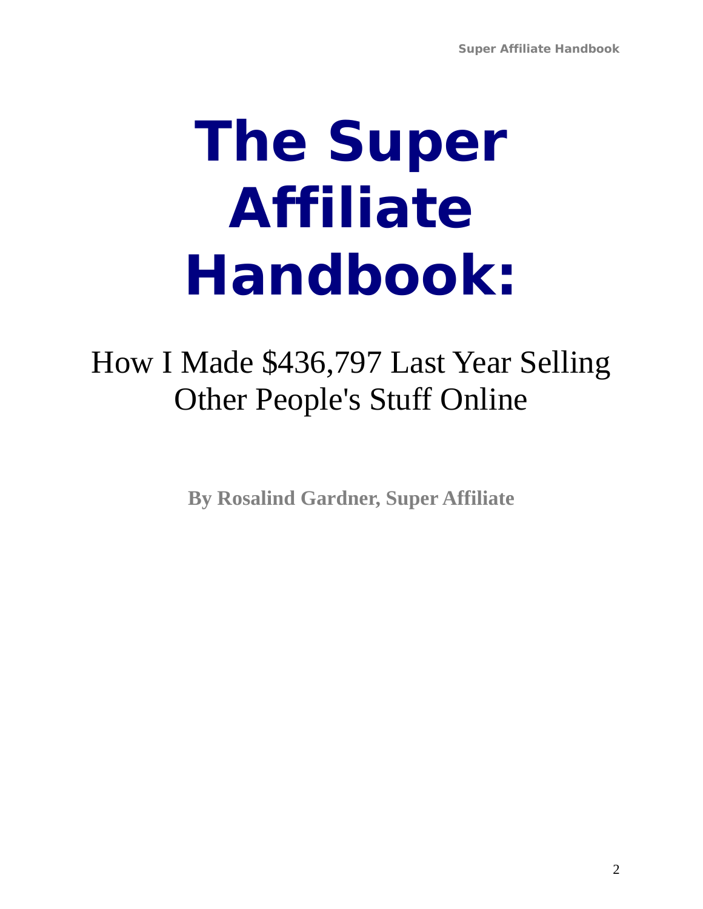# The Super Affiliate Handbook:

## How I Made $436,797 Last Year Selling Other People's Stuff Online

**By Rosalind Gardner, Super Affiliate**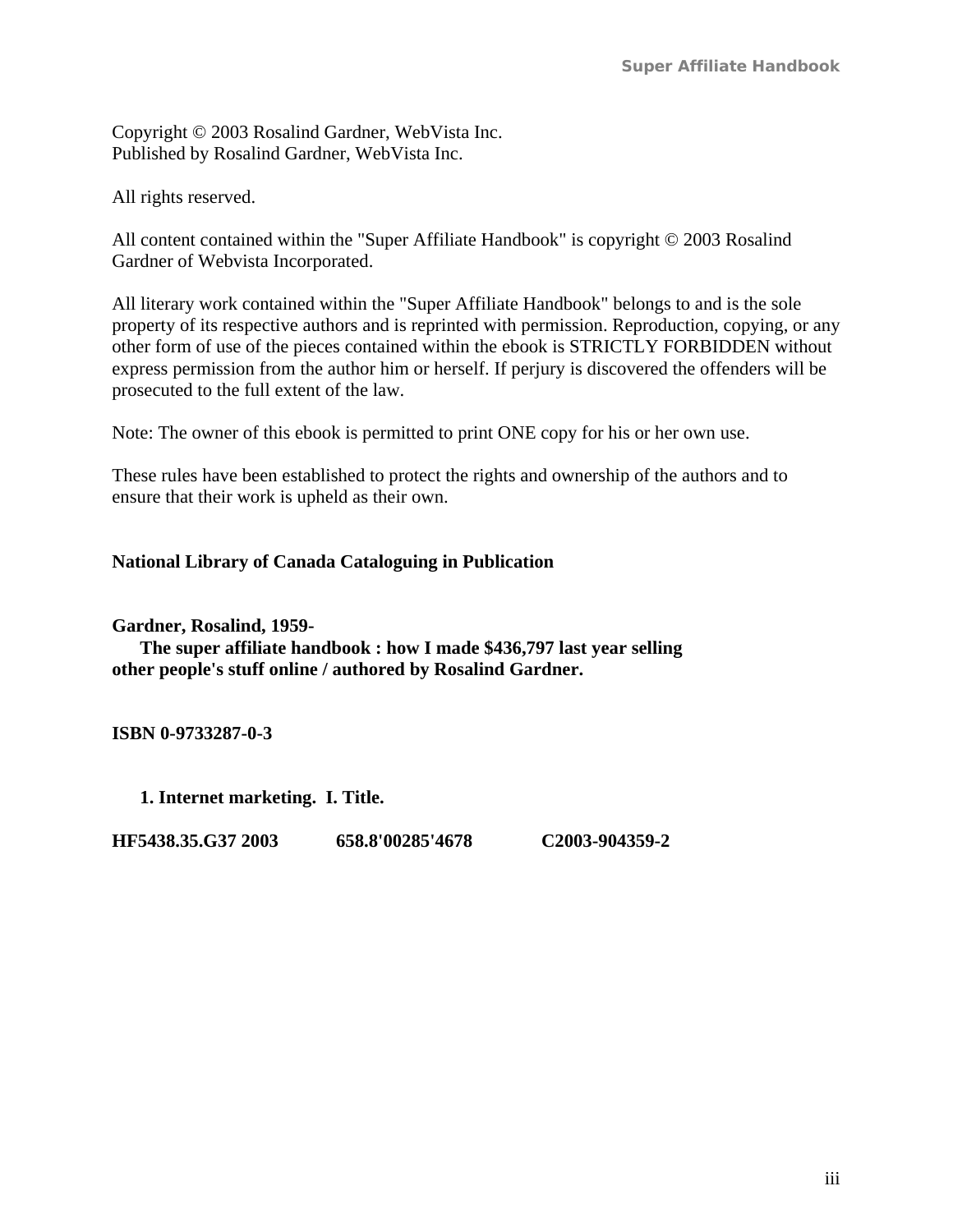Copyright © 2003 Rosalind Gardner, WebVista Inc.
Published by Rosalind Gardner, WebVista Inc.

All rights reserved.

All content contained within the "Super Affiliate Handbook" is copyright © 2003 Rosalind Gardner of Webvista Incorporated.

All literary work contained within the "Super Affiliate Handbook" belongs to and is the sole property of its respective authors and is reprinted with permission. Reproduction, copying, or any other form of use of the pieces contained within the ebook is STRICTLY FORBIDDEN without express permission from the author him or herself. If perjury is discovered the offenders will be prosecuted to the full extent of the law.

Note: The owner of this ebook is permitted to print ONE copy for his or her own use.

These rules have been established to protect the rights and ownership of the authors and to ensure that their work is upheld as their own.

**National Library of Canada Cataloguing in Publication**

**Gardner, Rosalind, 1959-**
**The super affiliate handbook : how I made $436,797 last year selling other people's stuff online / authored by Rosalind Gardner.**

**ISBN 0-9733287-0-3**

**1. Internet marketing. I. Title.**

**HF5438.35.G37 2003 658.8'00285'4678 C2003-904359-2**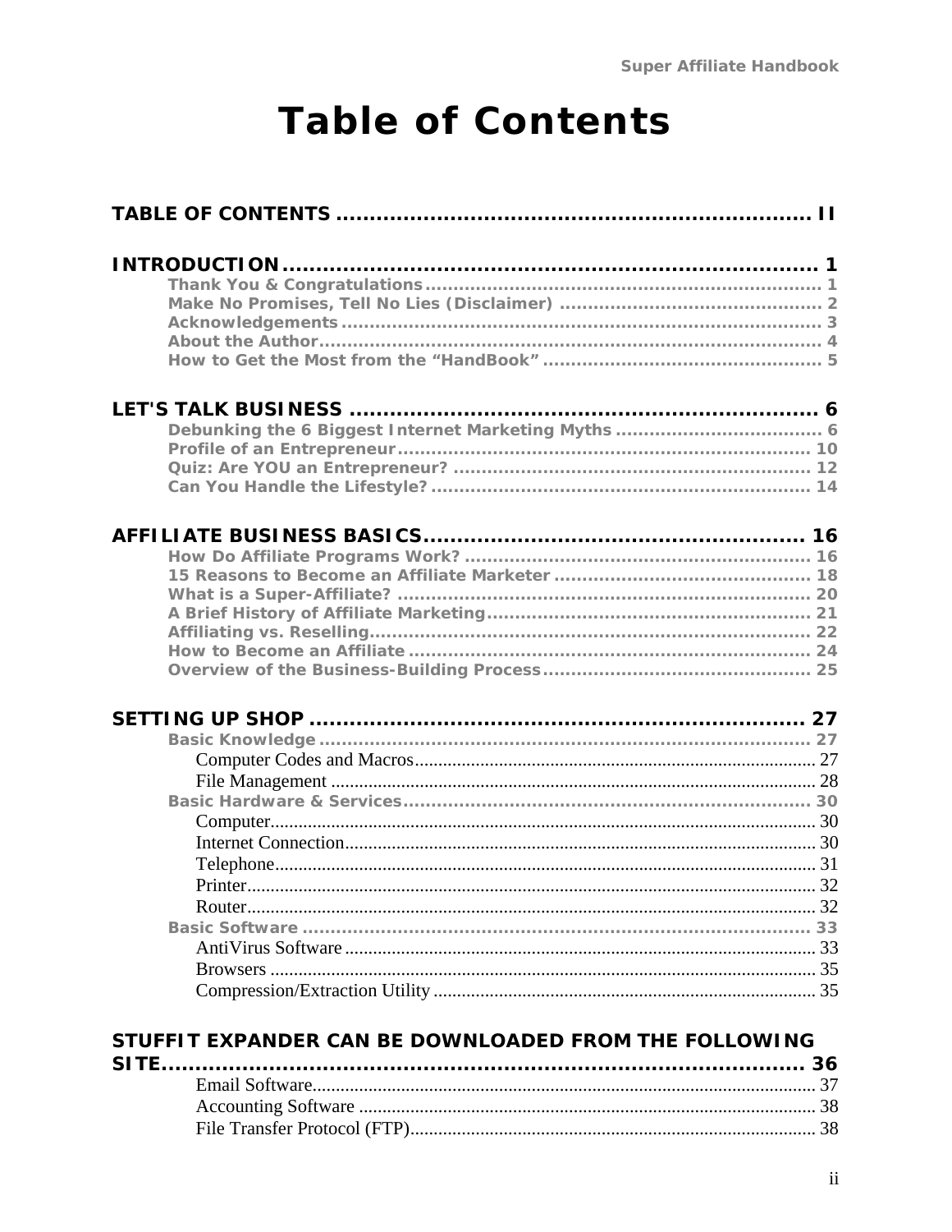# Table of Contents

**TABLE OF CONTENTS ........................................................................ II**

**INTRODUCTION ................................................................................ 1**

- Thank You & Congratulations ........................................................ 1
- Make No Promises, Tell No Lies (Disclaimer) ................................ 2
- Acknowledgements ........................................................................ 3
- About the Author ............................................................................ 4
- How to Get the Most from the "HandBook" ................................... 5

**LET'S TALK BUSINESS ..................................................................... 6**

- Debunking the 6 Biggest Internet Marketing Myths ....................... 6
- Profile of an Entrepreneur ............................................................ 10
- Quiz: Are YOU an Entrepreneur? ................................................. 12
- Can You Handle the Lifestyle? ..................................................... 14

**AFFILIATE BUSINESS BASICS ......................................................... 16**

- How Do Affiliate Programs Work? ................................................ 16
- 15 Reasons to Become an Affiliate Marketer ................................ 18
- What is a Super-Affiliate? ............................................................ 20
- A Brief History of Affiliate Marketing ........................................... 21
- Affiliating vs. Reselling ................................................................. 22
- How to Become an Affiliate .......................................................... 24
- Overview of the Business-Building Process ................................. 25

**SETTING UP SHOP .......................................................................... 27**

- Basic Knowledge .......................................................................... 27
  - Computer Codes and Macros ................................................... 27
  - File Management ..................................................................... 28
- Basic Hardware & Services ........................................................... 30
  - Computer .................................................................................. 30
  - Internet Connection .................................................................. 30
  - Telephone ................................................................................. 31
  - Printer ...................................................................................... 32
  - Router ...................................................................................... 32
- Basic Software .............................................................................. 33
  - AntiVirus Software ................................................................... 33
  - Browsers .................................................................................. 35
  - Compression/Extraction Utility ................................................. 35

**STUFFIT EXPANDER CAN BE DOWNLOADED FROM THE FOLLOWING SITE ......................................................................................... 36**

- Email Software ........................................................................... 37
- Accounting Software .................................................................. 38
- File Transfer Protocol (FTP) ....................................................... 38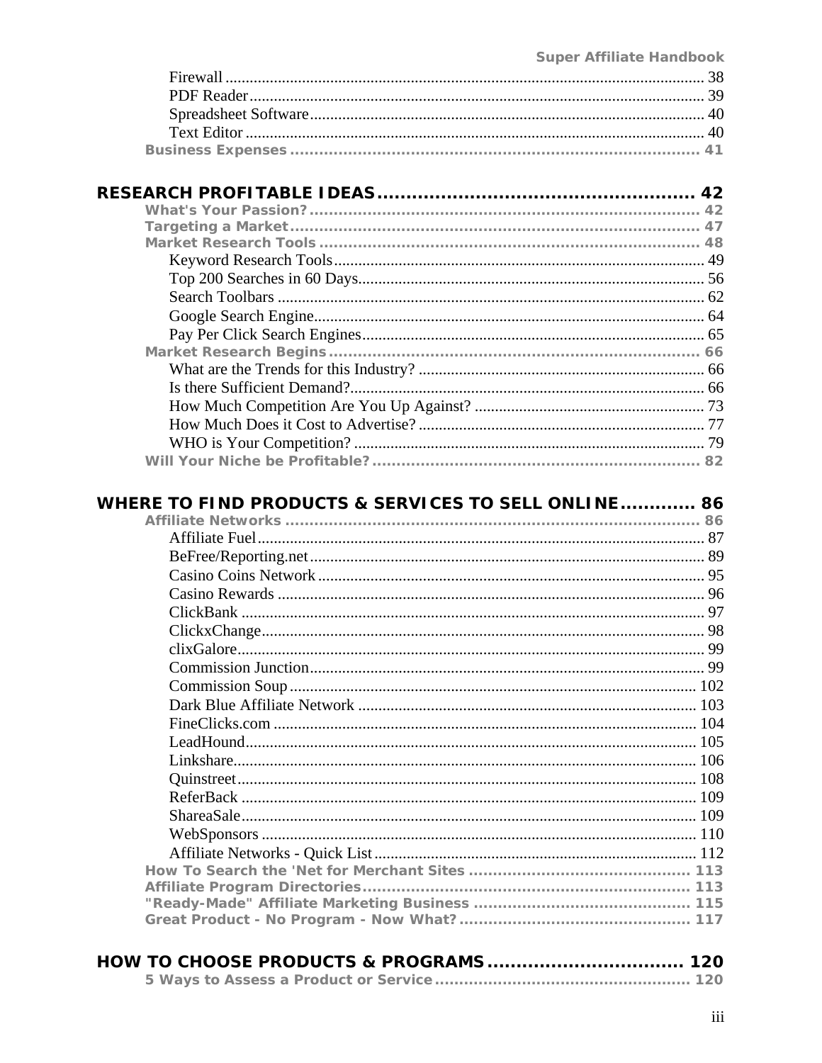Firewall ... 38
PDF Reader ... 39
Spreadsheet Software ... 40
Text Editor ... 40
**Business Expenses ... 41**

## RESEARCH PROFITABLE IDEAS ... 42

**What's Your Passion? ... 42**
**Targeting a Market ... 47**
**Market Research Tools ... 48**
Keyword Research Tools ... 49
Top 200 Searches in 60 Days ... 56
Search Toolbars ... 62
Google Search Engine ... 64
Pay Per Click Search Engines ... 65
**Market Research Begins ... 66**
What are the Trends for this Industry? ... 66
Is there Sufficient Demand? ... 66
How Much Competition Are You Up Against? ... 73
How Much Does it Cost to Advertise? ... 77
WHO is Your Competition? ... 79
**Will Your Niche be Profitable? ... 82**

## WHERE TO FIND PRODUCTS & SERVICES TO SELL ONLINE ... 86

**Affiliate Networks ... 86**
Affiliate Fuel ... 87
BeFree/Reporting.net ... 89
Casino Coins Network ... 95
Casino Rewards ... 96
ClickBank ... 97
ClickxChange ... 98
clixGalore ... 99
Commission Junction ... 99
Commission Soup ... 102
Dark Blue Affiliate Network ... 103
FineClicks.com ... 104
LeadHound ... 105
Linkshare ... 106
Quinstreet ... 108
ReferBack ... 109
ShareaSale ... 109
WebSponsors ... 110
Affiliate Networks - Quick List ... 112
**How To Search the 'Net for Merchant Sites ... 113**
**Affiliate Program Directories ... 113**
**"Ready-Made" Affiliate Marketing Business ... 115**
**Great Product - No Program - Now What? ... 117**

## HOW TO CHOOSE PRODUCTS & PROGRAMS ... 120

**5 Ways to Assess a Product or Service ... 120**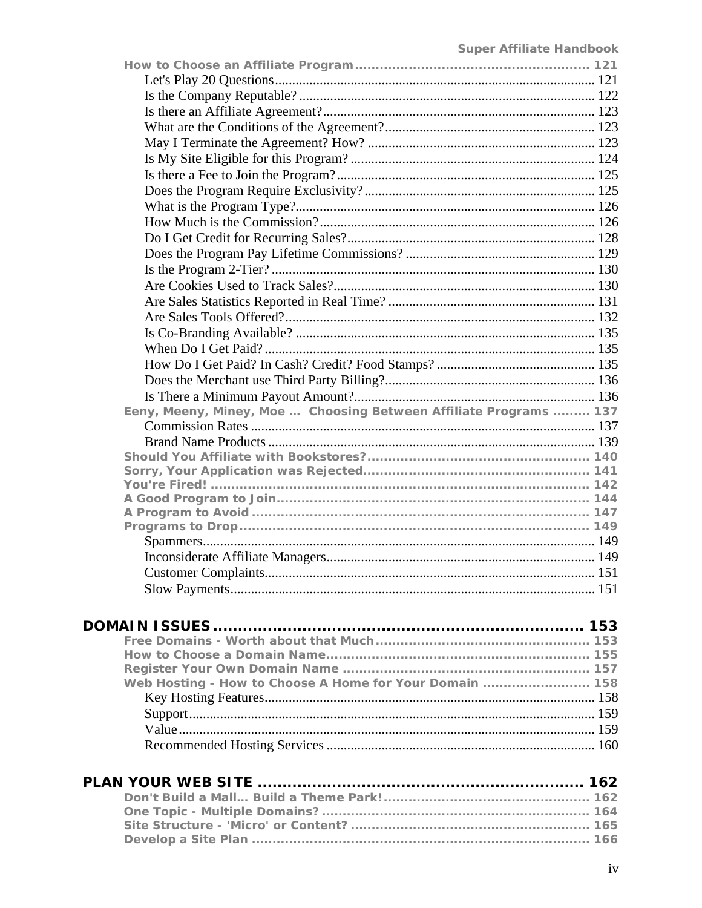How to Choose an Affiliate Program ........ 121
- Let's Play 20 Questions ........ 121
- Is the Company Reputable? ........ 122
- Is there an Affiliate Agreement? ........ 123
- What are the Conditions of the Agreement? ........ 123
- May I Terminate the Agreement? How? ........ 123
- Is My Site Eligible for this Program? ........ 124
- Is there a Fee to Join the Program? ........ 125
- Does the Program Require Exclusivity? ........ 125
- What is the Program Type? ........ 126
- How Much is the Commission? ........ 126
- Do I Get Credit for Recurring Sales? ........ 128
- Does the Program Pay Lifetime Commissions? ........ 129
- Is the Program 2-Tier? ........ 130
- Are Cookies Used to Track Sales? ........ 130
- Are Sales Statistics Reported in Real Time? ........ 131
- Are Sales Tools Offered? ........ 132
- Is Co-Branding Available? ........ 135
- When Do I Get Paid? ........ 135
- How Do I Get Paid? In Cash? Credit? Food Stamps? ........ 135
- Does the Merchant use Third Party Billing? ........ 136
- Is There a Minimum Payout Amount? ........ 136

Eeny, Meeny, Miney, Moe … Choosing Between Affiliate Programs ........ 137
- Commission Rates ........ 137
- Brand Name Products ........ 139

Should You Affiliate with Bookstores? ........ 140

Sorry, Your Application was Rejected ........ 141

You're Fired! ........ 142

A Good Program to Join ........ 144

A Program to Avoid ........ 147

Programs to Drop ........ 149
- Spammers ........ 149
- Inconsiderate Affiliate Managers ........ 149
- Customer Complaints ........ 151
- Slow Payments ........ 151

**DOMAIN ISSUES ........ 153**

Free Domains - Worth about that Much ........ 153

How to Choose a Domain Name ........ 155

Register Your Own Domain Name ........ 157

Web Hosting - How to Choose A Home for Your Domain ........ 158
- Key Hosting Features ........ 158
- Support ........ 159
- Value ........ 159
- Recommended Hosting Services ........ 160

**PLAN YOUR WEB SITE ........ 162**

Don't Build a Mall… Build a Theme Park! ........ 162

One Topic - Multiple Domains? ........ 164

Site Structure - 'Micro' or Content? ........ 165

Develop a Site Plan ........ 166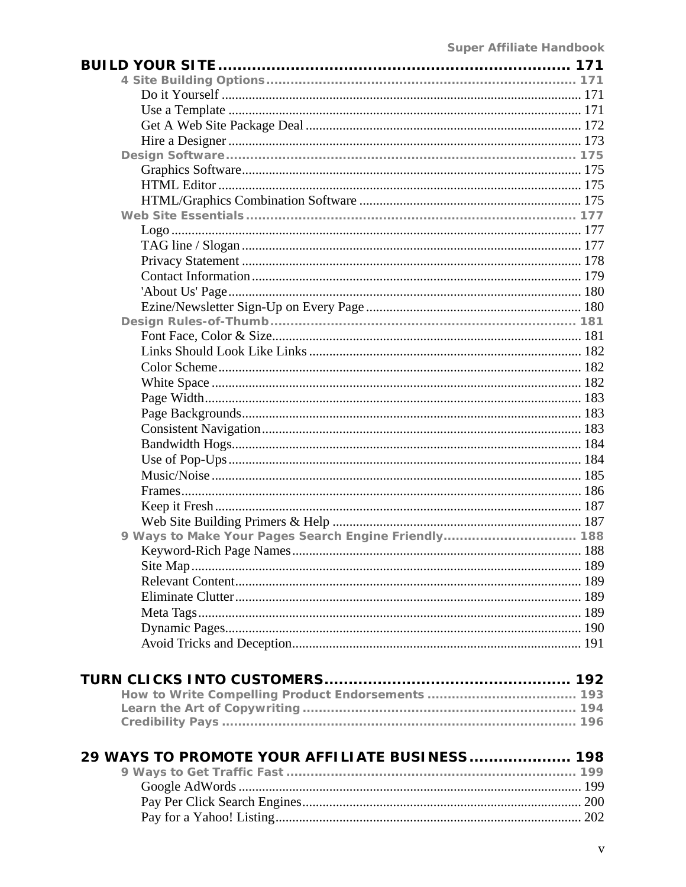**BUILD YOUR SITE ........................................................................ 171**

**4 Site Building Options ..................................................................... 171**

- Do it Yourself ........................................................................ 171
- Use a Template ........................................................................ 171
- Get A Web Site Package Deal ........................................................................ 172
- Hire a Designer ........................................................................ 173

**Design Software ........................................................................ 175**

- Graphics Software ........................................................................ 175
- HTML Editor ........................................................................ 175
- HTML/Graphics Combination Software ........................................................................ 175

**Web Site Essentials ........................................................................ 177**

- Logo ........................................................................ 177
- TAG line / Slogan ........................................................................ 177
- Privacy Statement ........................................................................ 178
- Contact Information ........................................................................ 179
- 'About Us' Page ........................................................................ 180
- Ezine/Newsletter Sign-Up on Every Page ........................................................................ 180

**Design Rules-of-Thumb ........................................................................ 181**

- Font Face, Color & Size ........................................................................ 181
- Links Should Look Like Links ........................................................................ 182
- Color Scheme ........................................................................ 182
- White Space ........................................................................ 182
- Page Width ........................................................................ 183
- Page Backgrounds ........................................................................ 183
- Consistent Navigation ........................................................................ 183
- Bandwidth Hogs ........................................................................ 184
- Use of Pop-Ups ........................................................................ 184
- Music/Noise ........................................................................ 185
- Frames ........................................................................ 186
- Keep it Fresh ........................................................................ 187
- Web Site Building Primers & Help ........................................................................ 187

**9 Ways to Make Your Pages Search Engine Friendly ................................ 188**

- Keyword-Rich Page Names ........................................................................ 188
- Site Map ........................................................................ 189
- Relevant Content ........................................................................ 189
- Eliminate Clutter ........................................................................ 189
- Meta Tags ........................................................................ 189
- Dynamic Pages ........................................................................ 190
- Avoid Tricks and Deception ........................................................................ 191

**TURN CLICKS INTO CUSTOMERS ................................................ 192**

**How to Write Compelling Product Endorsements ..................................... 193**

**Learn the Art of Copywriting ........................................................................ 194**

**Credibility Pays ........................................................................ 196**

**29 WAYS TO PROMOTE YOUR AFFILIATE BUSINESS .................... 198**

**9 Ways to Get Traffic Fast ........................................................................ 199**

- Google AdWords ........................................................................ 199
- Pay Per Click Search Engines ........................................................................ 200
- Pay for a Yahoo! Listing ........................................................................ 202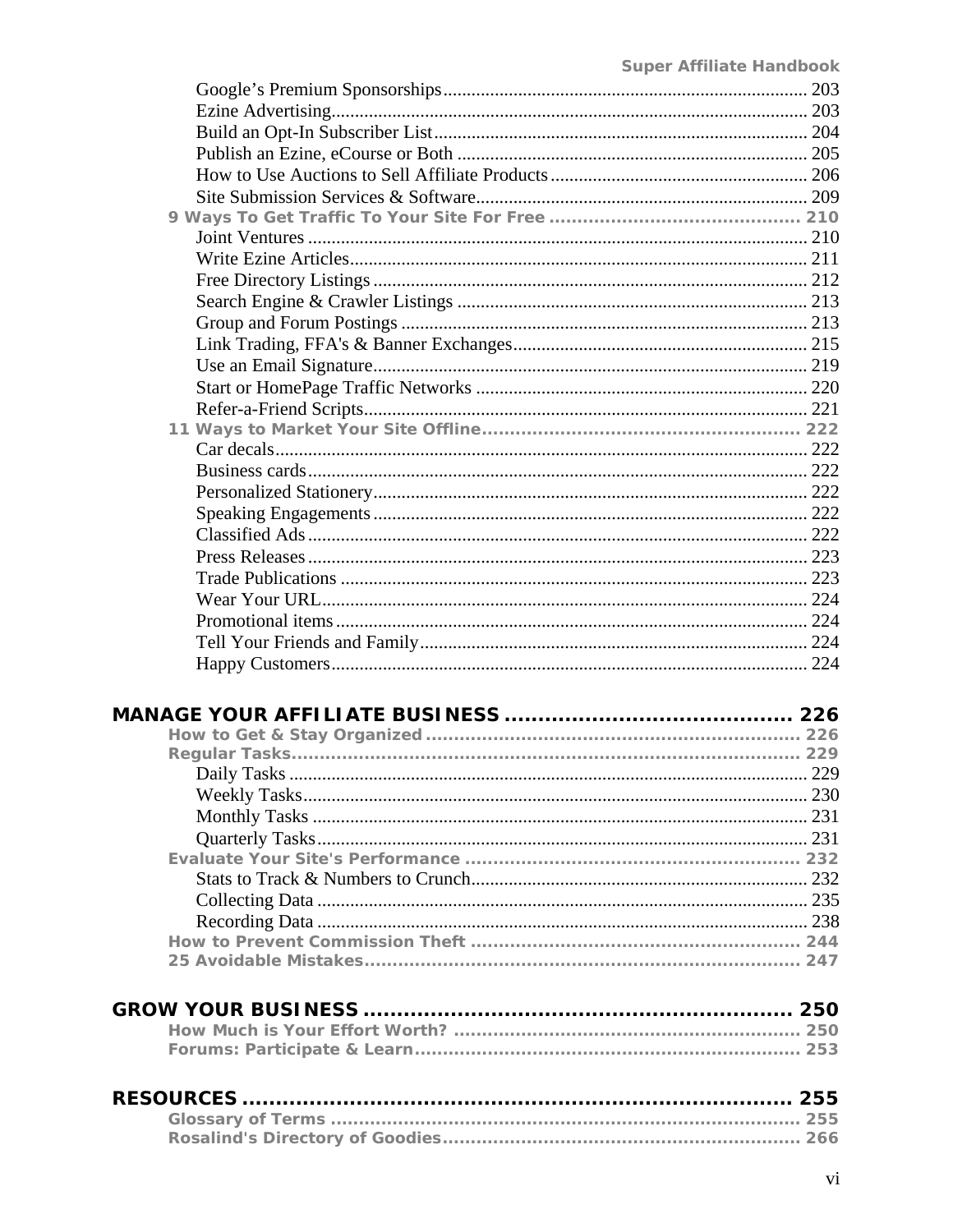Google's Premium Sponsorships ... 203
Ezine Advertising ... 203
Build an Opt-In Subscriber List ... 204
Publish an Ezine, eCourse or Both ... 205
How to Use Auctions to Sell Affiliate Products ... 206
Site Submission Services & Software ... 209

**9 Ways To Get Traffic To Your Site For Free ... 210**

Joint Ventures ... 210
Write Ezine Articles ... 211
Free Directory Listings ... 212
Search Engine & Crawler Listings ... 213
Group and Forum Postings ... 213
Link Trading, FFA's & Banner Exchanges ... 215
Use an Email Signature ... 219
Start or HomePage Traffic Networks ... 220
Refer-a-Friend Scripts ... 221

**11 Ways to Market Your Site Offline ... 222**

Car decals ... 222
Business cards ... 222
Personalized Stationery ... 222
Speaking Engagements ... 222
Classified Ads ... 222
Press Releases ... 223
Trade Publications ... 223
Wear Your URL ... 224
Promotional items ... 224
Tell Your Friends and Family ... 224
Happy Customers ... 224

## MANAGE YOUR AFFILIATE BUSINESS ... 226

**How to Get & Stay Organized ... 226**

**Regular Tasks ... 229**

Daily Tasks ... 229
Weekly Tasks ... 230
Monthly Tasks ... 231
Quarterly Tasks ... 231

**Evaluate Your Site's Performance ... 232**

Stats to Track & Numbers to Crunch ... 232
Collecting Data ... 235
Recording Data ... 238

**How to Prevent Commission Theft ... 244**

**25 Avoidable Mistakes ... 247**

## GROW YOUR BUSINESS ... 250

**How Much is Your Effort Worth? ... 250**

**Forums: Participate & Learn ... 253**

## RESOURCES ... 255

**Glossary of Terms ... 255**

**Rosalind's Directory of Goodies ... 266**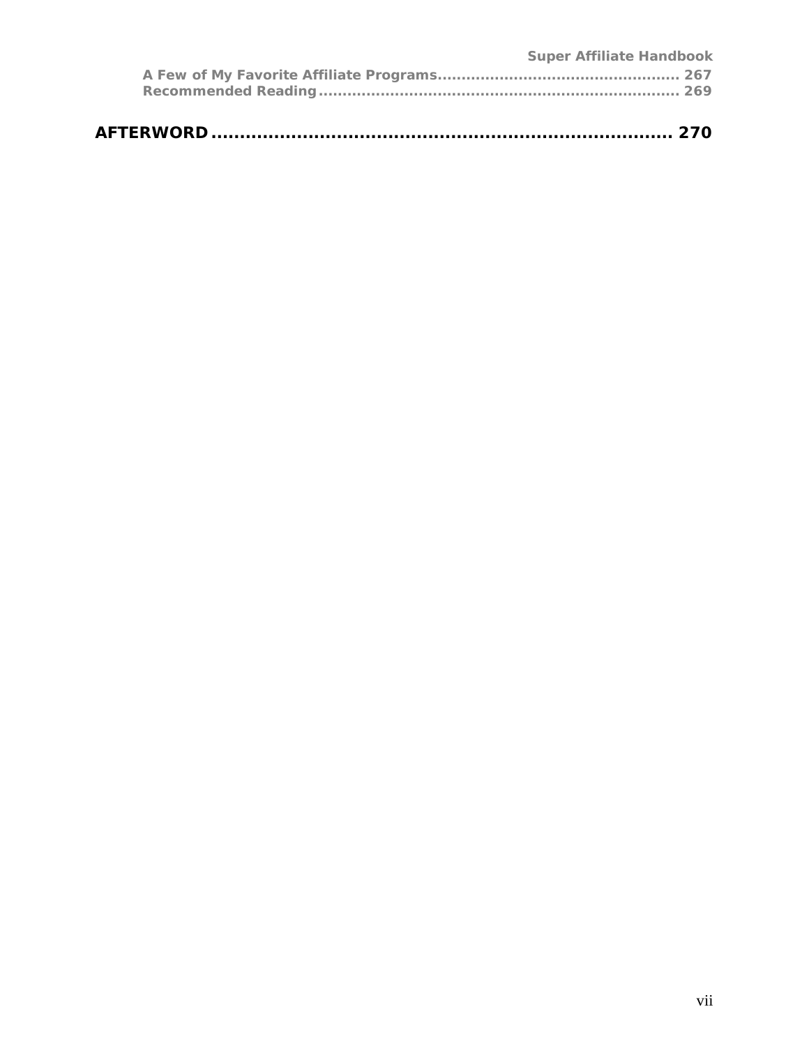A Few of My Favorite Affiliate Programs.................................................. 267
Recommended Reading.......................................................................... 269

**AFTERWORD ....................................................................... 270**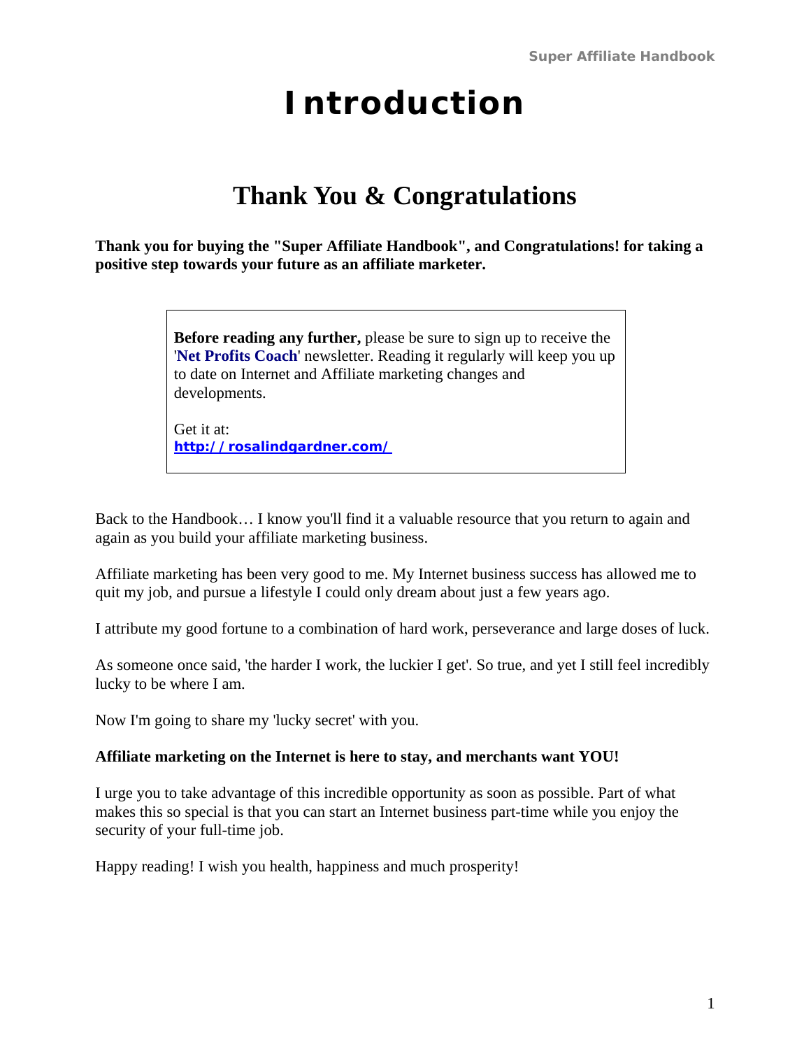# Introduction

## Thank You & Congratulations

**Thank you for buying the "Super Affiliate Handbook", and Congratulations! for taking a positive step towards your future as an affiliate marketer.**

> **Before reading any further,** please be sure to sign up to receive the '**Net Profits Coach**' newsletter. Reading it regularly will keep you up to date on Internet and Affiliate marketing changes and developments.
>
> Get it at:
> **http://rosalindgardner.com/**

Back to the Handbook… I know you'll find it a valuable resource that you return to again and again as you build your affiliate marketing business.

Affiliate marketing has been very good to me. My Internet business success has allowed me to quit my job, and pursue a lifestyle I could only dream about just a few years ago.

I attribute my good fortune to a combination of hard work, perseverance and large doses of luck.

As someone once said, 'the harder I work, the luckier I get'. So true, and yet I still feel incredibly lucky to be where I am.

Now I'm going to share my 'lucky secret' with you.

**Affiliate marketing on the Internet is here to stay, and merchants want YOU!**

I urge you to take advantage of this incredible opportunity as soon as possible. Part of what makes this so special is that you can start an Internet business part-time while you enjoy the security of your full-time job.

Happy reading! I wish you health, happiness and much prosperity!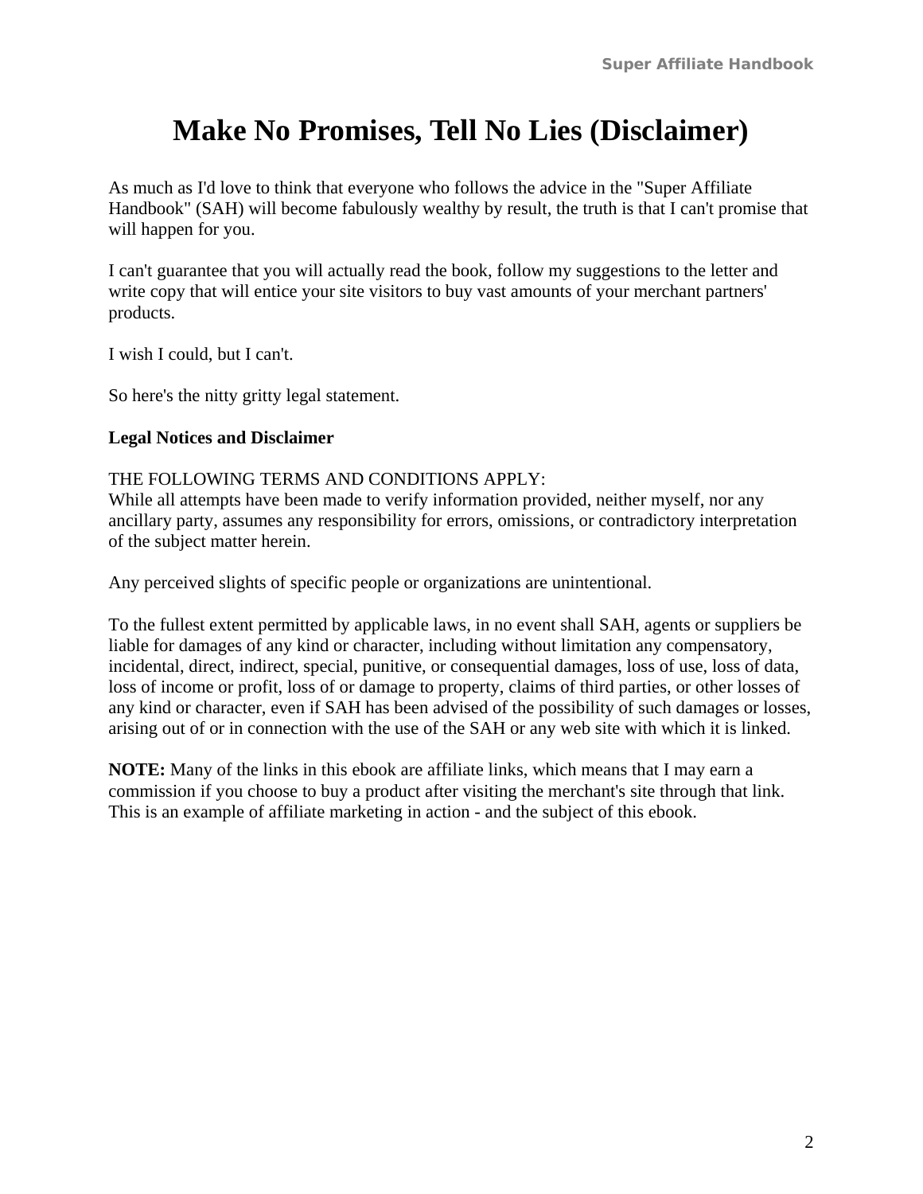# Make No Promises, Tell No Lies (Disclaimer)

As much as I'd love to think that everyone who follows the advice in the "Super Affiliate Handbook" (SAH) will become fabulously wealthy by result, the truth is that I can't promise that will happen for you.

I can't guarantee that you will actually read the book, follow my suggestions to the letter and write copy that will entice your site visitors to buy vast amounts of your merchant partners' products.

I wish I could, but I can't.

So here's the nitty gritty legal statement.

**Legal Notices and Disclaimer**

THE FOLLOWING TERMS AND CONDITIONS APPLY:
While all attempts have been made to verify information provided, neither myself, nor any ancillary party, assumes any responsibility for errors, omissions, or contradictory interpretation of the subject matter herein.

Any perceived slights of specific people or organizations are unintentional.

To the fullest extent permitted by applicable laws, in no event shall SAH, agents or suppliers be liable for damages of any kind or character, including without limitation any compensatory, incidental, direct, indirect, special, punitive, or consequential damages, loss of use, loss of data, loss of income or profit, loss of or damage to property, claims of third parties, or other losses of any kind or character, even if SAH has been advised of the possibility of such damages or losses, arising out of or in connection with the use of the SAH or any web site with which it is linked.

**NOTE:** Many of the links in this ebook are affiliate links, which means that I may earn a commission if you choose to buy a product after visiting the merchant's site through that link. This is an example of affiliate marketing in action - and the subject of this ebook.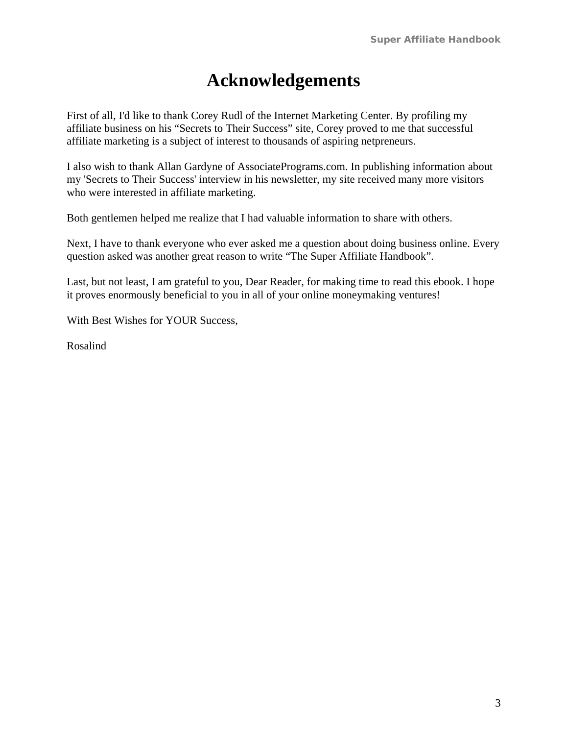# Acknowledgements

First of all, I'd like to thank Corey Rudl of the Internet Marketing Center. By profiling my affiliate business on his "Secrets to Their Success" site, Corey proved to me that successful affiliate marketing is a subject of interest to thousands of aspiring netpreneurs.

I also wish to thank Allan Gardyne of AssociatePrograms.com. In publishing information about my 'Secrets to Their Success' interview in his newsletter, my site received many more visitors who were interested in affiliate marketing.

Both gentlemen helped me realize that I had valuable information to share with others.

Next, I have to thank everyone who ever asked me a question about doing business online. Every question asked was another great reason to write "The Super Affiliate Handbook".

Last, but not least, I am grateful to you, Dear Reader, for making time to read this ebook. I hope it proves enormously beneficial to you in all of your online moneymaking ventures!

With Best Wishes for YOUR Success,

Rosalind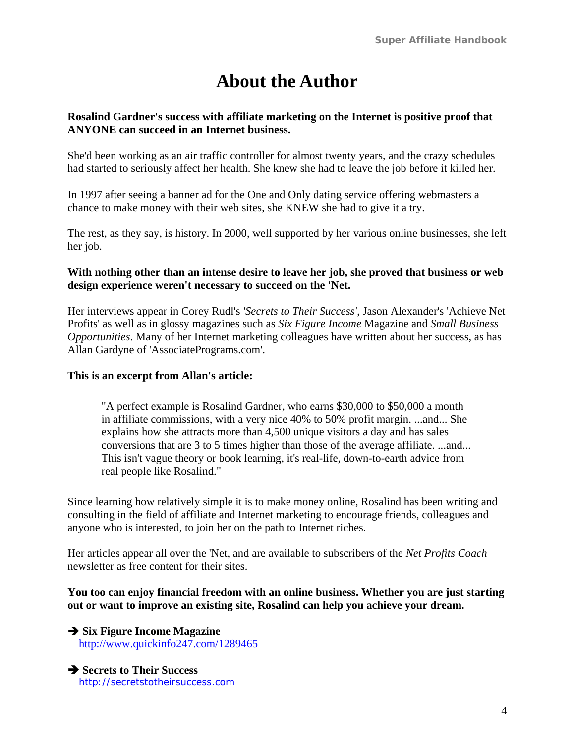# About the Author

**Rosalind Gardner's success with affiliate marketing on the Internet is positive proof that ANYONE can succeed in an Internet business.**

She'd been working as an air traffic controller for almost twenty years, and the crazy schedules had started to seriously affect her health. She knew she had to leave the job before it killed her.

In 1997 after seeing a banner ad for the One and Only dating service offering webmasters a chance to make money with their web sites, she KNEW she had to give it a try.

The rest, as they say, is history. In 2000, well supported by her various online businesses, she left her job.

**With nothing other than an intense desire to leave her job, she proved that business or web design experience weren't necessary to succeed on the 'Net.**

Her interviews appear in Corey Rudl's *'Secrets to Their Success'*, Jason Alexander's 'Achieve Net Profits' as well as in glossy magazines such as *Six Figure Income* Magazine and *Small Business Opportunities*. Many of her Internet marketing colleagues have written about her success, as has Allan Gardyne of 'AssociatePrograms.com'.

**This is an excerpt from Allan's article:**

> "A perfect example is Rosalind Gardner, who earns $30,000 to $50,000 a month in affiliate commissions, with a very nice 40% to 50% profit margin. ...and... She explains how she attracts more than 4,500 unique visitors a day and has sales conversions that are 3 to 5 times higher than those of the average affiliate. ...and... This isn't vague theory or book learning, it's real-life, down-to-earth advice from real people like Rosalind."

Since learning how relatively simple it is to make money online, Rosalind has been writing and consulting in the field of affiliate and Internet marketing to encourage friends, colleagues and anyone who is interested, to join her on the path to Internet riches.

Her articles appear all over the 'Net, and are available to subscribers of the *Net Profits Coach* newsletter as free content for their sites.

**You too can enjoy financial freedom with an online business. Whether you are just starting out or want to improve an existing site, Rosalind can help you achieve your dream.**

➔ **Six Figure Income Magazine**
http://www.quickinfo247.com/1289465

➔ **Secrets to Their Success**
http://secretstotheirsuccess.com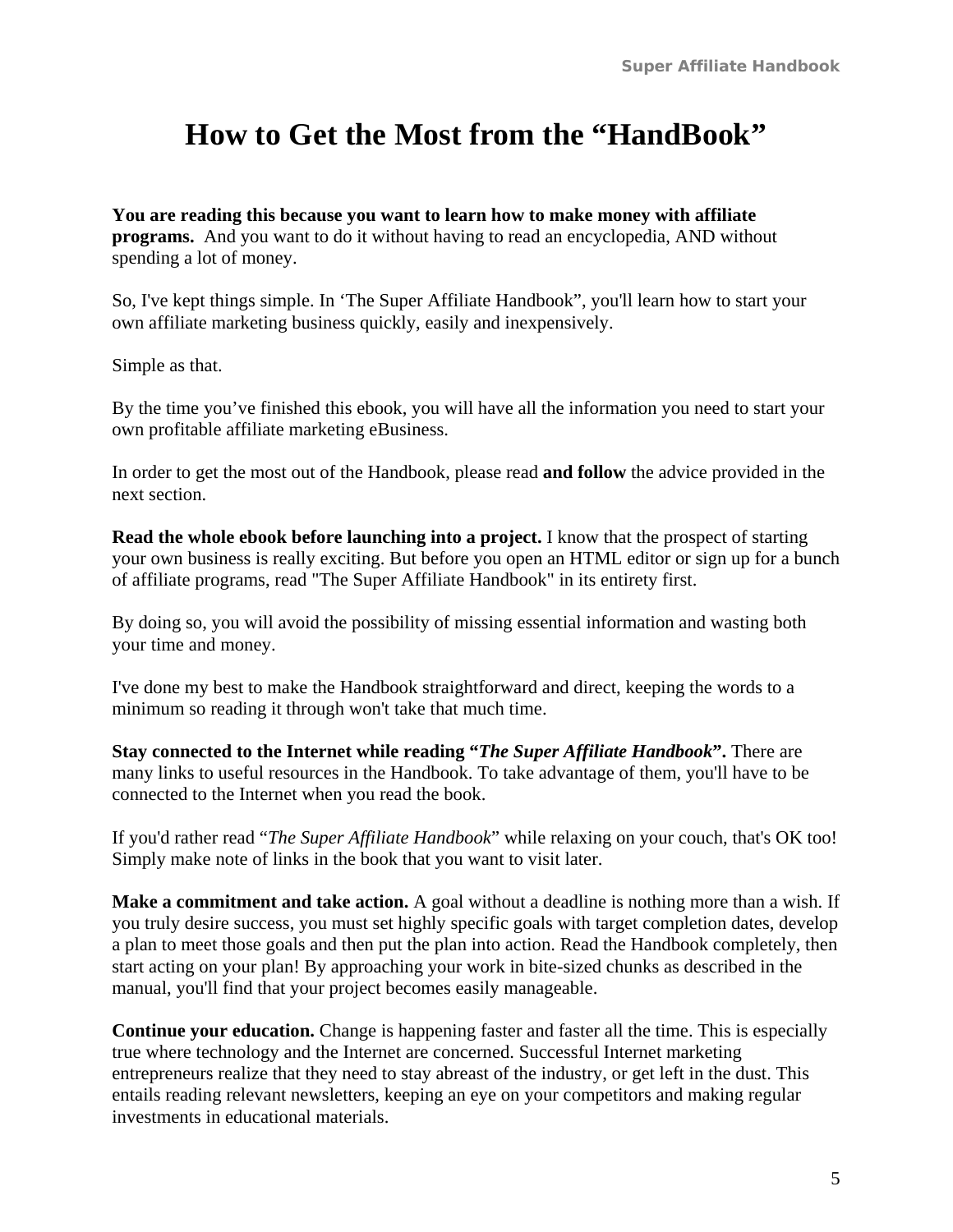# How to Get the Most from the "HandBook"

**You are reading this because you want to learn how to make money with affiliate programs.** And you want to do it without having to read an encyclopedia, AND without spending a lot of money.

So, I've kept things simple. In 'The Super Affiliate Handbook", you'll learn how to start your own affiliate marketing business quickly, easily and inexpensively.

Simple as that.

By the time you've finished this ebook, you will have all the information you need to start your own profitable affiliate marketing eBusiness.

In order to get the most out of the Handbook, please read **and follow** the advice provided in the next section.

**Read the whole ebook before launching into a project.** I know that the prospect of starting your own business is really exciting. But before you open an HTML editor or sign up for a bunch of affiliate programs, read "The Super Affiliate Handbook" in its entirety first.

By doing so, you will avoid the possibility of missing essential information and wasting both your time and money.

I've done my best to make the Handbook straightforward and direct, keeping the words to a minimum so reading it through won't take that much time.

**Stay connected to the Internet while reading "*The Super Affiliate Handbook*".** There are many links to useful resources in the Handbook. To take advantage of them, you'll have to be connected to the Internet when you read the book.

If you'd rather read "*The Super Affiliate Handbook*" while relaxing on your couch, that's OK too! Simply make note of links in the book that you want to visit later.

**Make a commitment and take action.** A goal without a deadline is nothing more than a wish. If you truly desire success, you must set highly specific goals with target completion dates, develop a plan to meet those goals and then put the plan into action. Read the Handbook completely, then start acting on your plan! By approaching your work in bite-sized chunks as described in the manual, you'll find that your project becomes easily manageable.

**Continue your education.** Change is happening faster and faster all the time. This is especially true where technology and the Internet are concerned. Successful Internet marketing entrepreneurs realize that they need to stay abreast of the industry, or get left in the dust. This entails reading relevant newsletters, keeping an eye on your competitors and making regular investments in educational materials.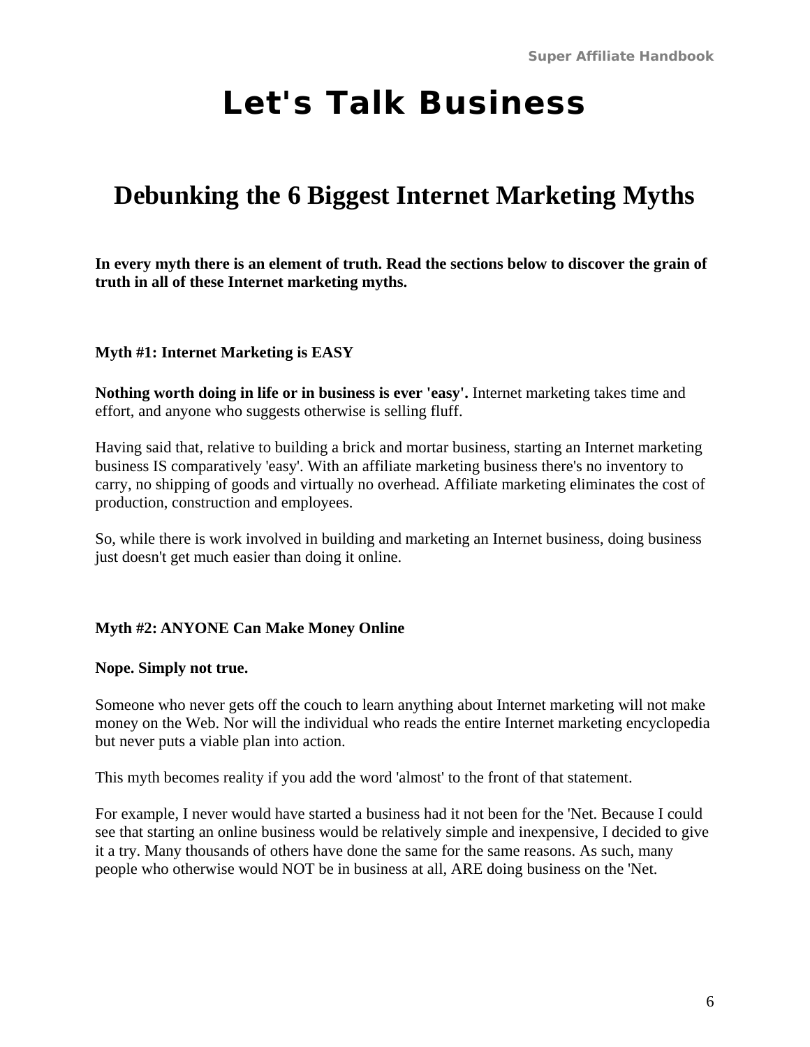# Let's Talk Business

## Debunking the 6 Biggest Internet Marketing Myths

**In every myth there is an element of truth. Read the sections below to discover the grain of truth in all of these Internet marketing myths.**

**Myth #1: Internet Marketing is EASY**

**Nothing worth doing in life or in business is ever 'easy'.** Internet marketing takes time and effort, and anyone who suggests otherwise is selling fluff.

Having said that, relative to building a brick and mortar business, starting an Internet marketing business IS comparatively 'easy'. With an affiliate marketing business there's no inventory to carry, no shipping of goods and virtually no overhead. Affiliate marketing eliminates the cost of production, construction and employees.

So, while there is work involved in building and marketing an Internet business, doing business just doesn't get much easier than doing it online.

**Myth #2: ANYONE Can Make Money Online**

**Nope. Simply not true.**

Someone who never gets off the couch to learn anything about Internet marketing will not make money on the Web. Nor will the individual who reads the entire Internet marketing encyclopedia but never puts a viable plan into action.

This myth becomes reality if you add the word 'almost' to the front of that statement.

For example, I never would have started a business had it not been for the 'Net. Because I could see that starting an online business would be relatively simple and inexpensive, I decided to give it a try. Many thousands of others have done the same for the same reasons. As such, many people who otherwise would NOT be in business at all, ARE doing business on the 'Net.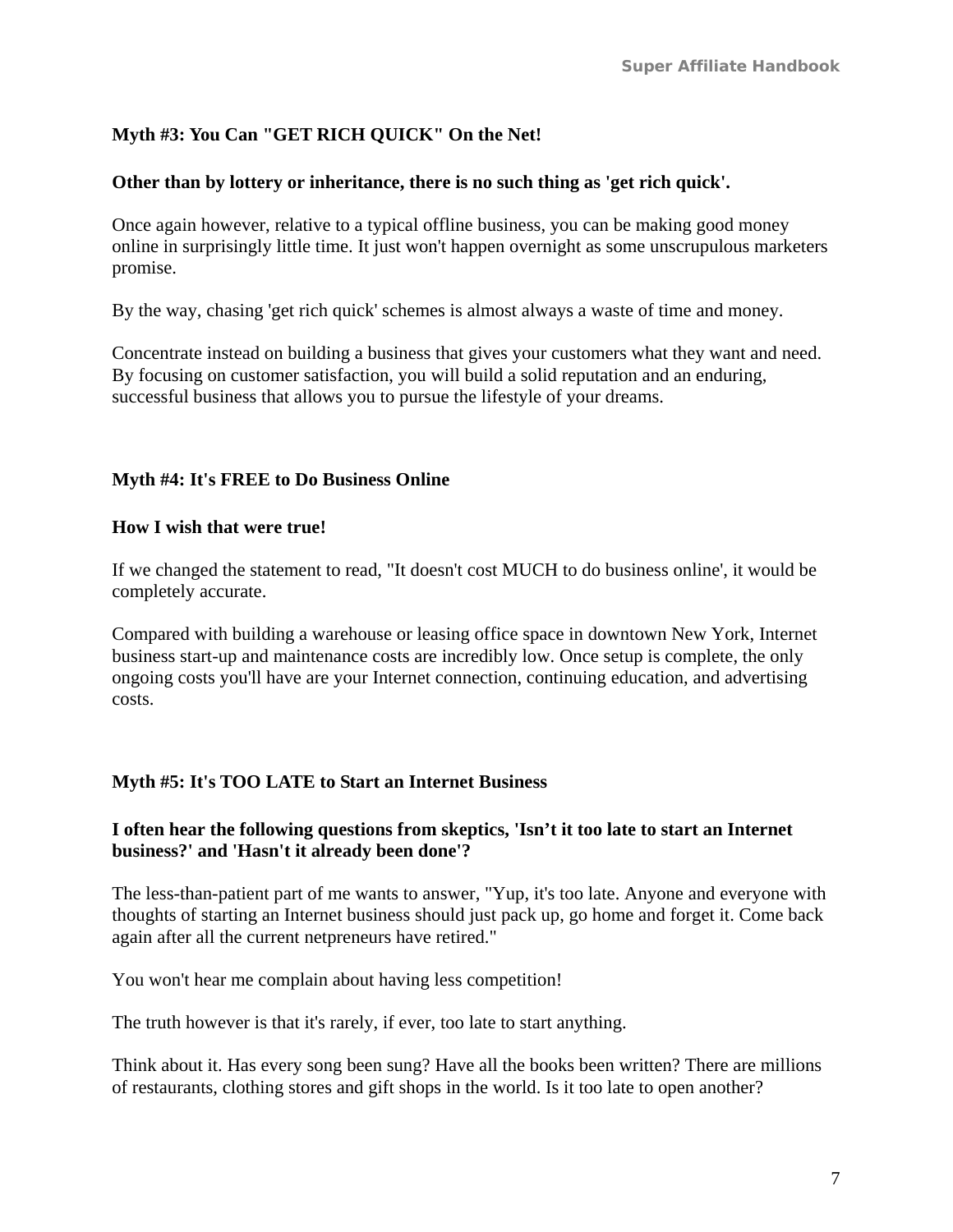**Myth #3: You Can "GET RICH QUICK" On the Net!**

**Other than by lottery or inheritance, there is no such thing as 'get rich quick'.**

Once again however, relative to a typical offline business, you can be making good money online in surprisingly little time. It just won't happen overnight as some unscrupulous marketers promise.

By the way, chasing 'get rich quick' schemes is almost always a waste of time and money.

Concentrate instead on building a business that gives your customers what they want and need. By focusing on customer satisfaction, you will build a solid reputation and an enduring, successful business that allows you to pursue the lifestyle of your dreams.

**Myth #4: It's FREE to Do Business Online**

**How I wish that were true!**

If we changed the statement to read, "It doesn't cost MUCH to do business online', it would be completely accurate.

Compared with building a warehouse or leasing office space in downtown New York, Internet business start-up and maintenance costs are incredibly low. Once setup is complete, the only ongoing costs you'll have are your Internet connection, continuing education, and advertising costs.

**Myth #5: It's TOO LATE to Start an Internet Business**

**I often hear the following questions from skeptics, 'Isn't it too late to start an Internet business?' and 'Hasn't it already been done'?**

The less-than-patient part of me wants to answer, "Yup, it's too late. Anyone and everyone with thoughts of starting an Internet business should just pack up, go home and forget it. Come back again after all the current netpreneurs have retired."

You won't hear me complain about having less competition!

The truth however is that it's rarely, if ever, too late to start anything.

Think about it. Has every song been sung? Have all the books been written? There are millions of restaurants, clothing stores and gift shops in the world. Is it too late to open another?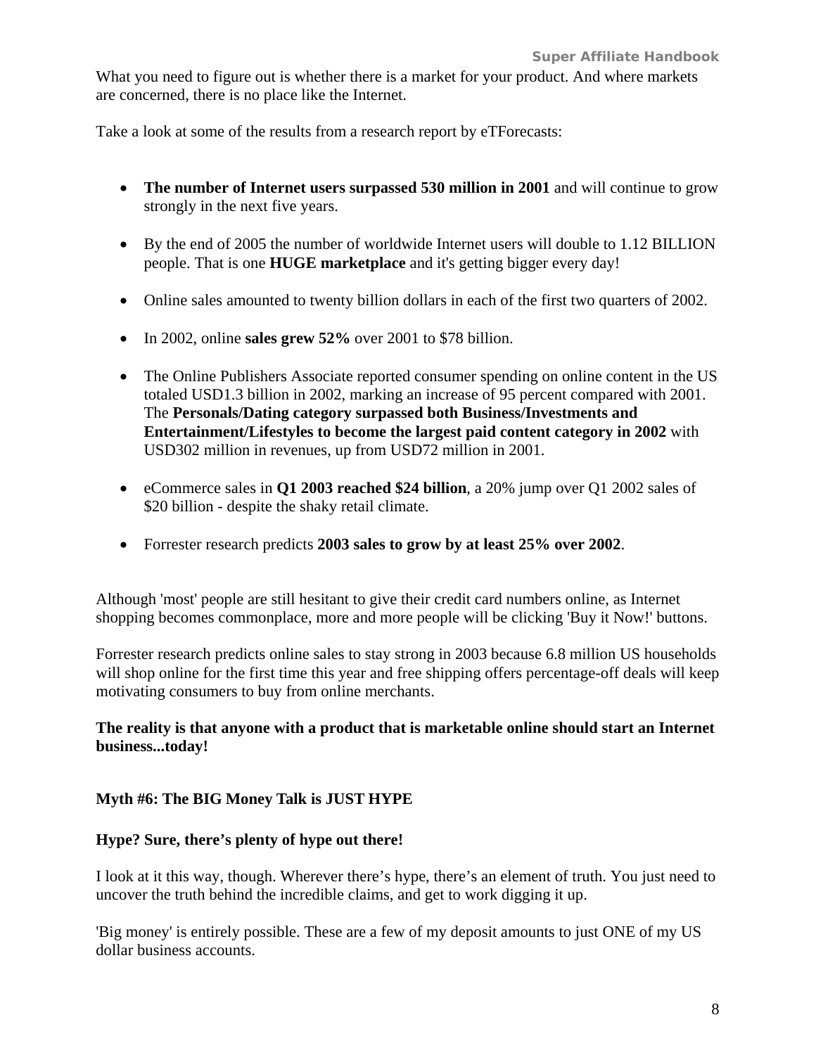What you need to figure out is whether there is a market for your product. And where markets are concerned, there is no place like the Internet.

Take a look at some of the results from a research report by eTForecasts:

- **The number of Internet users surpassed 530 million in 2001** and will continue to grow strongly in the next five years.
- By the end of 2005 the number of worldwide Internet users will double to 1.12 BILLION people. That is one **HUGE marketplace** and it's getting bigger every day!
- Online sales amounted to twenty billion dollars in each of the first two quarters of 2002.
- In 2002, online **sales grew 52%** over 2001 to $78 billion.
- The Online Publishers Associate reported consumer spending on online content in the US totaled USD1.3 billion in 2002, marking an increase of 95 percent compared with 2001. The **Personals/Dating category surpassed both Business/Investments and Entertainment/Lifestyles to become the largest paid content category in 2002** with USD302 million in revenues, up from USD72 million in 2001.
- eCommerce sales in **Q1 2003 reached $24 billion**, a 20% jump over Q1 2002 sales of $20 billion - despite the shaky retail climate.
- Forrester research predicts **2003 sales to grow by at least 25% over 2002**.

Although 'most' people are still hesitant to give their credit card numbers online, as Internet shopping becomes commonplace, more and more people will be clicking 'Buy it Now!' buttons.

Forrester research predicts online sales to stay strong in 2003 because 6.8 million US households will shop online for the first time this year and free shipping offers percentage-off deals will keep motivating consumers to buy from online merchants.

**The reality is that anyone with a product that is marketable online should start an Internet business...today!**

**Myth #6: The BIG Money Talk is JUST HYPE**

**Hype? Sure, there's plenty of hype out there!**

I look at it this way, though. Wherever there's hype, there's an element of truth. You just need to uncover the truth behind the incredible claims, and get to work digging it up.

'Big money' is entirely possible. These are a few of my deposit amounts to just ONE of my US dollar business accounts.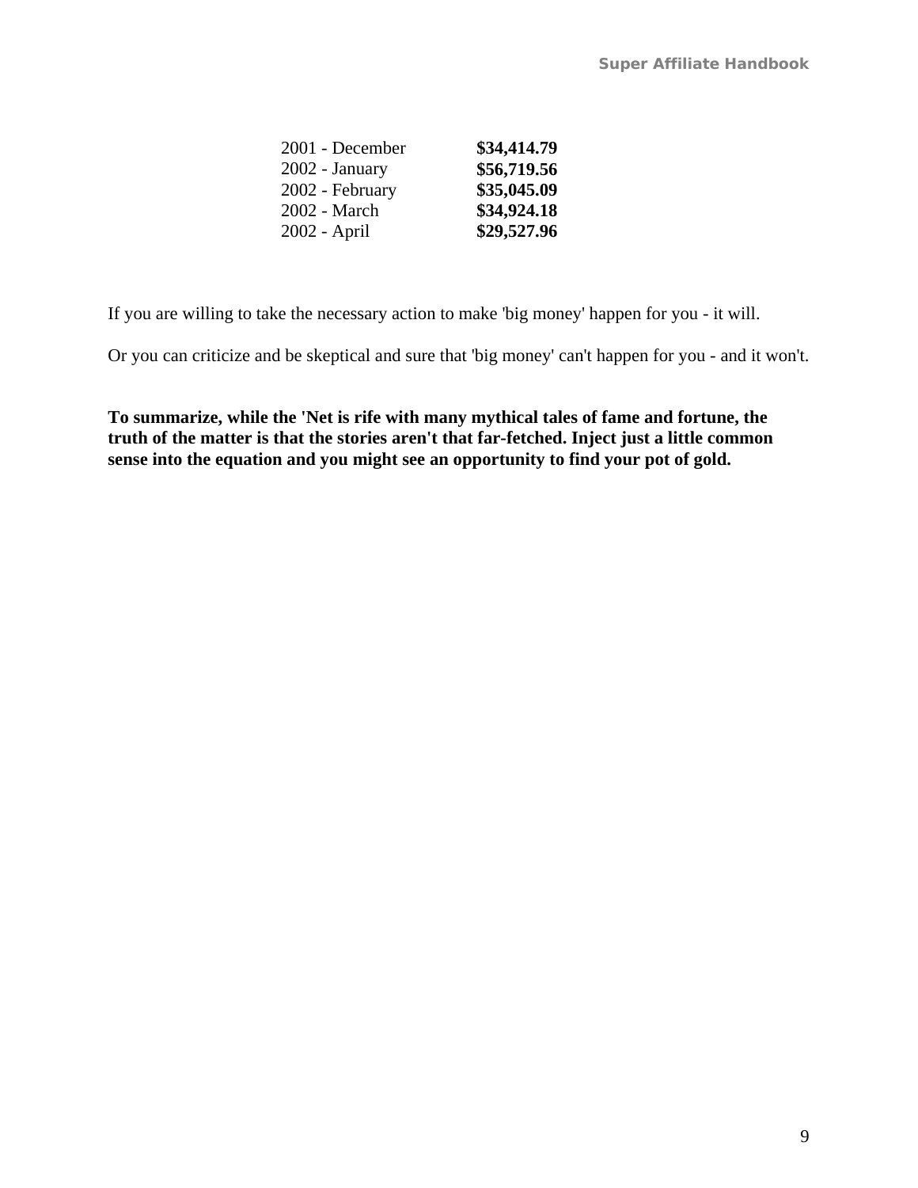| | |
|---|---|
| 2001 - December | **$34,414.79** |
| 2002 - January | **$56,719.56** |
| 2002 - February | **$35,045.09** |
| 2002 - March | **$34,924.18** |
| 2002 - April | **$29,527.96** |

If you are willing to take the necessary action to make 'big money' happen for you - it will.

Or you can criticize and be skeptical and sure that 'big money' can't happen for you - and it won't.

**To summarize, while the 'Net is rife with many mythical tales of fame and fortune, the truth of the matter is that the stories aren't that far-fetched. Inject just a little common sense into the equation and you might see an opportunity to find your pot of gold.**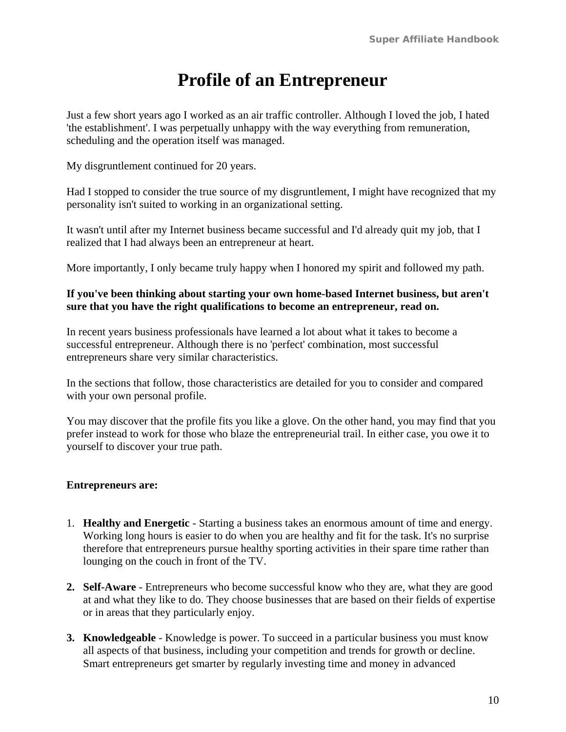# Profile of an Entrepreneur

Just a few short years ago I worked as an air traffic controller. Although I loved the job, I hated 'the establishment'. I was perpetually unhappy with the way everything from remuneration, scheduling and the operation itself was managed.

My disgruntlement continued for 20 years.

Had I stopped to consider the true source of my disgruntlement, I might have recognized that my personality isn't suited to working in an organizational setting.

It wasn't until after my Internet business became successful and I'd already quit my job, that I realized that I had always been an entrepreneur at heart.

More importantly, I only became truly happy when I honored my spirit and followed my path.

**If you've been thinking about starting your own home-based Internet business, but aren't sure that you have the right qualifications to become an entrepreneur, read on.**

In recent years business professionals have learned a lot about what it takes to become a successful entrepreneur. Although there is no 'perfect' combination, most successful entrepreneurs share very similar characteristics.

In the sections that follow, those characteristics are detailed for you to consider and compared with your own personal profile.

You may discover that the profile fits you like a glove. On the other hand, you may find that you prefer instead to work for those who blaze the entrepreneurial trail. In either case, you owe it to yourself to discover your true path.

**Entrepreneurs are:**

1. **Healthy and Energetic** - Starting a business takes an enormous amount of time and energy. Working long hours is easier to do when you are healthy and fit for the task. It's no surprise therefore that entrepreneurs pursue healthy sporting activities in their spare time rather than lounging on the couch in front of the TV.

2. **Self-Aware** - Entrepreneurs who become successful know who they are, what they are good at and what they like to do. They choose businesses that are based on their fields of expertise or in areas that they particularly enjoy.

3. **Knowledgeable** - Knowledge is power. To succeed in a particular business you must know all aspects of that business, including your competition and trends for growth or decline. Smart entrepreneurs get smarter by regularly investing time and money in advanced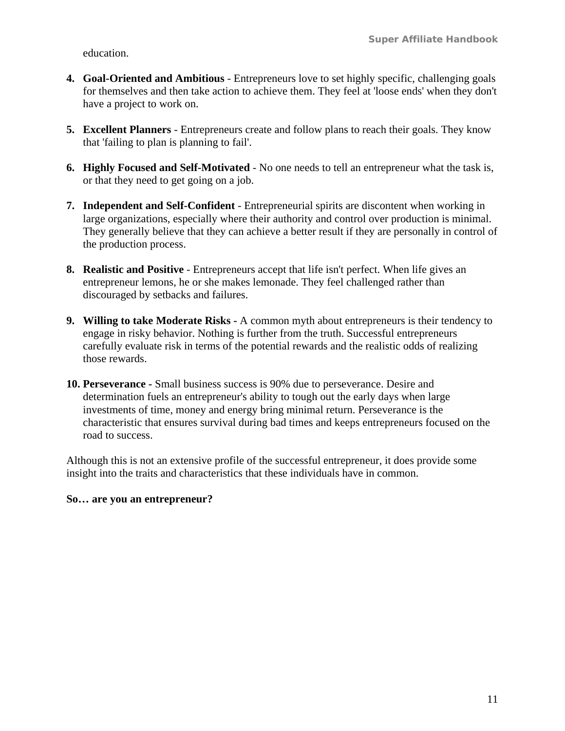education.

4. **Goal-Oriented and Ambitious** - Entrepreneurs love to set highly specific, challenging goals for themselves and then take action to achieve them. They feel at 'loose ends' when they don't have a project to work on.

5. **Excellent Planners** - Entrepreneurs create and follow plans to reach their goals. They know that 'failing to plan is planning to fail'.

6. **Highly Focused and Self-Motivated** - No one needs to tell an entrepreneur what the task is, or that they need to get going on a job.

7. **Independent and Self-Confident** - Entrepreneurial spirits are discontent when working in large organizations, especially where their authority and control over production is minimal. They generally believe that they can achieve a better result if they are personally in control of the production process.

8. **Realistic and Positive** - Entrepreneurs accept that life isn't perfect. When life gives an entrepreneur lemons, he or she makes lemonade. They feel challenged rather than discouraged by setbacks and failures.

9. **Willing to take Moderate Risks -** A common myth about entrepreneurs is their tendency to engage in risky behavior. Nothing is further from the truth. Successful entrepreneurs carefully evaluate risk in terms of the potential rewards and the realistic odds of realizing those rewards.

10. **Perseverance -** Small business success is 90% due to perseverance. Desire and determination fuels an entrepreneur's ability to tough out the early days when large investments of time, money and energy bring minimal return. Perseverance is the characteristic that ensures survival during bad times and keeps entrepreneurs focused on the road to success.

Although this is not an extensive profile of the successful entrepreneur, it does provide some insight into the traits and characteristics that these individuals have in common.

**So… are you an entrepreneur?**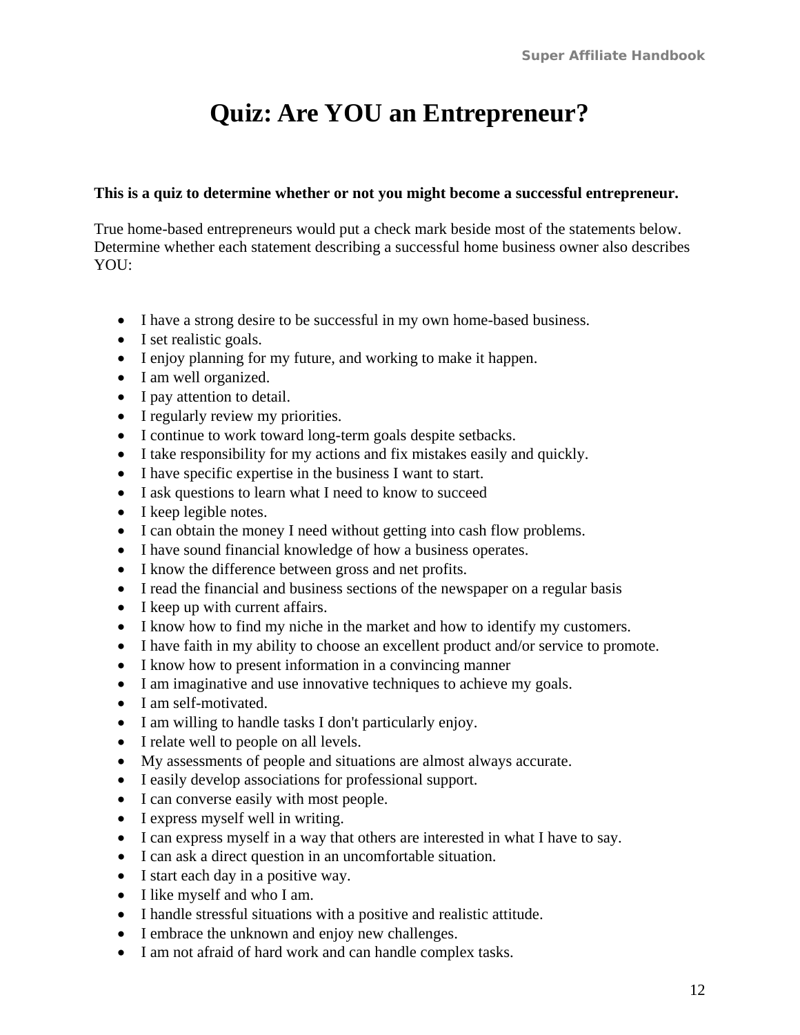# Quiz: Are YOU an Entrepreneur?

**This is a quiz to determine whether or not you might become a successful entrepreneur.**

True home-based entrepreneurs would put a check mark beside most of the statements below. Determine whether each statement describing a successful home business owner also describes YOU:

- I have a strong desire to be successful in my own home-based business.
- I set realistic goals.
- I enjoy planning for my future, and working to make it happen.
- I am well organized.
- I pay attention to detail.
- I regularly review my priorities.
- I continue to work toward long-term goals despite setbacks.
- I take responsibility for my actions and fix mistakes easily and quickly.
- I have specific expertise in the business I want to start.
- I ask questions to learn what I need to know to succeed
- I keep legible notes.
- I can obtain the money I need without getting into cash flow problems.
- I have sound financial knowledge of how a business operates.
- I know the difference between gross and net profits.
- I read the financial and business sections of the newspaper on a regular basis
- I keep up with current affairs.
- I know how to find my niche in the market and how to identify my customers.
- I have faith in my ability to choose an excellent product and/or service to promote.
- I know how to present information in a convincing manner
- I am imaginative and use innovative techniques to achieve my goals.
- I am self-motivated.
- I am willing to handle tasks I don't particularly enjoy.
- I relate well to people on all levels.
- My assessments of people and situations are almost always accurate.
- I easily develop associations for professional support.
- I can converse easily with most people.
- I express myself well in writing.
- I can express myself in a way that others are interested in what I have to say.
- I can ask a direct question in an uncomfortable situation.
- I start each day in a positive way.
- I like myself and who I am.
- I handle stressful situations with a positive and realistic attitude.
- I embrace the unknown and enjoy new challenges.
- I am not afraid of hard work and can handle complex tasks.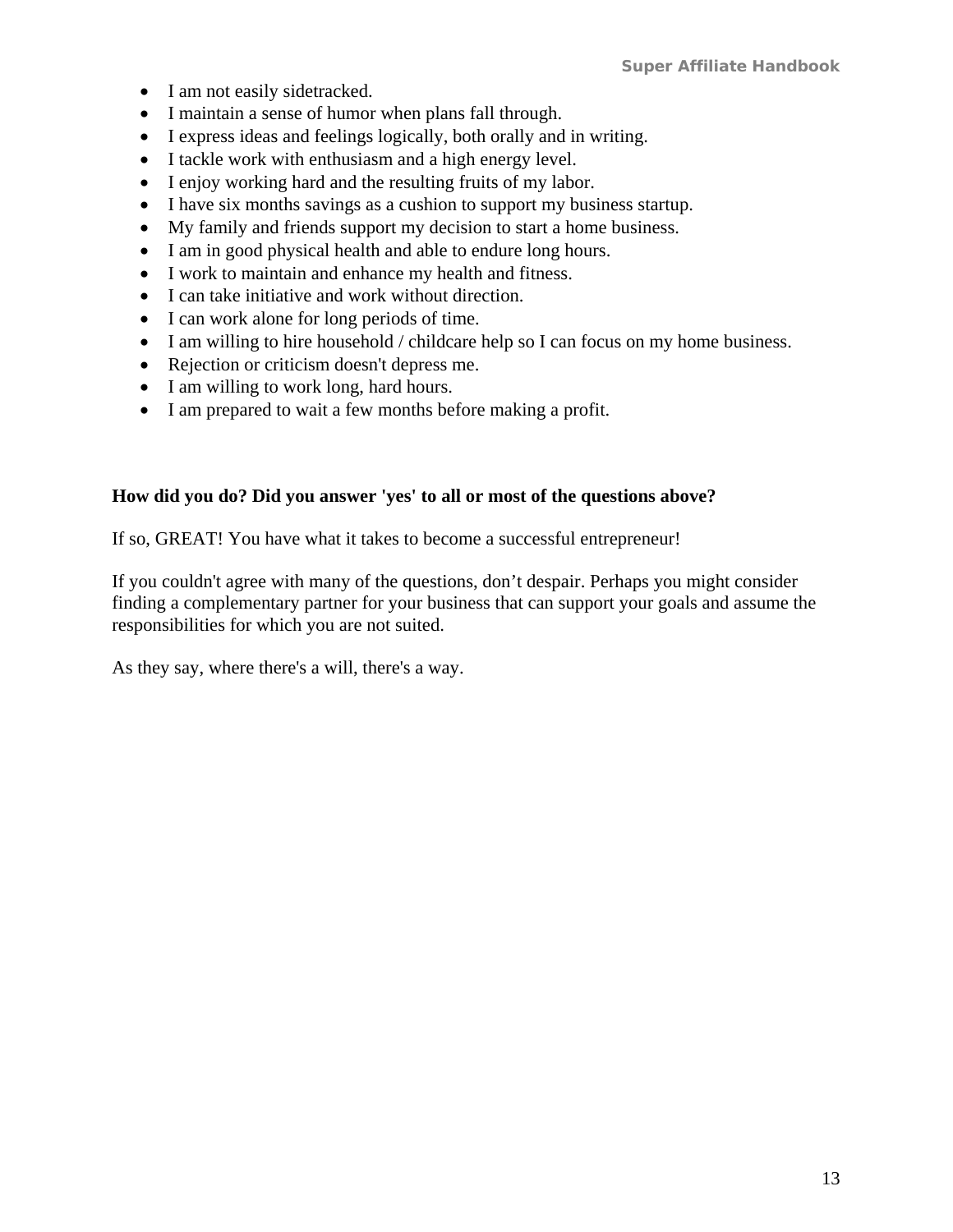- I am not easily sidetracked.
- I maintain a sense of humor when plans fall through.
- I express ideas and feelings logically, both orally and in writing.
- I tackle work with enthusiasm and a high energy level.
- I enjoy working hard and the resulting fruits of my labor.
- I have six months savings as a cushion to support my business startup.
- My family and friends support my decision to start a home business.
- I am in good physical health and able to endure long hours.
- I work to maintain and enhance my health and fitness.
- I can take initiative and work without direction.
- I can work alone for long periods of time.
- I am willing to hire household / childcare help so I can focus on my home business.
- Rejection or criticism doesn't depress me.
- I am willing to work long, hard hours.
- I am prepared to wait a few months before making a profit.

**How did you do? Did you answer 'yes' to all or most of the questions above?**

If so, GREAT! You have what it takes to become a successful entrepreneur!

If you couldn't agree with many of the questions, don't despair. Perhaps you might consider finding a complementary partner for your business that can support your goals and assume the responsibilities for which you are not suited.

As they say, where there's a will, there's a way.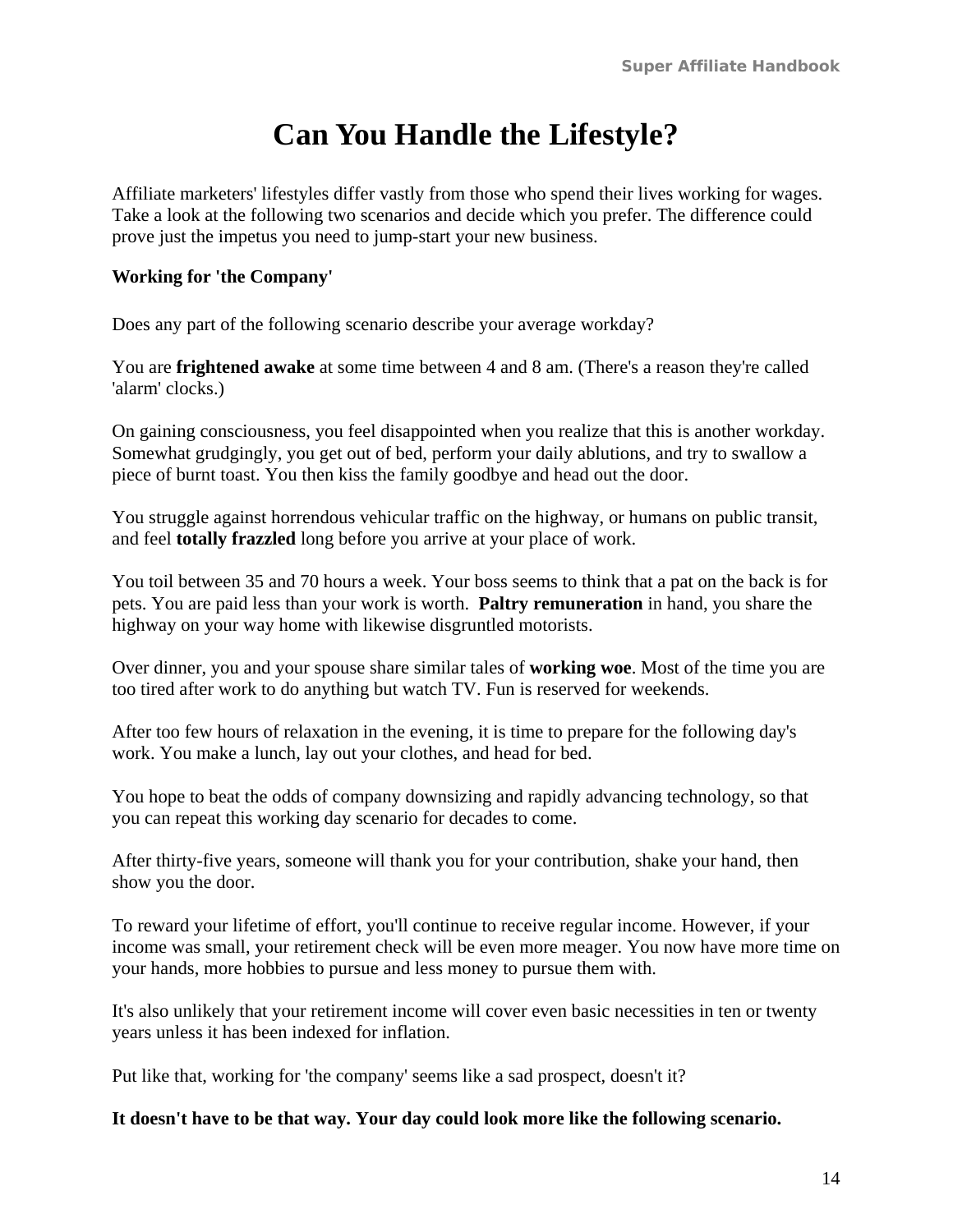# Can You Handle the Lifestyle?

Affiliate marketers' lifestyles differ vastly from those who spend their lives working for wages. Take a look at the following two scenarios and decide which you prefer. The difference could prove just the impetus you need to jump-start your new business.

**Working for 'the Company'**

Does any part of the following scenario describe your average workday?

You are **frightened awake** at some time between 4 and 8 am. (There's a reason they're called 'alarm' clocks.)

On gaining consciousness, you feel disappointed when you realize that this is another workday. Somewhat grudgingly, you get out of bed, perform your daily ablutions, and try to swallow a piece of burnt toast. You then kiss the family goodbye and head out the door.

You struggle against horrendous vehicular traffic on the highway, or humans on public transit, and feel **totally frazzled** long before you arrive at your place of work.

You toil between 35 and 70 hours a week. Your boss seems to think that a pat on the back is for pets. You are paid less than your work is worth. **Paltry remuneration** in hand, you share the highway on your way home with likewise disgruntled motorists.

Over dinner, you and your spouse share similar tales of **working woe**. Most of the time you are too tired after work to do anything but watch TV. Fun is reserved for weekends.

After too few hours of relaxation in the evening, it is time to prepare for the following day's work. You make a lunch, lay out your clothes, and head for bed.

You hope to beat the odds of company downsizing and rapidly advancing technology, so that you can repeat this working day scenario for decades to come.

After thirty-five years, someone will thank you for your contribution, shake your hand, then show you the door.

To reward your lifetime of effort, you'll continue to receive regular income. However, if your income was small, your retirement check will be even more meager. You now have more time on your hands, more hobbies to pursue and less money to pursue them with.

It's also unlikely that your retirement income will cover even basic necessities in ten or twenty years unless it has been indexed for inflation.

Put like that, working for 'the company' seems like a sad prospect, doesn't it?

**It doesn't have to be that way. Your day could look more like the following scenario.**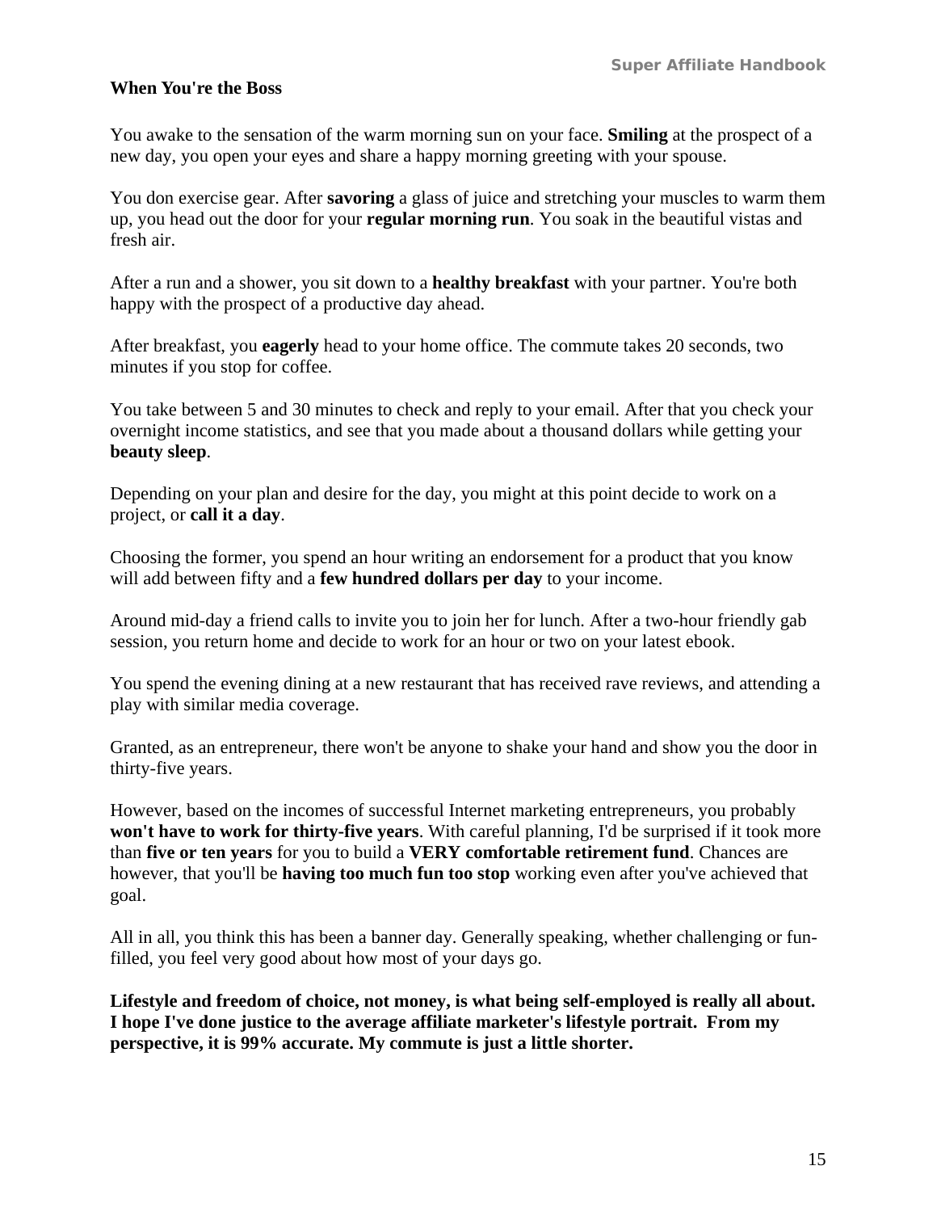## When You're the Boss

You awake to the sensation of the warm morning sun on your face. **Smiling** at the prospect of a new day, you open your eyes and share a happy morning greeting with your spouse.

You don exercise gear. After **savoring** a glass of juice and stretching your muscles to warm them up, you head out the door for your **regular morning run**. You soak in the beautiful vistas and fresh air.

After a run and a shower, you sit down to a **healthy breakfast** with your partner. You're both happy with the prospect of a productive day ahead.

After breakfast, you **eagerly** head to your home office. The commute takes 20 seconds, two minutes if you stop for coffee.

You take between 5 and 30 minutes to check and reply to your email. After that you check your overnight income statistics, and see that you made about a thousand dollars while getting your **beauty sleep**.

Depending on your plan and desire for the day, you might at this point decide to work on a project, or **call it a day**.

Choosing the former, you spend an hour writing an endorsement for a product that you know will add between fifty and a **few hundred dollars per day** to your income.

Around mid-day a friend calls to invite you to join her for lunch. After a two-hour friendly gab session, you return home and decide to work for an hour or two on your latest ebook.

You spend the evening dining at a new restaurant that has received rave reviews, and attending a play with similar media coverage.

Granted, as an entrepreneur, there won't be anyone to shake your hand and show you the door in thirty-five years.

However, based on the incomes of successful Internet marketing entrepreneurs, you probably **won't have to work for thirty-five years**. With careful planning, I'd be surprised if it took more than **five or ten years** for you to build a **VERY comfortable retirement fund**. Chances are however, that you'll be **having too much fun too stop** working even after you've achieved that goal.

All in all, you think this has been a banner day. Generally speaking, whether challenging or fun-filled, you feel very good about how most of your days go.

**Lifestyle and freedom of choice, not money, is what being self-employed is really all about. I hope I've done justice to the average affiliate marketer's lifestyle portrait. From my perspective, it is 99% accurate. My commute is just a little shorter.**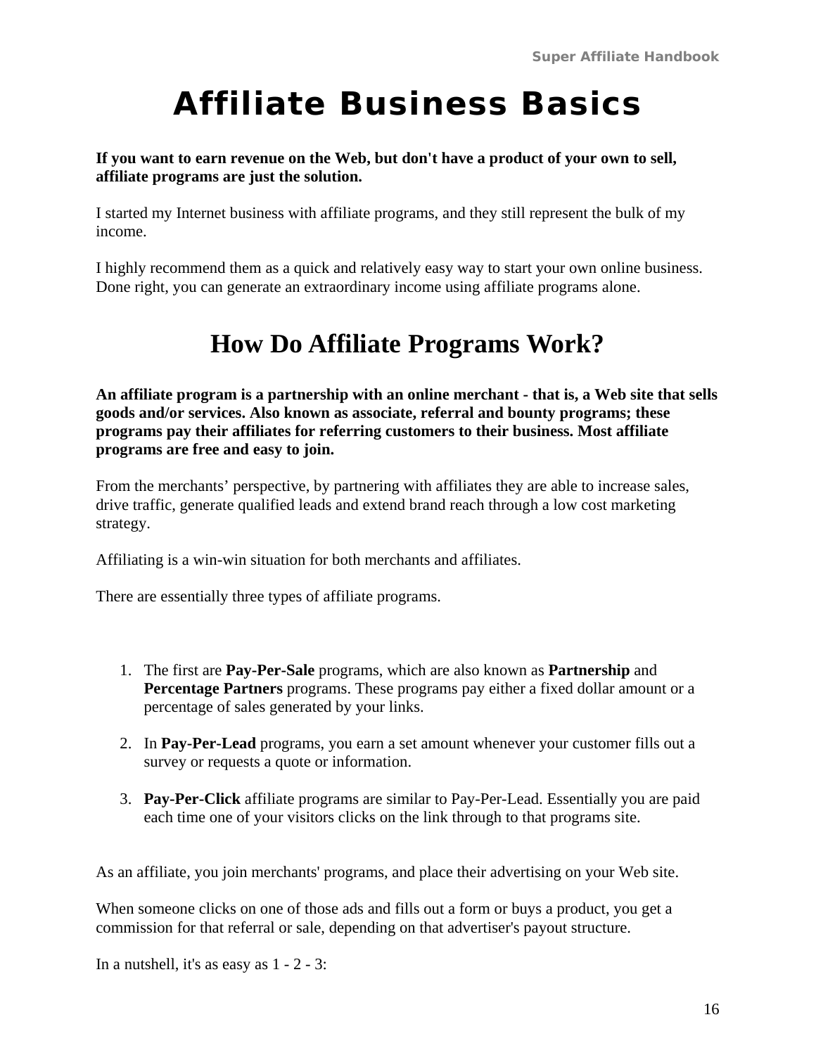# Affiliate Business Basics

**If you want to earn revenue on the Web, but don't have a product of your own to sell, affiliate programs are just the solution.**

I started my Internet business with affiliate programs, and they still represent the bulk of my income.

I highly recommend them as a quick and relatively easy way to start your own online business. Done right, you can generate an extraordinary income using affiliate programs alone.

## How Do Affiliate Programs Work?

**An affiliate program is a partnership with an online merchant - that is, a Web site that sells goods and/or services. Also known as associate, referral and bounty programs; these programs pay their affiliates for referring customers to their business. Most affiliate programs are free and easy to join.**

From the merchants' perspective, by partnering with affiliates they are able to increase sales, drive traffic, generate qualified leads and extend brand reach through a low cost marketing strategy.

Affiliating is a win-win situation for both merchants and affiliates.

There are essentially three types of affiliate programs.

1. The first are **Pay-Per-Sale** programs, which are also known as **Partnership** and **Percentage Partners** programs. These programs pay either a fixed dollar amount or a percentage of sales generated by your links.

2. In **Pay-Per-Lead** programs, you earn a set amount whenever your customer fills out a survey or requests a quote or information.

3. **Pay-Per-Click** affiliate programs are similar to Pay-Per-Lead. Essentially you are paid each time one of your visitors clicks on the link through to that programs site.

As an affiliate, you join merchants' programs, and place their advertising on your Web site.

When someone clicks on one of those ads and fills out a form or buys a product, you get a commission for that referral or sale, depending on that advertiser's payout structure.

In a nutshell, it's as easy as 1 - 2 - 3: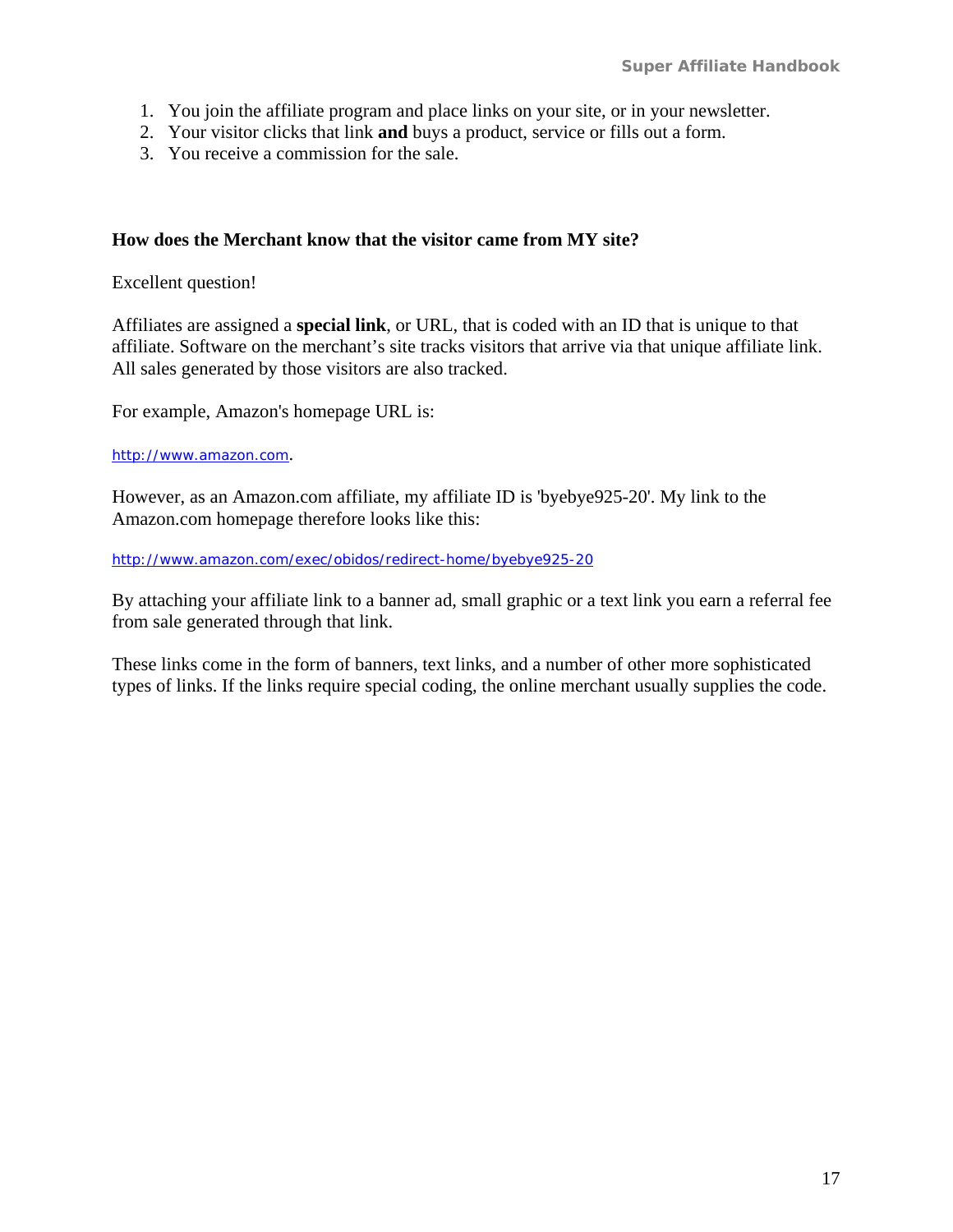1. You join the affiliate program and place links on your site, or in your newsletter.
2. Your visitor clicks that link **and** buys a product, service or fills out a form.
3. You receive a commission for the sale.

**How does the Merchant know that the visitor came from MY site?**

Excellent question!

Affiliates are assigned a **special link**, or URL, that is coded with an ID that is unique to that affiliate. Software on the merchant's site tracks visitors that arrive via that unique affiliate link. All sales generated by those visitors are also tracked.

For example, Amazon's homepage URL is:

http://www.amazon.com.

However, as an Amazon.com affiliate, my affiliate ID is 'byebye925-20'. My link to the Amazon.com homepage therefore looks like this:

http://www.amazon.com/exec/obidos/redirect-home/byebye925-20

By attaching your affiliate link to a banner ad, small graphic or a text link you earn a referral fee from sale generated through that link.

These links come in the form of banners, text links, and a number of other more sophisticated types of links. If the links require special coding, the online merchant usually supplies the code.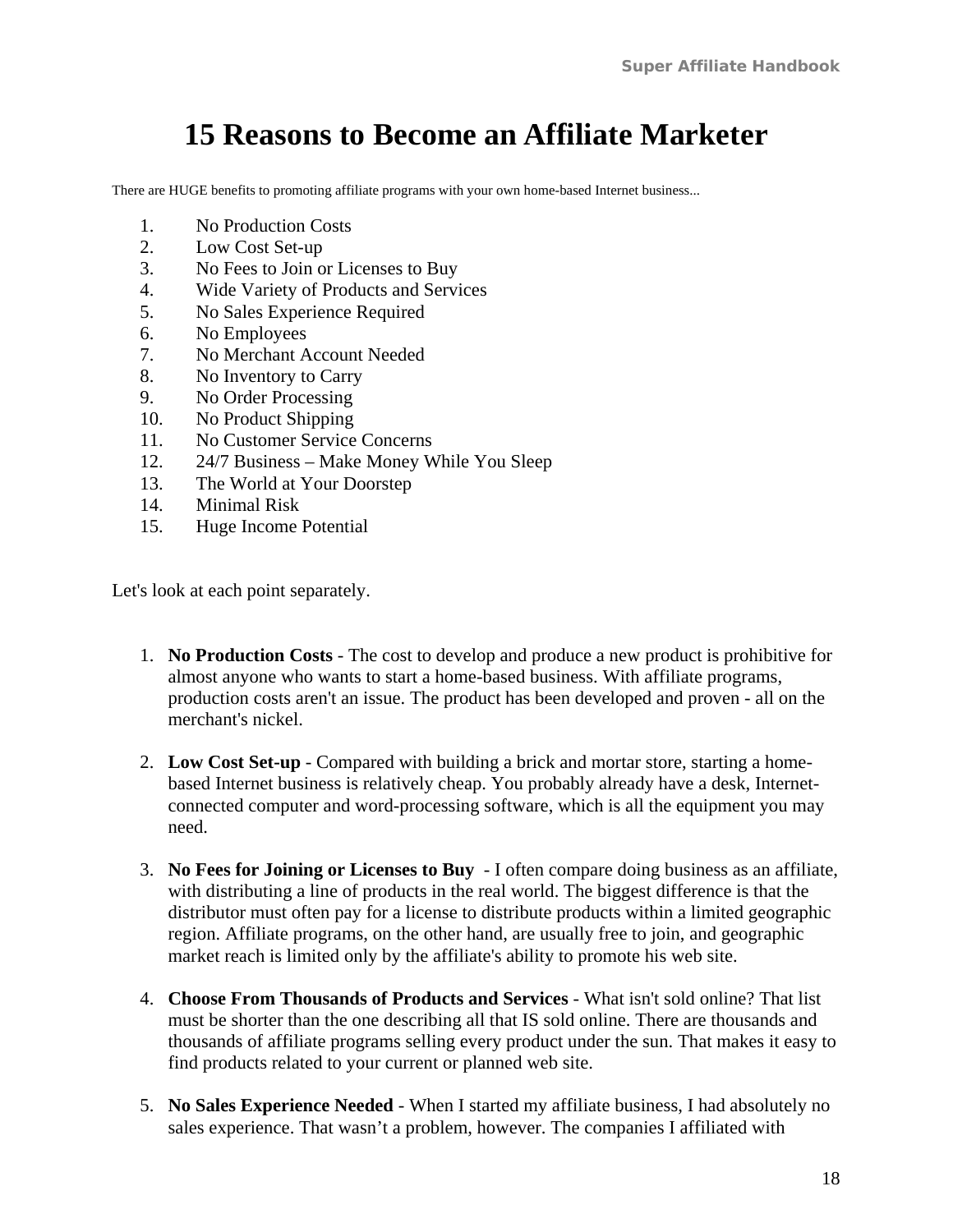# 15 Reasons to Become an Affiliate Marketer

There are HUGE benefits to promoting affiliate programs with your own home-based Internet business...

1. No Production Costs
2. Low Cost Set-up
3. No Fees to Join or Licenses to Buy
4. Wide Variety of Products and Services
5. No Sales Experience Required
6. No Employees
7. No Merchant Account Needed
8. No Inventory to Carry
9. No Order Processing
10. No Product Shipping
11. No Customer Service Concerns
12. 24/7 Business – Make Money While You Sleep
13. The World at Your Doorstep
14. Minimal Risk
15. Huge Income Potential

Let's look at each point separately.

1. **No Production Costs** - The cost to develop and produce a new product is prohibitive for almost anyone who wants to start a home-based business. With affiliate programs, production costs aren't an issue. The product has been developed and proven - all on the merchant's nickel.

2. **Low Cost Set-up** - Compared with building a brick and mortar store, starting a home-based Internet business is relatively cheap. You probably already have a desk, Internet-connected computer and word-processing software, which is all the equipment you may need.

3. **No Fees for Joining or Licenses to Buy** - I often compare doing business as an affiliate, with distributing a line of products in the real world. The biggest difference is that the distributor must often pay for a license to distribute products within a limited geographic region. Affiliate programs, on the other hand, are usually free to join, and geographic market reach is limited only by the affiliate's ability to promote his web site.

4. **Choose From Thousands of Products and Services** - What isn't sold online? That list must be shorter than the one describing all that IS sold online. There are thousands and thousands of affiliate programs selling every product under the sun. That makes it easy to find products related to your current or planned web site.

5. **No Sales Experience Needed** - When I started my affiliate business, I had absolutely no sales experience. That wasn't a problem, however. The companies I affiliated with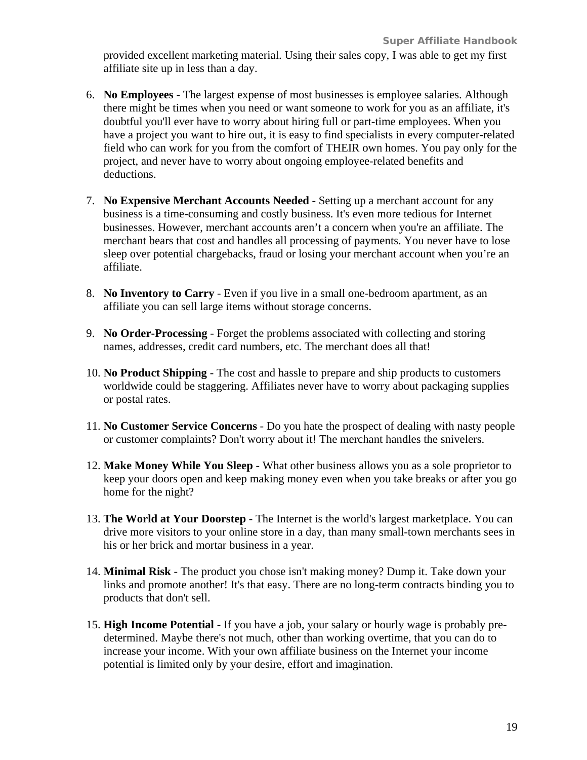provided excellent marketing material. Using their sales copy, I was able to get my first affiliate site up in less than a day.

6. **No Employees** - The largest expense of most businesses is employee salaries. Although there might be times when you need or want someone to work for you as an affiliate, it's doubtful you'll ever have to worry about hiring full or part-time employees. When you have a project you want to hire out, it is easy to find specialists in every computer-related field who can work for you from the comfort of THEIR own homes. You pay only for the project, and never have to worry about ongoing employee-related benefits and deductions.

7. **No Expensive Merchant Accounts Needed** - Setting up a merchant account for any business is a time-consuming and costly business. It's even more tedious for Internet businesses. However, merchant accounts aren't a concern when you're an affiliate. The merchant bears that cost and handles all processing of payments. You never have to lose sleep over potential chargebacks, fraud or losing your merchant account when you're an affiliate.

8. **No Inventory to Carry** - Even if you live in a small one-bedroom apartment, as an affiliate you can sell large items without storage concerns.

9. **No Order-Processing** - Forget the problems associated with collecting and storing names, addresses, credit card numbers, etc. The merchant does all that!

10. **No Product Shipping** - The cost and hassle to prepare and ship products to customers worldwide could be staggering. Affiliates never have to worry about packaging supplies or postal rates.

11. **No Customer Service Concerns** - Do you hate the prospect of dealing with nasty people or customer complaints? Don't worry about it! The merchant handles the snivelers.

12. **Make Money While You Sleep** - What other business allows you as a sole proprietor to keep your doors open and keep making money even when you take breaks or after you go home for the night?

13. **The World at Your Doorstep** - The Internet is the world's largest marketplace. You can drive more visitors to your online store in a day, than many small-town merchants sees in his or her brick and mortar business in a year.

14. **Minimal Risk** - The product you chose isn't making money? Dump it. Take down your links and promote another! It's that easy. There are no long-term contracts binding you to products that don't sell.

15. **High Income Potential** - If you have a job, your salary or hourly wage is probably pre-determined. Maybe there's not much, other than working overtime, that you can do to increase your income. With your own affiliate business on the Internet your income potential is limited only by your desire, effort and imagination.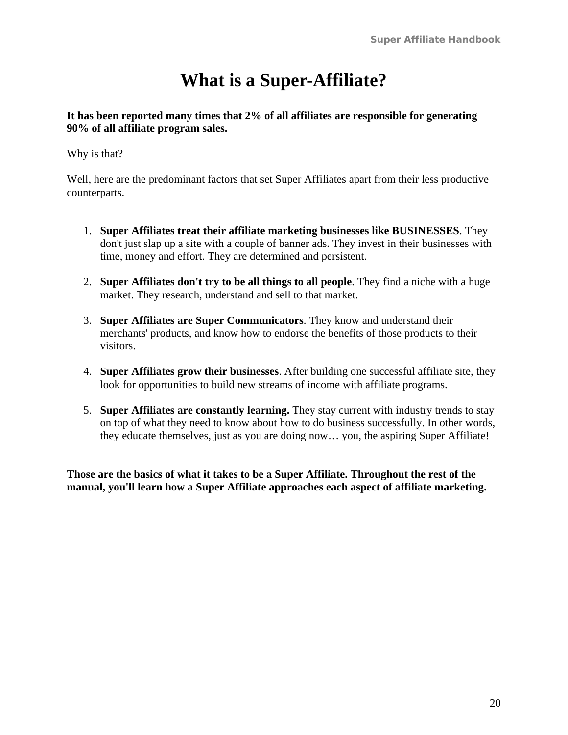# What is a Super-Affiliate?

**It has been reported many times that 2% of all affiliates are responsible for generating 90% of all affiliate program sales.**

Why is that?

Well, here are the predominant factors that set Super Affiliates apart from their less productive counterparts.

1. **Super Affiliates treat their affiliate marketing businesses like BUSINESSES**. They don't just slap up a site with a couple of banner ads. They invest in their businesses with time, money and effort. They are determined and persistent.

2. **Super Affiliates don't try to be all things to all people**. They find a niche with a huge market. They research, understand and sell to that market.

3. **Super Affiliates are Super Communicators**. They know and understand their merchants' products, and know how to endorse the benefits of those products to their visitors.

4. **Super Affiliates grow their businesses**. After building one successful affiliate site, they look for opportunities to build new streams of income with affiliate programs.

5. **Super Affiliates are constantly learning.** They stay current with industry trends to stay on top of what they need to know about how to do business successfully. In other words, they educate themselves, just as you are doing now… you, the aspiring Super Affiliate!

**Those are the basics of what it takes to be a Super Affiliate. Throughout the rest of the manual, you'll learn how a Super Affiliate approaches each aspect of affiliate marketing.**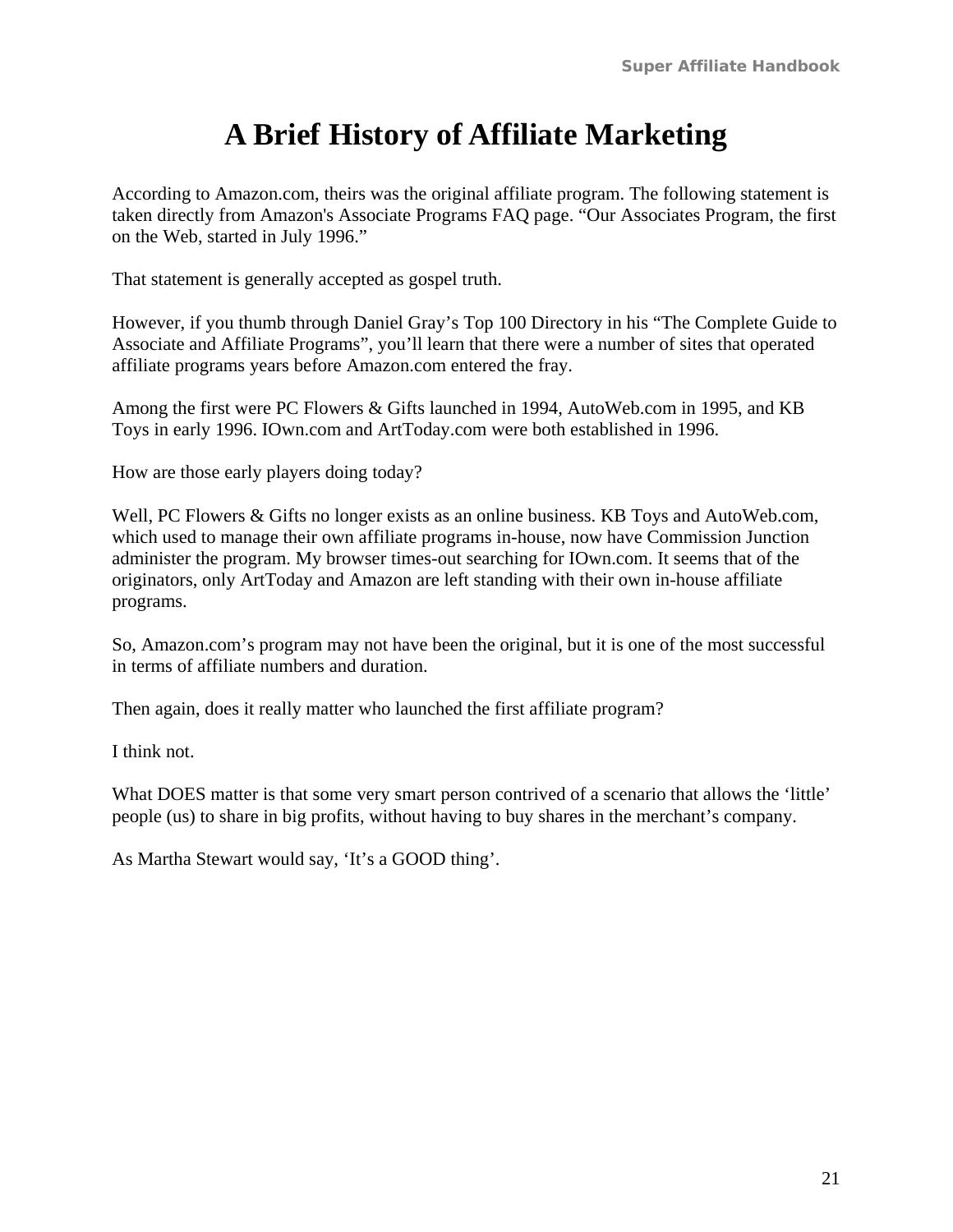# A Brief History of Affiliate Marketing

According to Amazon.com, theirs was the original affiliate program. The following statement is taken directly from Amazon's Associate Programs FAQ page. “Our Associates Program, the first on the Web, started in July 1996.”

That statement is generally accepted as gospel truth.

However, if you thumb through Daniel Gray’s Top 100 Directory in his “The Complete Guide to Associate and Affiliate Programs”, you’ll learn that there were a number of sites that operated affiliate programs years before Amazon.com entered the fray.

Among the first were PC Flowers & Gifts launched in 1994, AutoWeb.com in 1995, and KB Toys in early 1996. IOwn.com and ArtToday.com were both established in 1996.

How are those early players doing today?

Well, PC Flowers & Gifts no longer exists as an online business. KB Toys and AutoWeb.com, which used to manage their own affiliate programs in-house, now have Commission Junction administer the program. My browser times-out searching for IOwn.com. It seems that of the originators, only ArtToday and Amazon are left standing with their own in-house affiliate programs.

So, Amazon.com’s program may not have been the original, but it is one of the most successful in terms of affiliate numbers and duration.

Then again, does it really matter who launched the first affiliate program?

I think not.

What DOES matter is that some very smart person contrived of a scenario that allows the ‘little’ people (us) to share in big profits, without having to buy shares in the merchant’s company.

As Martha Stewart would say, ‘It’s a GOOD thing’.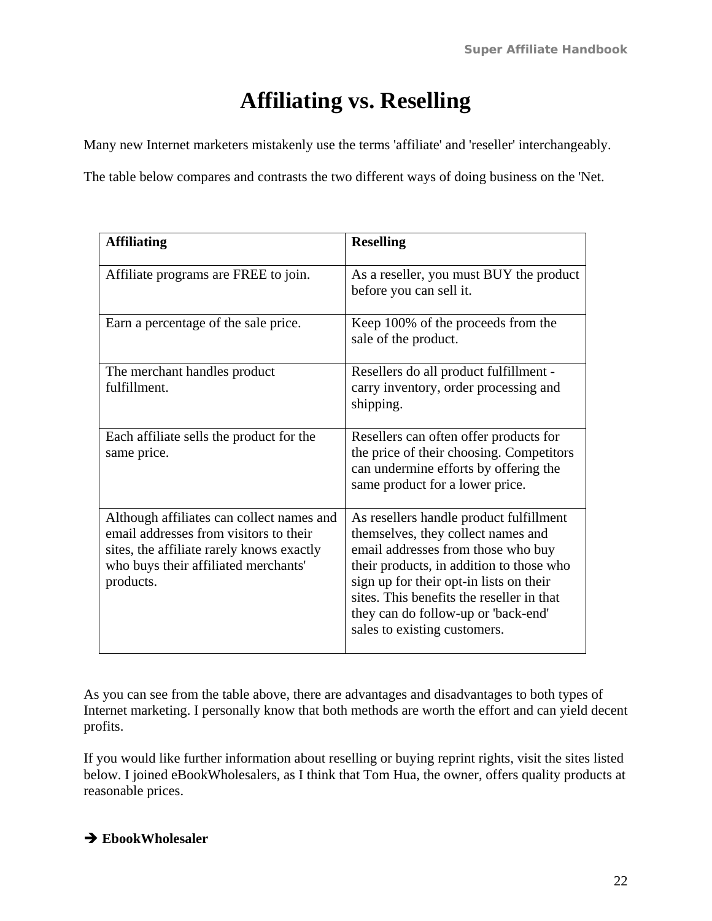# Affiliating vs. Reselling

Many new Internet marketers mistakenly use the terms 'affiliate' and 'reseller' interchangeably.

The table below compares and contrasts the two different ways of doing business on the 'Net.

| **Affiliating** | **Reselling** |
| --- | --- |
| Affiliate programs are FREE to join. | As a reseller, you must BUY the product before you can sell it. |
| Earn a percentage of the sale price. | Keep 100% of the proceeds from the sale of the product. |
| The merchant handles product fulfillment. | Resellers do all product fulfillment - carry inventory, order processing and shipping. |
| Each affiliate sells the product for the same price. | Resellers can often offer products for the price of their choosing. Competitors can undermine efforts by offering the same product for a lower price. |
| Although affiliates can collect names and email addresses from visitors to their sites, the affiliate rarely knows exactly who buys their affiliated merchants' products. | As resellers handle product fulfillment themselves, they collect names and email addresses from those who buy their products, in addition to those who sign up for their opt-in lists on their sites. This benefits the reseller in that they can do follow-up or 'back-end' sales to existing customers. |

As you can see from the table above, there are advantages and disadvantages to both types of Internet marketing. I personally know that both methods are worth the effort and can yield decent profits.

If you would like further information about reselling or buying reprint rights, visit the sites listed below. I joined eBookWholesalers, as I think that Tom Hua, the owner, offers quality products at reasonable prices.

➔ **EbookWholesaler**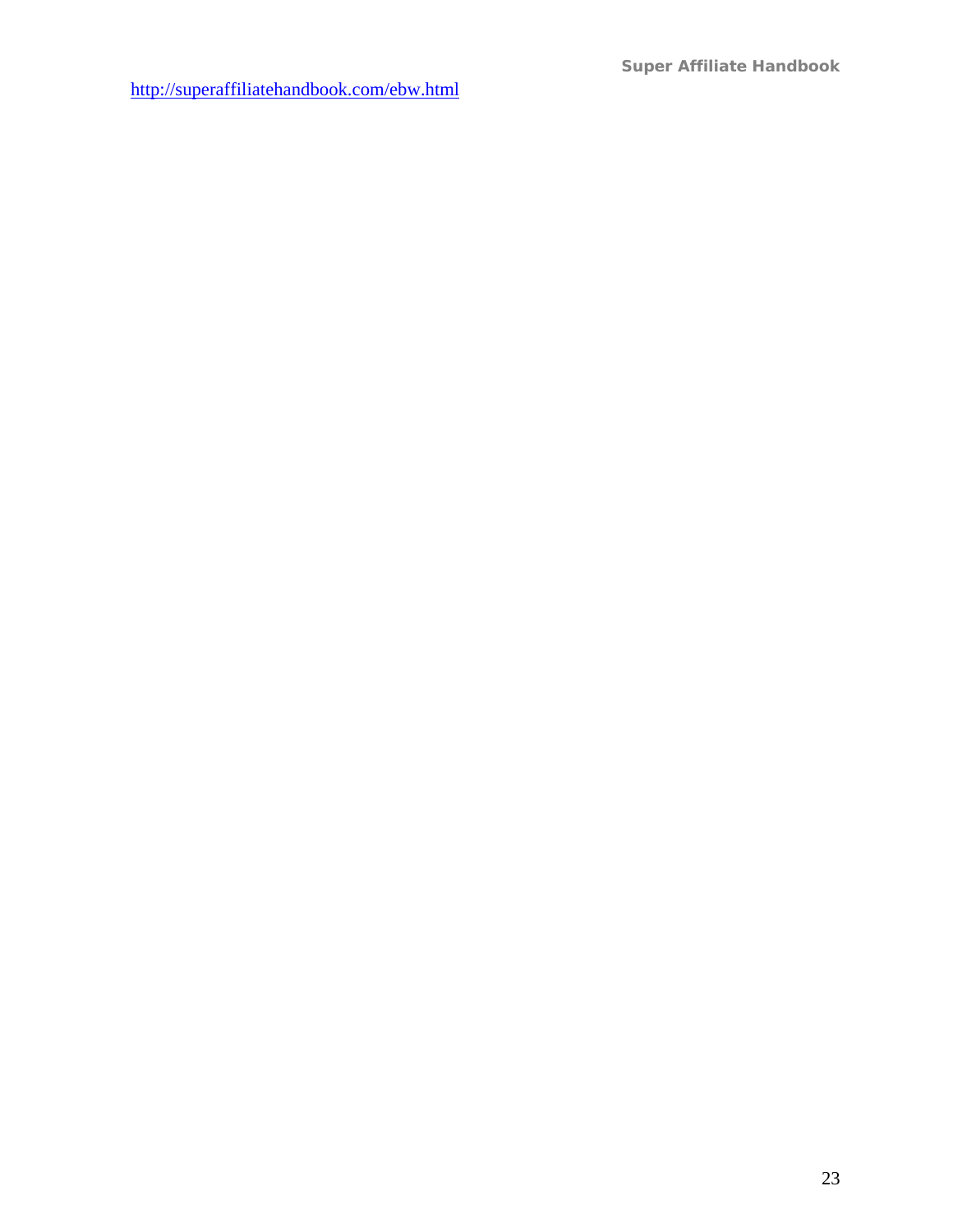http://superaffiliatehandbook.com/ebw.html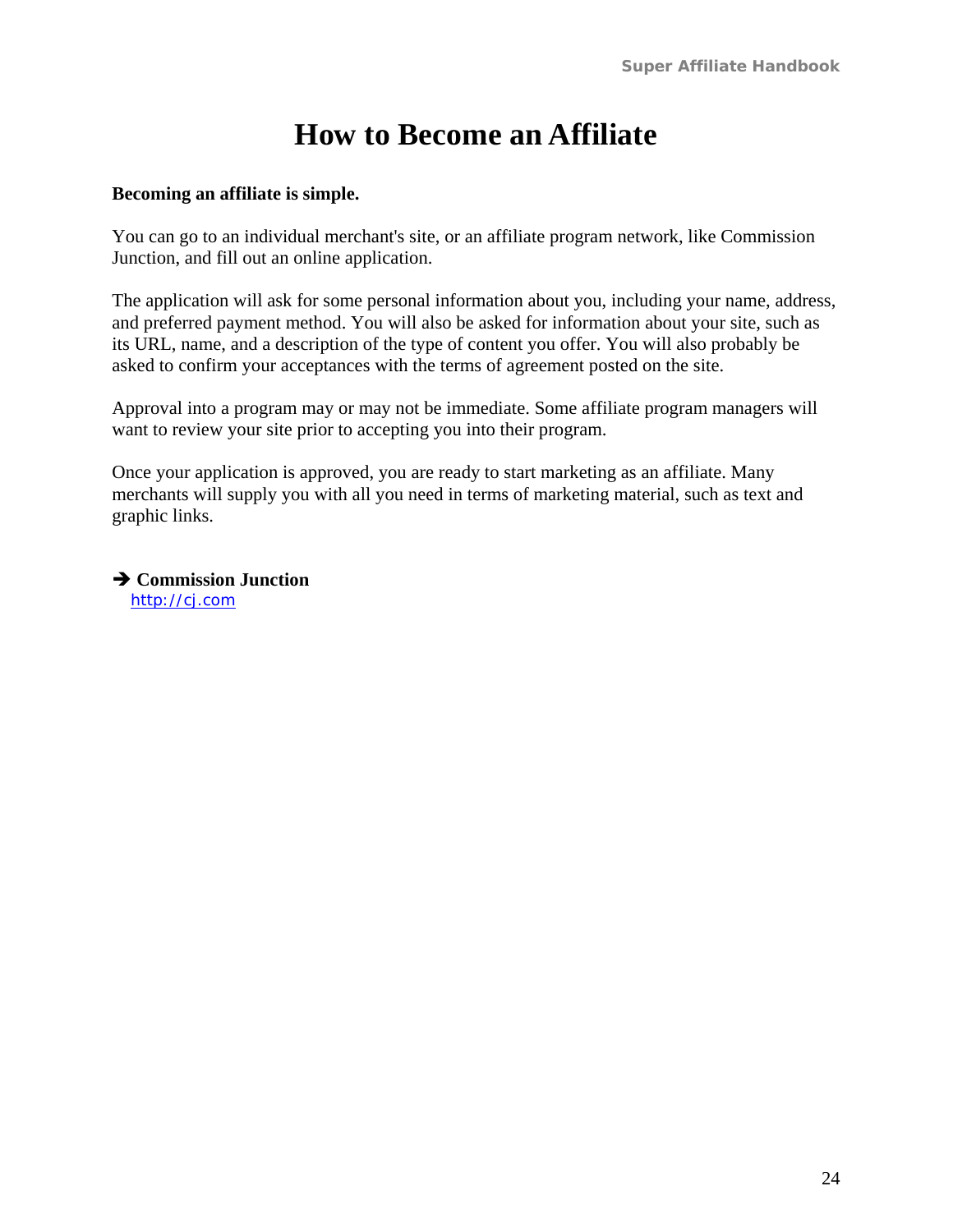# How to Become an Affiliate

**Becoming an affiliate is simple.**

You can go to an individual merchant's site, or an affiliate program network, like Commission Junction, and fill out an online application.

The application will ask for some personal information about you, including your name, address, and preferred payment method. You will also be asked for information about your site, such as its URL, name, and a description of the type of content you offer. You will also probably be asked to confirm your acceptances with the terms of agreement posted on the site.

Approval into a program may or may not be immediate. Some affiliate program managers will want to review your site prior to accepting you into their program.

Once your application is approved, you are ready to start marketing as an affiliate. Many merchants will supply you with all you need in terms of marketing material, such as text and graphic links.

➔ **Commission Junction**
[http://cj.com](http://cj.com)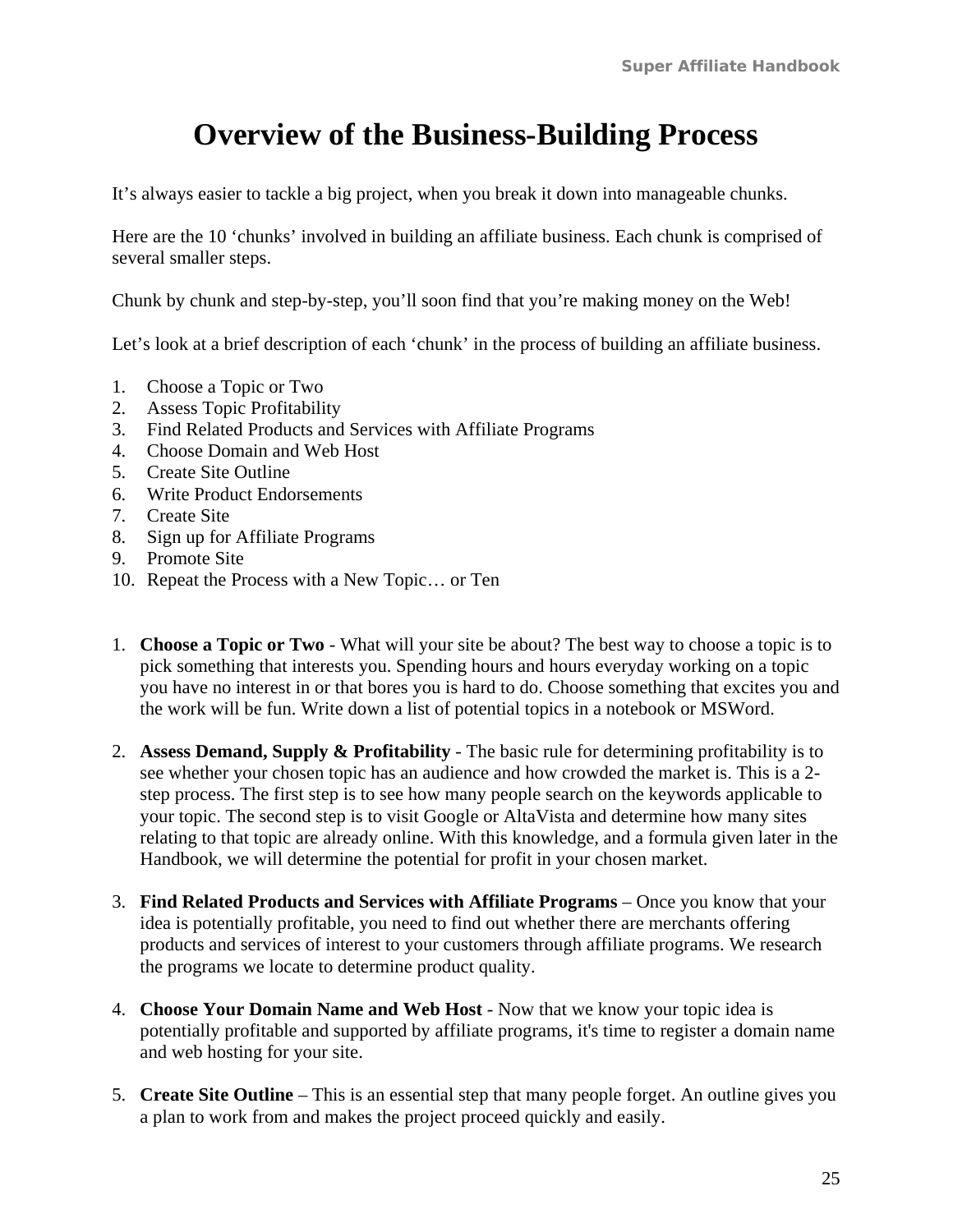# Overview of the Business-Building Process

It's always easier to tackle a big project, when you break it down into manageable chunks.

Here are the 10 'chunks' involved in building an affiliate business. Each chunk is comprised of several smaller steps.

Chunk by chunk and step-by-step, you'll soon find that you're making money on the Web!

Let's look at a brief description of each 'chunk' in the process of building an affiliate business.

1. Choose a Topic or Two
2. Assess Topic Profitability
3. Find Related Products and Services with Affiliate Programs
4. Choose Domain and Web Host
5. Create Site Outline
6. Write Product Endorsements
7. Create Site
8. Sign up for Affiliate Programs
9. Promote Site
10. Repeat the Process with a New Topic… or Ten

1. **Choose a Topic or Two** - What will your site be about? The best way to choose a topic is to pick something that interests you. Spending hours and hours everyday working on a topic you have no interest in or that bores you is hard to do. Choose something that excites you and the work will be fun. Write down a list of potential topics in a notebook or MSWord.

2. **Assess Demand, Supply & Profitability** - The basic rule for determining profitability is to see whether your chosen topic has an audience and how crowded the market is. This is a 2-step process. The first step is to see how many people search on the keywords applicable to your topic. The second step is to visit Google or AltaVista and determine how many sites relating to that topic are already online. With this knowledge, and a formula given later in the Handbook, we will determine the potential for profit in your chosen market.

3. **Find Related Products and Services with Affiliate Programs** – Once you know that your idea is potentially profitable, you need to find out whether there are merchants offering products and services of interest to your customers through affiliate programs. We research the programs we locate to determine product quality.

4. **Choose Your Domain Name and Web Host** - Now that we know your topic idea is potentially profitable and supported by affiliate programs, it's time to register a domain name and web hosting for your site.

5. **Create Site Outline** – This is an essential step that many people forget. An outline gives you a plan to work from and makes the project proceed quickly and easily.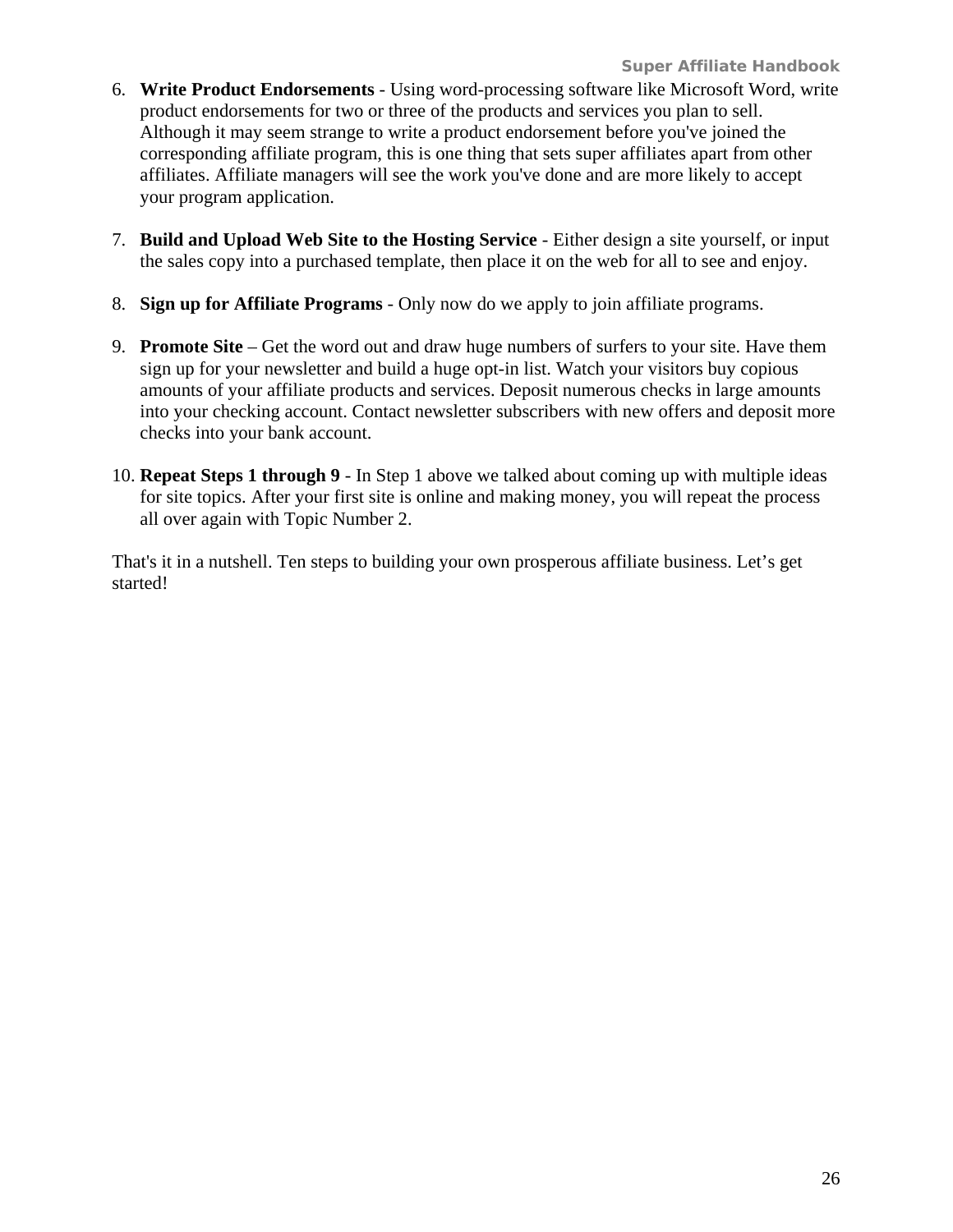6. **Write Product Endorsements** - Using word-processing software like Microsoft Word, write product endorsements for two or three of the products and services you plan to sell. Although it may seem strange to write a product endorsement before you've joined the corresponding affiliate program, this is one thing that sets super affiliates apart from other affiliates. Affiliate managers will see the work you've done and are more likely to accept your program application.

7. **Build and Upload Web Site to the Hosting Service** - Either design a site yourself, or input the sales copy into a purchased template, then place it on the web for all to see and enjoy.

8. **Sign up for Affiliate Programs** - Only now do we apply to join affiliate programs.

9. **Promote Site** – Get the word out and draw huge numbers of surfers to your site. Have them sign up for your newsletter and build a huge opt-in list. Watch your visitors buy copious amounts of your affiliate products and services. Deposit numerous checks in large amounts into your checking account. Contact newsletter subscribers with new offers and deposit more checks into your bank account.

10. **Repeat Steps 1 through 9** - In Step 1 above we talked about coming up with multiple ideas for site topics. After your first site is online and making money, you will repeat the process all over again with Topic Number 2.

That's it in a nutshell. Ten steps to building your own prosperous affiliate business. Let's get started!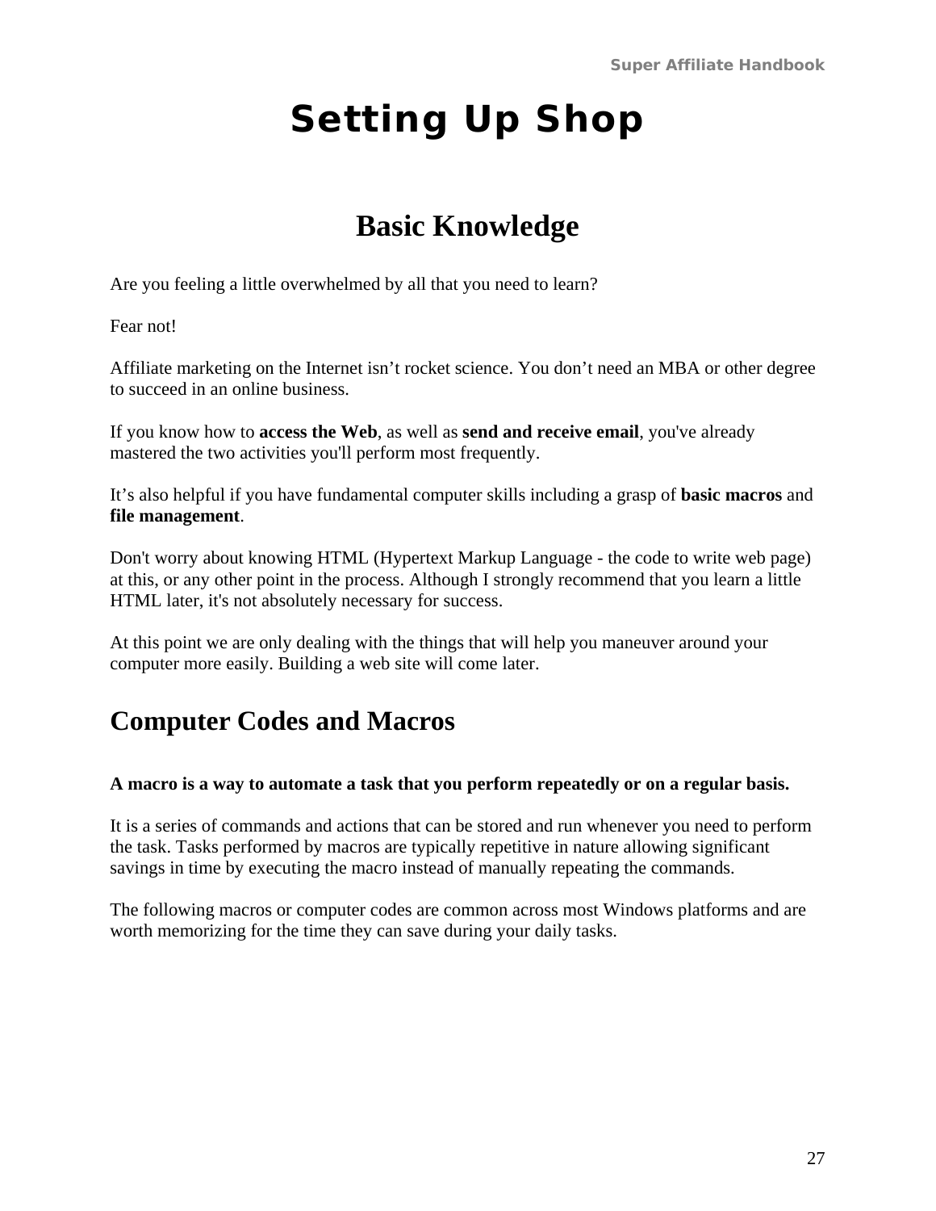# Setting Up Shop

## Basic Knowledge

Are you feeling a little overwhelmed by all that you need to learn?

Fear not!

Affiliate marketing on the Internet isn't rocket science. You don't need an MBA or other degree to succeed in an online business.

If you know how to **access the Web**, as well as **send and receive email**, you've already mastered the two activities you'll perform most frequently.

It's also helpful if you have fundamental computer skills including a grasp of **basic macros** and **file management**.

Don't worry about knowing HTML (Hypertext Markup Language - the code to write web page) at this, or any other point in the process. Although I strongly recommend that you learn a little HTML later, it's not absolutely necessary for success.

At this point we are only dealing with the things that will help you maneuver around your computer more easily. Building a web site will come later.

## Computer Codes and Macros

**A macro is a way to automate a task that you perform repeatedly or on a regular basis.**

It is a series of commands and actions that can be stored and run whenever you need to perform the task. Tasks performed by macros are typically repetitive in nature allowing significant savings in time by executing the macro instead of manually repeating the commands.

The following macros or computer codes are common across most Windows platforms and are worth memorizing for the time they can save during your daily tasks.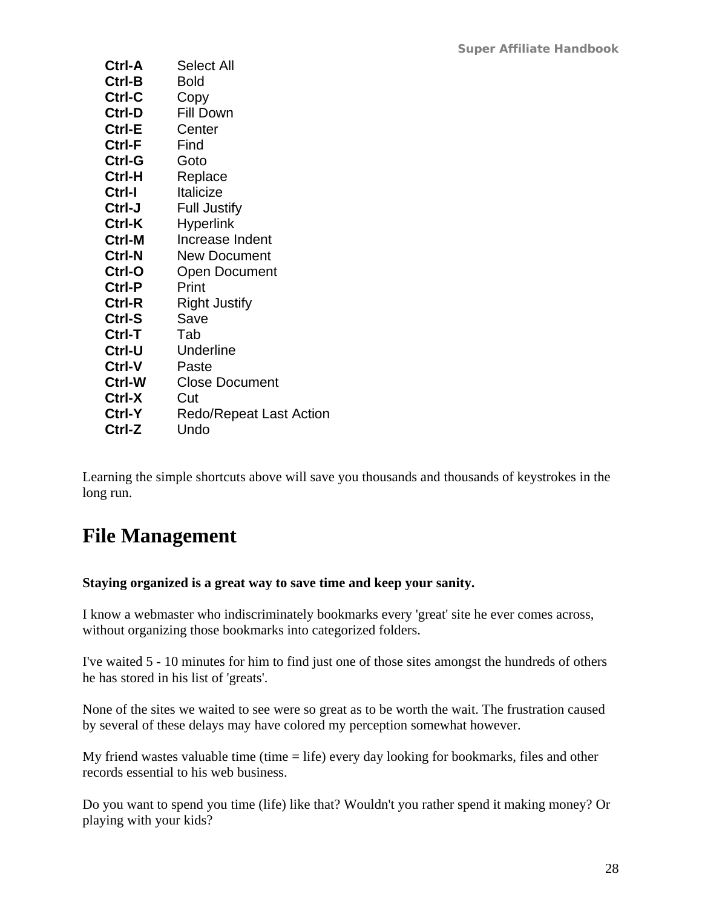| | |
|---|---|
| **Ctrl-A** | Select All |
| **Ctrl-B** | Bold |
| **Ctrl-C** | Copy |
| **Ctrl-D** | Fill Down |
| **Ctrl-E** | Center |
| **Ctrl-F** | Find |
| **Ctrl-G** | Goto |
| **Ctrl-H** | Replace |
| **Ctrl-I** | Italicize |
| **Ctrl-J** | Full Justify |
| **Ctrl-K** | Hyperlink |
| **Ctrl-M** | Increase Indent |
| **Ctrl-N** | New Document |
| **Ctrl-O** | Open Document |
| **Ctrl-P** | Print |
| **Ctrl-R** | Right Justify |
| **Ctrl-S** | Save |
| **Ctrl-T** | Tab |
| **Ctrl-U** | Underline |
| **Ctrl-V** | Paste |
| **Ctrl-W** | Close Document |
| **Ctrl-X** | Cut |
| **Ctrl-Y** | Redo/Repeat Last Action |
| **Ctrl-Z** | Undo |

Learning the simple shortcuts above will save you thousands and thousands of keystrokes in the long run.

# File Management

**Staying organized is a great way to save time and keep your sanity.**

I know a webmaster who indiscriminately bookmarks every 'great' site he ever comes across, without organizing those bookmarks into categorized folders.

I've waited 5 - 10 minutes for him to find just one of those sites amongst the hundreds of others he has stored in his list of 'greats'.

None of the sites we waited to see were so great as to be worth the wait. The frustration caused by several of these delays may have colored my perception somewhat however.

My friend wastes valuable time (time = life) every day looking for bookmarks, files and other records essential to his web business.

Do you want to spend you time (life) like that? Wouldn't you rather spend it making money? Or playing with your kids?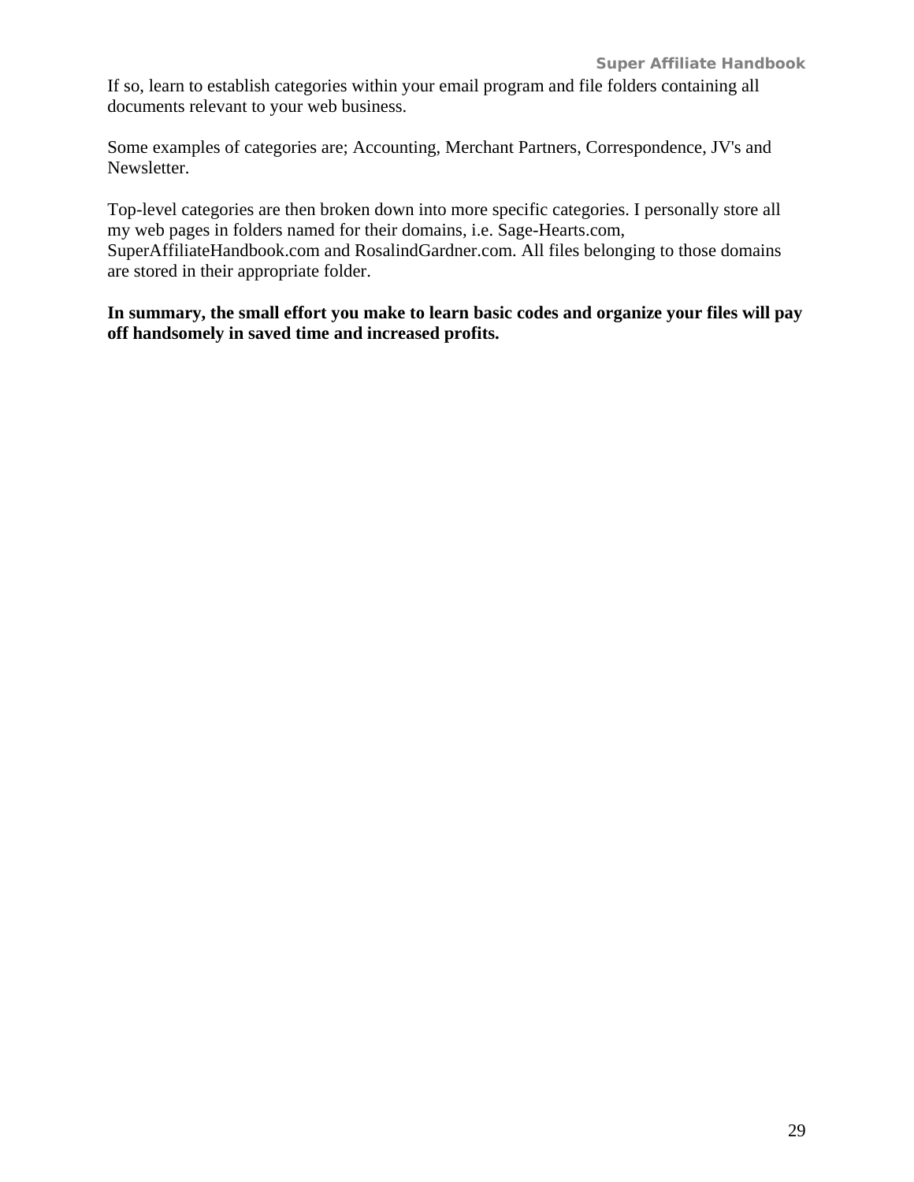If so, learn to establish categories within your email program and file folders containing all documents relevant to your web business.

Some examples of categories are; Accounting, Merchant Partners, Correspondence, JV's and Newsletter.

Top-level categories are then broken down into more specific categories. I personally store all my web pages in folders named for their domains, i.e. Sage-Hearts.com, SuperAffiliateHandbook.com and RosalindGardner.com. All files belonging to those domains are stored in their appropriate folder.

**In summary, the small effort you make to learn basic codes and organize your files will pay off handsomely in saved time and increased profits.**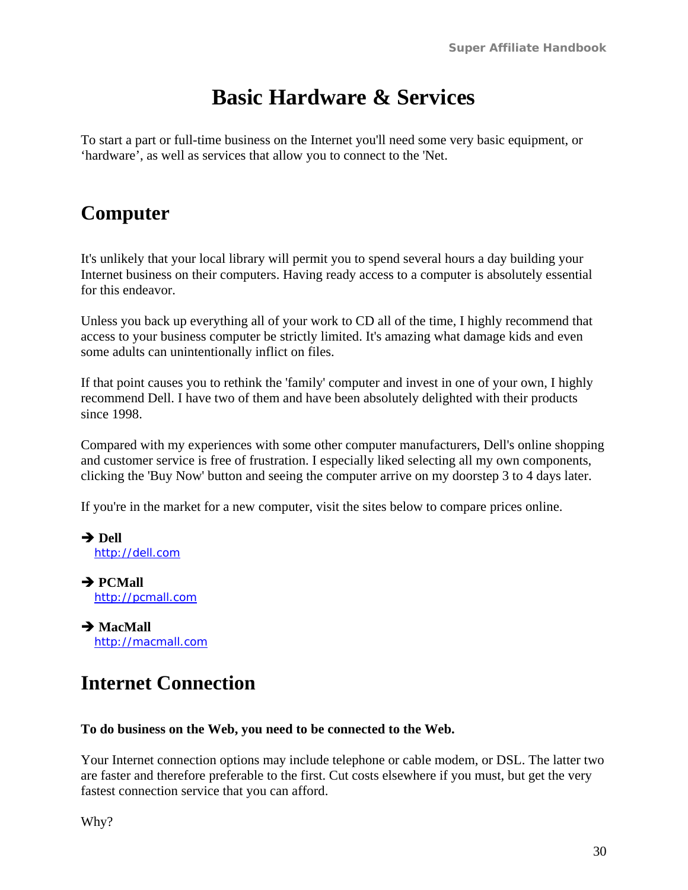# Basic Hardware & Services

To start a part or full-time business on the Internet you'll need some very basic equipment, or 'hardware', as well as services that allow you to connect to the 'Net.

## Computer

It's unlikely that your local library will permit you to spend several hours a day building your Internet business on their computers. Having ready access to a computer is absolutely essential for this endeavor.

Unless you back up everything all of your work to CD all of the time, I highly recommend that access to your business computer be strictly limited. It's amazing what damage kids and even some adults can unintentionally inflict on files.

If that point causes you to rethink the 'family' computer and invest in one of your own, I highly recommend Dell. I have two of them and have been absolutely delighted with their products since 1998.

Compared with my experiences with some other computer manufacturers, Dell's online shopping and customer service is free of frustration. I especially liked selecting all my own components, clicking the 'Buy Now' button and seeing the computer arrive on my doorstep 3 to 4 days later.

If you're in the market for a new computer, visit the sites below to compare prices online.

➔ **Dell**
http://dell.com

➔ **PCMall**
http://pcmall.com

➔ **MacMall**
http://macmall.com

## Internet Connection

**To do business on the Web, you need to be connected to the Web.**

Your Internet connection options may include telephone or cable modem, or DSL. The latter two are faster and therefore preferable to the first. Cut costs elsewhere if you must, but get the very fastest connection service that you can afford.

Why?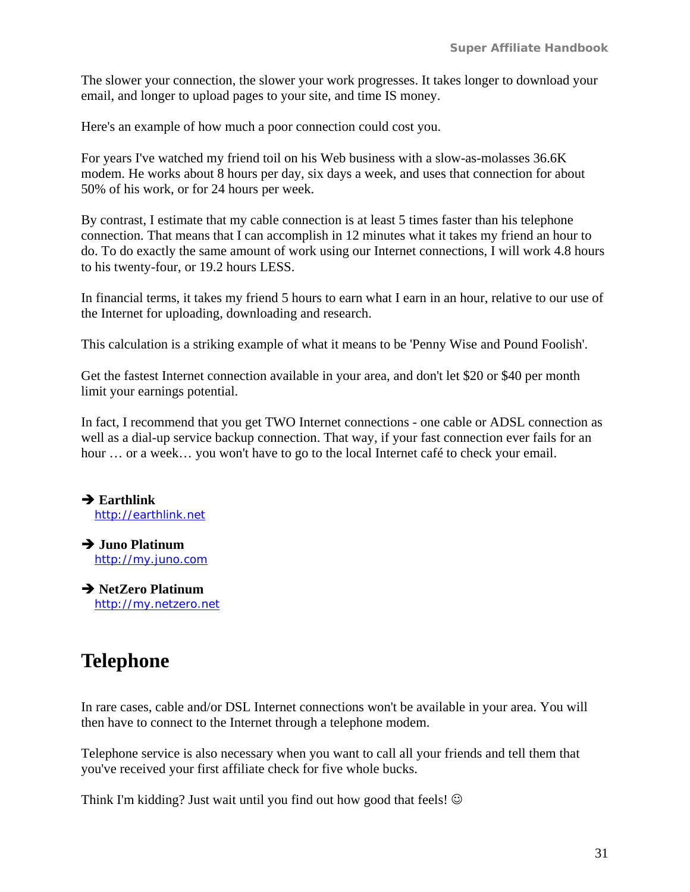The slower your connection, the slower your work progresses. It takes longer to download your email, and longer to upload pages to your site, and time IS money.

Here's an example of how much a poor connection could cost you.

For years I've watched my friend toil on his Web business with a slow-as-molasses 36.6K modem. He works about 8 hours per day, six days a week, and uses that connection for about 50% of his work, or for 24 hours per week.

By contrast, I estimate that my cable connection is at least 5 times faster than his telephone connection. That means that I can accomplish in 12 minutes what it takes my friend an hour to do. To do exactly the same amount of work using our Internet connections, I will work 4.8 hours to his twenty-four, or 19.2 hours LESS.

In financial terms, it takes my friend 5 hours to earn what I earn in an hour, relative to our use of the Internet for uploading, downloading and research.

This calculation is a striking example of what it means to be 'Penny Wise and Pound Foolish'.

Get the fastest Internet connection available in your area, and don't let $20 or $40 per month limit your earnings potential.

In fact, I recommend that you get TWO Internet connections - one cable or ADSL connection as well as a dial-up service backup connection. That way, if your fast connection ever fails for an hour … or a week… you won't have to go to the local Internet café to check your email.

➔ **Earthlink**
http://earthlink.net

➔ **Juno Platinum**
http://my.juno.com

➔ **NetZero Platinum**
http://my.netzero.net

# Telephone

In rare cases, cable and/or DSL Internet connections won't be available in your area. You will then have to connect to the Internet through a telephone modem.

Telephone service is also necessary when you want to call all your friends and tell them that you've received your first affiliate check for five whole bucks.

Think I'm kidding? Just wait until you find out how good that feels! ☺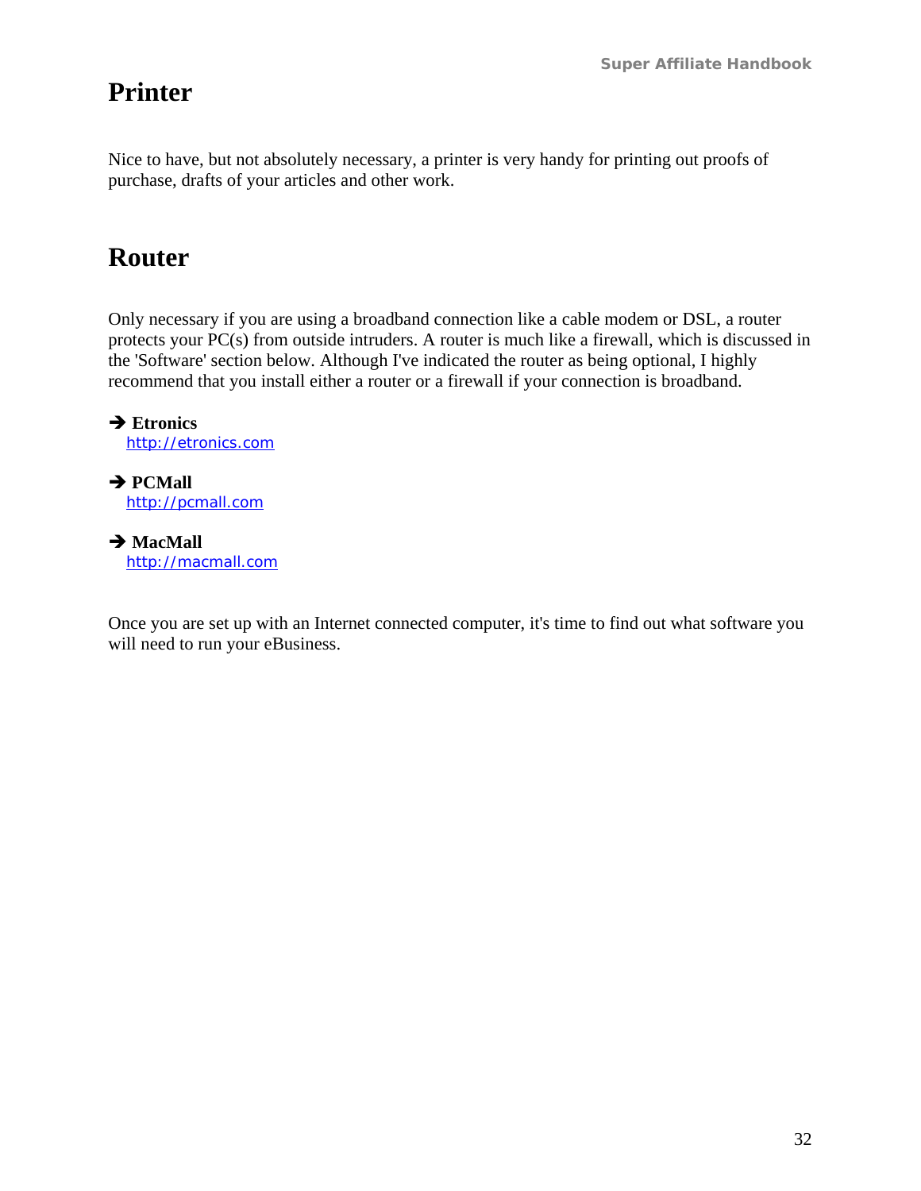# Printer

Nice to have, but not absolutely necessary, a printer is very handy for printing out proofs of purchase, drafts of your articles and other work.

# Router

Only necessary if you are using a broadband connection like a cable modem or DSL, a router protects your PC(s) from outside intruders. A router is much like a firewall, which is discussed in the 'Software' section below. Although I've indicated the router as being optional, I highly recommend that you install either a router or a firewall if your connection is broadband.

➔ **Etronics**
http://etronics.com

➔ **PCMall**
http://pcmall.com

➔ **MacMall**
http://macmall.com

Once you are set up with an Internet connected computer, it's time to find out what software you will need to run your eBusiness.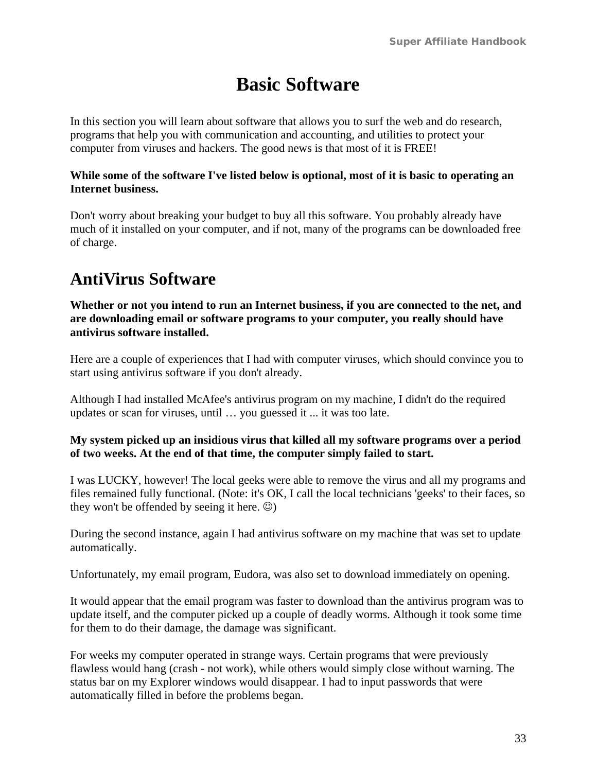# Basic Software

In this section you will learn about software that allows you to surf the web and do research, programs that help you with communication and accounting, and utilities to protect your computer from viruses and hackers. The good news is that most of it is FREE!

**While some of the software I've listed below is optional, most of it is basic to operating an Internet business.**

Don't worry about breaking your budget to buy all this software. You probably already have much of it installed on your computer, and if not, many of the programs can be downloaded free of charge.

## AntiVirus Software

**Whether or not you intend to run an Internet business, if you are connected to the net, and are downloading email or software programs to your computer, you really should have antivirus software installed.**

Here are a couple of experiences that I had with computer viruses, which should convince you to start using antivirus software if you don't already.

Although I had installed McAfee's antivirus program on my machine, I didn't do the required updates or scan for viruses, until … you guessed it ... it was too late.

**My system picked up an insidious virus that killed all my software programs over a period of two weeks. At the end of that time, the computer simply failed to start.**

I was LUCKY, however! The local geeks were able to remove the virus and all my programs and files remained fully functional. (Note: it's OK, I call the local technicians 'geeks' to their faces, so they won't be offended by seeing it here. ☺)

During the second instance, again I had antivirus software on my machine that was set to update automatically.

Unfortunately, my email program, Eudora, was also set to download immediately on opening.

It would appear that the email program was faster to download than the antivirus program was to update itself, and the computer picked up a couple of deadly worms. Although it took some time for them to do their damage, the damage was significant.

For weeks my computer operated in strange ways. Certain programs that were previously flawless would hang (crash - not work), while others would simply close without warning. The status bar on my Explorer windows would disappear. I had to input passwords that were automatically filled in before the problems began.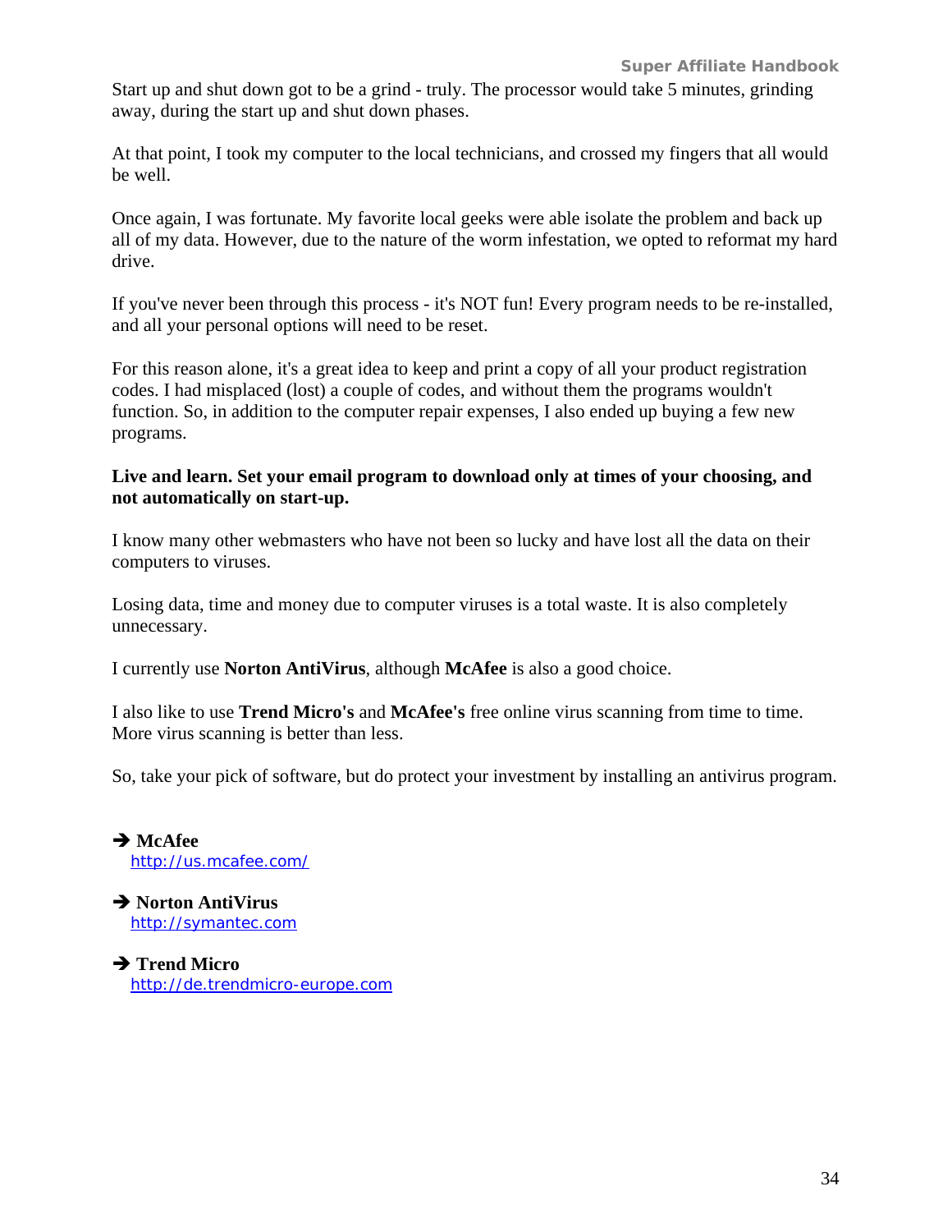Start up and shut down got to be a grind - truly. The processor would take 5 minutes, grinding away, during the start up and shut down phases.

At that point, I took my computer to the local technicians, and crossed my fingers that all would be well.

Once again, I was fortunate. My favorite local geeks were able isolate the problem and back up all of my data. However, due to the nature of the worm infestation, we opted to reformat my hard drive.

If you've never been through this process - it's NOT fun! Every program needs to be re-installed, and all your personal options will need to be reset.

For this reason alone, it's a great idea to keep and print a copy of all your product registration codes. I had misplaced (lost) a couple of codes, and without them the programs wouldn't function. So, in addition to the computer repair expenses, I also ended up buying a few new programs.

**Live and learn. Set your email program to download only at times of your choosing, and not automatically on start-up.**

I know many other webmasters who have not been so lucky and have lost all the data on their computers to viruses.

Losing data, time and money due to computer viruses is a total waste. It is also completely unnecessary.

I currently use **Norton AntiVirus**, although **McAfee** is also a good choice.

I also like to use **Trend Micro's** and **McAfee's** free online virus scanning from time to time. More virus scanning is better than less.

So, take your pick of software, but do protect your investment by installing an antivirus program.

➔ **McAfee**
http://us.mcafee.com/

➔ **Norton AntiVirus**
http://symantec.com

➔ **Trend Micro**
http://de.trendmicro-europe.com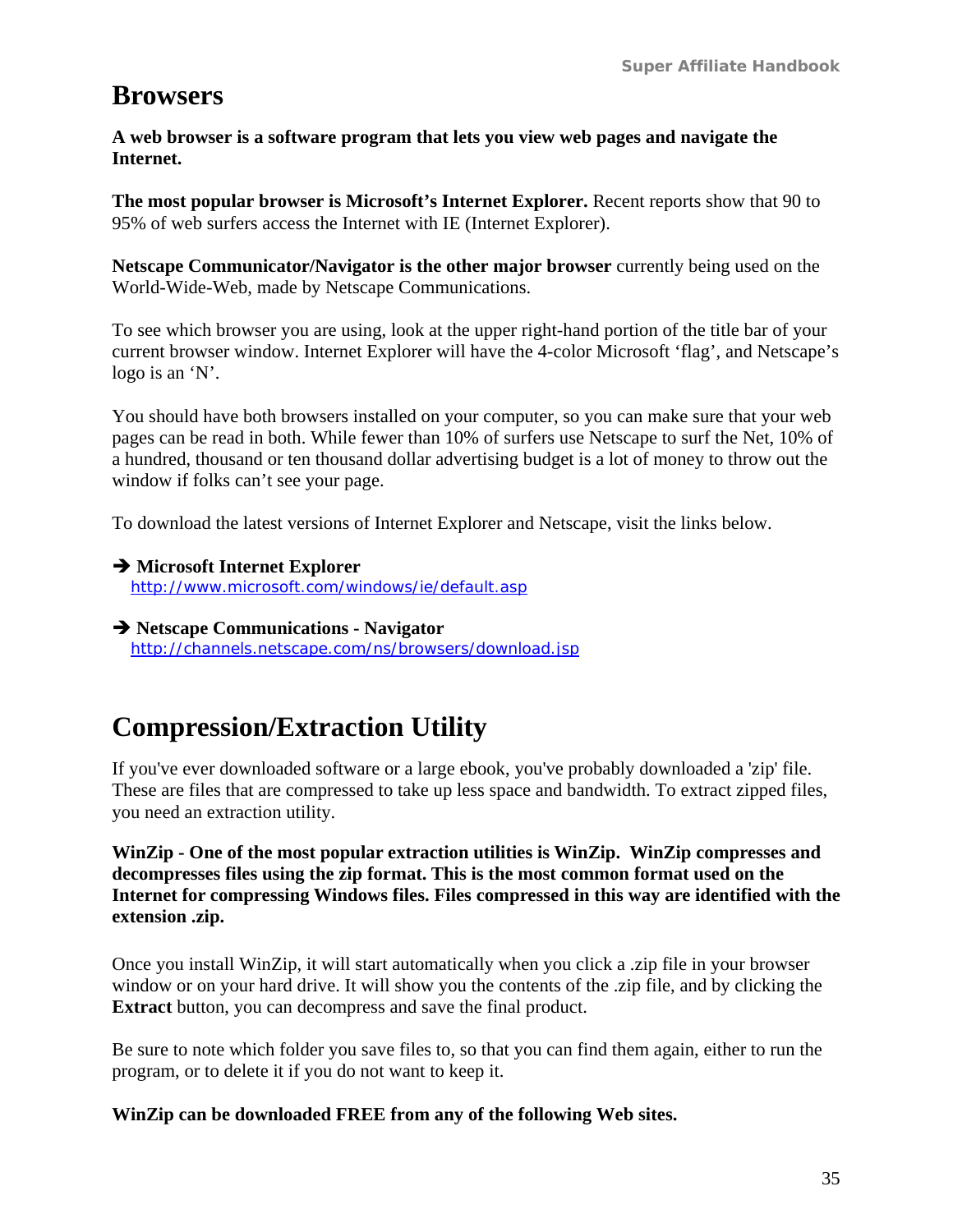# Browsers

**A web browser is a software program that lets you view web pages and navigate the Internet.**

**The most popular browser is Microsoft's Internet Explorer.** Recent reports show that 90 to 95% of web surfers access the Internet with IE (Internet Explorer).

**Netscape Communicator/Navigator is the other major browser** currently being used on the World-Wide-Web, made by Netscape Communications.

To see which browser you are using, look at the upper right-hand portion of the title bar of your current browser window. Internet Explorer will have the 4-color Microsoft 'flag', and Netscape's logo is an 'N'.

You should have both browsers installed on your computer, so you can make sure that your web pages can be read in both. While fewer than 10% of surfers use Netscape to surf the Net, 10% of a hundred, thousand or ten thousand dollar advertising budget is a lot of money to throw out the window if folks can't see your page.

To download the latest versions of Internet Explorer and Netscape, visit the links below.

➔ **Microsoft Internet Explorer**
http://www.microsoft.com/windows/ie/default.asp

➔ **Netscape Communications - Navigator**
http://channels.netscape.com/ns/browsers/download.jsp

# Compression/Extraction Utility

If you've ever downloaded software or a large ebook, you've probably downloaded a 'zip' file. These are files that are compressed to take up less space and bandwidth. To extract zipped files, you need an extraction utility.

**WinZip - One of the most popular extraction utilities is WinZip. WinZip compresses and decompresses files using the zip format. This is the most common format used on the Internet for compressing Windows files. Files compressed in this way are identified with the extension .zip.**

Once you install WinZip, it will start automatically when you click a .zip file in your browser window or on your hard drive. It will show you the contents of the .zip file, and by clicking the **Extract** button, you can decompress and save the final product.

Be sure to note which folder you save files to, so that you can find them again, either to run the program, or to delete it if you do not want to keep it.

**WinZip can be downloaded FREE from any of the following Web sites.**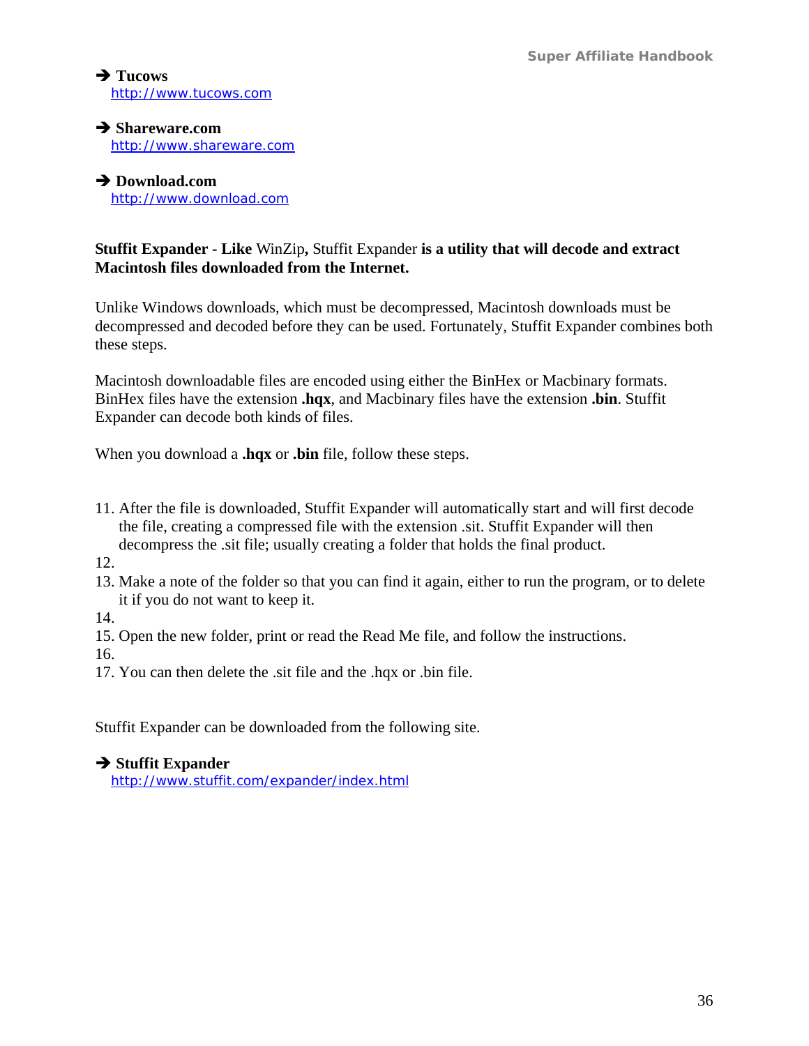➔ **Tucows**
http://www.tucows.com

➔ **Shareware.com**
http://www.shareware.com

➔ **Download.com**
http://www.download.com

**Stuffit Expander - Like** WinZip**,** Stuffit Expander **is a utility that will decode and extract Macintosh files downloaded from the Internet.**

Unlike Windows downloads, which must be decompressed, Macintosh downloads must be decompressed and decoded before they can be used. Fortunately, Stuffit Expander combines both these steps.

Macintosh downloadable files are encoded using either the BinHex or Macbinary formats. BinHex files have the extension **.hqx**, and Macbinary files have the extension **.bin**. Stuffit Expander can decode both kinds of files.

When you download a **.hqx** or **.bin** file, follow these steps.

11. After the file is downloaded, Stuffit Expander will automatically start and will first decode the file, creating a compressed file with the extension .sit. Stuffit Expander will then decompress the .sit file; usually creating a folder that holds the final product.
12. 
13. Make a note of the folder so that you can find it again, either to run the program, or to delete it if you do not want to keep it.
14. 
15. Open the new folder, print or read the Read Me file, and follow the instructions.
16. 
17. You can then delete the .sit file and the .hqx or .bin file.

Stuffit Expander can be downloaded from the following site.

➔ **Stuffit Expander**
http://www.stuffit.com/expander/index.html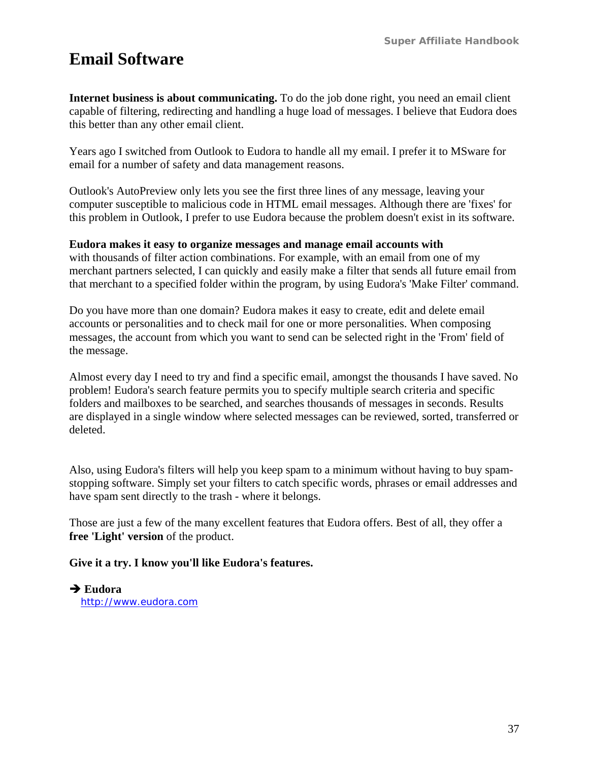# Email Software

**Internet business is about communicating.** To do the job done right, you need an email client capable of filtering, redirecting and handling a huge load of messages. I believe that Eudora does this better than any other email client.

Years ago I switched from Outlook to Eudora to handle all my email. I prefer it to MSware for email for a number of safety and data management reasons.

Outlook's AutoPreview only lets you see the first three lines of any message, leaving your computer susceptible to malicious code in HTML email messages. Although there are 'fixes' for this problem in Outlook, I prefer to use Eudora because the problem doesn't exist in its software.

**Eudora makes it easy to organize messages and manage email accounts with** with thousands of filter action combinations. For example, with an email from one of my merchant partners selected, I can quickly and easily make a filter that sends all future email from that merchant to a specified folder within the program, by using Eudora's 'Make Filter' command.

Do you have more than one domain? Eudora makes it easy to create, edit and delete email accounts or personalities and to check mail for one or more personalities. When composing messages, the account from which you want to send can be selected right in the 'From' field of the message.

Almost every day I need to try and find a specific email, amongst the thousands I have saved. No problem! Eudora's search feature permits you to specify multiple search criteria and specific folders and mailboxes to be searched, and searches thousands of messages in seconds. Results are displayed in a single window where selected messages can be reviewed, sorted, transferred or deleted.

Also, using Eudora's filters will help you keep spam to a minimum without having to buy spam-stopping software. Simply set your filters to catch specific words, phrases or email addresses and have spam sent directly to the trash - where it belongs.

Those are just a few of the many excellent features that Eudora offers. Best of all, they offer a **free 'Light' version** of the product.

**Give it a try. I know you'll like Eudora's features.**

➔ **Eudora**
http://www.eudora.com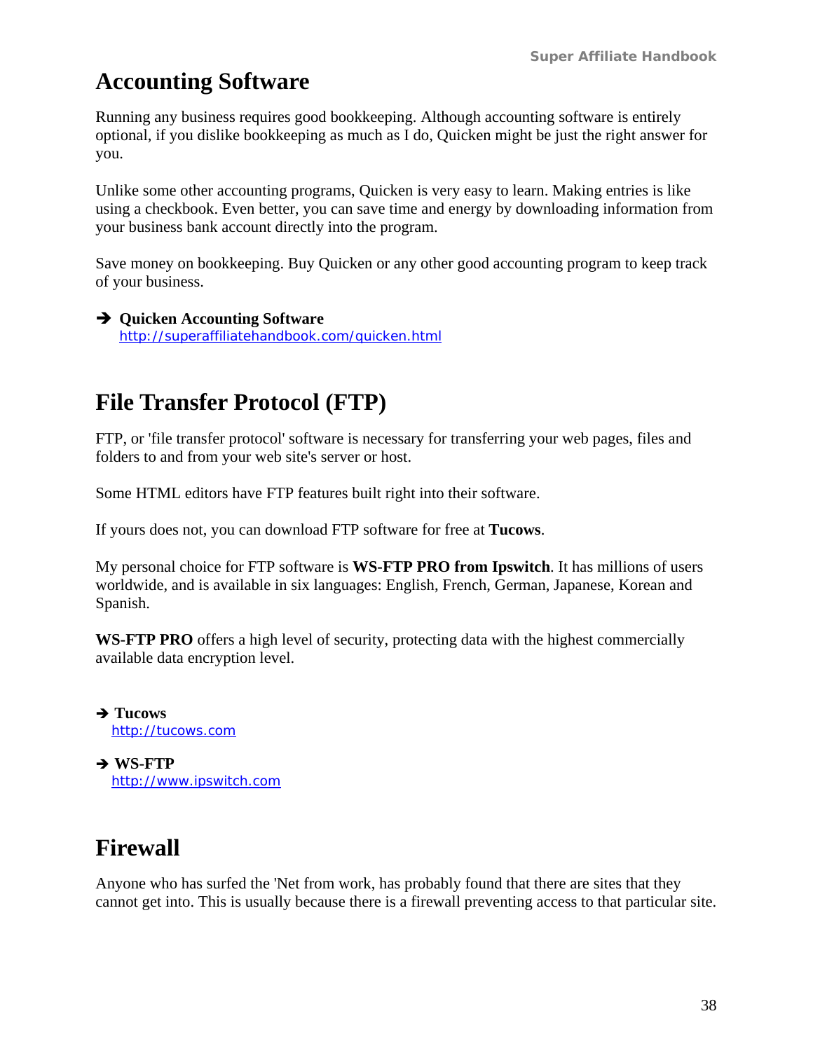## Accounting Software

Running any business requires good bookkeeping. Although accounting software is entirely optional, if you dislike bookkeeping as much as I do, Quicken might be just the right answer for you.

Unlike some other accounting programs, Quicken is very easy to learn. Making entries is like using a checkbook. Even better, you can save time and energy by downloading information from your business bank account directly into the program.

Save money on bookkeeping. Buy Quicken or any other good accounting program to keep track of your business.

➔ **Quicken Accounting Software**
http://superaffiliatehandbook.com/quicken.html

## File Transfer Protocol (FTP)

FTP, or 'file transfer protocol' software is necessary for transferring your web pages, files and folders to and from your web site's server or host.

Some HTML editors have FTP features built right into their software.

If yours does not, you can download FTP software for free at **Tucows**.

My personal choice for FTP software is **WS-FTP PRO from Ipswitch**. It has millions of users worldwide, and is available in six languages: English, French, German, Japanese, Korean and Spanish.

**WS-FTP PRO** offers a high level of security, protecting data with the highest commercially available data encryption level.

➔ **Tucows**
http://tucows.com

➔ **WS-FTP**
http://www.ipswitch.com

## Firewall

Anyone who has surfed the 'Net from work, has probably found that there are sites that they cannot get into. This is usually because there is a firewall preventing access to that particular site.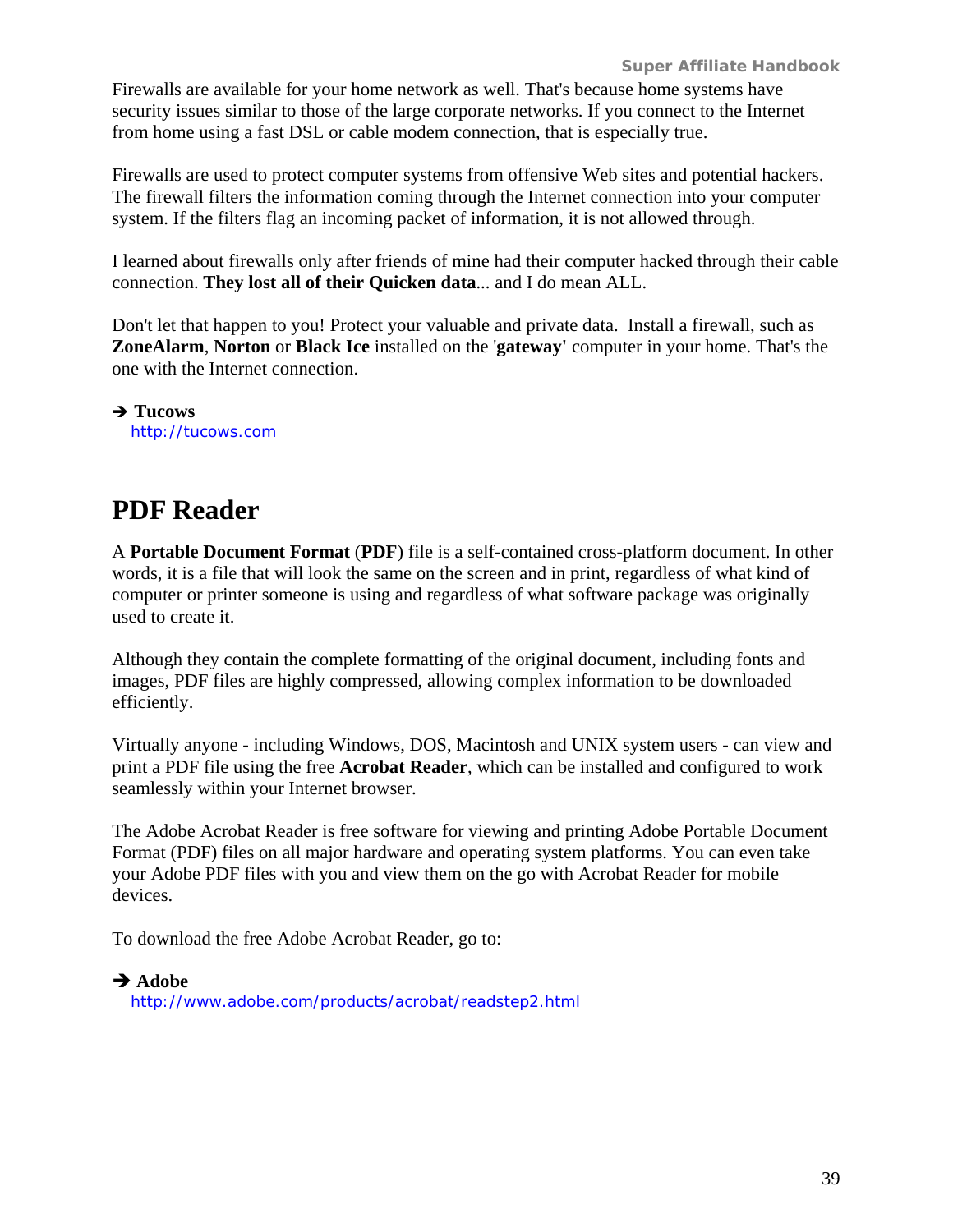Firewalls are available for your home network as well. That's because home systems have security issues similar to those of the large corporate networks. If you connect to the Internet from home using a fast DSL or cable modem connection, that is especially true.

Firewalls are used to protect computer systems from offensive Web sites and potential hackers. The firewall filters the information coming through the Internet connection into your computer system. If the filters flag an incoming packet of information, it is not allowed through.

I learned about firewalls only after friends of mine had their computer hacked through their cable connection. **They lost all of their Quicken data**... and I do mean ALL.

Don't let that happen to you! Protect your valuable and private data. Install a firewall, such as **ZoneAlarm**, **Norton** or **Black Ice** installed on the '**gateway'** computer in your home. That's the one with the Internet connection.

➔ **Tucows**
http://tucows.com

# PDF Reader

A **Portable Document Format** (**PDF**) file is a self-contained cross-platform document. In other words, it is a file that will look the same on the screen and in print, regardless of what kind of computer or printer someone is using and regardless of what software package was originally used to create it.

Although they contain the complete formatting of the original document, including fonts and images, PDF files are highly compressed, allowing complex information to be downloaded efficiently.

Virtually anyone - including Windows, DOS, Macintosh and UNIX system users - can view and print a PDF file using the free **Acrobat Reader**, which can be installed and configured to work seamlessly within your Internet browser.

The Adobe Acrobat Reader is free software for viewing and printing Adobe Portable Document Format (PDF) files on all major hardware and operating system platforms. You can even take your Adobe PDF files with you and view them on the go with Acrobat Reader for mobile devices.

To download the free Adobe Acrobat Reader, go to:

➔ **Adobe**
http://www.adobe.com/products/acrobat/readstep2.html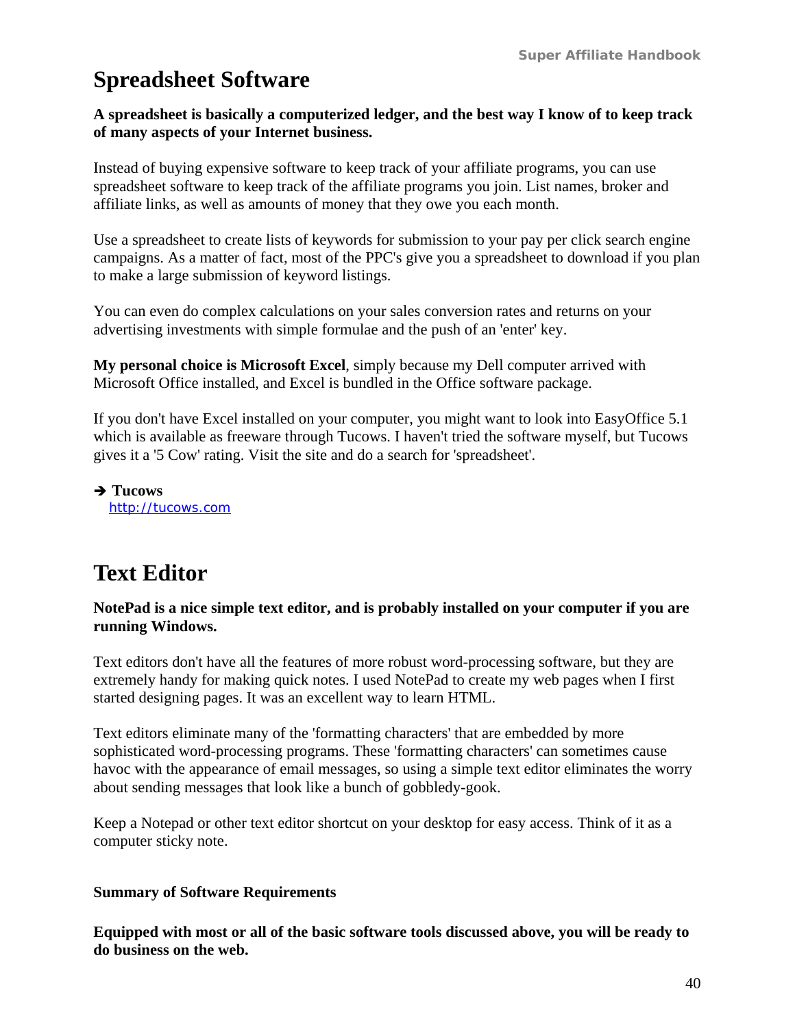## Spreadsheet Software

**A spreadsheet is basically a computerized ledger, and the best way I know of to keep track of many aspects of your Internet business.**

Instead of buying expensive software to keep track of your affiliate programs, you can use spreadsheet software to keep track of the affiliate programs you join. List names, broker and affiliate links, as well as amounts of money that they owe you each month.

Use a spreadsheet to create lists of keywords for submission to your pay per click search engine campaigns. As a matter of fact, most of the PPC's give you a spreadsheet to download if you plan to make a large submission of keyword listings.

You can even do complex calculations on your sales conversion rates and returns on your advertising investments with simple formulae and the push of an 'enter' key.

**My personal choice is Microsoft Excel**, simply because my Dell computer arrived with Microsoft Office installed, and Excel is bundled in the Office software package.

If you don't have Excel installed on your computer, you might want to look into EasyOffice 5.1 which is available as freeware through Tucows. I haven't tried the software myself, but Tucows gives it a '5 Cow' rating. Visit the site and do a search for 'spreadsheet'.

➔ **Tucows**
http://tucows.com

## Text Editor

**NotePad is a nice simple text editor, and is probably installed on your computer if you are running Windows.**

Text editors don't have all the features of more robust word-processing software, but they are extremely handy for making quick notes. I used NotePad to create my web pages when I first started designing pages. It was an excellent way to learn HTML.

Text editors eliminate many of the 'formatting characters' that are embedded by more sophisticated word-processing programs. These 'formatting characters' can sometimes cause havoc with the appearance of email messages, so using a simple text editor eliminates the worry about sending messages that look like a bunch of gobbledy-gook.

Keep a Notepad or other text editor shortcut on your desktop for easy access. Think of it as a computer sticky note.

**Summary of Software Requirements**

**Equipped with most or all of the basic software tools discussed above, you will be ready to do business on the web.**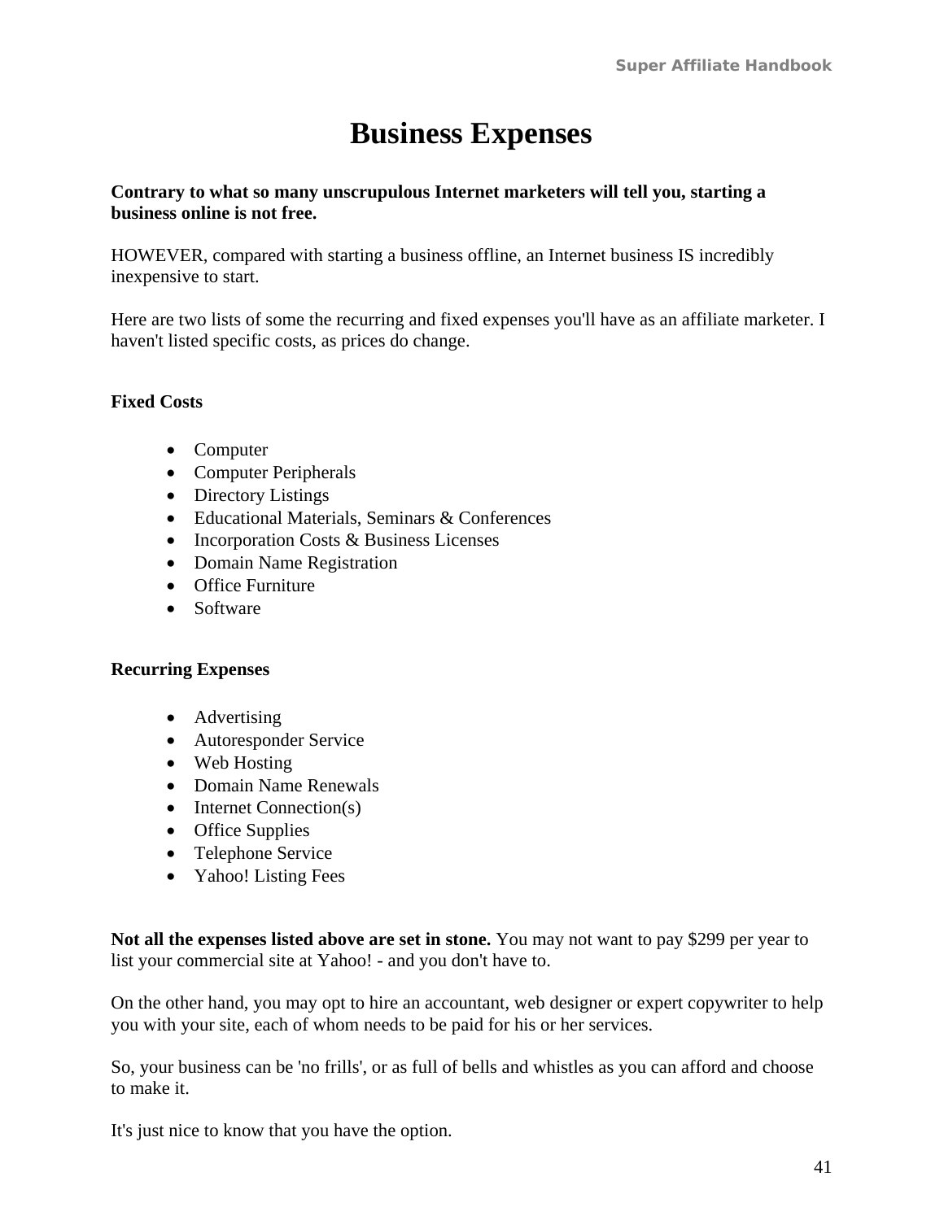# Business Expenses

**Contrary to what so many unscrupulous Internet marketers will tell you, starting a business online is not free.**

HOWEVER, compared with starting a business offline, an Internet business IS incredibly inexpensive to start.

Here are two lists of some the recurring and fixed expenses you'll have as an affiliate marketer. I haven't listed specific costs, as prices do change.

**Fixed Costs**

- Computer
- Computer Peripherals
- Directory Listings
- Educational Materials, Seminars & Conferences
- Incorporation Costs & Business Licenses
- Domain Name Registration
- Office Furniture
- Software

**Recurring Expenses**

- Advertising
- Autoresponder Service
- Web Hosting
- Domain Name Renewals
- Internet Connection(s)
- Office Supplies
- Telephone Service
- Yahoo! Listing Fees

**Not all the expenses listed above are set in stone.** You may not want to pay $299 per year to list your commercial site at Yahoo! - and you don't have to.

On the other hand, you may opt to hire an accountant, web designer or expert copywriter to help you with your site, each of whom needs to be paid for his or her services.

So, your business can be 'no frills', or as full of bells and whistles as you can afford and choose to make it.

It's just nice to know that you have the option.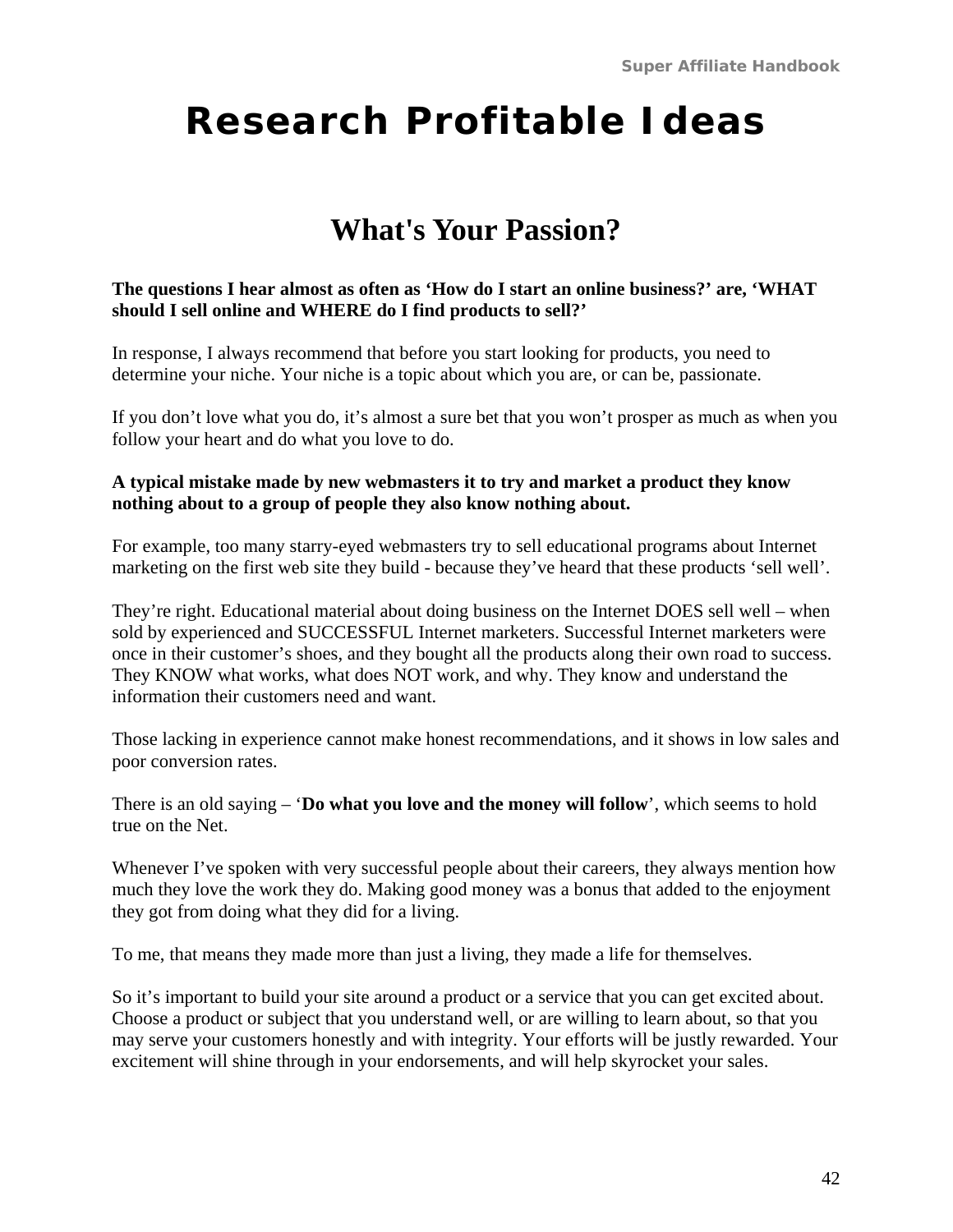# Research Profitable Ideas

## What's Your Passion?

**The questions I hear almost as often as 'How do I start an online business?' are, 'WHAT should I sell online and WHERE do I find products to sell?'**

In response, I always recommend that before you start looking for products, you need to determine your niche. Your niche is a topic about which you are, or can be, passionate.

If you don't love what you do, it's almost a sure bet that you won't prosper as much as when you follow your heart and do what you love to do.

**A typical mistake made by new webmasters it to try and market a product they know nothing about to a group of people they also know nothing about.**

For example, too many starry-eyed webmasters try to sell educational programs about Internet marketing on the first web site they build - because they've heard that these products 'sell well'.

They're right. Educational material about doing business on the Internet DOES sell well – when sold by experienced and SUCCESSFUL Internet marketers. Successful Internet marketers were once in their customer's shoes, and they bought all the products along their own road to success. They KNOW what works, what does NOT work, and why. They know and understand the information their customers need and want.

Those lacking in experience cannot make honest recommendations, and it shows in low sales and poor conversion rates.

There is an old saying – '**Do what you love and the money will follow**', which seems to hold true on the Net.

Whenever I've spoken with very successful people about their careers, they always mention how much they love the work they do. Making good money was a bonus that added to the enjoyment they got from doing what they did for a living.

To me, that means they made more than just a living, they made a life for themselves.

So it's important to build your site around a product or a service that you can get excited about. Choose a product or subject that you understand well, or are willing to learn about, so that you may serve your customers honestly and with integrity. Your efforts will be justly rewarded. Your excitement will shine through in your endorsements, and will help skyrocket your sales.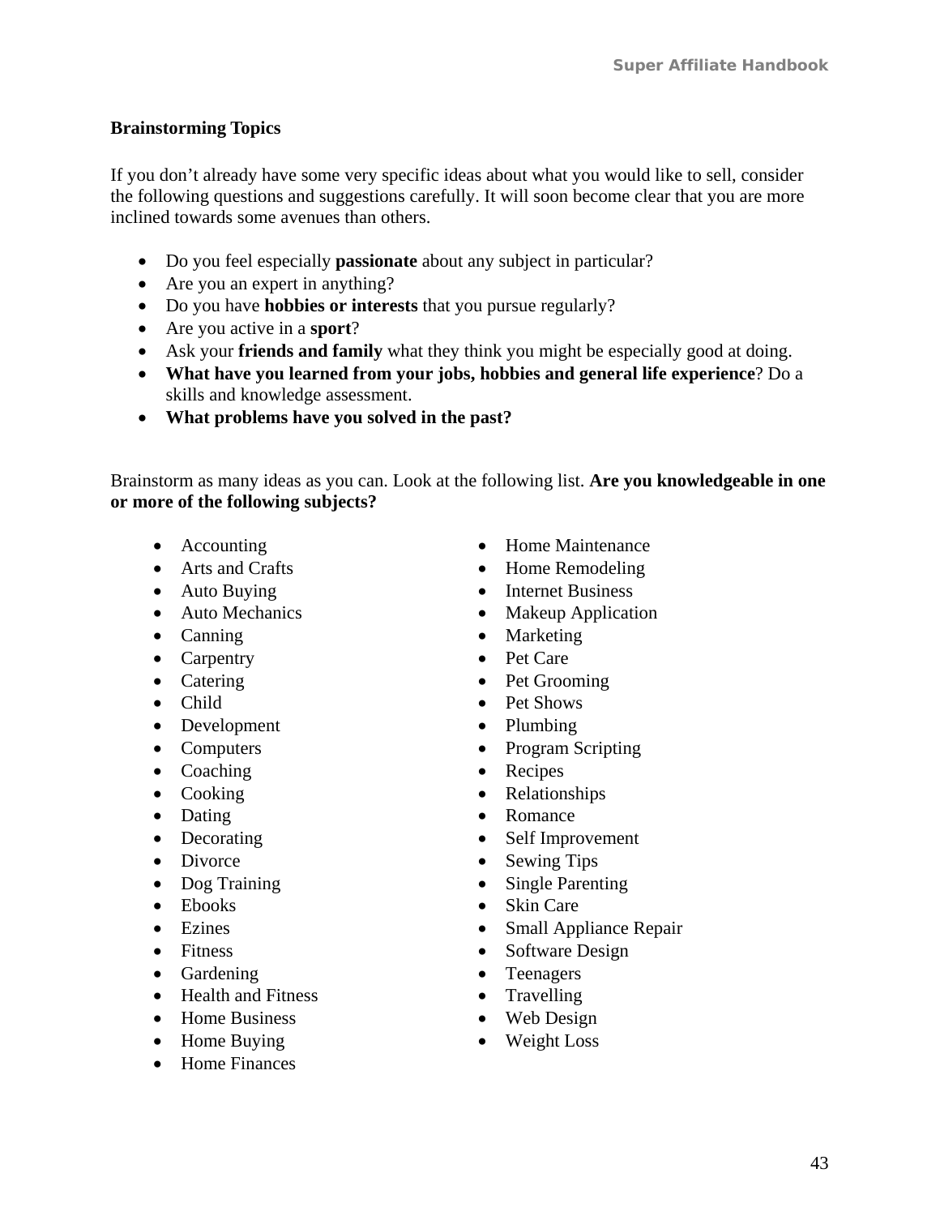**Brainstorming Topics**

If you don't already have some very specific ideas about what you would like to sell, consider the following questions and suggestions carefully. It will soon become clear that you are more inclined towards some avenues than others.

- Do you feel especially **passionate** about any subject in particular?
- Are you an expert in anything?
- Do you have **hobbies or interests** that you pursue regularly?
- Are you active in a **sport**?
- Ask your **friends and family** what they think you might be especially good at doing.
- **What have you learned from your jobs, hobbies and general life experience**? Do a skills and knowledge assessment.
- **What problems have you solved in the past?**

Brainstorm as many ideas as you can. Look at the following list. **Are you knowledgeable in one or more of the following subjects?**

- Accounting
- Arts and Crafts
- Auto Buying
- Auto Mechanics
- Canning
- Carpentry
- Catering
- Child
- Development
- Computers
- Coaching
- Cooking
- Dating
- Decorating
- Divorce
- Dog Training
- Ebooks
- Ezines
- Fitness
- Gardening
- Health and Fitness
- Home Business
- Home Buying
- Home Finances
- Home Maintenance
- Home Remodeling
- Internet Business
- Makeup Application
- Marketing
- Pet Care
- Pet Grooming
- Pet Shows
- Plumbing
- Program Scripting
- Recipes
- Relationships
- Romance
- Self Improvement
- Sewing Tips
- Single Parenting
- Skin Care
- Small Appliance Repair
- Software Design
- Teenagers
- Travelling
- Web Design
- Weight Loss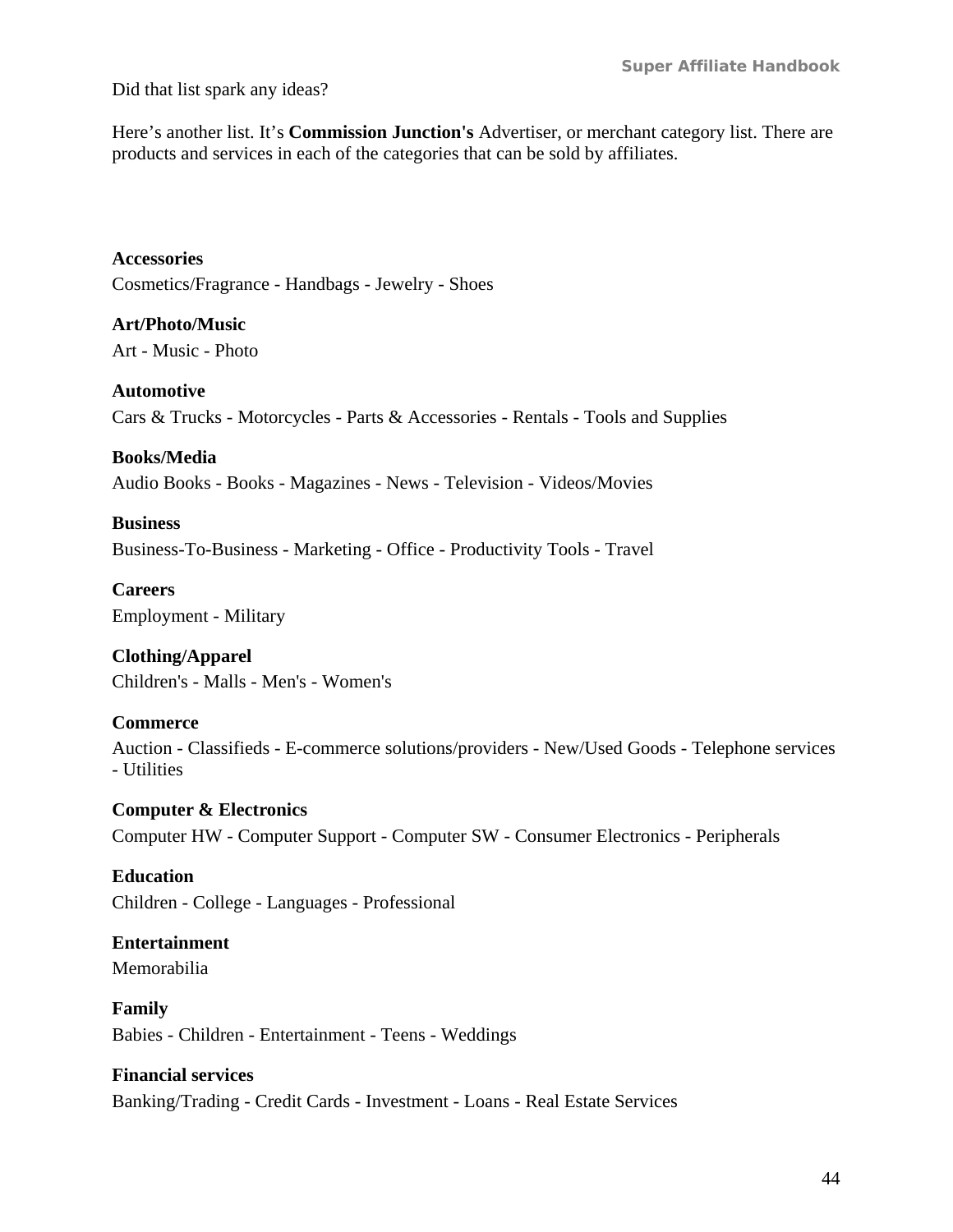Did that list spark any ideas?

Here's another list. It's **Commission Junction's** Advertiser, or merchant category list. There are products and services in each of the categories that can be sold by affiliates.

**Accessories**
Cosmetics/Fragrance - Handbags - Jewelry - Shoes

**Art/Photo/Music**
Art - Music - Photo

**Automotive**
Cars & Trucks - Motorcycles - Parts & Accessories - Rentals - Tools and Supplies

**Books/Media**
Audio Books - Books - Magazines - News - Television - Videos/Movies

**Business**
Business-To-Business - Marketing - Office - Productivity Tools - Travel

**Careers**
Employment - Military

**Clothing/Apparel**
Children's - Malls - Men's - Women's

**Commerce**
Auction - Classifieds - E-commerce solutions/providers - New/Used Goods - Telephone services - Utilities

**Computer & Electronics**
Computer HW - Computer Support - Computer SW - Consumer Electronics - Peripherals

**Education**
Children - College - Languages - Professional

**Entertainment**
Memorabilia

**Family**
Babies - Children - Entertainment - Teens - Weddings

**Financial services**
Banking/Trading - Credit Cards - Investment - Loans - Real Estate Services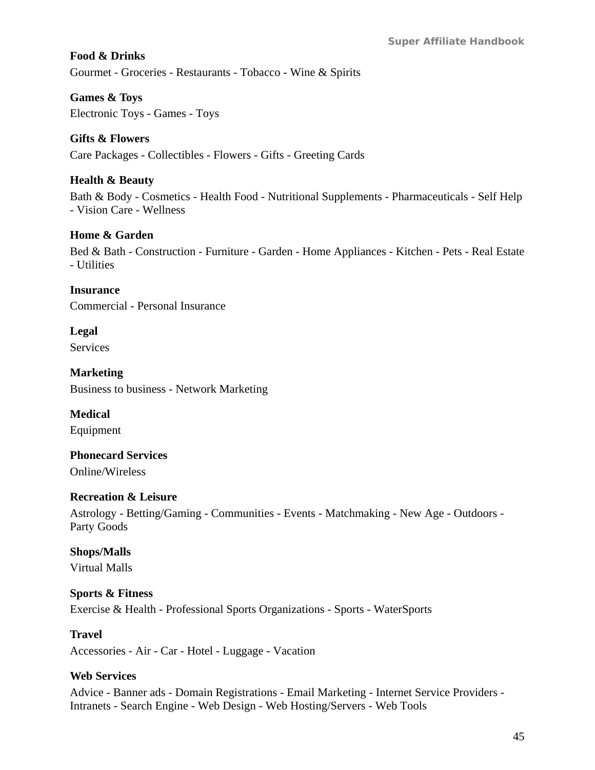**Food & Drinks**
Gourmet - Groceries - Restaurants - Tobacco - Wine & Spirits

**Games & Toys**
Electronic Toys - Games - Toys

**Gifts & Flowers**
Care Packages - Collectibles - Flowers - Gifts - Greeting Cards

**Health & Beauty**
Bath & Body - Cosmetics - Health Food - Nutritional Supplements - Pharmaceuticals - Self Help - Vision Care - Wellness

**Home & Garden**
Bed & Bath - Construction - Furniture - Garden - Home Appliances - Kitchen - Pets - Real Estate - Utilities

**Insurance**
Commercial - Personal Insurance

**Legal**
Services

**Marketing**
Business to business - Network Marketing

**Medical**
Equipment

**Phonecard Services**
Online/Wireless

**Recreation & Leisure**
Astrology - Betting/Gaming - Communities - Events - Matchmaking - New Age - Outdoors - Party Goods

**Shops/Malls**
Virtual Malls

**Sports & Fitness**
Exercise & Health - Professional Sports Organizations - Sports - WaterSports

**Travel**
Accessories - Air - Car - Hotel - Luggage - Vacation

**Web Services**
Advice - Banner ads - Domain Registrations - Email Marketing - Internet Service Providers - Intranets - Search Engine - Web Design - Web Hosting/Servers - Web Tools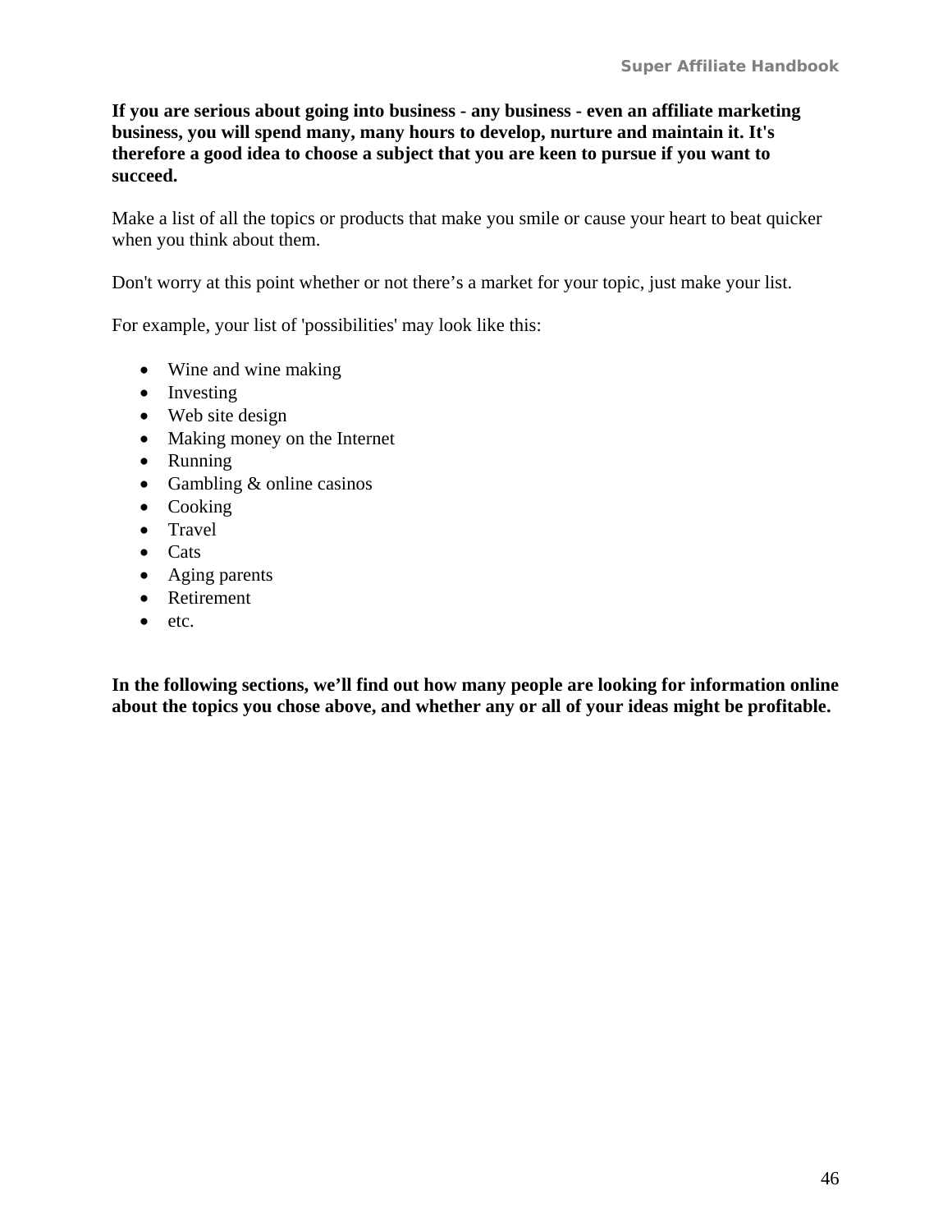**If you are serious about going into business - any business - even an affiliate marketing business, you will spend many, many hours to develop, nurture and maintain it. It's therefore a good idea to choose a subject that you are keen to pursue if you want to succeed.**

Make a list of all the topics or products that make you smile or cause your heart to beat quicker when you think about them.

Don't worry at this point whether or not there's a market for your topic, just make your list.

For example, your list of 'possibilities' may look like this:

- Wine and wine making
- Investing
- Web site design
- Making money on the Internet
- Running
- Gambling & online casinos
- Cooking
- Travel
- Cats
- Aging parents
- Retirement
- etc.

**In the following sections, we'll find out how many people are looking for information online about the topics you chose above, and whether any or all of your ideas might be profitable.**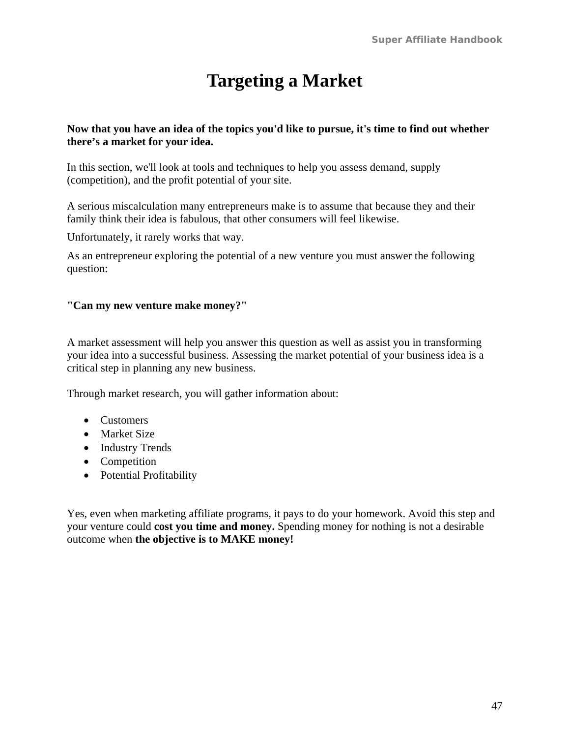# Targeting a Market

**Now that you have an idea of the topics you'd like to pursue, it's time to find out whether there's a market for your idea.**

In this section, we'll look at tools and techniques to help you assess demand, supply (competition), and the profit potential of your site.

A serious miscalculation many entrepreneurs make is to assume that because they and their family think their idea is fabulous, that other consumers will feel likewise.

Unfortunately, it rarely works that way.

As an entrepreneur exploring the potential of a new venture you must answer the following question:

**"Can my new venture make money?"**

A market assessment will help you answer this question as well as assist you in transforming your idea into a successful business. Assessing the market potential of your business idea is a critical step in planning any new business.

Through market research, you will gather information about:

- Customers
- Market Size
- Industry Trends
- Competition
- Potential Profitability

Yes, even when marketing affiliate programs, it pays to do your homework. Avoid this step and your venture could **cost you time and money.** Spending money for nothing is not a desirable outcome when **the objective is to MAKE money!**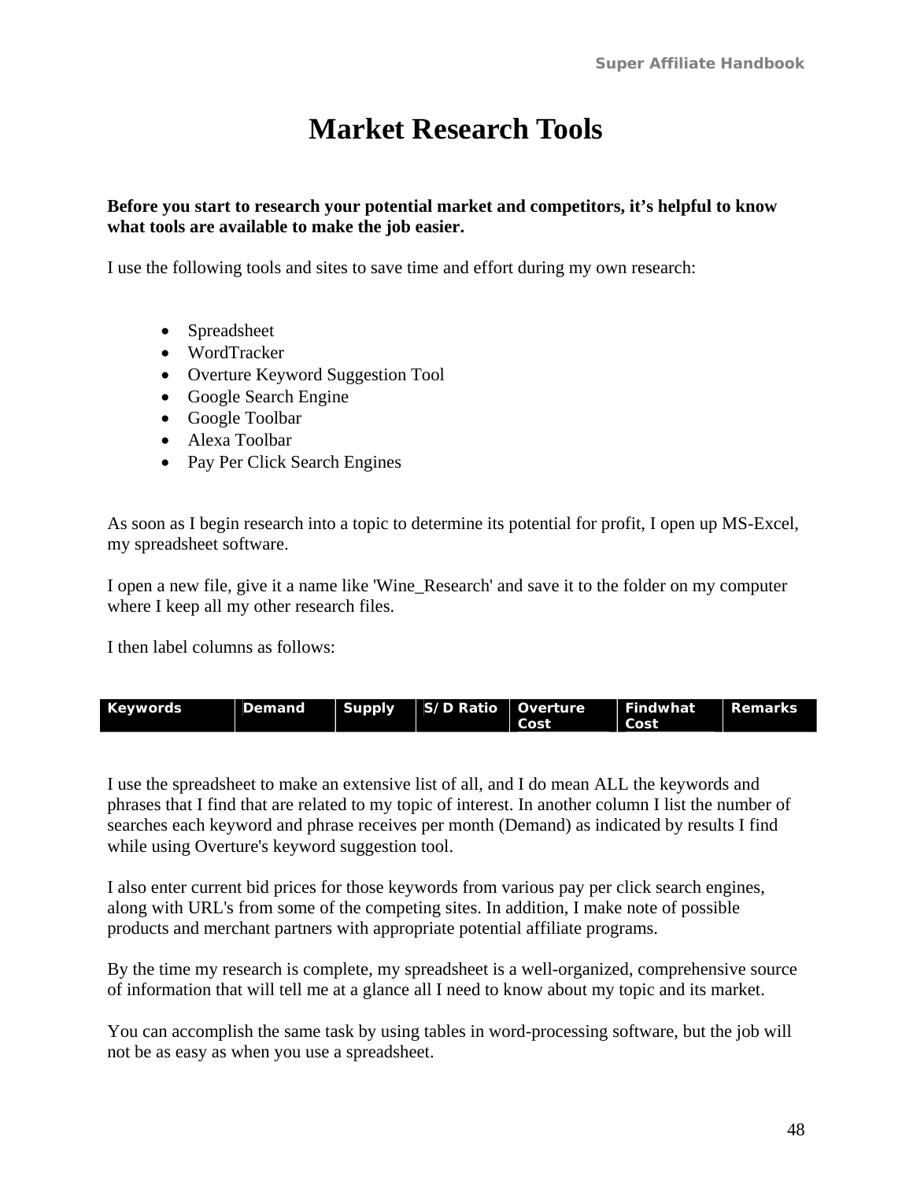# Market Research Tools

**Before you start to research your potential market and competitors, it's helpful to know what tools are available to make the job easier.**

I use the following tools and sites to save time and effort during my own research:

- Spreadsheet
- WordTracker
- Overture Keyword Suggestion Tool
- Google Search Engine
- Google Toolbar
- Alexa Toolbar
- Pay Per Click Search Engines

As soon as I begin research into a topic to determine its potential for profit, I open up MS-Excel, my spreadsheet software.

I open a new file, give it a name like 'Wine_Research' and save it to the folder on my computer where I keep all my other research files.

I then label columns as follows:

| Keywords | Demand | Supply | S/D Ratio | Overture Cost | Findwhat Cost | Remarks |
|---|---|---|---|---|---|---|

I use the spreadsheet to make an extensive list of all, and I do mean ALL the keywords and phrases that I find that are related to my topic of interest. In another column I list the number of searches each keyword and phrase receives per month (Demand) as indicated by results I find while using Overture's keyword suggestion tool.

I also enter current bid prices for those keywords from various pay per click search engines, along with URL's from some of the competing sites. In addition, I make note of possible products and merchant partners with appropriate potential affiliate programs.

By the time my research is complete, my spreadsheet is a well-organized, comprehensive source of information that will tell me at a glance all I need to know about my topic and its market.

You can accomplish the same task by using tables in word-processing software, but the job will not be as easy as when you use a spreadsheet.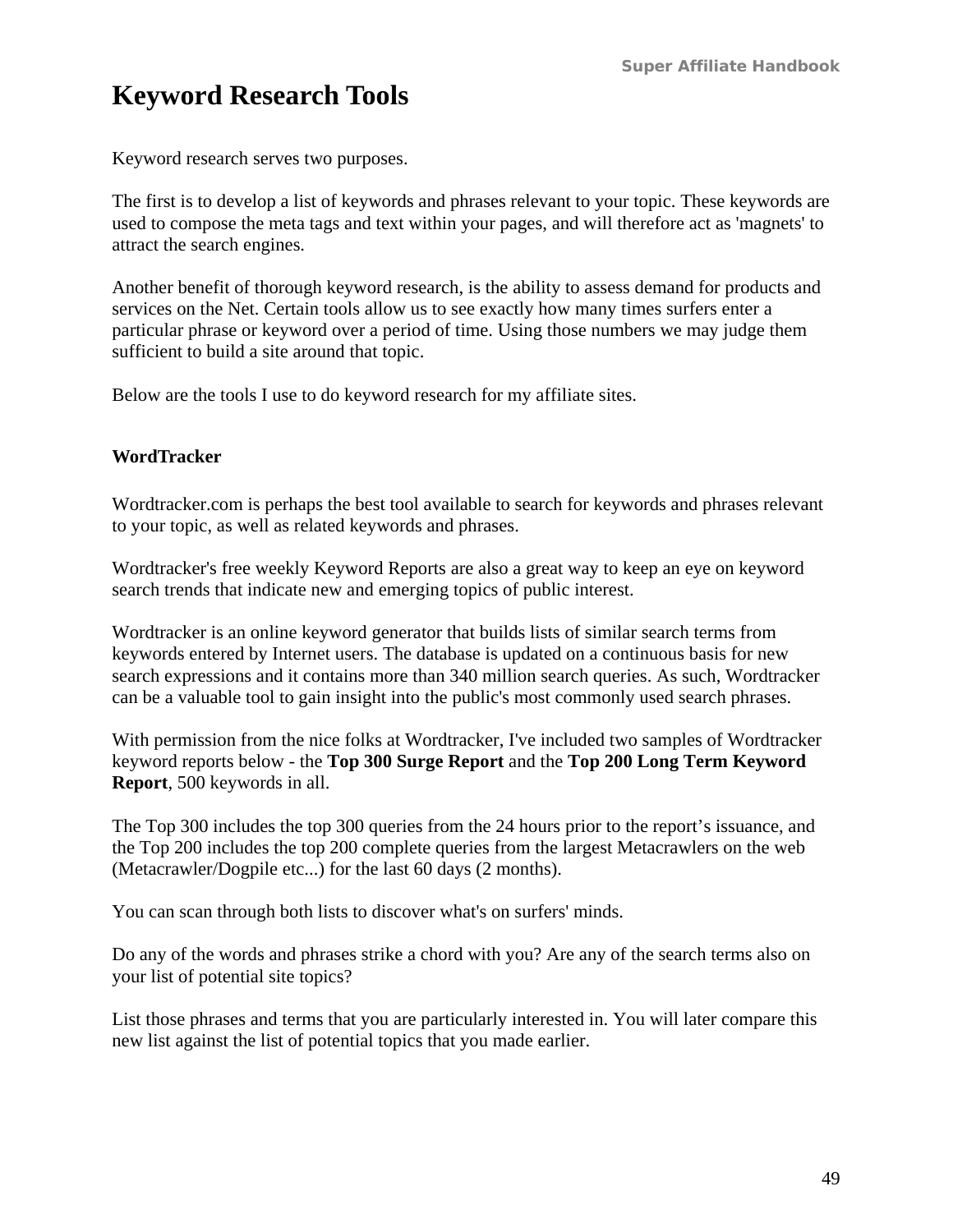# Keyword Research Tools

Keyword research serves two purposes.

The first is to develop a list of keywords and phrases relevant to your topic. These keywords are used to compose the meta tags and text within your pages, and will therefore act as 'magnets' to attract the search engines.

Another benefit of thorough keyword research, is the ability to assess demand for products and services on the Net. Certain tools allow us to see exactly how many times surfers enter a particular phrase or keyword over a period of time. Using those numbers we may judge them sufficient to build a site around that topic.

Below are the tools I use to do keyword research for my affiliate sites.

**WordTracker**

Wordtracker.com is perhaps the best tool available to search for keywords and phrases relevant to your topic, as well as related keywords and phrases.

Wordtracker's free weekly Keyword Reports are also a great way to keep an eye on keyword search trends that indicate new and emerging topics of public interest.

Wordtracker is an online keyword generator that builds lists of similar search terms from keywords entered by Internet users. The database is updated on a continuous basis for new search expressions and it contains more than 340 million search queries. As such, Wordtracker can be a valuable tool to gain insight into the public's most commonly used search phrases.

With permission from the nice folks at Wordtracker, I've included two samples of Wordtracker keyword reports below - the **Top 300 Surge Report** and the **Top 200 Long Term Keyword Report**, 500 keywords in all.

The Top 300 includes the top 300 queries from the 24 hours prior to the report's issuance, and the Top 200 includes the top 200 complete queries from the largest Metacrawlers on the web (Metacrawler/Dogpile etc...) for the last 60 days (2 months).

You can scan through both lists to discover what's on surfers' minds.

Do any of the words and phrases strike a chord with you? Are any of the search terms also on your list of potential site topics?

List those phrases and terms that you are particularly interested in. You will later compare this new list against the list of potential topics that you made earlier.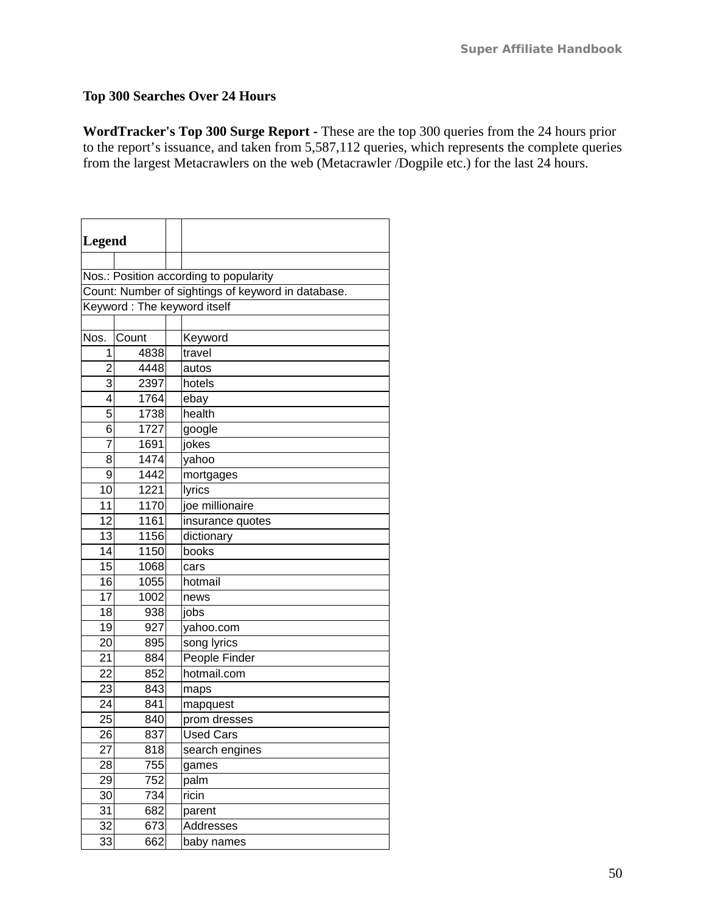**Top 300 Searches Over 24 Hours**

**WordTracker's Top 300 Surge Report** - These are the top 300 queries from the 24 hours prior to the report's issuance, and taken from 5,587,112 queries, which represents the complete queries from the largest Metacrawlers on the web (Metacrawler /Dogpile etc.) for the last 24 hours.

**Legend**

Nos.: Position according to popularity
Count: Number of sightings of keyword in database.
Keyword : The keyword itself

| Nos. | Count | | Keyword |
|---|---|---|---|
| 1 | 4838 | | travel |
| 2 | 4448 | | autos |
| 3 | 2397 | | hotels |
| 4 | 1764 | | ebay |
| 5 | 1738 | | health |
| 6 | 1727 | | google |
| 7 | 1691 | | jokes |
| 8 | 1474 | | yahoo |
| 9 | 1442 | | mortgages |
| 10 | 1221 | | lyrics |
| 11 | 1170 | | joe millionaire |
| 12 | 1161 | | insurance quotes |
| 13 | 1156 | | dictionary |
| 14 | 1150 | | books |
| 15 | 1068 | | cars |
| 16 | 1055 | | hotmail |
| 17 | 1002 | | news |
| 18 | 938 | | jobs |
| 19 | 927 | | yahoo.com |
| 20 | 895 | | song lyrics |
| 21 | 884 | | People Finder |
| 22 | 852 | | hotmail.com |
| 23 | 843 | | maps |
| 24 | 841 | | mapquest |
| 25 | 840 | | prom dresses |
| 26 | 837 | | Used Cars |
| 27 | 818 | | search engines |
| 28 | 755 | | games |
| 29 | 752 | | palm |
| 30 | 734 | | ricin |
| 31 | 682 | | parent |
| 32 | 673 | | Addresses |
| 33 | 662 | | baby names |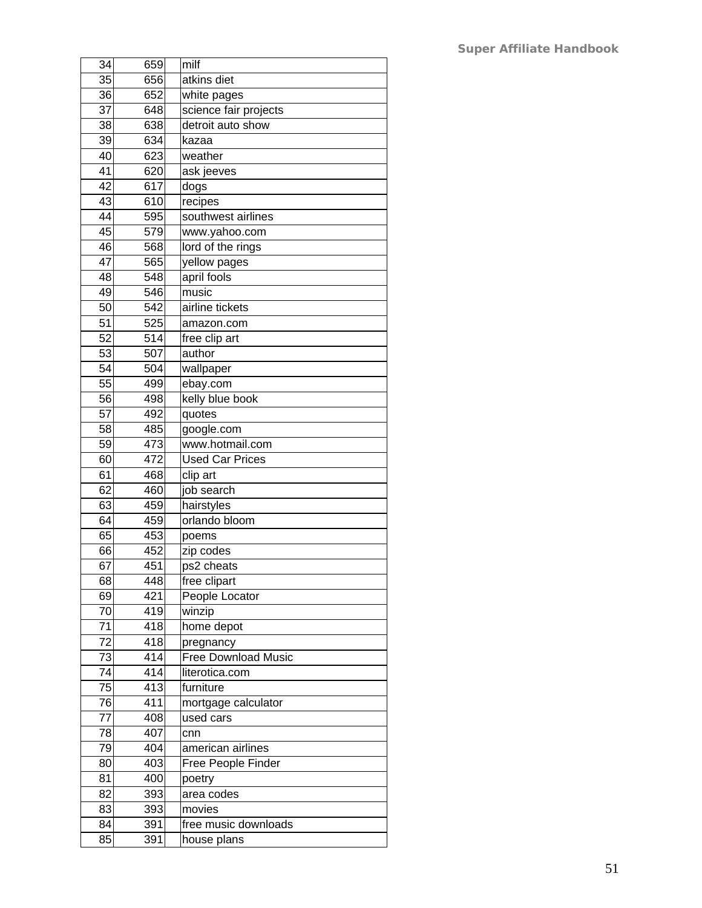| | | | |
|---|---|---|---|
| 34 | 659 | | milf |
| 35 | 656 | | atkins diet |
| 36 | 652 | | white pages |
| 37 | 648 | | science fair projects |
| 38 | 638 | | detroit auto show |
| 39 | 634 | | kazaa |
| 40 | 623 | | weather |
| 41 | 620 | | ask jeeves |
| 42 | 617 | | dogs |
| 43 | 610 | | recipes |
| 44 | 595 | | southwest airlines |
| 45 | 579 | | www.yahoo.com |
| 46 | 568 | | lord of the rings |
| 47 | 565 | | yellow pages |
| 48 | 548 | | april fools |
| 49 | 546 | | music |
| 50 | 542 | | airline tickets |
| 51 | 525 | | amazon.com |
| 52 | 514 | | free clip art |
| 53 | 507 | | author |
| 54 | 504 | | wallpaper |
| 55 | 499 | | ebay.com |
| 56 | 498 | | kelly blue book |
| 57 | 492 | | quotes |
| 58 | 485 | | google.com |
| 59 | 473 | | www.hotmail.com |
| 60 | 472 | | Used Car Prices |
| 61 | 468 | | clip art |
| 62 | 460 | | job search |
| 63 | 459 | | hairstyles |
| 64 | 459 | | orlando bloom |
| 65 | 453 | | poems |
| 66 | 452 | | zip codes |
| 67 | 451 | | ps2 cheats |
| 68 | 448 | | free clipart |
| 69 | 421 | | People Locator |
| 70 | 419 | | winzip |
| 71 | 418 | | home depot |
| 72 | 418 | | pregnancy |
| 73 | 414 | | Free Download Music |
| 74 | 414 | | literotica.com |
| 75 | 413 | | furniture |
| 76 | 411 | | mortgage calculator |
| 77 | 408 | | used cars |
| 78 | 407 | | cnn |
| 79 | 404 | | american airlines |
| 80 | 403 | | Free People Finder |
| 81 | 400 | | poetry |
| 82 | 393 | | area codes |
| 83 | 393 | | movies |
| 84 | 391 | | free music downloads |
| 85 | 391 | | house plans |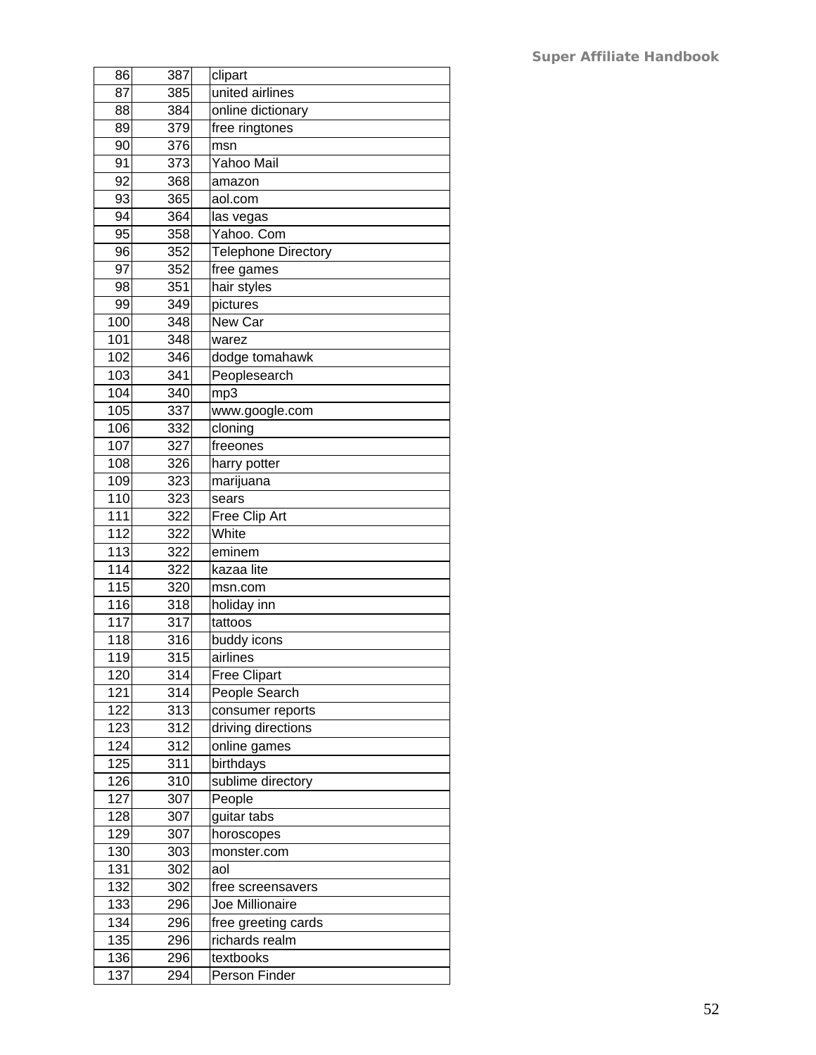| | | | |
|---|---|---|---|
| 86 | 387 | | clipart |
| 87 | 385 | | united airlines |
| 88 | 384 | | online dictionary |
| 89 | 379 | | free ringtones |
| 90 | 376 | | msn |
| 91 | 373 | | Yahoo Mail |
| 92 | 368 | | amazon |
| 93 | 365 | | aol.com |
| 94 | 364 | | las vegas |
| 95 | 358 | | Yahoo. Com |
| 96 | 352 | | Telephone Directory |
| 97 | 352 | | free games |
| 98 | 351 | | hair styles |
| 99 | 349 | | pictures |
| 100 | 348 | | New Car |
| 101 | 348 | | warez |
| 102 | 346 | | dodge tomahawk |
| 103 | 341 | | Peoplesearch |
| 104 | 340 | | mp3 |
| 105 | 337 | | www.google.com |
| 106 | 332 | | cloning |
| 107 | 327 | | freeones |
| 108 | 326 | | harry potter |
| 109 | 323 | | marijuana |
| 110 | 323 | | sears |
| 111 | 322 | | Free Clip Art |
| 112 | 322 | | White |
| 113 | 322 | | eminem |
| 114 | 322 | | kazaa lite |
| 115 | 320 | | msn.com |
| 116 | 318 | | holiday inn |
| 117 | 317 | | tattoos |
| 118 | 316 | | buddy icons |
| 119 | 315 | | airlines |
| 120 | 314 | | Free Clipart |
| 121 | 314 | | People Search |
| 122 | 313 | | consumer reports |
| 123 | 312 | | driving directions |
| 124 | 312 | | online games |
| 125 | 311 | | birthdays |
| 126 | 310 | | sublime directory |
| 127 | 307 | | People |
| 128 | 307 | | guitar tabs |
| 129 | 307 | | horoscopes |
| 130 | 303 | | monster.com |
| 131 | 302 | | aol |
| 132 | 302 | | free screensavers |
| 133 | 296 | | Joe Millionaire |
| 134 | 296 | | free greeting cards |
| 135 | 296 | | richards realm |
| 136 | 296 | | textbooks |
| 137 | 294 | | Person Finder |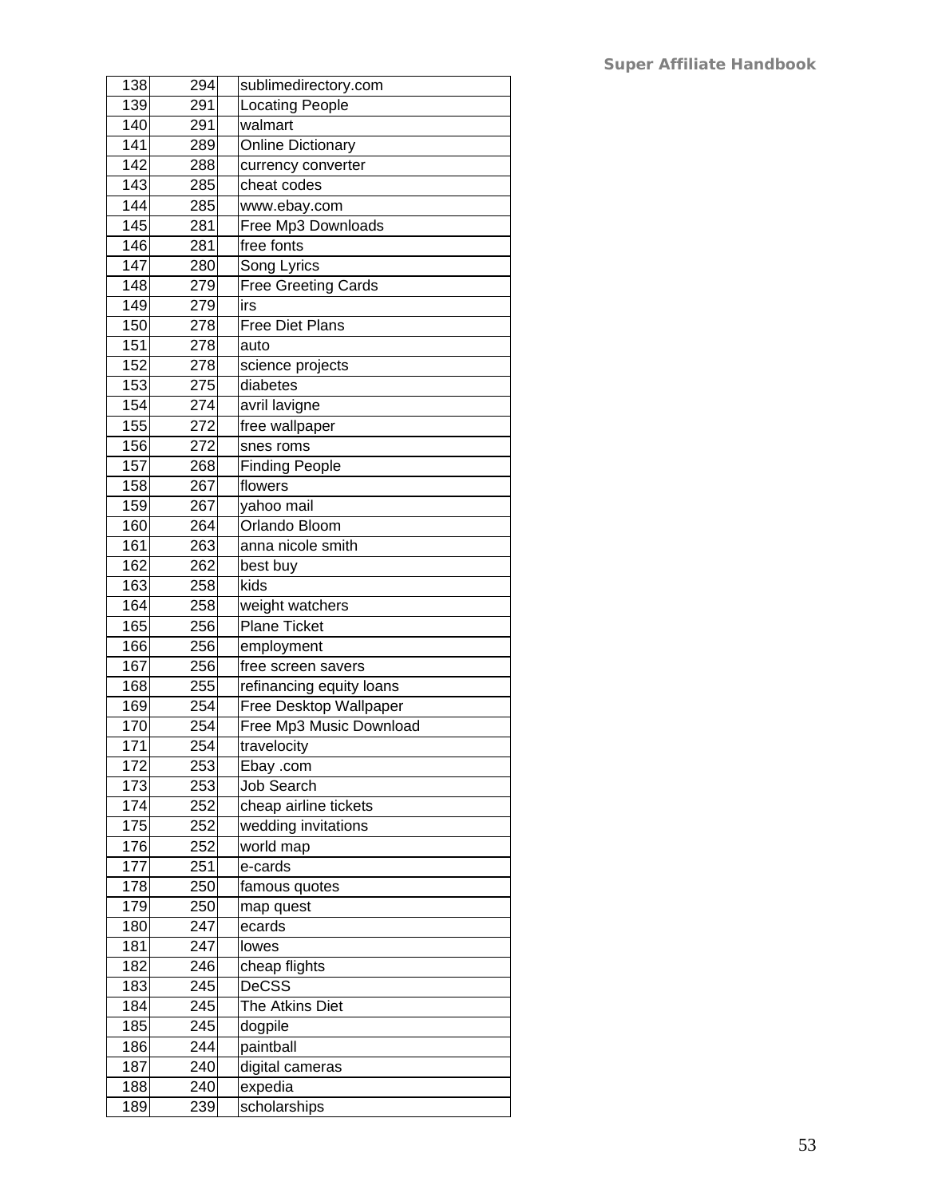| | | | |
|---|---|---|---|
| 138 | 294 | | sublimedirectory.com |
| 139 | 291 | | Locating People |
| 140 | 291 | | walmart |
| 141 | 289 | | Online Dictionary |
| 142 | 288 | | currency converter |
| 143 | 285 | | cheat codes |
| 144 | 285 | | www.ebay.com |
| 145 | 281 | | Free Mp3 Downloads |
| 146 | 281 | | free fonts |
| 147 | 280 | | Song Lyrics |
| 148 | 279 | | Free Greeting Cards |
| 149 | 279 | | irs |
| 150 | 278 | | Free Diet Plans |
| 151 | 278 | | auto |
| 152 | 278 | | science projects |
| 153 | 275 | | diabetes |
| 154 | 274 | | avril lavigne |
| 155 | 272 | | free wallpaper |
| 156 | 272 | | snes roms |
| 157 | 268 | | Finding People |
| 158 | 267 | | flowers |
| 159 | 267 | | yahoo mail |
| 160 | 264 | | Orlando Bloom |
| 161 | 263 | | anna nicole smith |
| 162 | 262 | | best buy |
| 163 | 258 | | kids |
| 164 | 258 | | weight watchers |
| 165 | 256 | | Plane Ticket |
| 166 | 256 | | employment |
| 167 | 256 | | free screen savers |
| 168 | 255 | | refinancing equity loans |
| 169 | 254 | | Free Desktop Wallpaper |
| 170 | 254 | | Free Mp3 Music Download |
| 171 | 254 | | travelocity |
| 172 | 253 | | Ebay .com |
| 173 | 253 | | Job Search |
| 174 | 252 | | cheap airline tickets |
| 175 | 252 | | wedding invitations |
| 176 | 252 | | world map |
| 177 | 251 | | e-cards |
| 178 | 250 | | famous quotes |
| 179 | 250 | | map quest |
| 180 | 247 | | ecards |
| 181 | 247 | | lowes |
| 182 | 246 | | cheap flights |
| 183 | 245 | | DeCSS |
| 184 | 245 | | The Atkins Diet |
| 185 | 245 | | dogpile |
| 186 | 244 | | paintball |
| 187 | 240 | | digital cameras |
| 188 | 240 | | expedia |
| 189 | 239 | | scholarships |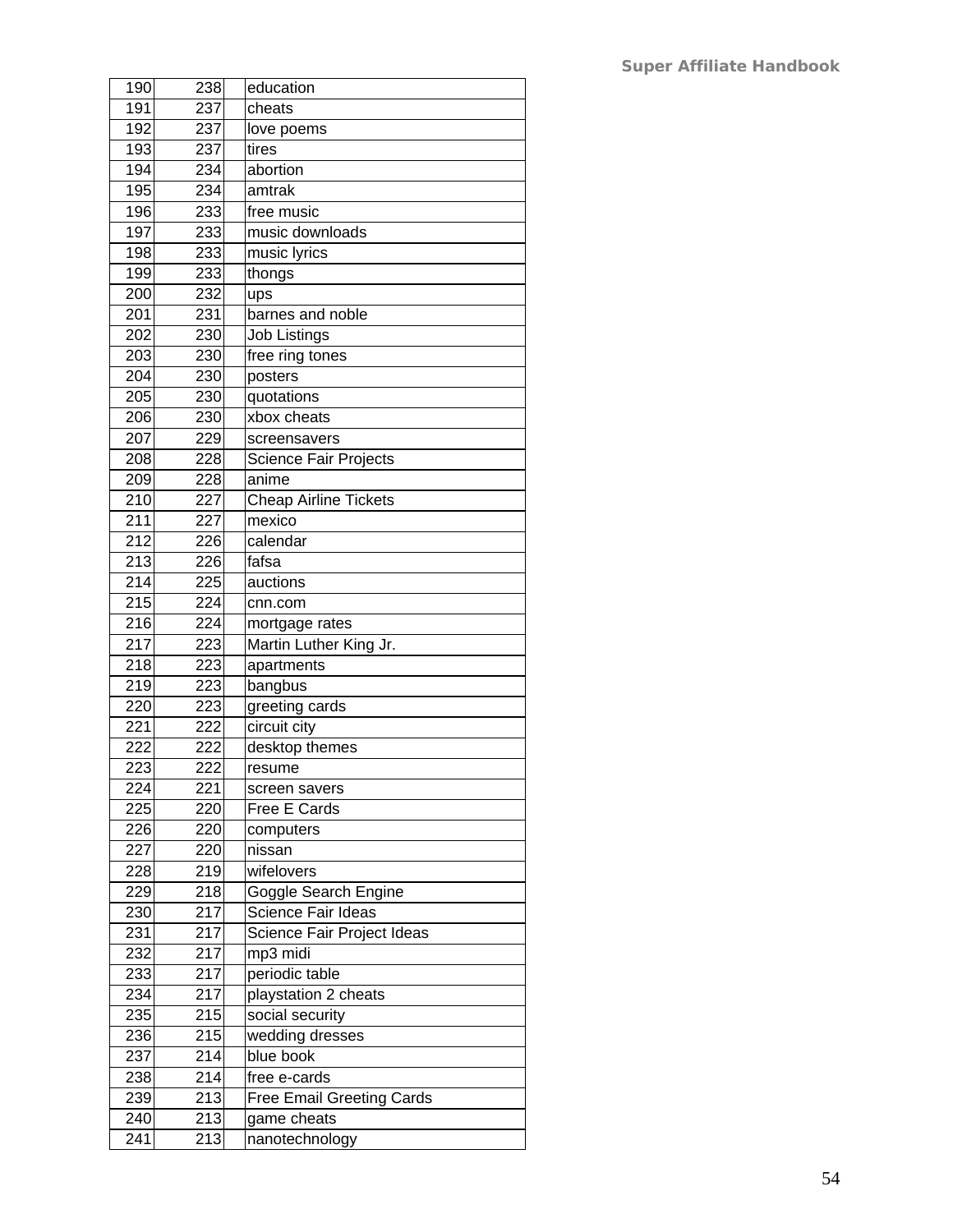| | | | |
|---|---|---|---|
| 190 | 238 | | education |
| 191 | 237 | | cheats |
| 192 | 237 | | love poems |
| 193 | 237 | | tires |
| 194 | 234 | | abortion |
| 195 | 234 | | amtrak |
| 196 | 233 | | free music |
| 197 | 233 | | music downloads |
| 198 | 233 | | music lyrics |
| 199 | 233 | | thongs |
| 200 | 232 | | ups |
| 201 | 231 | | barnes and noble |
| 202 | 230 | | Job Listings |
| 203 | 230 | | free ring tones |
| 204 | 230 | | posters |
| 205 | 230 | | quotations |
| 206 | 230 | | xbox cheats |
| 207 | 229 | | screensavers |
| 208 | 228 | | Science Fair Projects |
| 209 | 228 | | anime |
| 210 | 227 | | Cheap Airline Tickets |
| 211 | 227 | | mexico |
| 212 | 226 | | calendar |
| 213 | 226 | | fafsa |
| 214 | 225 | | auctions |
| 215 | 224 | | cnn.com |
| 216 | 224 | | mortgage rates |
| 217 | 223 | | Martin Luther King Jr. |
| 218 | 223 | | apartments |
| 219 | 223 | | bangbus |
| 220 | 223 | | greeting cards |
| 221 | 222 | | circuit city |
| 222 | 222 | | desktop themes |
| 223 | 222 | | resume |
| 224 | 221 | | screen savers |
| 225 | 220 | | Free E Cards |
| 226 | 220 | | computers |
| 227 | 220 | | nissan |
| 228 | 219 | | wifelovers |
| 229 | 218 | | Goggle Search Engine |
| 230 | 217 | | Science Fair Ideas |
| 231 | 217 | | Science Fair Project Ideas |
| 232 | 217 | | mp3 midi |
| 233 | 217 | | periodic table |
| 234 | 217 | | playstation 2 cheats |
| 235 | 215 | | social security |
| 236 | 215 | | wedding dresses |
| 237 | 214 | | blue book |
| 238 | 214 | | free e-cards |
| 239 | 213 | | Free Email Greeting Cards |
| 240 | 213 | | game cheats |
| 241 | 213 | | nanotechnology |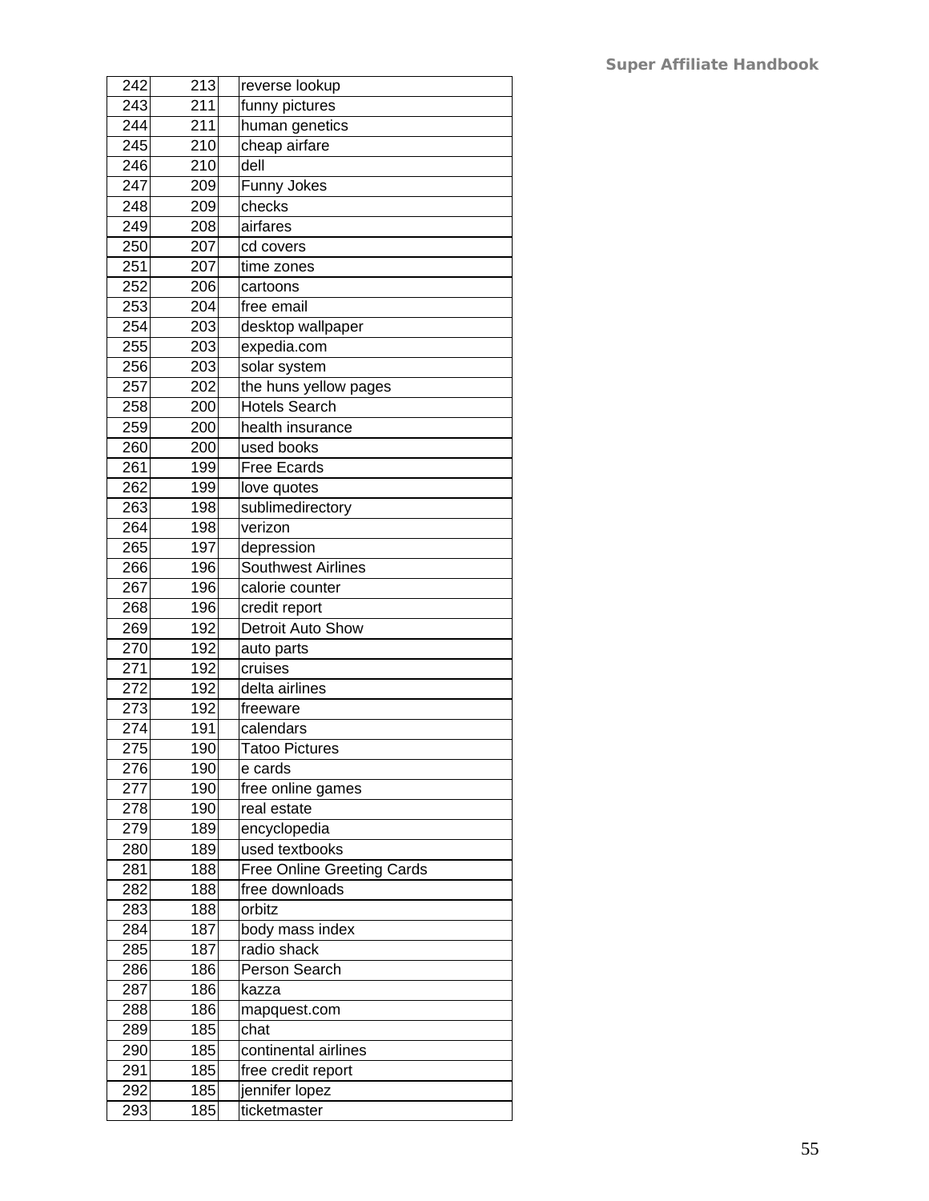| | | | |
|---|---|---|---|
| 242 | 213 | | reverse lookup |
| 243 | 211 | | funny pictures |
| 244 | 211 | | human genetics |
| 245 | 210 | | cheap airfare |
| 246 | 210 | | dell |
| 247 | 209 | | Funny Jokes |
| 248 | 209 | | checks |
| 249 | 208 | | airfares |
| 250 | 207 | | cd covers |
| 251 | 207 | | time zones |
| 252 | 206 | | cartoons |
| 253 | 204 | | free email |
| 254 | 203 | | desktop wallpaper |
| 255 | 203 | | expedia.com |
| 256 | 203 | | solar system |
| 257 | 202 | | the huns yellow pages |
| 258 | 200 | | Hotels Search |
| 259 | 200 | | health insurance |
| 260 | 200 | | used books |
| 261 | 199 | | Free Ecards |
| 262 | 199 | | love quotes |
| 263 | 198 | | sublimedirectory |
| 264 | 198 | | verizon |
| 265 | 197 | | depression |
| 266 | 196 | | Southwest Airlines |
| 267 | 196 | | calorie counter |
| 268 | 196 | | credit report |
| 269 | 192 | | Detroit Auto Show |
| 270 | 192 | | auto parts |
| 271 | 192 | | cruises |
| 272 | 192 | | delta airlines |
| 273 | 192 | | freeware |
| 274 | 191 | | calendars |
| 275 | 190 | | Tatoo Pictures |
| 276 | 190 | | e cards |
| 277 | 190 | | free online games |
| 278 | 190 | | real estate |
| 279 | 189 | | encyclopedia |
| 280 | 189 | | used textbooks |
| 281 | 188 | | Free Online Greeting Cards |
| 282 | 188 | | free downloads |
| 283 | 188 | | orbitz |
| 284 | 187 | | body mass index |
| 285 | 187 | | radio shack |
| 286 | 186 | | Person Search |
| 287 | 186 | | kazza |
| 288 | 186 | | mapquest.com |
| 289 | 185 | | chat |
| 290 | 185 | | continental airlines |
| 291 | 185 | | free credit report |
| 292 | 185 | | jennifer lopez |
| 293 | 185 | | ticketmaster |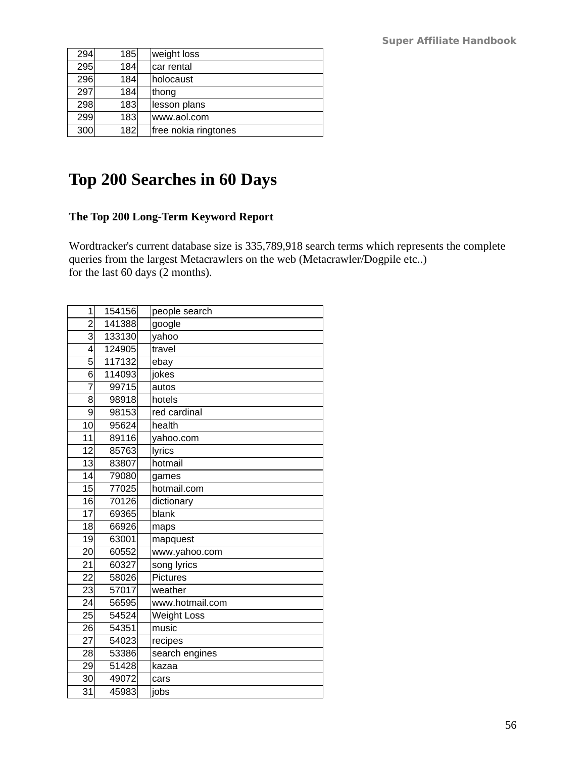| 294 | 185 | | weight loss |
|---|---|---|---|
| 295 | 184 | | car rental |
| 296 | 184 | | holocaust |
| 297 | 184 | | thong |
| 298 | 183 | | lesson plans |
| 299 | 183 | | www.aol.com |
| 300 | 182 | | free nokia ringtones |

# Top 200 Searches in 60 Days

### The Top 200 Long-Term Keyword Report

Wordtracker's current database size is 335,789,918 search terms which represents the complete queries from the largest Metacrawlers on the web (Metacrawler/Dogpile etc..)
for the last 60 days (2 months).

| 1 | 154156 | | people search |
|---|---|---|---|
| 2 | 141388 | | google |
| 3 | 133130 | | yahoo |
| 4 | 124905 | | travel |
| 5 | 117132 | | ebay |
| 6 | 114093 | | jokes |
| 7 | 99715 | | autos |
| 8 | 98918 | | hotels |
| 9 | 98153 | | red cardinal |
| 10 | 95624 | | health |
| 11 | 89116 | | yahoo.com |
| 12 | 85763 | | lyrics |
| 13 | 83807 | | hotmail |
| 14 | 79080 | | games |
| 15 | 77025 | | hotmail.com |
| 16 | 70126 | | dictionary |
| 17 | 69365 | | blank |
| 18 | 66926 | | maps |
| 19 | 63001 | | mapquest |
| 20 | 60552 | | www.yahoo.com |
| 21 | 60327 | | song lyrics |
| 22 | 58026 | | Pictures |
| 23 | 57017 | | weather |
| 24 | 56595 | | www.hotmail.com |
| 25 | 54524 | | Weight Loss |
| 26 | 54351 | | music |
| 27 | 54023 | | recipes |
| 28 | 53386 | | search engines |
| 29 | 51428 | | kazaa |
| 30 | 49072 | | cars |
| 31 | 45983 | | jobs |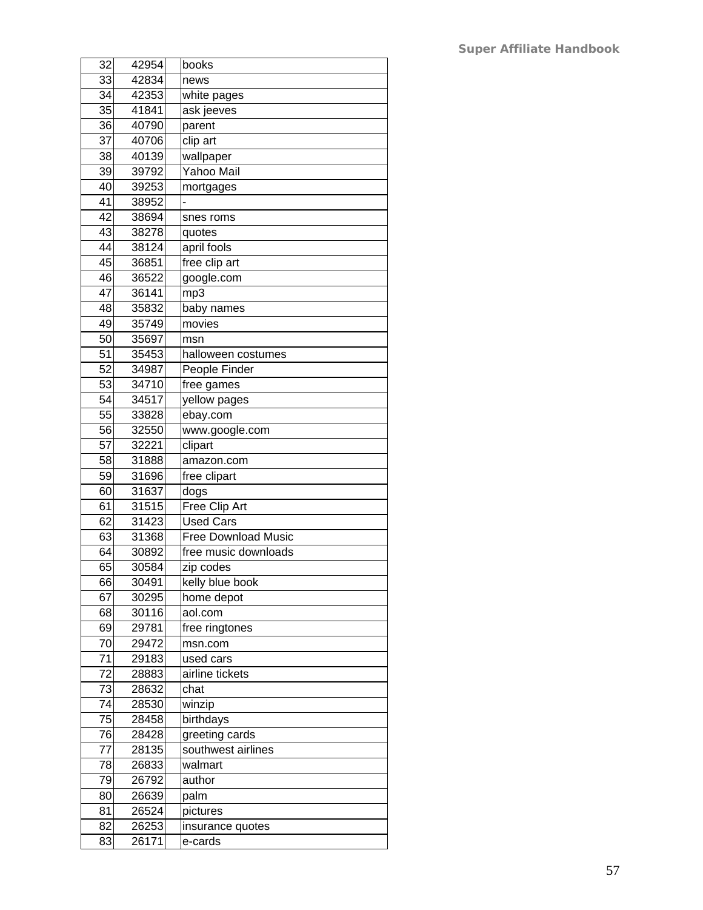| | | | |
|---|---|---|---|
| 32 | 42954 | | books |
| 33 | 42834 | | news |
| 34 | 42353 | | white pages |
| 35 | 41841 | | ask jeeves |
| 36 | 40790 | | parent |
| 37 | 40706 | | clip art |
| 38 | 40139 | | wallpaper |
| 39 | 39792 | | Yahoo Mail |
| 40 | 39253 | | mortgages |
| 41 | 38952 | | - |
| 42 | 38694 | | snes roms |
| 43 | 38278 | | quotes |
| 44 | 38124 | | april fools |
| 45 | 36851 | | free clip art |
| 46 | 36522 | | google.com |
| 47 | 36141 | | mp3 |
| 48 | 35832 | | baby names |
| 49 | 35749 | | movies |
| 50 | 35697 | | msn |
| 51 | 35453 | | halloween costumes |
| 52 | 34987 | | People Finder |
| 53 | 34710 | | free games |
| 54 | 34517 | | yellow pages |
| 55 | 33828 | | ebay.com |
| 56 | 32550 | | www.google.com |
| 57 | 32221 | | clipart |
| 58 | 31888 | | amazon.com |
| 59 | 31696 | | free clipart |
| 60 | 31637 | | dogs |
| 61 | 31515 | | Free Clip Art |
| 62 | 31423 | | Used Cars |
| 63 | 31368 | | Free Download Music |
| 64 | 30892 | | free music downloads |
| 65 | 30584 | | zip codes |
| 66 | 30491 | | kelly blue book |
| 67 | 30295 | | home depot |
| 68 | 30116 | | aol.com |
| 69 | 29781 | | free ringtones |
| 70 | 29472 | | msn.com |
| 71 | 29183 | | used cars |
| 72 | 28883 | | airline tickets |
| 73 | 28632 | | chat |
| 74 | 28530 | | winzip |
| 75 | 28458 | | birthdays |
| 76 | 28428 | | greeting cards |
| 77 | 28135 | | southwest airlines |
| 78 | 26833 | | walmart |
| 79 | 26792 | | author |
| 80 | 26639 | | palm |
| 81 | 26524 | | pictures |
| 82 | 26253 | | insurance quotes |
| 83 | 26171 | | e-cards |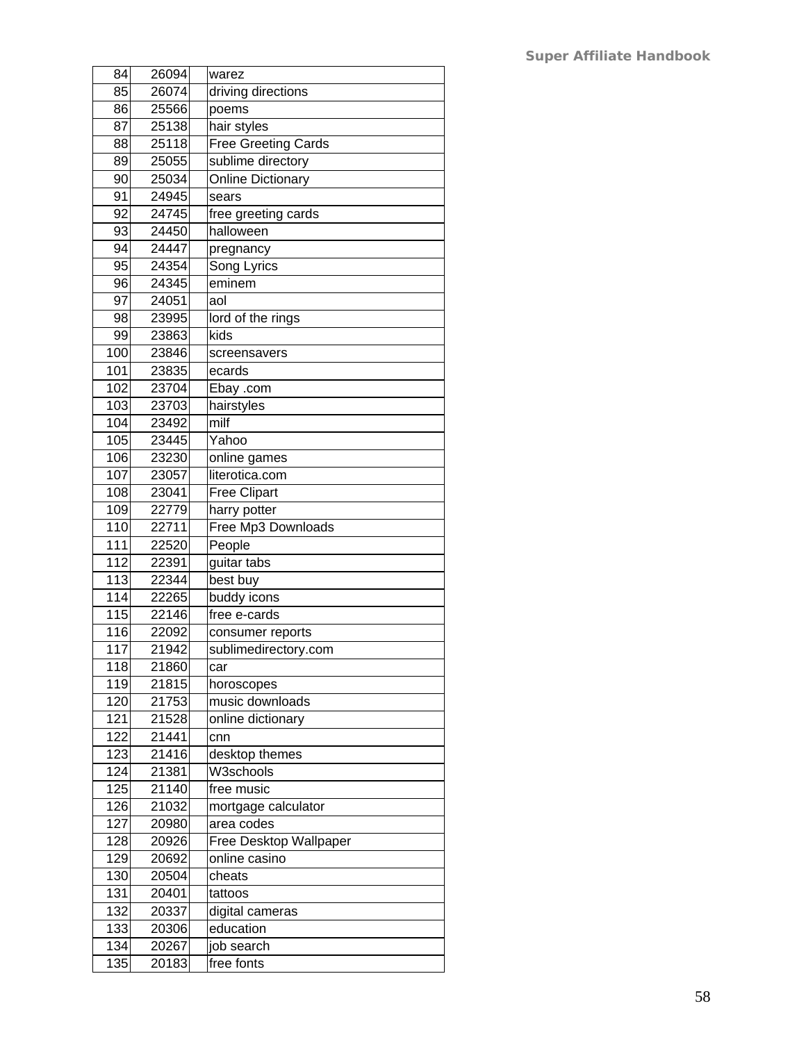| | | | |
|---|---|---|---|
| 84 | 26094 | | warez |
| 85 | 26074 | | driving directions |
| 86 | 25566 | | poems |
| 87 | 25138 | | hair styles |
| 88 | 25118 | | Free Greeting Cards |
| 89 | 25055 | | sublime directory |
| 90 | 25034 | | Online Dictionary |
| 91 | 24945 | | sears |
| 92 | 24745 | | free greeting cards |
| 93 | 24450 | | halloween |
| 94 | 24447 | | pregnancy |
| 95 | 24354 | | Song Lyrics |
| 96 | 24345 | | eminem |
| 97 | 24051 | | aol |
| 98 | 23995 | | lord of the rings |
| 99 | 23863 | | kids |
| 100 | 23846 | | screensavers |
| 101 | 23835 | | ecards |
| 102 | 23704 | | Ebay .com |
| 103 | 23703 | | hairstyles |
| 104 | 23492 | | milf |
| 105 | 23445 | | Yahoo |
| 106 | 23230 | | online games |
| 107 | 23057 | | literotica.com |
| 108 | 23041 | | Free Clipart |
| 109 | 22779 | | harry potter |
| 110 | 22711 | | Free Mp3 Downloads |
| 111 | 22520 | | People |
| 112 | 22391 | | guitar tabs |
| 113 | 22344 | | best buy |
| 114 | 22265 | | buddy icons |
| 115 | 22146 | | free e-cards |
| 116 | 22092 | | consumer reports |
| 117 | 21942 | | sublimedirectory.com |
| 118 | 21860 | | car |
| 119 | 21815 | | horoscopes |
| 120 | 21753 | | music downloads |
| 121 | 21528 | | online dictionary |
| 122 | 21441 | | cnn |
| 123 | 21416 | | desktop themes |
| 124 | 21381 | | W3schools |
| 125 | 21140 | | free music |
| 126 | 21032 | | mortgage calculator |
| 127 | 20980 | | area codes |
| 128 | 20926 | | Free Desktop Wallpaper |
| 129 | 20692 | | online casino |
| 130 | 20504 | | cheats |
| 131 | 20401 | | tattoos |
| 132 | 20337 | | digital cameras |
| 133 | 20306 | | education |
| 134 | 20267 | | job search |
| 135 | 20183 | | free fonts |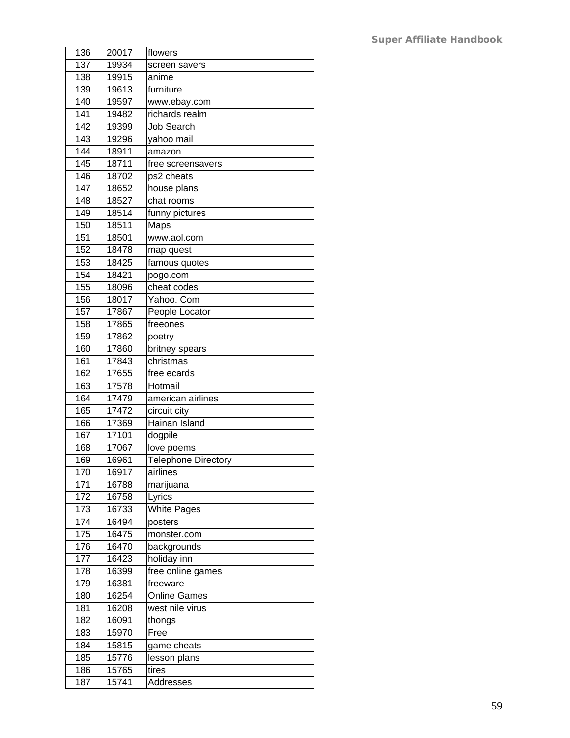| 136 | 20017 | | flowers |
|---|---|---|---|
| 137 | 19934 | | screen savers |
| 138 | 19915 | | anime |
| 139 | 19613 | | furniture |
| 140 | 19597 | | www.ebay.com |
| 141 | 19482 | | richards realm |
| 142 | 19399 | | Job Search |
| 143 | 19296 | | yahoo mail |
| 144 | 18911 | | amazon |
| 145 | 18711 | | free screensavers |
| 146 | 18702 | | ps2 cheats |
| 147 | 18652 | | house plans |
| 148 | 18527 | | chat rooms |
| 149 | 18514 | | funny pictures |
| 150 | 18511 | | Maps |
| 151 | 18501 | | www.aol.com |
| 152 | 18478 | | map quest |
| 153 | 18425 | | famous quotes |
| 154 | 18421 | | pogo.com |
| 155 | 18096 | | cheat codes |
| 156 | 18017 | | Yahoo. Com |
| 157 | 17867 | | People Locator |
| 158 | 17865 | | freeones |
| 159 | 17862 | | poetry |
| 160 | 17860 | | britney spears |
| 161 | 17843 | | christmas |
| 162 | 17655 | | free ecards |
| 163 | 17578 | | Hotmail |
| 164 | 17479 | | american airlines |
| 165 | 17472 | | circuit city |
| 166 | 17369 | | Hainan Island |
| 167 | 17101 | | dogpile |
| 168 | 17067 | | love poems |
| 169 | 16961 | | Telephone Directory |
| 170 | 16917 | | airlines |
| 171 | 16788 | | marijuana |
| 172 | 16758 | | Lyrics |
| 173 | 16733 | | White Pages |
| 174 | 16494 | | posters |
| 175 | 16475 | | monster.com |
| 176 | 16470 | | backgrounds |
| 177 | 16423 | | holiday inn |
| 178 | 16399 | | free online games |
| 179 | 16381 | | freeware |
| 180 | 16254 | | Online Games |
| 181 | 16208 | | west nile virus |
| 182 | 16091 | | thongs |
| 183 | 15970 | | Free |
| 184 | 15815 | | game cheats |
| 185 | 15776 | | lesson plans |
| 186 | 15765 | | tires |
| 187 | 15741 | | Addresses |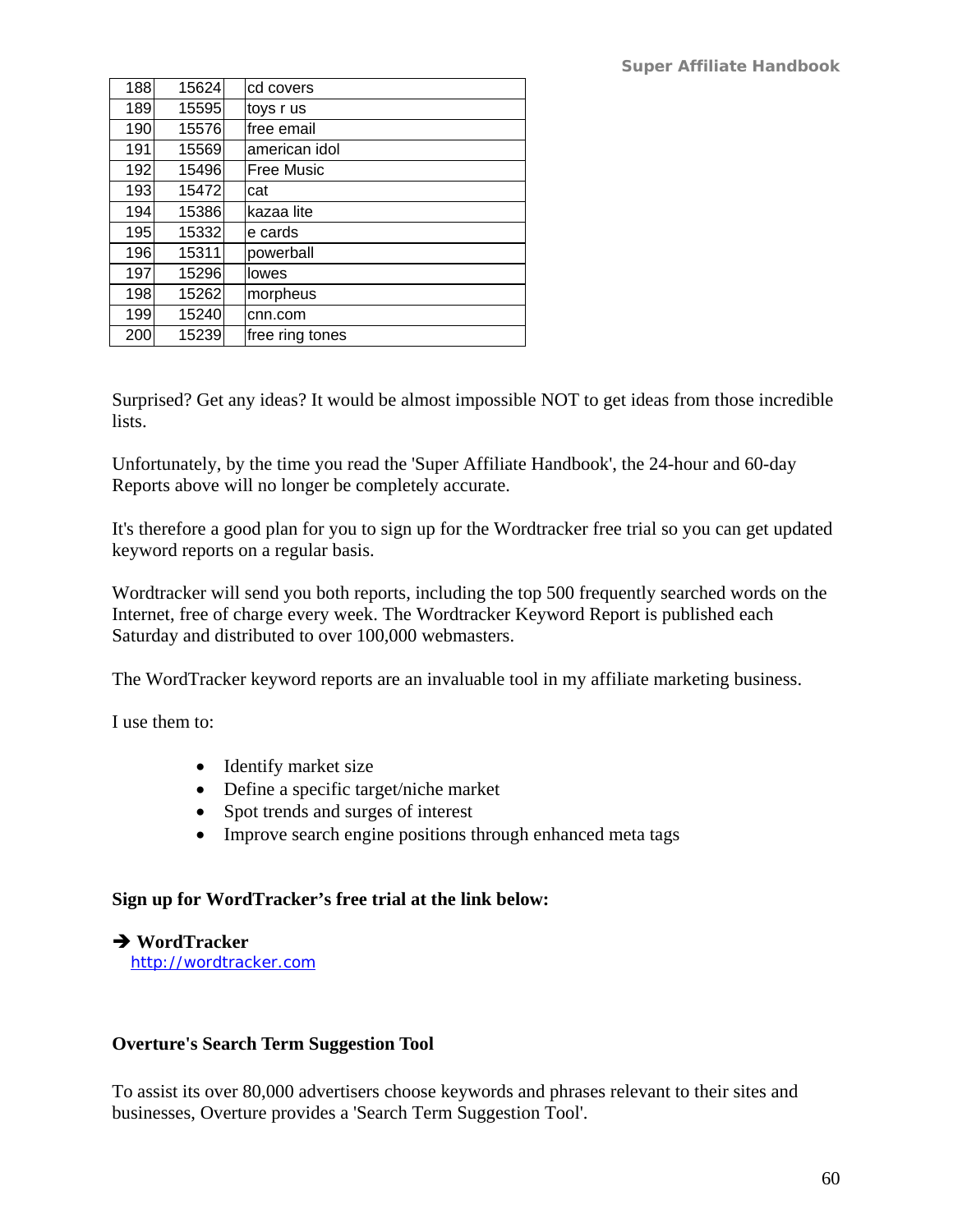| | | |
|---|---|---|
| 188 | 15624 | cd covers |
| 189 | 15595 | toys r us |
| 190 | 15576 | free email |
| 191 | 15569 | american idol |
| 192 | 15496 | Free Music |
| 193 | 15472 | cat |
| 194 | 15386 | kazaa lite |
| 195 | 15332 | e cards |
| 196 | 15311 | powerball |
| 197 | 15296 | lowes |
| 198 | 15262 | morpheus |
| 199 | 15240 | cnn.com |
| 200 | 15239 | free ring tones |

Surprised? Get any ideas? It would be almost impossible NOT to get ideas from those incredible lists.

Unfortunately, by the time you read the 'Super Affiliate Handbook', the 24-hour and 60-day Reports above will no longer be completely accurate.

It's therefore a good plan for you to sign up for the Wordtracker free trial so you can get updated keyword reports on a regular basis.

Wordtracker will send you both reports, including the top 500 frequently searched words on the Internet, free of charge every week. The Wordtracker Keyword Report is published each Saturday and distributed to over 100,000 webmasters.

The WordTracker keyword reports are an invaluable tool in my affiliate marketing business.

I use them to:

- Identify market size
- Define a specific target/niche market
- Spot trends and surges of interest
- Improve search engine positions through enhanced meta tags

**Sign up for WordTracker's free trial at the link below:**

➔ **WordTracker**
http://wordtracker.com

**Overture's Search Term Suggestion Tool**

To assist its over 80,000 advertisers choose keywords and phrases relevant to their sites and businesses, Overture provides a 'Search Term Suggestion Tool'.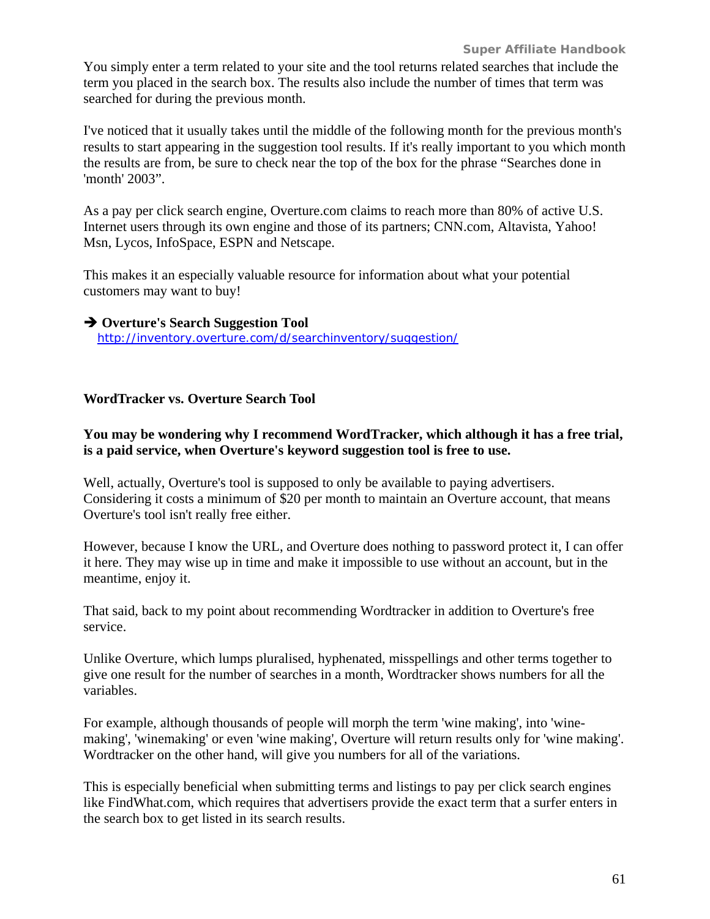You simply enter a term related to your site and the tool returns related searches that include the term you placed in the search box. The results also include the number of times that term was searched for during the previous month.

I've noticed that it usually takes until the middle of the following month for the previous month's results to start appearing in the suggestion tool results. If it's really important to you which month the results are from, be sure to check near the top of the box for the phrase "Searches done in 'month' 2003".

As a pay per click search engine, Overture.com claims to reach more than 80% of active U.S. Internet users through its own engine and those of its partners; CNN.com, Altavista, Yahoo! Msn, Lycos, InfoSpace, ESPN and Netscape.

This makes it an especially valuable resource for information about what your potential customers may want to buy!

➔ **Overture's Search Suggestion Tool**
http://inventory.overture.com/d/searchinventory/suggestion/

**WordTracker vs. Overture Search Tool**

**You may be wondering why I recommend WordTracker, which although it has a free trial, is a paid service, when Overture's keyword suggestion tool is free to use.**

Well, actually, Overture's tool is supposed to only be available to paying advertisers. Considering it costs a minimum of $20 per month to maintain an Overture account, that means Overture's tool isn't really free either.

However, because I know the URL, and Overture does nothing to password protect it, I can offer it here. They may wise up in time and make it impossible to use without an account, but in the meantime, enjoy it.

That said, back to my point about recommending Wordtracker in addition to Overture's free service.

Unlike Overture, which lumps pluralised, hyphenated, misspellings and other terms together to give one result for the number of searches in a month, Wordtracker shows numbers for all the variables.

For example, although thousands of people will morph the term 'wine making', into 'wine-making', 'winemaking' or even 'wine making', Overture will return results only for 'wine making'. Wordtracker on the other hand, will give you numbers for all of the variations.

This is especially beneficial when submitting terms and listings to pay per click search engines like FindWhat.com, which requires that advertisers provide the exact term that a surfer enters in the search box to get listed in its search results.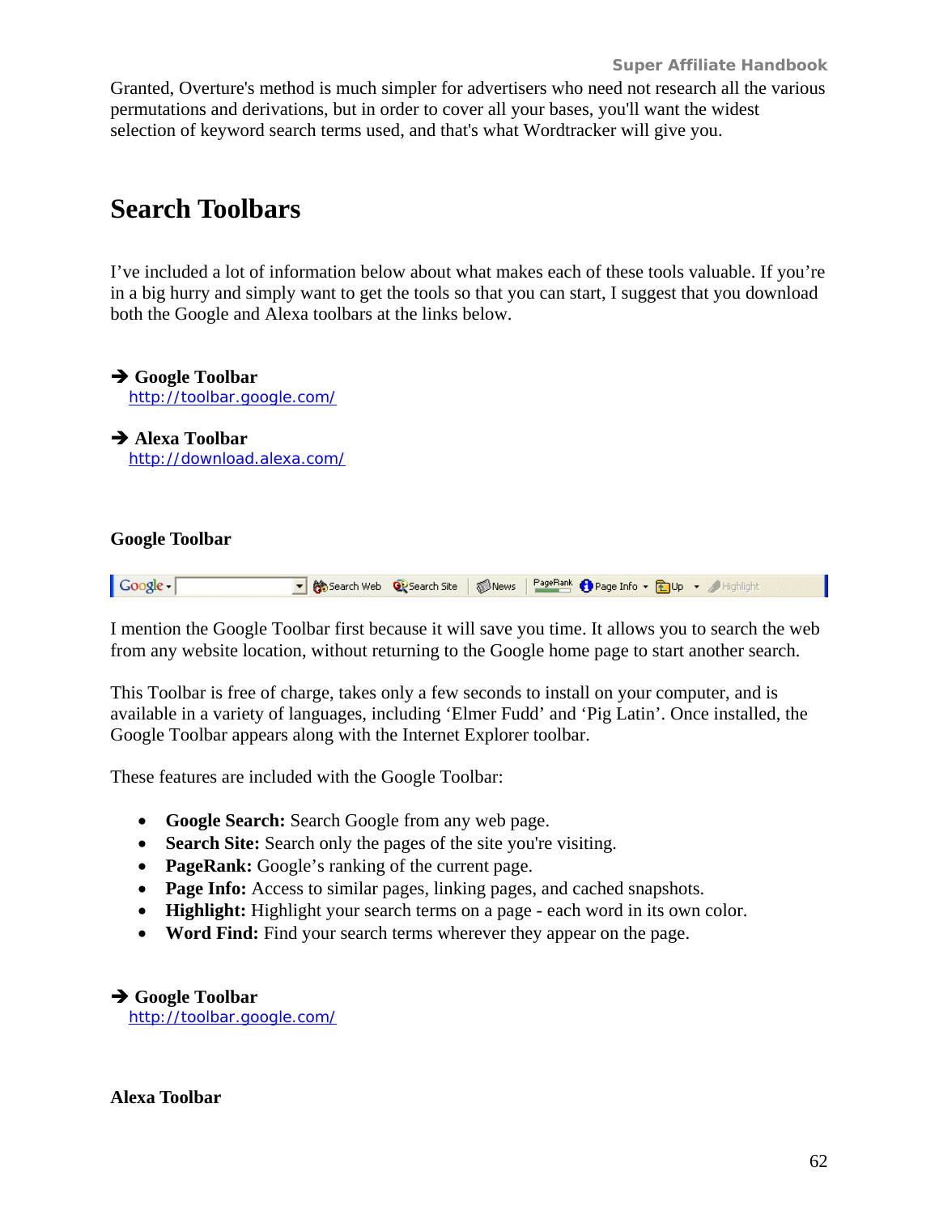Granted, Overture's method is much simpler for advertisers who need not research all the various permutations and derivations, but in order to cover all your bases, you'll want the widest selection of keyword search terms used, and that's what Wordtracker will give you.

## Search Toolbars

I've included a lot of information below about what makes each of these tools valuable. If you're in a big hurry and simply want to get the tools so that you can start, I suggest that you download both the Google and Alexa toolbars at the links below.

➔ **Google Toolbar**
http://toolbar.google.com/

➔ **Alexa Toolbar**
http://download.alexa.com/

### Google Toolbar

I mention the Google Toolbar first because it will save you time. It allows you to search the web from any website location, without returning to the Google home page to start another search.

This Toolbar is free of charge, takes only a few seconds to install on your computer, and is available in a variety of languages, including 'Elmer Fudd' and 'Pig Latin'. Once installed, the Google Toolbar appears along with the Internet Explorer toolbar.

These features are included with the Google Toolbar:

- **Google Search:** Search Google from any web page.
- **Search Site:** Search only the pages of the site you're visiting.
- **PageRank:** Google's ranking of the current page.
- **Page Info:** Access to similar pages, linking pages, and cached snapshots.
- **Highlight:** Highlight your search terms on a page - each word in its own color.
- **Word Find:** Find your search terms wherever they appear on the page.

➔ **Google Toolbar**
http://toolbar.google.com/

### Alexa Toolbar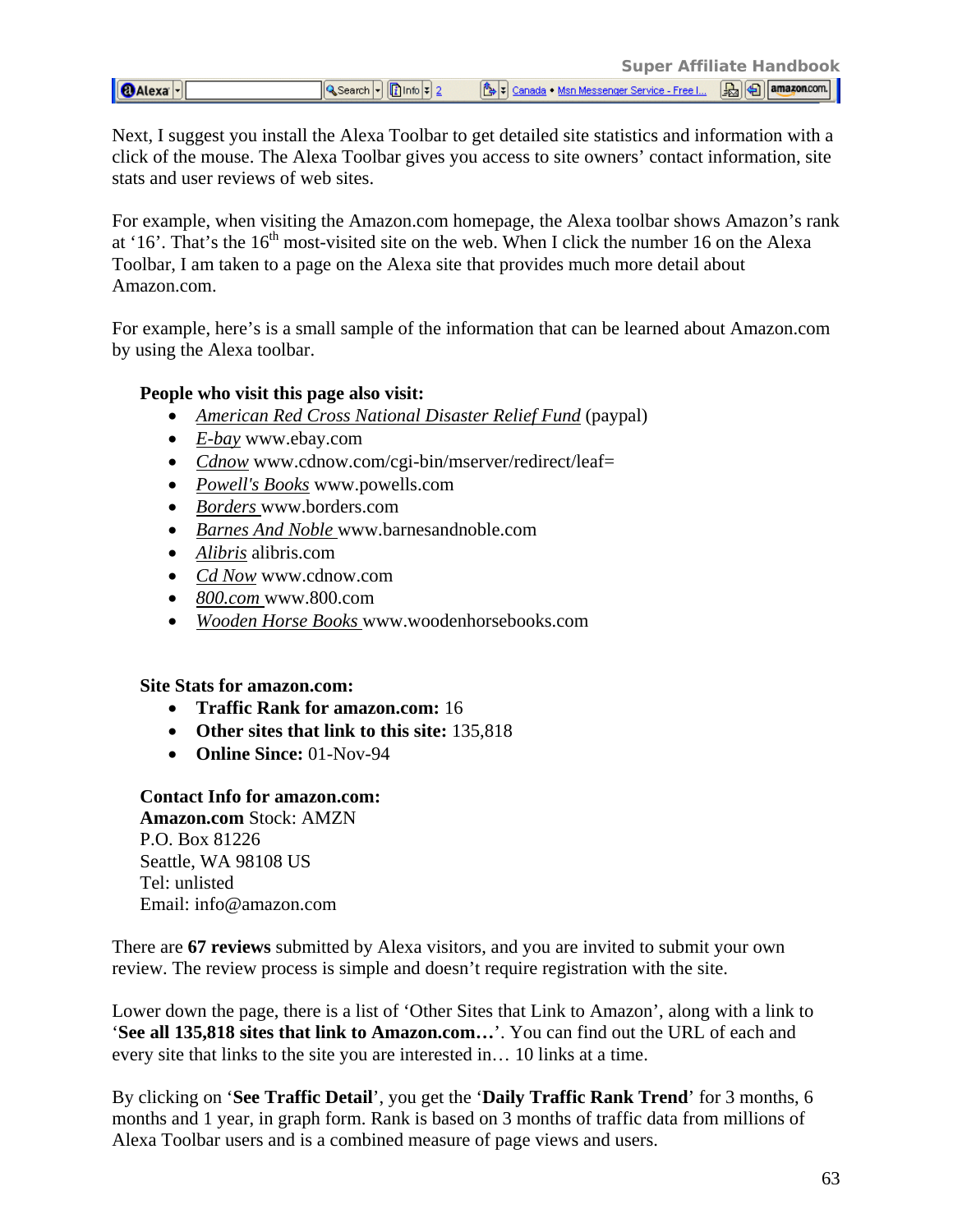Next, I suggest you install the Alexa Toolbar to get detailed site statistics and information with a click of the mouse. The Alexa Toolbar gives you access to site owners' contact information, site stats and user reviews of web sites.

For example, when visiting the Amazon.com homepage, the Alexa toolbar shows Amazon's rank at '16'. That's the 16th most-visited site on the web. When I click the number 16 on the Alexa Toolbar, I am taken to a page on the Alexa site that provides much more detail about Amazon.com.

For example, here's is a small sample of the information that can be learned about Amazon.com by using the Alexa toolbar.

**People who visit this page also visit:**

- *American Red Cross National Disaster Relief Fund* (paypal)
- *E-bay* www.ebay.com
- *Cdnow* www.cdnow.com/cgi-bin/mserver/redirect/leaf=
- *Powell's Books* www.powells.com
- *Borders* www.borders.com
- *Barnes And Noble* www.barnesandnoble.com
- *Alibris* alibris.com
- *Cd Now* www.cdnow.com
- *800.com* www.800.com
- *Wooden Horse Books* www.woodenhorsebooks.com

**Site Stats for amazon.com:**

- **Traffic Rank for amazon.com:** 16
- **Other sites that link to this site:** 135,818
- **Online Since:** 01-Nov-94

**Contact Info for amazon.com:**
**Amazon.com** Stock: AMZN
P.O. Box 81226
Seattle, WA 98108 US
Tel: unlisted
Email: info@amazon.com

There are **67 reviews** submitted by Alexa visitors, and you are invited to submit your own review. The review process is simple and doesn't require registration with the site.

Lower down the page, there is a list of 'Other Sites that Link to Amazon', along with a link to '**See all 135,818 sites that link to Amazon.com…**'. You can find out the URL of each and every site that links to the site you are interested in… 10 links at a time.

By clicking on '**See Traffic Detail**', you get the '**Daily Traffic Rank Trend**' for 3 months, 6 months and 1 year, in graph form. Rank is based on 3 months of traffic data from millions of Alexa Toolbar users and is a combined measure of page views and users.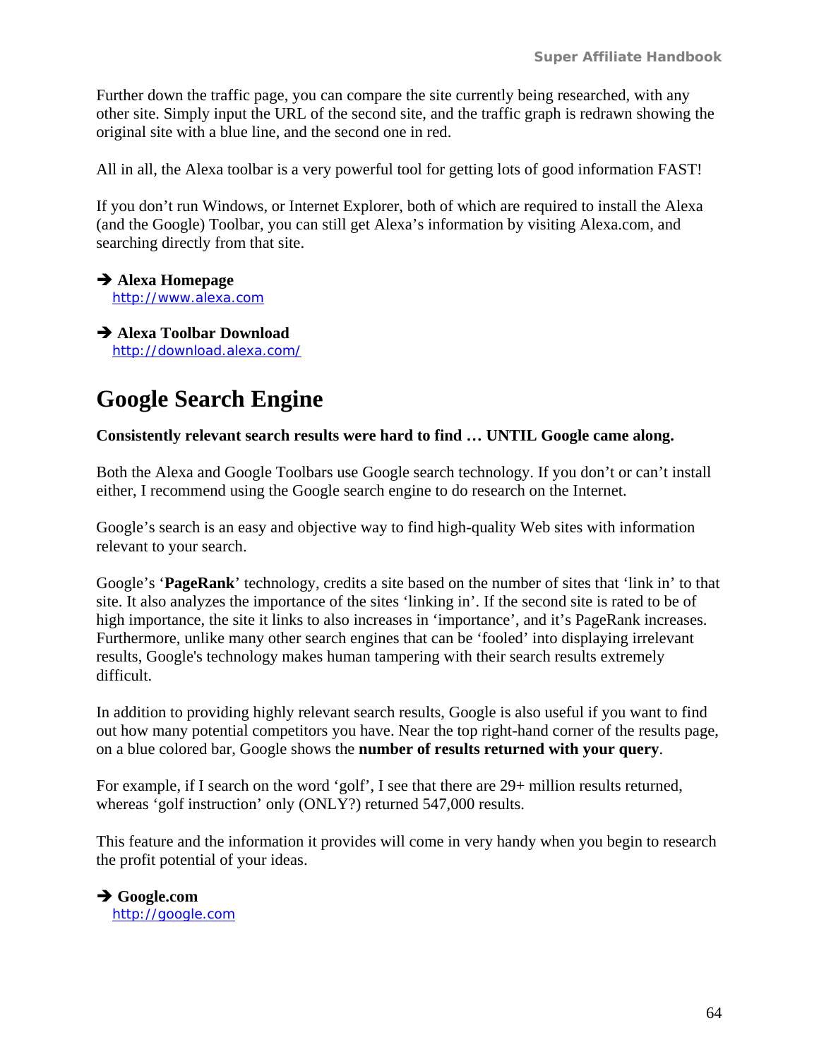Further down the traffic page, you can compare the site currently being researched, with any other site. Simply input the URL of the second site, and the traffic graph is redrawn showing the original site with a blue line, and the second one in red.

All in all, the Alexa toolbar is a very powerful tool for getting lots of good information FAST!

If you don't run Windows, or Internet Explorer, both of which are required to install the Alexa (and the Google) Toolbar, you can still get Alexa's information by visiting Alexa.com, and searching directly from that site.

➔ **Alexa Homepage**
http://www.alexa.com

➔ **Alexa Toolbar Download**
http://download.alexa.com/

# Google Search Engine

**Consistently relevant search results were hard to find … UNTIL Google came along.**

Both the Alexa and Google Toolbars use Google search technology. If you don't or can't install either, I recommend using the Google search engine to do research on the Internet.

Google's search is an easy and objective way to find high-quality Web sites with information relevant to your search.

Google's '**PageRank**' technology, credits a site based on the number of sites that 'link in' to that site. It also analyzes the importance of the sites 'linking in'. If the second site is rated to be of high importance, the site it links to also increases in 'importance', and it's PageRank increases. Furthermore, unlike many other search engines that can be 'fooled' into displaying irrelevant results, Google's technology makes human tampering with their search results extremely difficult.

In addition to providing highly relevant search results, Google is also useful if you want to find out how many potential competitors you have. Near the top right-hand corner of the results page, on a blue colored bar, Google shows the **number of results returned with your query**.

For example, if I search on the word 'golf', I see that there are 29+ million results returned, whereas 'golf instruction' only (ONLY?) returned 547,000 results.

This feature and the information it provides will come in very handy when you begin to research the profit potential of your ideas.

➔ **Google.com**
http://google.com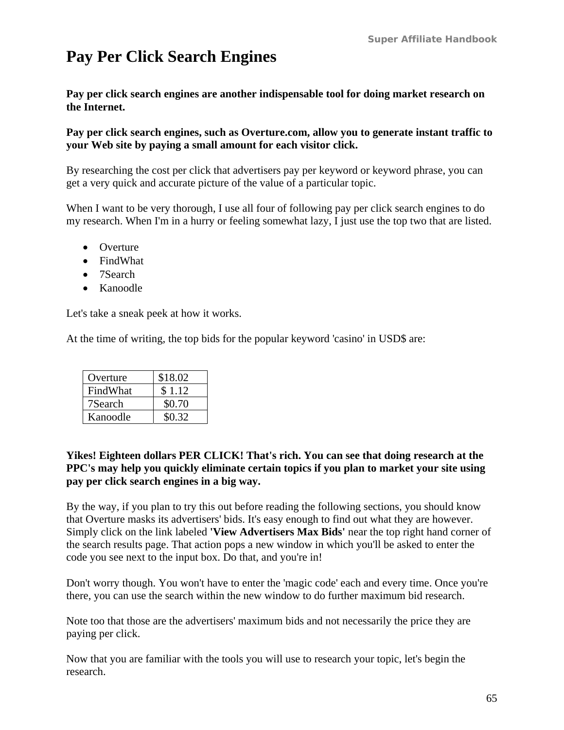# Pay Per Click Search Engines

**Pay per click search engines are another indispensable tool for doing market research on the Internet.**

**Pay per click search engines, such as Overture.com, allow you to generate instant traffic to your Web site by paying a small amount for each visitor click.**

By researching the cost per click that advertisers pay per keyword or keyword phrase, you can get a very quick and accurate picture of the value of a particular topic.

When I want to be very thorough, I use all four of following pay per click search engines to do my research. When I'm in a hurry or feeling somewhat lazy, I just use the top two that are listed.

- Overture
- FindWhat
- 7Search
- Kanoodle

Let's take a sneak peek at how it works.

At the time of writing, the top bids for the popular keyword 'casino' in USD$ are:

| | |
|---|---|
| Overture | $18.02 |
| FindWhat | $ 1.12 |
| 7Search | $0.70 |
| Kanoodle | $0.32 |

**Yikes! Eighteen dollars PER CLICK! That's rich. You can see that doing research at the PPC's may help you quickly eliminate certain topics if you plan to market your site using pay per click search engines in a big way.**

By the way, if you plan to try this out before reading the following sections, you should know that Overture masks its advertisers' bids. It's easy enough to find out what they are however. Simply click on the link labeled **'View Advertisers Max Bids'** near the top right hand corner of the search results page. That action pops a new window in which you'll be asked to enter the code you see next to the input box. Do that, and you're in!

Don't worry though. You won't have to enter the 'magic code' each and every time. Once you're there, you can use the search within the new window to do further maximum bid research.

Note too that those are the advertisers' maximum bids and not necessarily the price they are paying per click.

Now that you are familiar with the tools you will use to research your topic, let's begin the research.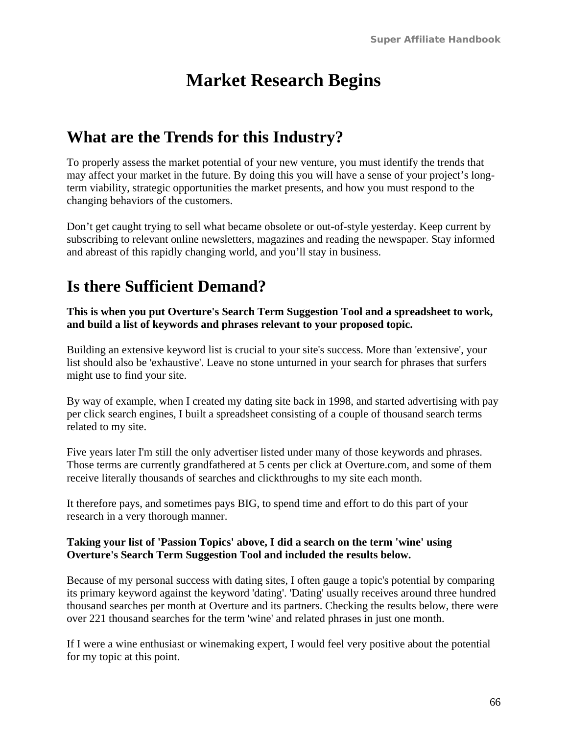# Market Research Begins

## What are the Trends for this Industry?

To properly assess the market potential of your new venture, you must identify the trends that may affect your market in the future. By doing this you will have a sense of your project's long-term viability, strategic opportunities the market presents, and how you must respond to the changing behaviors of the customers.

Don't get caught trying to sell what became obsolete or out-of-style yesterday. Keep current by subscribing to relevant online newsletters, magazines and reading the newspaper. Stay informed and abreast of this rapidly changing world, and you'll stay in business.

## Is there Sufficient Demand?

**This is when you put Overture's Search Term Suggestion Tool and a spreadsheet to work, and build a list of keywords and phrases relevant to your proposed topic.**

Building an extensive keyword list is crucial to your site's success. More than 'extensive', your list should also be 'exhaustive'. Leave no stone unturned in your search for phrases that surfers might use to find your site.

By way of example, when I created my dating site back in 1998, and started advertising with pay per click search engines, I built a spreadsheet consisting of a couple of thousand search terms related to my site.

Five years later I'm still the only advertiser listed under many of those keywords and phrases. Those terms are currently grandfathered at 5 cents per click at Overture.com, and some of them receive literally thousands of searches and clickthroughs to my site each month.

It therefore pays, and sometimes pays BIG, to spend time and effort to do this part of your research in a very thorough manner.

**Taking your list of 'Passion Topics' above, I did a search on the term 'wine' using Overture's Search Term Suggestion Tool and included the results below.**

Because of my personal success with dating sites, I often gauge a topic's potential by comparing its primary keyword against the keyword 'dating'. 'Dating' usually receives around three hundred thousand searches per month at Overture and its partners. Checking the results below, there were over 221 thousand searches for the term 'wine' and related phrases in just one month.

If I were a wine enthusiast or winemaking expert, I would feel very positive about the potential for my topic at this point.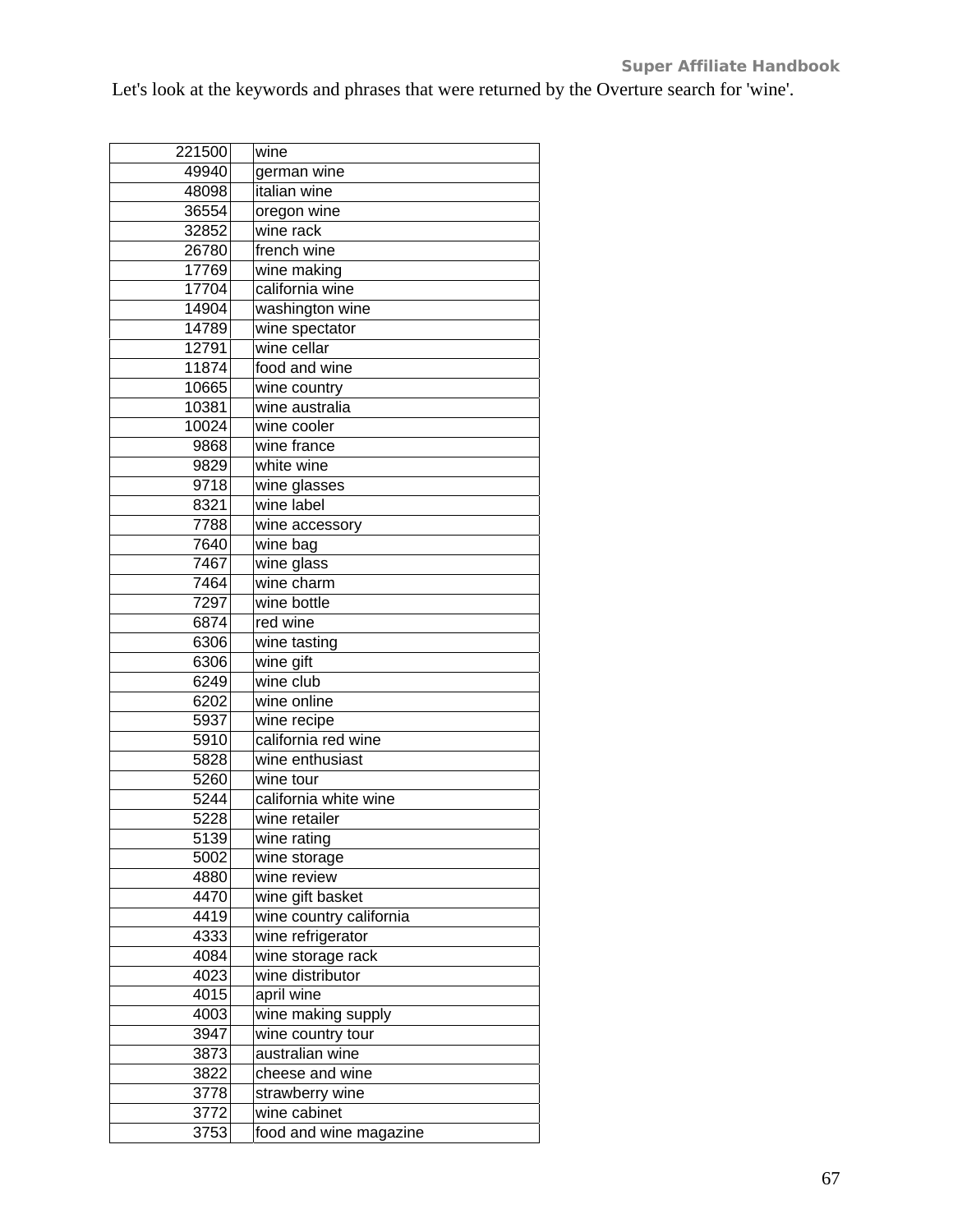Let's look at the keywords and phrases that were returned by the Overture search for 'wine'.

| | | |
|---|---|---|
| 221500 | | wine |
| 49940 | | german wine |
| 48098 | | italian wine |
| 36554 | | oregon wine |
| 32852 | | wine rack |
| 26780 | | french wine |
| 17769 | | wine making |
| 17704 | | california wine |
| 14904 | | washington wine |
| 14789 | | wine spectator |
| 12791 | | wine cellar |
| 11874 | | food and wine |
| 10665 | | wine country |
| 10381 | | wine australia |
| 10024 | | wine cooler |
| 9868 | | wine france |
| 9829 | | white wine |
| 9718 | | wine glasses |
| 8321 | | wine label |
| 7788 | | wine accessory |
| 7640 | | wine bag |
| 7467 | | wine glass |
| 7464 | | wine charm |
| 7297 | | wine bottle |
| 6874 | | red wine |
| 6306 | | wine tasting |
| 6306 | | wine gift |
| 6249 | | wine club |
| 6202 | | wine online |
| 5937 | | wine recipe |
| 5910 | | california red wine |
| 5828 | | wine enthusiast |
| 5260 | | wine tour |
| 5244 | | california white wine |
| 5228 | | wine retailer |
| 5139 | | wine rating |
| 5002 | | wine storage |
| 4880 | | wine review |
| 4470 | | wine gift basket |
| 4419 | | wine country california |
| 4333 | | wine refrigerator |
| 4084 | | wine storage rack |
| 4023 | | wine distributor |
| 4015 | | april wine |
| 4003 | | wine making supply |
| 3947 | | wine country tour |
| 3873 | | australian wine |
| 3822 | | cheese and wine |
| 3778 | | strawberry wine |
| 3772 | | wine cabinet |
| 3753 | | food and wine magazine |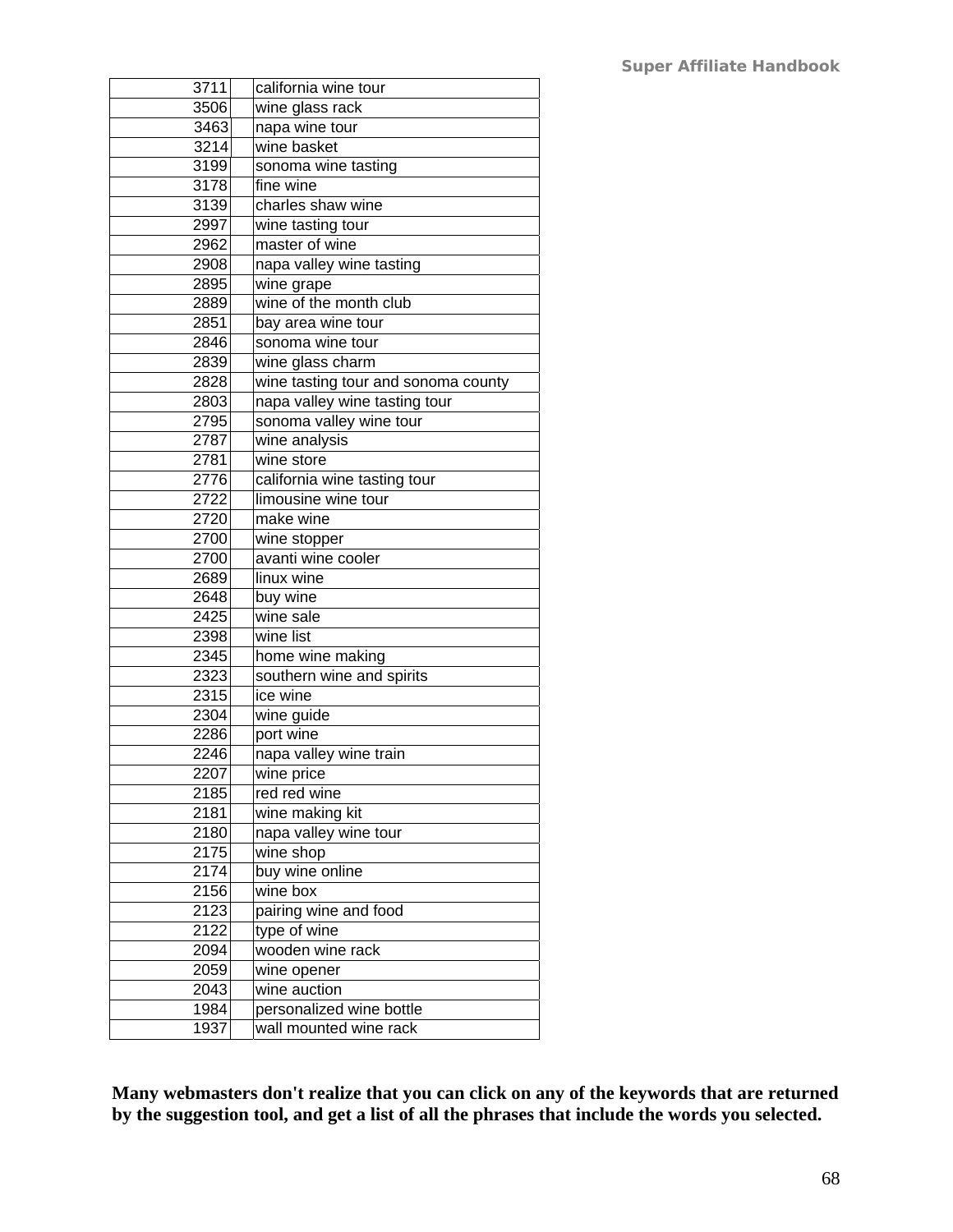| | | |
|---|---|---|
| 3711 | | california wine tour |
| 3506 | | wine glass rack |
| 3463 | | napa wine tour |
| 3214 | | wine basket |
| 3199 | | sonoma wine tasting |
| 3178 | | fine wine |
| 3139 | | charles shaw wine |
| 2997 | | wine tasting tour |
| 2962 | | master of wine |
| 2908 | | napa valley wine tasting |
| 2895 | | wine grape |
| 2889 | | wine of the month club |
| 2851 | | bay area wine tour |
| 2846 | | sonoma wine tour |
| 2839 | | wine glass charm |
| 2828 | | wine tasting tour and sonoma county |
| 2803 | | napa valley wine tasting tour |
| 2795 | | sonoma valley wine tour |
| 2787 | | wine analysis |
| 2781 | | wine store |
| 2776 | | california wine tasting tour |
| 2722 | | limousine wine tour |
| 2720 | | make wine |
| 2700 | | wine stopper |
| 2700 | | avanti wine cooler |
| 2689 | | linux wine |
| 2648 | | buy wine |
| 2425 | | wine sale |
| 2398 | | wine list |
| 2345 | | home wine making |
| 2323 | | southern wine and spirits |
| 2315 | | ice wine |
| 2304 | | wine guide |
| 2286 | | port wine |
| 2246 | | napa valley wine train |
| 2207 | | wine price |
| 2185 | | red red wine |
| 2181 | | wine making kit |
| 2180 | | napa valley wine tour |
| 2175 | | wine shop |
| 2174 | | buy wine online |
| 2156 | | wine box |
| 2123 | | pairing wine and food |
| 2122 | | type of wine |
| 2094 | | wooden wine rack |
| 2059 | | wine opener |
| 2043 | | wine auction |
| 1984 | | personalized wine bottle |
| 1937 | | wall mounted wine rack |

**Many webmasters don't realize that you can click on any of the keywords that are returned by the suggestion tool, and get a list of all the phrases that include the words you selected.**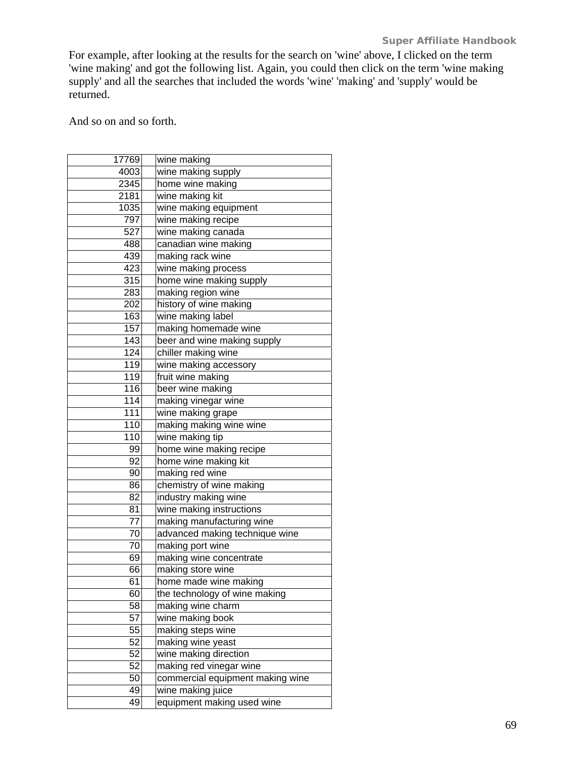For example, after looking at the results for the search on 'wine' above, I clicked on the term 'wine making' and got the following list. Again, you could then click on the term 'wine making supply' and all the searches that included the words 'wine' 'making' and 'supply' would be returned.

And so on and so forth.

| | | |
|---|---|---|
| 17769 | | wine making |
| 4003 | | wine making supply |
| 2345 | | home wine making |
| 2181 | | wine making kit |
| 1035 | | wine making equipment |
| 797 | | wine making recipe |
| 527 | | wine making canada |
| 488 | | canadian wine making |
| 439 | | making rack wine |
| 423 | | wine making process |
| 315 | | home wine making supply |
| 283 | | making region wine |
| 202 | | history of wine making |
| 163 | | wine making label |
| 157 | | making homemade wine |
| 143 | | beer and wine making supply |
| 124 | | chiller making wine |
| 119 | | wine making accessory |
| 119 | | fruit wine making |
| 116 | | beer wine making |
| 114 | | making vinegar wine |
| 111 | | wine making grape |
| 110 | | making making wine wine |
| 110 | | wine making tip |
| 99 | | home wine making recipe |
| 92 | | home wine making kit |
| 90 | | making red wine |
| 86 | | chemistry of wine making |
| 82 | | industry making wine |
| 81 | | wine making instructions |
| 77 | | making manufacturing wine |
| 70 | | advanced making technique wine |
| 70 | | making port wine |
| 69 | | making wine concentrate |
| 66 | | making store wine |
| 61 | | home made wine making |
| 60 | | the technology of wine making |
| 58 | | making wine charm |
| 57 | | wine making book |
| 55 | | making steps wine |
| 52 | | making wine yeast |
| 52 | | wine making direction |
| 52 | | making red vinegar wine |
| 50 | | commercial equipment making wine |
| 49 | | wine making juice |
| 49 | | equipment making used wine |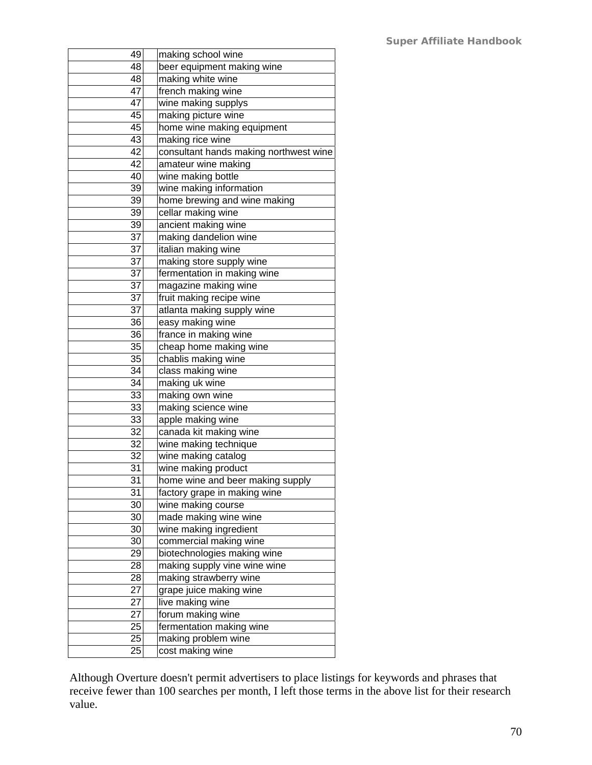| | | |
|---|---|---|
| 49 | | making school wine |
| 48 | | beer equipment making wine |
| 48 | | making white wine |
| 47 | | french making wine |
| 47 | | wine making supplys |
| 45 | | making picture wine |
| 45 | | home wine making equipment |
| 43 | | making rice wine |
| 42 | | consultant hands making northwest wine |
| 42 | | amateur wine making |
| 40 | | wine making bottle |
| 39 | | wine making information |
| 39 | | home brewing and wine making |
| 39 | | cellar making wine |
| 39 | | ancient making wine |
| 37 | | making dandelion wine |
| 37 | | italian making wine |
| 37 | | making store supply wine |
| 37 | | fermentation in making wine |
| 37 | | magazine making wine |
| 37 | | fruit making recipe wine |
| 37 | | atlanta making supply wine |
| 36 | | easy making wine |
| 36 | | france in making wine |
| 35 | | cheap home making wine |
| 35 | | chablis making wine |
| 34 | | class making wine |
| 34 | | making uk wine |
| 33 | | making own wine |
| 33 | | making science wine |
| 33 | | apple making wine |
| 32 | | canada kit making wine |
| 32 | | wine making technique |
| 32 | | wine making catalog |
| 31 | | wine making product |
| 31 | | home wine and beer making supply |
| 31 | | factory grape in making wine |
| 30 | | wine making course |
| 30 | | made making wine wine |
| 30 | | wine making ingredient |
| 30 | | commercial making wine |
| 29 | | biotechnologies making wine |
| 28 | | making supply vine wine wine |
| 28 | | making strawberry wine |
| 27 | | grape juice making wine |
| 27 | | live making wine |
| 27 | | forum making wine |
| 25 | | fermentation making wine |
| 25 | | making problem wine |
| 25 | | cost making wine |

Although Overture doesn't permit advertisers to place listings for keywords and phrases that receive fewer than 100 searches per month, I left those terms in the above list for their research value.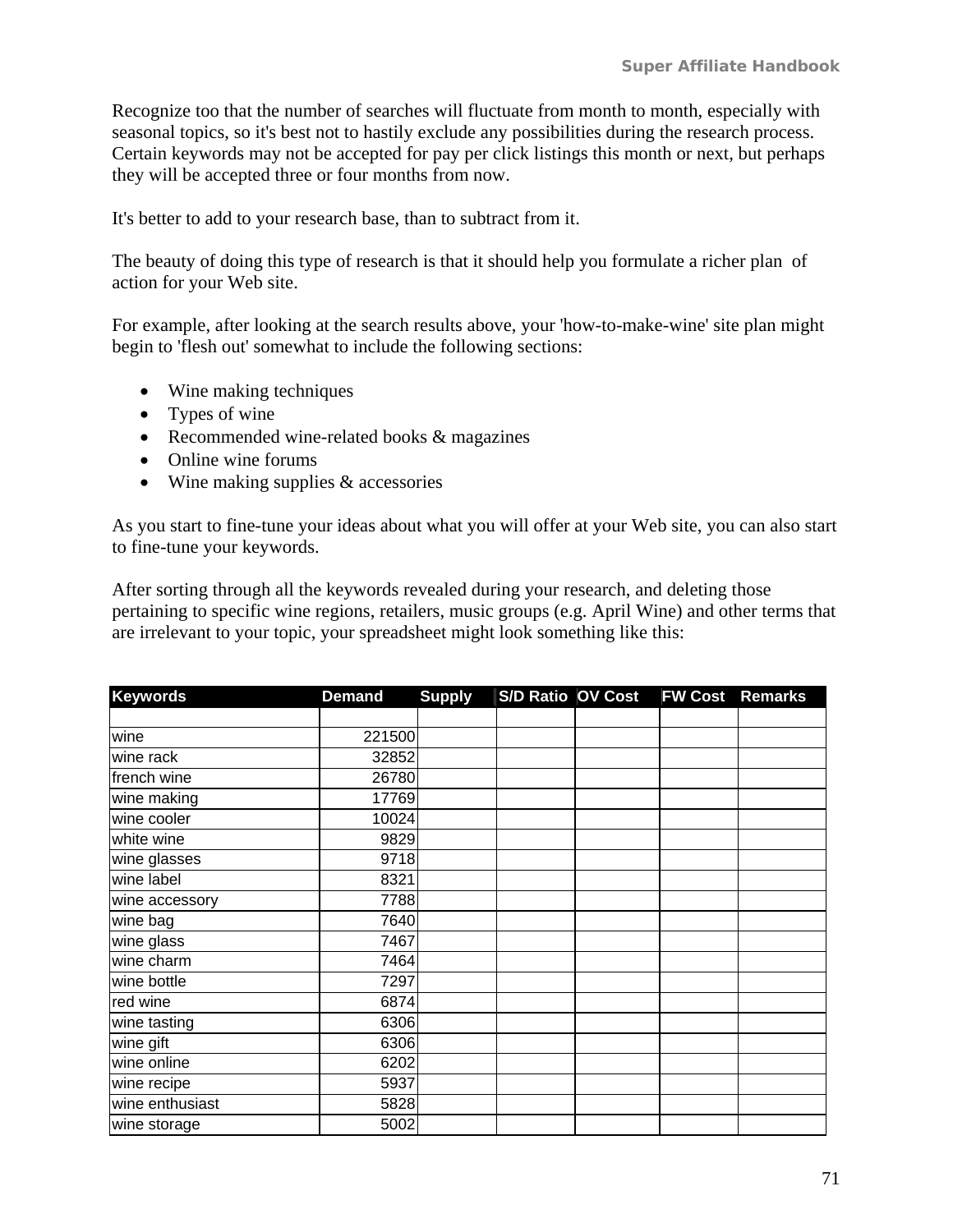Recognize too that the number of searches will fluctuate from month to month, especially with seasonal topics, so it's best not to hastily exclude any possibilities during the research process. Certain keywords may not be accepted for pay per click listings this month or next, but perhaps they will be accepted three or four months from now.

It's better to add to your research base, than to subtract from it.

The beauty of doing this type of research is that it should help you formulate a richer plan of action for your Web site.

For example, after looking at the search results above, your 'how-to-make-wine' site plan might begin to 'flesh out' somewhat to include the following sections:

- Wine making techniques
- Types of wine
- Recommended wine-related books & magazines
- Online wine forums
- Wine making supplies & accessories

As you start to fine-tune your ideas about what you will offer at your Web site, you can also start to fine-tune your keywords.

After sorting through all the keywords revealed during your research, and deleting those pertaining to specific wine regions, retailers, music groups (e.g. April Wine) and other terms that are irrelevant to your topic, your spreadsheet might look something like this:

| Keywords | Demand | Supply | S/D Ratio | OV Cost | FW Cost | Remarks |
|---|---|---|---|---|---|---|
| | | | | | | |
| wine | 221500 | | | | | |
| wine rack | 32852 | | | | | |
| french wine | 26780 | | | | | |
| wine making | 17769 | | | | | |
| wine cooler | 10024 | | | | | |
| white wine | 9829 | | | | | |
| wine glasses | 9718 | | | | | |
| wine label | 8321 | | | | | |
| wine accessory | 7788 | | | | | |
| wine bag | 7640 | | | | | |
| wine glass | 7467 | | | | | |
| wine charm | 7464 | | | | | |
| wine bottle | 7297 | | | | | |
| red wine | 6874 | | | | | |
| wine tasting | 6306 | | | | | |
| wine gift | 6306 | | | | | |
| wine online | 6202 | | | | | |
| wine recipe | 5937 | | | | | |
| wine enthusiast | 5828 | | | | | |
| wine storage | 5002 | | | | | |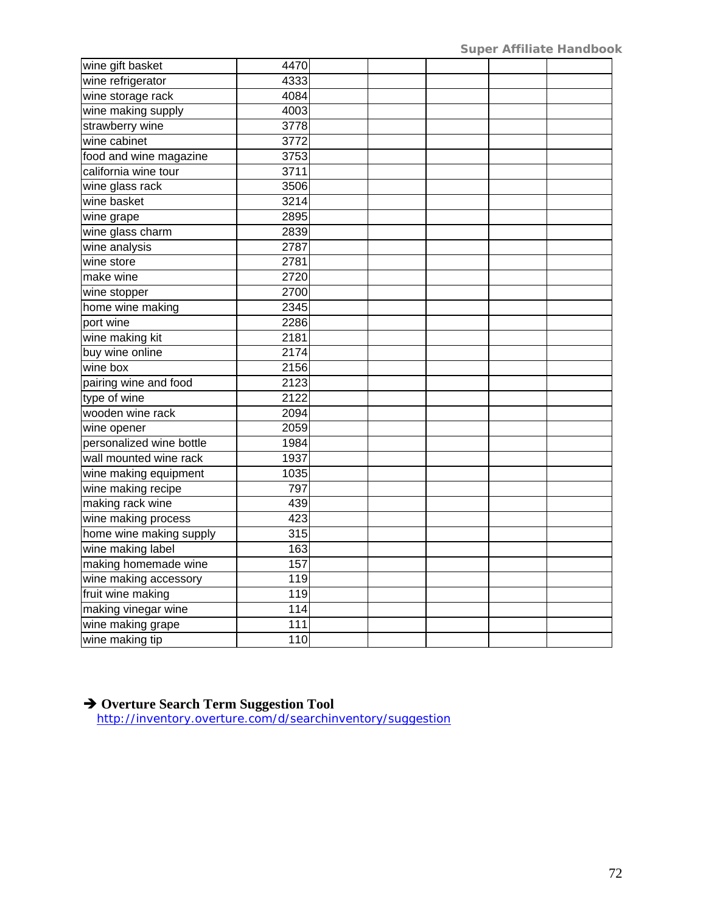| | | | | | | |
|---|---|---|---|---|---|---|
| wine gift basket | 4470 | | | | | |
| wine refrigerator | 4333 | | | | | |
| wine storage rack | 4084 | | | | | |
| wine making supply | 4003 | | | | | |
| strawberry wine | 3778 | | | | | |
| wine cabinet | 3772 | | | | | |
| food and wine magazine | 3753 | | | | | |
| california wine tour | 3711 | | | | | |
| wine glass rack | 3506 | | | | | |
| wine basket | 3214 | | | | | |
| wine grape | 2895 | | | | | |
| wine glass charm | 2839 | | | | | |
| wine analysis | 2787 | | | | | |
| wine store | 2781 | | | | | |
| make wine | 2720 | | | | | |
| wine stopper | 2700 | | | | | |
| home wine making | 2345 | | | | | |
| port wine | 2286 | | | | | |
| wine making kit | 2181 | | | | | |
| buy wine online | 2174 | | | | | |
| wine box | 2156 | | | | | |
| pairing wine and food | 2123 | | | | | |
| type of wine | 2122 | | | | | |
| wooden wine rack | 2094 | | | | | |
| wine opener | 2059 | | | | | |
| personalized wine bottle | 1984 | | | | | |
| wall mounted wine rack | 1937 | | | | | |
| wine making equipment | 1035 | | | | | |
| wine making recipe | 797 | | | | | |
| making rack wine | 439 | | | | | |
| wine making process | 423 | | | | | |
| home wine making supply | 315 | | | | | |
| wine making label | 163 | | | | | |
| making homemade wine | 157 | | | | | |
| wine making accessory | 119 | | | | | |
| fruit wine making | 119 | | | | | |
| making vinegar wine | 114 | | | | | |
| wine making grape | 111 | | | | | |
| wine making tip | 110 | | | | | |

➔ **Overture Search Term Suggestion Tool**
http://inventory.overture.com/d/searchinventory/suggestion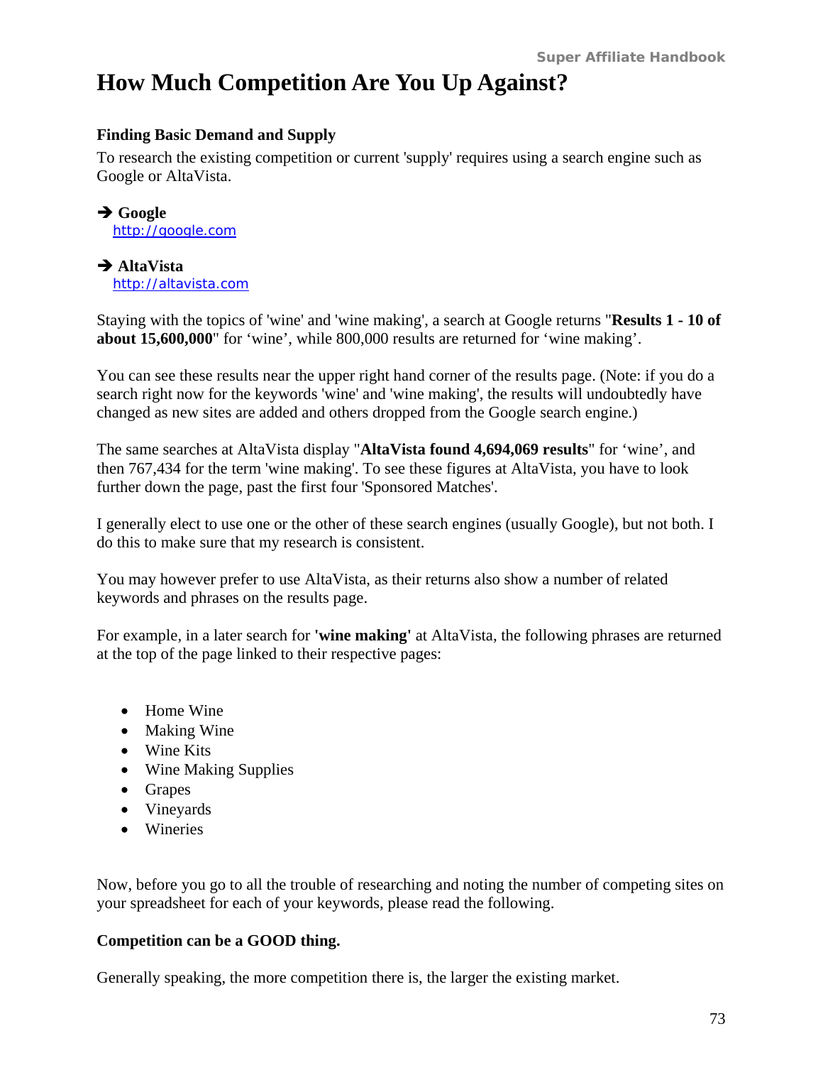# How Much Competition Are You Up Against?

### Finding Basic Demand and Supply

To research the existing competition or current 'supply' requires using a search engine such as Google or AltaVista.

➔ **Google**
http://google.com

➔ **AltaVista**
http://altavista.com

Staying with the topics of 'wine' and 'wine making', a search at Google returns "**Results 1 - 10 of about 15,600,000**" for 'wine', while 800,000 results are returned for 'wine making'.

You can see these results near the upper right hand corner of the results page. (Note: if you do a search right now for the keywords 'wine' and 'wine making', the results will undoubtedly have changed as new sites are added and others dropped from the Google search engine.)

The same searches at AltaVista display "**AltaVista found 4,694,069 results**" for 'wine', and then 767,434 for the term 'wine making'. To see these figures at AltaVista, you have to look further down the page, past the first four 'Sponsored Matches'.

I generally elect to use one or the other of these search engines (usually Google), but not both. I do this to make sure that my research is consistent.

You may however prefer to use AltaVista, as their returns also show a number of related keywords and phrases on the results page.

For example, in a later search for **'wine making'** at AltaVista, the following phrases are returned at the top of the page linked to their respective pages:

- Home Wine
- Making Wine
- Wine Kits
- Wine Making Supplies
- Grapes
- Vineyards
- Wineries

Now, before you go to all the trouble of researching and noting the number of competing sites on your spreadsheet for each of your keywords, please read the following.

**Competition can be a GOOD thing.**

Generally speaking, the more competition there is, the larger the existing market.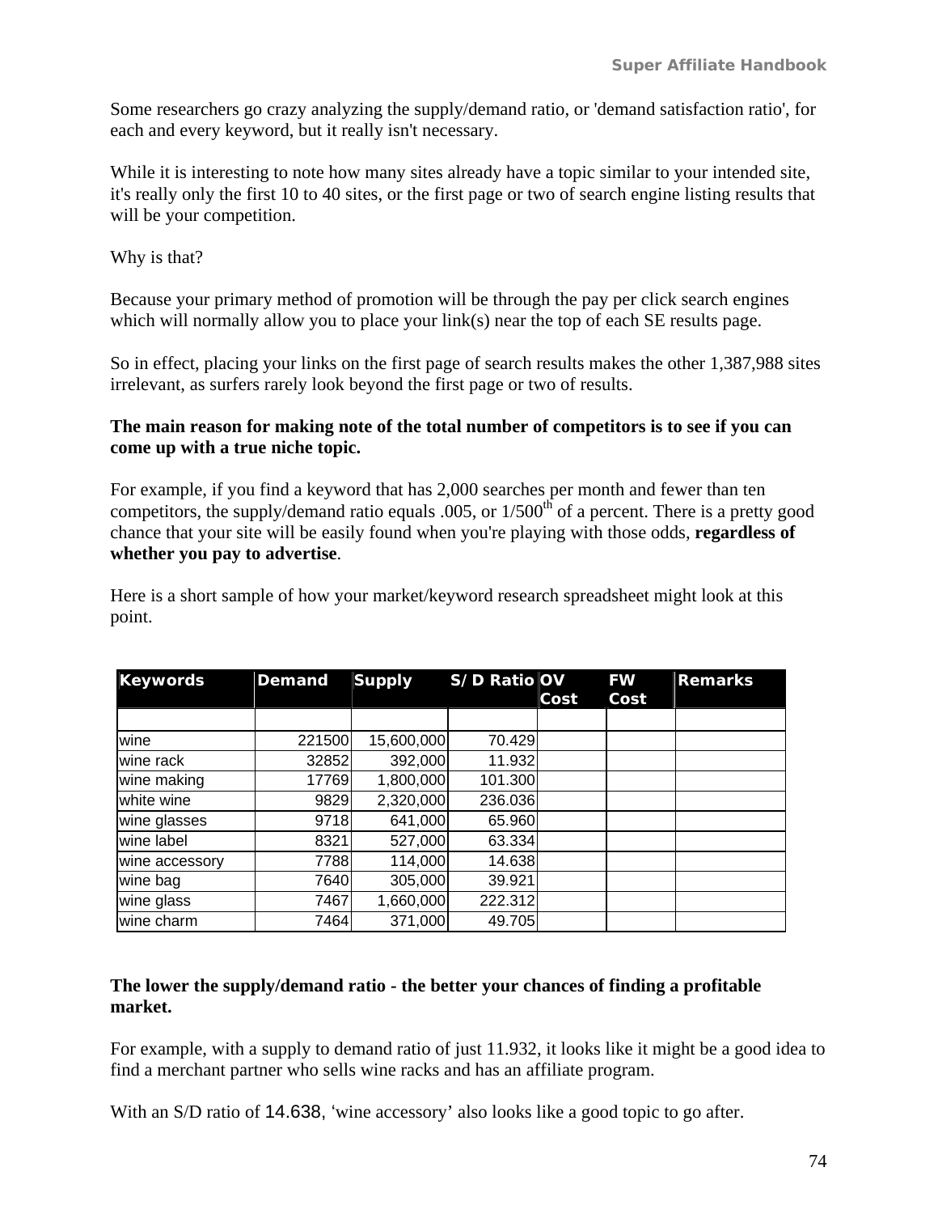Some researchers go crazy analyzing the supply/demand ratio, or 'demand satisfaction ratio', for each and every keyword, but it really isn't necessary.

While it is interesting to note how many sites already have a topic similar to your intended site, it's really only the first 10 to 40 sites, or the first page or two of search engine listing results that will be your competition.

Why is that?

Because your primary method of promotion will be through the pay per click search engines which will normally allow you to place your link(s) near the top of each SE results page.

So in effect, placing your links on the first page of search results makes the other 1,387,988 sites irrelevant, as surfers rarely look beyond the first page or two of results.

**The main reason for making note of the total number of competitors is to see if you can come up with a true niche topic.**

For example, if you find a keyword that has 2,000 searches per month and fewer than ten competitors, the supply/demand ratio equals .005, or 1/500th of a percent. There is a pretty good chance that your site will be easily found when you're playing with those odds, **regardless of whether you pay to advertise**.

Here is a short sample of how your market/keyword research spreadsheet might look at this point.

| Keywords | Demand | Supply | S/D Ratio | OV Cost | FW Cost | Remarks |
|---|---|---|---|---|---|---|
| | | | | | | |
| wine | 221500 | 15,600,000 | 70.429 | | | |
| wine rack | 32852 | 392,000 | 11.932 | | | |
| wine making | 17769 | 1,800,000 | 101.300 | | | |
| white wine | 9829 | 2,320,000 | 236.036 | | | |
| wine glasses | 9718 | 641,000 | 65.960 | | | |
| wine label | 8321 | 527,000 | 63.334 | | | |
| wine accessory | 7788 | 114,000 | 14.638 | | | |
| wine bag | 7640 | 305,000 | 39.921 | | | |
| wine glass | 7467 | 1,660,000 | 222.312 | | | |
| wine charm | 7464 | 371,000 | 49.705 | | | |

**The lower the supply/demand ratio - the better your chances of finding a profitable market.**

For example, with a supply to demand ratio of just 11.932, it looks like it might be a good idea to find a merchant partner who sells wine racks and has an affiliate program.

With an S/D ratio of 14.638, 'wine accessory' also looks like a good topic to go after.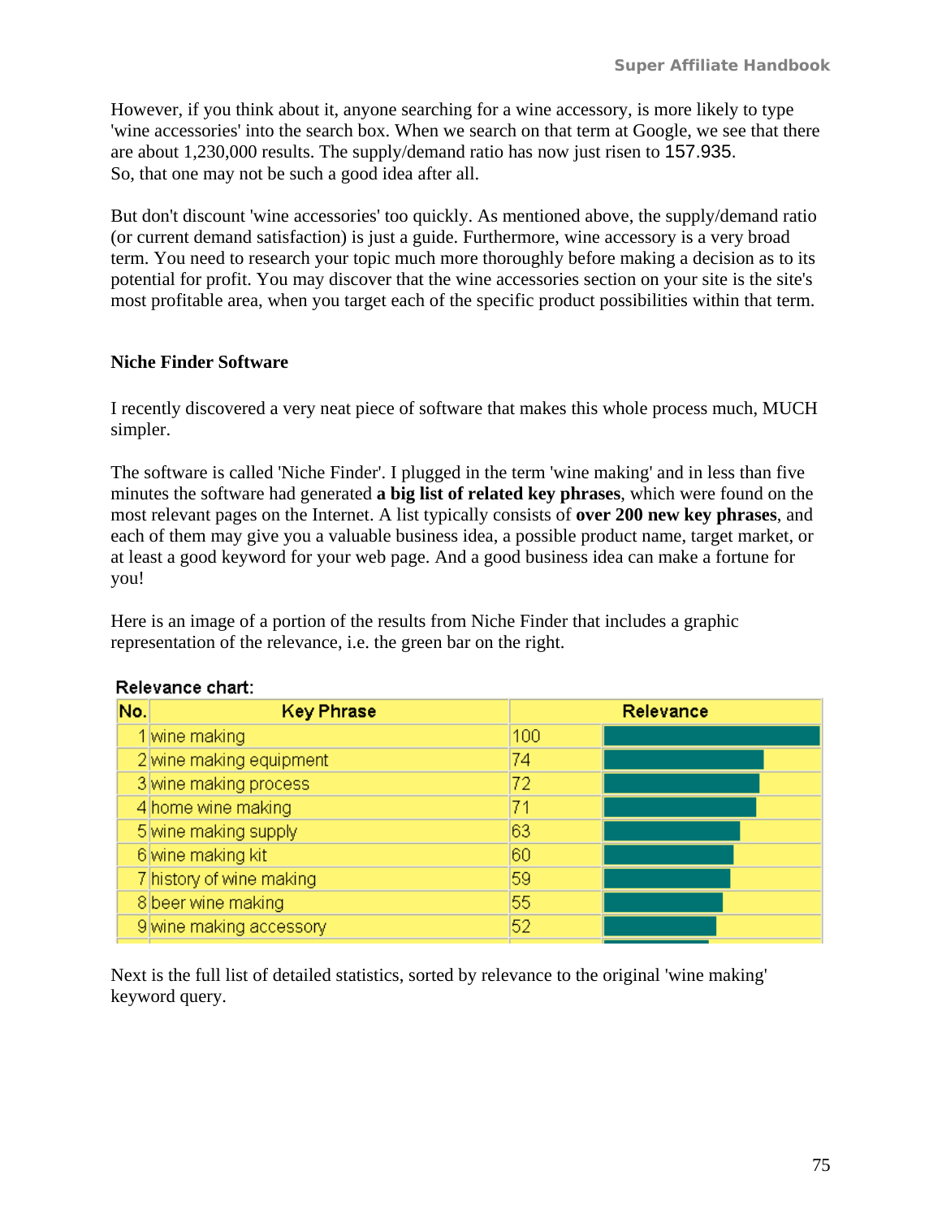However, if you think about it, anyone searching for a wine accessory, is more likely to type 'wine accessories' into the search box. When we search on that term at Google, we see that there are about 1,230,000 results. The supply/demand ratio has now just risen to 157.935. So, that one may not be such a good idea after all.

But don't discount 'wine accessories' too quickly. As mentioned above, the supply/demand ratio (or current demand satisfaction) is just a guide. Furthermore, wine accessory is a very broad term. You need to research your topic much more thoroughly before making a decision as to its potential for profit. You may discover that the wine accessories section on your site is the site's most profitable area, when you target each of the specific product possibilities within that term.

### Niche Finder Software

I recently discovered a very neat piece of software that makes this whole process much, MUCH simpler.

The software is called 'Niche Finder'. I plugged in the term 'wine making' and in less than five minutes the software had generated **a big list of related key phrases**, which were found on the most relevant pages on the Internet. A list typically consists of **over 200 new key phrases**, and each of them may give you a valuable business idea, a possible product name, target market, or at least a good keyword for your web page. And a good business idea can make a fortune for you!

Here is an image of a portion of the results from Niche Finder that includes a graphic representation of the relevance, i.e. the green bar on the right.

Relevance chart:

| No. | Key Phrase | Relevance |
|---|---|---|
| 1 | wine making | 100 |
| 2 | wine making equipment | 74 |
| 3 | wine making process | 72 |
| 4 | home wine making | 71 |
| 5 | wine making supply | 63 |
| 6 | wine making kit | 60 |
| 7 | history of wine making | 59 |
| 8 | beer wine making | 55 |
| 9 | wine making accessory | 52 |

Next is the full list of detailed statistics, sorted by relevance to the original 'wine making' keyword query.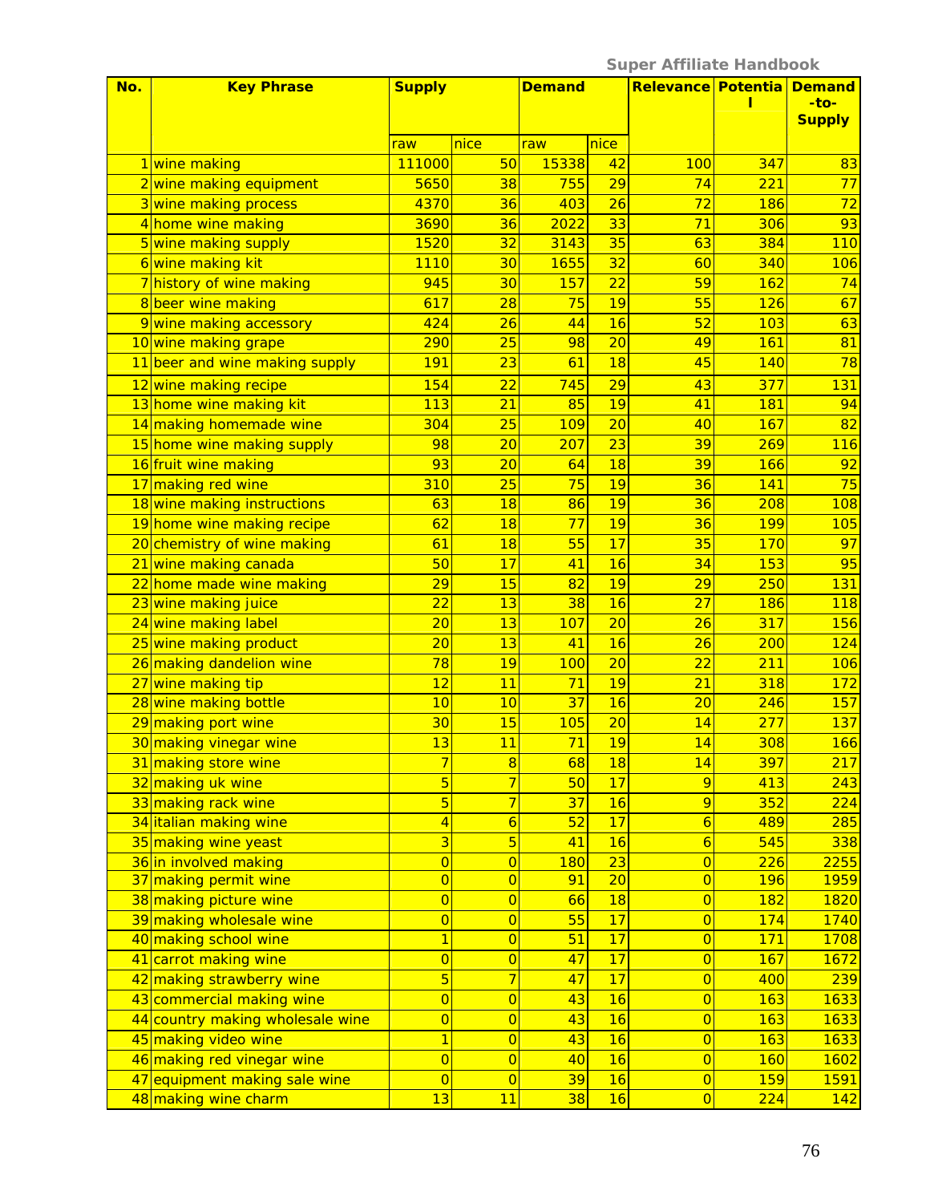| No. | Key Phrase | Supply | | Demand | | Relevance | Potential | Demand-to-Supply |
|---|---|---|---|---|---|---|---|---|
| | | raw | nice | raw | nice | | | |
| 1 | wine making | 111000 | 50 | 15338 | 42 | 100 | 347 | 83 |
| 2 | wine making equipment | 5650 | 38 | 755 | 29 | 74 | 221 | 77 |
| 3 | wine making process | 4370 | 36 | 403 | 26 | 72 | 186 | 72 |
| 4 | home wine making | 3690 | 36 | 2022 | 33 | 71 | 306 | 93 |
| 5 | wine making supply | 1520 | 32 | 3143 | 35 | 63 | 384 | 110 |
| 6 | wine making kit | 1110 | 30 | 1655 | 32 | 60 | 340 | 106 |
| 7 | history of wine making | 945 | 30 | 157 | 22 | 59 | 162 | 74 |
| 8 | beer wine making | 617 | 28 | 75 | 19 | 55 | 126 | 67 |
| 9 | wine making accessory | 424 | 26 | 44 | 16 | 52 | 103 | 63 |
| 10 | wine making grape | 290 | 25 | 98 | 20 | 49 | 161 | 81 |
| 11 | beer and wine making supply | 191 | 23 | 61 | 18 | 45 | 140 | 78 |
| 12 | wine making recipe | 154 | 22 | 745 | 29 | 43 | 377 | 131 |
| 13 | home wine making kit | 113 | 21 | 85 | 19 | 41 | 181 | 94 |
| 14 | making homemade wine | 304 | 25 | 109 | 20 | 40 | 167 | 82 |
| 15 | home wine making supply | 98 | 20 | 207 | 23 | 39 | 269 | 116 |
| 16 | fruit wine making | 93 | 20 | 64 | 18 | 39 | 166 | 92 |
| 17 | making red wine | 310 | 25 | 75 | 19 | 36 | 141 | 75 |
| 18 | wine making instructions | 63 | 18 | 86 | 19 | 36 | 208 | 108 |
| 19 | home wine making recipe | 62 | 18 | 77 | 19 | 36 | 199 | 105 |
| 20 | chemistry of wine making | 61 | 18 | 55 | 17 | 35 | 170 | 97 |
| 21 | wine making canada | 50 | 17 | 41 | 16 | 34 | 153 | 95 |
| 22 | home made wine making | 29 | 15 | 82 | 19 | 29 | 250 | 131 |
| 23 | wine making juice | 22 | 13 | 38 | 16 | 27 | 186 | 118 |
| 24 | wine making label | 20 | 13 | 107 | 20 | 26 | 317 | 156 |
| 25 | wine making product | 20 | 13 | 41 | 16 | 26 | 200 | 124 |
| 26 | making dandelion wine | 78 | 19 | 100 | 20 | 22 | 211 | 106 |
| 27 | wine making tip | 12 | 11 | 71 | 19 | 21 | 318 | 172 |
| 28 | wine making bottle | 10 | 10 | 37 | 16 | 20 | 246 | 157 |
| 29 | making port wine | 30 | 15 | 105 | 20 | 14 | 277 | 137 |
| 30 | making vinegar wine | 13 | 11 | 71 | 19 | 14 | 308 | 166 |
| 31 | making store wine | 7 | 8 | 68 | 18 | 14 | 397 | 217 |
| 32 | making uk wine | 5 | 7 | 50 | 17 | 9 | 413 | 243 |
| 33 | making rack wine | 5 | 7 | 37 | 16 | 9 | 352 | 224 |
| 34 | italian making wine | 4 | 6 | 52 | 17 | 6 | 489 | 285 |
| 35 | making wine yeast | 3 | 5 | 41 | 16 | 6 | 545 | 338 |
| 36 | in involved making | 0 | 0 | 180 | 23 | 0 | 226 | 2255 |
| 37 | making permit wine | 0 | 0 | 91 | 20 | 0 | 196 | 1959 |
| 38 | making picture wine | 0 | 0 | 66 | 18 | 0 | 182 | 1820 |
| 39 | making wholesale wine | 0 | 0 | 55 | 17 | 0 | 174 | 1740 |
| 40 | making school wine | 1 | 0 | 51 | 17 | 0 | 171 | 1708 |
| 41 | carrot making wine | 0 | 0 | 47 | 17 | 0 | 167 | 1672 |
| 42 | making strawberry wine | 5 | 7 | 47 | 17 | 0 | 400 | 239 |
| 43 | commercial making wine | 0 | 0 | 43 | 16 | 0 | 163 | 1633 |
| 44 | country making wholesale wine | 0 | 0 | 43 | 16 | 0 | 163 | 1633 |
| 45 | making video wine | 1 | 0 | 43 | 16 | 0 | 163 | 1633 |
| 46 | making red vinegar wine | 0 | 0 | 40 | 16 | 0 | 160 | 1602 |
| 47 | equipment making sale wine | 0 | 0 | 39 | 16 | 0 | 159 | 1591 |
| 48 | making wine charm | 13 | 11 | 38 | 16 | 0 | 224 | 142 |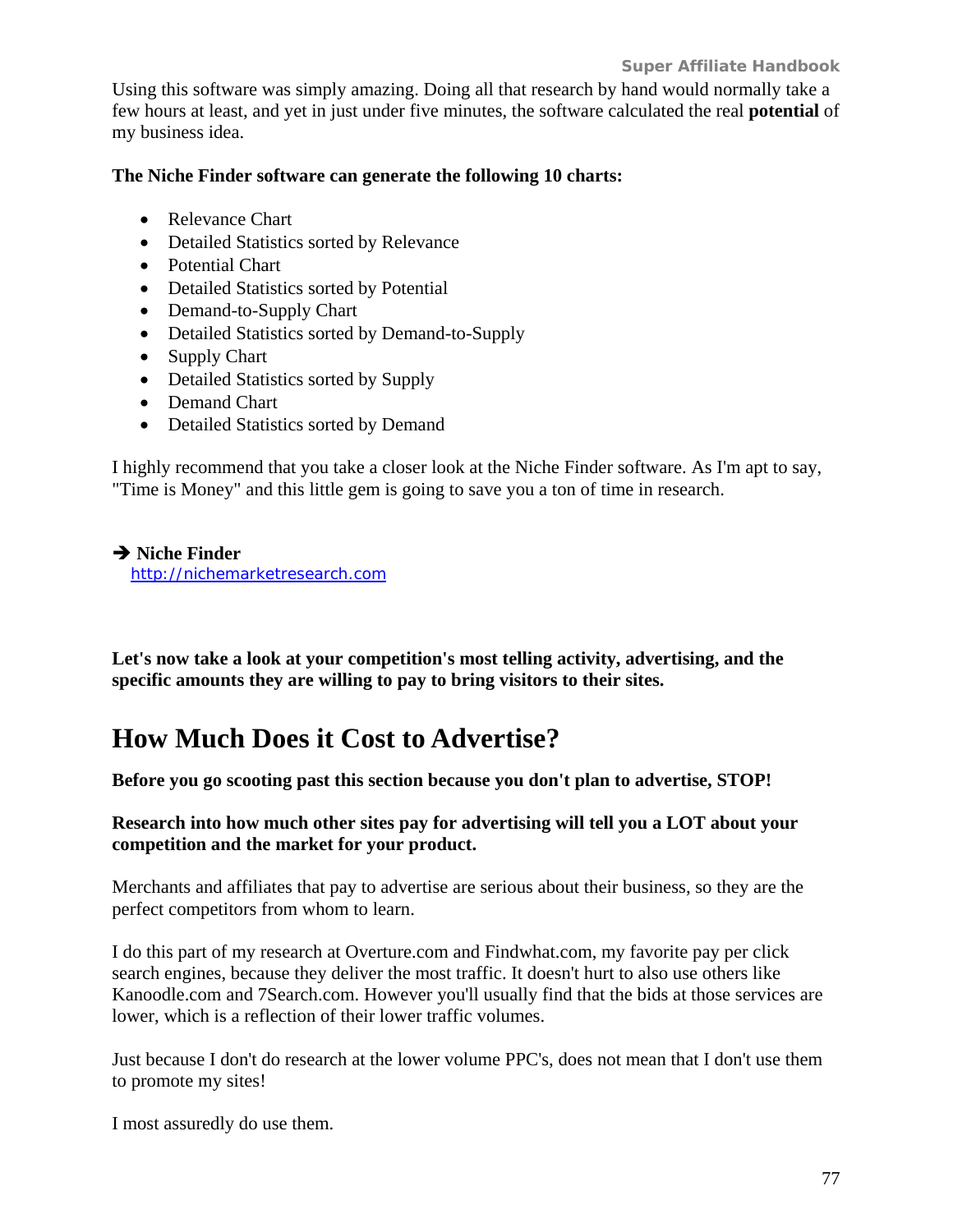Using this software was simply amazing. Doing all that research by hand would normally take a few hours at least, and yet in just under five minutes, the software calculated the real **potential** of my business idea.

**The Niche Finder software can generate the following 10 charts:**

- Relevance Chart
- Detailed Statistics sorted by Relevance
- Potential Chart
- Detailed Statistics sorted by Potential
- Demand-to-Supply Chart
- Detailed Statistics sorted by Demand-to-Supply
- Supply Chart
- Detailed Statistics sorted by Supply
- Demand Chart
- Detailed Statistics sorted by Demand

I highly recommend that you take a closer look at the Niche Finder software. As I'm apt to say, "Time is Money" and this little gem is going to save you a ton of time in research.

➔ **Niche Finder**
http://nichemarketresearch.com

**Let's now take a look at your competition's most telling activity, advertising, and the specific amounts they are willing to pay to bring visitors to their sites.**

# How Much Does it Cost to Advertise?

**Before you go scooting past this section because you don't plan to advertise, STOP!**

**Research into how much other sites pay for advertising will tell you a LOT about your competition and the market for your product.**

Merchants and affiliates that pay to advertise are serious about their business, so they are the perfect competitors from whom to learn.

I do this part of my research at Overture.com and Findwhat.com, my favorite pay per click search engines, because they deliver the most traffic. It doesn't hurt to also use others like Kanoodle.com and 7Search.com. However you'll usually find that the bids at those services are lower, which is a reflection of their lower traffic volumes.

Just because I don't do research at the lower volume PPC's, does not mean that I don't use them to promote my sites!

I most assuredly do use them.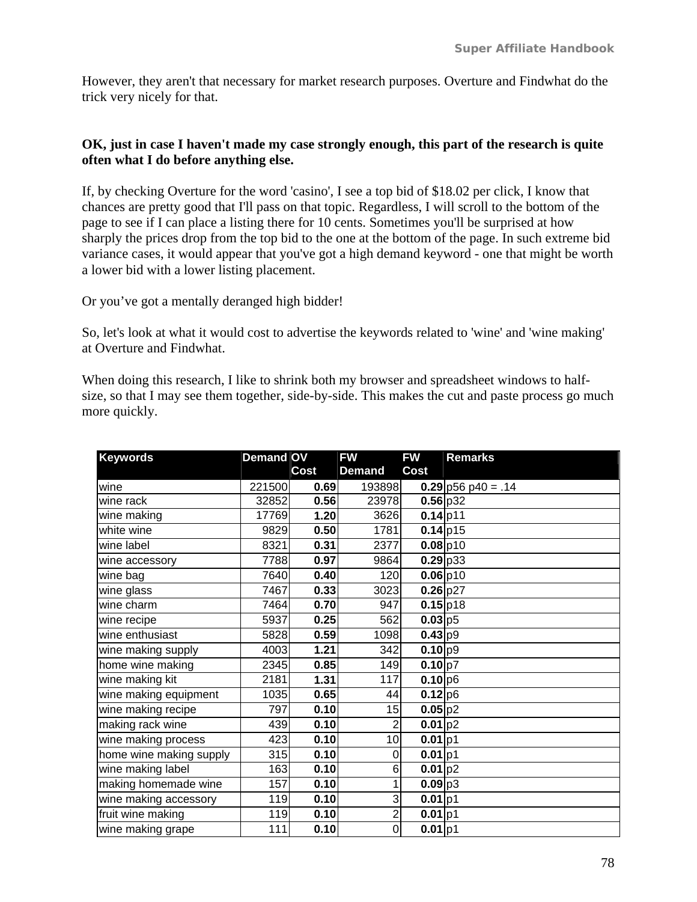However, they aren't that necessary for market research purposes. Overture and Findwhat do the trick very nicely for that.

**OK, just in case I haven't made my case strongly enough, this part of the research is quite often what I do before anything else.**

If, by checking Overture for the word 'casino', I see a top bid of $18.02 per click, I know that chances are pretty good that I'll pass on that topic. Regardless, I will scroll to the bottom of the page to see if I can place a listing there for 10 cents. Sometimes you'll be surprised at how sharply the prices drop from the top bid to the one at the bottom of the page. In such extreme bid variance cases, it would appear that you've got a high demand keyword - one that might be worth a lower bid with a lower listing placement.

Or you've got a mentally deranged high bidder!

So, let's look at what it would cost to advertise the keywords related to 'wine' and 'wine making' at Overture and Findwhat.

When doing this research, I like to shrink both my browser and spreadsheet windows to half-size, so that I may see them together, side-by-side. This makes the cut and paste process go much more quickly.

| Keywords | Demand | OV Cost | FW Demand | FW Cost | Remarks |
|---|---|---|---|---|---|
| wine | 221500 | **0.69** | 193898 | **0.29** | p56 p40 = .14 |
| wine rack | 32852 | **0.56** | 23978 | **0.56** | p32 |
| wine making | 17769 | **1.20** | 3626 | **0.14** | p11 |
| white wine | 9829 | **0.50** | 1781 | **0.14** | p15 |
| wine label | 8321 | **0.31** | 2377 | **0.08** | p10 |
| wine accessory | 7788 | **0.97** | 9864 | **0.29** | p33 |
| wine bag | 7640 | **0.40** | 120 | **0.06** | p10 |
| wine glass | 7467 | **0.33** | 3023 | **0.26** | p27 |
| wine charm | 7464 | **0.70** | 947 | **0.15** | p18 |
| wine recipe | 5937 | **0.25** | 562 | **0.03** | p5 |
| wine enthusiast | 5828 | **0.59** | 1098 | **0.43** | p9 |
| wine making supply | 4003 | **1.21** | 342 | **0.10** | p9 |
| home wine making | 2345 | **0.85** | 149 | **0.10** | p7 |
| wine making kit | 2181 | **1.31** | 117 | **0.10** | p6 |
| wine making equipment | 1035 | **0.65** | 44 | **0.12** | p6 |
| wine making recipe | 797 | **0.10** | 15 | **0.05** | p2 |
| making rack wine | 439 | **0.10** | 2 | **0.01** | p2 |
| wine making process | 423 | **0.10** | 10 | **0.01** | p1 |
| home wine making supply | 315 | **0.10** | 0 | **0.01** | p1 |
| wine making label | 163 | **0.10** | 6 | **0.01** | p2 |
| making homemade wine | 157 | **0.10** | 1 | **0.09** | p3 |
| wine making accessory | 119 | **0.10** | 3 | **0.01** | p1 |
| fruit wine making | 119 | **0.10** | 2 | **0.01** | p1 |
| wine making grape | 111 | **0.10** | 0 | **0.01** | p1 |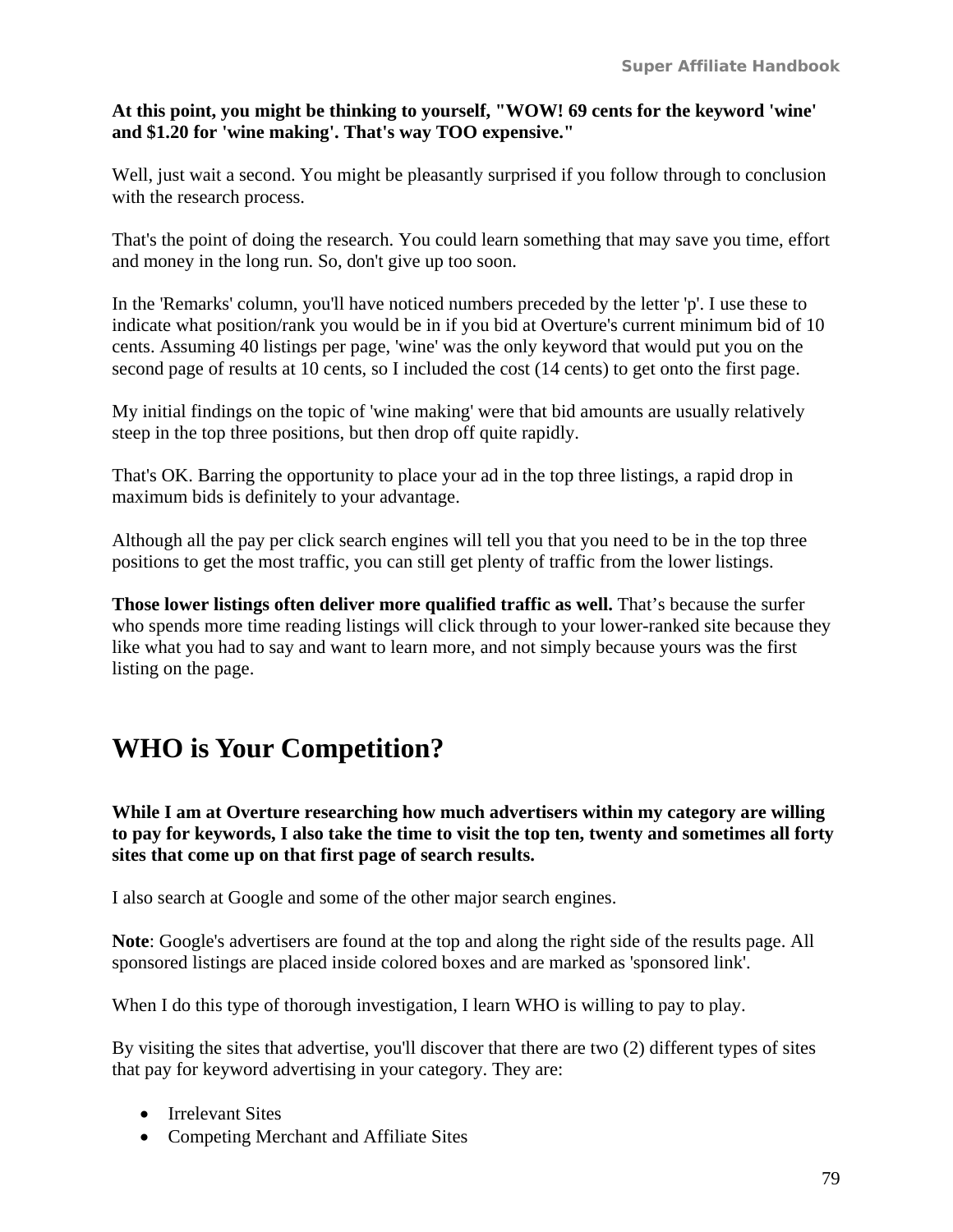**At this point, you might be thinking to yourself, "WOW! 69 cents for the keyword 'wine' and $1.20 for 'wine making'. That's way TOO expensive."**

Well, just wait a second. You might be pleasantly surprised if you follow through to conclusion with the research process.

That's the point of doing the research. You could learn something that may save you time, effort and money in the long run. So, don't give up too soon.

In the 'Remarks' column, you'll have noticed numbers preceded by the letter 'p'. I use these to indicate what position/rank you would be in if you bid at Overture's current minimum bid of 10 cents. Assuming 40 listings per page, 'wine' was the only keyword that would put you on the second page of results at 10 cents, so I included the cost (14 cents) to get onto the first page.

My initial findings on the topic of 'wine making' were that bid amounts are usually relatively steep in the top three positions, but then drop off quite rapidly.

That's OK. Barring the opportunity to place your ad in the top three listings, a rapid drop in maximum bids is definitely to your advantage.

Although all the pay per click search engines will tell you that you need to be in the top three positions to get the most traffic, you can still get plenty of traffic from the lower listings.

**Those lower listings often deliver more qualified traffic as well.** That's because the surfer who spends more time reading listings will click through to your lower-ranked site because they like what you had to say and want to learn more, and not simply because yours was the first listing on the page.

# WHO is Your Competition?

**While I am at Overture researching how much advertisers within my category are willing to pay for keywords, I also take the time to visit the top ten, twenty and sometimes all forty sites that come up on that first page of search results.**

I also search at Google and some of the other major search engines.

**Note**: Google's advertisers are found at the top and along the right side of the results page. All sponsored listings are placed inside colored boxes and are marked as 'sponsored link'.

When I do this type of thorough investigation, I learn WHO is willing to pay to play.

By visiting the sites that advertise, you'll discover that there are two (2) different types of sites that pay for keyword advertising in your category. They are:

- Irrelevant Sites
- Competing Merchant and Affiliate Sites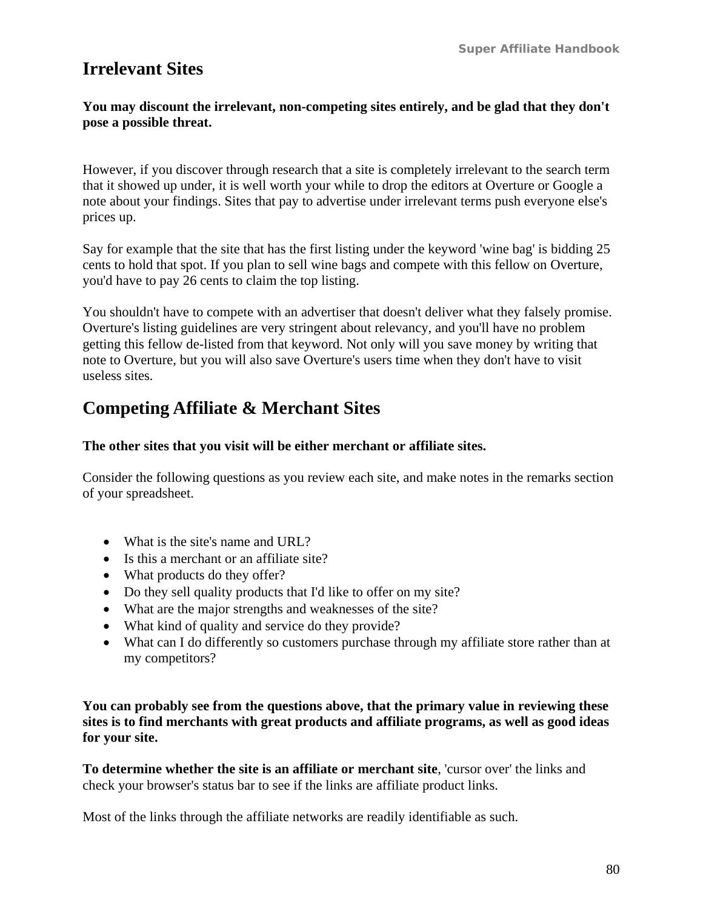## Irrelevant Sites

**You may discount the irrelevant, non-competing sites entirely, and be glad that they don't pose a possible threat.**

However, if you discover through research that a site is completely irrelevant to the search term that it showed up under, it is well worth your while to drop the editors at Overture or Google a note about your findings. Sites that pay to advertise under irrelevant terms push everyone else's prices up.

Say for example that the site that has the first listing under the keyword 'wine bag' is bidding 25 cents to hold that spot. If you plan to sell wine bags and compete with this fellow on Overture, you'd have to pay 26 cents to claim the top listing.

You shouldn't have to compete with an advertiser that doesn't deliver what they falsely promise. Overture's listing guidelines are very stringent about relevancy, and you'll have no problem getting this fellow de-listed from that keyword. Not only will you save money by writing that note to Overture, but you will also save Overture's users time when they don't have to visit useless sites.

## Competing Affiliate & Merchant Sites

**The other sites that you visit will be either merchant or affiliate sites.**

Consider the following questions as you review each site, and make notes in the remarks section of your spreadsheet.

- What is the site's name and URL?
- Is this a merchant or an affiliate site?
- What products do they offer?
- Do they sell quality products that I'd like to offer on my site?
- What are the major strengths and weaknesses of the site?
- What kind of quality and service do they provide?
- What can I do differently so customers purchase through my affiliate store rather than at my competitors?

**You can probably see from the questions above, that the primary value in reviewing these sites is to find merchants with great products and affiliate programs, as well as good ideas for your site.**

**To determine whether the site is an affiliate or merchant site**, 'cursor over' the links and check your browser's status bar to see if the links are affiliate product links.

Most of the links through the affiliate networks are readily identifiable as such.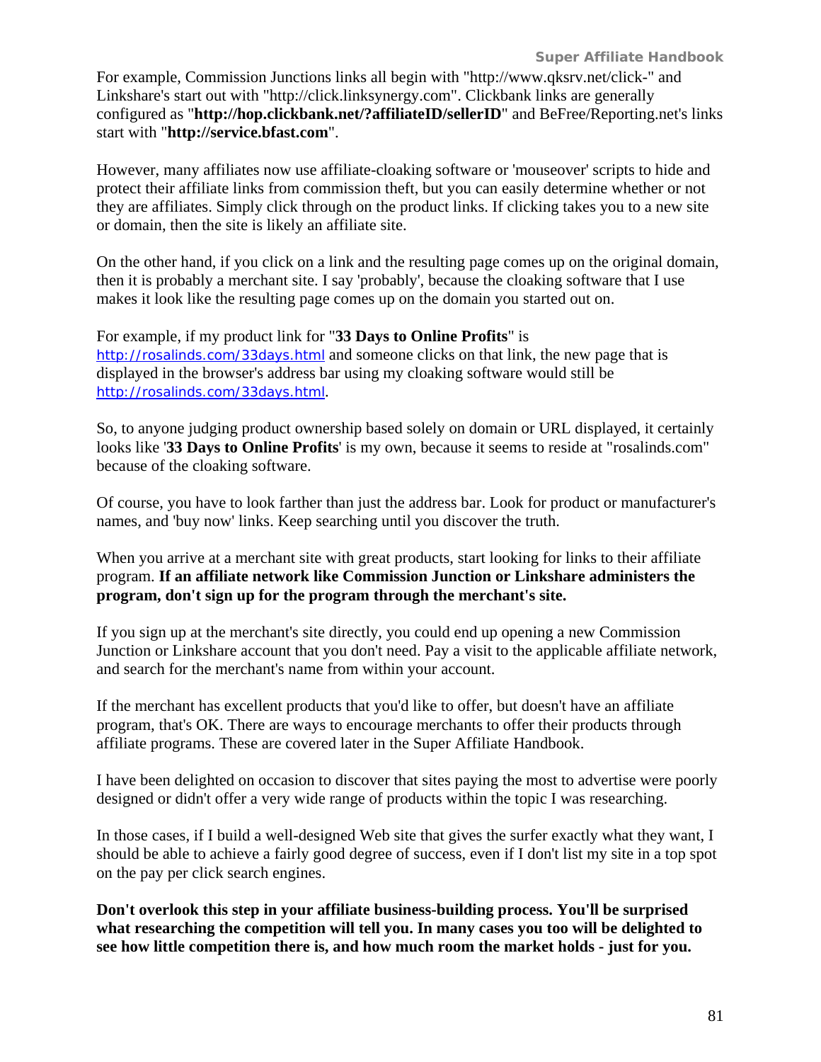For example, Commission Junctions links all begin with "http://www.qksrv.net/click-" and Linkshare's start out with "http://click.linksynergy.com". Clickbank links are generally configured as "**http://hop.clickbank.net/?affiliateID/sellerID**" and BeFree/Reporting.net's links start with "**http://service.bfast.com**".

However, many affiliates now use affiliate-cloaking software or 'mouseover' scripts to hide and protect their affiliate links from commission theft, but you can easily determine whether or not they are affiliates. Simply click through on the product links. If clicking takes you to a new site or domain, then the site is likely an affiliate site.

On the other hand, if you click on a link and the resulting page comes up on the original domain, then it is probably a merchant site. I say 'probably', because the cloaking software that I use makes it look like the resulting page comes up on the domain you started out on.

For example, if my product link for "**33 Days to Online Profits**" is http://rosalinds.com/33days.html and someone clicks on that link, the new page that is displayed in the browser's address bar using my cloaking software would still be http://rosalinds.com/33days.html.

So, to anyone judging product ownership based solely on domain or URL displayed, it certainly looks like '**33 Days to Online Profits**' is my own, because it seems to reside at "rosalinds.com" because of the cloaking software.

Of course, you have to look farther than just the address bar. Look for product or manufacturer's names, and 'buy now' links. Keep searching until you discover the truth.

When you arrive at a merchant site with great products, start looking for links to their affiliate program. **If an affiliate network like Commission Junction or Linkshare administers the program, don't sign up for the program through the merchant's site.**

If you sign up at the merchant's site directly, you could end up opening a new Commission Junction or Linkshare account that you don't need. Pay a visit to the applicable affiliate network, and search for the merchant's name from within your account.

If the merchant has excellent products that you'd like to offer, but doesn't have an affiliate program, that's OK. There are ways to encourage merchants to offer their products through affiliate programs. These are covered later in the Super Affiliate Handbook.

I have been delighted on occasion to discover that sites paying the most to advertise were poorly designed or didn't offer a very wide range of products within the topic I was researching.

In those cases, if I build a well-designed Web site that gives the surfer exactly what they want, I should be able to achieve a fairly good degree of success, even if I don't list my site in a top spot on the pay per click search engines.

**Don't overlook this step in your affiliate business-building process. You'll be surprised what researching the competition will tell you. In many cases you too will be delighted to see how little competition there is, and how much room the market holds - just for you.**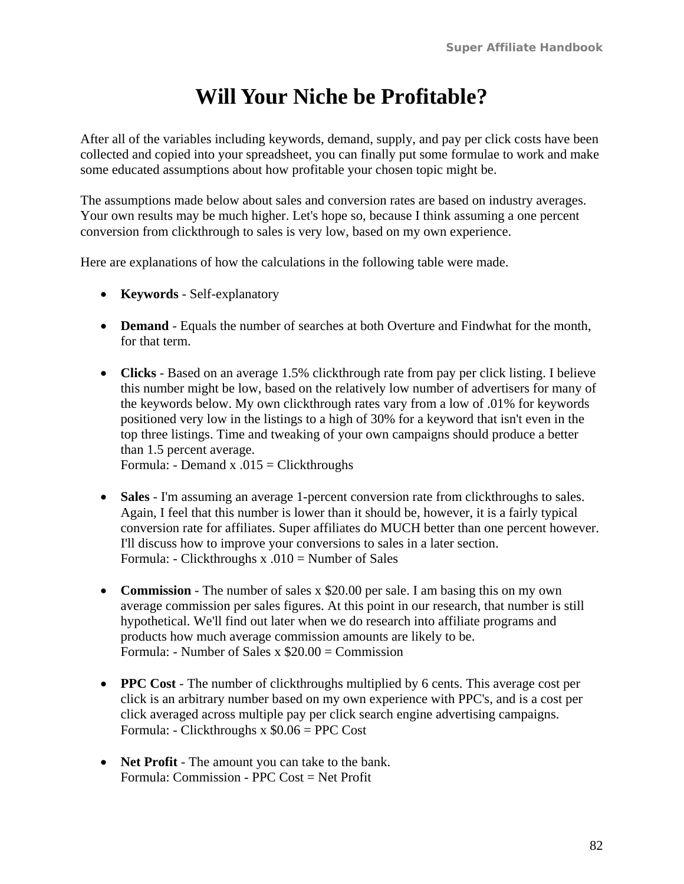# Will Your Niche be Profitable?

After all of the variables including keywords, demand, supply, and pay per click costs have been collected and copied into your spreadsheet, you can finally put some formulae to work and make some educated assumptions about how profitable your chosen topic might be.

The assumptions made below about sales and conversion rates are based on industry averages. Your own results may be much higher. Let's hope so, because I think assuming a one percent conversion from clickthrough to sales is very low, based on my own experience.

Here are explanations of how the calculations in the following table were made.

- **Keywords** - Self-explanatory

- **Demand** - Equals the number of searches at both Overture and Findwhat for the month, for that term.

- **Clicks** - Based on an average 1.5% clickthrough rate from pay per click listing. I believe this number might be low, based on the relatively low number of advertisers for many of the keywords below. My own clickthrough rates vary from a low of .01% for keywords positioned very low in the listings to a high of 30% for a keyword that isn't even in the top three listings. Time and tweaking of your own campaigns should produce a better than 1.5 percent average.
  Formula: - Demand x .015 = Clickthroughs

- **Sales** - I'm assuming an average 1-percent conversion rate from clickthroughs to sales. Again, I feel that this number is lower than it should be, however, it is a fairly typical conversion rate for affiliates. Super affiliates do MUCH better than one percent however. I'll discuss how to improve your conversions to sales in a later section.
  Formula: - Clickthroughs x .010 = Number of Sales

- **Commission** - The number of sales x $20.00 per sale. I am basing this on my own average commission per sales figures. At this point in our research, that number is still hypothetical. We'll find out later when we do research into affiliate programs and products how much average commission amounts are likely to be.
  Formula: - Number of Sales x $20.00 = Commission

- **PPC Cost** - The number of clickthroughs multiplied by 6 cents. This average cost per click is an arbitrary number based on my own experience with PPC's, and is a cost per click averaged across multiple pay per click search engine advertising campaigns.
  Formula: - Clickthroughs x $0.06 = PPC Cost

- **Net Profit** - The amount you can take to the bank.
  Formula: Commission - PPC Cost = Net Profit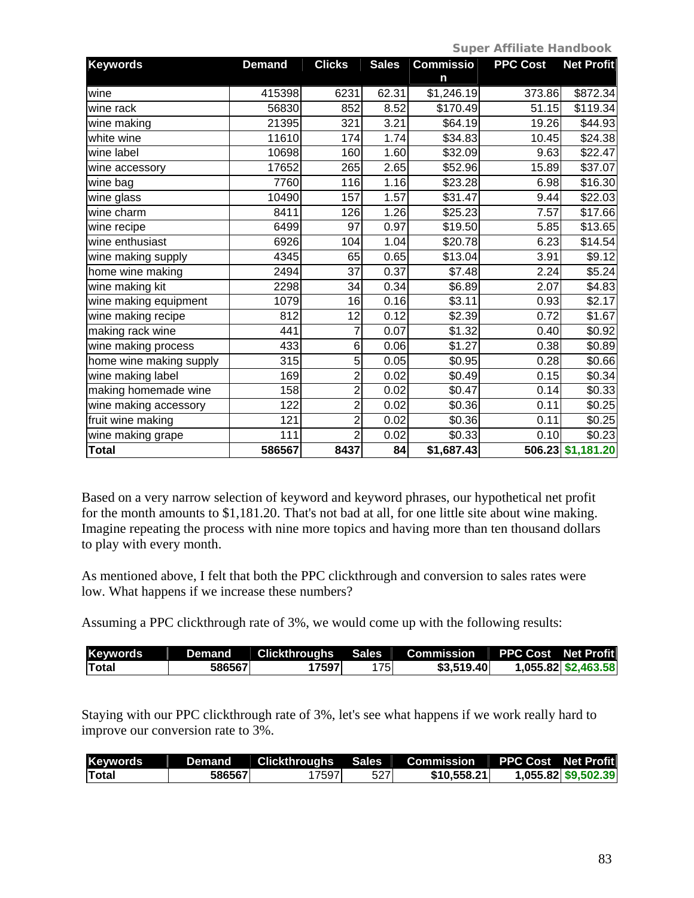| Keywords | Demand | Clicks | Sales | Commission | PPC Cost | Net Profit |
|---|---|---|---|---|---|---|
| wine | 415398 | 6231 | 62.31 | $1,246.19 | 373.86 | $872.34 |
| wine rack | 56830 | 852 | 8.52 | $170.49 | 51.15 | $119.34 |
| wine making | 21395 | 321 | 3.21 | $64.19 | 19.26 | $44.93 |
| white wine | 11610 | 174 | 1.74 | $34.83 | 10.45 | $24.38 |
| wine label | 10698 | 160 | 1.60 | $32.09 | 9.63 | $22.47 |
| wine accessory | 17652 | 265 | 2.65 | $52.96 | 15.89 | $37.07 |
| wine bag | 7760 | 116 | 1.16 | $23.28 | 6.98 | $16.30 |
| wine glass | 10490 | 157 | 1.57 | $31.47 | 9.44 | $22.03 |
| wine charm | 8411 | 126 | 1.26 | $25.23 | 7.57 | $17.66 |
| wine recipe | 6499 | 97 | 0.97 | $19.50 | 5.85 | $13.65 |
| wine enthusiast | 6926 | 104 | 1.04 | $20.78 | 6.23 | $14.54 |
| wine making supply | 4345 | 65 | 0.65 | $13.04 | 3.91 | $9.12 |
| home wine making | 2494 | 37 | 0.37 | $7.48 | 2.24 | $5.24 |
| wine making kit | 2298 | 34 | 0.34 | $6.89 | 2.07 | $4.83 |
| wine making equipment | 1079 | 16 | 0.16 | $3.11 | 0.93 | $2.17 |
| wine making recipe | 812 | 12 | 0.12 | $2.39 | 0.72 | $1.67 |
| making rack wine | 441 | 7 | 0.07 | $1.32 | 0.40 | $0.92 |
| wine making process | 433 | 6 | 0.06 | $1.27 | 0.38 | $0.89 |
| home wine making supply | 315 | 5 | 0.05 | $0.95 | 0.28 | $0.66 |
| wine making label | 169 | 2 | 0.02 | $0.49 | 0.15 | $0.34 |
| making homemade wine | 158 | 2 | 0.02 | $0.47 | 0.14 | $0.33 |
| wine making accessory | 122 | 2 | 0.02 | $0.36 | 0.11 | $0.25 |
| fruit wine making | 121 | 2 | 0.02 | $0.36 | 0.11 | $0.25 |
| wine making grape | 111 | 2 | 0.02 | $0.33 | 0.10 | $0.23 |
| **Total** | **586567** | **8437** | **84** | **$1,687.43** | **506.23** | **$1,181.20** |

Based on a very narrow selection of keyword and keyword phrases, our hypothetical net profit for the month amounts to $1,181.20. That's not bad at all, for one little site about wine making. Imagine repeating the process with nine more topics and having more than ten thousand dollars to play with every month.

As mentioned above, I felt that both the PPC clickthrough and conversion to sales rates were low. What happens if we increase these numbers?

Assuming a PPC clickthrough rate of 3%, we would come up with the following results:

| Keywords | Demand | Clickthroughs | Sales | Commission | PPC Cost | Net Profit |
|---|---|---|---|---|---|---|
| **Total** | **586567** | **17597** | 175 | **$3,519.40** | **1,055.82** | **$2,463.58** |

Staying with our PPC clickthrough rate of 3%, let's see what happens if we work really hard to improve our conversion rate to 3%.

| Keywords | Demand | Clickthroughs | Sales | Commission | PPC Cost | Net Profit |
|---|---|---|---|---|---|---|
| **Total** | **586567** | 17597 | 527 | **$10,558.21** | **1,055.82** | **$9,502.39** |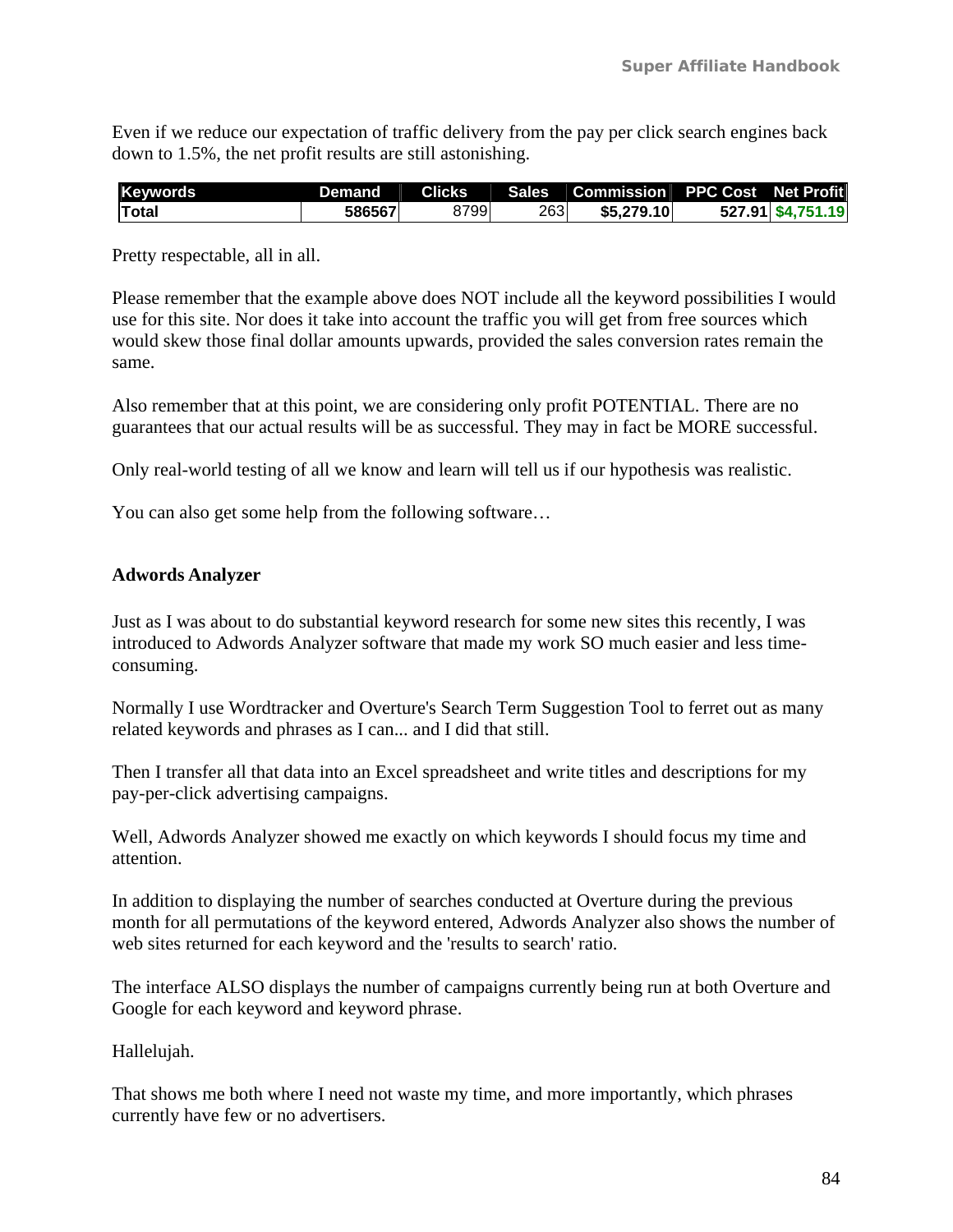Even if we reduce our expectation of traffic delivery from the pay per click search engines back down to 1.5%, the net profit results are still astonishing.

| Keywords | Demand | Clicks | Sales | Commission | PPC Cost | Net Profit |
|---|---|---|---|---|---|---|
| **Total** | **586567** | 8799 | 263 | **$5,279.10** | **527.91** | **$4,751.19** |

Pretty respectable, all in all.

Please remember that the example above does NOT include all the keyword possibilities I would use for this site. Nor does it take into account the traffic you will get from free sources which would skew those final dollar amounts upwards, provided the sales conversion rates remain the same.

Also remember that at this point, we are considering only profit POTENTIAL. There are no guarantees that our actual results will be as successful. They may in fact be MORE successful.

Only real-world testing of all we know and learn will tell us if our hypothesis was realistic.

You can also get some help from the following software…

**Adwords Analyzer**

Just as I was about to do substantial keyword research for some new sites this recently, I was introduced to Adwords Analyzer software that made my work SO much easier and less time-consuming.

Normally I use Wordtracker and Overture's Search Term Suggestion Tool to ferret out as many related keywords and phrases as I can... and I did that still.

Then I transfer all that data into an Excel spreadsheet and write titles and descriptions for my pay-per-click advertising campaigns.

Well, Adwords Analyzer showed me exactly on which keywords I should focus my time and attention.

In addition to displaying the number of searches conducted at Overture during the previous month for all permutations of the keyword entered, Adwords Analyzer also shows the number of web sites returned for each keyword and the 'results to search' ratio.

The interface ALSO displays the number of campaigns currently being run at both Overture and Google for each keyword and keyword phrase.

Hallelujah.

That shows me both where I need not waste my time, and more importantly, which phrases currently have few or no advertisers.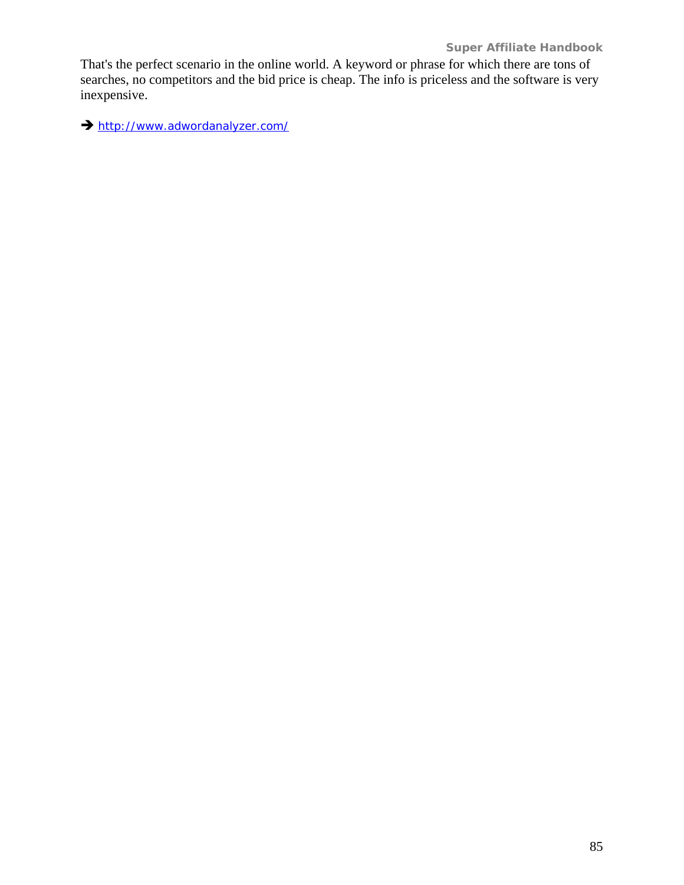That's the perfect scenario in the online world. A keyword or phrase for which there are tons of searches, no competitors and the bid price is cheap. The info is priceless and the software is very inexpensive.

➔ http://www.adwordanalyzer.com/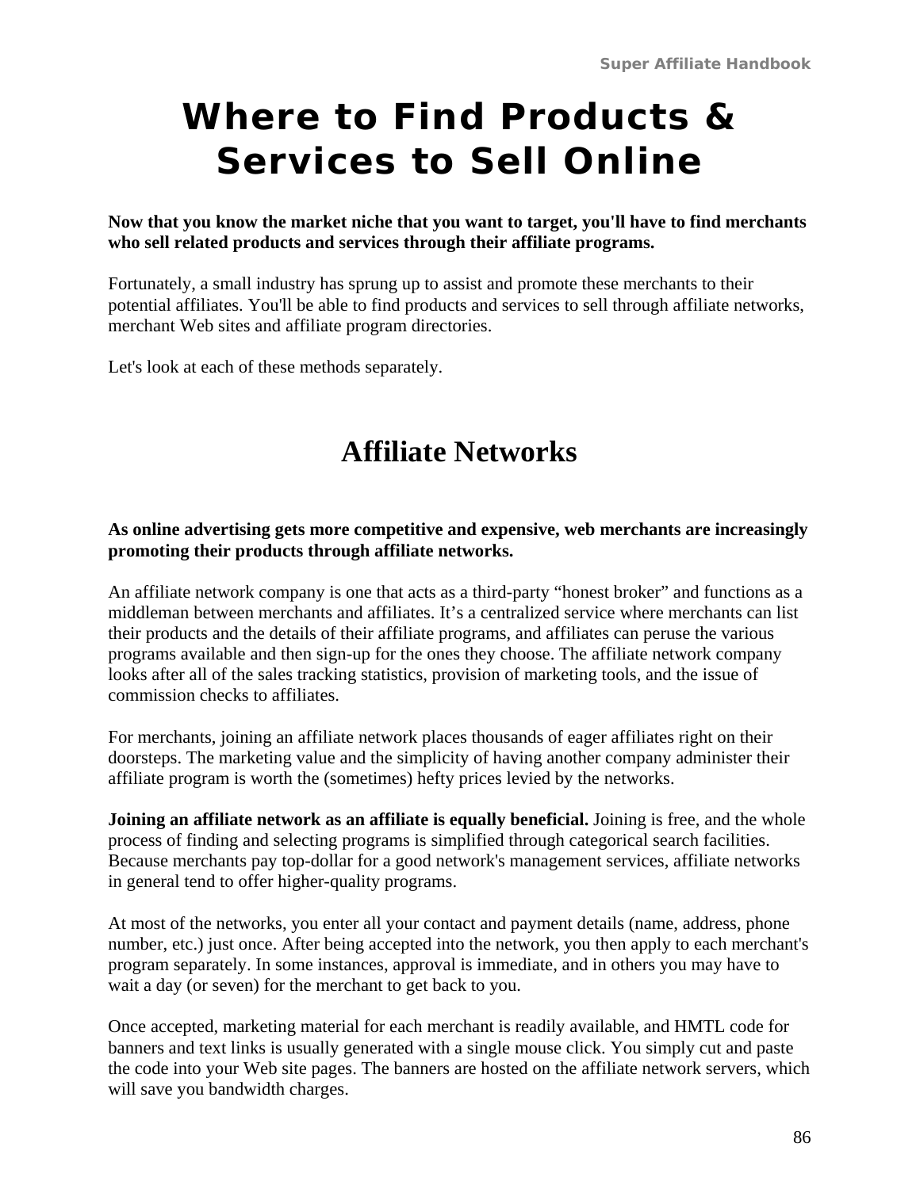# Where to Find Products & Services to Sell Online

**Now that you know the market niche that you want to target, you'll have to find merchants who sell related products and services through their affiliate programs.**

Fortunately, a small industry has sprung up to assist and promote these merchants to their potential affiliates. You'll be able to find products and services to sell through affiliate networks, merchant Web sites and affiliate program directories.

Let's look at each of these methods separately.

## Affiliate Networks

**As online advertising gets more competitive and expensive, web merchants are increasingly promoting their products through affiliate networks.**

An affiliate network company is one that acts as a third-party "honest broker" and functions as a middleman between merchants and affiliates. It's a centralized service where merchants can list their products and the details of their affiliate programs, and affiliates can peruse the various programs available and then sign-up for the ones they choose. The affiliate network company looks after all of the sales tracking statistics, provision of marketing tools, and the issue of commission checks to affiliates.

For merchants, joining an affiliate network places thousands of eager affiliates right on their doorsteps. The marketing value and the simplicity of having another company administer their affiliate program is worth the (sometimes) hefty prices levied by the networks.

**Joining an affiliate network as an affiliate is equally beneficial.** Joining is free, and the whole process of finding and selecting programs is simplified through categorical search facilities. Because merchants pay top-dollar for a good network's management services, affiliate networks in general tend to offer higher-quality programs.

At most of the networks, you enter all your contact and payment details (name, address, phone number, etc.) just once. After being accepted into the network, you then apply to each merchant's program separately. In some instances, approval is immediate, and in others you may have to wait a day (or seven) for the merchant to get back to you.

Once accepted, marketing material for each merchant is readily available, and HMTL code for banners and text links is usually generated with a single mouse click. You simply cut and paste the code into your Web site pages. The banners are hosted on the affiliate network servers, which will save you bandwidth charges.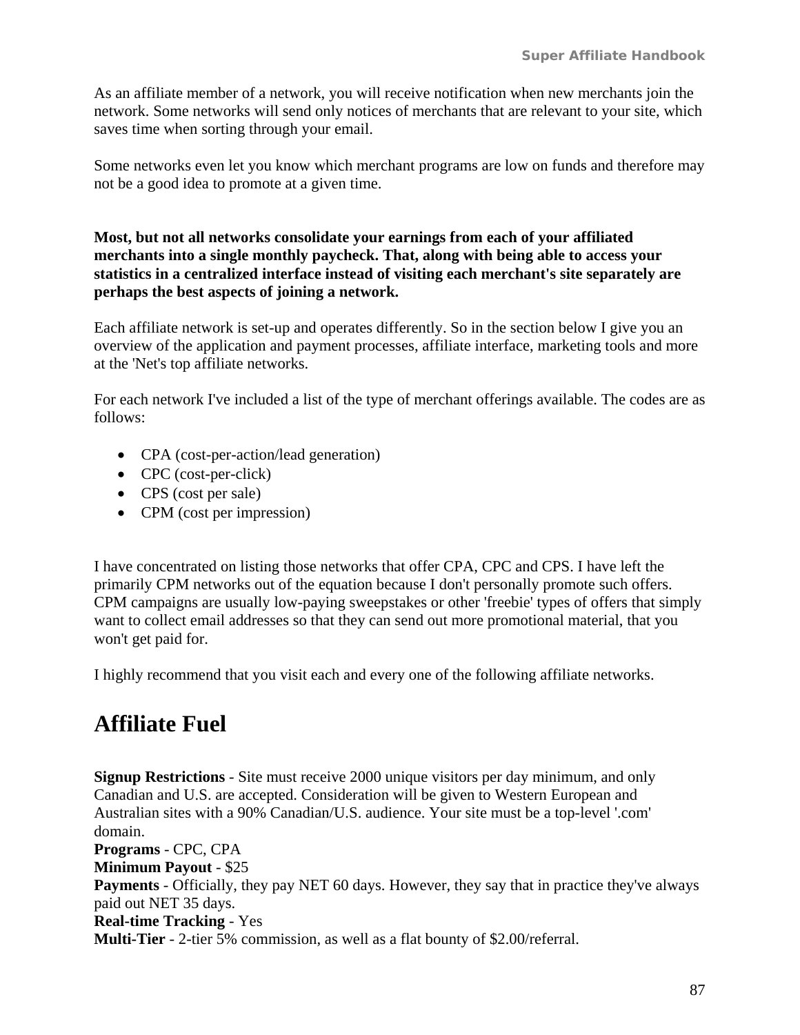As an affiliate member of a network, you will receive notification when new merchants join the network. Some networks will send only notices of merchants that are relevant to your site, which saves time when sorting through your email.

Some networks even let you know which merchant programs are low on funds and therefore may not be a good idea to promote at a given time.

**Most, but not all networks consolidate your earnings from each of your affiliated merchants into a single monthly paycheck. That, along with being able to access your statistics in a centralized interface instead of visiting each merchant's site separately are perhaps the best aspects of joining a network.**

Each affiliate network is set-up and operates differently. So in the section below I give you an overview of the application and payment processes, affiliate interface, marketing tools and more at the 'Net's top affiliate networks.

For each network I've included a list of the type of merchant offerings available. The codes are as follows:

- CPA (cost-per-action/lead generation)
- CPC (cost-per-click)
- CPS (cost per sale)
- CPM (cost per impression)

I have concentrated on listing those networks that offer CPA, CPC and CPS. I have left the primarily CPM networks out of the equation because I don't personally promote such offers. CPM campaigns are usually low-paying sweepstakes or other 'freebie' types of offers that simply want to collect email addresses so that they can send out more promotional material, that you won't get paid for.

I highly recommend that you visit each and every one of the following affiliate networks.

# Affiliate Fuel

**Signup Restrictions** - Site must receive 2000 unique visitors per day minimum, and only Canadian and U.S. are accepted. Consideration will be given to Western European and Australian sites with a 90% Canadian/U.S. audience. Your site must be a top-level '.com' domain.
**Programs** - CPC, CPA
**Minimum Payout** - $25
**Payments** - Officially, they pay NET 60 days. However, they say that in practice they've always paid out NET 35 days.
**Real-time Tracking** - Yes
**Multi-Tier** - 2-tier 5% commission, as well as a flat bounty of $2.00/referral.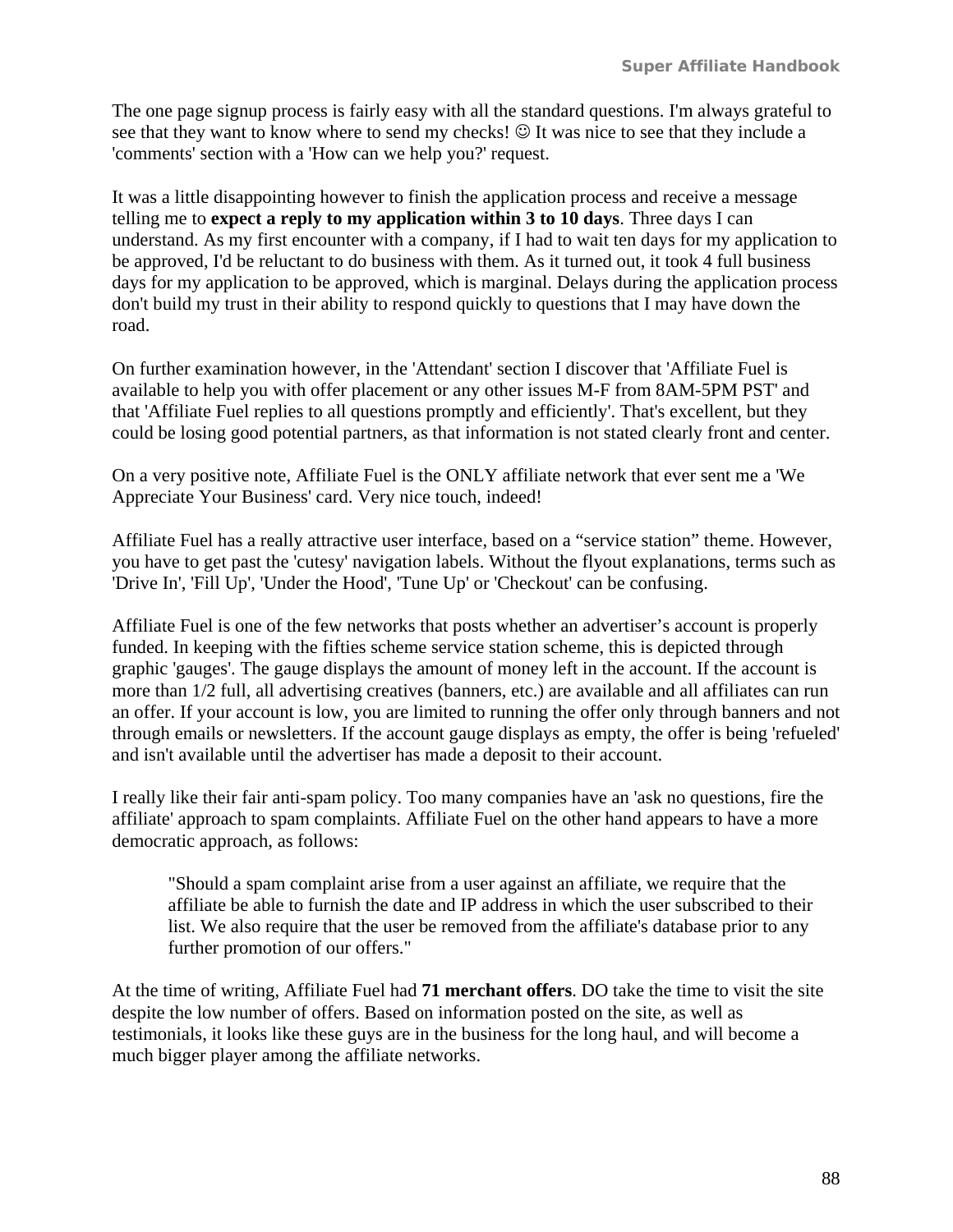The one page signup process is fairly easy with all the standard questions. I'm always grateful to see that they want to know where to send my checks! ☺ It was nice to see that they include a 'comments' section with a 'How can we help you?' request.

It was a little disappointing however to finish the application process and receive a message telling me to **expect a reply to my application within 3 to 10 days**. Three days I can understand. As my first encounter with a company, if I had to wait ten days for my application to be approved, I'd be reluctant to do business with them. As it turned out, it took 4 full business days for my application to be approved, which is marginal. Delays during the application process don't build my trust in their ability to respond quickly to questions that I may have down the road.

On further examination however, in the 'Attendant' section I discover that 'Affiliate Fuel is available to help you with offer placement or any other issues M-F from 8AM-5PM PST' and that 'Affiliate Fuel replies to all questions promptly and efficiently'. That's excellent, but they could be losing good potential partners, as that information is not stated clearly front and center.

On a very positive note, Affiliate Fuel is the ONLY affiliate network that ever sent me a 'We Appreciate Your Business' card. Very nice touch, indeed!

Affiliate Fuel has a really attractive user interface, based on a "service station" theme. However, you have to get past the 'cutesy' navigation labels. Without the flyout explanations, terms such as 'Drive In', 'Fill Up', 'Under the Hood', 'Tune Up' or 'Checkout' can be confusing.

Affiliate Fuel is one of the few networks that posts whether an advertiser's account is properly funded. In keeping with the fifties scheme service station scheme, this is depicted through graphic 'gauges'. The gauge displays the amount of money left in the account. If the account is more than 1/2 full, all advertising creatives (banners, etc.) are available and all affiliates can run an offer. If your account is low, you are limited to running the offer only through banners and not through emails or newsletters. If the account gauge displays as empty, the offer is being 'refueled' and isn't available until the advertiser has made a deposit to their account.

I really like their fair anti-spam policy. Too many companies have an 'ask no questions, fire the affiliate' approach to spam complaints. Affiliate Fuel on the other hand appears to have a more democratic approach, as follows:

> "Should a spam complaint arise from a user against an affiliate, we require that the affiliate be able to furnish the date and IP address in which the user subscribed to their list. We also require that the user be removed from the affiliate's database prior to any further promotion of our offers."

At the time of writing, Affiliate Fuel had **71 merchant offers**. DO take the time to visit the site despite the low number of offers. Based on information posted on the site, as well as testimonials, it looks like these guys are in the business for the long haul, and will become a much bigger player among the affiliate networks.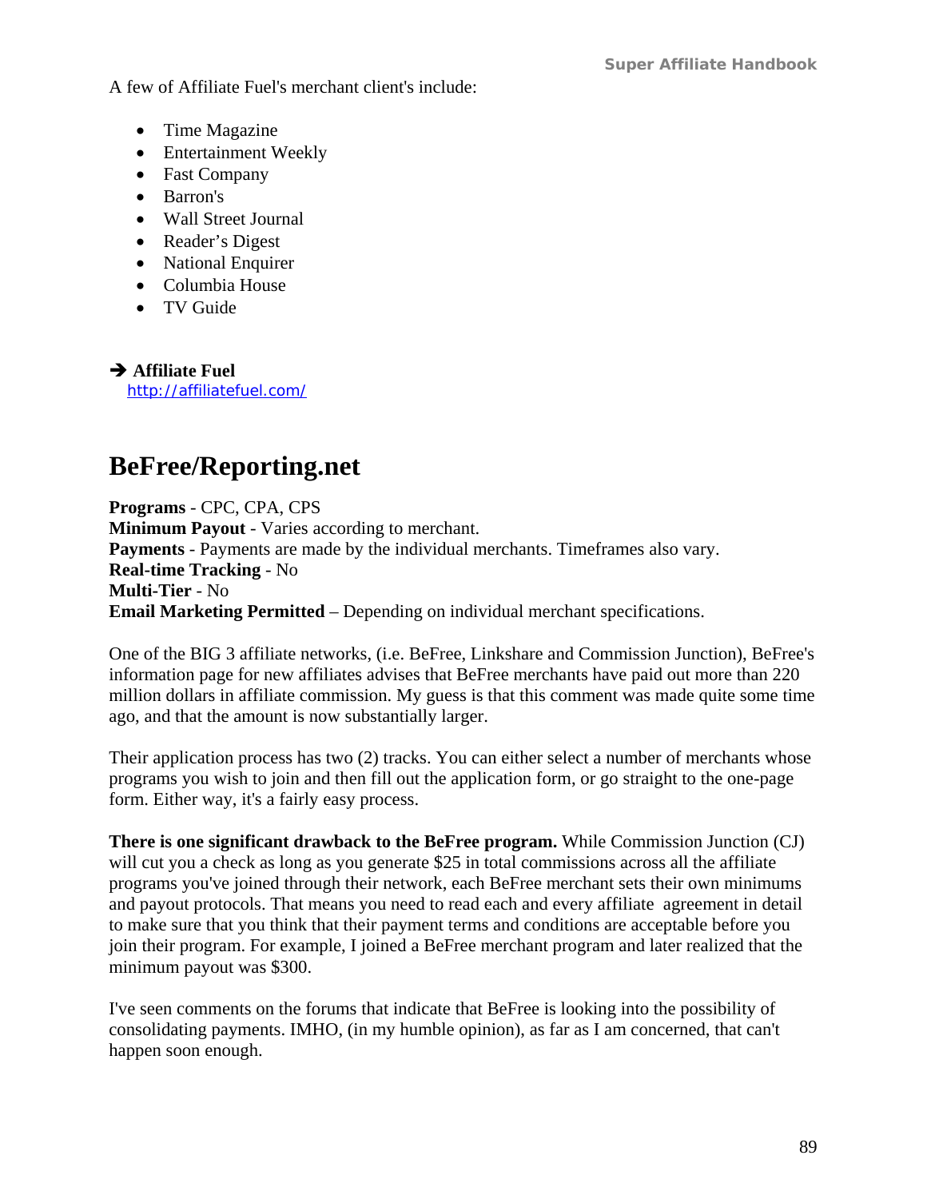A few of Affiliate Fuel's merchant client's include:

- Time Magazine
- Entertainment Weekly
- Fast Company
- Barron's
- Wall Street Journal
- Reader's Digest
- National Enquirer
- Columbia House
- TV Guide

➔ **Affiliate Fuel**
http://affiliatefuel.com/

## BeFree/Reporting.net

**Programs** - CPC, CPA, CPS
**Minimum Payout** - Varies according to merchant.
**Payments** - Payments are made by the individual merchants. Timeframes also vary.
**Real-time Tracking** - No
**Multi-Tier** - No
**Email Marketing Permitted** – Depending on individual merchant specifications.

One of the BIG 3 affiliate networks, (i.e. BeFree, Linkshare and Commission Junction), BeFree's information page for new affiliates advises that BeFree merchants have paid out more than 220 million dollars in affiliate commission. My guess is that this comment was made quite some time ago, and that the amount is now substantially larger.

Their application process has two (2) tracks. You can either select a number of merchants whose programs you wish to join and then fill out the application form, or go straight to the one-page form. Either way, it's a fairly easy process.

**There is one significant drawback to the BeFree program.** While Commission Junction (CJ) will cut you a check as long as you generate $25 in total commissions across all the affiliate programs you've joined through their network, each BeFree merchant sets their own minimums and payout protocols. That means you need to read each and every affiliate agreement in detail to make sure that you think that their payment terms and conditions are acceptable before you join their program. For example, I joined a BeFree merchant program and later realized that the minimum payout was $300.

I've seen comments on the forums that indicate that BeFree is looking into the possibility of consolidating payments. IMHO, (in my humble opinion), as far as I am concerned, that can't happen soon enough.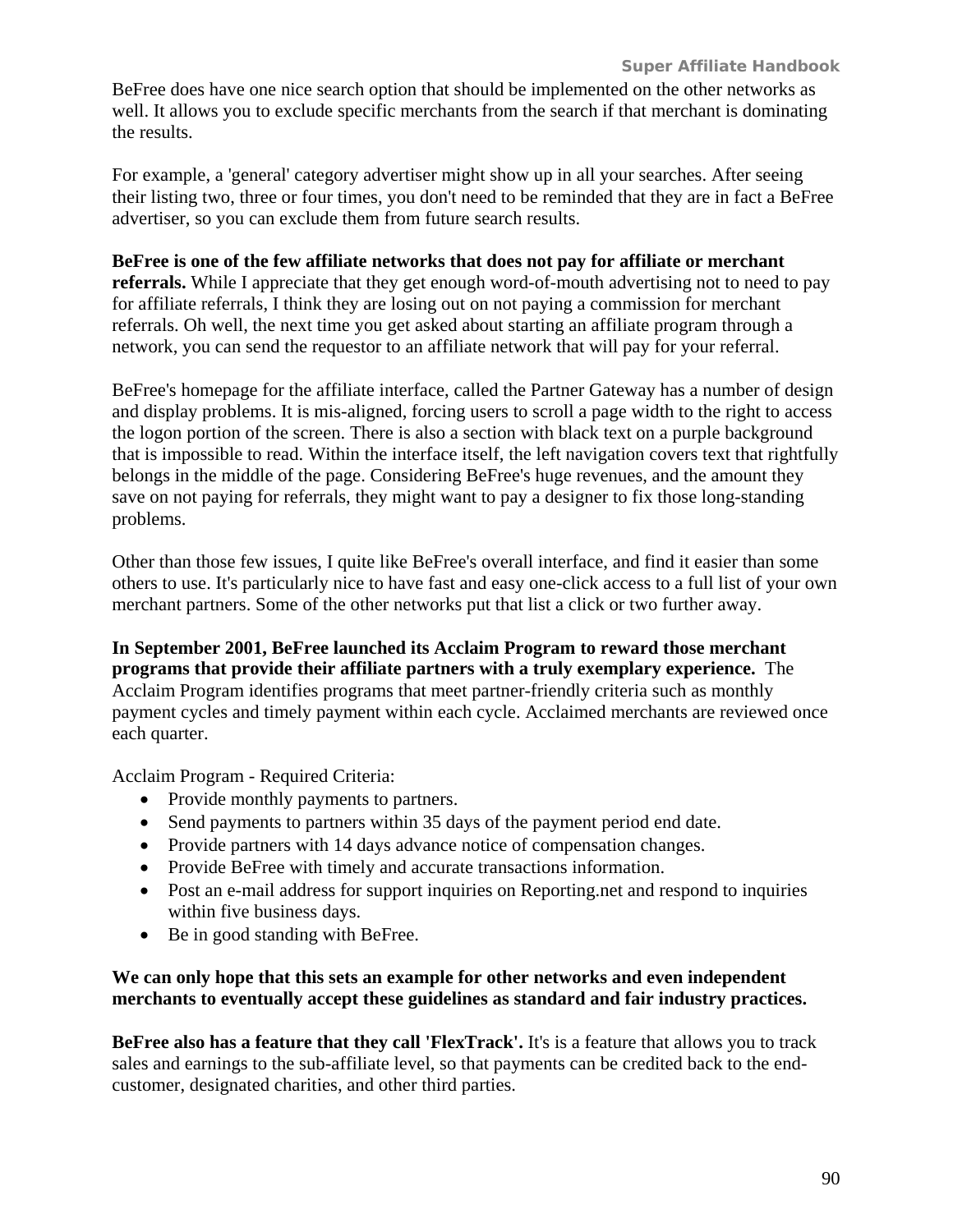BeFree does have one nice search option that should be implemented on the other networks as well. It allows you to exclude specific merchants from the search if that merchant is dominating the results.

For example, a 'general' category advertiser might show up in all your searches. After seeing their listing two, three or four times, you don't need to be reminded that they are in fact a BeFree advertiser, so you can exclude them from future search results.

**BeFree is one of the few affiliate networks that does not pay for affiliate or merchant referrals.** While I appreciate that they get enough word-of-mouth advertising not to need to pay for affiliate referrals, I think they are losing out on not paying a commission for merchant referrals. Oh well, the next time you get asked about starting an affiliate program through a network, you can send the requestor to an affiliate network that will pay for your referral.

BeFree's homepage for the affiliate interface, called the Partner Gateway has a number of design and display problems. It is mis-aligned, forcing users to scroll a page width to the right to access the logon portion of the screen. There is also a section with black text on a purple background that is impossible to read. Within the interface itself, the left navigation covers text that rightfully belongs in the middle of the page. Considering BeFree's huge revenues, and the amount they save on not paying for referrals, they might want to pay a designer to fix those long-standing problems.

Other than those few issues, I quite like BeFree's overall interface, and find it easier than some others to use. It's particularly nice to have fast and easy one-click access to a full list of your own merchant partners. Some of the other networks put that list a click or two further away.

**In September 2001, BeFree launched its Acclaim Program to reward those merchant programs that provide their affiliate partners with a truly exemplary experience.** The Acclaim Program identifies programs that meet partner-friendly criteria such as monthly payment cycles and timely payment within each cycle. Acclaimed merchants are reviewed once each quarter.

Acclaim Program - Required Criteria:

- Provide monthly payments to partners.
- Send payments to partners within 35 days of the payment period end date.
- Provide partners with 14 days advance notice of compensation changes.
- Provide BeFree with timely and accurate transactions information.
- Post an e-mail address for support inquiries on Reporting.net and respond to inquiries within five business days.
- Be in good standing with BeFree.

**We can only hope that this sets an example for other networks and even independent merchants to eventually accept these guidelines as standard and fair industry practices.**

**BeFree also has a feature that they call 'FlexTrack'.** It's is a feature that allows you to track sales and earnings to the sub-affiliate level, so that payments can be credited back to the end-customer, designated charities, and other third parties.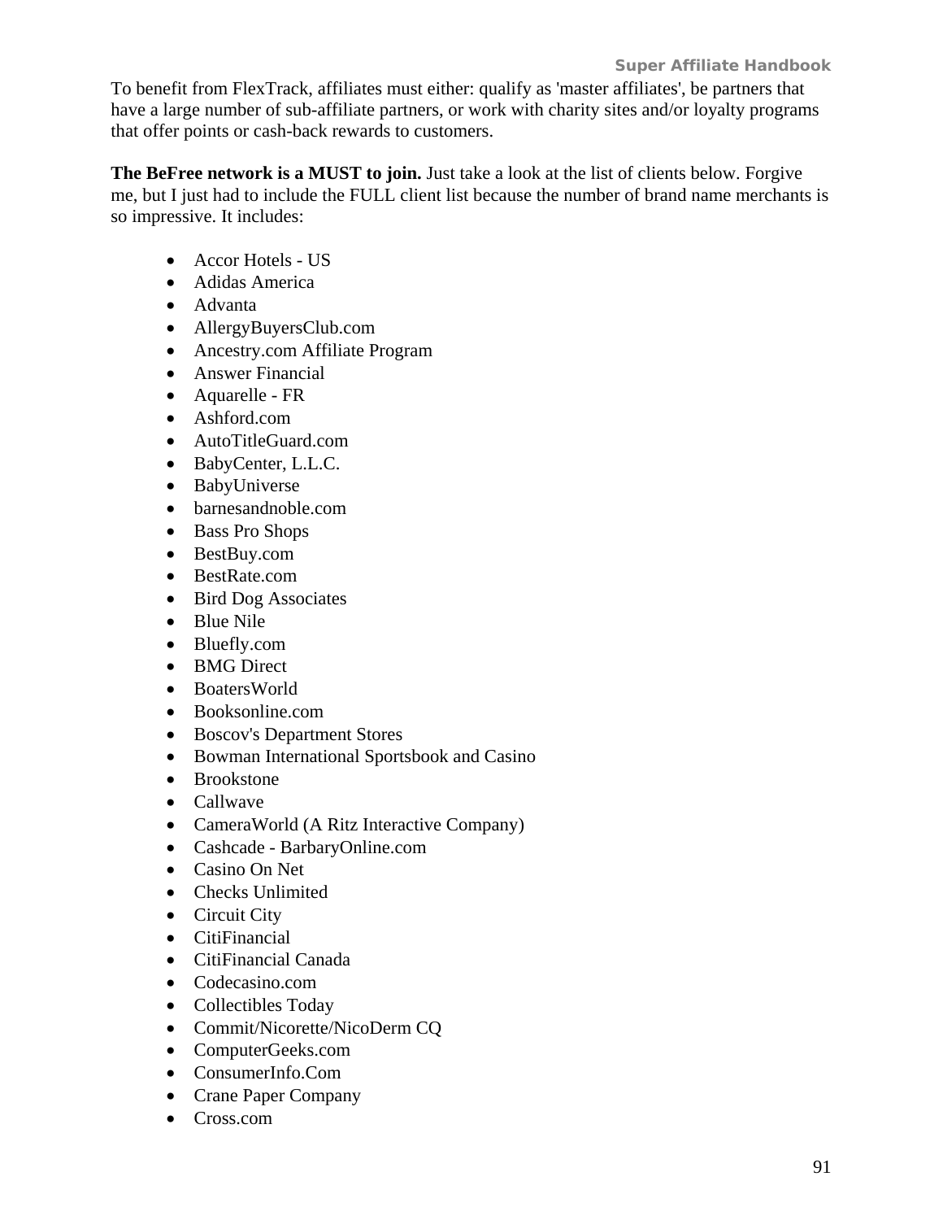To benefit from FlexTrack, affiliates must either: qualify as 'master affiliates', be partners that have a large number of sub-affiliate partners, or work with charity sites and/or loyalty programs that offer points or cash-back rewards to customers.

**The BeFree network is a MUST to join.** Just take a look at the list of clients below. Forgive me, but I just had to include the FULL client list because the number of brand name merchants is so impressive. It includes:

- Accor Hotels - US
- Adidas America
- Advanta
- AllergyBuyersClub.com
- Ancestry.com Affiliate Program
- Answer Financial
- Aquarelle - FR
- Ashford.com
- AutoTitleGuard.com
- BabyCenter, L.L.C.
- BabyUniverse
- barnesandnoble.com
- Bass Pro Shops
- BestBuy.com
- BestRate.com
- Bird Dog Associates
- Blue Nile
- Bluefly.com
- BMG Direct
- BoatersWorld
- Booksonline.com
- Boscov's Department Stores
- Bowman International Sportsbook and Casino
- Brookstone
- Callwave
- CameraWorld (A Ritz Interactive Company)
- Cashcade - BarbaryOnline.com
- Casino On Net
- Checks Unlimited
- Circuit City
- CitiFinancial
- CitiFinancial Canada
- Codecasino.com
- Collectibles Today
- Commit/Nicorette/NicoDerm CQ
- ComputerGeeks.com
- ConsumerInfo.Com
- Crane Paper Company
- Cross.com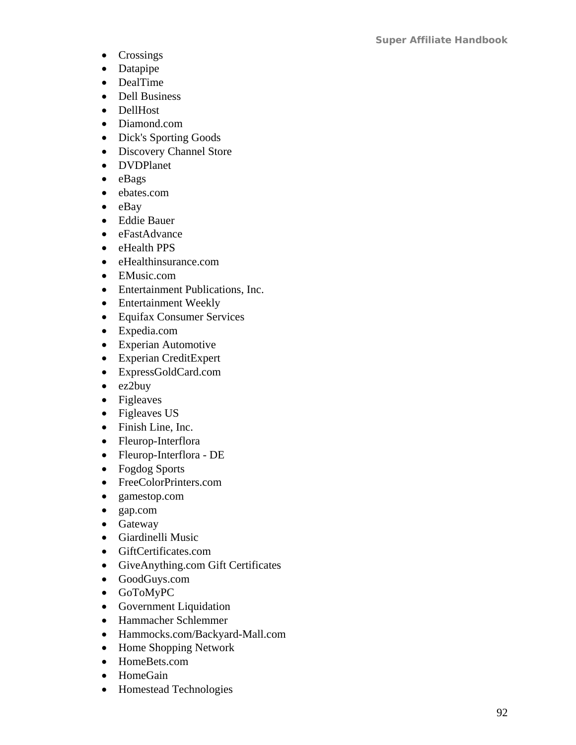- Crossings
- Datapipe
- DealTime
- Dell Business
- DellHost
- Diamond.com
- Dick's Sporting Goods
- Discovery Channel Store
- DVDPlanet
- eBags
- ebates.com
- eBay
- Eddie Bauer
- eFastAdvance
- eHealth PPS
- eHealthinsurance.com
- EMusic.com
- Entertainment Publications, Inc.
- Entertainment Weekly
- Equifax Consumer Services
- Expedia.com
- Experian Automotive
- Experian CreditExpert
- ExpressGoldCard.com
- ez2buy
- Figleaves
- Figleaves US
- Finish Line, Inc.
- Fleurop-Interflora
- Fleurop-Interflora - DE
- Fogdog Sports
- FreeColorPrinters.com
- gamestop.com
- gap.com
- Gateway
- Giardinelli Music
- GiftCertificates.com
- GiveAnything.com Gift Certificates
- GoodGuys.com
- GoToMyPC
- Government Liquidation
- Hammacher Schlemmer
- Hammocks.com/Backyard-Mall.com
- Home Shopping Network
- HomeBets.com
- HomeGain
- Homestead Technologies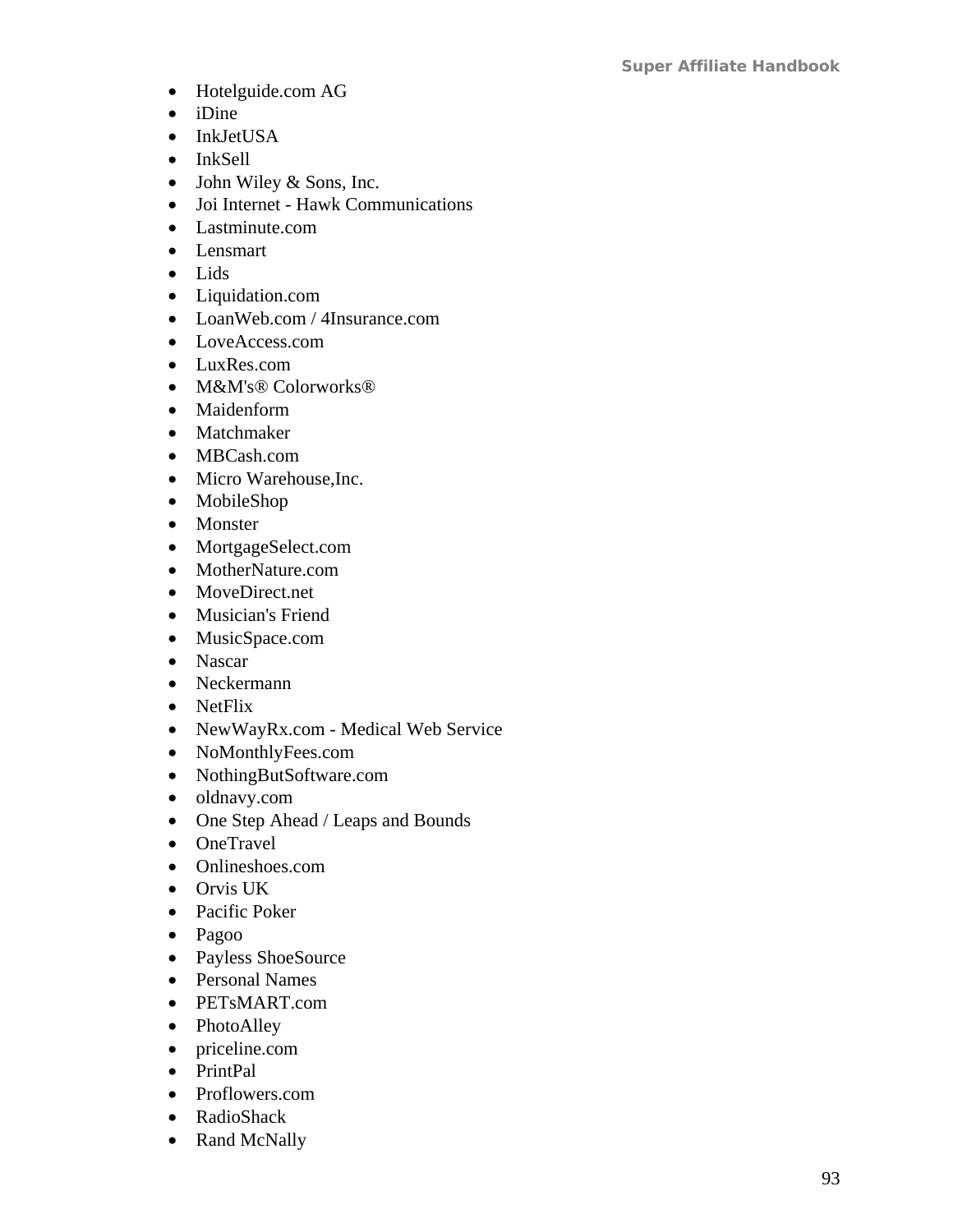- Hotelguide.com AG
- iDine
- InkJetUSA
- InkSell
- John Wiley & Sons, Inc.
- Joi Internet - Hawk Communications
- Lastminute.com
- Lensmart
- Lids
- Liquidation.com
- LoanWeb.com / 4Insurance.com
- LoveAccess.com
- LuxRes.com
- M&M's® Colorworks®
- Maidenform
- Matchmaker
- MBCash.com
- Micro Warehouse,Inc.
- MobileShop
- Monster
- MortgageSelect.com
- MotherNature.com
- MoveDirect.net
- Musician's Friend
- MusicSpace.com
- Nascar
- Neckermann
- NetFlix
- NewWayRx.com - Medical Web Service
- NoMonthlyFees.com
- NothingButSoftware.com
- oldnavy.com
- One Step Ahead / Leaps and Bounds
- OneTravel
- Onlineshoes.com
- Orvis UK
- Pacific Poker
- Pagoo
- Payless ShoeSource
- Personal Names
- PETsMART.com
- PhotoAlley
- priceline.com
- PrintPal
- Proflowers.com
- RadioShack
- Rand McNally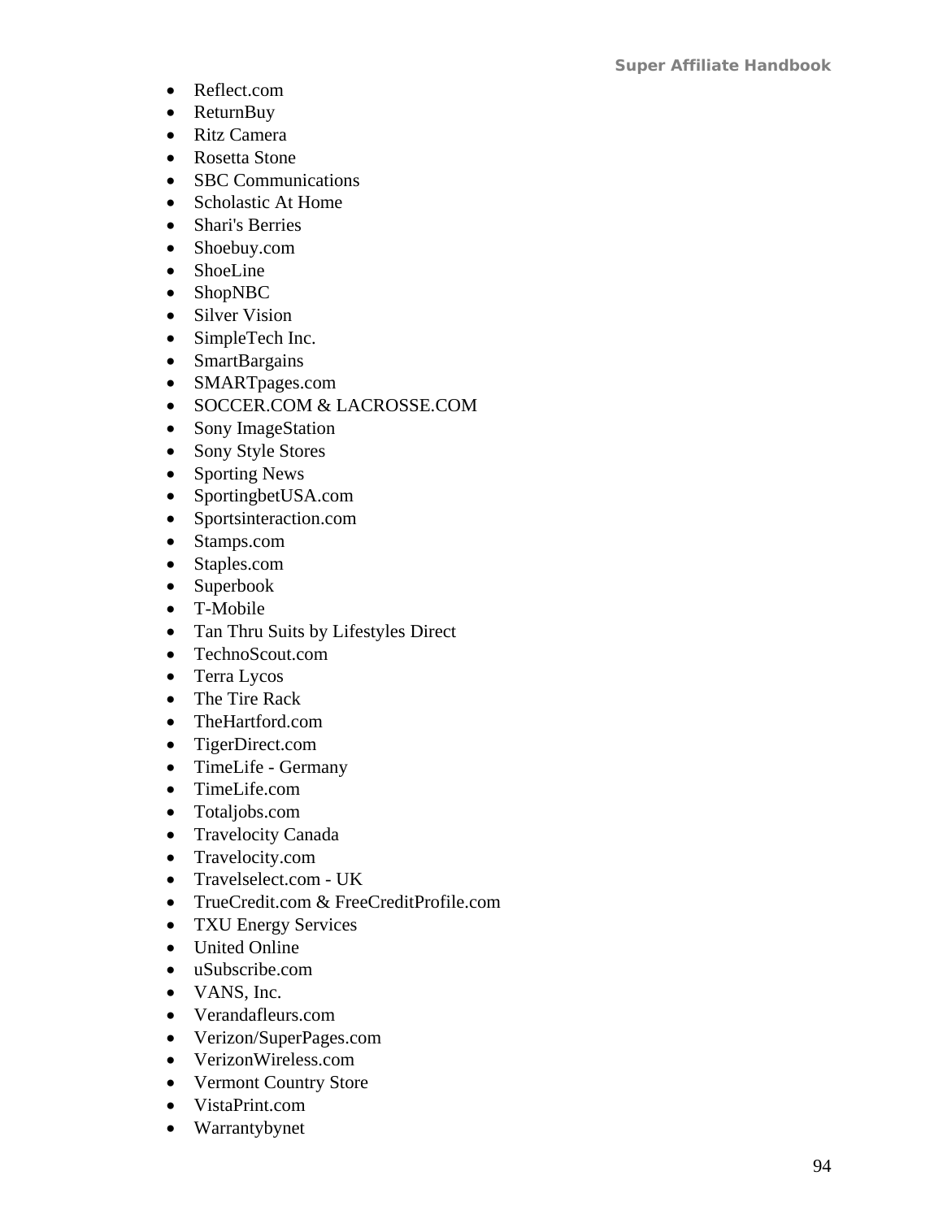- Reflect.com
- ReturnBuy
- Ritz Camera
- Rosetta Stone
- SBC Communications
- Scholastic At Home
- Shari's Berries
- Shoebuy.com
- ShoeLine
- ShopNBC
- Silver Vision
- SimpleTech Inc.
- SmartBargains
- SMARTpages.com
- SOCCER.COM & LACROSSE.COM
- Sony ImageStation
- Sony Style Stores
- Sporting News
- SportingbetUSA.com
- Sportsinteraction.com
- Stamps.com
- Staples.com
- Superbook
- T-Mobile
- Tan Thru Suits by Lifestyles Direct
- TechnoScout.com
- Terra Lycos
- The Tire Rack
- TheHartford.com
- TigerDirect.com
- TimeLife - Germany
- TimeLife.com
- Totaljobs.com
- Travelocity Canada
- Travelocity.com
- Travelselect.com - UK
- TrueCredit.com & FreeCreditProfile.com
- TXU Energy Services
- United Online
- uSubscribe.com
- VANS, Inc.
- Verandafleurs.com
- Verizon/SuperPages.com
- VerizonWireless.com
- Vermont Country Store
- VistaPrint.com
- Warrantybynet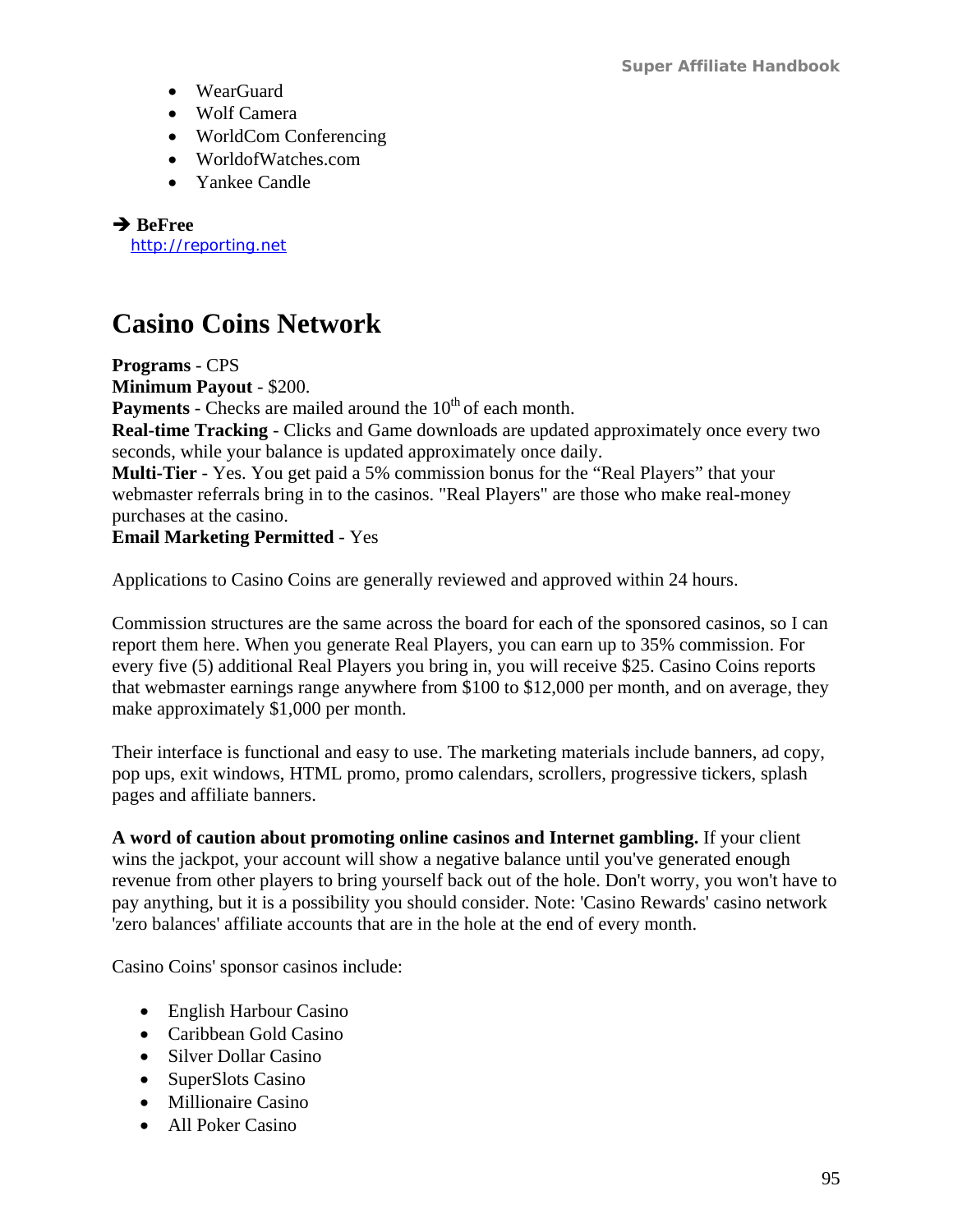- WearGuard
- Wolf Camera
- WorldCom Conferencing
- WorldofWatches.com
- Yankee Candle

➔ **BeFree**
http://reporting.net

# Casino Coins Network

**Programs** - CPS
**Minimum Payout** - $200.
**Payments** - Checks are mailed around the 10th of each month.
**Real-time Tracking** - Clicks and Game downloads are updated approximately once every two seconds, while your balance is updated approximately once daily.
**Multi-Tier** - Yes. You get paid a 5% commission bonus for the "Real Players" that your webmaster referrals bring in to the casinos. "Real Players" are those who make real-money purchases at the casino.
**Email Marketing Permitted** - Yes

Applications to Casino Coins are generally reviewed and approved within 24 hours.

Commission structures are the same across the board for each of the sponsored casinos, so I can report them here. When you generate Real Players, you can earn up to 35% commission. For every five (5) additional Real Players you bring in, you will receive $25. Casino Coins reports that webmaster earnings range anywhere from $100 to $12,000 per month, and on average, they make approximately $1,000 per month.

Their interface is functional and easy to use. The marketing materials include banners, ad copy, pop ups, exit windows, HTML promo, promo calendars, scrollers, progressive tickers, splash pages and affiliate banners.

**A word of caution about promoting online casinos and Internet gambling.** If your client wins the jackpot, your account will show a negative balance until you've generated enough revenue from other players to bring yourself back out of the hole. Don't worry, you won't have to pay anything, but it is a possibility you should consider. Note: 'Casino Rewards' casino network 'zero balances' affiliate accounts that are in the hole at the end of every month.

Casino Coins' sponsor casinos include:

- English Harbour Casino
- Caribbean Gold Casino
- Silver Dollar Casino
- SuperSlots Casino
- Millionaire Casino
- All Poker Casino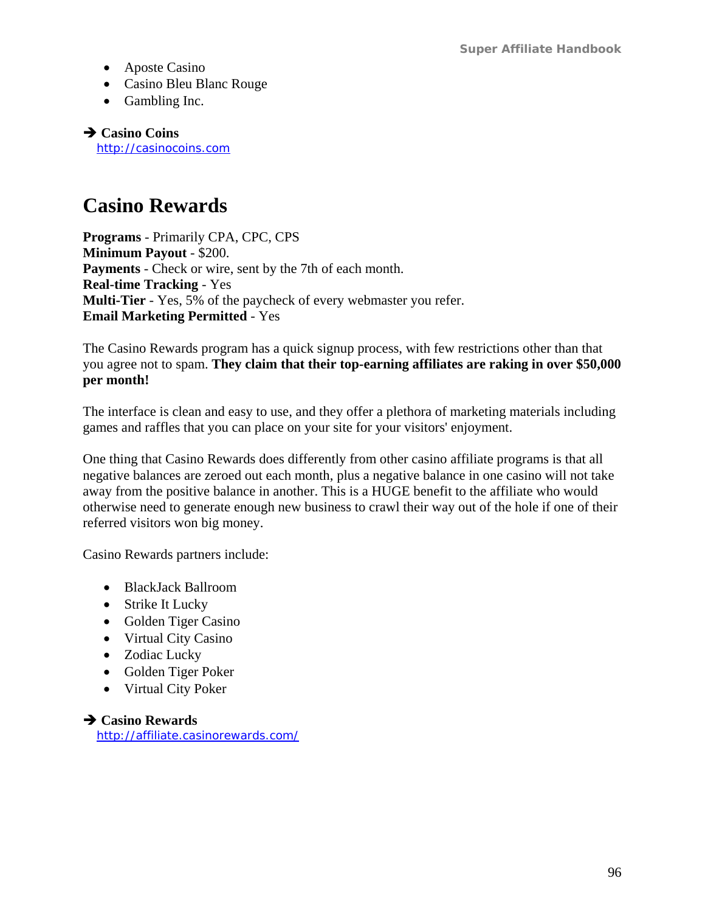- Aposte Casino
- Casino Bleu Blanc Rouge
- Gambling Inc.

➔ **Casino Coins**
http://casinocoins.com

# Casino Rewards

**Programs** - Primarily CPA, CPC, CPS
**Minimum Payout** - $200.
**Payments** - Check or wire, sent by the 7th of each month.
**Real-time Tracking** - Yes
**Multi-Tier** - Yes, 5% of the paycheck of every webmaster you refer.
**Email Marketing Permitted** - Yes

The Casino Rewards program has a quick signup process, with few restrictions other than that you agree not to spam. **They claim that their top-earning affiliates are raking in over $50,000 per month!**

The interface is clean and easy to use, and they offer a plethora of marketing materials including games and raffles that you can place on your site for your visitors' enjoyment.

One thing that Casino Rewards does differently from other casino affiliate programs is that all negative balances are zeroed out each month, plus a negative balance in one casino will not take away from the positive balance in another. This is a HUGE benefit to the affiliate who would otherwise need to generate enough new business to crawl their way out of the hole if one of their referred visitors won big money.

Casino Rewards partners include:

- BlackJack Ballroom
- Strike It Lucky
- Golden Tiger Casino
- Virtual City Casino
- Zodiac Lucky
- Golden Tiger Poker
- Virtual City Poker

➔ **Casino Rewards**
http://affiliate.casinorewards.com/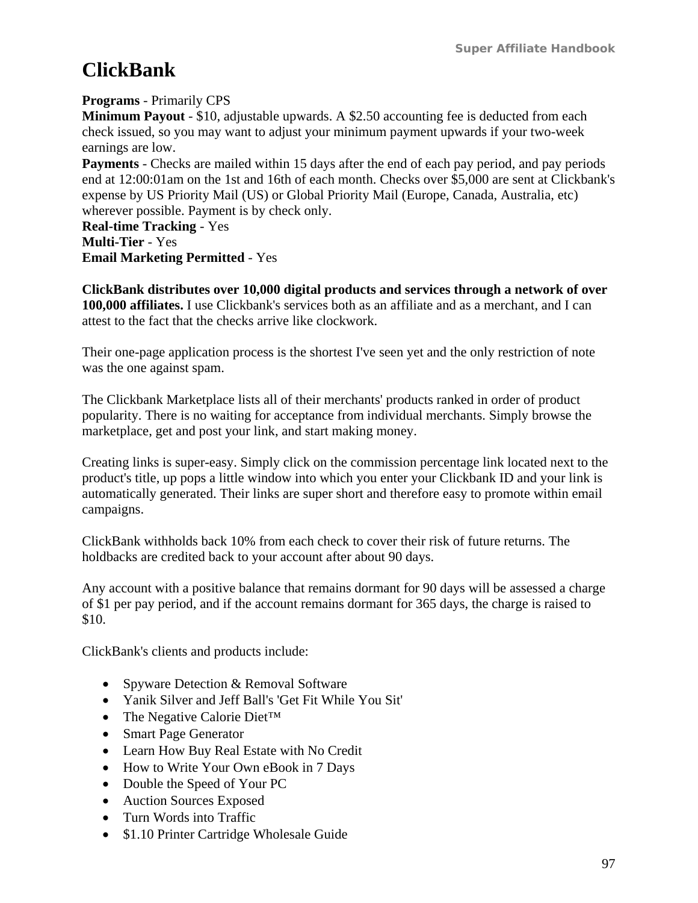# ClickBank

**Programs** - Primarily CPS
**Minimum Payout** - $10, adjustable upwards. A $2.50 accounting fee is deducted from each check issued, so you may want to adjust your minimum payment upwards if your two-week earnings are low.
**Payments** - Checks are mailed within 15 days after the end of each pay period, and pay periods end at 12:00:01am on the 1st and 16th of each month. Checks over $5,000 are sent at Clickbank's expense by US Priority Mail (US) or Global Priority Mail (Europe, Canada, Australia, etc) wherever possible. Payment is by check only.
**Real-time Tracking** - Yes
**Multi-Tier** - Yes
**Email Marketing Permitted** - Yes

**ClickBank distributes over 10,000 digital products and services through a network of over 100,000 affiliates.** I use Clickbank's services both as an affiliate and as a merchant, and I can attest to the fact that the checks arrive like clockwork.

Their one-page application process is the shortest I've seen yet and the only restriction of note was the one against spam.

The Clickbank Marketplace lists all of their merchants' products ranked in order of product popularity. There is no waiting for acceptance from individual merchants. Simply browse the marketplace, get and post your link, and start making money.

Creating links is super-easy. Simply click on the commission percentage link located next to the product's title, up pops a little window into which you enter your Clickbank ID and your link is automatically generated. Their links are super short and therefore easy to promote within email campaigns.

ClickBank withholds back 10% from each check to cover their risk of future returns. The holdbacks are credited back to your account after about 90 days.

Any account with a positive balance that remains dormant for 90 days will be assessed a charge of $1 per pay period, and if the account remains dormant for 365 days, the charge is raised to $10.

ClickBank's clients and products include:

- Spyware Detection & Removal Software
- Yanik Silver and Jeff Ball's 'Get Fit While You Sit'
- The Negative Calorie Diet™
- Smart Page Generator
- Learn How Buy Real Estate with No Credit
- How to Write Your Own eBook in 7 Days
- Double the Speed of Your PC
- Auction Sources Exposed
- Turn Words into Traffic
- $1.10 Printer Cartridge Wholesale Guide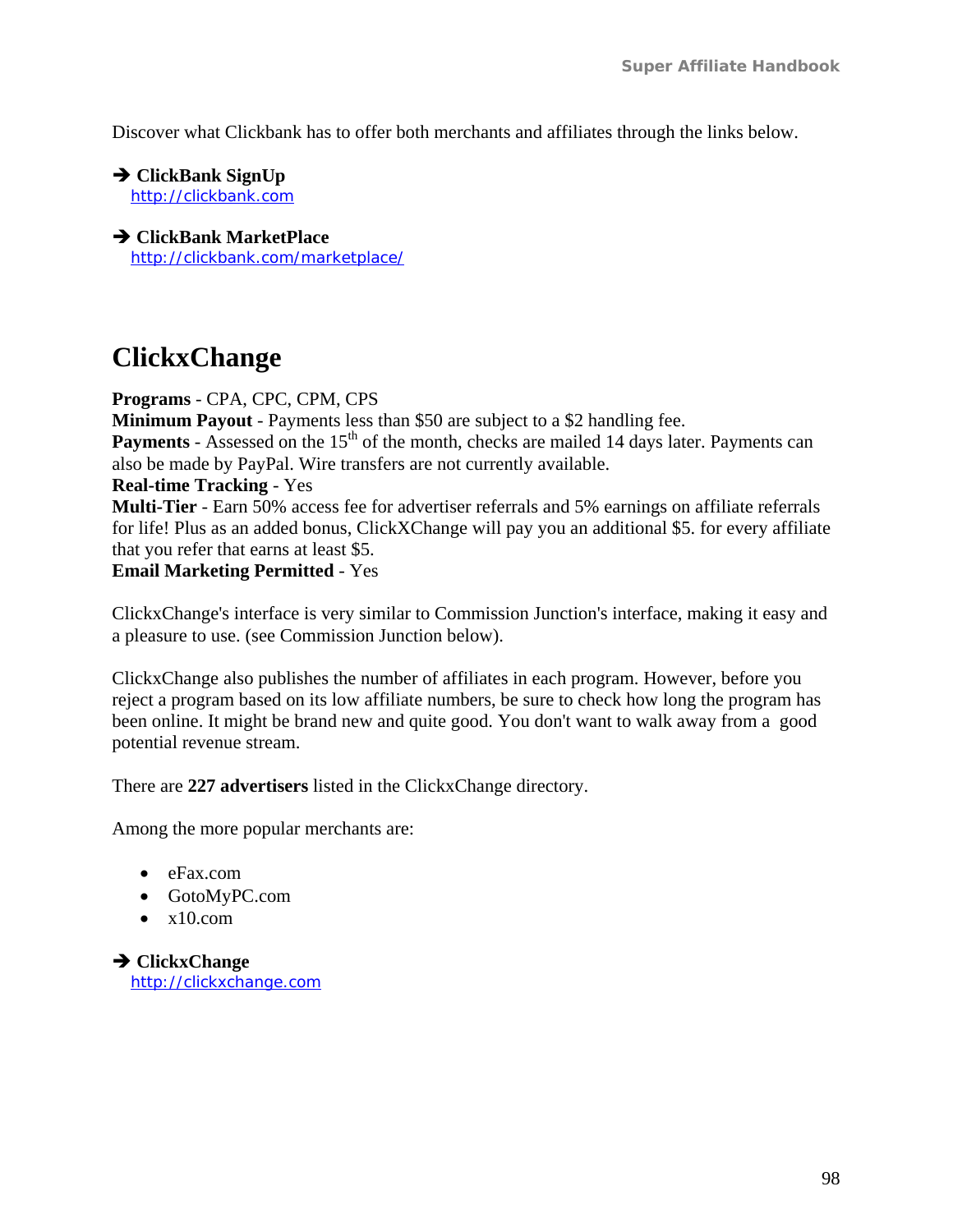Discover what Clickbank has to offer both merchants and affiliates through the links below.

➔ **ClickBank SignUp**
http://clickbank.com

➔ **ClickBank MarketPlace**
http://clickbank.com/marketplace/

# ClickxChange

**Programs** - CPA, CPC, CPM, CPS
**Minimum Payout** - Payments less than $50 are subject to a $2 handling fee.
**Payments** - Assessed on the 15th of the month, checks are mailed 14 days later. Payments can also be made by PayPal. Wire transfers are not currently available.
**Real-time Tracking** - Yes
**Multi-Tier** - Earn 50% access fee for advertiser referrals and 5% earnings on affiliate referrals for life! Plus as an added bonus, ClickXChange will pay you an additional $5. for every affiliate that you refer that earns at least $5.
**Email Marketing Permitted** - Yes

ClickxChange's interface is very similar to Commission Junction's interface, making it easy and a pleasure to use. (see Commission Junction below).

ClickxChange also publishes the number of affiliates in each program. However, before you reject a program based on its low affiliate numbers, be sure to check how long the program has been online. It might be brand new and quite good. You don't want to walk away from a good potential revenue stream.

There are **227 advertisers** listed in the ClickxChange directory.

Among the more popular merchants are:

- eFax.com
- GotoMyPC.com
- x10.com

➔ **ClickxChange**
http://clickxchange.com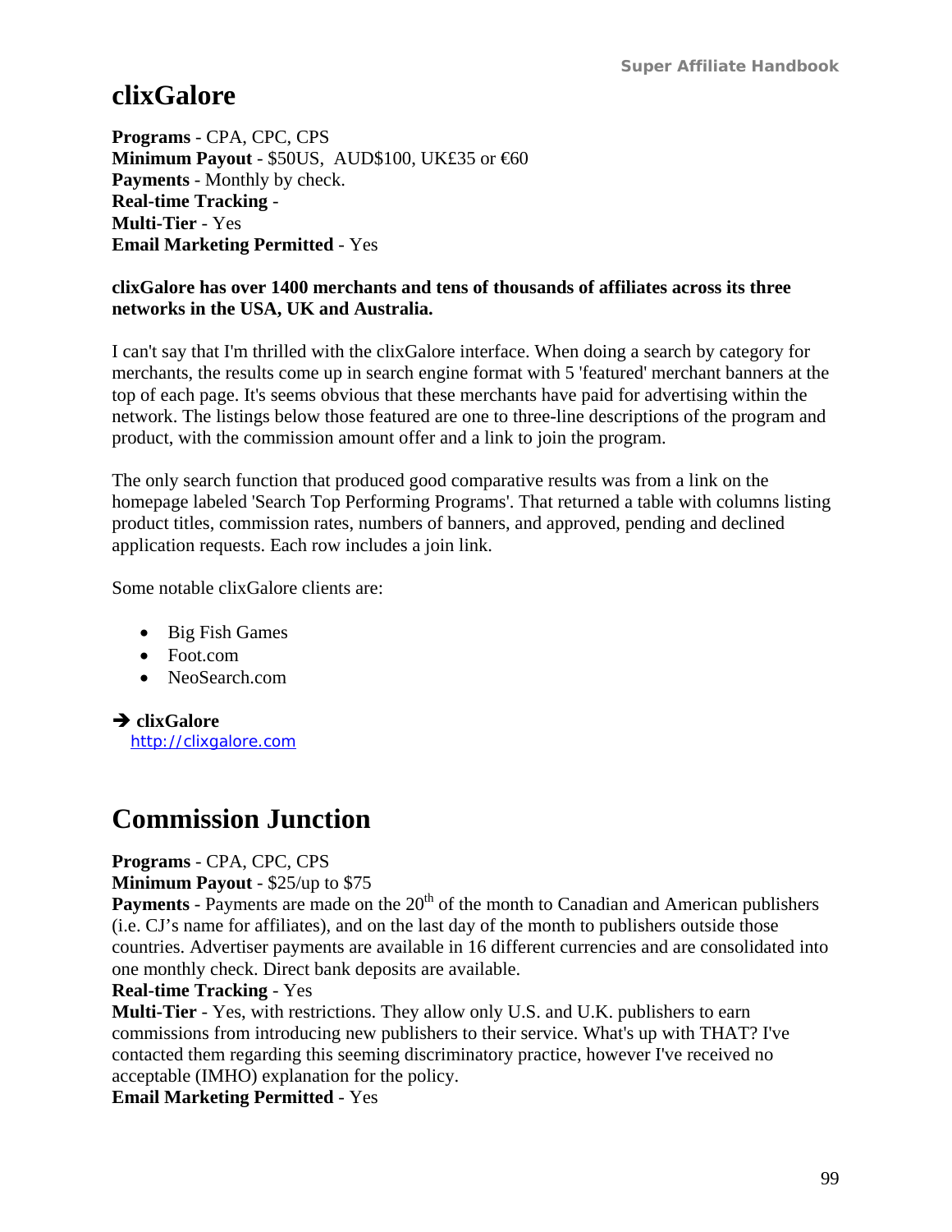## clixGalore

**Programs** - CPA, CPC, CPS
**Minimum Payout** - $50US, AUD$100, UK£35 or €60
**Payments** - Monthly by check.
**Real-time Tracking** -
**Multi-Tier** - Yes
**Email Marketing Permitted** - Yes

**clixGalore has over 1400 merchants and tens of thousands of affiliates across its three networks in the USA, UK and Australia.**

I can't say that I'm thrilled with the clixGalore interface. When doing a search by category for merchants, the results come up in search engine format with 5 'featured' merchant banners at the top of each page. It's seems obvious that these merchants have paid for advertising within the network. The listings below those featured are one to three-line descriptions of the program and product, with the commission amount offer and a link to join the program.

The only search function that produced good comparative results was from a link on the homepage labeled 'Search Top Performing Programs'. That returned a table with columns listing product titles, commission rates, numbers of banners, and approved, pending and declined application requests. Each row includes a join link.

Some notable clixGalore clients are:

- Big Fish Games
- Foot.com
- NeoSearch.com

➔ **clixGalore**
http://clixgalore.com

## Commission Junction

**Programs** - CPA, CPC, CPS
**Minimum Payout** - $25/up to $75
**Payments** - Payments are made on the 20th of the month to Canadian and American publishers (i.e. CJ's name for affiliates), and on the last day of the month to publishers outside those countries. Advertiser payments are available in 16 different currencies and are consolidated into one monthly check. Direct bank deposits are available.
**Real-time Tracking** - Yes
**Multi-Tier** - Yes, with restrictions. They allow only U.S. and U.K. publishers to earn commissions from introducing new publishers to their service. What's up with THAT? I've contacted them regarding this seeming discriminatory practice, however I've received no acceptable (IMHO) explanation for the policy.
**Email Marketing Permitted** - Yes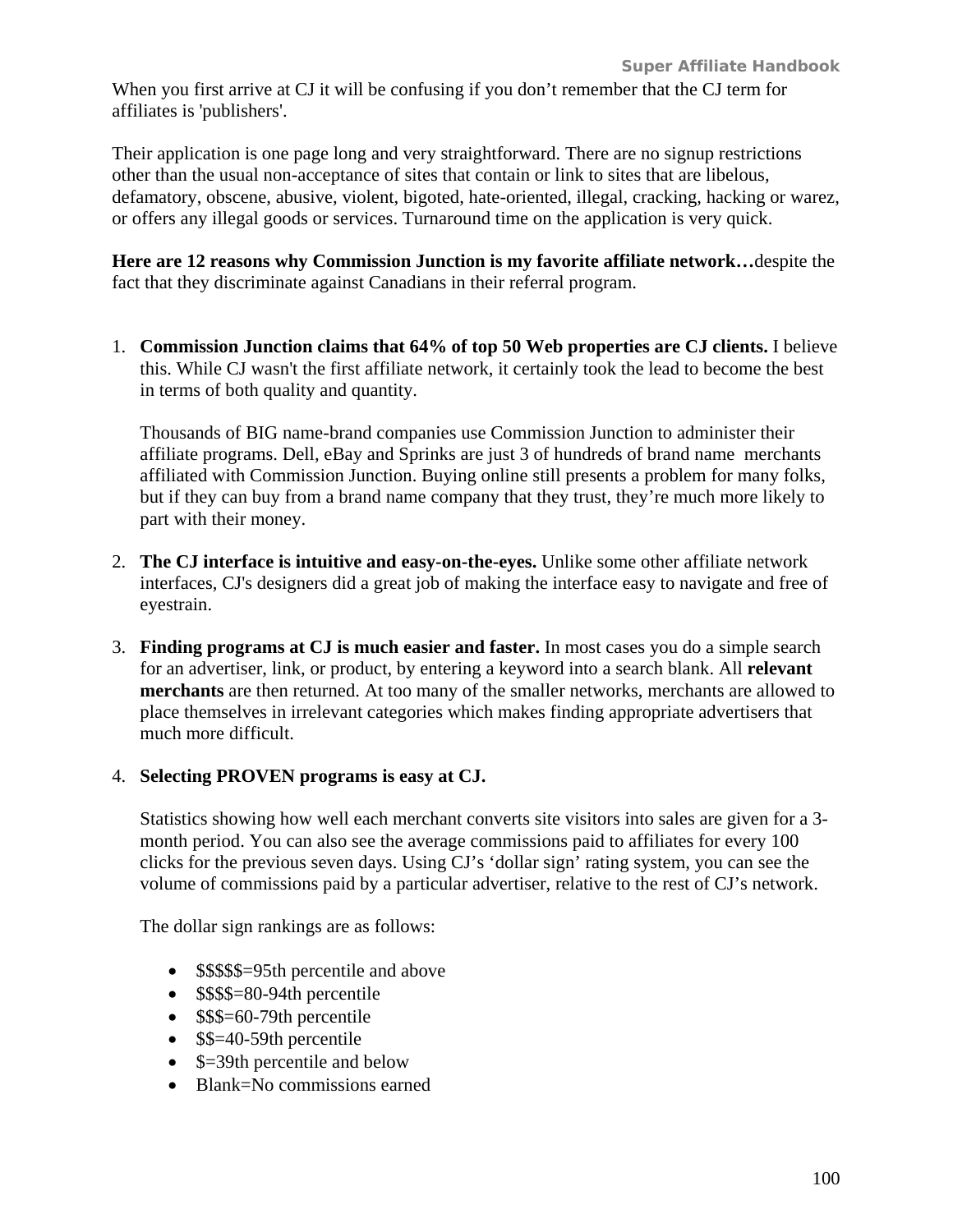When you first arrive at CJ it will be confusing if you don't remember that the CJ term for affiliates is 'publishers'.

Their application is one page long and very straightforward. There are no signup restrictions other than the usual non-acceptance of sites that contain or link to sites that are libelous, defamatory, obscene, abusive, violent, bigoted, hate-oriented, illegal, cracking, hacking or warez, or offers any illegal goods or services. Turnaround time on the application is very quick.

**Here are 12 reasons why Commission Junction is my favorite affiliate network…**despite the fact that they discriminate against Canadians in their referral program.

1. **Commission Junction claims that 64% of top 50 Web properties are CJ clients.** I believe this. While CJ wasn't the first affiliate network, it certainly took the lead to become the best in terms of both quality and quantity.

   Thousands of BIG name-brand companies use Commission Junction to administer their affiliate programs. Dell, eBay and Sprinks are just 3 of hundreds of brand name merchants affiliated with Commission Junction. Buying online still presents a problem for many folks, but if they can buy from a brand name company that they trust, they're much more likely to part with their money.

2. **The CJ interface is intuitive and easy-on-the-eyes.** Unlike some other affiliate network interfaces, CJ's designers did a great job of making the interface easy to navigate and free of eyestrain.

3. **Finding programs at CJ is much easier and faster.** In most cases you do a simple search for an advertiser, link, or product, by entering a keyword into a search blank. All **relevant merchants** are then returned. At too many of the smaller networks, merchants are allowed to place themselves in irrelevant categories which makes finding appropriate advertisers that much more difficult.

4. **Selecting PROVEN programs is easy at CJ.**

   Statistics showing how well each merchant converts site visitors into sales are given for a 3-month period. You can also see the average commissions paid to affiliates for every 100 clicks for the previous seven days. Using CJ's 'dollar sign' rating system, you can see the volume of commissions paid by a particular advertiser, relative to the rest of CJ's network.

   The dollar sign rankings are as follows:

   - $$$$$=95th percentile and above
   - $$$$=80-94th percentile
   - $$$=60-79th percentile
   - $$=40-59th percentile
   - $=39th percentile and below
   - Blank=No commissions earned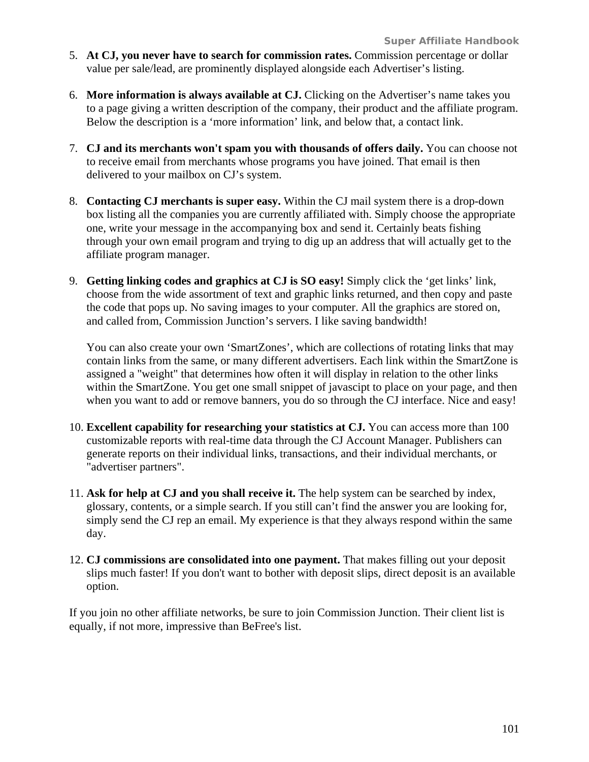5. **At CJ, you never have to search for commission rates.** Commission percentage or dollar value per sale/lead, are prominently displayed alongside each Advertiser's listing.

6. **More information is always available at CJ.** Clicking on the Advertiser's name takes you to a page giving a written description of the company, their product and the affiliate program. Below the description is a 'more information' link, and below that, a contact link.

7. **CJ and its merchants won't spam you with thousands of offers daily.** You can choose not to receive email from merchants whose programs you have joined. That email is then delivered to your mailbox on CJ's system.

8. **Contacting CJ merchants is super easy.** Within the CJ mail system there is a drop-down box listing all the companies you are currently affiliated with. Simply choose the appropriate one, write your message in the accompanying box and send it. Certainly beats fishing through your own email program and trying to dig up an address that will actually get to the affiliate program manager.

9. **Getting linking codes and graphics at CJ is SO easy!** Simply click the 'get links' link, choose from the wide assortment of text and graphic links returned, and then copy and paste the code that pops up. No saving images to your computer. All the graphics are stored on, and called from, Commission Junction's servers. I like saving bandwidth!

   You can also create your own 'SmartZones', which are collections of rotating links that may contain links from the same, or many different advertisers. Each link within the SmartZone is assigned a "weight" that determines how often it will display in relation to the other links within the SmartZone. You get one small snippet of javascipt to place on your page, and then when you want to add or remove banners, you do so through the CJ interface. Nice and easy!

10. **Excellent capability for researching your statistics at CJ.** You can access more than 100 customizable reports with real-time data through the CJ Account Manager. Publishers can generate reports on their individual links, transactions, and their individual merchants, or "advertiser partners".

11. **Ask for help at CJ and you shall receive it.** The help system can be searched by index, glossary, contents, or a simple search. If you still can't find the answer you are looking for, simply send the CJ rep an email. My experience is that they always respond within the same day.

12. **CJ commissions are consolidated into one payment.** That makes filling out your deposit slips much faster! If you don't want to bother with deposit slips, direct deposit is an available option.

If you join no other affiliate networks, be sure to join Commission Junction. Their client list is equally, if not more, impressive than BeFree's list.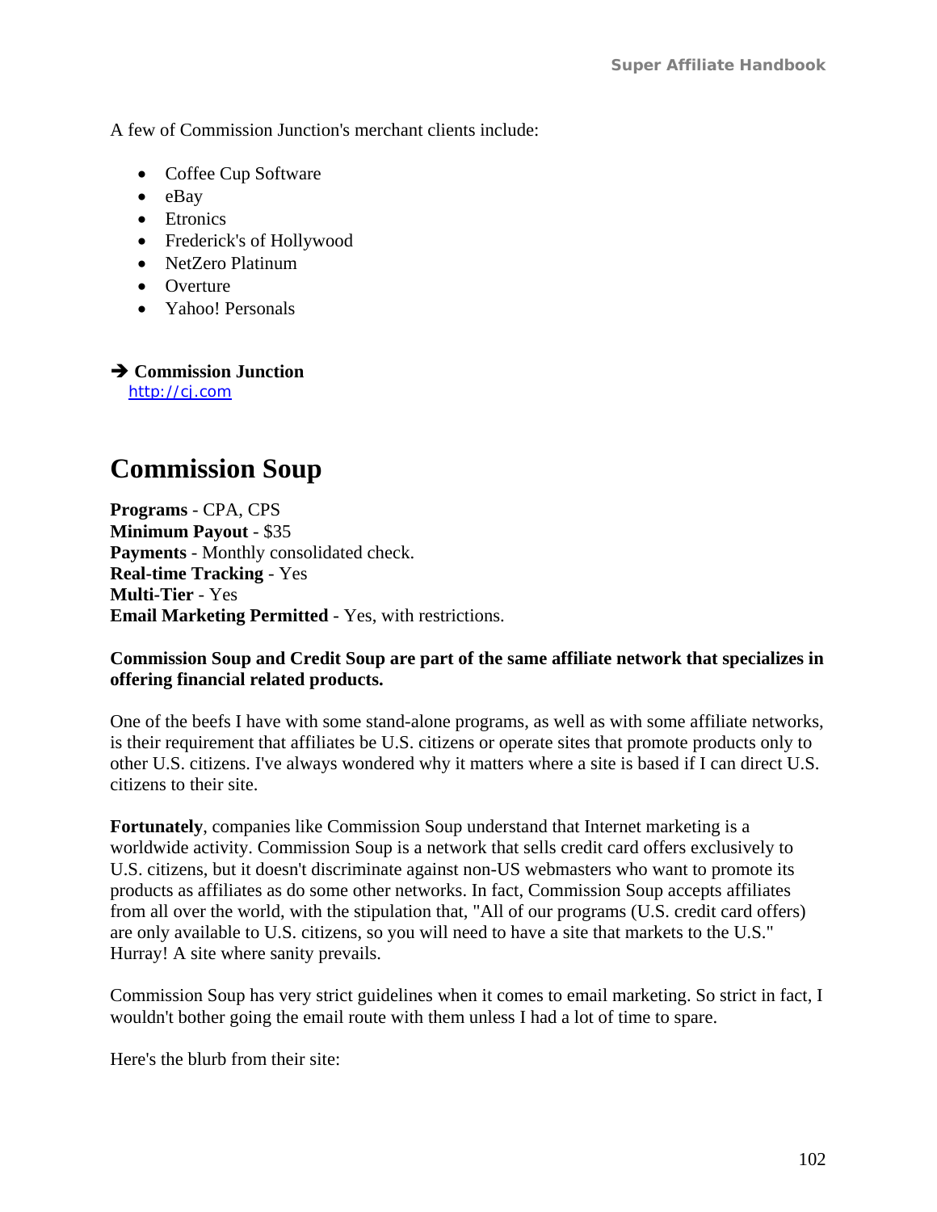A few of Commission Junction's merchant clients include:

- Coffee Cup Software
- eBay
- Etronics
- Frederick's of Hollywood
- NetZero Platinum
- Overture
- Yahoo! Personals

➔ **Commission Junction**
http://cj.com

## Commission Soup

**Programs** - CPA, CPS
**Minimum Payout** - $35
**Payments** - Monthly consolidated check.
**Real-time Tracking** - Yes
**Multi-Tier** - Yes
**Email Marketing Permitted** - Yes, with restrictions.

**Commission Soup and Credit Soup are part of the same affiliate network that specializes in offering financial related products.**

One of the beefs I have with some stand-alone programs, as well as with some affiliate networks, is their requirement that affiliates be U.S. citizens or operate sites that promote products only to other U.S. citizens. I've always wondered why it matters where a site is based if I can direct U.S. citizens to their site.

**Fortunately**, companies like Commission Soup understand that Internet marketing is a worldwide activity. Commission Soup is a network that sells credit card offers exclusively to U.S. citizens, but it doesn't discriminate against non-US webmasters who want to promote its products as affiliates as do some other networks. In fact, Commission Soup accepts affiliates from all over the world, with the stipulation that, "All of our programs (U.S. credit card offers) are only available to U.S. citizens, so you will need to have a site that markets to the U.S." Hurray! A site where sanity prevails.

Commission Soup has very strict guidelines when it comes to email marketing. So strict in fact, I wouldn't bother going the email route with them unless I had a lot of time to spare.

Here's the blurb from their site: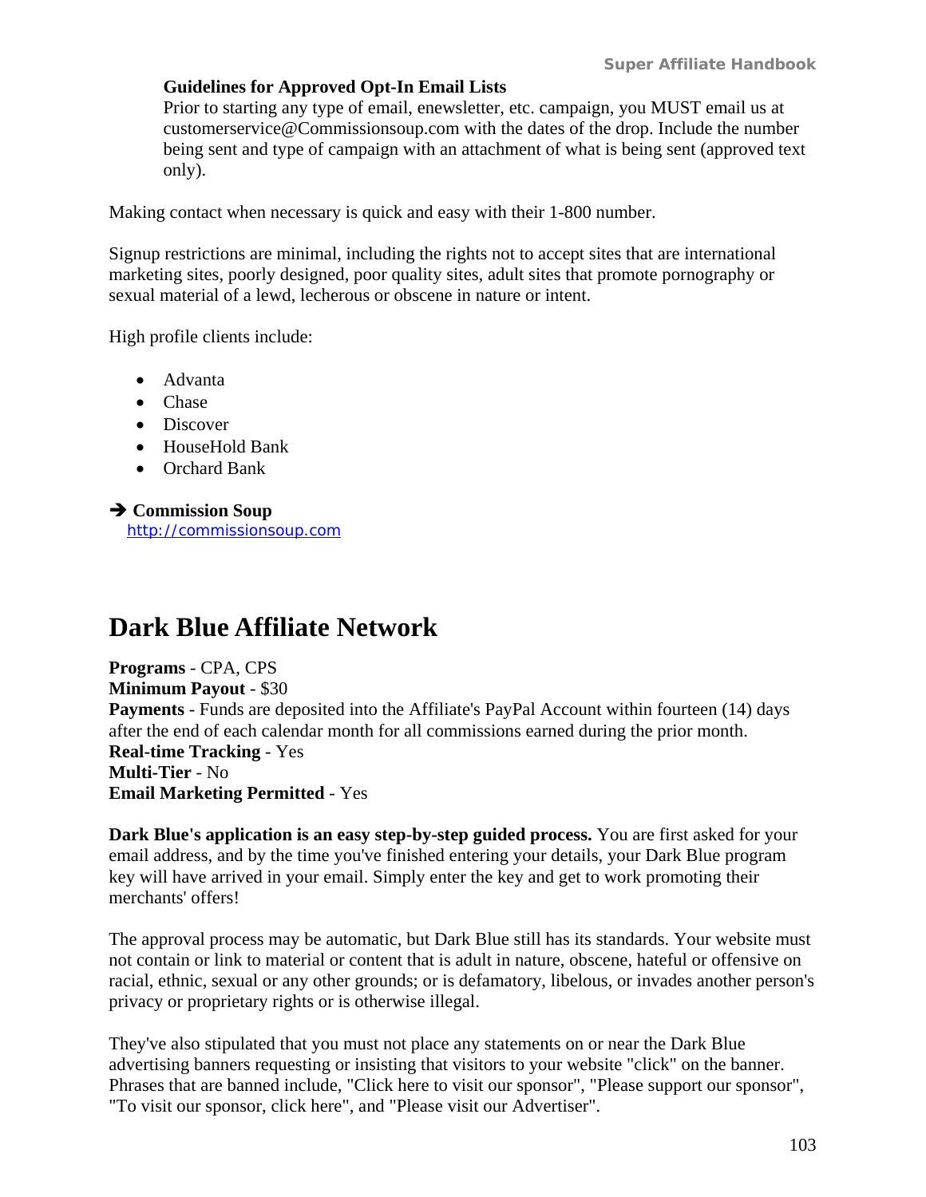**Guidelines for Approved Opt-In Email Lists**
Prior to starting any type of email, enewsletter, etc. campaign, you MUST email us at customerservice@Commissionsoup.com with the dates of the drop. Include the number being sent and type of campaign with an attachment of what is being sent (approved text only).

Making contact when necessary is quick and easy with their 1-800 number.

Signup restrictions are minimal, including the rights not to accept sites that are international marketing sites, poorly designed, poor quality sites, adult sites that promote pornography or sexual material of a lewd, lecherous or obscene in nature or intent.

High profile clients include:

- Advanta
- Chase
- Discover
- HouseHold Bank
- Orchard Bank

➔ **Commission Soup**
http://commissionsoup.com

# Dark Blue Affiliate Network

**Programs** - CPA, CPS
**Minimum Payout** - $30
**Payments** - Funds are deposited into the Affiliate's PayPal Account within fourteen (14) days after the end of each calendar month for all commissions earned during the prior month.
**Real-time Tracking** - Yes
**Multi-Tier** - No
**Email Marketing Permitted** - Yes

**Dark Blue's application is an easy step-by-step guided process.** You are first asked for your email address, and by the time you've finished entering your details, your Dark Blue program key will have arrived in your email. Simply enter the key and get to work promoting their merchants' offers!

The approval process may be automatic, but Dark Blue still has its standards. Your website must not contain or link to material or content that is adult in nature, obscene, hateful or offensive on racial, ethnic, sexual or any other grounds; or is defamatory, libelous, or invades another person's privacy or proprietary rights or is otherwise illegal.

They've also stipulated that you must not place any statements on or near the Dark Blue advertising banners requesting or insisting that visitors to your website "click" on the banner. Phrases that are banned include, "Click here to visit our sponsor", "Please support our sponsor", "To visit our sponsor, click here", and "Please visit our Advertiser".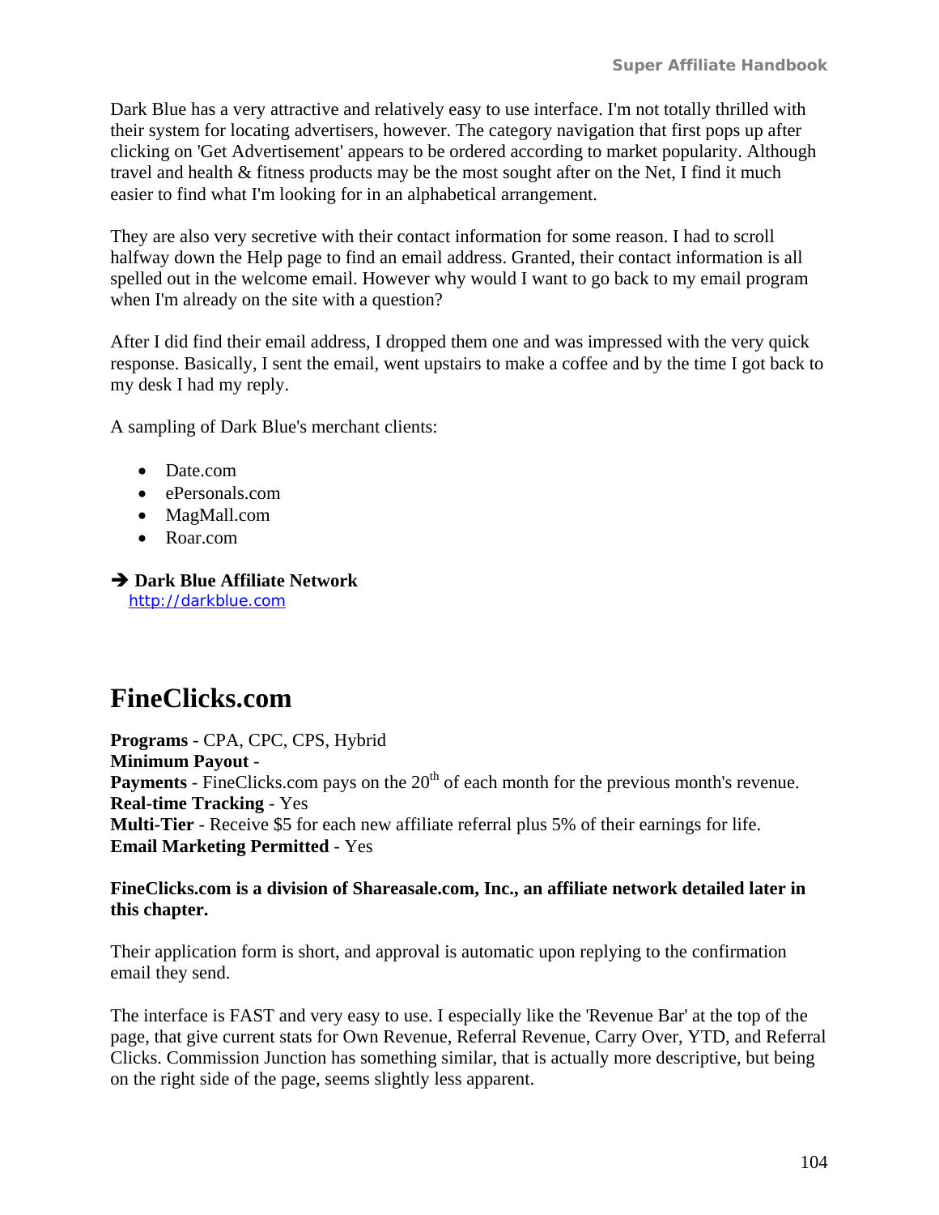Dark Blue has a very attractive and relatively easy to use interface. I'm not totally thrilled with their system for locating advertisers, however. The category navigation that first pops up after clicking on 'Get Advertisement' appears to be ordered according to market popularity. Although travel and health & fitness products may be the most sought after on the Net, I find it much easier to find what I'm looking for in an alphabetical arrangement.

They are also very secretive with their contact information for some reason. I had to scroll halfway down the Help page to find an email address. Granted, their contact information is all spelled out in the welcome email. However why would I want to go back to my email program when I'm already on the site with a question?

After I did find their email address, I dropped them one and was impressed with the very quick response. Basically, I sent the email, went upstairs to make a coffee and by the time I got back to my desk I had my reply.

A sampling of Dark Blue's merchant clients:

- Date.com
- ePersonals.com
- MagMall.com
- Roar.com

➔ **Dark Blue Affiliate Network**
http://darkblue.com

## FineClicks.com

**Programs** - CPA, CPC, CPS, Hybrid
**Minimum Payout** -
**Payments** - FineClicks.com pays on the 20th of each month for the previous month's revenue.
**Real-time Tracking** - Yes
**Multi-Tier** - Receive $5 for each new affiliate referral plus 5% of their earnings for life.
**Email Marketing Permitted** - Yes

**FineClicks.com is a division of Shareasale.com, Inc., an affiliate network detailed later in this chapter.**

Their application form is short, and approval is automatic upon replying to the confirmation email they send.

The interface is FAST and very easy to use. I especially like the 'Revenue Bar' at the top of the page, that give current stats for Own Revenue, Referral Revenue, Carry Over, YTD, and Referral Clicks. Commission Junction has something similar, that is actually more descriptive, but being on the right side of the page, seems slightly less apparent.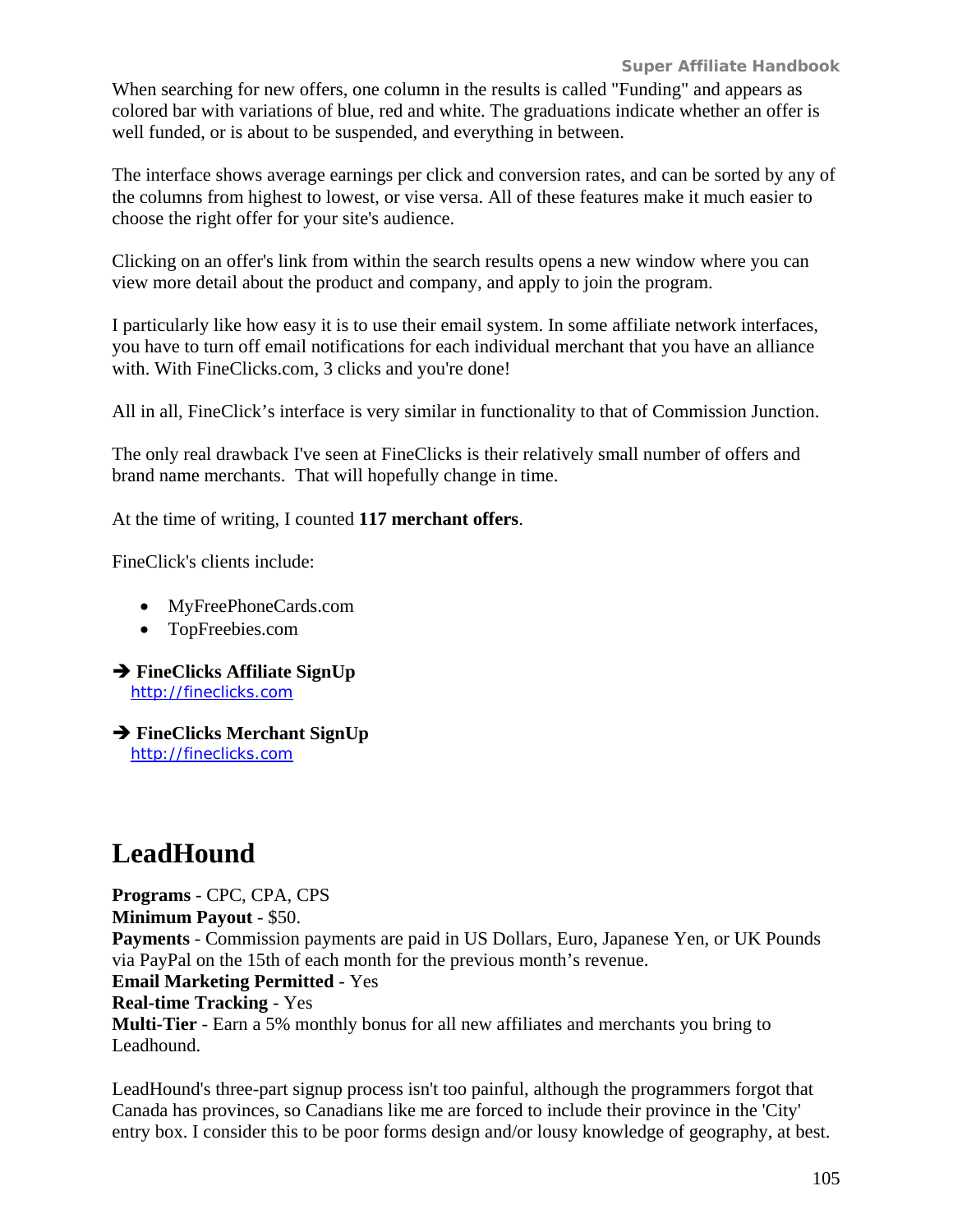When searching for new offers, one column in the results is called "Funding" and appears as colored bar with variations of blue, red and white. The graduations indicate whether an offer is well funded, or is about to be suspended, and everything in between.

The interface shows average earnings per click and conversion rates, and can be sorted by any of the columns from highest to lowest, or vise versa. All of these features make it much easier to choose the right offer for your site's audience.

Clicking on an offer's link from within the search results opens a new window where you can view more detail about the product and company, and apply to join the program.

I particularly like how easy it is to use their email system. In some affiliate network interfaces, you have to turn off email notifications for each individual merchant that you have an alliance with. With FineClicks.com, 3 clicks and you're done!

All in all, FineClick's interface is very similar in functionality to that of Commission Junction.

The only real drawback I've seen at FineClicks is their relatively small number of offers and brand name merchants. That will hopefully change in time.

At the time of writing, I counted **117 merchant offers**.

FineClick's clients include:

- MyFreePhoneCards.com
- TopFreebies.com

➔ **FineClicks Affiliate SignUp**
http://fineclicks.com

➔ **FineClicks Merchant SignUp**
http://fineclicks.com

# LeadHound

**Programs** - CPC, CPA, CPS
**Minimum Payout** - $50.
**Payments** - Commission payments are paid in US Dollars, Euro, Japanese Yen, or UK Pounds via PayPal on the 15th of each month for the previous month's revenue.
**Email Marketing Permitted** - Yes
**Real-time Tracking** - Yes
**Multi-Tier** - Earn a 5% monthly bonus for all new affiliates and merchants you bring to Leadhound.

LeadHound's three-part signup process isn't too painful, although the programmers forgot that Canada has provinces, so Canadians like me are forced to include their province in the 'City' entry box. I consider this to be poor forms design and/or lousy knowledge of geography, at best.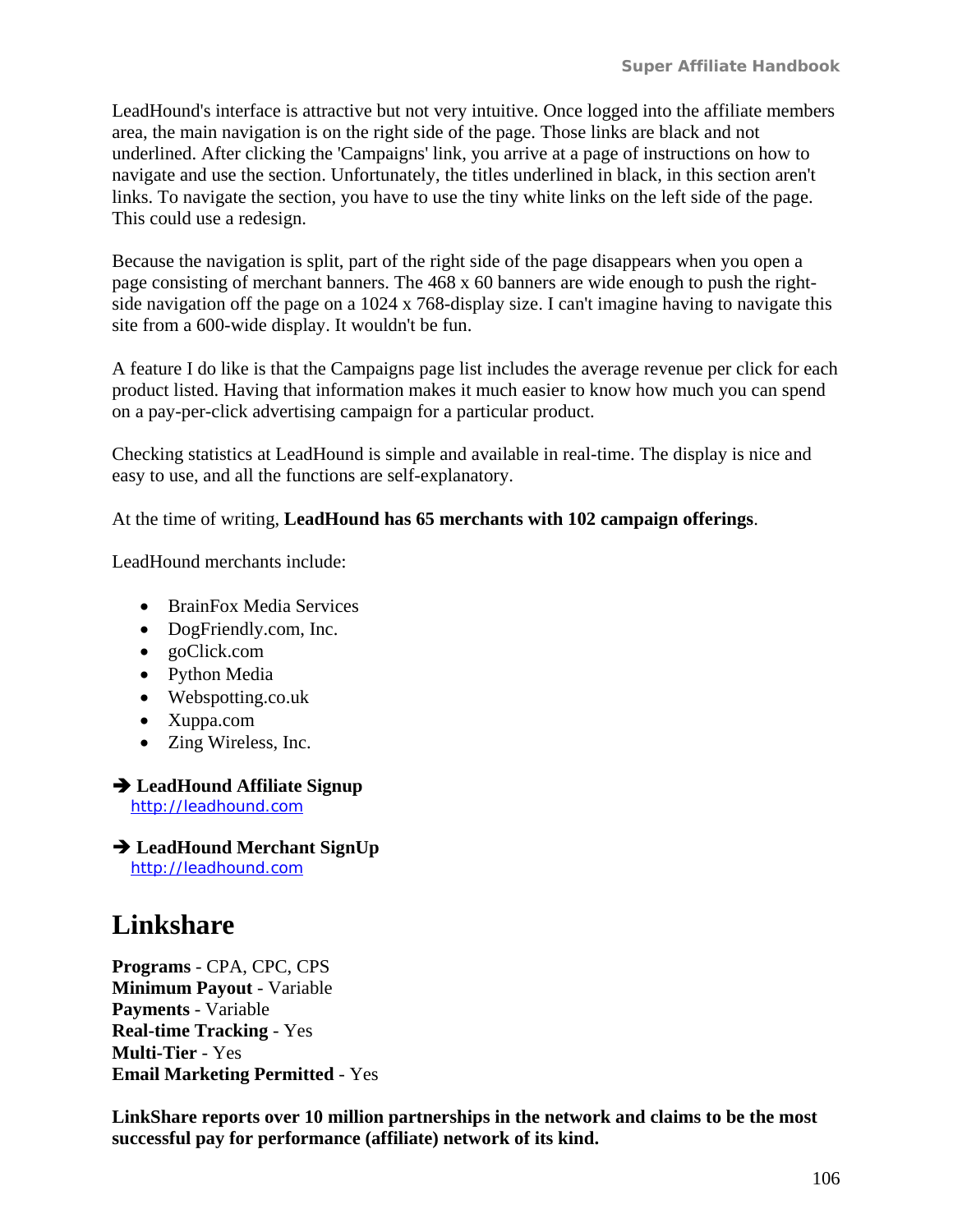LeadHound's interface is attractive but not very intuitive. Once logged into the affiliate members area, the main navigation is on the right side of the page. Those links are black and not underlined. After clicking the 'Campaigns' link, you arrive at a page of instructions on how to navigate and use the section. Unfortunately, the titles underlined in black, in this section aren't links. To navigate the section, you have to use the tiny white links on the left side of the page. This could use a redesign.

Because the navigation is split, part of the right side of the page disappears when you open a page consisting of merchant banners. The 468 x 60 banners are wide enough to push the right-side navigation off the page on a 1024 x 768-display size. I can't imagine having to navigate this site from a 600-wide display. It wouldn't be fun.

A feature I do like is that the Campaigns page list includes the average revenue per click for each product listed. Having that information makes it much easier to know how much you can spend on a pay-per-click advertising campaign for a particular product.

Checking statistics at LeadHound is simple and available in real-time. The display is nice and easy to use, and all the functions are self-explanatory.

At the time of writing, **LeadHound has 65 merchants with 102 campaign offerings**.

LeadHound merchants include:

- BrainFox Media Services
- DogFriendly.com, Inc.
- goClick.com
- Python Media
- Webspotting.co.uk
- Xuppa.com
- Zing Wireless, Inc.

➔ **LeadHound Affiliate Signup**
http://leadhound.com

➔ **LeadHound Merchant SignUp**
http://leadhound.com

# Linkshare

**Programs** - CPA, CPC, CPS
**Minimum Payout** - Variable
**Payments** - Variable
**Real-time Tracking** - Yes
**Multi-Tier** - Yes
**Email Marketing Permitted** - Yes

**LinkShare reports over 10 million partnerships in the network and claims to be the most successful pay for performance (affiliate) network of its kind.**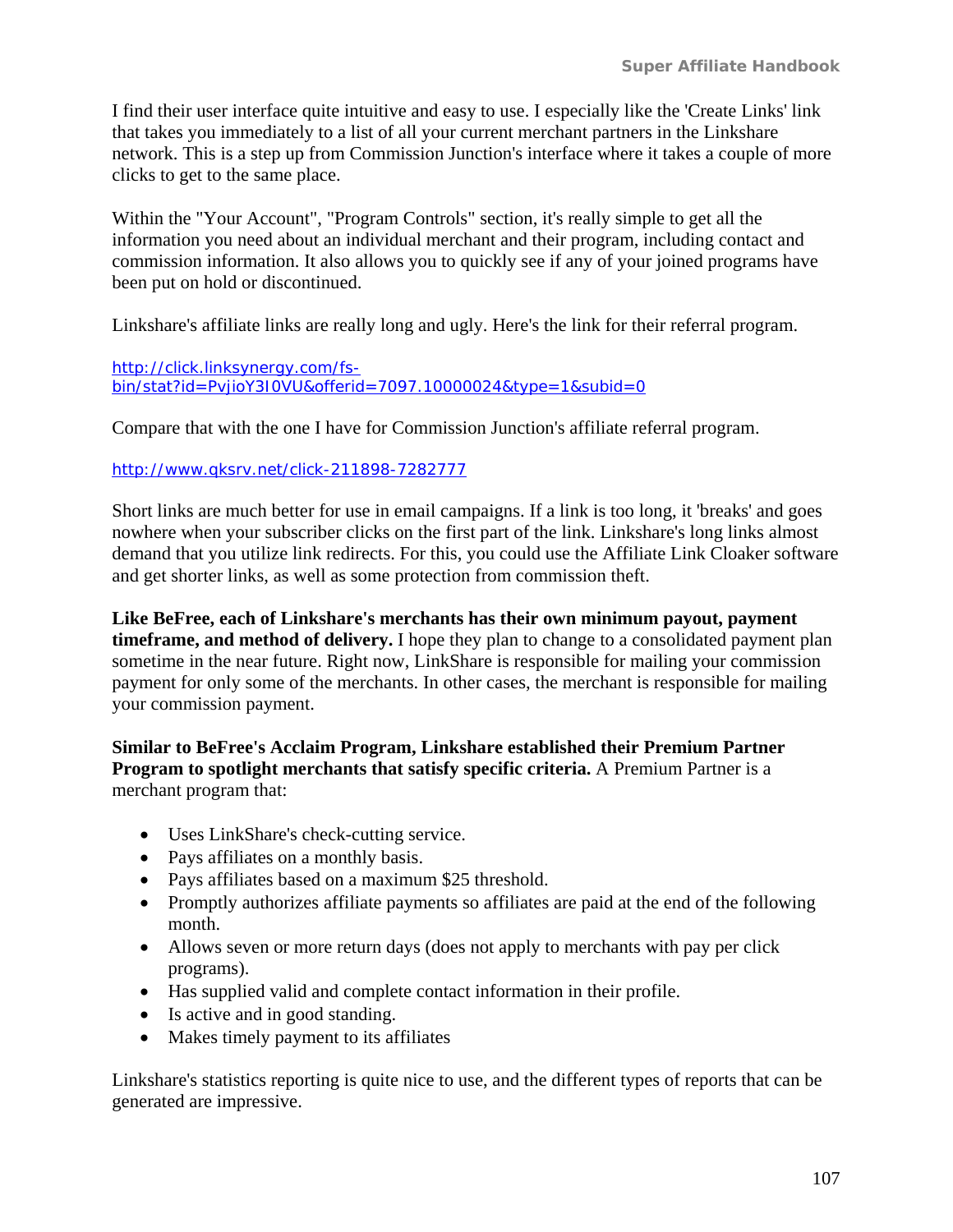I find their user interface quite intuitive and easy to use. I especially like the 'Create Links' link that takes you immediately to a list of all your current merchant partners in the Linkshare network. This is a step up from Commission Junction's interface where it takes a couple of more clicks to get to the same place.

Within the "Your Account", "Program Controls" section, it's really simple to get all the information you need about an individual merchant and their program, including contact and commission information. It also allows you to quickly see if any of your joined programs have been put on hold or discontinued.

Linkshare's affiliate links are really long and ugly. Here's the link for their referral program.

http://click.linksynergy.com/fs-bin/stat?id=PvjioY3I0VU&offerid=7097.10000024&type=1&subid=0

Compare that with the one I have for Commission Junction's affiliate referral program.

http://www.qksrv.net/click-211898-7282777

Short links are much better for use in email campaigns. If a link is too long, it 'breaks' and goes nowhere when your subscriber clicks on the first part of the link. Linkshare's long links almost demand that you utilize link redirects. For this, you could use the Affiliate Link Cloaker software and get shorter links, as well as some protection from commission theft.

**Like BeFree, each of Linkshare's merchants has their own minimum payout, payment timeframe, and method of delivery.** I hope they plan to change to a consolidated payment plan sometime in the near future. Right now, LinkShare is responsible for mailing your commission payment for only some of the merchants. In other cases, the merchant is responsible for mailing your commission payment.

**Similar to BeFree's Acclaim Program, Linkshare established their Premium Partner Program to spotlight merchants that satisfy specific criteria.** A Premium Partner is a merchant program that:

- Uses LinkShare's check-cutting service.
- Pays affiliates on a monthly basis.
- Pays affiliates based on a maximum $25 threshold.
- Promptly authorizes affiliate payments so affiliates are paid at the end of the following month.
- Allows seven or more return days (does not apply to merchants with pay per click programs).
- Has supplied valid and complete contact information in their profile.
- Is active and in good standing.
- Makes timely payment to its affiliates

Linkshare's statistics reporting is quite nice to use, and the different types of reports that can be generated are impressive.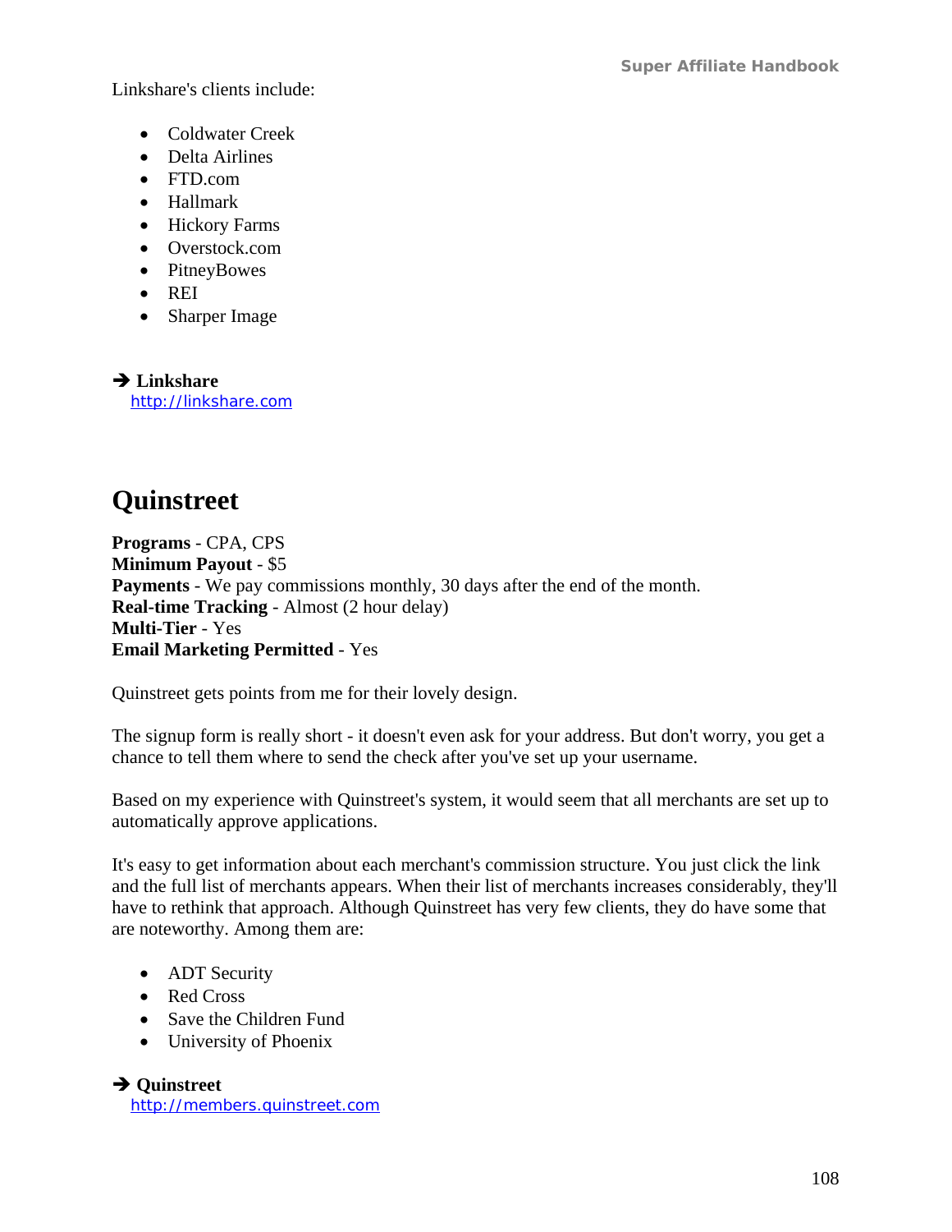Linkshare's clients include:

- Coldwater Creek
- Delta Airlines
- FTD.com
- Hallmark
- Hickory Farms
- Overstock.com
- PitneyBowes
- REI
- Sharper Image

➔ **Linkshare**
http://linkshare.com

# Quinstreet

**Programs** - CPA, CPS
**Minimum Payout** - $5
**Payments** - We pay commissions monthly, 30 days after the end of the month.
**Real-time Tracking** - Almost (2 hour delay)
**Multi-Tier** - Yes
**Email Marketing Permitted** - Yes

Quinstreet gets points from me for their lovely design.

The signup form is really short - it doesn't even ask for your address. But don't worry, you get a chance to tell them where to send the check after you've set up your username.

Based on my experience with Quinstreet's system, it would seem that all merchants are set up to automatically approve applications.

It's easy to get information about each merchant's commission structure. You just click the link and the full list of merchants appears. When their list of merchants increases considerably, they'll have to rethink that approach. Although Quinstreet has very few clients, they do have some that are noteworthy. Among them are:

- ADT Security
- Red Cross
- Save the Children Fund
- University of Phoenix

➔ **Quinstreet**
http://members.quinstreet.com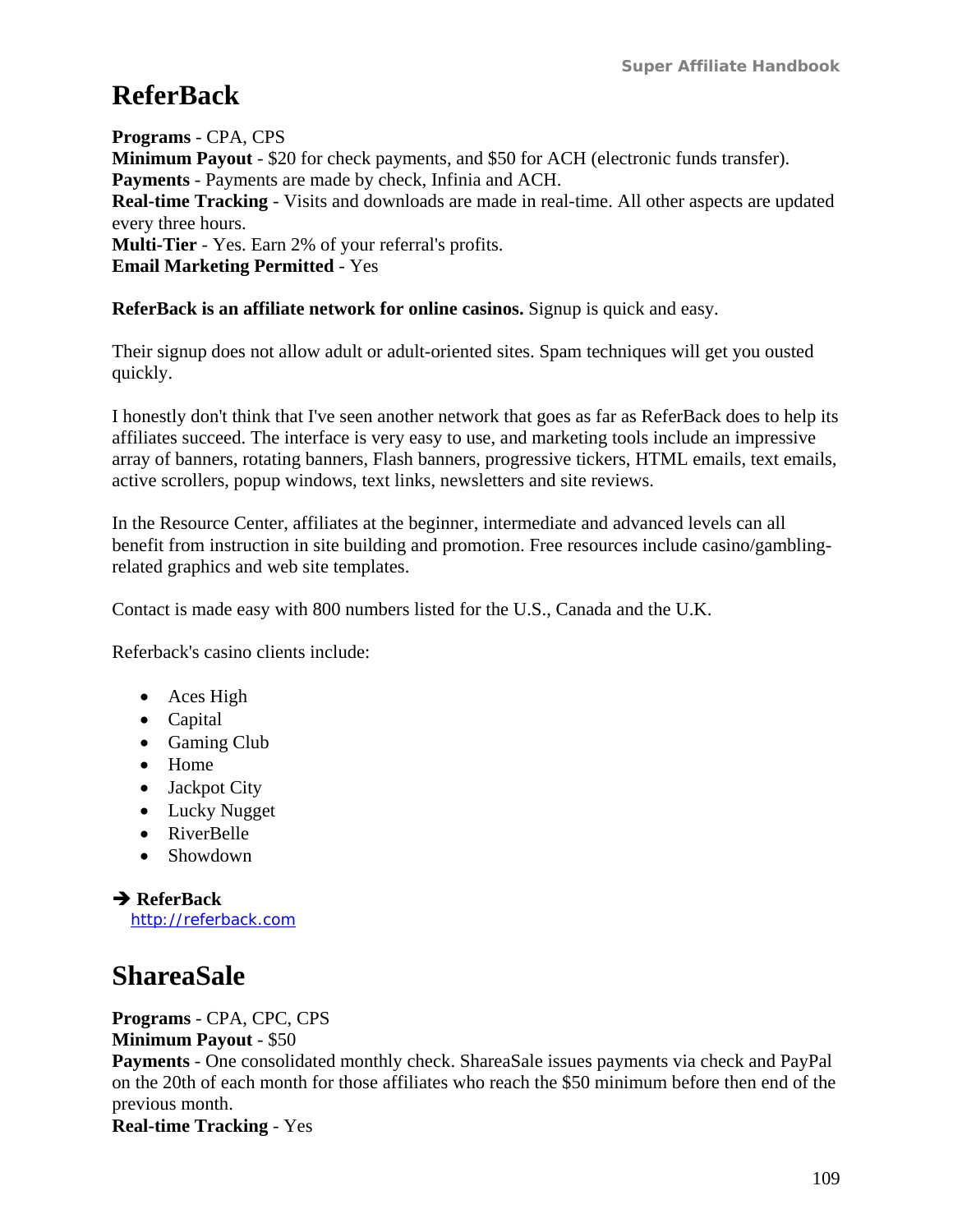## ReferBack

**Programs** - CPA, CPS
**Minimum Payout** - $20 for check payments, and $50 for ACH (electronic funds transfer).
**Payments** - Payments are made by check, Infinia and ACH.
**Real-time Tracking** - Visits and downloads are made in real-time. All other aspects are updated every three hours.
**Multi-Tier** - Yes. Earn 2% of your referral's profits.
**Email Marketing Permitted** - Yes

**ReferBack is an affiliate network for online casinos.** Signup is quick and easy.

Their signup does not allow adult or adult-oriented sites. Spam techniques will get you ousted quickly.

I honestly don't think that I've seen another network that goes as far as ReferBack does to help its affiliates succeed. The interface is very easy to use, and marketing tools include an impressive array of banners, rotating banners, Flash banners, progressive tickers, HTML emails, text emails, active scrollers, popup windows, text links, newsletters and site reviews.

In the Resource Center, affiliates at the beginner, intermediate and advanced levels can all benefit from instruction in site building and promotion. Free resources include casino/gambling-related graphics and web site templates.

Contact is made easy with 800 numbers listed for the U.S., Canada and the U.K.

Referback's casino clients include:

- Aces High
- Capital
- Gaming Club
- Home
- Jackpot City
- Lucky Nugget
- RiverBelle
- Showdown

➔ **ReferBack**
http://referback.com

## ShareaSale

**Programs** - CPA, CPC, CPS
**Minimum Payout** - $50
**Payments** - One consolidated monthly check. ShareaSale issues payments via check and PayPal on the 20th of each month for those affiliates who reach the $50 minimum before then end of the previous month.
**Real-time Tracking** - Yes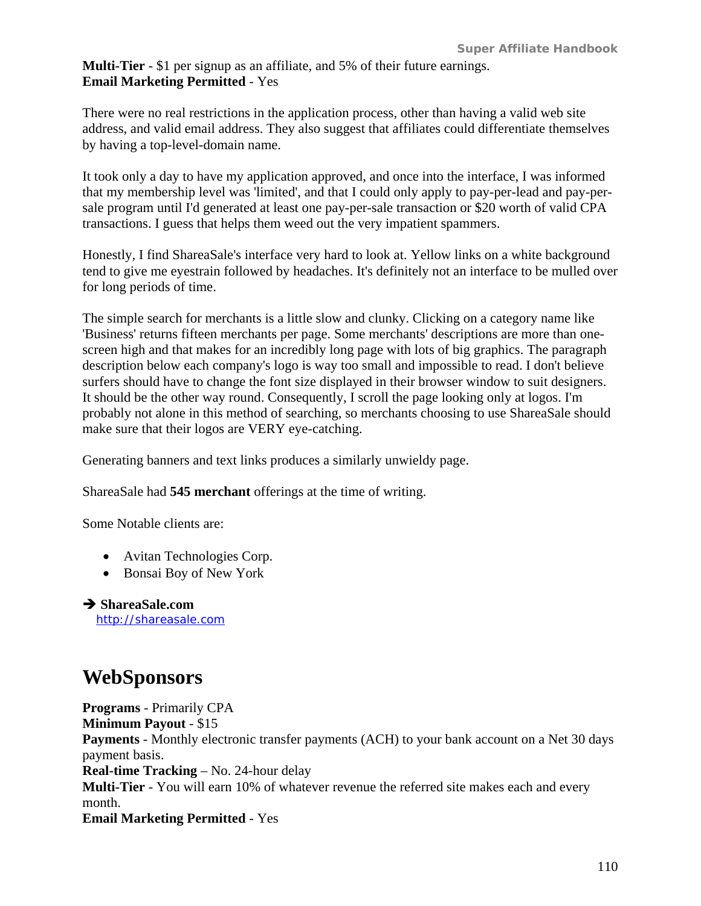**Multi-Tier** - $1 per signup as an affiliate, and 5% of their future earnings.
**Email Marketing Permitted** - Yes

There were no real restrictions in the application process, other than having a valid web site address, and valid email address. They also suggest that affiliates could differentiate themselves by having a top-level-domain name.

It took only a day to have my application approved, and once into the interface, I was informed that my membership level was 'limited', and that I could only apply to pay-per-lead and pay-per-sale program until I'd generated at least one pay-per-sale transaction or $20 worth of valid CPA transactions. I guess that helps them weed out the very impatient spammers.

Honestly, I find ShareaSale's interface very hard to look at. Yellow links on a white background tend to give me eyestrain followed by headaches. It's definitely not an interface to be mulled over for long periods of time.

The simple search for merchants is a little slow and clunky. Clicking on a category name like 'Business' returns fifteen merchants per page. Some merchants' descriptions are more than one-screen high and that makes for an incredibly long page with lots of big graphics. The paragraph description below each company's logo is way too small and impossible to read. I don't believe surfers should have to change the font size displayed in their browser window to suit designers. It should be the other way round. Consequently, I scroll the page looking only at logos. I'm probably not alone in this method of searching, so merchants choosing to use ShareaSale should make sure that their logos are VERY eye-catching.

Generating banners and text links produces a similarly unwieldy page.

ShareaSale had **545 merchant** offerings at the time of writing.

Some Notable clients are:

- Avitan Technologies Corp.
- Bonsai Boy of New York

➔ **ShareaSale.com**
http://shareasale.com

# WebSponsors

**Programs** - Primarily CPA
**Minimum Payout** - $15
**Payments** - Monthly electronic transfer payments (ACH) to your bank account on a Net 30 days payment basis.
**Real-time Tracking** – No. 24-hour delay
**Multi-Tier** - You will earn 10% of whatever revenue the referred site makes each and every month.
**Email Marketing Permitted** - Yes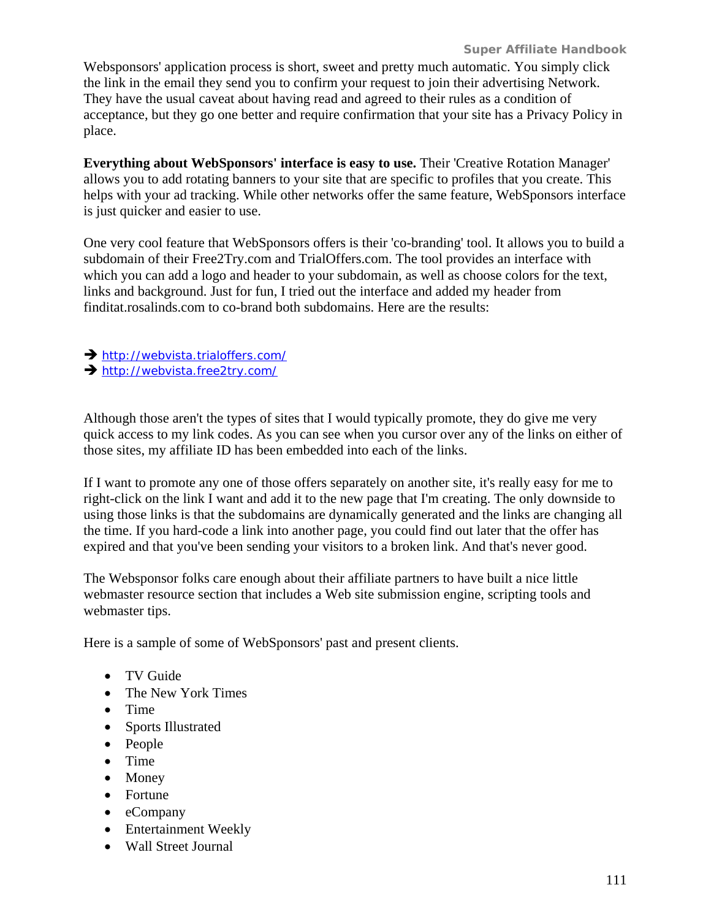Websponsors' application process is short, sweet and pretty much automatic. You simply click the link in the email they send you to confirm your request to join their advertising Network. They have the usual caveat about having read and agreed to their rules as a condition of acceptance, but they go one better and require confirmation that your site has a Privacy Policy in place.

**Everything about WebSponsors' interface is easy to use.** Their 'Creative Rotation Manager' allows you to add rotating banners to your site that are specific to profiles that you create. This helps with your ad tracking. While other networks offer the same feature, WebSponsors interface is just quicker and easier to use.

One very cool feature that WebSponsors offers is their 'co-branding' tool. It allows you to build a subdomain of their Free2Try.com and TrialOffers.com. The tool provides an interface with which you can add a logo and header to your subdomain, as well as choose colors for the text, links and background. Just for fun, I tried out the interface and added my header from finditat.rosalinds.com to co-brand both subdomains. Here are the results:

➔ http://webvista.trialoffers.com/
➔ http://webvista.free2try.com/

Although those aren't the types of sites that I would typically promote, they do give me very quick access to my link codes. As you can see when you cursor over any of the links on either of those sites, my affiliate ID has been embedded into each of the links.

If I want to promote any one of those offers separately on another site, it's really easy for me to right-click on the link I want and add it to the new page that I'm creating. The only downside to using those links is that the subdomains are dynamically generated and the links are changing all the time. If you hard-code a link into another page, you could find out later that the offer has expired and that you've been sending your visitors to a broken link. And that's never good.

The Websponsor folks care enough about their affiliate partners to have built a nice little webmaster resource section that includes a Web site submission engine, scripting tools and webmaster tips.

Here is a sample of some of WebSponsors' past and present clients.

- TV Guide
- The New York Times
- Time
- Sports Illustrated
- People
- Time
- Money
- Fortune
- eCompany
- Entertainment Weekly
- Wall Street Journal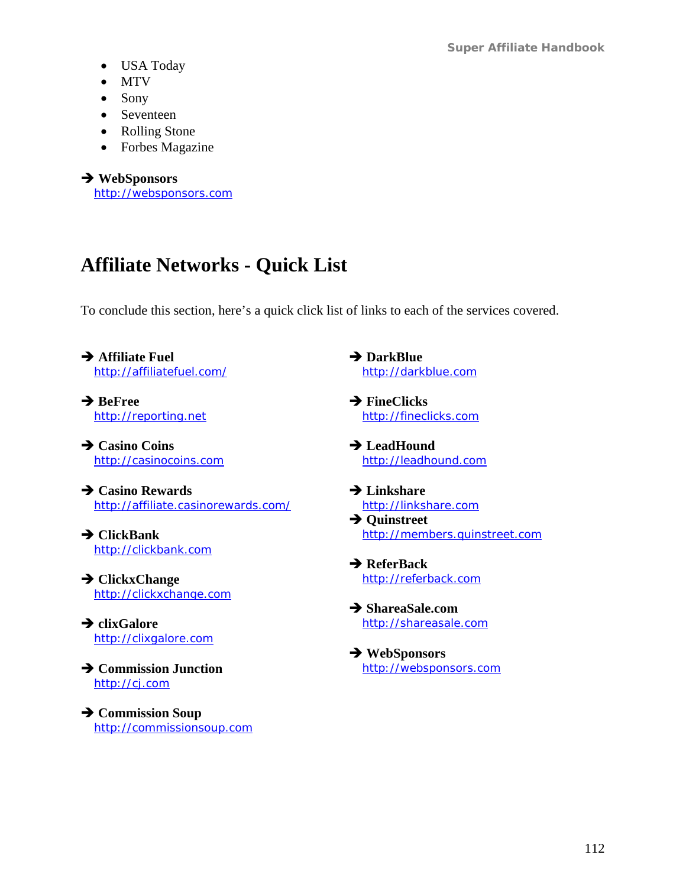- USA Today
- MTV
- Sony
- Seventeen
- Rolling Stone
- Forbes Magazine

➔ **WebSponsors**
[http://websponsors.com](http://websponsors.com)

# Affiliate Networks - Quick List

To conclude this section, here's a quick click list of links to each of the services covered.

➔ **Affiliate Fuel**
[http://affiliatefuel.com/](http://affiliatefuel.com/)

➔ **BeFree**
[http://reporting.net](http://reporting.net)

➔ **Casino Coins**
[http://casinocoins.com](http://casinocoins.com)

➔ **Casino Rewards**
[http://affiliate.casinorewards.com/](http://affiliate.casinorewards.com/)

➔ **ClickBank**
[http://clickbank.com](http://clickbank.com)

➔ **ClickxChange**
[http://clickxchange.com](http://clickxchange.com)

➔ **clixGalore**
[http://clixgalore.com](http://clixgalore.com)

➔ **Commission Junction**
[http://cj.com](http://cj.com)

➔ **Commission Soup**
[http://commissionsoup.com](http://commissionsoup.com)

➔ **DarkBlue**
[http://darkblue.com](http://darkblue.com)

➔ **FineClicks**
[http://fineclicks.com](http://fineclicks.com)

➔ **LeadHound**
[http://leadhound.com](http://leadhound.com)

➔ **Linkshare**
[http://linkshare.com](http://linkshare.com)

➔ **Quinstreet**
[http://members.quinstreet.com](http://members.quinstreet.com)

➔ **ReferBack**
[http://referback.com](http://referback.com)

➔ **ShareaSale.com**
[http://shareasale.com](http://shareasale.com)

➔ **WebSponsors**
[http://websponsors.com](http://websponsors.com)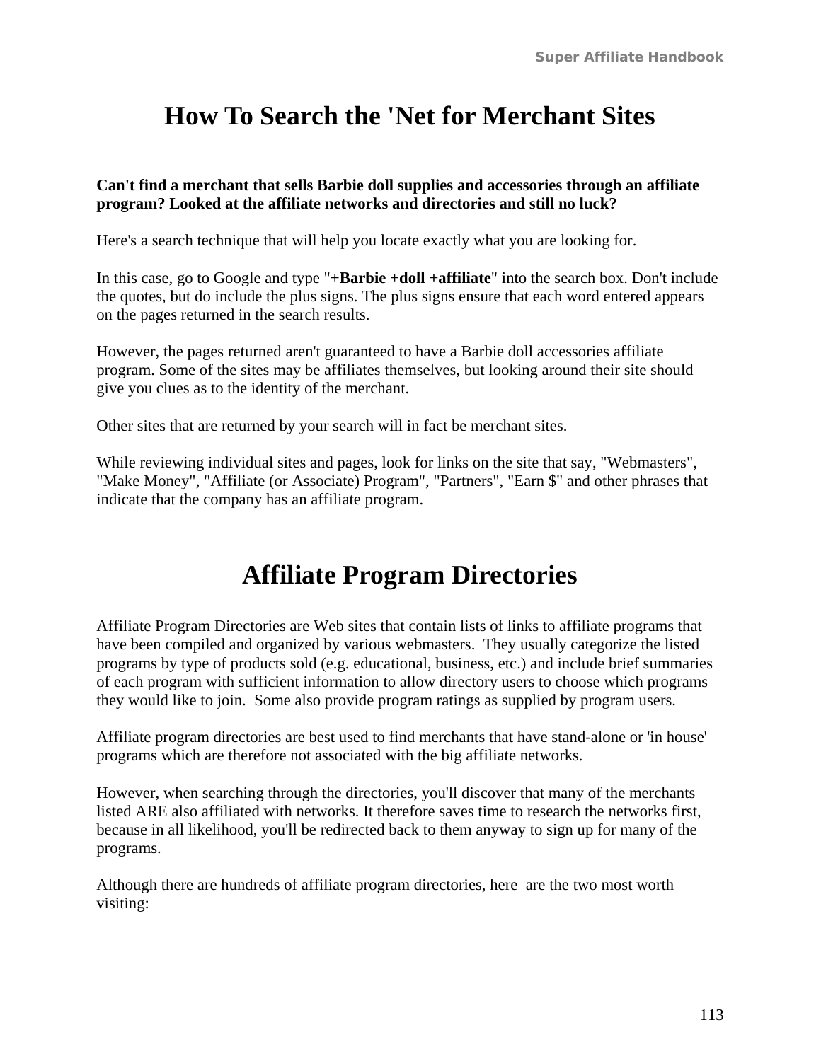# How To Search the 'Net for Merchant Sites

**Can't find a merchant that sells Barbie doll supplies and accessories through an affiliate program? Looked at the affiliate networks and directories and still no luck?**

Here's a search technique that will help you locate exactly what you are looking for.

In this case, go to Google and type "**+Barbie +doll +affiliate**" into the search box. Don't include the quotes, but do include the plus signs. The plus signs ensure that each word entered appears on the pages returned in the search results.

However, the pages returned aren't guaranteed to have a Barbie doll accessories affiliate program. Some of the sites may be affiliates themselves, but looking around their site should give you clues as to the identity of the merchant.

Other sites that are returned by your search will in fact be merchant sites.

While reviewing individual sites and pages, look for links on the site that say, "Webmasters", "Make Money", "Affiliate (or Associate) Program", "Partners", "Earn $" and other phrases that indicate that the company has an affiliate program.

# Affiliate Program Directories

Affiliate Program Directories are Web sites that contain lists of links to affiliate programs that have been compiled and organized by various webmasters. They usually categorize the listed programs by type of products sold (e.g. educational, business, etc.) and include brief summaries of each program with sufficient information to allow directory users to choose which programs they would like to join. Some also provide program ratings as supplied by program users.

Affiliate program directories are best used to find merchants that have stand-alone or 'in house' programs which are therefore not associated with the big affiliate networks.

However, when searching through the directories, you'll discover that many of the merchants listed ARE also affiliated with networks. It therefore saves time to research the networks first, because in all likelihood, you'll be redirected back to them anyway to sign up for many of the programs.

Although there are hundreds of affiliate program directories, here are the two most worth visiting: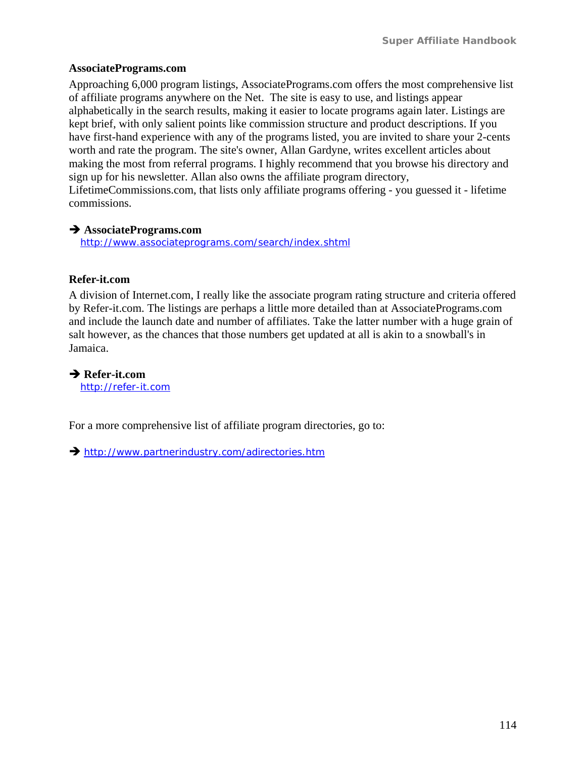**AssociatePrograms.com**

Approaching 6,000 program listings, AssociatePrograms.com offers the most comprehensive list of affiliate programs anywhere on the Net. The site is easy to use, and listings appear alphabetically in the search results, making it easier to locate programs again later. Listings are kept brief, with only salient points like commission structure and product descriptions. If you have first-hand experience with any of the programs listed, you are invited to share your 2-cents worth and rate the program. The site's owner, Allan Gardyne, writes excellent articles about making the most from referral programs. I highly recommend that you browse his directory and sign up for his newsletter. Allan also owns the affiliate program directory, LifetimeCommissions.com, that lists only affiliate programs offering - you guessed it - lifetime commissions.

➔ **AssociatePrograms.com**
http://www.associateprograms.com/search/index.shtml

**Refer-it.com**

A division of Internet.com, I really like the associate program rating structure and criteria offered by Refer-it.com. The listings are perhaps a little more detailed than at AssociatePrograms.com and include the launch date and number of affiliates. Take the latter number with a huge grain of salt however, as the chances that those numbers get updated at all is akin to a snowball's in Jamaica.

➔ **Refer-it.com**
http://refer-it.com

For a more comprehensive list of affiliate program directories, go to:

➔ http://www.partnerindustry.com/adirectories.htm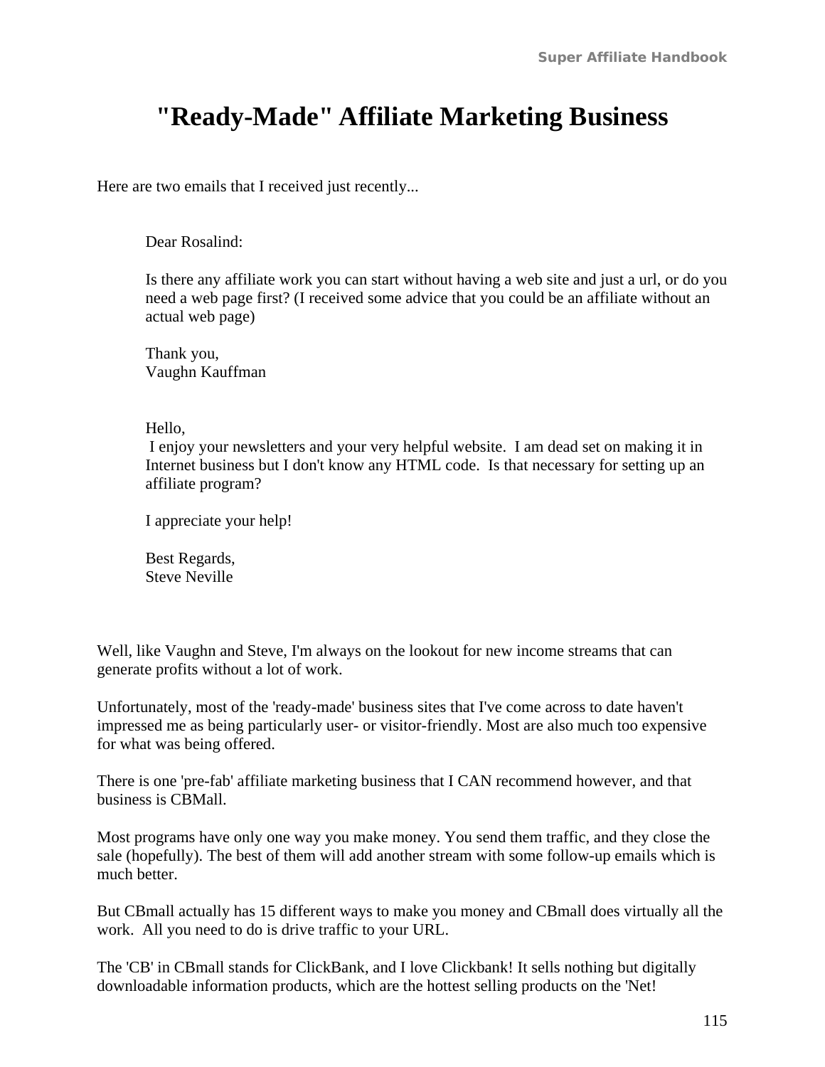# "Ready-Made" Affiliate Marketing Business

Here are two emails that I received just recently...

> Dear Rosalind:
>
> Is there any affiliate work you can start without having a web site and just a url, or do you need a web page first? (I received some advice that you could be an affiliate without an actual web page)
>
> Thank you,
> Vaughn Kauffman

> Hello,
> I enjoy your newsletters and your very helpful website. I am dead set on making it in Internet business but I don't know any HTML code. Is that necessary for setting up an affiliate program?
>
> I appreciate your help!
>
> Best Regards,
> Steve Neville

Well, like Vaughn and Steve, I'm always on the lookout for new income streams that can generate profits without a lot of work.

Unfortunately, most of the 'ready-made' business sites that I've come across to date haven't impressed me as being particularly user- or visitor-friendly. Most are also much too expensive for what was being offered.

There is one 'pre-fab' affiliate marketing business that I CAN recommend however, and that business is CBMall.

Most programs have only one way you make money. You send them traffic, and they close the sale (hopefully). The best of them will add another stream with some follow-up emails which is much better.

But CBmall actually has 15 different ways to make you money and CBmall does virtually all the work. All you need to do is drive traffic to your URL.

The 'CB' in CBmall stands for ClickBank, and I love Clickbank! It sells nothing but digitally downloadable information products, which are the hottest selling products on the 'Net!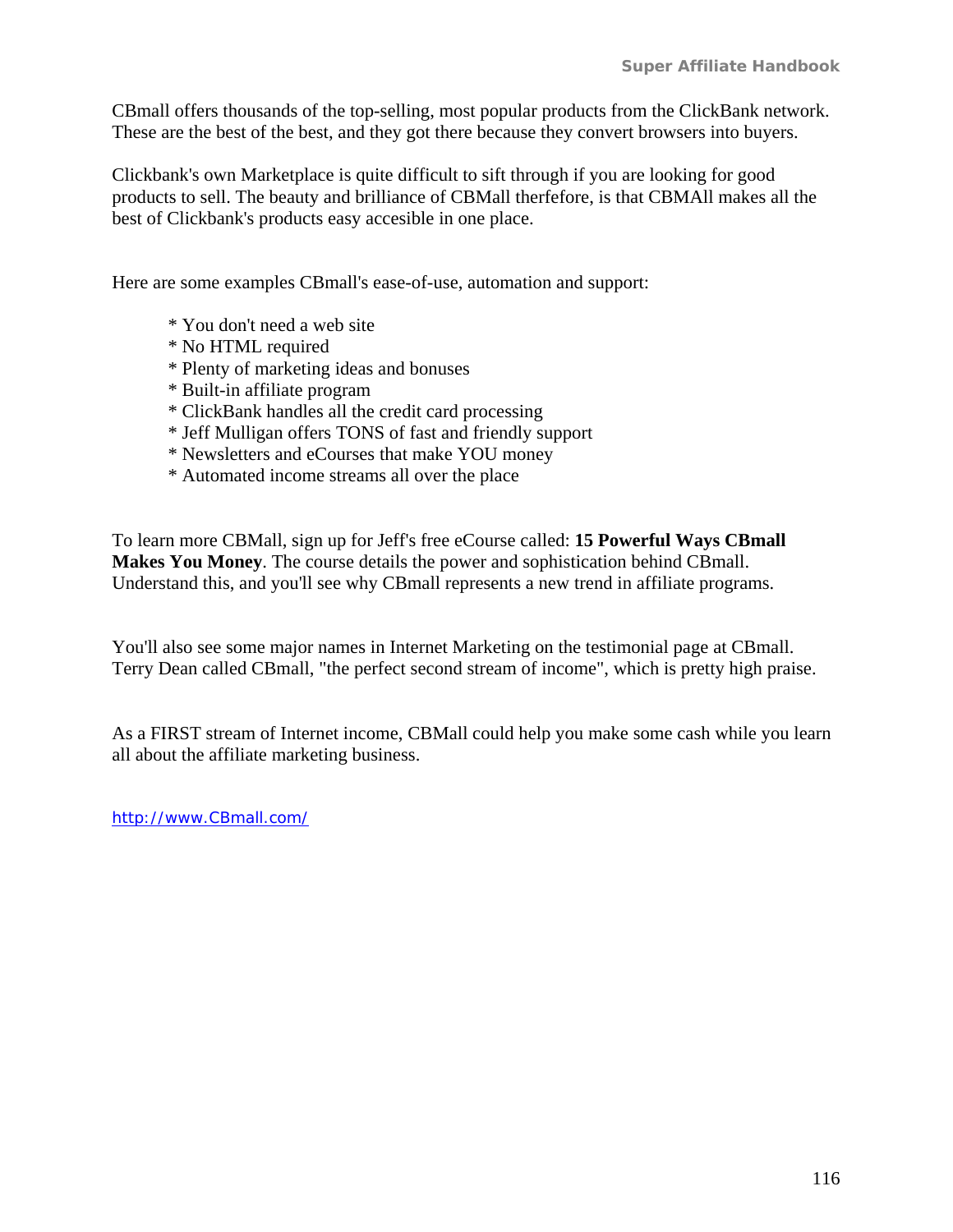CBmall offers thousands of the top-selling, most popular products from the ClickBank network. These are the best of the best, and they got there because they convert browsers into buyers.

Clickbank's own Marketplace is quite difficult to sift through if you are looking for good products to sell. The beauty and brilliance of CBMall therfefore, is that CBMAll makes all the best of Clickbank's products easy accesible in one place.

Here are some examples CBmall's ease-of-use, automation and support:

* You don't need a web site
* No HTML required
* Plenty of marketing ideas and bonuses
* Built-in affiliate program
* ClickBank handles all the credit card processing
* Jeff Mulligan offers TONS of fast and friendly support
* Newsletters and eCourses that make YOU money
* Automated income streams all over the place

To learn more CBMall, sign up for Jeff's free eCourse called: **15 Powerful Ways CBmall Makes You Money**. The course details the power and sophistication behind CBmall. Understand this, and you'll see why CBmall represents a new trend in affiliate programs.

You'll also see some major names in Internet Marketing on the testimonial page at CBmall. Terry Dean called CBmall, "the perfect second stream of income", which is pretty high praise.

As a FIRST stream of Internet income, CBMall could help you make some cash while you learn all about the affiliate marketing business.

http://www.CBmall.com/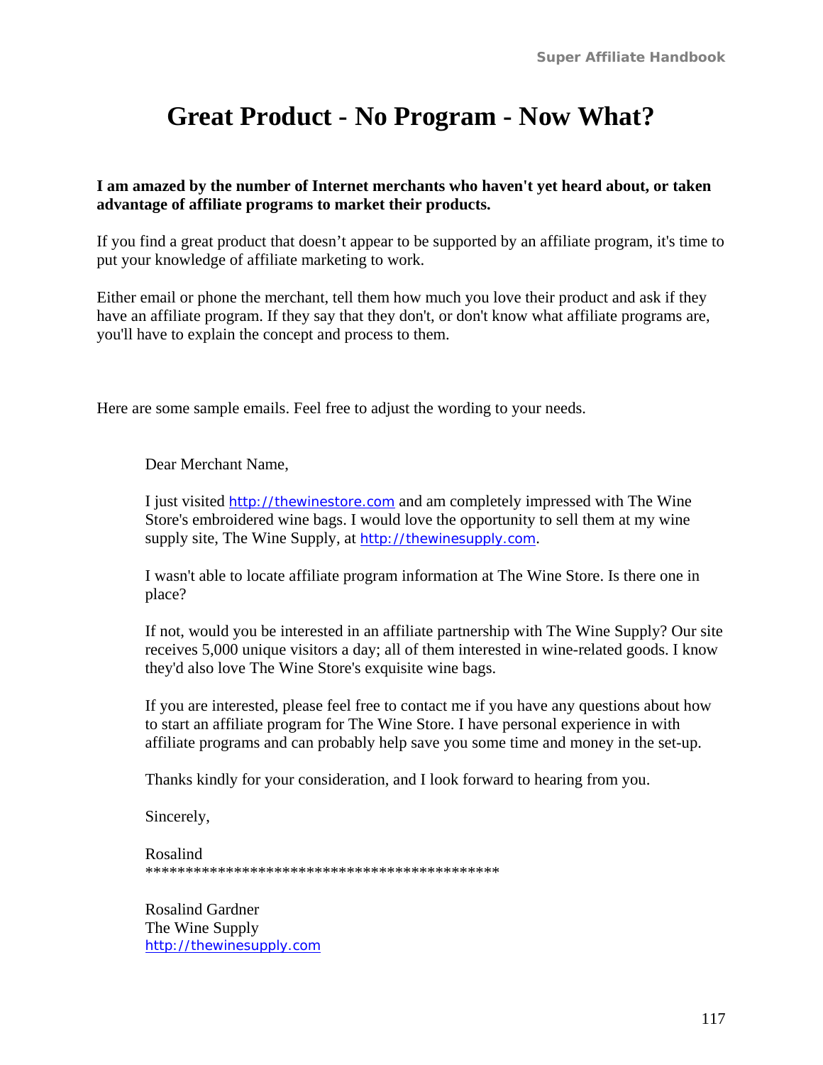# Great Product - No Program - Now What?

**I am amazed by the number of Internet merchants who haven't yet heard about, or taken advantage of affiliate programs to market their products.**

If you find a great product that doesn't appear to be supported by an affiliate program, it's time to put your knowledge of affiliate marketing to work.

Either email or phone the merchant, tell them how much you love their product and ask if they have an affiliate program. If they say that they don't, or don't know what affiliate programs are, you'll have to explain the concept and process to them.

Here are some sample emails. Feel free to adjust the wording to your needs.

> Dear Merchant Name,
>
> I just visited http://thewinestore.com and am completely impressed with The Wine Store's embroidered wine bags. I would love the opportunity to sell them at my wine supply site, The Wine Supply, at http://thewinesupply.com.
>
> I wasn't able to locate affiliate program information at The Wine Store. Is there one in place?
>
> If not, would you be interested in an affiliate partnership with The Wine Supply? Our site receives 5,000 unique visitors a day; all of them interested in wine-related goods. I know they'd also love The Wine Store's exquisite wine bags.
>
> If you are interested, please feel free to contact me if you have any questions about how to start an affiliate program for The Wine Store. I have personal experience in with affiliate programs and can probably help save you some time and money in the set-up.
>
> Thanks kindly for your consideration, and I look forward to hearing from you.
>
> Sincerely,
>
> Rosalind
> *********************************************
>
> Rosalind Gardner
> The Wine Supply
> http://thewinesupply.com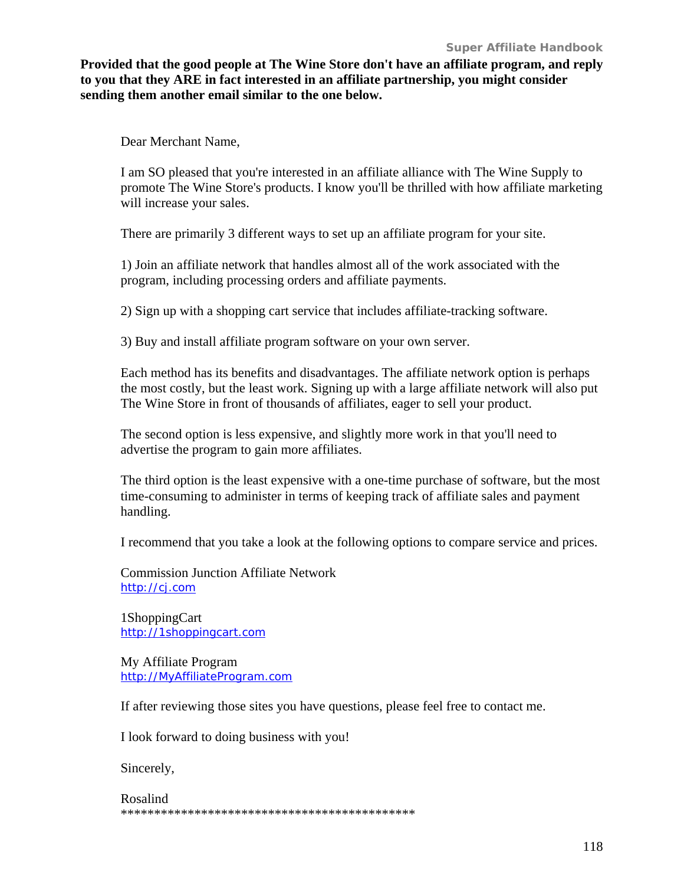**Provided that the good people at The Wine Store don't have an affiliate program, and reply to you that they ARE in fact interested in an affiliate partnership, you might consider sending them another email similar to the one below.**

Dear Merchant Name,

I am SO pleased that you're interested in an affiliate alliance with The Wine Supply to promote The Wine Store's products. I know you'll be thrilled with how affiliate marketing will increase your sales.

There are primarily 3 different ways to set up an affiliate program for your site.

1) Join an affiliate network that handles almost all of the work associated with the program, including processing orders and affiliate payments.

2) Sign up with a shopping cart service that includes affiliate-tracking software.

3) Buy and install affiliate program software on your own server.

Each method has its benefits and disadvantages. The affiliate network option is perhaps the most costly, but the least work. Signing up with a large affiliate network will also put The Wine Store in front of thousands of affiliates, eager to sell your product.

The second option is less expensive, and slightly more work in that you'll need to advertise the program to gain more affiliates.

The third option is the least expensive with a one-time purchase of software, but the most time-consuming to administer in terms of keeping track of affiliate sales and payment handling.

I recommend that you take a look at the following options to compare service and prices.

Commission Junction Affiliate Network
http://cj.com

1ShoppingCart
http://1shoppingcart.com

My Affiliate Program
http://MyAffiliateProgram.com

If after reviewing those sites you have questions, please feel free to contact me.

I look forward to doing business with you!

Sincerely,

Rosalind
*********************************************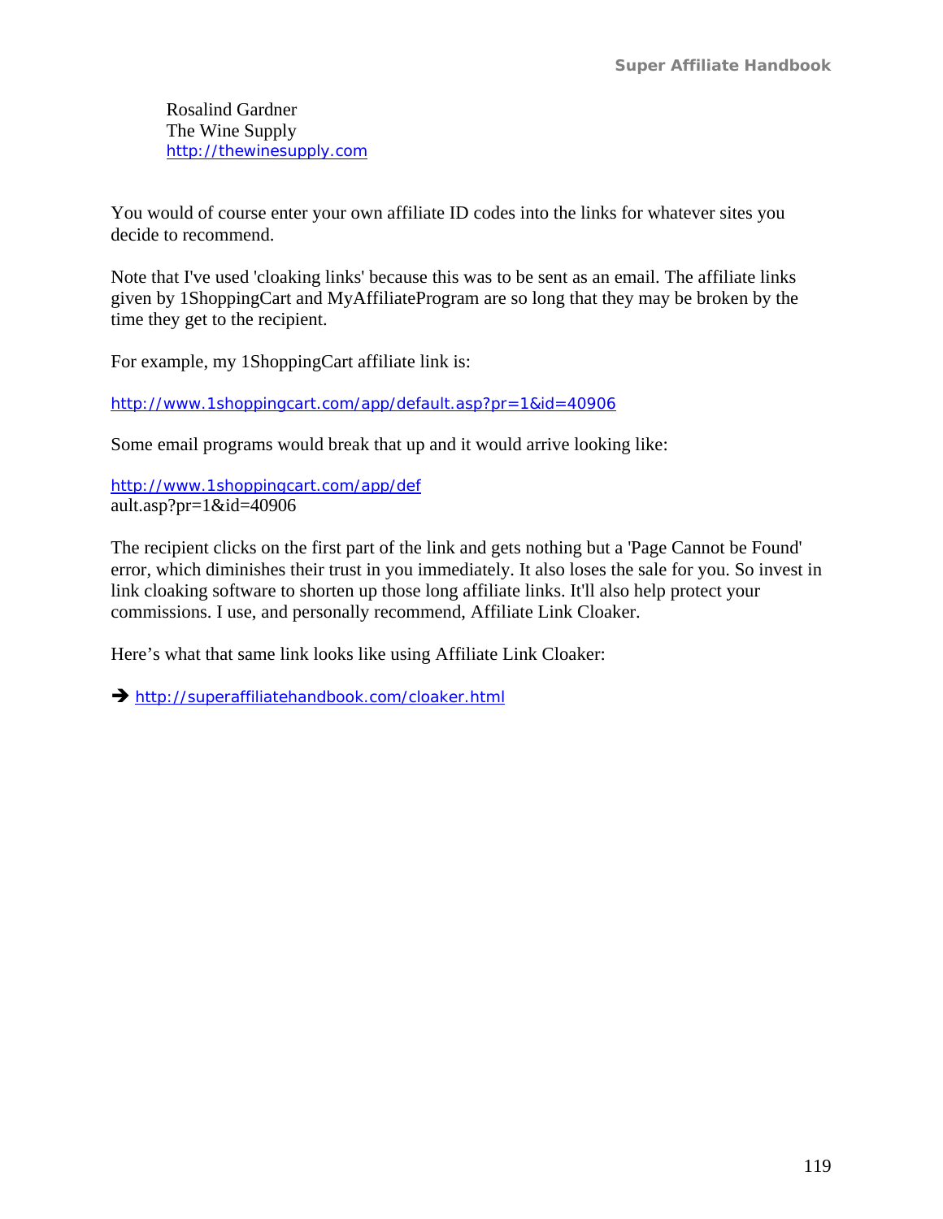Rosalind Gardner
The Wine Supply
http://thewinesupply.com

You would of course enter your own affiliate ID codes into the links for whatever sites you decide to recommend.

Note that I've used 'cloaking links' because this was to be sent as an email. The affiliate links given by 1ShoppingCart and MyAffiliateProgram are so long that they may be broken by the time they get to the recipient.

For example, my 1ShoppingCart affiliate link is:

http://www.1shoppingcart.com/app/default.asp?pr=1&id=40906

Some email programs would break that up and it would arrive looking like:

http://www.1shoppingcart.com/app/def
ault.asp?pr=1&id=40906

The recipient clicks on the first part of the link and gets nothing but a 'Page Cannot be Found' error, which diminishes their trust in you immediately. It also loses the sale for you. So invest in link cloaking software to shorten up those long affiliate links. It'll also help protect your commissions. I use, and personally recommend, Affiliate Link Cloaker.

Here's what that same link looks like using Affiliate Link Cloaker:

➔ http://superaffiliatehandbook.com/cloaker.html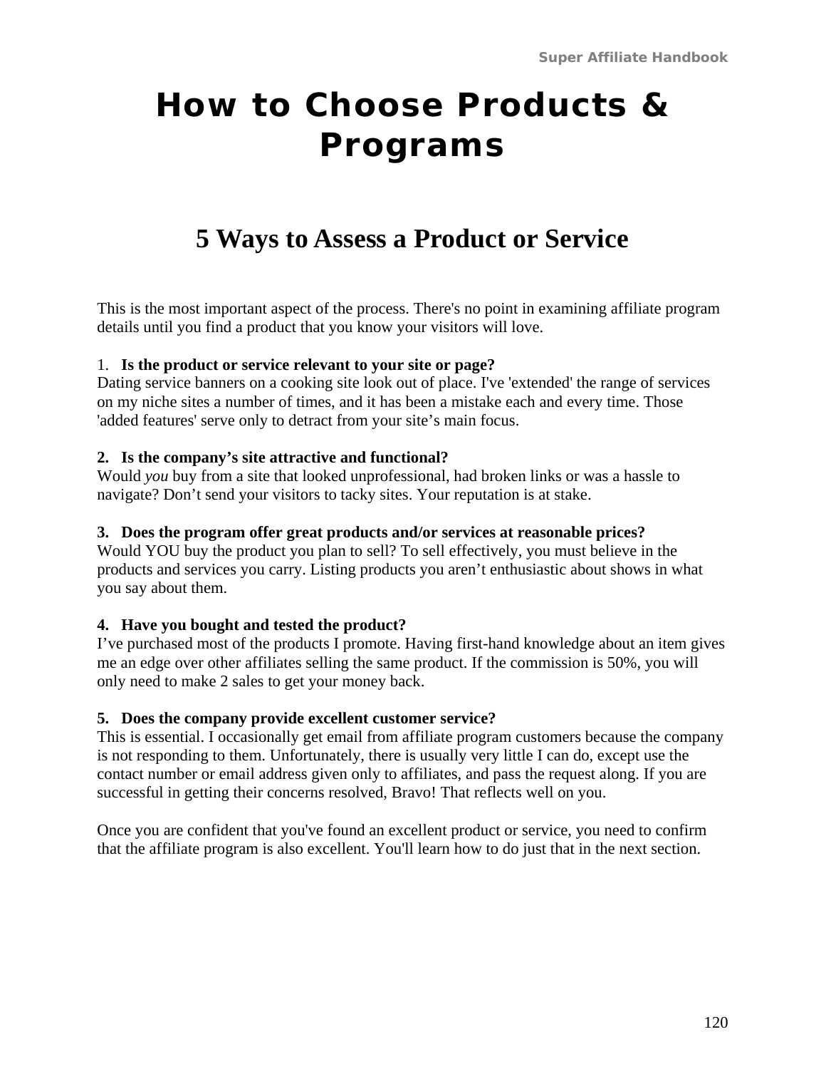# How to Choose Products & Programs

## 5 Ways to Assess a Product or Service

This is the most important aspect of the process. There's no point in examining affiliate program details until you find a product that you know your visitors will love.

1. **Is the product or service relevant to your site or page?**
Dating service banners on a cooking site look out of place. I've 'extended' the range of services on my niche sites a number of times, and it has been a mistake each and every time. Those 'added features' serve only to detract from your site's main focus.

2. **Is the company's site attractive and functional?**
Would *you* buy from a site that looked unprofessional, had broken links or was a hassle to navigate? Don't send your visitors to tacky sites. Your reputation is at stake.

3. **Does the program offer great products and/or services at reasonable prices?**
Would YOU buy the product you plan to sell? To sell effectively, you must believe in the products and services you carry. Listing products you aren't enthusiastic about shows in what you say about them.

4. **Have you bought and tested the product?**
I've purchased most of the products I promote. Having first-hand knowledge about an item gives me an edge over other affiliates selling the same product. If the commission is 50%, you will only need to make 2 sales to get your money back.

5. **Does the company provide excellent customer service?**
This is essential. I occasionally get email from affiliate program customers because the company is not responding to them. Unfortunately, there is usually very little I can do, except use the contact number or email address given only to affiliates, and pass the request along. If you are successful in getting their concerns resolved, Bravo! That reflects well on you.

Once you are confident that you've found an excellent product or service, you need to confirm that the affiliate program is also excellent. You'll learn how to do just that in the next section.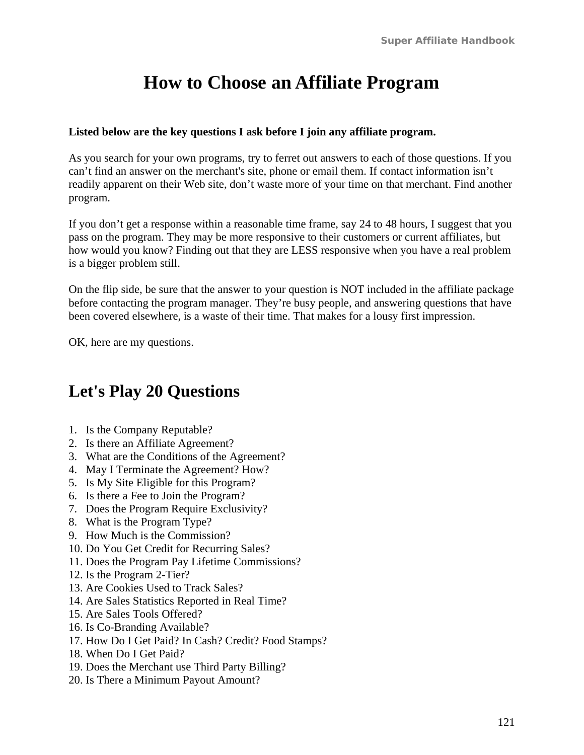# How to Choose an Affiliate Program

**Listed below are the key questions I ask before I join any affiliate program.**

As you search for your own programs, try to ferret out answers to each of those questions. If you can't find an answer on the merchant's site, phone or email them. If contact information isn't readily apparent on their Web site, don't waste more of your time on that merchant. Find another program.

If you don't get a response within a reasonable time frame, say 24 to 48 hours, I suggest that you pass on the program. They may be more responsive to their customers or current affiliates, but how would you know? Finding out that they are LESS responsive when you have a real problem is a bigger problem still.

On the flip side, be sure that the answer to your question is NOT included in the affiliate package before contacting the program manager. They're busy people, and answering questions that have been covered elsewhere, is a waste of their time. That makes for a lousy first impression.

OK, here are my questions.

## Let's Play 20 Questions

1. Is the Company Reputable?
2. Is there an Affiliate Agreement?
3. What are the Conditions of the Agreement?
4. May I Terminate the Agreement? How?
5. Is My Site Eligible for this Program?
6. Is there a Fee to Join the Program?
7. Does the Program Require Exclusivity?
8. What is the Program Type?
9. How Much is the Commission?
10. Do You Get Credit for Recurring Sales?
11. Does the Program Pay Lifetime Commissions?
12. Is the Program 2-Tier?
13. Are Cookies Used to Track Sales?
14. Are Sales Statistics Reported in Real Time?
15. Are Sales Tools Offered?
16. Is Co-Branding Available?
17. How Do I Get Paid? In Cash? Credit? Food Stamps?
18. When Do I Get Paid?
19. Does the Merchant use Third Party Billing?
20. Is There a Minimum Payout Amount?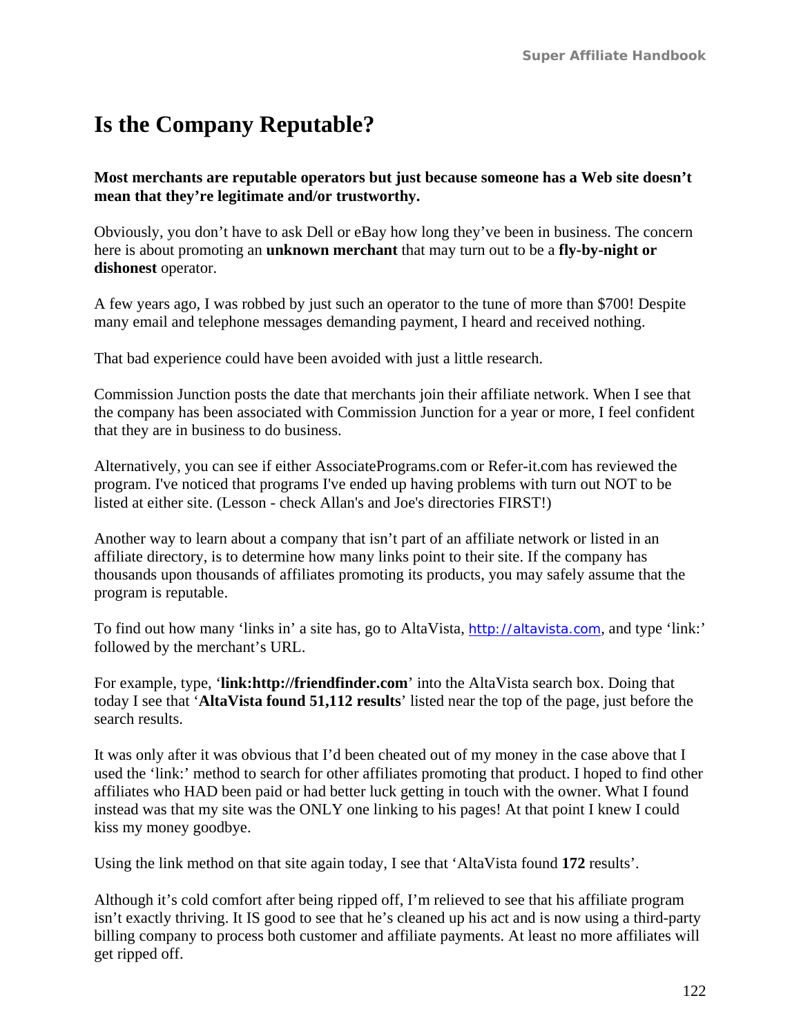# Is the Company Reputable?

**Most merchants are reputable operators but just because someone has a Web site doesn't mean that they're legitimate and/or trustworthy.**

Obviously, you don't have to ask Dell or eBay how long they've been in business. The concern here is about promoting an **unknown merchant** that may turn out to be a **fly-by-night or dishonest** operator.

A few years ago, I was robbed by just such an operator to the tune of more than $700! Despite many email and telephone messages demanding payment, I heard and received nothing.

That bad experience could have been avoided with just a little research.

Commission Junction posts the date that merchants join their affiliate network. When I see that the company has been associated with Commission Junction for a year or more, I feel confident that they are in business to do business.

Alternatively, you can see if either AssociatePrograms.com or Refer-it.com has reviewed the program. I've noticed that programs I've ended up having problems with turn out NOT to be listed at either site. (Lesson - check Allan's and Joe's directories FIRST!)

Another way to learn about a company that isn't part of an affiliate network or listed in an affiliate directory, is to determine how many links point to their site. If the company has thousands upon thousands of affiliates promoting its products, you may safely assume that the program is reputable.

To find out how many 'links in' a site has, go to AltaVista, http://altavista.com, and type 'link:' followed by the merchant's URL.

For example, type, '**link:http://friendfinder.com**' into the AltaVista search box. Doing that today I see that '**AltaVista found 51,112 results**' listed near the top of the page, just before the search results.

It was only after it was obvious that I'd been cheated out of my money in the case above that I used the 'link:' method to search for other affiliates promoting that product. I hoped to find other affiliates who HAD been paid or had better luck getting in touch with the owner. What I found instead was that my site was the ONLY one linking to his pages! At that point I knew I could kiss my money goodbye.

Using the link method on that site again today, I see that 'AltaVista found **172** results'.

Although it's cold comfort after being ripped off, I'm relieved to see that his affiliate program isn't exactly thriving. It IS good to see that he's cleaned up his act and is now using a third-party billing company to process both customer and affiliate payments. At least no more affiliates will get ripped off.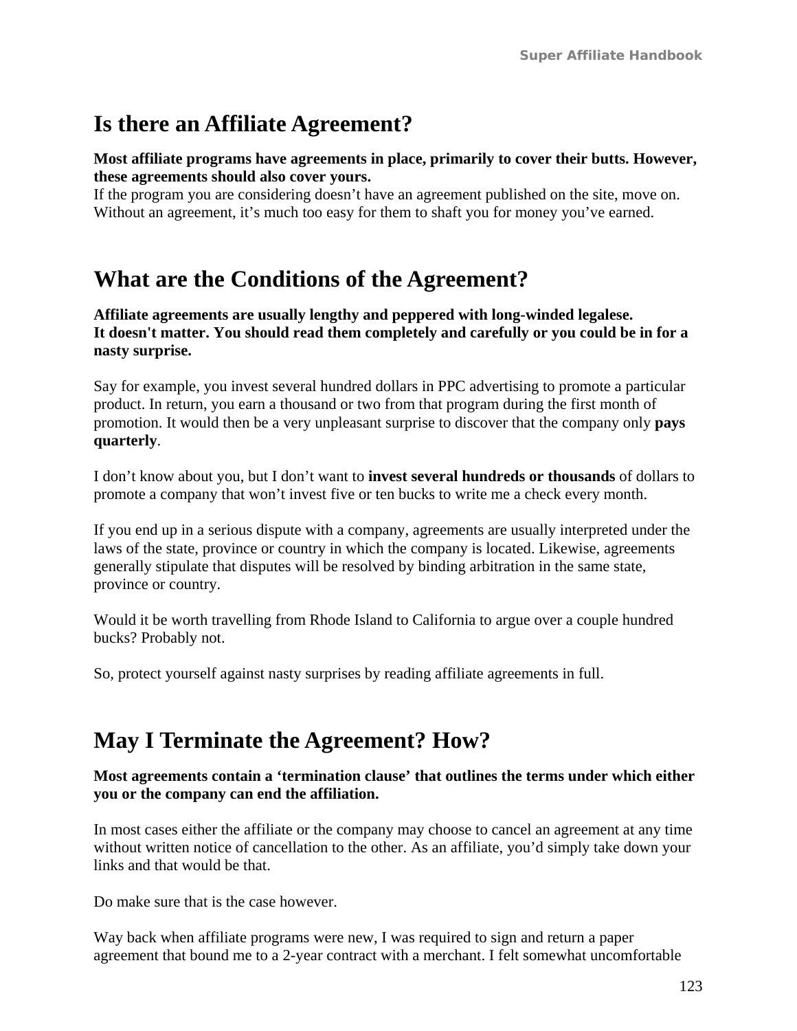## Is there an Affiliate Agreement?

**Most affiliate programs have agreements in place, primarily to cover their butts. However, these agreements should also cover yours.**

If the program you are considering doesn't have an agreement published on the site, move on. Without an agreement, it's much too easy for them to shaft you for money you've earned.

## What are the Conditions of the Agreement?

**Affiliate agreements are usually lengthy and peppered with long-winded legalese. It doesn't matter. You should read them completely and carefully or you could be in for a nasty surprise.**

Say for example, you invest several hundred dollars in PPC advertising to promote a particular product. In return, you earn a thousand or two from that program during the first month of promotion. It would then be a very unpleasant surprise to discover that the company only **pays quarterly**.

I don't know about you, but I don't want to **invest several hundreds or thousands** of dollars to promote a company that won't invest five or ten bucks to write me a check every month.

If you end up in a serious dispute with a company, agreements are usually interpreted under the laws of the state, province or country in which the company is located. Likewise, agreements generally stipulate that disputes will be resolved by binding arbitration in the same state, province or country.

Would it be worth travelling from Rhode Island to California to argue over a couple hundred bucks? Probably not.

So, protect yourself against nasty surprises by reading affiliate agreements in full.

## May I Terminate the Agreement? How?

**Most agreements contain a 'termination clause' that outlines the terms under which either you or the company can end the affiliation.**

In most cases either the affiliate or the company may choose to cancel an agreement at any time without written notice of cancellation to the other. As an affiliate, you'd simply take down your links and that would be that.

Do make sure that is the case however.

Way back when affiliate programs were new, I was required to sign and return a paper agreement that bound me to a 2-year contract with a merchant. I felt somewhat uncomfortable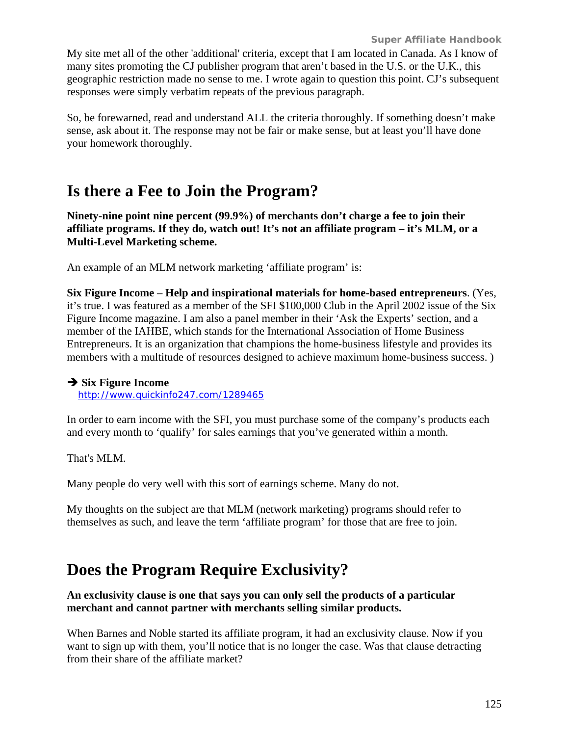My site met all of the other 'additional' criteria, except that I am located in Canada. As I know of many sites promoting the CJ publisher program that aren't based in the U.S. or the U.K., this geographic restriction made no sense to me. I wrote again to question this point. CJ's subsequent responses were simply verbatim repeats of the previous paragraph.

So, be forewarned, read and understand ALL the criteria thoroughly. If something doesn't make sense, ask about it. The response may not be fair or make sense, but at least you'll have done your homework thoroughly.

## Is there a Fee to Join the Program?

**Ninety-nine point nine percent (99.9%) of merchants don't charge a fee to join their affiliate programs. If they do, watch out! It's not an affiliate program – it's MLM, or a Multi-Level Marketing scheme.**

An example of an MLM network marketing 'affiliate program' is:

**Six Figure Income** – **Help and inspirational materials for home-based entrepreneurs**. (Yes, it's true. I was featured as a member of the SFI $100,000 Club in the April 2002 issue of the Six Figure Income magazine. I am also a panel member in their 'Ask the Experts' section, and a member of the IAHBE, which stands for the International Association of Home Business Entrepreneurs. It is an organization that champions the home-business lifestyle and provides its members with a multitude of resources designed to achieve maximum home-business success. )

➔ **Six Figure Income**
http://www.quickinfo247.com/1289465

In order to earn income with the SFI, you must purchase some of the company's products each and every month to 'qualify' for sales earnings that you've generated within a month.

That's MLM.

Many people do very well with this sort of earnings scheme. Many do not.

My thoughts on the subject are that MLM (network marketing) programs should refer to themselves as such, and leave the term 'affiliate program' for those that are free to join.

## Does the Program Require Exclusivity?

**An exclusivity clause is one that says you can only sell the products of a particular merchant and cannot partner with merchants selling similar products.**

When Barnes and Noble started its affiliate program, it had an exclusivity clause. Now if you want to sign up with them, you'll notice that is no longer the case. Was that clause detracting from their share of the affiliate market?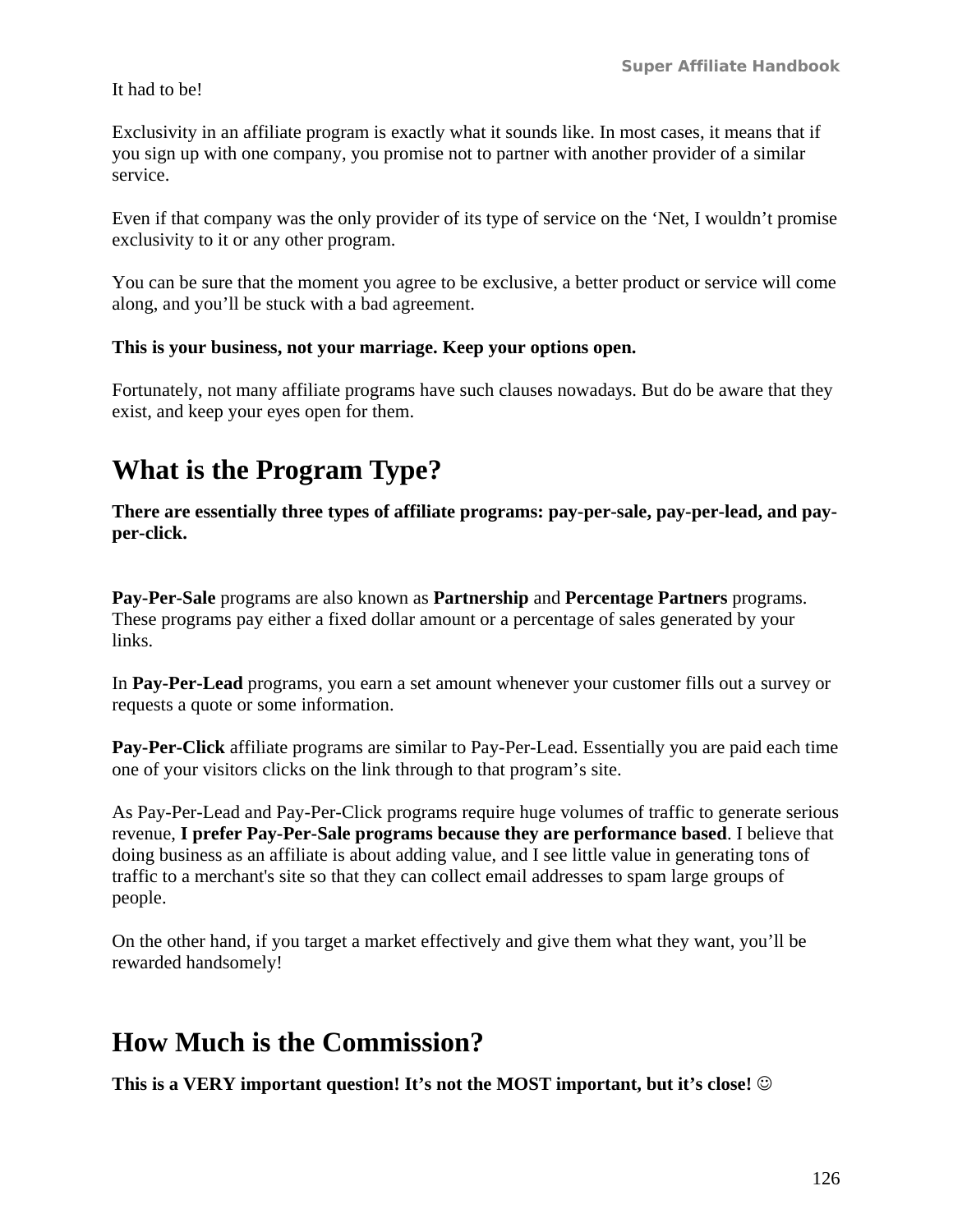It had to be!

Exclusivity in an affiliate program is exactly what it sounds like. In most cases, it means that if you sign up with one company, you promise not to partner with another provider of a similar service.

Even if that company was the only provider of its type of service on the ‘Net, I wouldn’t promise exclusivity to it or any other program.

You can be sure that the moment you agree to be exclusive, a better product or service will come along, and you’ll be stuck with a bad agreement.

**This is your business, not your marriage. Keep your options open.**

Fortunately, not many affiliate programs have such clauses nowadays. But do be aware that they exist, and keep your eyes open for them.

## What is the Program Type?

**There are essentially three types of affiliate programs: pay-per-sale, pay-per-lead, and pay-per-click.**

**Pay-Per-Sale** programs are also known as **Partnership** and **Percentage Partners** programs. These programs pay either a fixed dollar amount or a percentage of sales generated by your links.

In **Pay-Per-Lead** programs, you earn a set amount whenever your customer fills out a survey or requests a quote or some information.

**Pay-Per-Click** affiliate programs are similar to Pay-Per-Lead. Essentially you are paid each time one of your visitors clicks on the link through to that program’s site.

As Pay-Per-Lead and Pay-Per-Click programs require huge volumes of traffic to generate serious revenue, **I prefer Pay-Per-Sale programs because they are performance based**. I believe that doing business as an affiliate is about adding value, and I see little value in generating tons of traffic to a merchant's site so that they can collect email addresses to spam large groups of people.

On the other hand, if you target a market effectively and give them what they want, you’ll be rewarded handsomely!

## How Much is the Commission?

**This is a VERY important question! It’s not the MOST important, but it’s close! ☺**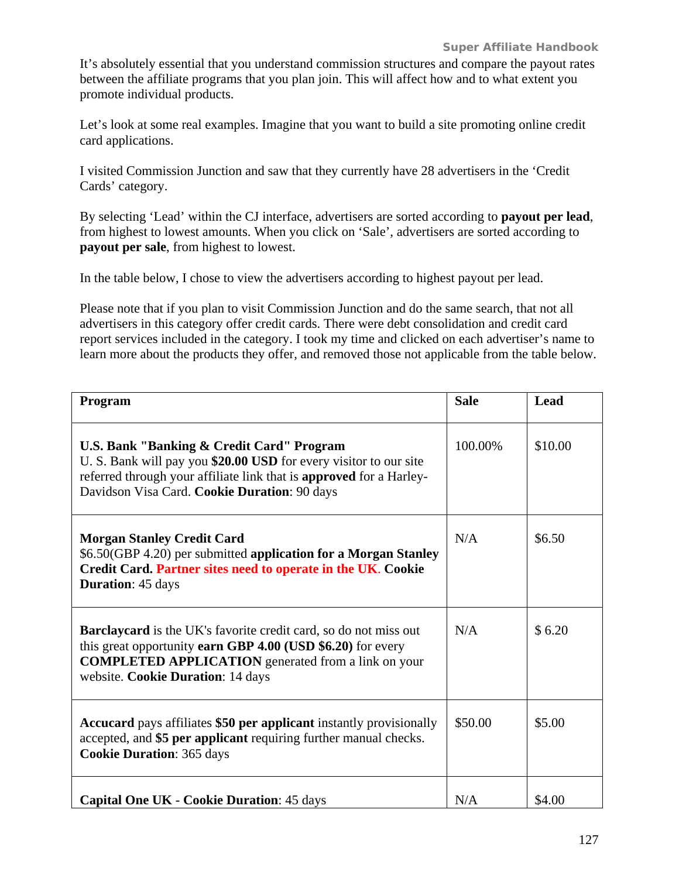It's absolutely essential that you understand commission structures and compare the payout rates between the affiliate programs that you plan join. This will affect how and to what extent you promote individual products.

Let's look at some real examples. Imagine that you want to build a site promoting online credit card applications.

I visited Commission Junction and saw that they currently have 28 advertisers in the 'Credit Cards' category.

By selecting 'Lead' within the CJ interface, advertisers are sorted according to **payout per lead**, from highest to lowest amounts. When you click on 'Sale', advertisers are sorted according to **payout per sale**, from highest to lowest.

In the table below, I chose to view the advertisers according to highest payout per lead.

Please note that if you plan to visit Commission Junction and do the same search, that not all advertisers in this category offer credit cards. There were debt consolidation and credit card report services included in the category. I took my time and clicked on each advertiser's name to learn more about the products they offer, and removed those not applicable from the table below.

| Program | Sale | Lead |
|---|---|---|
| **U.S. Bank "Banking & Credit Card" Program** U. S. Bank will pay you **$20.00 USD** for every visitor to our site referred through your affiliate link that is **approved** for a Harley-Davidson Visa Card. **Cookie Duration**: 90 days | 100.00% | $10.00 |
| **Morgan Stanley Credit Card** $6.50(GBP 4.20) per submitted **application for a Morgan Stanley Credit Card. Partner sites need to operate in the UK**. **Cookie Duration**: 45 days | N/A | $6.50 |
| **Barclaycard** is the UK's favorite credit card, so do not miss out this great opportunity **earn GBP 4.00 (USD $6.20)** for every **COMPLETED APPLICATION** generated from a link on your website. **Cookie Duration**: 14 days | N/A | $ 6.20 |
| **Accucard** pays affiliates **$50 per applicant** instantly provisionally accepted, and **$5 per applicant** requiring further manual checks. **Cookie Duration**: 365 days | $50.00 | $5.00 |
| **Capital One UK - Cookie Duration**: 45 days | N/A | $4.00 |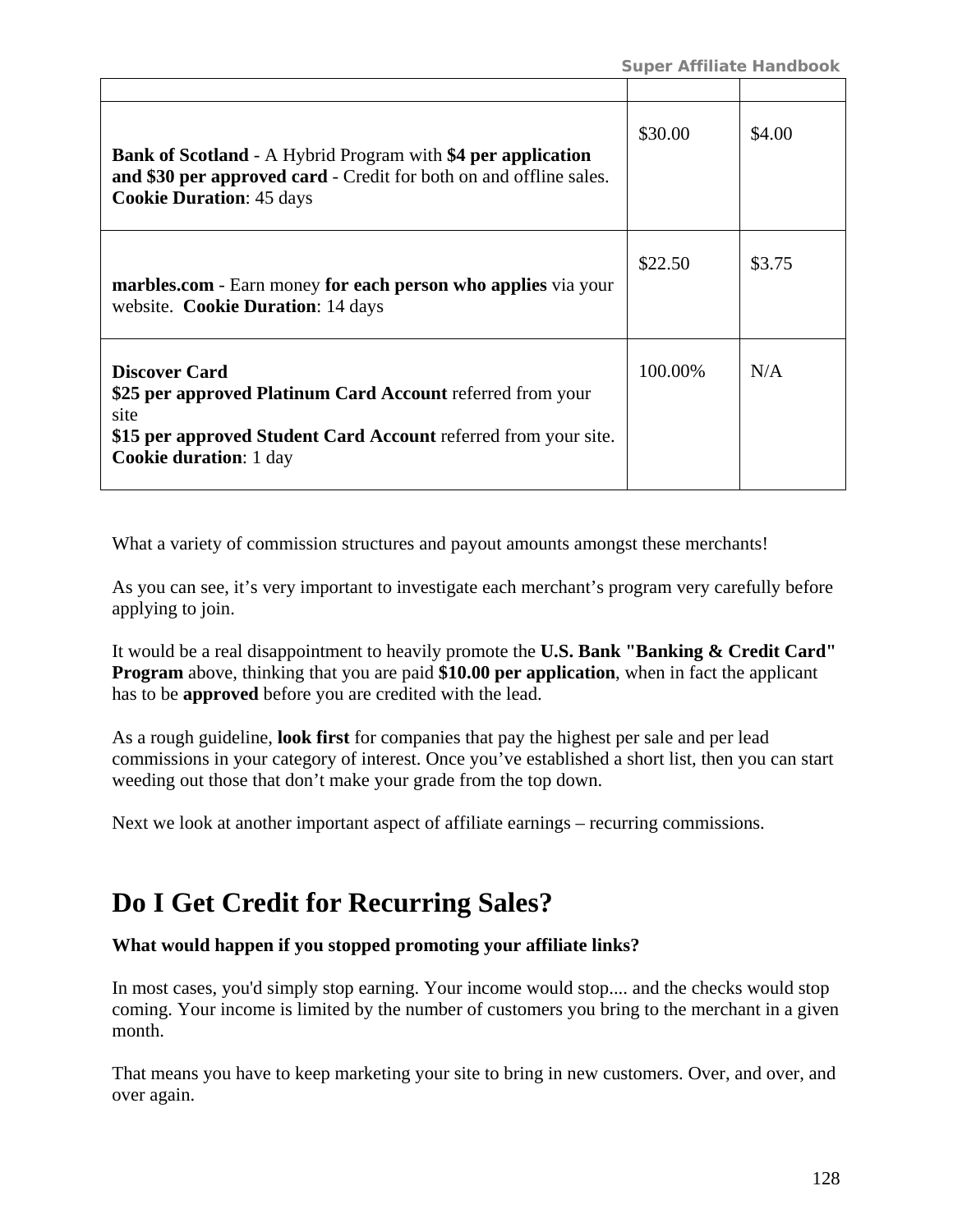| | | |
|---|---|---|
| **Bank of Scotland** - A Hybrid Program with **$4 per application and $30 per approved card** - Credit for both on and offline sales. **Cookie Duration**: 45 days | $30.00 | $4.00 |
| **marbles.com** - Earn money **for each person who applies** via your website. **Cookie Duration**: 14 days | $22.50 | $3.75 |
| **Discover Card**<br>**$25 per approved Platinum Card Account** referred from your site<br>**$15 per approved Student Card Account** referred from your site.<br>**Cookie duration**: 1 day | 100.00% | N/A |

What a variety of commission structures and payout amounts amongst these merchants!

As you can see, it's very important to investigate each merchant's program very carefully before applying to join.

It would be a real disappointment to heavily promote the **U.S. Bank "Banking & Credit Card" Program** above, thinking that you are paid **$10.00 per application**, when in fact the applicant has to be **approved** before you are credited with the lead.

As a rough guideline, **look first** for companies that pay the highest per sale and per lead commissions in your category of interest. Once you've established a short list, then you can start weeding out those that don't make your grade from the top down.

Next we look at another important aspect of affiliate earnings – recurring commissions.

# Do I Get Credit for Recurring Sales?

**What would happen if you stopped promoting your affiliate links?**

In most cases, you'd simply stop earning. Your income would stop.... and the checks would stop coming. Your income is limited by the number of customers you bring to the merchant in a given month.

That means you have to keep marketing your site to bring in new customers. Over, and over, and over again.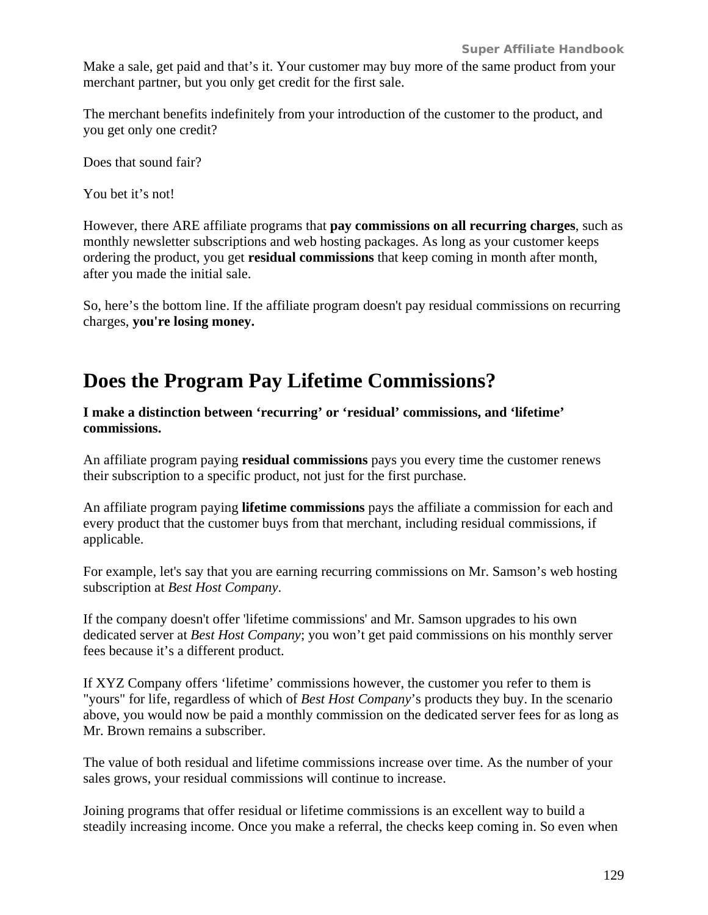Make a sale, get paid and that's it. Your customer may buy more of the same product from your merchant partner, but you only get credit for the first sale.

The merchant benefits indefinitely from your introduction of the customer to the product, and you get only one credit?

Does that sound fair?

You bet it's not!

However, there ARE affiliate programs that **pay commissions on all recurring charges**, such as monthly newsletter subscriptions and web hosting packages. As long as your customer keeps ordering the product, you get **residual commissions** that keep coming in month after month, after you made the initial sale.

So, here's the bottom line. If the affiliate program doesn't pay residual commissions on recurring charges, **you're losing money.**

## Does the Program Pay Lifetime Commissions?

**I make a distinction between 'recurring' or 'residual' commissions, and 'lifetime' commissions.**

An affiliate program paying **residual commissions** pays you every time the customer renews their subscription to a specific product, not just for the first purchase.

An affiliate program paying **lifetime commissions** pays the affiliate a commission for each and every product that the customer buys from that merchant, including residual commissions, if applicable.

For example, let's say that you are earning recurring commissions on Mr. Samson's web hosting subscription at *Best Host Company*.

If the company doesn't offer 'lifetime commissions' and Mr. Samson upgrades to his own dedicated server at *Best Host Company*; you won't get paid commissions on his monthly server fees because it's a different product.

If XYZ Company offers 'lifetime' commissions however, the customer you refer to them is "yours" for life, regardless of which of *Best Host Company*'s products they buy. In the scenario above, you would now be paid a monthly commission on the dedicated server fees for as long as Mr. Brown remains a subscriber.

The value of both residual and lifetime commissions increase over time. As the number of your sales grows, your residual commissions will continue to increase.

Joining programs that offer residual or lifetime commissions is an excellent way to build a steadily increasing income. Once you make a referral, the checks keep coming in. So even when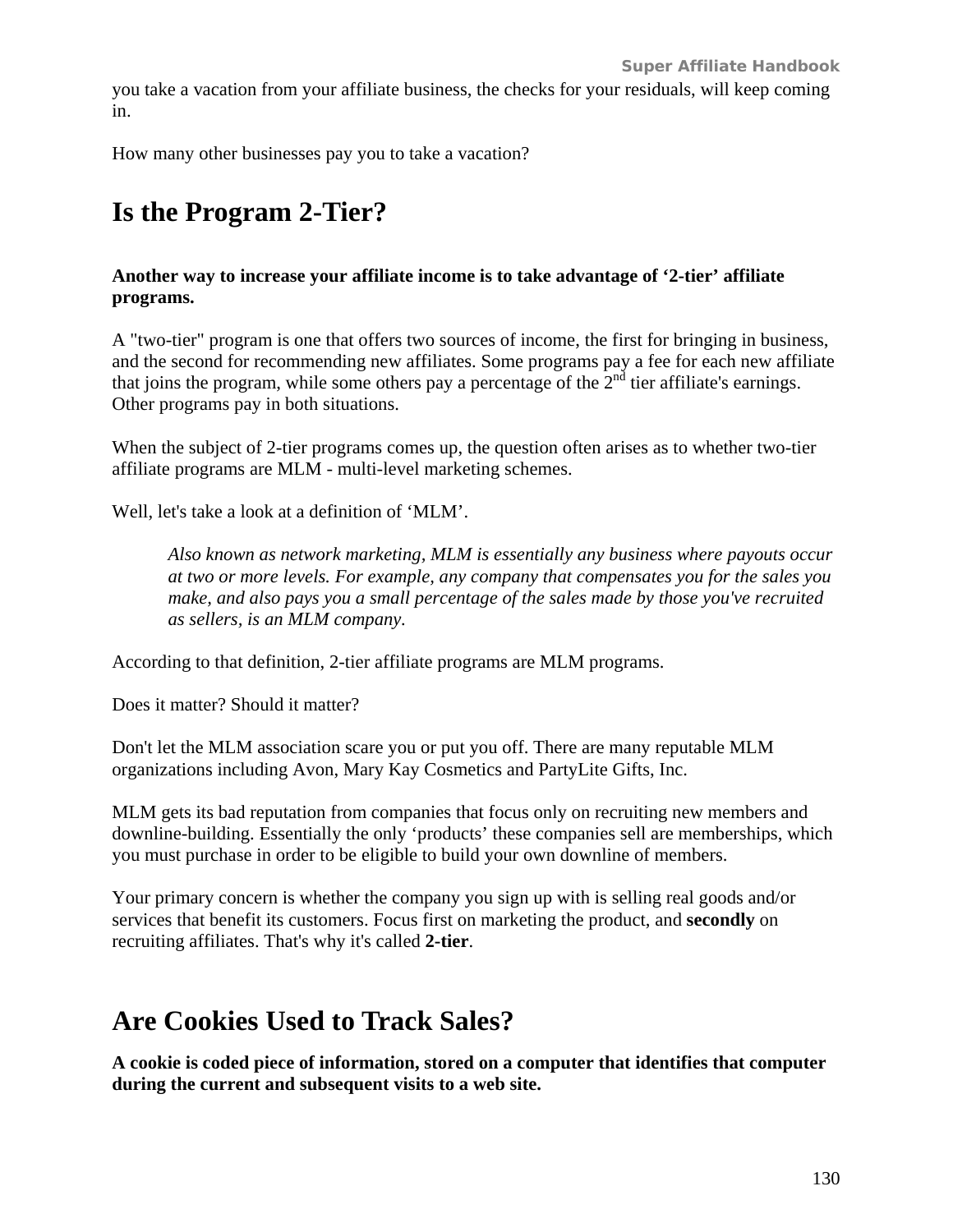you take a vacation from your affiliate business, the checks for your residuals, will keep coming in.

How many other businesses pay you to take a vacation?

## Is the Program 2-Tier?

**Another way to increase your affiliate income is to take advantage of '2-tier' affiliate programs.**

A "two-tier" program is one that offers two sources of income, the first for bringing in business, and the second for recommending new affiliates. Some programs pay a fee for each new affiliate that joins the program, while some others pay a percentage of the $2^{nd}$ tier affiliate's earnings. Other programs pay in both situations.

When the subject of 2-tier programs comes up, the question often arises as to whether two-tier affiliate programs are MLM - multi-level marketing schemes.

Well, let's take a look at a definition of 'MLM'.

> *Also known as network marketing, MLM is essentially any business where payouts occur at two or more levels. For example, any company that compensates you for the sales you make, and also pays you a small percentage of the sales made by those you've recruited as sellers, is an MLM company.*

According to that definition, 2-tier affiliate programs are MLM programs.

Does it matter? Should it matter?

Don't let the MLM association scare you or put you off. There are many reputable MLM organizations including Avon, Mary Kay Cosmetics and PartyLite Gifts, Inc.

MLM gets its bad reputation from companies that focus only on recruiting new members and downline-building. Essentially the only 'products' these companies sell are memberships, which you must purchase in order to be eligible to build your own downline of members.

Your primary concern is whether the company you sign up with is selling real goods and/or services that benefit its customers. Focus first on marketing the product, and **secondly** on recruiting affiliates. That's why it's called **2-tier**.

## Are Cookies Used to Track Sales?

**A cookie is coded piece of information, stored on a computer that identifies that computer during the current and subsequent visits to a web site.**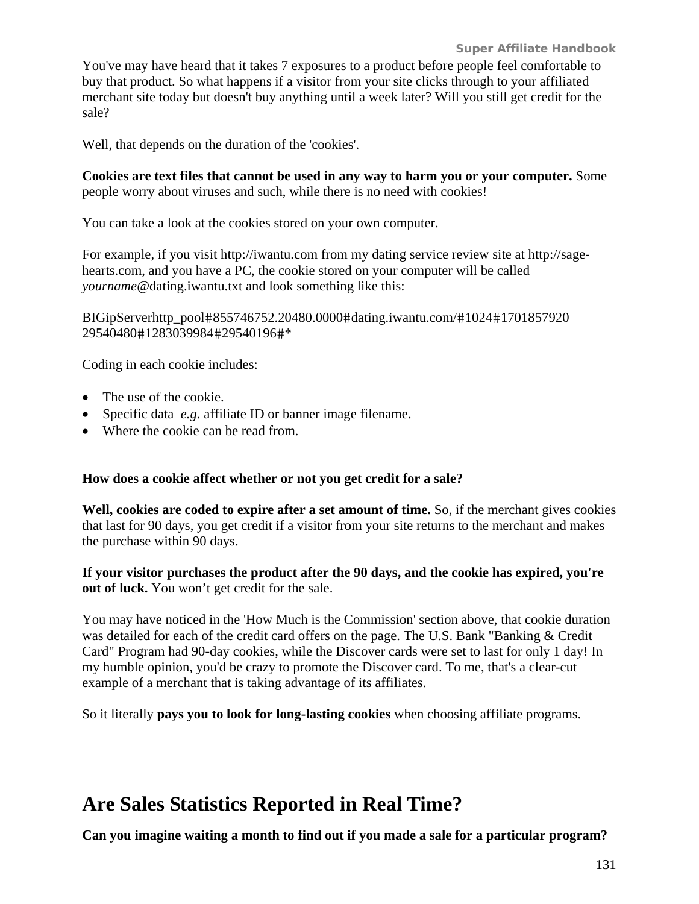You've may have heard that it takes 7 exposures to a product before people feel comfortable to buy that product. So what happens if a visitor from your site clicks through to your affiliated merchant site today but doesn't buy anything until a week later? Will you still get credit for the sale?

Well, that depends on the duration of the 'cookies'.

**Cookies are text files that cannot be used in any way to harm you or your computer.** Some people worry about viruses and such, while there is no need with cookies!

You can take a look at the cookies stored on your own computer.

For example, if you visit http://iwantu.com from my dating service review site at http://sage-hearts.com, and you have a PC, the cookie stored on your computer will be called *yourname*@dating.iwantu.txt and look something like this:

BIGipServerhttp_pool#855746752.20480.0000#dating.iwantu.com/#1024#1701857920 29540480#1283039984#29540196#*

Coding in each cookie includes:

- The use of the cookie.
- Specific data *e.g.* affiliate ID or banner image filename.
- Where the cookie can be read from.

**How does a cookie affect whether or not you get credit for a sale?**

**Well, cookies are coded to expire after a set amount of time.** So, if the merchant gives cookies that last for 90 days, you get credit if a visitor from your site returns to the merchant and makes the purchase within 90 days.

**If your visitor purchases the product after the 90 days, and the cookie has expired, you're out of luck.** You won't get credit for the sale.

You may have noticed in the 'How Much is the Commission' section above, that cookie duration was detailed for each of the credit card offers on the page. The U.S. Bank "Banking & Credit Card" Program had 90-day cookies, while the Discover cards were set to last for only 1 day! In my humble opinion, you'd be crazy to promote the Discover card. To me, that's a clear-cut example of a merchant that is taking advantage of its affiliates.

So it literally **pays you to look for long-lasting cookies** when choosing affiliate programs.

# Are Sales Statistics Reported in Real Time?

**Can you imagine waiting a month to find out if you made a sale for a particular program?**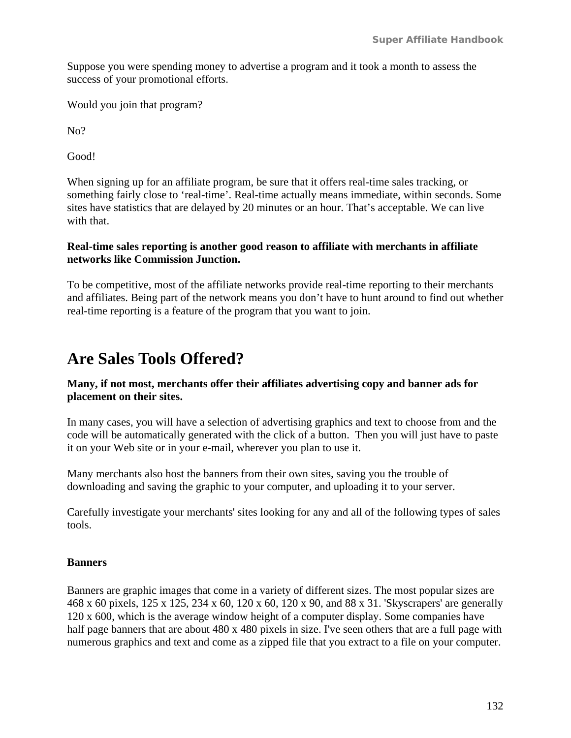Suppose you were spending money to advertise a program and it took a month to assess the success of your promotional efforts.

Would you join that program?

No?

Good!

When signing up for an affiliate program, be sure that it offers real-time sales tracking, or something fairly close to 'real-time'. Real-time actually means immediate, within seconds. Some sites have statistics that are delayed by 20 minutes or an hour. That's acceptable. We can live with that.

**Real-time sales reporting is another good reason to affiliate with merchants in affiliate networks like Commission Junction.**

To be competitive, most of the affiliate networks provide real-time reporting to their merchants and affiliates. Being part of the network means you don't have to hunt around to find out whether real-time reporting is a feature of the program that you want to join.

# Are Sales Tools Offered?

**Many, if not most, merchants offer their affiliates advertising copy and banner ads for placement on their sites.**

In many cases, you will have a selection of advertising graphics and text to choose from and the code will be automatically generated with the click of a button. Then you will just have to paste it on your Web site or in your e-mail, wherever you plan to use it.

Many merchants also host the banners from their own sites, saving you the trouble of downloading and saving the graphic to your computer, and uploading it to your server.

Carefully investigate your merchants' sites looking for any and all of the following types of sales tools.

**Banners**

Banners are graphic images that come in a variety of different sizes. The most popular sizes are 468 x 60 pixels, 125 x 125, 234 x 60, 120 x 60, 120 x 90, and 88 x 31. 'Skyscrapers' are generally 120 x 600, which is the average window height of a computer display. Some companies have half page banners that are about 480 x 480 pixels in size. I've seen others that are a full page with numerous graphics and text and come as a zipped file that you extract to a file on your computer.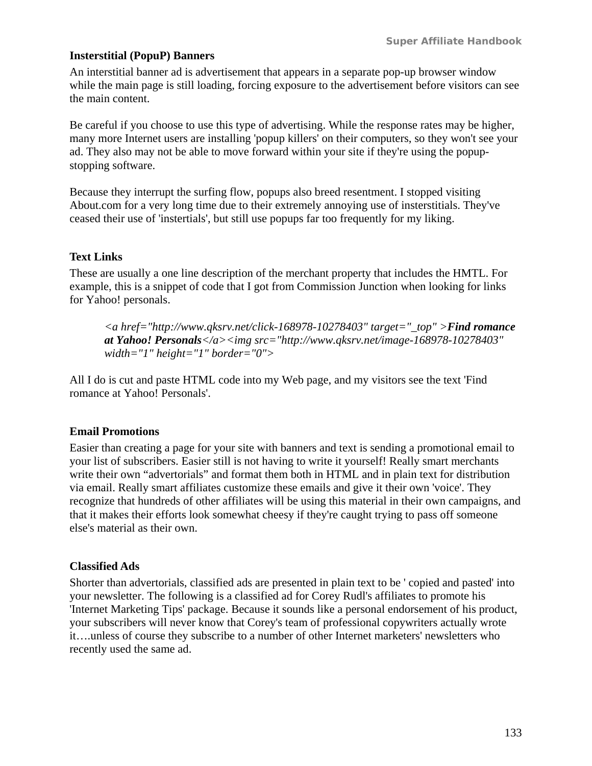### Insterstitial (PopuP) Banners

An interstitial banner ad is advertisement that appears in a separate pop-up browser window while the main page is still loading, forcing exposure to the advertisement before visitors can see the main content.

Be careful if you choose to use this type of advertising. While the response rates may be higher, many more Internet users are installing 'popup killers' on their computers, so they won't see your ad. They also may not be able to move forward within your site if they're using the popup-stopping software.

Because they interrupt the surfing flow, popups also breed resentment. I stopped visiting About.com for a very long time due to their extremely annoying use of insterstitials. They've ceased their use of 'instertials', but still use popups far too frequently for my liking.

### Text Links

These are usually a one line description of the merchant property that includes the HMTL. For example, this is a snippet of code that I got from Commission Junction when looking for links for Yahoo! personals.

> *<a href="http://www.qksrv.net/click-168978-10278403" target="_top" >**Find romance at Yahoo! Personals**</a><img src="http://www.qksrv.net/image-168978-10278403" width="1" height="1" border="0">*

All I do is cut and paste HTML code into my Web page, and my visitors see the text 'Find romance at Yahoo! Personals'.

### Email Promotions

Easier than creating a page for your site with banners and text is sending a promotional email to your list of subscribers. Easier still is not having to write it yourself! Really smart merchants write their own “advertorials” and format them both in HTML and in plain text for distribution via email. Really smart affiliates customize these emails and give it their own 'voice'. They recognize that hundreds of other affiliates will be using this material in their own campaigns, and that it makes their efforts look somewhat cheesy if they're caught trying to pass off someone else's material as their own.

### Classified Ads

Shorter than advertorials, classified ads are presented in plain text to be ' copied and pasted' into your newsletter. The following is a classified ad for Corey Rudl's affiliates to promote his 'Internet Marketing Tips' package. Because it sounds like a personal endorsement of his product, your subscribers will never know that Corey's team of professional copywriters actually wrote it….unless of course they subscribe to a number of other Internet marketers' newsletters who recently used the same ad.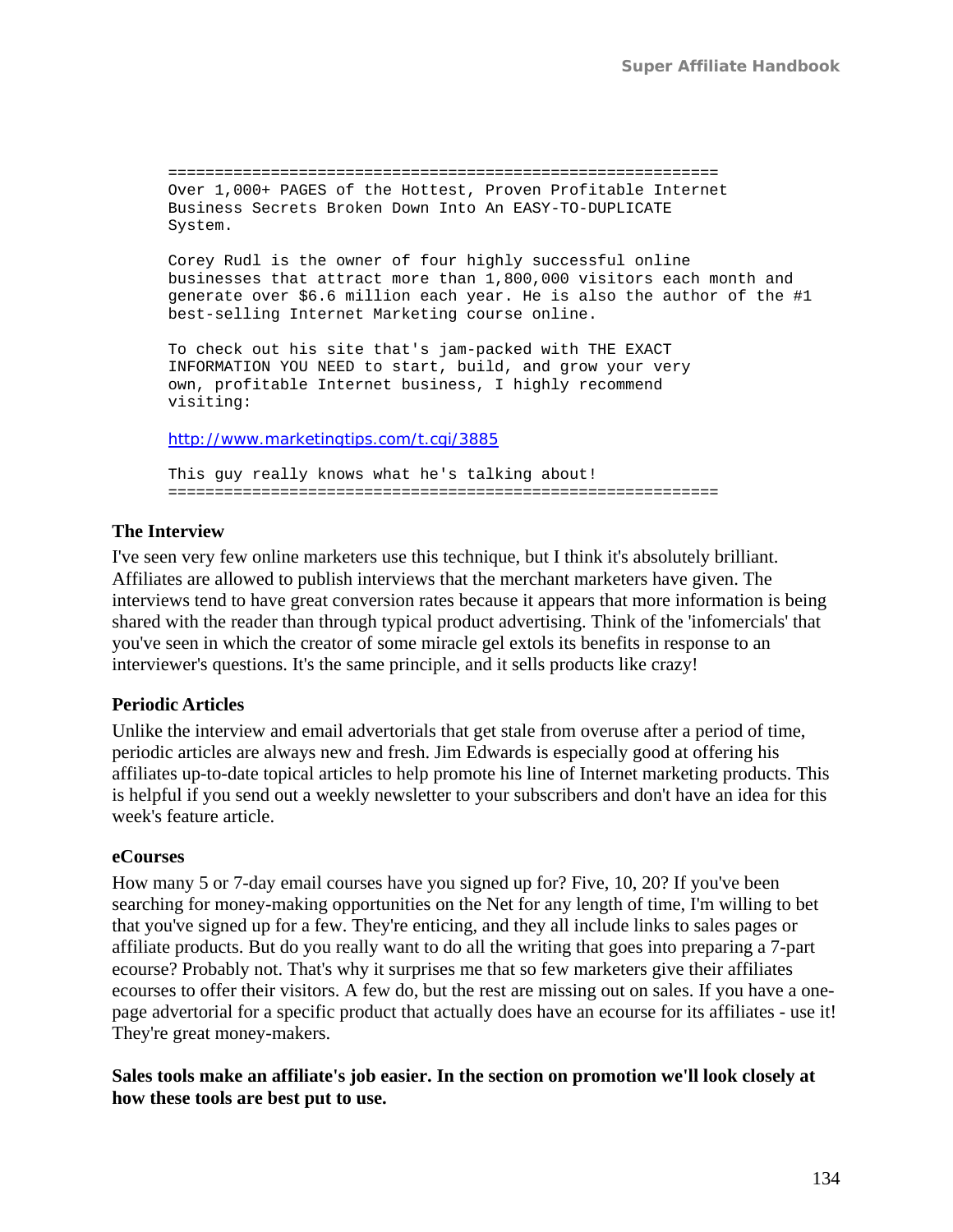```
============================================================
Over 1,000+ PAGES of the Hottest, Proven Profitable Internet
Business Secrets Broken Down Into An EASY-TO-DUPLICATE
System.

Corey Rudl is the owner of four highly successful online
businesses that attract more than 1,800,000 visitors each month and
generate over $6.6 million each year. He is also the author of the #1
best-selling Internet Marketing course online.

To check out his site that's jam-packed with THE EXACT
INFORMATION YOU NEED to start, build, and grow your very
own, profitable Internet business, I highly recommend
visiting:

http://www.marketingtips.com/t.cgi/3885

This guy really knows what he's talking about!
============================================================
```

### The Interview

I've seen very few online marketers use this technique, but I think it's absolutely brilliant. Affiliates are allowed to publish interviews that the merchant marketers have given. The interviews tend to have great conversion rates because it appears that more information is being shared with the reader than through typical product advertising. Think of the 'infomercials' that you've seen in which the creator of some miracle gel extols its benefits in response to an interviewer's questions. It's the same principle, and it sells products like crazy!

### Periodic Articles

Unlike the interview and email advertorials that get stale from overuse after a period of time, periodic articles are always new and fresh. Jim Edwards is especially good at offering his affiliates up-to-date topical articles to help promote his line of Internet marketing products. This is helpful if you send out a weekly newsletter to your subscribers and don't have an idea for this week's feature article.

### eCourses

How many 5 or 7-day email courses have you signed up for? Five, 10, 20? If you've been searching for money-making opportunities on the Net for any length of time, I'm willing to bet that you've signed up for a few. They're enticing, and they all include links to sales pages or affiliate products. But do you really want to do all the writing that goes into preparing a 7-part ecourse? Probably not. That's why it surprises me that so few marketers give their affiliates ecourses to offer their visitors. A few do, but the rest are missing out on sales. If you have a one-page advertorial for a specific product that actually does have an ecourse for its affiliates - use it! They're great money-makers.

**Sales tools make an affiliate's job easier. In the section on promotion we'll look closely at how these tools are best put to use.**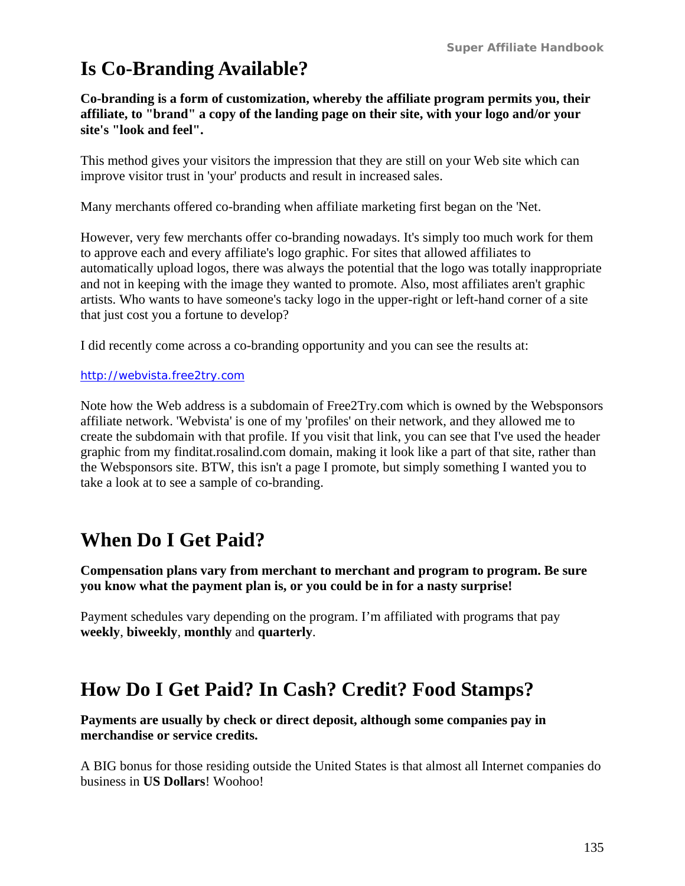## Is Co-Branding Available?

**Co-branding is a form of customization, whereby the affiliate program permits you, their affiliate, to "brand" a copy of the landing page on their site, with your logo and/or your site's "look and feel".**

This method gives your visitors the impression that they are still on your Web site which can improve visitor trust in 'your' products and result in increased sales.

Many merchants offered co-branding when affiliate marketing first began on the 'Net.

However, very few merchants offer co-branding nowadays. It's simply too much work for them to approve each and every affiliate's logo graphic. For sites that allowed affiliates to automatically upload logos, there was always the potential that the logo was totally inappropriate and not in keeping with the image they wanted to promote. Also, most affiliates aren't graphic artists. Who wants to have someone's tacky logo in the upper-right or left-hand corner of a site that just cost you a fortune to develop?

I did recently come across a co-branding opportunity and you can see the results at:

http://webvista.free2try.com

Note how the Web address is a subdomain of Free2Try.com which is owned by the Websponsors affiliate network. 'Webvista' is one of my 'profiles' on their network, and they allowed me to create the subdomain with that profile. If you visit that link, you can see that I've used the header graphic from my finditat.rosalind.com domain, making it look like a part of that site, rather than the Websponsors site. BTW, this isn't a page I promote, but simply something I wanted you to take a look at to see a sample of co-branding.

## When Do I Get Paid?

**Compensation plans vary from merchant to merchant and program to program. Be sure you know what the payment plan is, or you could be in for a nasty surprise!**

Payment schedules vary depending on the program. I'm affiliated with programs that pay **weekly**, **biweekly**, **monthly** and **quarterly**.

## How Do I Get Paid? In Cash? Credit? Food Stamps?

**Payments are usually by check or direct deposit, although some companies pay in merchandise or service credits.**

A BIG bonus for those residing outside the United States is that almost all Internet companies do business in **US Dollars**! Woohoo!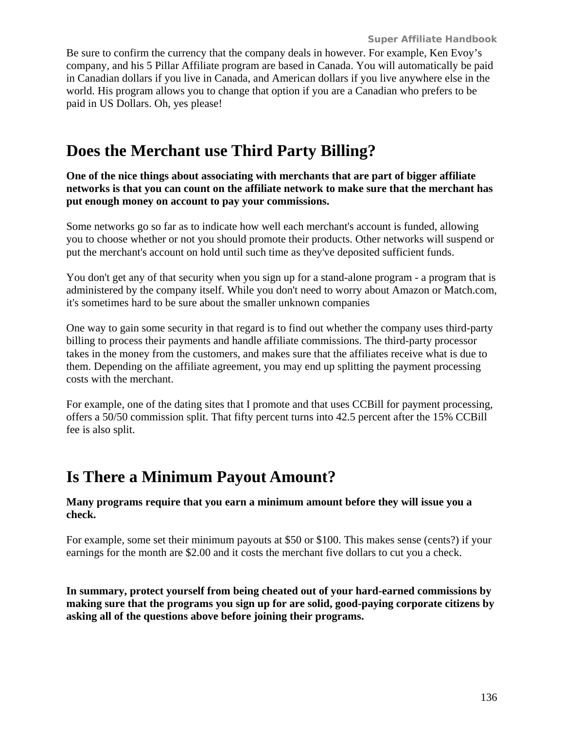Be sure to confirm the currency that the company deals in however. For example, Ken Evoy's company, and his 5 Pillar Affiliate program are based in Canada. You will automatically be paid in Canadian dollars if you live in Canada, and American dollars if you live anywhere else in the world. His program allows you to change that option if you are a Canadian who prefers to be paid in US Dollars. Oh, yes please!

## Does the Merchant use Third Party Billing?

**One of the nice things about associating with merchants that are part of bigger affiliate networks is that you can count on the affiliate network to make sure that the merchant has put enough money on account to pay your commissions.**

Some networks go so far as to indicate how well each merchant's account is funded, allowing you to choose whether or not you should promote their products. Other networks will suspend or put the merchant's account on hold until such time as they've deposited sufficient funds.

You don't get any of that security when you sign up for a stand-alone program - a program that is administered by the company itself. While you don't need to worry about Amazon or Match.com, it's sometimes hard to be sure about the smaller unknown companies

One way to gain some security in that regard is to find out whether the company uses third-party billing to process their payments and handle affiliate commissions. The third-party processor takes in the money from the customers, and makes sure that the affiliates receive what is due to them. Depending on the affiliate agreement, you may end up splitting the payment processing costs with the merchant.

For example, one of the dating sites that I promote and that uses CCBill for payment processing, offers a 50/50 commission split. That fifty percent turns into 42.5 percent after the 15% CCBill fee is also split.

## Is There a Minimum Payout Amount?

**Many programs require that you earn a minimum amount before they will issue you a check.**

For example, some set their minimum payouts at $50 or $100. This makes sense (cents?) if your earnings for the month are $2.00 and it costs the merchant five dollars to cut you a check.

**In summary, protect yourself from being cheated out of your hard-earned commissions by making sure that the programs you sign up for are solid, good-paying corporate citizens by asking all of the questions above before joining their programs.**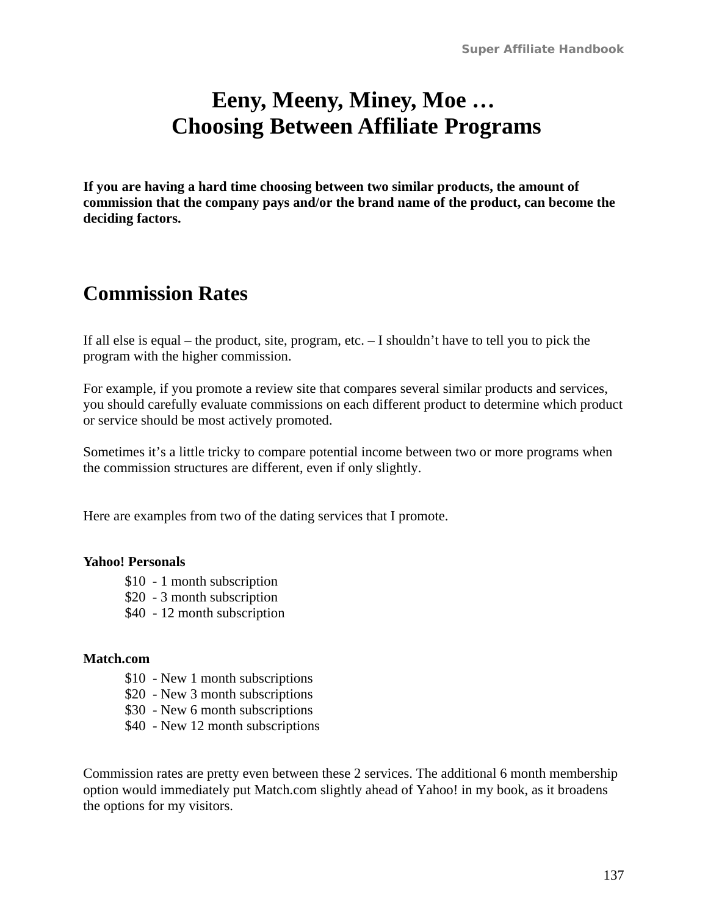# Eeny, Meeny, Miney, Moe … Choosing Between Affiliate Programs

**If you are having a hard time choosing between two similar products, the amount of commission that the company pays and/or the brand name of the product, can become the deciding factors.**

## Commission Rates

If all else is equal – the product, site, program, etc. – I shouldn't have to tell you to pick the program with the higher commission.

For example, if you promote a review site that compares several similar products and services, you should carefully evaluate commissions on each different product to determine which product or service should be most actively promoted.

Sometimes it's a little tricky to compare potential income between two or more programs when the commission structures are different, even if only slightly.

Here are examples from two of the dating services that I promote.

**Yahoo! Personals**

$10 - 1 month subscription
$20 - 3 month subscription
$40 - 12 month subscription

**Match.com**

$10 - New 1 month subscriptions
$20 - New 3 month subscriptions
$30 - New 6 month subscriptions
$40 - New 12 month subscriptions

Commission rates are pretty even between these 2 services. The additional 6 month membership option would immediately put Match.com slightly ahead of Yahoo! in my book, as it broadens the options for my visitors.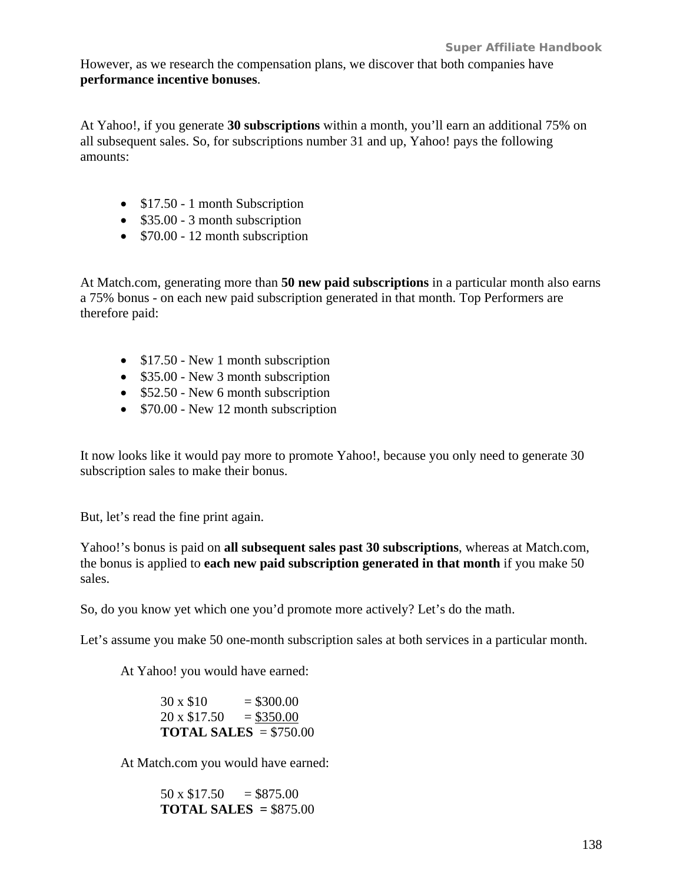However, as we research the compensation plans, we discover that both companies have **performance incentive bonuses**.

At Yahoo!, if you generate **30 subscriptions** within a month, you'll earn an additional 75% on all subsequent sales. So, for subscriptions number 31 and up, Yahoo! pays the following amounts:

- $17.50 - 1 month Subscription
- $35.00 - 3 month subscription
- $70.00 - 12 month subscription

At Match.com, generating more than **50 new paid subscriptions** in a particular month also earns a 75% bonus - on each new paid subscription generated in that month. Top Performers are therefore paid:

- $17.50 - New 1 month subscription
- $35.00 - New 3 month subscription
- $52.50 - New 6 month subscription
- $70.00 - New 12 month subscription

It now looks like it would pay more to promote Yahoo!, because you only need to generate 30 subscription sales to make their bonus.

But, let's read the fine print again.

Yahoo!'s bonus is paid on **all subsequent sales past 30 subscriptions**, whereas at Match.com, the bonus is applied to **each new paid subscription generated in that month** if you make 50 sales.

So, do you know yet which one you'd promote more actively? Let's do the math.

Let's assume you make 50 one-month subscription sales at both services in a particular month.

At Yahoo! you would have earned:

30 x $10 = $300.00
20 x $17.50 = $350.00
**TOTAL SALES** = $750.00

At Match.com you would have earned:

50 x $17.50 = $875.00
**TOTAL SALES =** $875.00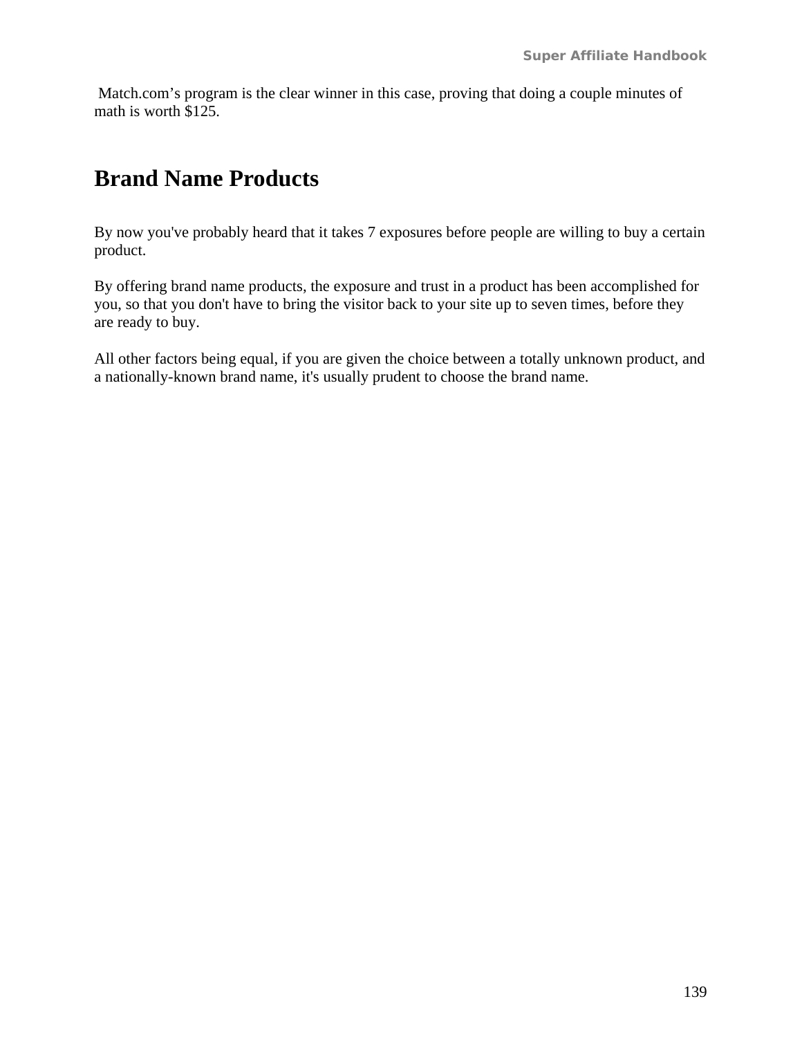Match.com’s program is the clear winner in this case, proving that doing a couple minutes of math is worth $125.

## Brand Name Products

By now you've probably heard that it takes 7 exposures before people are willing to buy a certain product.

By offering brand name products, the exposure and trust in a product has been accomplished for you, so that you don't have to bring the visitor back to your site up to seven times, before they are ready to buy.

All other factors being equal, if you are given the choice between a totally unknown product, and a nationally-known brand name, it's usually prudent to choose the brand name.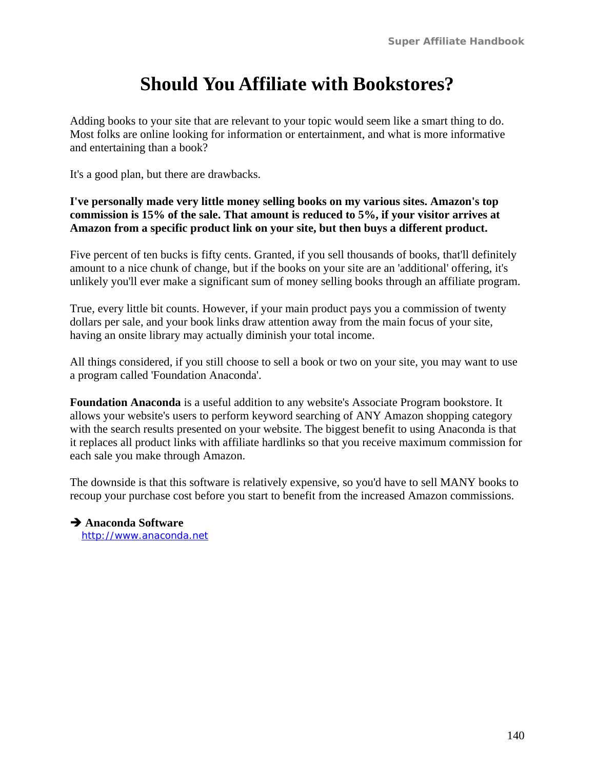# Should You Affiliate with Bookstores?

Adding books to your site that are relevant to your topic would seem like a smart thing to do. Most folks are online looking for information or entertainment, and what is more informative and entertaining than a book?

It's a good plan, but there are drawbacks.

**I've personally made very little money selling books on my various sites. Amazon's top commission is 15% of the sale. That amount is reduced to 5%, if your visitor arrives at Amazon from a specific product link on your site, but then buys a different product.**

Five percent of ten bucks is fifty cents. Granted, if you sell thousands of books, that'll definitely amount to a nice chunk of change, but if the books on your site are an 'additional' offering, it's unlikely you'll ever make a significant sum of money selling books through an affiliate program.

True, every little bit counts. However, if your main product pays you a commission of twenty dollars per sale, and your book links draw attention away from the main focus of your site, having an onsite library may actually diminish your total income.

All things considered, if you still choose to sell a book or two on your site, you may want to use a program called 'Foundation Anaconda'.

**Foundation Anaconda** is a useful addition to any website's Associate Program bookstore. It allows your website's users to perform keyword searching of ANY Amazon shopping category with the search results presented on your website. The biggest benefit to using Anaconda is that it replaces all product links with affiliate hardlinks so that you receive maximum commission for each sale you make through Amazon.

The downside is that this software is relatively expensive, so you'd have to sell MANY books to recoup your purchase cost before you start to benefit from the increased Amazon commissions.

➔ **Anaconda Software**
http://www.anaconda.net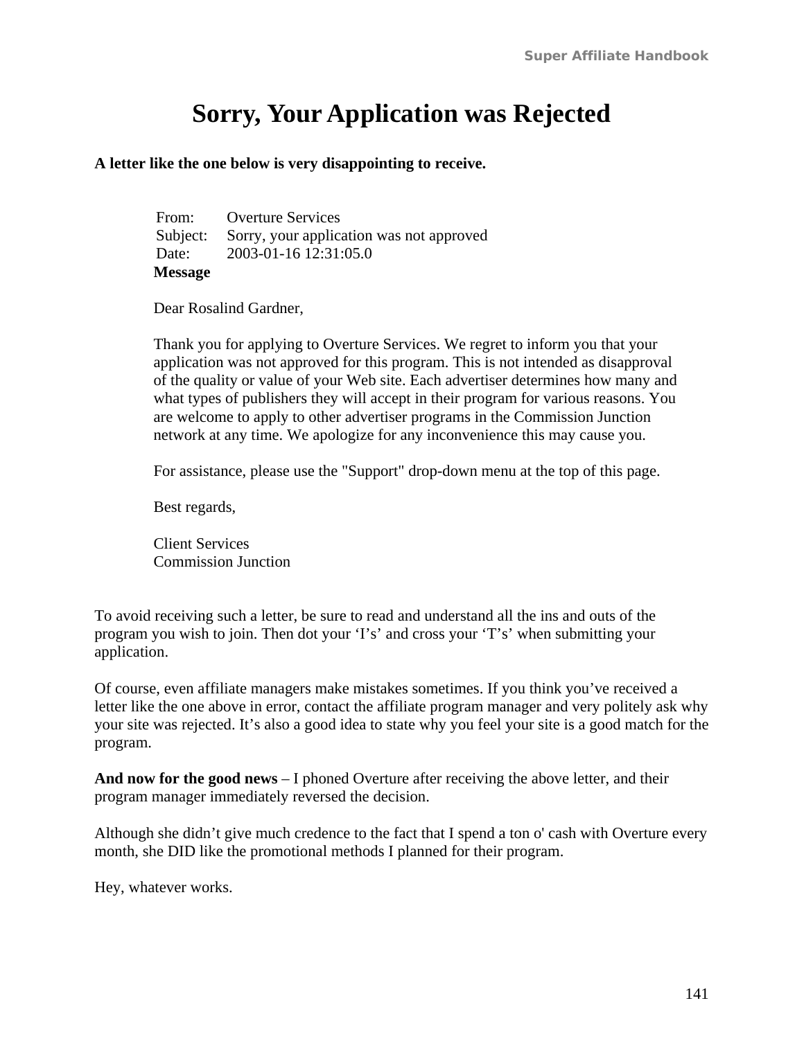# Sorry, Your Application was Rejected

**A letter like the one below is very disappointing to receive.**

From: Overture Services
Subject: Sorry, your application was not approved
Date: 2003-01-16 12:31:05.0
**Message**

Dear Rosalind Gardner,

Thank you for applying to Overture Services. We regret to inform you that your application was not approved for this program. This is not intended as disapproval of the quality or value of your Web site. Each advertiser determines how many and what types of publishers they will accept in their program for various reasons. You are welcome to apply to other advertiser programs in the Commission Junction network at any time. We apologize for any inconvenience this may cause you.

For assistance, please use the "Support" drop-down menu at the top of this page.

Best regards,

Client Services
Commission Junction

To avoid receiving such a letter, be sure to read and understand all the ins and outs of the program you wish to join. Then dot your 'I's' and cross your 'T's' when submitting your application.

Of course, even affiliate managers make mistakes sometimes. If you think you've received a letter like the one above in error, contact the affiliate program manager and very politely ask why your site was rejected. It's also a good idea to state why you feel your site is a good match for the program.

**And now for the good news** – I phoned Overture after receiving the above letter, and their program manager immediately reversed the decision.

Although she didn't give much credence to the fact that I spend a ton o' cash with Overture every month, she DID like the promotional methods I planned for their program.

Hey, whatever works.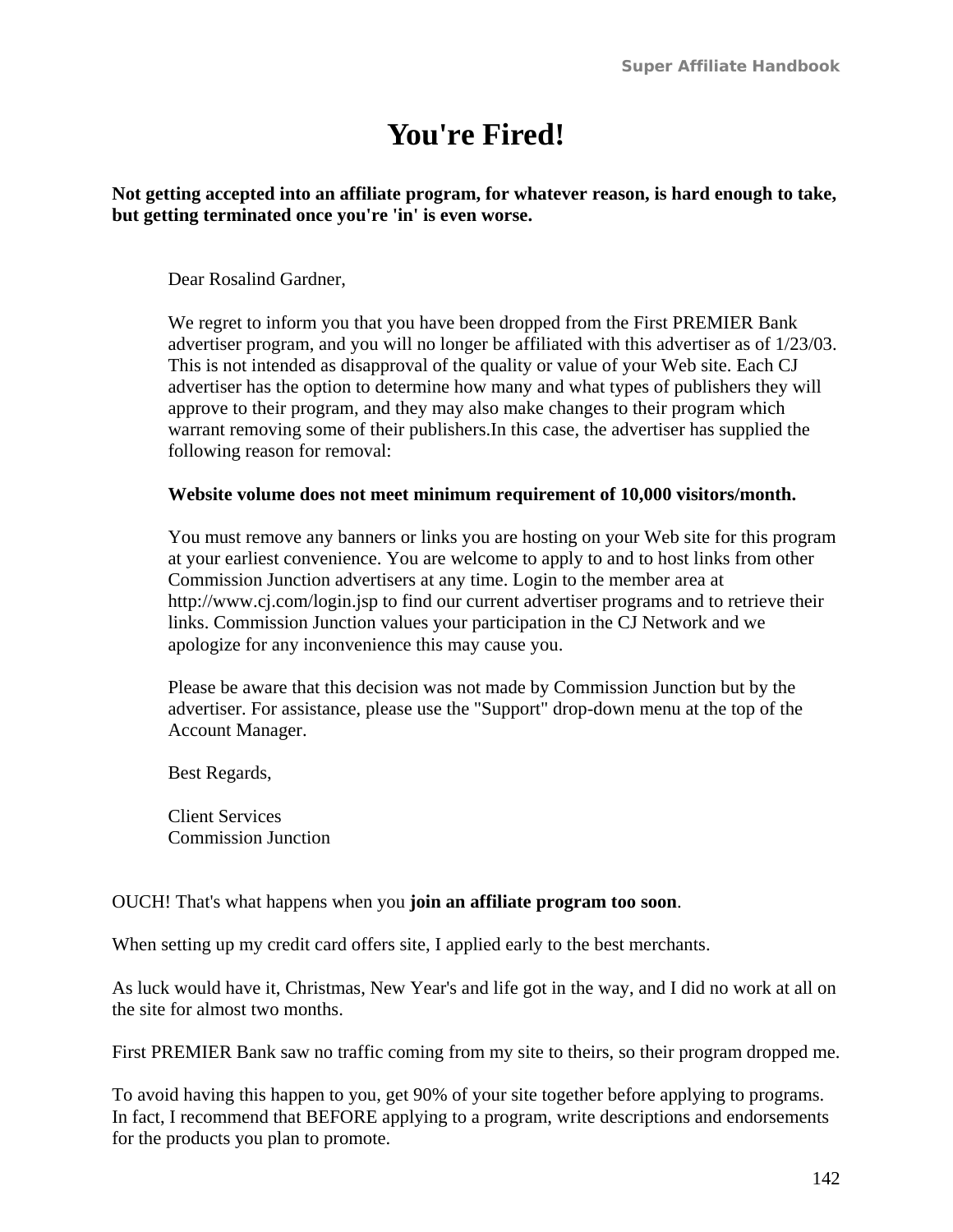# You're Fired!

**Not getting accepted into an affiliate program, for whatever reason, is hard enough to take, but getting terminated once you're 'in' is even worse.**

> Dear Rosalind Gardner,
>
> We regret to inform you that you have been dropped from the First PREMIER Bank advertiser program, and you will no longer be affiliated with this advertiser as of 1/23/03. This is not intended as disapproval of the quality or value of your Web site. Each CJ advertiser has the option to determine how many and what types of publishers they will approve to their program, and they may also make changes to their program which warrant removing some of their publishers.In this case, the advertiser has supplied the following reason for removal:
>
> **Website volume does not meet minimum requirement of 10,000 visitors/month.**
>
> You must remove any banners or links you are hosting on your Web site for this program at your earliest convenience. You are welcome to apply to and to host links from other Commission Junction advertisers at any time. Login to the member area at http://www.cj.com/login.jsp to find our current advertiser programs and to retrieve their links. Commission Junction values your participation in the CJ Network and we apologize for any inconvenience this may cause you.
>
> Please be aware that this decision was not made by Commission Junction but by the advertiser. For assistance, please use the "Support" drop-down menu at the top of the Account Manager.
>
> Best Regards,
>
> Client Services
> Commission Junction

OUCH! That's what happens when you **join an affiliate program too soon**.

When setting up my credit card offers site, I applied early to the best merchants.

As luck would have it, Christmas, New Year's and life got in the way, and I did no work at all on the site for almost two months.

First PREMIER Bank saw no traffic coming from my site to theirs, so their program dropped me.

To avoid having this happen to you, get 90% of your site together before applying to programs. In fact, I recommend that BEFORE applying to a program, write descriptions and endorsements for the products you plan to promote.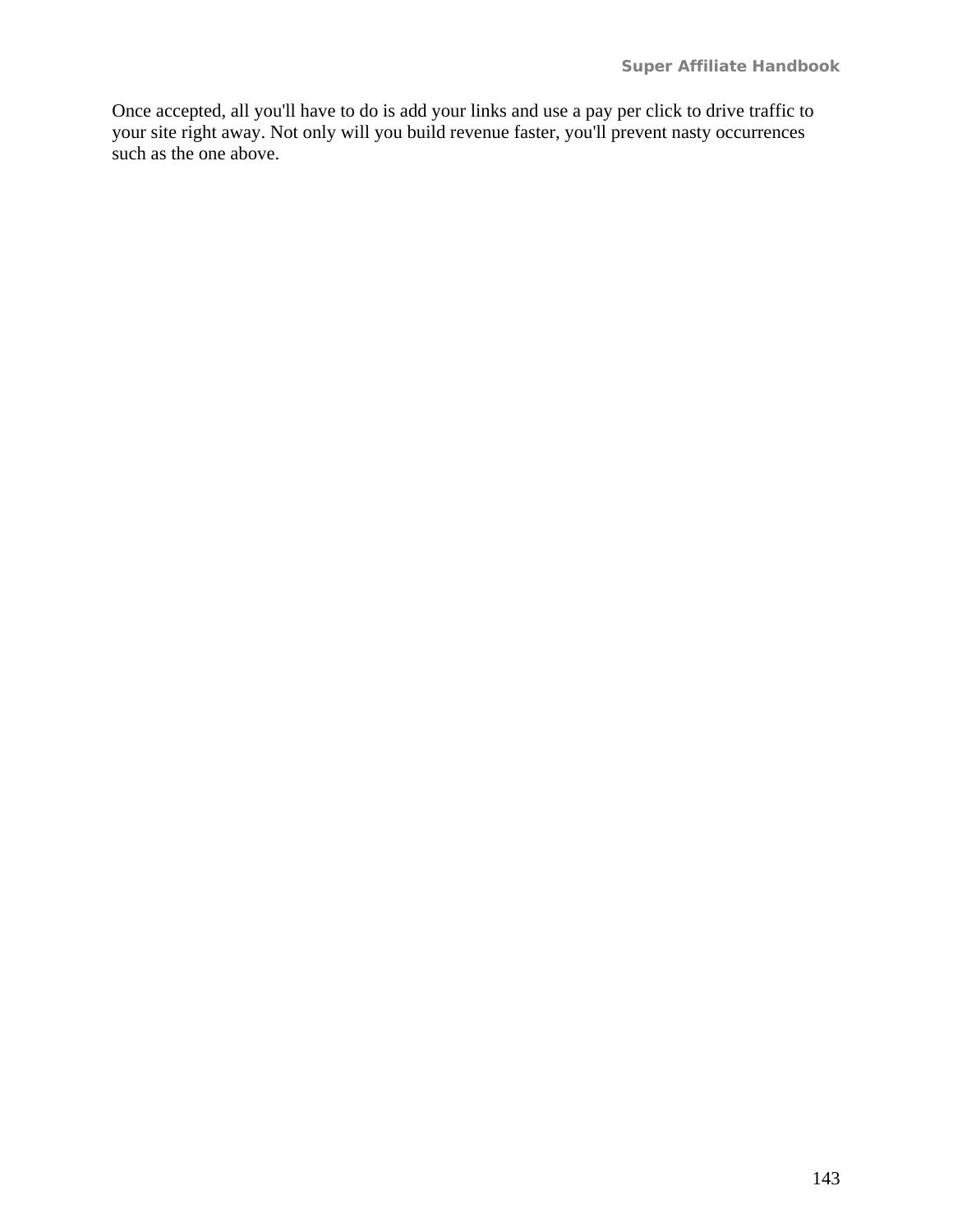Once accepted, all you'll have to do is add your links and use a pay per click to drive traffic to your site right away. Not only will you build revenue faster, you'll prevent nasty occurrences such as the one above.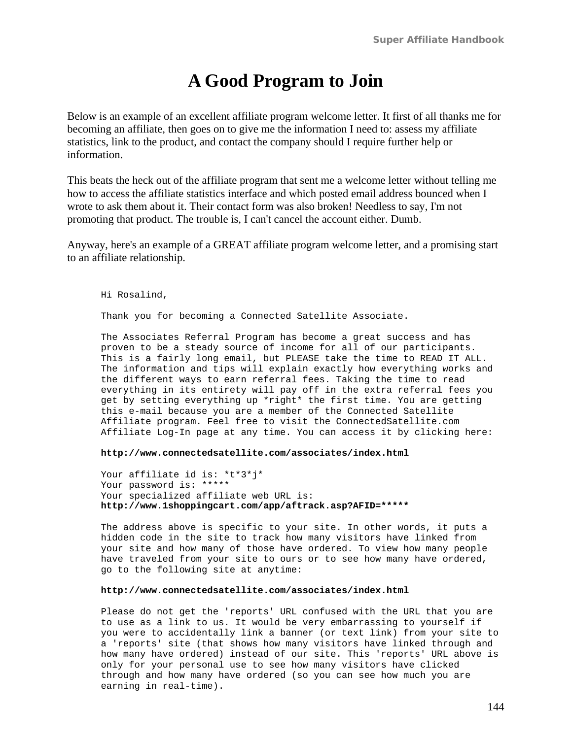# A Good Program to Join

Below is an example of an excellent affiliate program welcome letter. It first of all thanks me for becoming an affiliate, then goes on to give me the information I need to: assess my affiliate statistics, link to the product, and contact the company should I require further help or information.

This beats the heck out of the affiliate program that sent me a welcome letter without telling me how to access the affiliate statistics interface and which posted email address bounced when I wrote to ask them about it. Their contact form was also broken! Needless to say, I'm not promoting that product. The trouble is, I can't cancel the account either. Dumb.

Anyway, here's an example of a GREAT affiliate program welcome letter, and a promising start to an affiliate relationship.

```
Hi Rosalind,

Thank you for becoming a Connected Satellite Associate.

The Associates Referral Program has become a great success and has
proven to be a steady source of income for all of our participants.
This is a fairly long email, but PLEASE take the time to READ IT ALL.
The information and tips will explain exactly how everything works and
the different ways to earn referral fees. Taking the time to read
everything in its entirety will pay off in the extra referral fees you
get by setting everything up *right* the first time. You are getting
this e-mail because you are a member of the Connected Satellite
Affiliate program. Feel free to visit the ConnectedSatellite.com
Affiliate Log-In page at any time. You can access it by clicking here:

http://www.connectedsatellite.com/associates/index.html

Your affiliate id is: *t*3*j*
Your password is: *****
Your specialized affiliate web URL is:
http://www.1shoppingcart.com/app/aftrack.asp?AFID=*****

The address above is specific to your site. In other words, it puts a
hidden code in the site to track how many visitors have linked from
your site and how many of those have ordered. To view how many people
have traveled from your site to ours or to see how many have ordered,
go to the following site at anytime:

http://www.connectedsatellite.com/associates/index.html

Please do not get the 'reports' URL confused with the URL that you are
to use as a link to us. It would be very embarrassing to yourself if
you were to accidentally link a banner (or text link) from your site to
a 'reports' site (that shows how many visitors have linked through and
how many have ordered) instead of our site. This 'reports' URL above is
only for your personal use to see how many visitors have clicked
through and how many have ordered (so you can see how much you are
earning in real-time).
```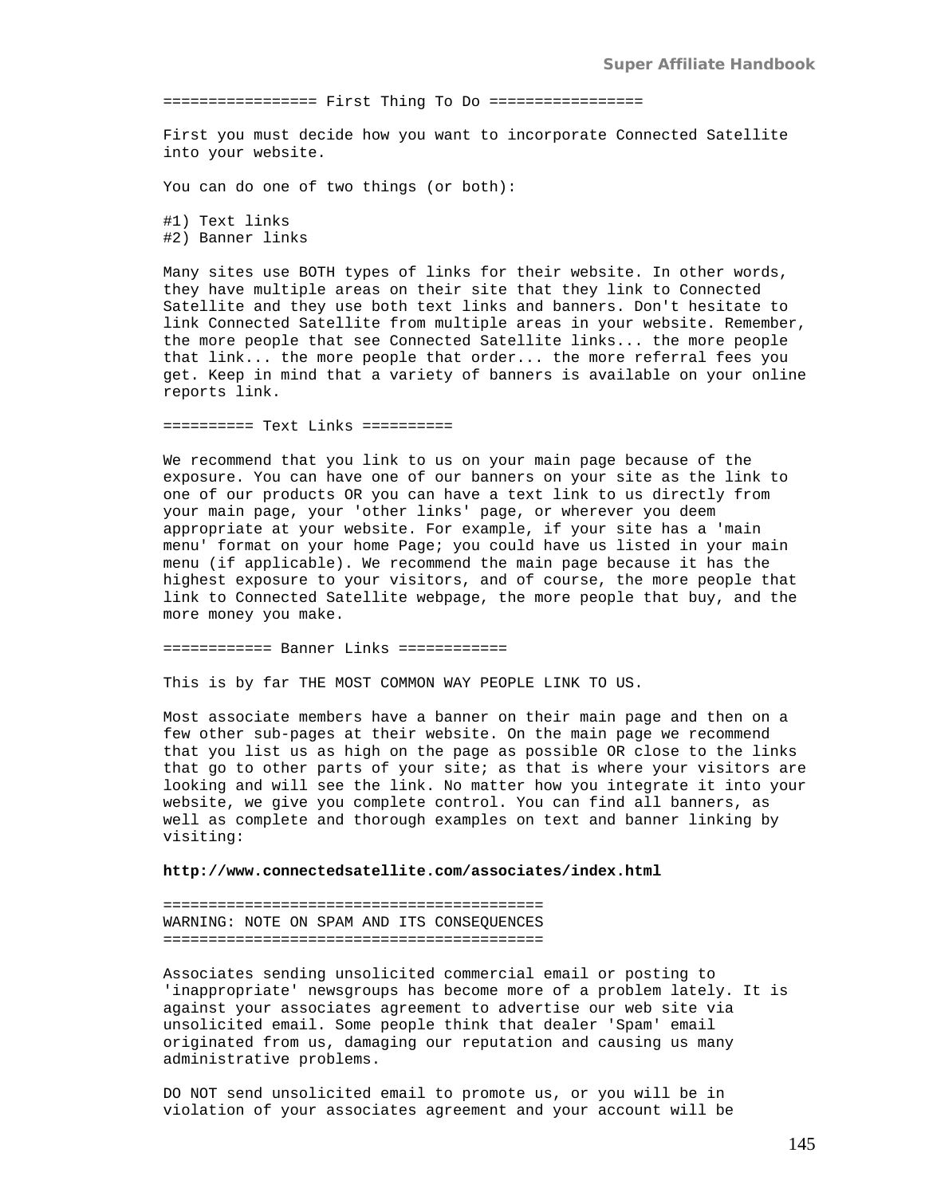================= First Thing To Do =================

First you must decide how you want to incorporate Connected Satellite into your website.

You can do one of two things (or both):

#1) Text links
#2) Banner links

Many sites use BOTH types of links for their website. In other words, they have multiple areas on their site that they link to Connected Satellite and they use both text links and banners. Don't hesitate to link Connected Satellite from multiple areas in your website. Remember, the more people that see Connected Satellite links... the more people that link... the more people that order... the more referral fees you get. Keep in mind that a variety of banners is available on your online reports link.

========== Text Links ==========

We recommend that you link to us on your main page because of the exposure. You can have one of our banners on your site as the link to one of our products OR you can have a text link to us directly from your main page, your 'other links' page, or wherever you deem appropriate at your website. For example, if your site has a 'main menu' format on your home Page; you could have us listed in your main menu (if applicable). We recommend the main page because it has the highest exposure to your visitors, and of course, the more people that link to Connected Satellite webpage, the more people that buy, and the more money you make.

============ Banner Links ============

This is by far THE MOST COMMON WAY PEOPLE LINK TO US.

Most associate members have a banner on their main page and then on a few other sub-pages at their website. On the main page we recommend that you list us as high on the page as possible OR close to the links that go to other parts of your site; as that is where your visitors are looking and will see the link. No matter how you integrate it into your website, we give you complete control. You can find all banners, as well as complete and thorough examples on text and banner linking by visiting:

**http://www.connectedsatellite.com/associates/index.html**

==========================================
WARNING: NOTE ON SPAM AND ITS CONSEQUENCES
==========================================

Associates sending unsolicited commercial email or posting to 'inappropriate' newsgroups has become more of a problem lately. It is against your associates agreement to advertise our web site via unsolicited email. Some people think that dealer 'Spam' email originated from us, damaging our reputation and causing us many administrative problems.

DO NOT send unsolicited email to promote us, or you will be in violation of your associates agreement and your account will be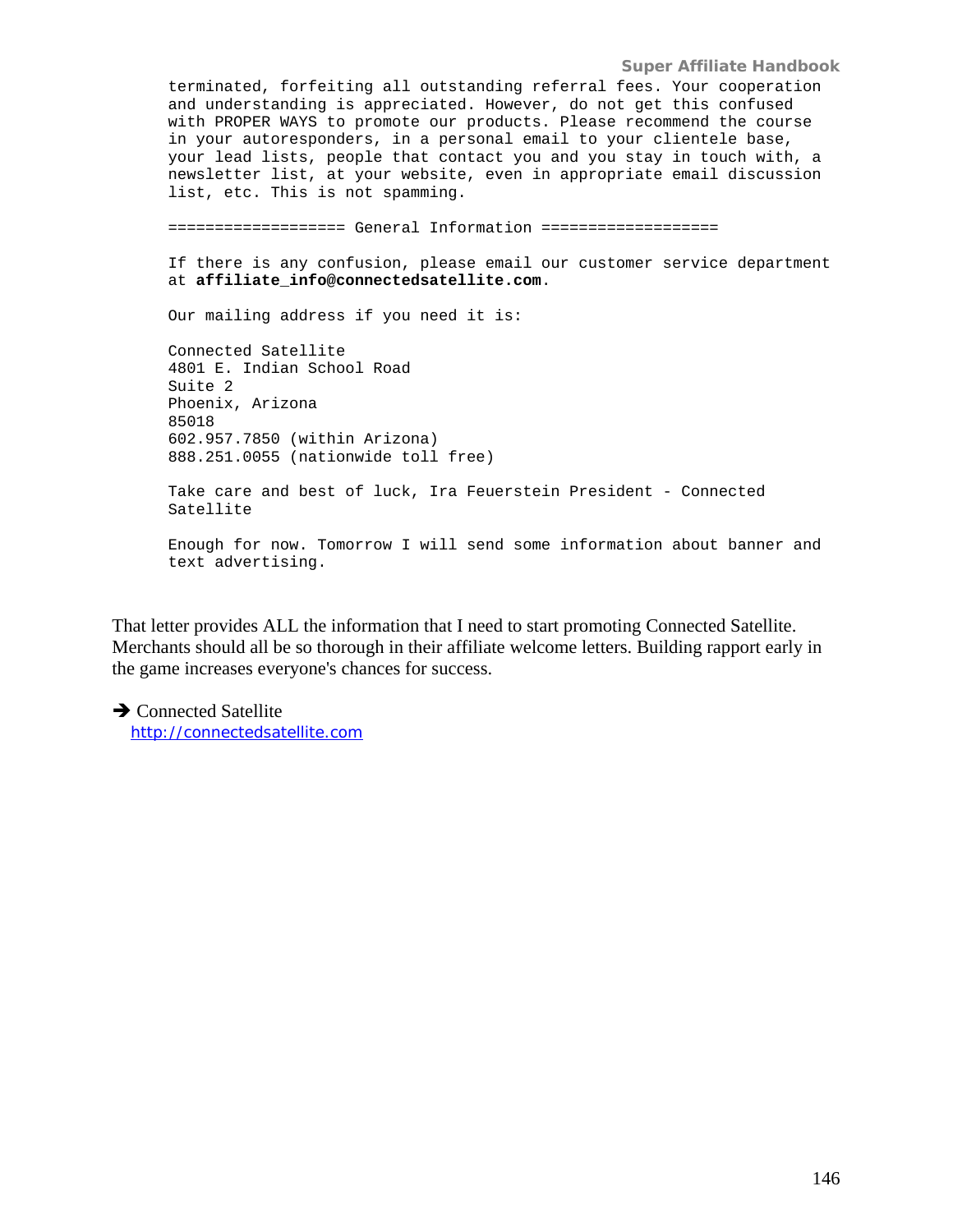```
terminated, forfeiting all outstanding referral fees. Your cooperation
and understanding is appreciated. However, do not get this confused
with PROPER WAYS to promote our products. Please recommend the course
in your autoresponders, in a personal email to your clientele base,
your lead lists, people that contact you and you stay in touch with, a
newsletter list, at your website, even in appropriate email discussion
list, etc. This is not spamming.

=================== General Information ===================

If there is any confusion, please email our customer service department
at affiliate_info@connectedsatellite.com.

Our mailing address if you need it is:

Connected Satellite
4801 E. Indian School Road
Suite 2
Phoenix, Arizona
85018
602.957.7850 (within Arizona)
888.251.0055 (nationwide toll free)

Take care and best of luck, Ira Feuerstein President - Connected
Satellite

Enough for now. Tomorrow I will send some information about banner and
text advertising.
```

That letter provides ALL the information that I need to start promoting Connected Satellite. Merchants should all be so thorough in their affiliate welcome letters. Building rapport early in the game increases everyone's chances for success.

➔ Connected Satellite
[http://connectedsatellite.com](http://connectedsatellite.com)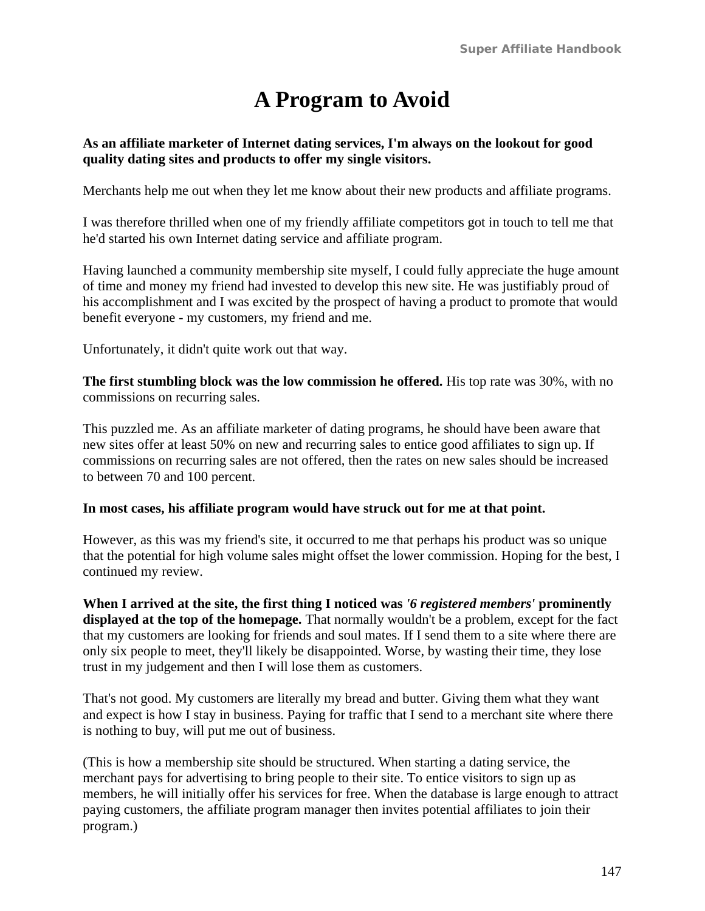# A Program to Avoid

**As an affiliate marketer of Internet dating services, I'm always on the lookout for good quality dating sites and products to offer my single visitors.**

Merchants help me out when they let me know about their new products and affiliate programs.

I was therefore thrilled when one of my friendly affiliate competitors got in touch to tell me that he'd started his own Internet dating service and affiliate program.

Having launched a community membership site myself, I could fully appreciate the huge amount of time and money my friend had invested to develop this new site. He was justifiably proud of his accomplishment and I was excited by the prospect of having a product to promote that would benefit everyone - my customers, my friend and me.

Unfortunately, it didn't quite work out that way.

**The first stumbling block was the low commission he offered.** His top rate was 30%, with no commissions on recurring sales.

This puzzled me. As an affiliate marketer of dating programs, he should have been aware that new sites offer at least 50% on new and recurring sales to entice good affiliates to sign up. If commissions on recurring sales are not offered, then the rates on new sales should be increased to between 70 and 100 percent.

**In most cases, his affiliate program would have struck out for me at that point.**

However, as this was my friend's site, it occurred to me that perhaps his product was so unique that the potential for high volume sales might offset the lower commission. Hoping for the best, I continued my review.

**When I arrived at the site, the first thing I noticed was *'6 registered members'* prominently displayed at the top of the homepage.** That normally wouldn't be a problem, except for the fact that my customers are looking for friends and soul mates. If I send them to a site where there are only six people to meet, they'll likely be disappointed. Worse, by wasting their time, they lose trust in my judgement and then I will lose them as customers.

That's not good. My customers are literally my bread and butter. Giving them what they want and expect is how I stay in business. Paying for traffic that I send to a merchant site where there is nothing to buy, will put me out of business.

(This is how a membership site should be structured. When starting a dating service, the merchant pays for advertising to bring people to their site. To entice visitors to sign up as members, he will initially offer his services for free. When the database is large enough to attract paying customers, the affiliate program manager then invites potential affiliates to join their program.)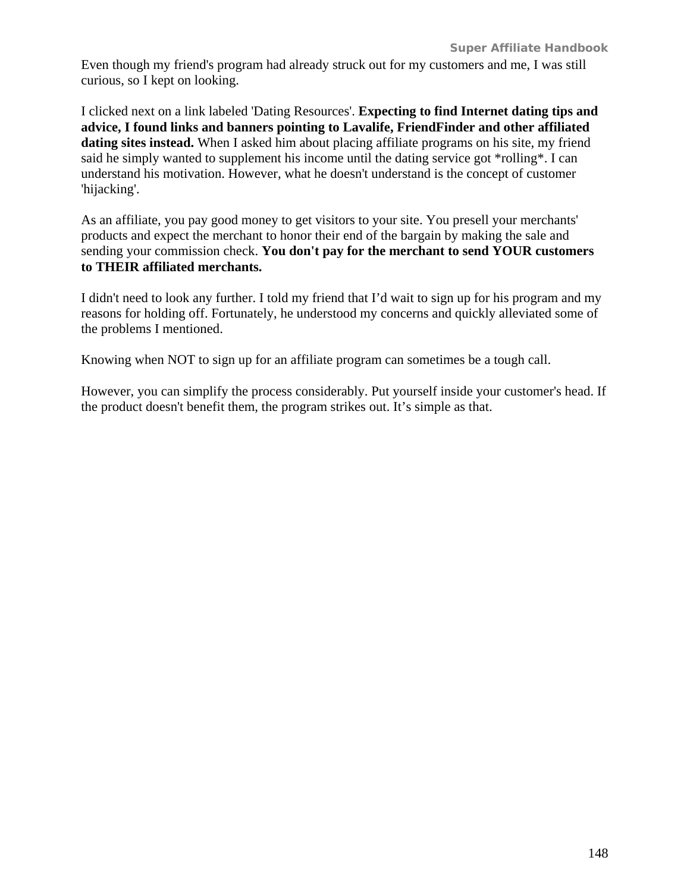Even though my friend's program had already struck out for my customers and me, I was still curious, so I kept on looking.

I clicked next on a link labeled 'Dating Resources'. **Expecting to find Internet dating tips and advice, I found links and banners pointing to Lavalife, FriendFinder and other affiliated dating sites instead.** When I asked him about placing affiliate programs on his site, my friend said he simply wanted to supplement his income until the dating service got *rolling*. I can understand his motivation. However, what he doesn't understand is the concept of customer 'hijacking'.

As an affiliate, you pay good money to get visitors to your site. You presell your merchants' products and expect the merchant to honor their end of the bargain by making the sale and sending your commission check. **You don't pay for the merchant to send YOUR customers to THEIR affiliated merchants.**

I didn't need to look any further. I told my friend that I'd wait to sign up for his program and my reasons for holding off. Fortunately, he understood my concerns and quickly alleviated some of the problems I mentioned.

Knowing when NOT to sign up for an affiliate program can sometimes be a tough call.

However, you can simplify the process considerably. Put yourself inside your customer's head. If the product doesn't benefit them, the program strikes out. It's simple as that.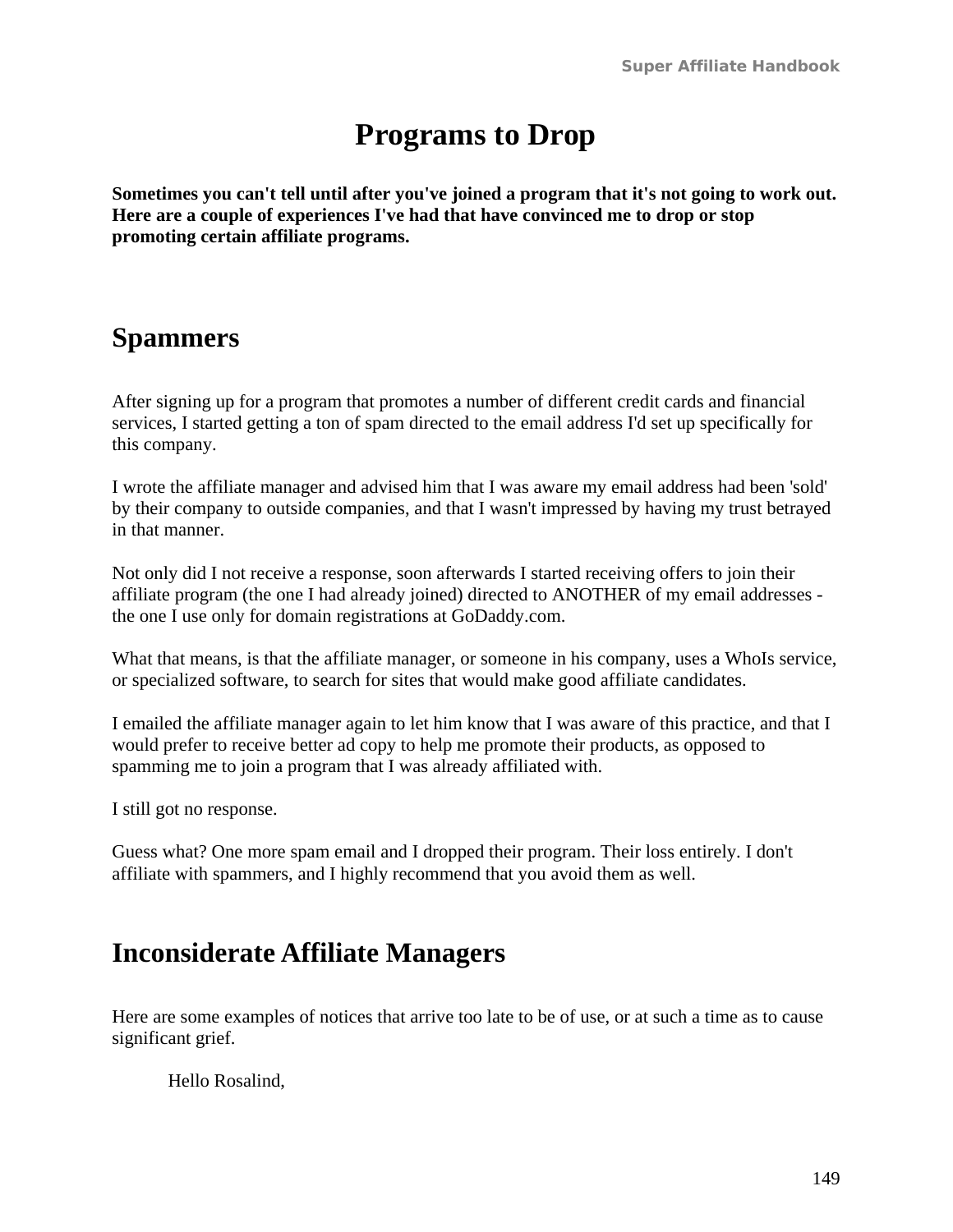# Programs to Drop

**Sometimes you can't tell until after you've joined a program that it's not going to work out. Here are a couple of experiences I've had that have convinced me to drop or stop promoting certain affiliate programs.**

## Spammers

After signing up for a program that promotes a number of different credit cards and financial services, I started getting a ton of spam directed to the email address I'd set up specifically for this company.

I wrote the affiliate manager and advised him that I was aware my email address had been 'sold' by their company to outside companies, and that I wasn't impressed by having my trust betrayed in that manner.

Not only did I not receive a response, soon afterwards I started receiving offers to join their affiliate program (the one I had already joined) directed to ANOTHER of my email addresses - the one I use only for domain registrations at GoDaddy.com.

What that means, is that the affiliate manager, or someone in his company, uses a WhoIs service, or specialized software, to search for sites that would make good affiliate candidates.

I emailed the affiliate manager again to let him know that I was aware of this practice, and that I would prefer to receive better ad copy to help me promote their products, as opposed to spamming me to join a program that I was already affiliated with.

I still got no response.

Guess what? One more spam email and I dropped their program. Their loss entirely. I don't affiliate with spammers, and I highly recommend that you avoid them as well.

## Inconsiderate Affiliate Managers

Here are some examples of notices that arrive too late to be of use, or at such a time as to cause significant grief.

> Hello Rosalind,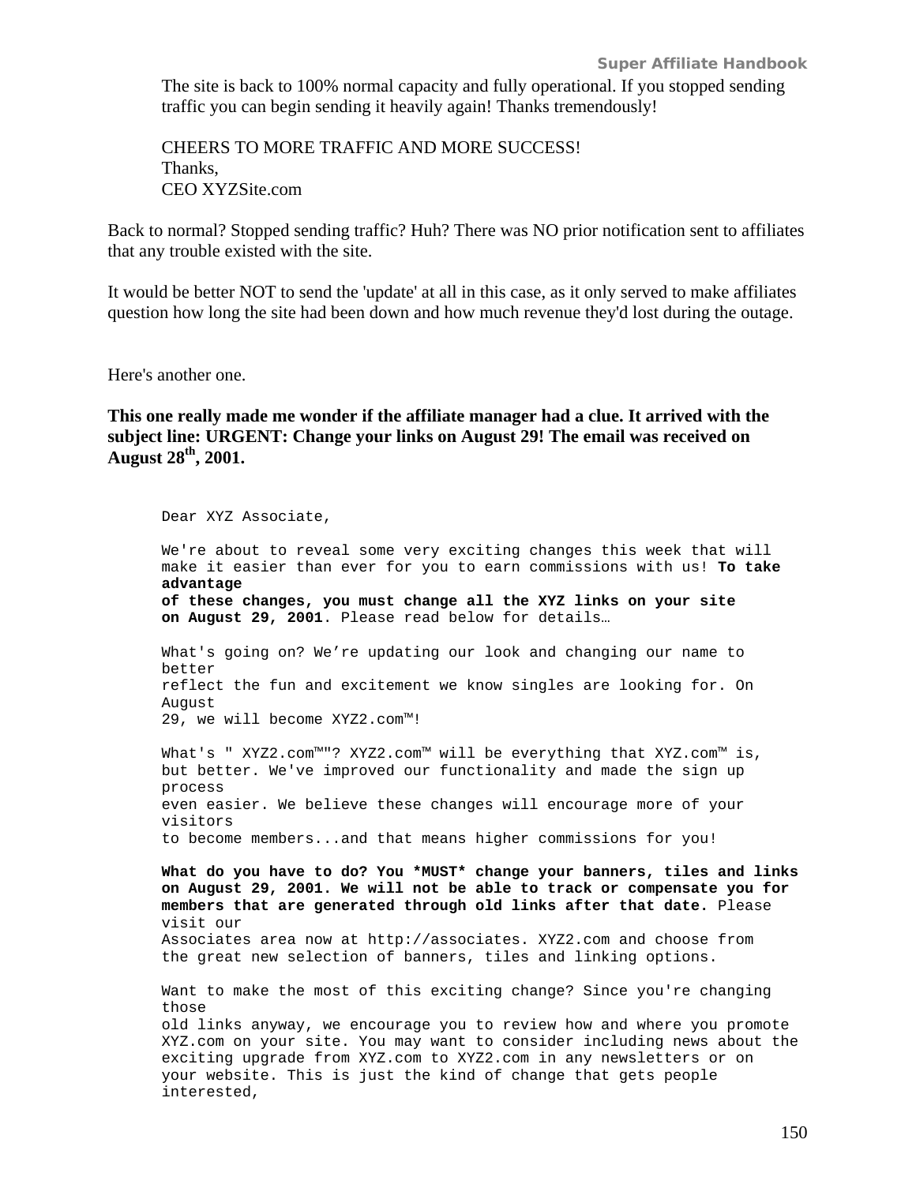The site is back to 100% normal capacity and fully operational. If you stopped sending traffic you can begin sending it heavily again! Thanks tremendously!

CHEERS TO MORE TRAFFIC AND MORE SUCCESS!
Thanks,
CEO XYZSite.com

Back to normal? Stopped sending traffic? Huh? There was NO prior notification sent to affiliates that any trouble existed with the site.

It would be better NOT to send the 'update' at all in this case, as it only served to make affiliates question how long the site had been down and how much revenue they'd lost during the outage.

Here's another one.

**This one really made me wonder if the affiliate manager had a clue. It arrived with the subject line: URGENT: Change your links on August 29! The email was received on August 28th, 2001.**

```
Dear XYZ Associate,

We're about to reveal some very exciting changes this week that will
make it easier than ever for you to earn commissions with us! To take
advantage
of these changes, you must change all the XYZ links on your site
on August 29, 2001. Please read below for details…

What's going on? We're updating our look and changing our name to
better
reflect the fun and excitement we know singles are looking for. On
August
29, we will become XYZ2.com™!

What's " XYZ2.com™"? XYZ2.com™ will be everything that XYZ.com™ is,
but better. We've improved our functionality and made the sign up
process
even easier. We believe these changes will encourage more of your
visitors
to become members...and that means higher commissions for you!

What do you have to do? You *MUST* change your banners, tiles and links
on August 29, 2001. We will not be able to track or compensate you for
members that are generated through old links after that date. Please
visit our
Associates area now at http://associates. XYZ2.com and choose from
the great new selection of banners, tiles and linking options.

Want to make the most of this exciting change? Since you're changing
those
old links anyway, we encourage you to review how and where you promote
XYZ.com on your site. You may want to consider including news about the
exciting upgrade from XYZ.com to XYZ2.com in any newsletters or on
your website. This is just the kind of change that gets people
interested,
```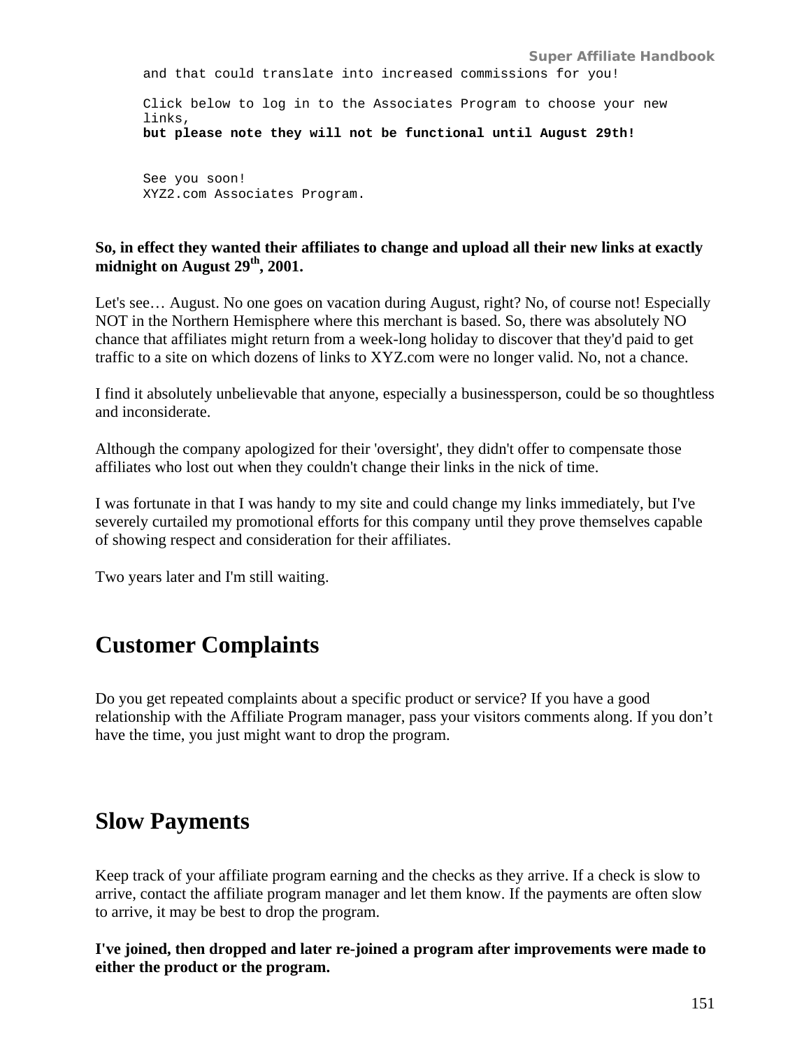```
and that could translate into increased commissions for you!

Click below to log in to the Associates Program to choose your new
links,
but please note they will not be functional until August 29th!


See you soon!
XYZ2.com Associates Program.
```

**So, in effect they wanted their affiliates to change and upload all their new links at exactly midnight on August 29th, 2001.**

Let's see… August. No one goes on vacation during August, right? No, of course not! Especially NOT in the Northern Hemisphere where this merchant is based. So, there was absolutely NO chance that affiliates might return from a week-long holiday to discover that they'd paid to get traffic to a site on which dozens of links to XYZ.com were no longer valid. No, not a chance.

I find it absolutely unbelievable that anyone, especially a businessperson, could be so thoughtless and inconsiderate.

Although the company apologized for their 'oversight', they didn't offer to compensate those affiliates who lost out when they couldn't change their links in the nick of time.

I was fortunate in that I was handy to my site and could change my links immediately, but I've severely curtailed my promotional efforts for this company until they prove themselves capable of showing respect and consideration for their affiliates.

Two years later and I'm still waiting.

## Customer Complaints

Do you get repeated complaints about a specific product or service? If you have a good relationship with the Affiliate Program manager, pass your visitors comments along. If you don't have the time, you just might want to drop the program.

## Slow Payments

Keep track of your affiliate program earning and the checks as they arrive. If a check is slow to arrive, contact the affiliate program manager and let them know. If the payments are often slow to arrive, it may be best to drop the program.

**I've joined, then dropped and later re-joined a program after improvements were made to either the product or the program.**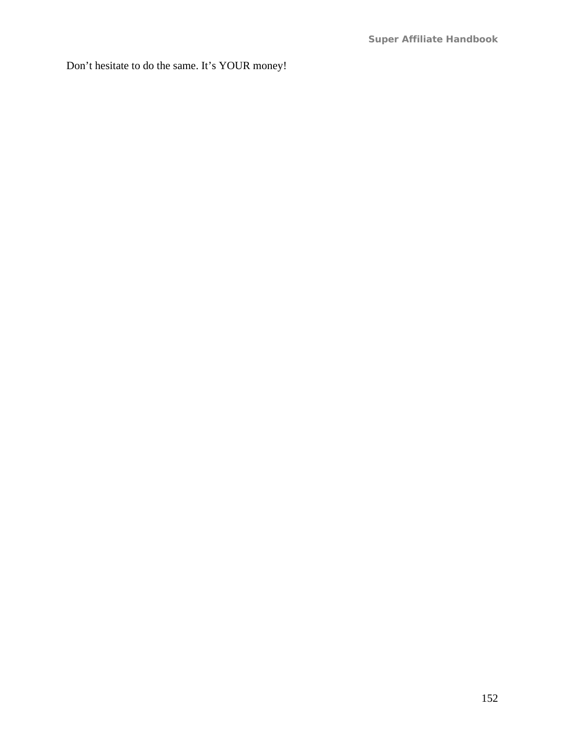Don’t hesitate to do the same. It’s YOUR money!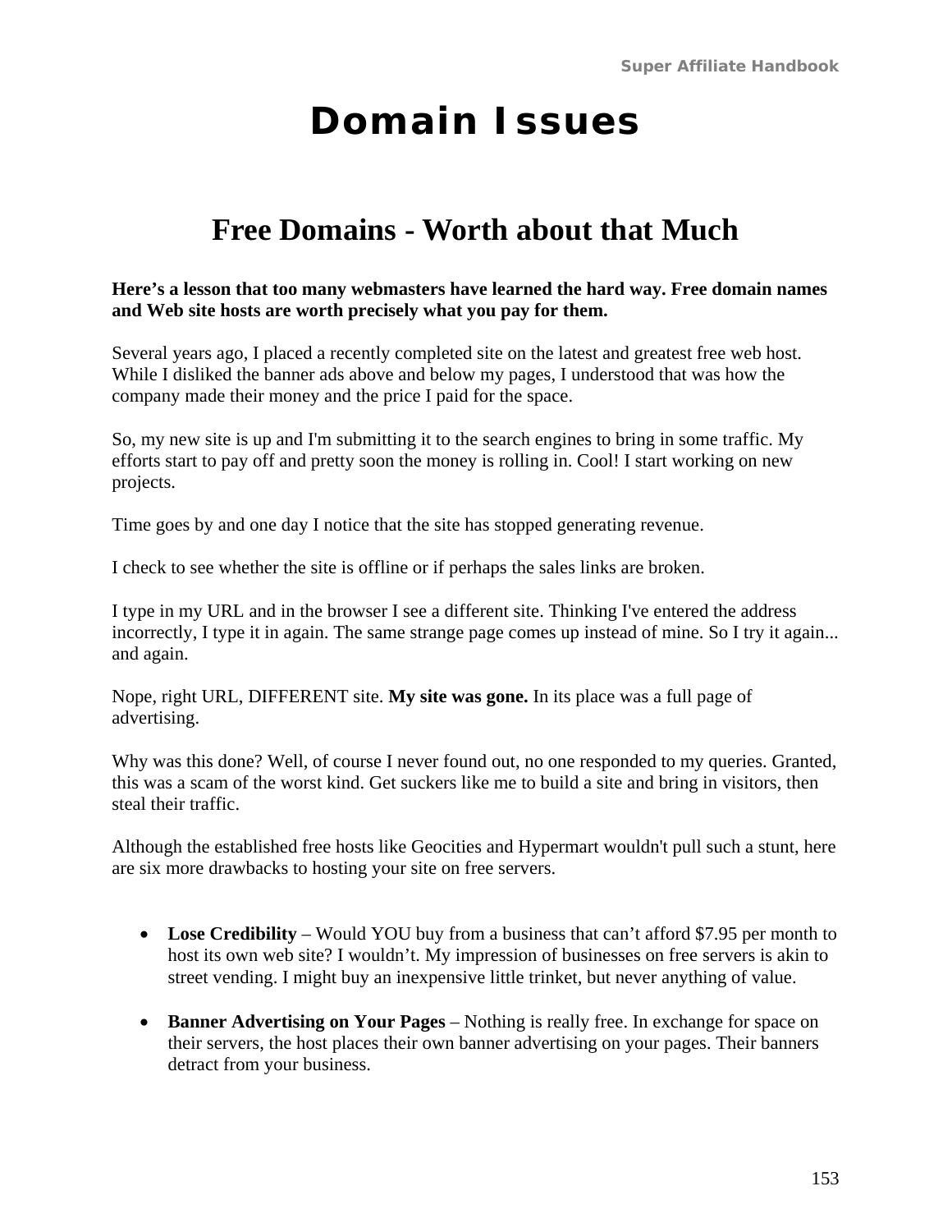# Domain Issues

## Free Domains - Worth about that Much

**Here's a lesson that too many webmasters have learned the hard way. Free domain names and Web site hosts are worth precisely what you pay for them.**

Several years ago, I placed a recently completed site on the latest and greatest free web host. While I disliked the banner ads above and below my pages, I understood that was how the company made their money and the price I paid for the space.

So, my new site is up and I'm submitting it to the search engines to bring in some traffic. My efforts start to pay off and pretty soon the money is rolling in. Cool! I start working on new projects.

Time goes by and one day I notice that the site has stopped generating revenue.

I check to see whether the site is offline or if perhaps the sales links are broken.

I type in my URL and in the browser I see a different site. Thinking I've entered the address incorrectly, I type it in again. The same strange page comes up instead of mine. So I try it again... and again.

Nope, right URL, DIFFERENT site. **My site was gone.** In its place was a full page of advertising.

Why was this done? Well, of course I never found out, no one responded to my queries. Granted, this was a scam of the worst kind. Get suckers like me to build a site and bring in visitors, then steal their traffic.

Although the established free hosts like Geocities and Hypermart wouldn't pull such a stunt, here are six more drawbacks to hosting your site on free servers.

- **Lose Credibility** – Would YOU buy from a business that can't afford $7.95 per month to host its own web site? I wouldn't. My impression of businesses on free servers is akin to street vending. I might buy an inexpensive little trinket, but never anything of value.

- **Banner Advertising on Your Pages** – Nothing is really free. In exchange for space on their servers, the host places their own banner advertising on your pages. Their banners detract from your business.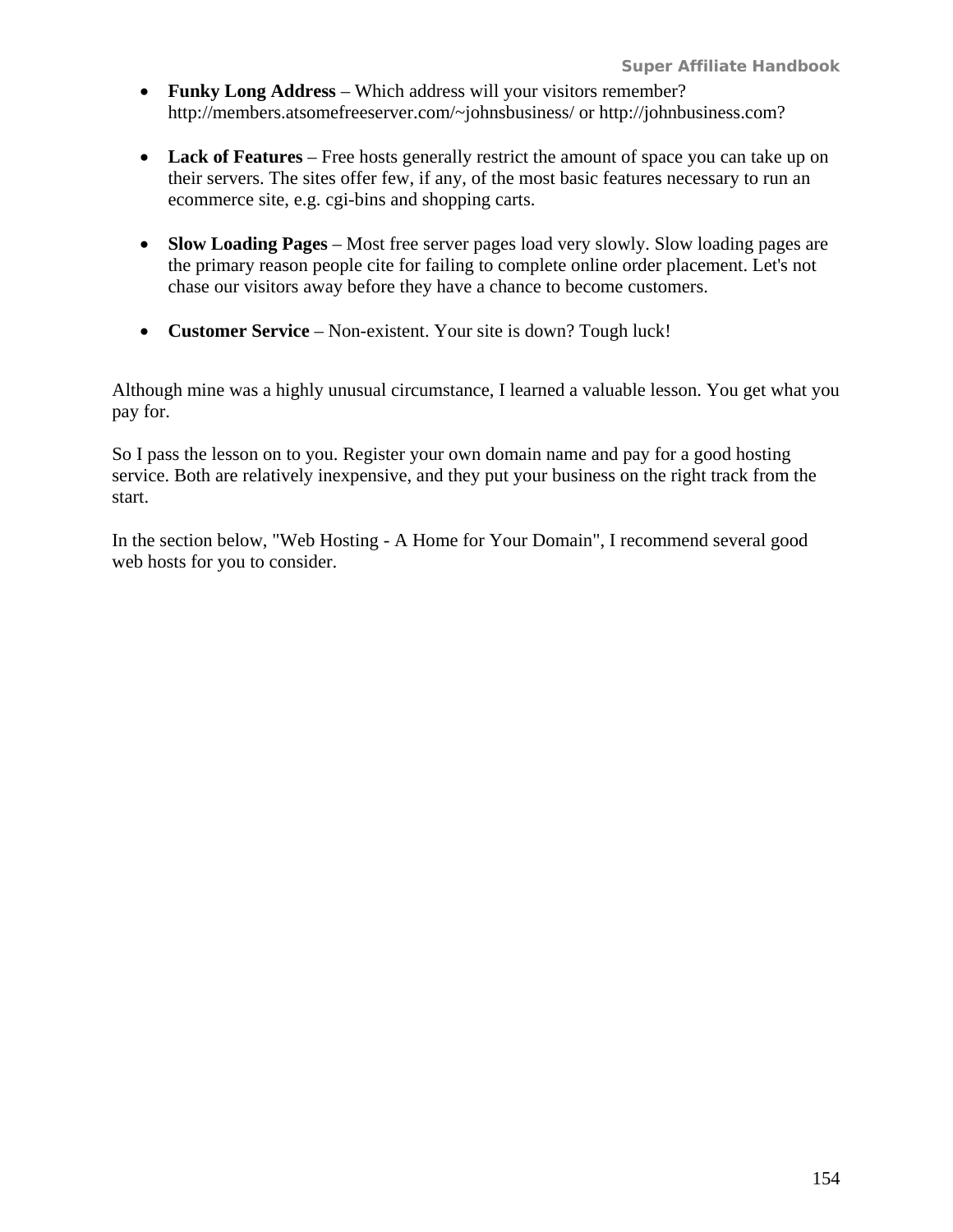- **Funky Long Address** – Which address will your visitors remember? http://members.atsomefreeserver.com/~johnsbusiness/ or http://johnbusiness.com?

- **Lack of Features** – Free hosts generally restrict the amount of space you can take up on their servers. The sites offer few, if any, of the most basic features necessary to run an ecommerce site, e.g. cgi-bins and shopping carts.

- **Slow Loading Pages** – Most free server pages load very slowly. Slow loading pages are the primary reason people cite for failing to complete online order placement. Let's not chase our visitors away before they have a chance to become customers.

- **Customer Service** – Non-existent. Your site is down? Tough luck!

Although mine was a highly unusual circumstance, I learned a valuable lesson. You get what you pay for.

So I pass the lesson on to you. Register your own domain name and pay for a good hosting service. Both are relatively inexpensive, and they put your business on the right track from the start.

In the section below, "Web Hosting - A Home for Your Domain", I recommend several good web hosts for you to consider.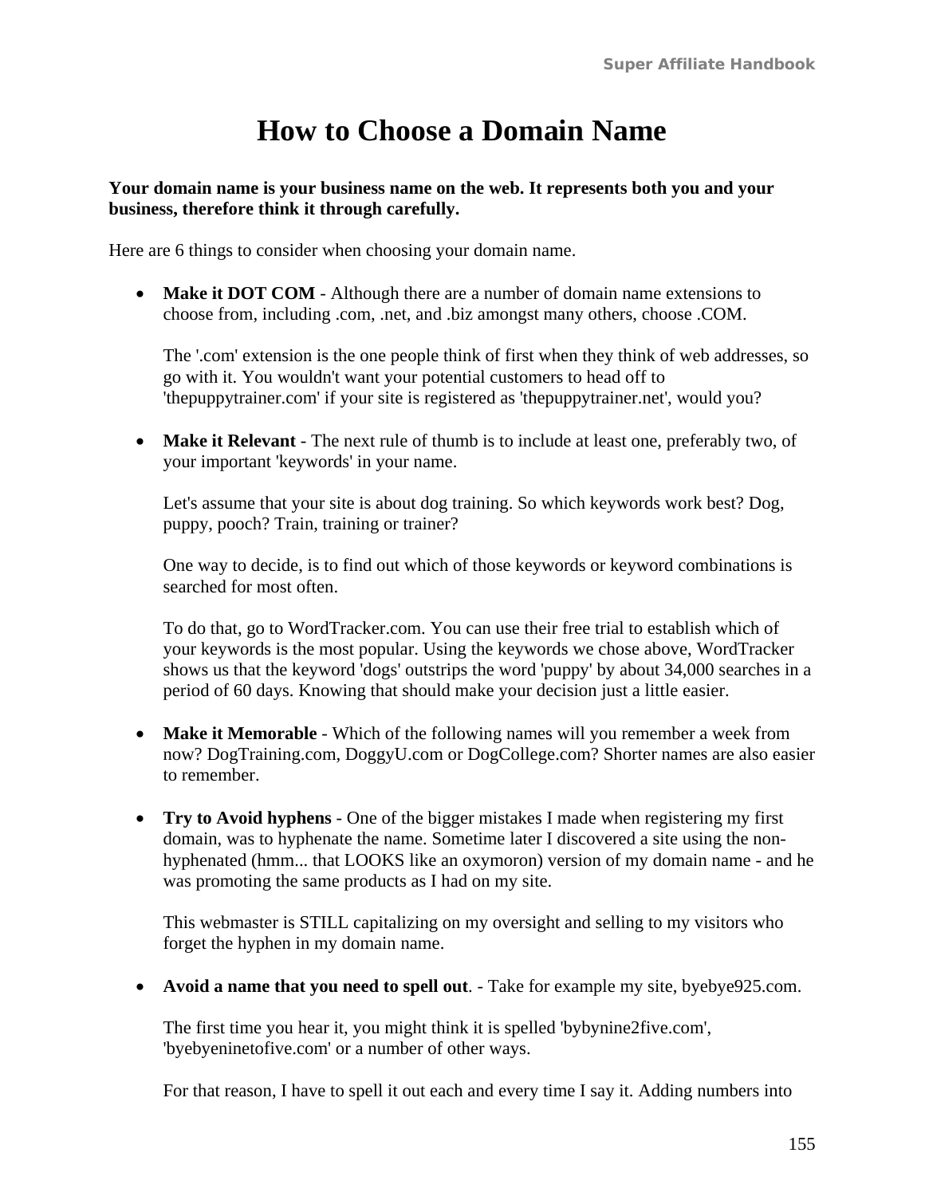# How to Choose a Domain Name

**Your domain name is your business name on the web. It represents both you and your business, therefore think it through carefully.**

Here are 6 things to consider when choosing your domain name.

- **Make it DOT COM** - Although there are a number of domain name extensions to choose from, including .com, .net, and .biz amongst many others, choose .COM.

  The '.com' extension is the one people think of first when they think of web addresses, so go with it. You wouldn't want your potential customers to head off to 'thepuppytrainer.com' if your site is registered as 'thepuppytrainer.net', would you?

- **Make it Relevant** - The next rule of thumb is to include at least one, preferably two, of your important 'keywords' in your name.

  Let's assume that your site is about dog training. So which keywords work best? Dog, puppy, pooch? Train, training or trainer?

  One way to decide, is to find out which of those keywords or keyword combinations is searched for most often.

  To do that, go to WordTracker.com. You can use their free trial to establish which of your keywords is the most popular. Using the keywords we chose above, WordTracker shows us that the keyword 'dogs' outstrips the word 'puppy' by about 34,000 searches in a period of 60 days. Knowing that should make your decision just a little easier.

- **Make it Memorable** - Which of the following names will you remember a week from now? DogTraining.com, DoggyU.com or DogCollege.com? Shorter names are also easier to remember.

- **Try to Avoid hyphens** - One of the bigger mistakes I made when registering my first domain, was to hyphenate the name. Sometime later I discovered a site using the non-hyphenated (hmm... that LOOKS like an oxymoron) version of my domain name - and he was promoting the same products as I had on my site.

  This webmaster is STILL capitalizing on my oversight and selling to my visitors who forget the hyphen in my domain name.

- **Avoid a name that you need to spell out**. - Take for example my site, byebye925.com.

  The first time you hear it, you might think it is spelled 'bybynine2five.com', 'byebyeninetofive.com' or a number of other ways.

  For that reason, I have to spell it out each and every time I say it. Adding numbers into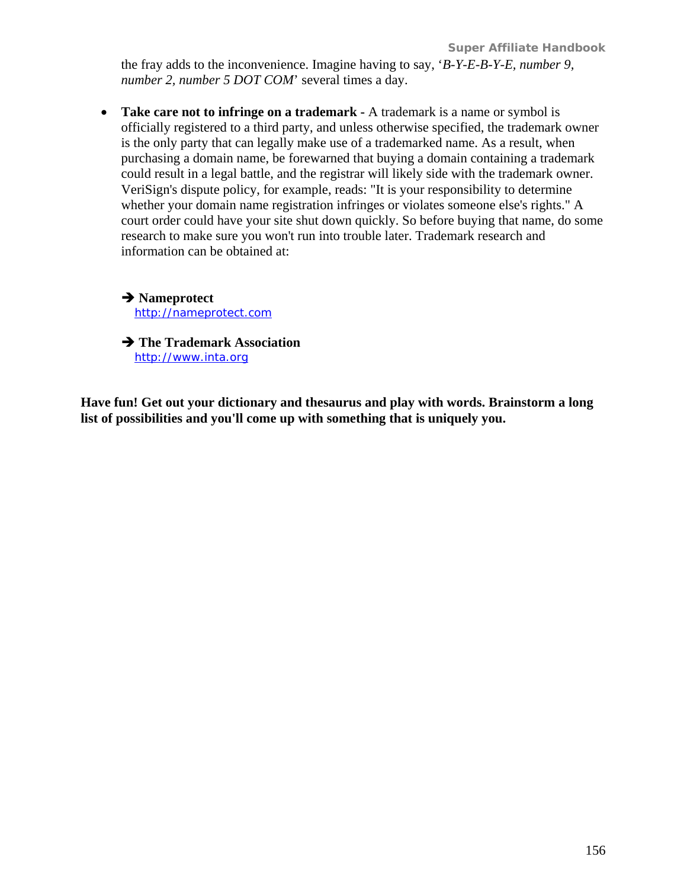the fray adds to the inconvenience. Imagine having to say, '*B-Y-E-B-Y-E, number 9, number 2, number 5 DOT COM*' several times a day.

- **Take care not to infringe on a trademark -** A trademark is a name or symbol is officially registered to a third party, and unless otherwise specified, the trademark owner is the only party that can legally make use of a trademarked name. As a result, when purchasing a domain name, be forewarned that buying a domain containing a trademark could result in a legal battle, and the registrar will likely side with the trademark owner. VeriSign's dispute policy, for example, reads: "It is your responsibility to determine whether your domain name registration infringes or violates someone else's rights." A court order could have your site shut down quickly. So before buying that name, do some research to make sure you won't run into trouble later. Trademark research and information can be obtained at:

  ➔ **Nameprotect**
  http://nameprotect.com

  ➔ **The Trademark Association**
  http://www.inta.org

**Have fun! Get out your dictionary and thesaurus and play with words. Brainstorm a long list of possibilities and you'll come up with something that is uniquely you.**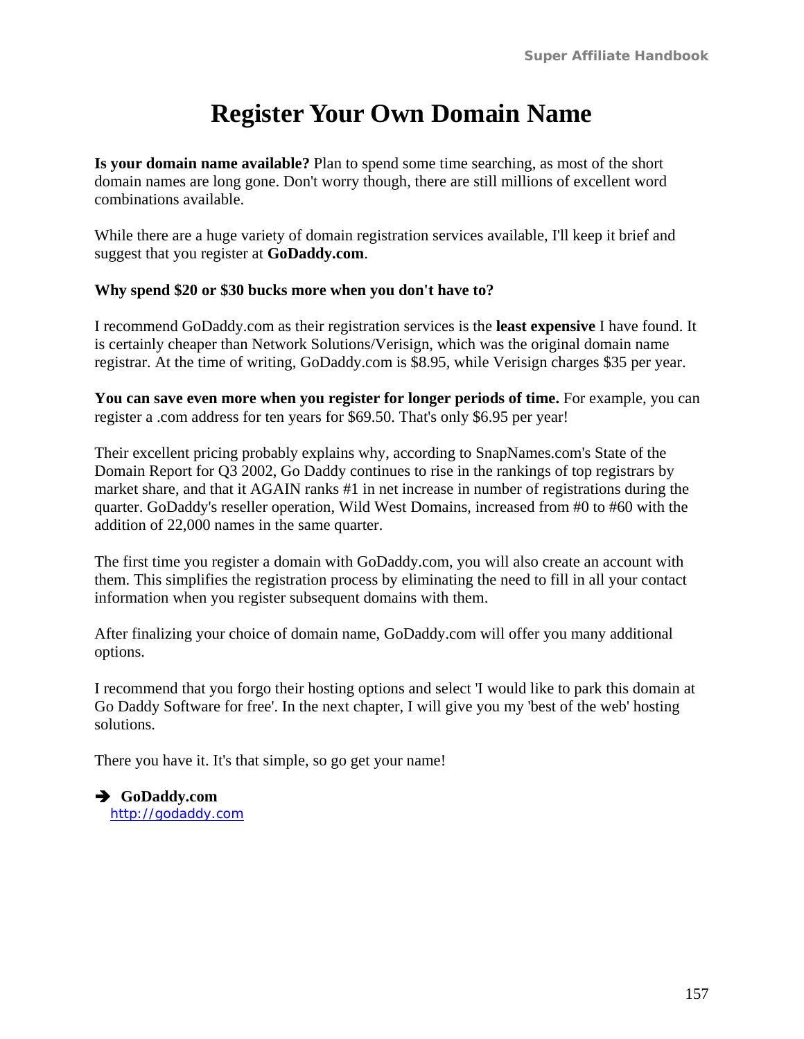# Register Your Own Domain Name

**Is your domain name available?** Plan to spend some time searching, as most of the short domain names are long gone. Don't worry though, there are still millions of excellent word combinations available.

While there are a huge variety of domain registration services available, I'll keep it brief and suggest that you register at **GoDaddy.com**.

**Why spend $20 or $30 bucks more when you don't have to?**

I recommend GoDaddy.com as their registration services is the **least expensive** I have found. It is certainly cheaper than Network Solutions/Verisign, which was the original domain name registrar. At the time of writing, GoDaddy.com is $8.95, while Verisign charges $35 per year.

**You can save even more when you register for longer periods of time.** For example, you can register a .com address for ten years for $69.50. That's only $6.95 per year!

Their excellent pricing probably explains why, according to SnapNames.com's State of the Domain Report for Q3 2002, Go Daddy continues to rise in the rankings of top registrars by market share, and that it AGAIN ranks #1 in net increase in number of registrations during the quarter. GoDaddy's reseller operation, Wild West Domains, increased from #0 to #60 with the addition of 22,000 names in the same quarter.

The first time you register a domain with GoDaddy.com, you will also create an account with them. This simplifies the registration process by eliminating the need to fill in all your contact information when you register subsequent domains with them.

After finalizing your choice of domain name, GoDaddy.com will offer you many additional options.

I recommend that you forgo their hosting options and select 'I would like to park this domain at Go Daddy Software for free'. In the next chapter, I will give you my 'best of the web' hosting solutions.

There you have it. It's that simple, so go get your name!

➔ **GoDaddy.com**
[http://godaddy.com](http://godaddy.com)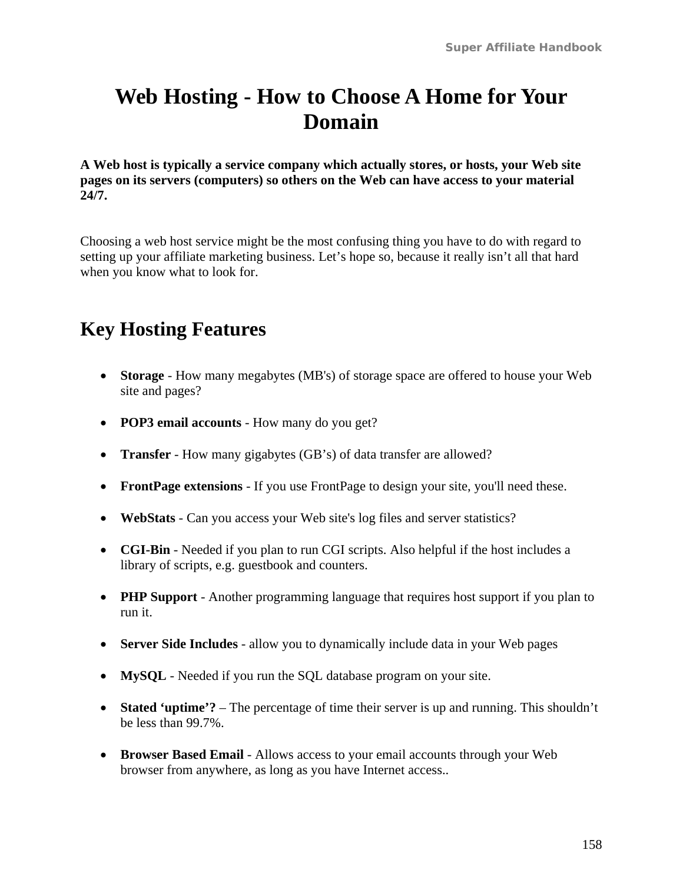# Web Hosting - How to Choose A Home for Your Domain

**A Web host is typically a service company which actually stores, or hosts, your Web site pages on its servers (computers) so others on the Web can have access to your material 24/7.**

Choosing a web host service might be the most confusing thing you have to do with regard to setting up your affiliate marketing business. Let's hope so, because it really isn't all that hard when you know what to look for.

## Key Hosting Features

- **Storage** - How many megabytes (MB's) of storage space are offered to house your Web site and pages?
- **POP3 email accounts** - How many do you get?
- **Transfer** - How many gigabytes (GB's) of data transfer are allowed?
- **FrontPage extensions** - If you use FrontPage to design your site, you'll need these.
- **WebStats** - Can you access your Web site's log files and server statistics?
- **CGI-Bin** - Needed if you plan to run CGI scripts. Also helpful if the host includes a library of scripts, e.g. guestbook and counters.
- **PHP Support** - Another programming language that requires host support if you plan to run it.
- **Server Side Includes** - allow you to dynamically include data in your Web pages
- **MySQL** - Needed if you run the SQL database program on your site.
- **Stated 'uptime'?** – The percentage of time their server is up and running. This shouldn't be less than 99.7%.
- **Browser Based Email** - Allows access to your email accounts through your Web browser from anywhere, as long as you have Internet access..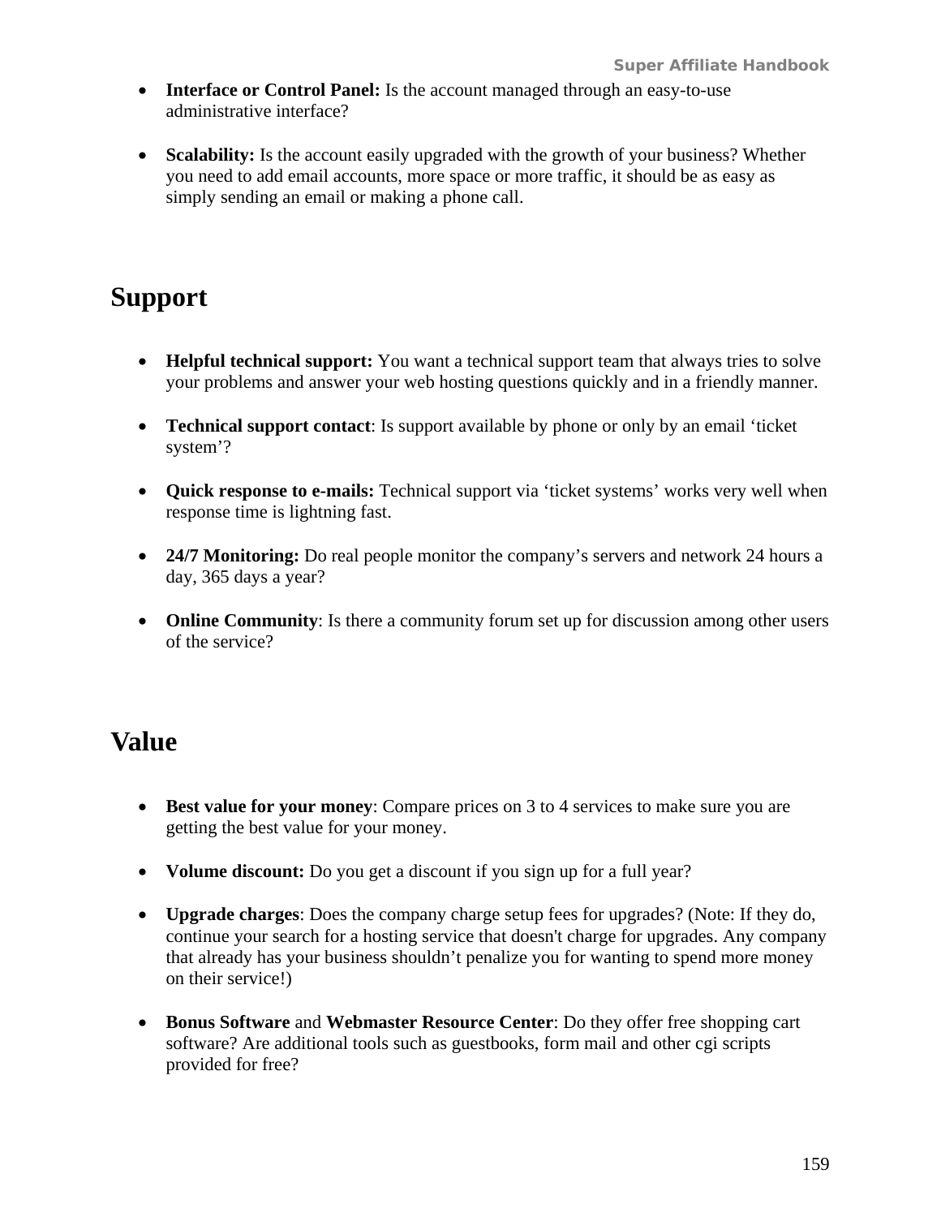- **Interface or Control Panel:** Is the account managed through an easy-to-use administrative interface?

- **Scalability:** Is the account easily upgraded with the growth of your business? Whether you need to add email accounts, more space or more traffic, it should be as easy as simply sending an email or making a phone call.

## Support

- **Helpful technical support:** You want a technical support team that always tries to solve your problems and answer your web hosting questions quickly and in a friendly manner.

- **Technical support contact**: Is support available by phone or only by an email 'ticket system'?

- **Quick response to e-mails:** Technical support via 'ticket systems' works very well when response time is lightning fast.

- **24/7 Monitoring:** Do real people monitor the company's servers and network 24 hours a day, 365 days a year?

- **Online Community**: Is there a community forum set up for discussion among other users of the service?

## Value

- **Best value for your money**: Compare prices on 3 to 4 services to make sure you are getting the best value for your money.

- **Volume discount:** Do you get a discount if you sign up for a full year?

- **Upgrade charges**: Does the company charge setup fees for upgrades? (Note: If they do, continue your search for a hosting service that doesn't charge for upgrades. Any company that already has your business shouldn't penalize you for wanting to spend more money on their service!)

- **Bonus Software** and **Webmaster Resource Center**: Do they offer free shopping cart software? Are additional tools such as guestbooks, form mail and other cgi scripts provided for free?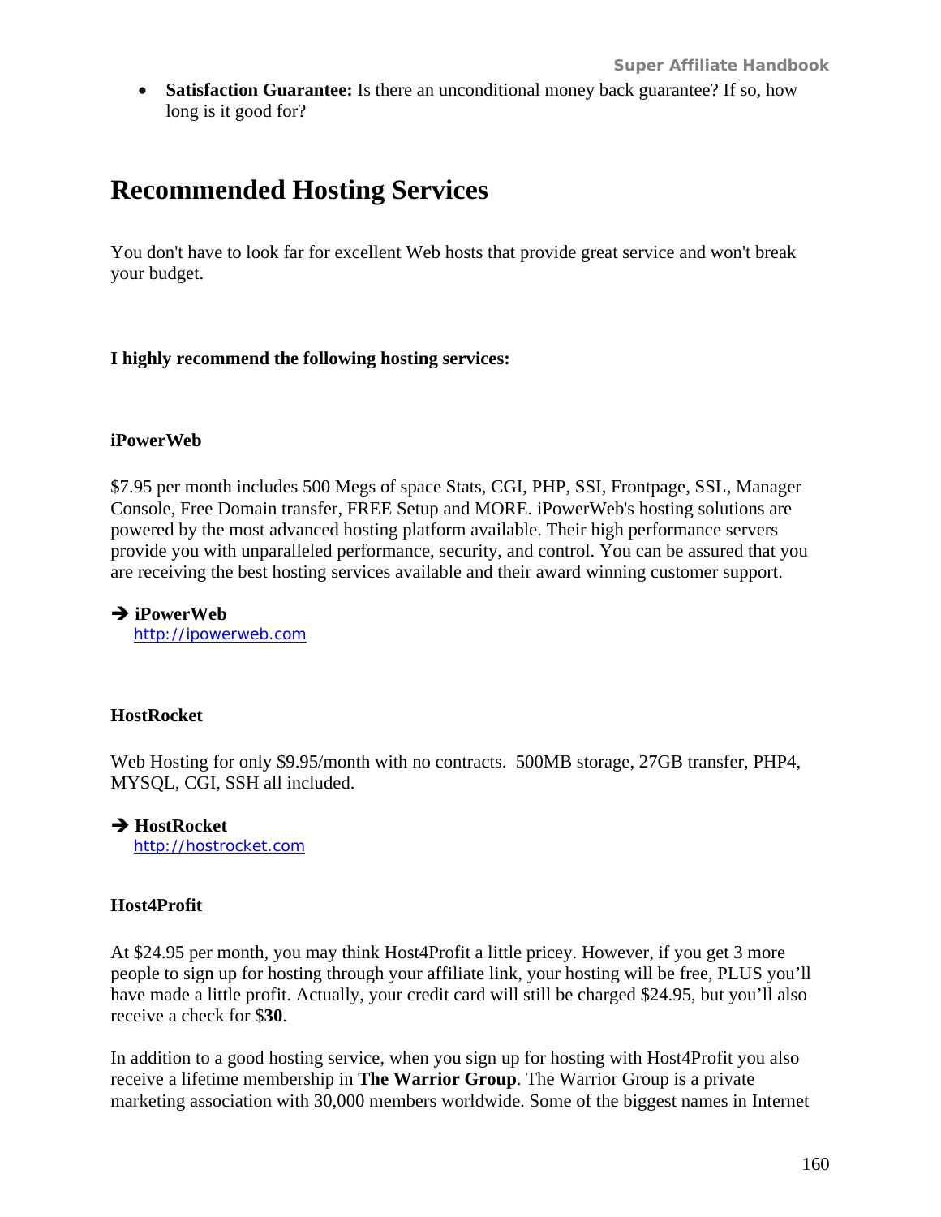- **Satisfaction Guarantee:** Is there an unconditional money back guarantee? If so, how long is it good for?

## Recommended Hosting Services

You don't have to look far for excellent Web hosts that provide great service and won't break your budget.

**I highly recommend the following hosting services:**

**iPowerWeb**

$7.95 per month includes 500 Megs of space Stats, CGI, PHP, SSI, Frontpage, SSL, Manager Console, Free Domain transfer, FREE Setup and MORE. iPowerWeb's hosting solutions are powered by the most advanced hosting platform available. Their high performance servers provide you with unparalleled performance, security, and control. You can be assured that you are receiving the best hosting services available and their award winning customer support.

➔ **iPowerWeb**
http://ipowerweb.com

**HostRocket**

Web Hosting for only $9.95/month with no contracts. 500MB storage, 27GB transfer, PHP4, MYSQL, CGI, SSH all included.

➔ **HostRocket**
http://hostrocket.com

**Host4Profit**

At $24.95 per month, you may think Host4Profit a little pricey. However, if you get 3 more people to sign up for hosting through your affiliate link, your hosting will be free, PLUS you'll have made a little profit. Actually, your credit card will still be charged $24.95, but you'll also receive a check for $**30**.

In addition to a good hosting service, when you sign up for hosting with Host4Profit you also receive a lifetime membership in **The Warrior Group**. The Warrior Group is a private marketing association with 30,000 members worldwide. Some of the biggest names in Internet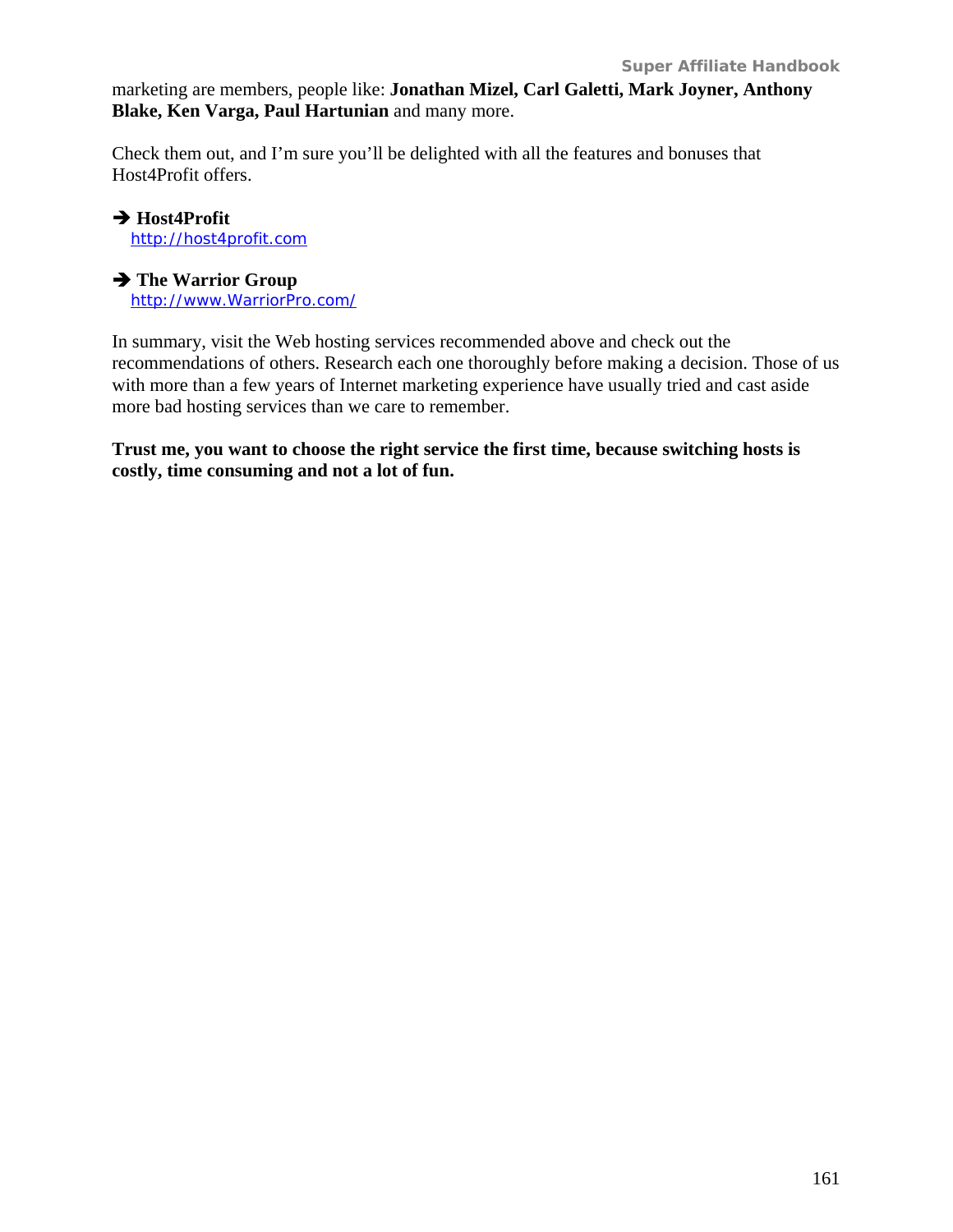marketing are members, people like: **Jonathan Mizel, Carl Galetti, Mark Joyner, Anthony Blake, Ken Varga, Paul Hartunian** and many more.

Check them out, and I'm sure you'll be delighted with all the features and bonuses that Host4Profit offers.

➔ **Host4Profit**
http://host4profit.com

➔ **The Warrior Group**
http://www.WarriorPro.com/

In summary, visit the Web hosting services recommended above and check out the recommendations of others. Research each one thoroughly before making a decision. Those of us with more than a few years of Internet marketing experience have usually tried and cast aside more bad hosting services than we care to remember.

**Trust me, you want to choose the right service the first time, because switching hosts is costly, time consuming and not a lot of fun.**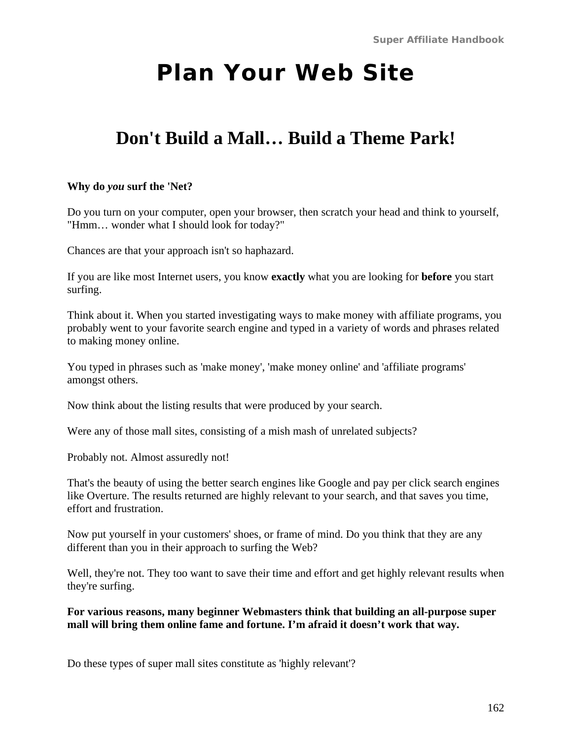# Plan Your Web Site

## Don't Build a Mall… Build a Theme Park!

**Why do *you* surf the 'Net?**

Do you turn on your computer, open your browser, then scratch your head and think to yourself, "Hmm… wonder what I should look for today?"

Chances are that your approach isn't so haphazard.

If you are like most Internet users, you know **exactly** what you are looking for **before** you start surfing.

Think about it. When you started investigating ways to make money with affiliate programs, you probably went to your favorite search engine and typed in a variety of words and phrases related to making money online.

You typed in phrases such as 'make money', 'make money online' and 'affiliate programs' amongst others.

Now think about the listing results that were produced by your search.

Were any of those mall sites, consisting of a mish mash of unrelated subjects?

Probably not. Almost assuredly not!

That's the beauty of using the better search engines like Google and pay per click search engines like Overture. The results returned are highly relevant to your search, and that saves you time, effort and frustration.

Now put yourself in your customers' shoes, or frame of mind. Do you think that they are any different than you in their approach to surfing the Web?

Well, they're not. They too want to save their time and effort and get highly relevant results when they're surfing.

**For various reasons, many beginner Webmasters think that building an all-purpose super mall will bring them online fame and fortune. I'm afraid it doesn't work that way.**

Do these types of super mall sites constitute as 'highly relevant'?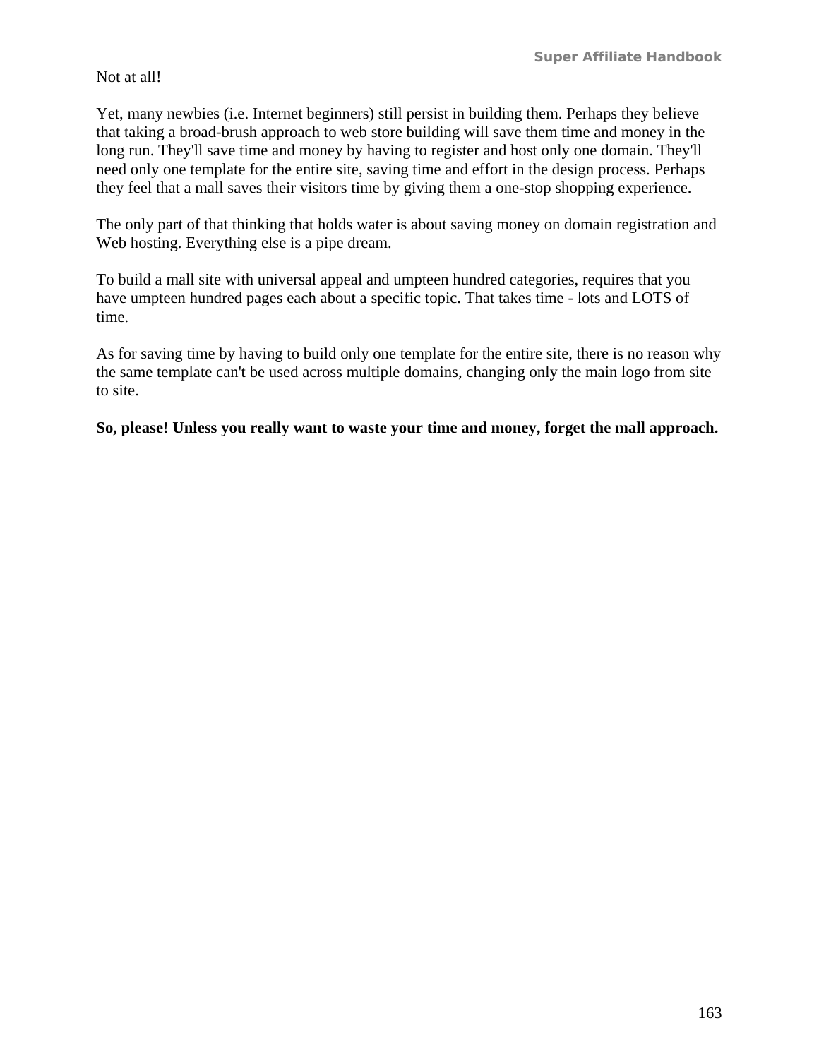Not at all!

Yet, many newbies (i.e. Internet beginners) still persist in building them. Perhaps they believe that taking a broad-brush approach to web store building will save them time and money in the long run. They'll save time and money by having to register and host only one domain. They'll need only one template for the entire site, saving time and effort in the design process. Perhaps they feel that a mall saves their visitors time by giving them a one-stop shopping experience.

The only part of that thinking that holds water is about saving money on domain registration and Web hosting. Everything else is a pipe dream.

To build a mall site with universal appeal and umpteen hundred categories, requires that you have umpteen hundred pages each about a specific topic. That takes time - lots and LOTS of time.

As for saving time by having to build only one template for the entire site, there is no reason why the same template can't be used across multiple domains, changing only the main logo from site to site.

**So, please! Unless you really want to waste your time and money, forget the mall approach.**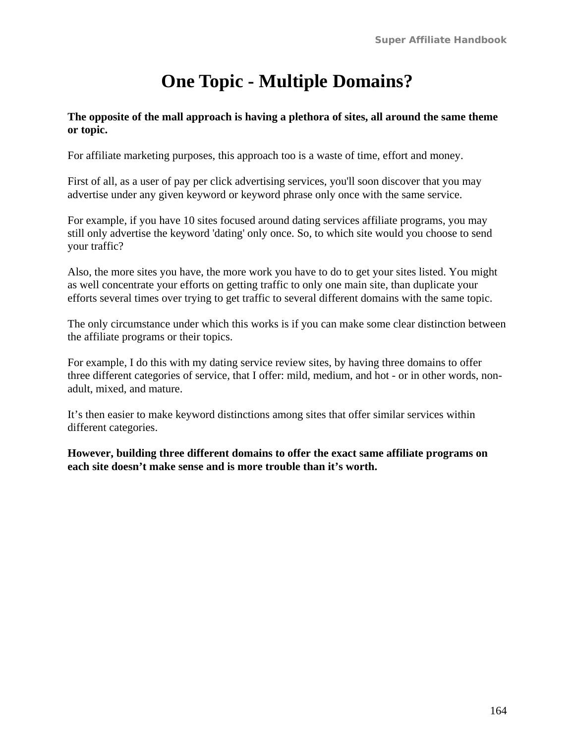# One Topic - Multiple Domains?

**The opposite of the mall approach is having a plethora of sites, all around the same theme or topic.**

For affiliate marketing purposes, this approach too is a waste of time, effort and money.

First of all, as a user of pay per click advertising services, you'll soon discover that you may advertise under any given keyword or keyword phrase only once with the same service.

For example, if you have 10 sites focused around dating services affiliate programs, you may still only advertise the keyword 'dating' only once. So, to which site would you choose to send your traffic?

Also, the more sites you have, the more work you have to do to get your sites listed. You might as well concentrate your efforts on getting traffic to only one main site, than duplicate your efforts several times over trying to get traffic to several different domains with the same topic.

The only circumstance under which this works is if you can make some clear distinction between the affiliate programs or their topics.

For example, I do this with my dating service review sites, by having three domains to offer three different categories of service, that I offer: mild, medium, and hot - or in other words, non-adult, mixed, and mature.

It’s then easier to make keyword distinctions among sites that offer similar services within different categories.

**However, building three different domains to offer the exact same affiliate programs on each site doesn’t make sense and is more trouble than it’s worth.**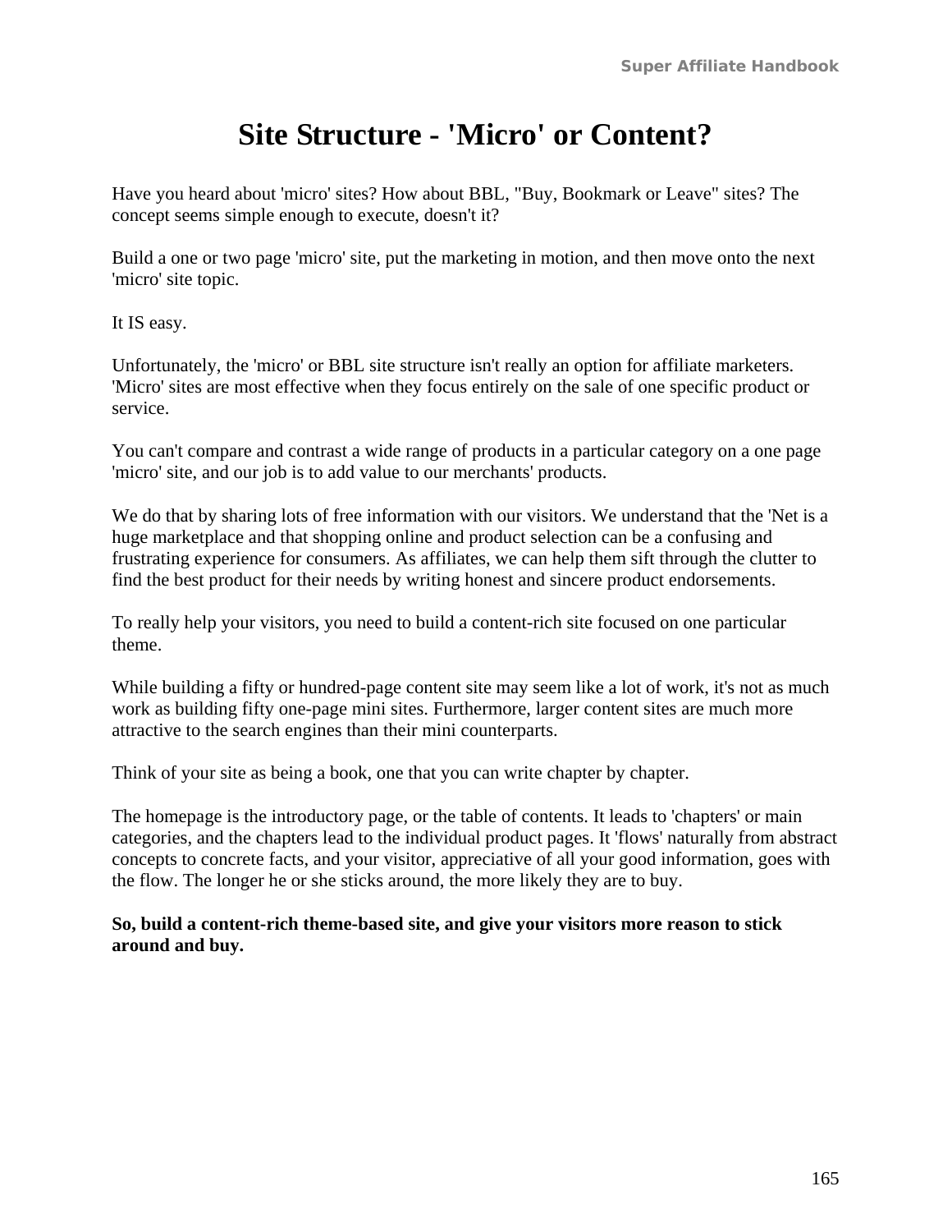# Site Structure - 'Micro' or Content?

Have you heard about 'micro' sites? How about BBL, "Buy, Bookmark or Leave" sites? The concept seems simple enough to execute, doesn't it?

Build a one or two page 'micro' site, put the marketing in motion, and then move onto the next 'micro' site topic.

It IS easy.

Unfortunately, the 'micro' or BBL site structure isn't really an option for affiliate marketers. 'Micro' sites are most effective when they focus entirely on the sale of one specific product or service.

You can't compare and contrast a wide range of products in a particular category on a one page 'micro' site, and our job is to add value to our merchants' products.

We do that by sharing lots of free information with our visitors. We understand that the 'Net is a huge marketplace and that shopping online and product selection can be a confusing and frustrating experience for consumers. As affiliates, we can help them sift through the clutter to find the best product for their needs by writing honest and sincere product endorsements.

To really help your visitors, you need to build a content-rich site focused on one particular theme.

While building a fifty or hundred-page content site may seem like a lot of work, it's not as much work as building fifty one-page mini sites. Furthermore, larger content sites are much more attractive to the search engines than their mini counterparts.

Think of your site as being a book, one that you can write chapter by chapter.

The homepage is the introductory page, or the table of contents. It leads to 'chapters' or main categories, and the chapters lead to the individual product pages. It 'flows' naturally from abstract concepts to concrete facts, and your visitor, appreciative of all your good information, goes with the flow. The longer he or she sticks around, the more likely they are to buy.

**So, build a content-rich theme-based site, and give your visitors more reason to stick around and buy.**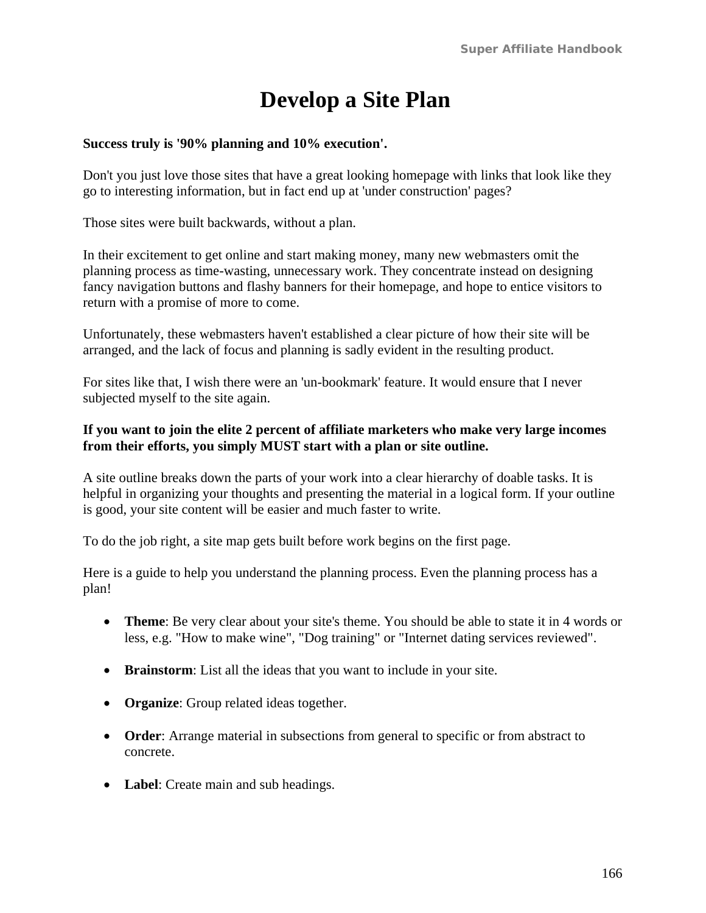# Develop a Site Plan

**Success truly is '90% planning and 10% execution'.**

Don't you just love those sites that have a great looking homepage with links that look like they go to interesting information, but in fact end up at 'under construction' pages?

Those sites were built backwards, without a plan.

In their excitement to get online and start making money, many new webmasters omit the planning process as time-wasting, unnecessary work. They concentrate instead on designing fancy navigation buttons and flashy banners for their homepage, and hope to entice visitors to return with a promise of more to come.

Unfortunately, these webmasters haven't established a clear picture of how their site will be arranged, and the lack of focus and planning is sadly evident in the resulting product.

For sites like that, I wish there were an 'un-bookmark' feature. It would ensure that I never subjected myself to the site again.

**If you want to join the elite 2 percent of affiliate marketers who make very large incomes from their efforts, you simply MUST start with a plan or site outline.**

A site outline breaks down the parts of your work into a clear hierarchy of doable tasks. It is helpful in organizing your thoughts and presenting the material in a logical form. If your outline is good, your site content will be easier and much faster to write.

To do the job right, a site map gets built before work begins on the first page.

Here is a guide to help you understand the planning process. Even the planning process has a plan!

- **Theme**: Be very clear about your site's theme. You should be able to state it in 4 words or less, e.g. "How to make wine", "Dog training" or "Internet dating services reviewed".
- **Brainstorm**: List all the ideas that you want to include in your site.
- **Organize**: Group related ideas together.
- **Order**: Arrange material in subsections from general to specific or from abstract to concrete.
- **Label**: Create main and sub headings.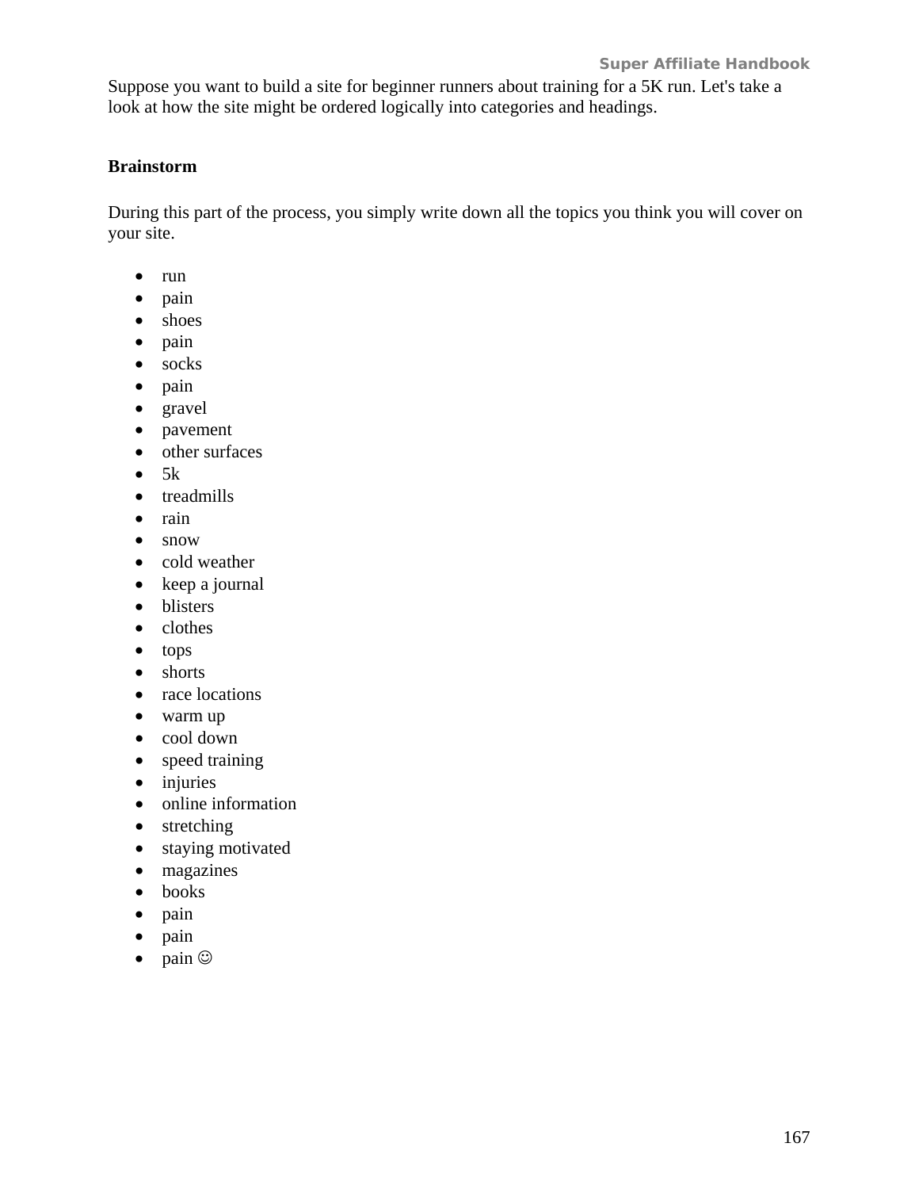Suppose you want to build a site for beginner runners about training for a 5K run. Let's take a look at how the site might be ordered logically into categories and headings.

**Brainstorm**

During this part of the process, you simply write down all the topics you think you will cover on your site.

- run
- pain
- shoes
- pain
- socks
- pain
- gravel
- pavement
- other surfaces
- 5k
- treadmills
- rain
- snow
- cold weather
- keep a journal
- blisters
- clothes
- tops
- shorts
- race locations
- warm up
- cool down
- speed training
- injuries
- online information
- stretching
- staying motivated
- magazines
- books
- pain
- pain
- pain ☺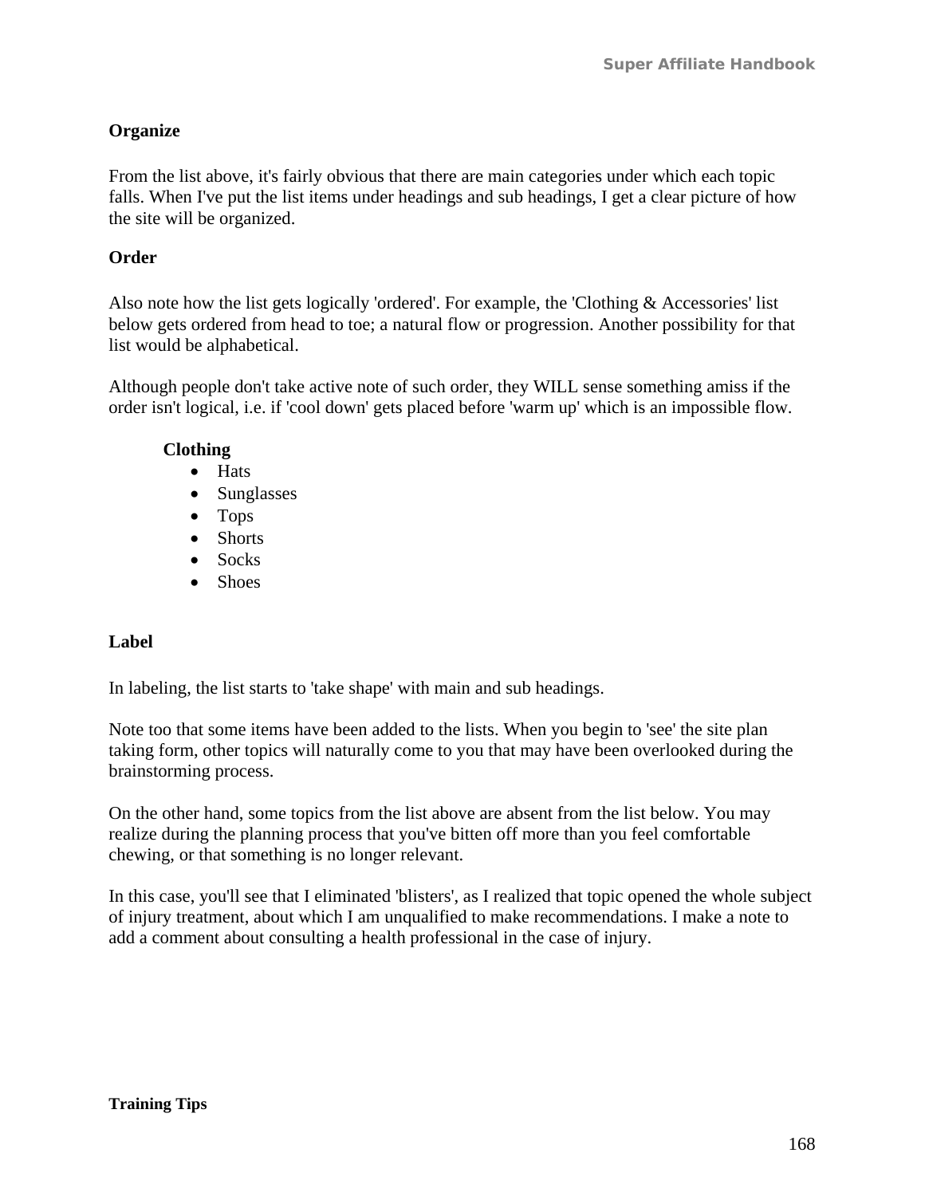**Organize**

From the list above, it's fairly obvious that there are main categories under which each topic falls. When I've put the list items under headings and sub headings, I get a clear picture of how the site will be organized.

**Order**

Also note how the list gets logically 'ordered'. For example, the 'Clothing & Accessories' list below gets ordered from head to toe; a natural flow or progression. Another possibility for that list would be alphabetical.

Although people don't take active note of such order, they WILL sense something amiss if the order isn't logical, i.e. if 'cool down' gets placed before 'warm up' which is an impossible flow.

**Clothing**

- Hats
- Sunglasses
- Tops
- Shorts
- Socks
- Shoes

**Label**

In labeling, the list starts to 'take shape' with main and sub headings.

Note too that some items have been added to the lists. When you begin to 'see' the site plan taking form, other topics will naturally come to you that may have been overlooked during the brainstorming process.

On the other hand, some topics from the list above are absent from the list below. You may realize during the planning process that you've bitten off more than you feel comfortable chewing, or that something is no longer relevant.

In this case, you'll see that I eliminated 'blisters', as I realized that topic opened the whole subject of injury treatment, about which I am unqualified to make recommendations. I make a note to add a comment about consulting a health professional in the case of injury.

**Training Tips**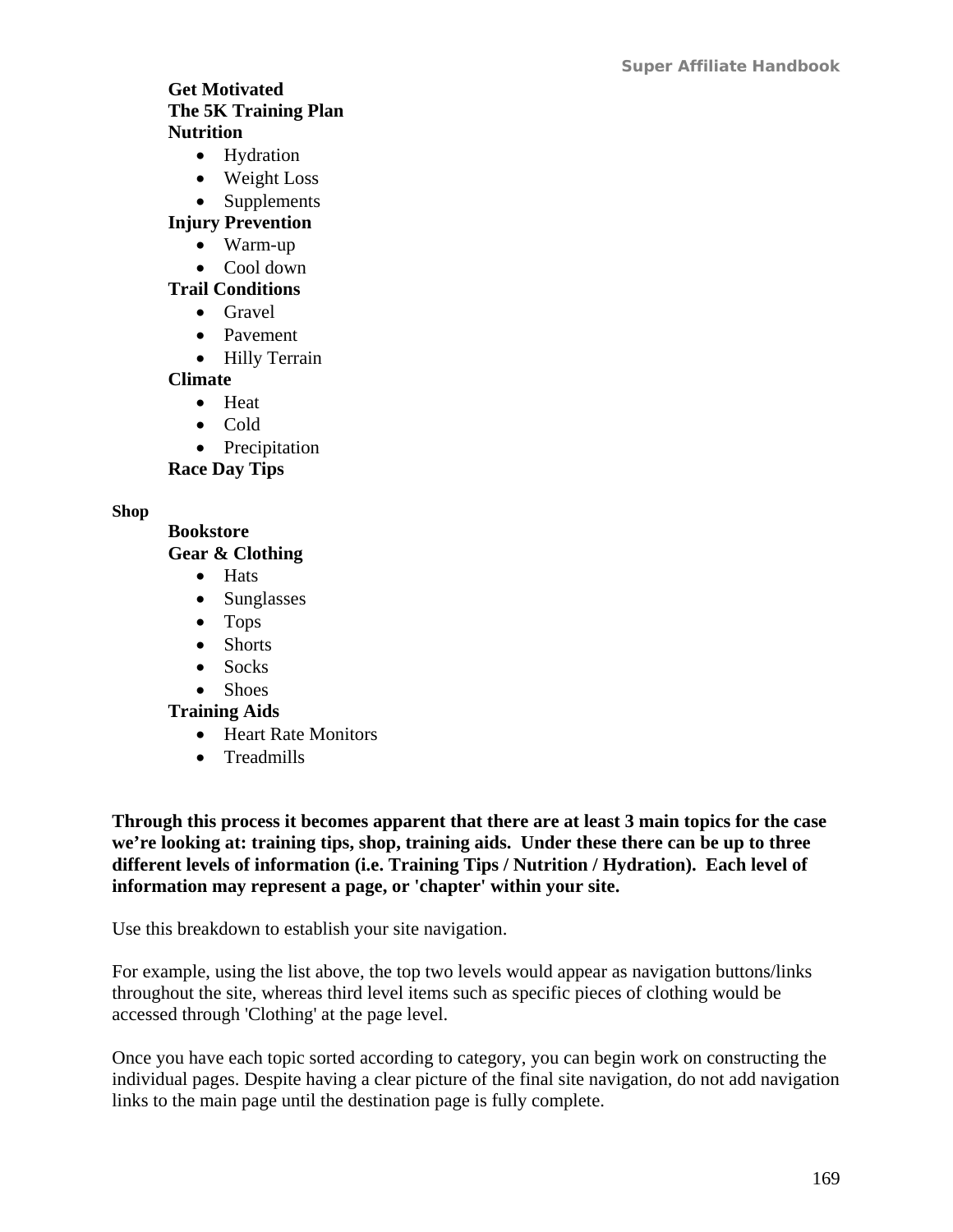**Get Motivated**
**The 5K Training Plan**
**Nutrition**

- Hydration
- Weight Loss
- Supplements

**Injury Prevention**

- Warm-up
- Cool down

**Trail Conditions**

- Gravel
- Pavement
- Hilly Terrain

**Climate**

- Heat
- Cold
- Precipitation

**Race Day Tips**

**Shop**

**Bookstore**
**Gear & Clothing**

- Hats
- Sunglasses
- Tops
- Shorts
- Socks
- Shoes

**Training Aids**

- Heart Rate Monitors
- Treadmills

**Through this process it becomes apparent that there are at least 3 main topics for the case we're looking at: training tips, shop, training aids. Under these there can be up to three different levels of information (i.e. Training Tips / Nutrition / Hydration). Each level of information may represent a page, or 'chapter' within your site.**

Use this breakdown to establish your site navigation.

For example, using the list above, the top two levels would appear as navigation buttons/links throughout the site, whereas third level items such as specific pieces of clothing would be accessed through 'Clothing' at the page level.

Once you have each topic sorted according to category, you can begin work on constructing the individual pages. Despite having a clear picture of the final site navigation, do not add navigation links to the main page until the destination page is fully complete.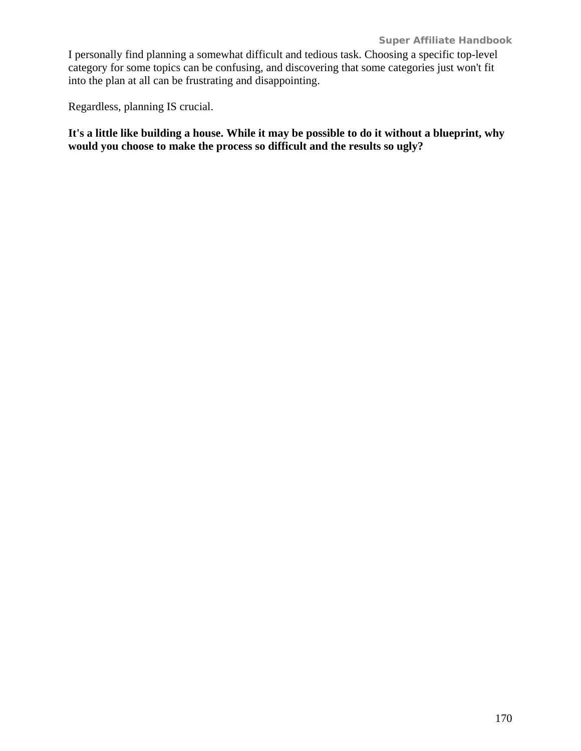I personally find planning a somewhat difficult and tedious task. Choosing a specific top-level category for some topics can be confusing, and discovering that some categories just won't fit into the plan at all can be frustrating and disappointing.

Regardless, planning IS crucial.

**It's a little like building a house. While it may be possible to do it without a blueprint, why would you choose to make the process so difficult and the results so ugly?**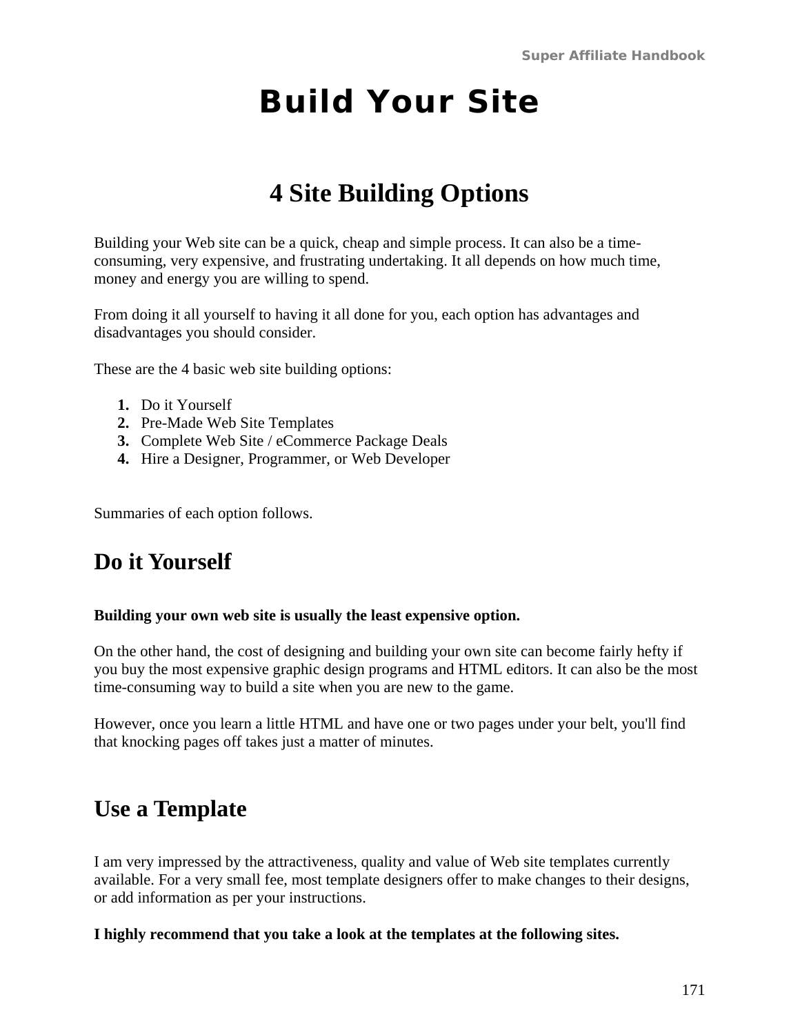# Build Your Site

## 4 Site Building Options

Building your Web site can be a quick, cheap and simple process. It can also be a time-consuming, very expensive, and frustrating undertaking. It all depends on how much time, money and energy you are willing to spend.

From doing it all yourself to having it all done for you, each option has advantages and disadvantages you should consider.

These are the 4 basic web site building options:

1. Do it Yourself
2. Pre-Made Web Site Templates
3. Complete Web Site / eCommerce Package Deals
4. Hire a Designer, Programmer, or Web Developer

Summaries of each option follows.

## Do it Yourself

**Building your own web site is usually the least expensive option.**

On the other hand, the cost of designing and building your own site can become fairly hefty if you buy the most expensive graphic design programs and HTML editors. It can also be the most time-consuming way to build a site when you are new to the game.

However, once you learn a little HTML and have one or two pages under your belt, you'll find that knocking pages off takes just a matter of minutes.

## Use a Template

I am very impressed by the attractiveness, quality and value of Web site templates currently available. For a very small fee, most template designers offer to make changes to their designs, or add information as per your instructions.

**I highly recommend that you take a look at the templates at the following sites.**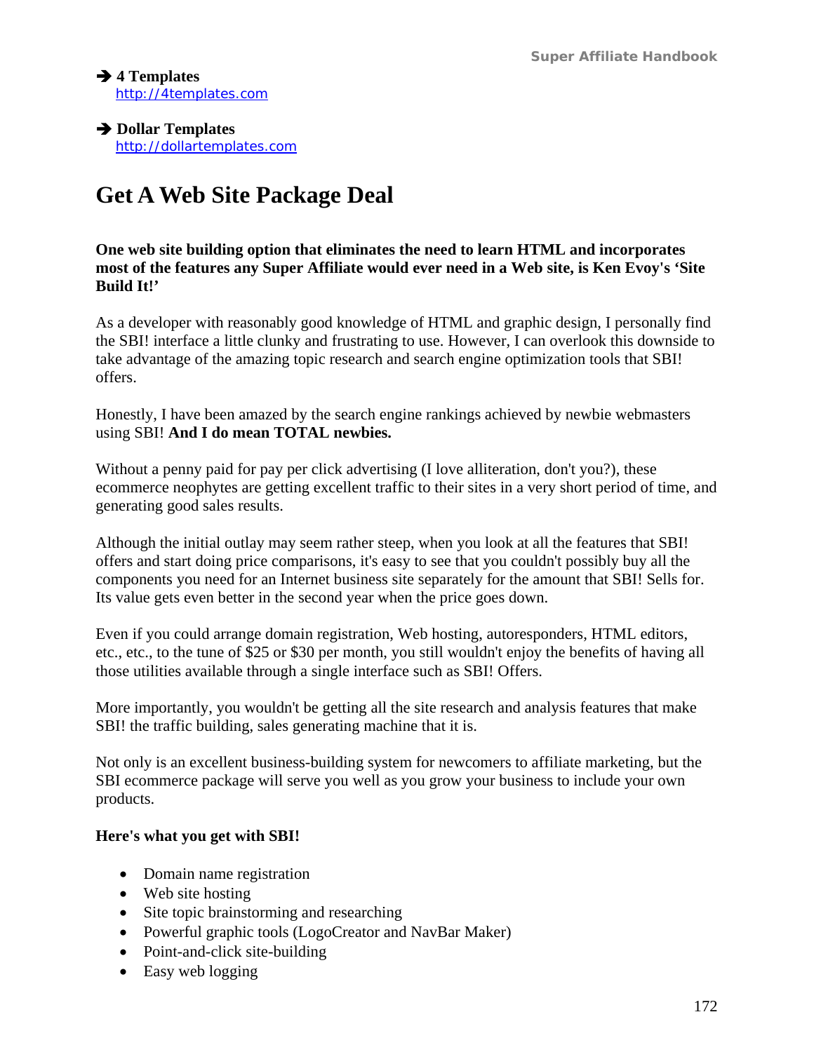➔ **4 Templates**
[http://4templates.com](http://4templates.com)

➔ **Dollar Templates**
[http://dollartemplates.com](http://dollartemplates.com)

# Get A Web Site Package Deal

**One web site building option that eliminates the need to learn HTML and incorporates most of the features any Super Affiliate would ever need in a Web site, is Ken Evoy's 'Site Build It!'**

As a developer with reasonably good knowledge of HTML and graphic design, I personally find the SBI! interface a little clunky and frustrating to use. However, I can overlook this downside to take advantage of the amazing topic research and search engine optimization tools that SBI! offers.

Honestly, I have been amazed by the search engine rankings achieved by newbie webmasters using SBI! **And I do mean TOTAL newbies.**

Without a penny paid for pay per click advertising (I love alliteration, don't you?), these ecommerce neophytes are getting excellent traffic to their sites in a very short period of time, and generating good sales results.

Although the initial outlay may seem rather steep, when you look at all the features that SBI! offers and start doing price comparisons, it's easy to see that you couldn't possibly buy all the components you need for an Internet business site separately for the amount that SBI! Sells for. Its value gets even better in the second year when the price goes down.

Even if you could arrange domain registration, Web hosting, autoresponders, HTML editors, etc., etc., to the tune of $25 or $30 per month, you still wouldn't enjoy the benefits of having all those utilities available through a single interface such as SBI! Offers.

More importantly, you wouldn't be getting all the site research and analysis features that make SBI! the traffic building, sales generating machine that it is.

Not only is an excellent business-building system for newcomers to affiliate marketing, but the SBI ecommerce package will serve you well as you grow your business to include your own products.

**Here's what you get with SBI!**

- Domain name registration
- Web site hosting
- Site topic brainstorming and researching
- Powerful graphic tools (LogoCreator and NavBar Maker)
- Point-and-click site-building
- Easy web logging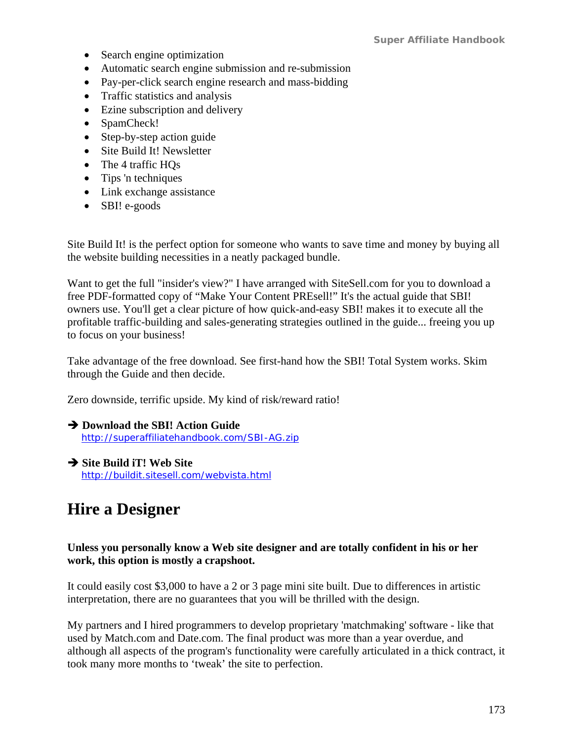- Search engine optimization
- Automatic search engine submission and re-submission
- Pay-per-click search engine research and mass-bidding
- Traffic statistics and analysis
- Ezine subscription and delivery
- SpamCheck!
- Step-by-step action guide
- Site Build It! Newsletter
- The 4 traffic HQs
- Tips 'n techniques
- Link exchange assistance
- SBI! e-goods

Site Build It! is the perfect option for someone who wants to save time and money by buying all the website building necessities in a neatly packaged bundle.

Want to get the full "insider's view?" I have arranged with SiteSell.com for you to download a free PDF-formatted copy of “Make Your Content PREsell!” It's the actual guide that SBI! owners use. You'll get a clear picture of how quick-and-easy SBI! makes it to execute all the profitable traffic-building and sales-generating strategies outlined in the guide... freeing you up to focus on your business!

Take advantage of the free download. See first-hand how the SBI! Total System works. Skim through the Guide and then decide.

Zero downside, terrific upside. My kind of risk/reward ratio!

➔ **Download the SBI! Action Guide**
http://superaffiliatehandbook.com/SBI-AG.zip

➔ **Site Build iT! Web Site**
http://buildit.sitesell.com/webvista.html

# Hire a Designer

**Unless you personally know a Web site designer and are totally confident in his or her work, this option is mostly a crapshoot.**

It could easily cost $3,000 to have a 2 or 3 page mini site built. Due to differences in artistic interpretation, there are no guarantees that you will be thrilled with the design.

My partners and I hired programmers to develop proprietary 'matchmaking' software - like that used by Match.com and Date.com. The final product was more than a year overdue, and although all aspects of the program's functionality were carefully articulated in a thick contract, it took many more months to ‘tweak’ the site to perfection.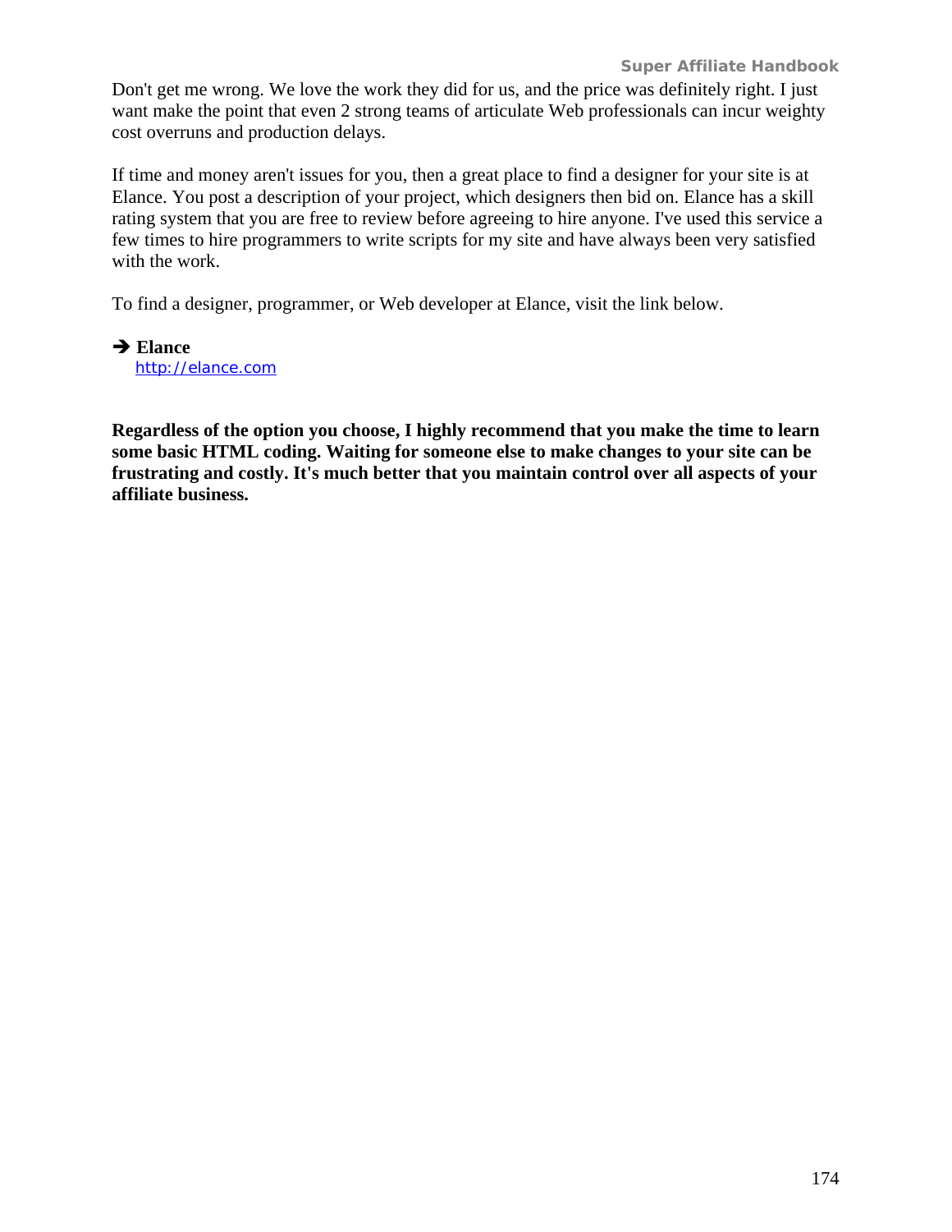Don't get me wrong. We love the work they did for us, and the price was definitely right. I just want make the point that even 2 strong teams of articulate Web professionals can incur weighty cost overruns and production delays.

If time and money aren't issues for you, then a great place to find a designer for your site is at Elance. You post a description of your project, which designers then bid on. Elance has a skill rating system that you are free to review before agreeing to hire anyone. I've used this service a few times to hire programmers to write scripts for my site and have always been very satisfied with the work.

To find a designer, programmer, or Web developer at Elance, visit the link below.

➔ **Elance**
 [http://elance.com](http://elance.com)

**Regardless of the option you choose, I highly recommend that you make the time to learn some basic HTML coding. Waiting for someone else to make changes to your site can be frustrating and costly. It's much better that you maintain control over all aspects of your affiliate business.**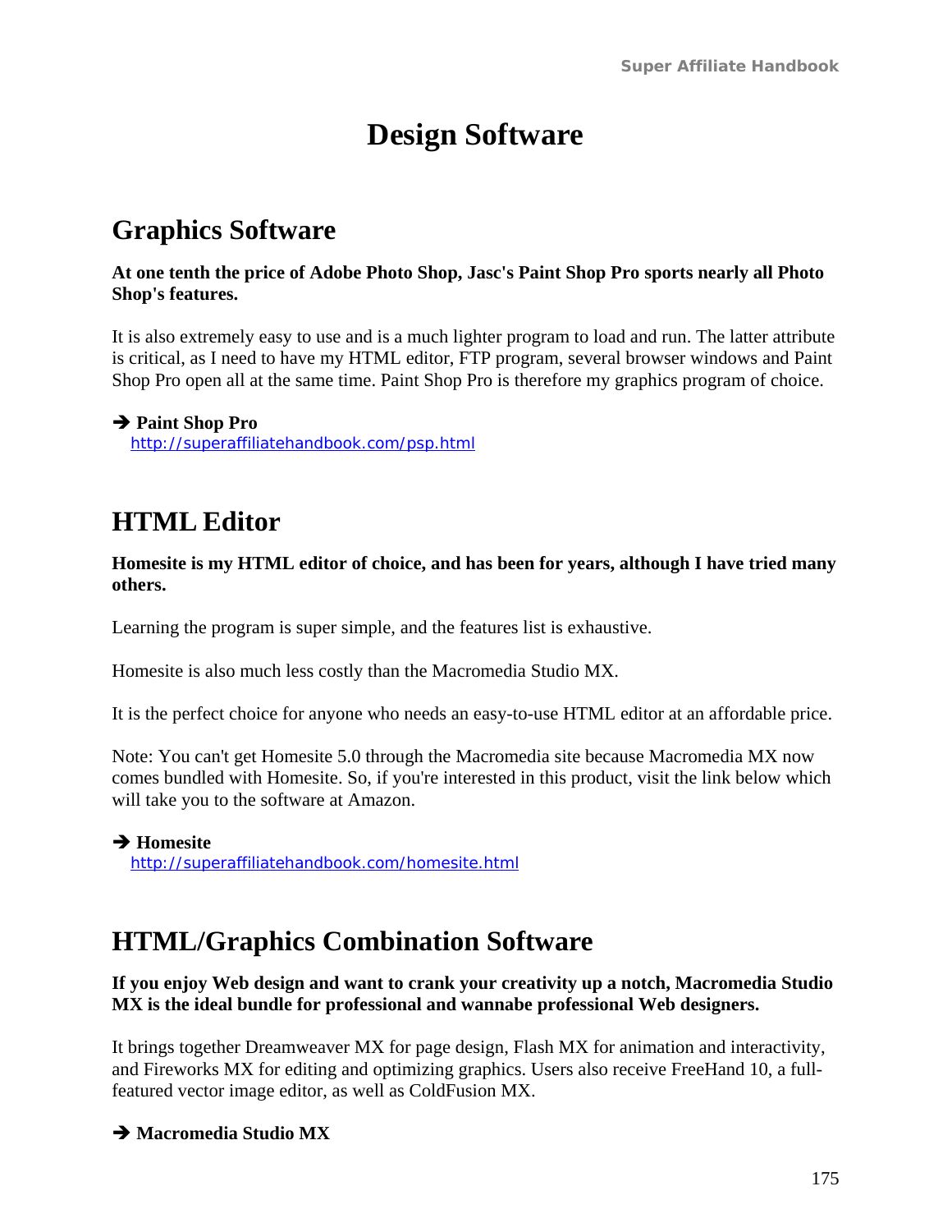# Design Software

## Graphics Software

**At one tenth the price of Adobe Photo Shop, Jasc's Paint Shop Pro sports nearly all Photo Shop's features.**

It is also extremely easy to use and is a much lighter program to load and run. The latter attribute is critical, as I need to have my HTML editor, FTP program, several browser windows and Paint Shop Pro open all at the same time. Paint Shop Pro is therefore my graphics program of choice.

➔ **Paint Shop Pro**
http://superaffiliatehandbook.com/psp.html

## HTML Editor

**Homesite is my HTML editor of choice, and has been for years, although I have tried many others.**

Learning the program is super simple, and the features list is exhaustive.

Homesite is also much less costly than the Macromedia Studio MX.

It is the perfect choice for anyone who needs an easy-to-use HTML editor at an affordable price.

Note: You can't get Homesite 5.0 through the Macromedia site because Macromedia MX now comes bundled with Homesite. So, if you're interested in this product, visit the link below which will take you to the software at Amazon.

➔ **Homesite**
http://superaffiliatehandbook.com/homesite.html

## HTML/Graphics Combination Software

**If you enjoy Web design and want to crank your creativity up a notch, Macromedia Studio MX is the ideal bundle for professional and wannabe professional Web designers.**

It brings together Dreamweaver MX for page design, Flash MX for animation and interactivity, and Fireworks MX for editing and optimizing graphics. Users also receive FreeHand 10, a full-featured vector image editor, as well as ColdFusion MX.

➔ **Macromedia Studio MX**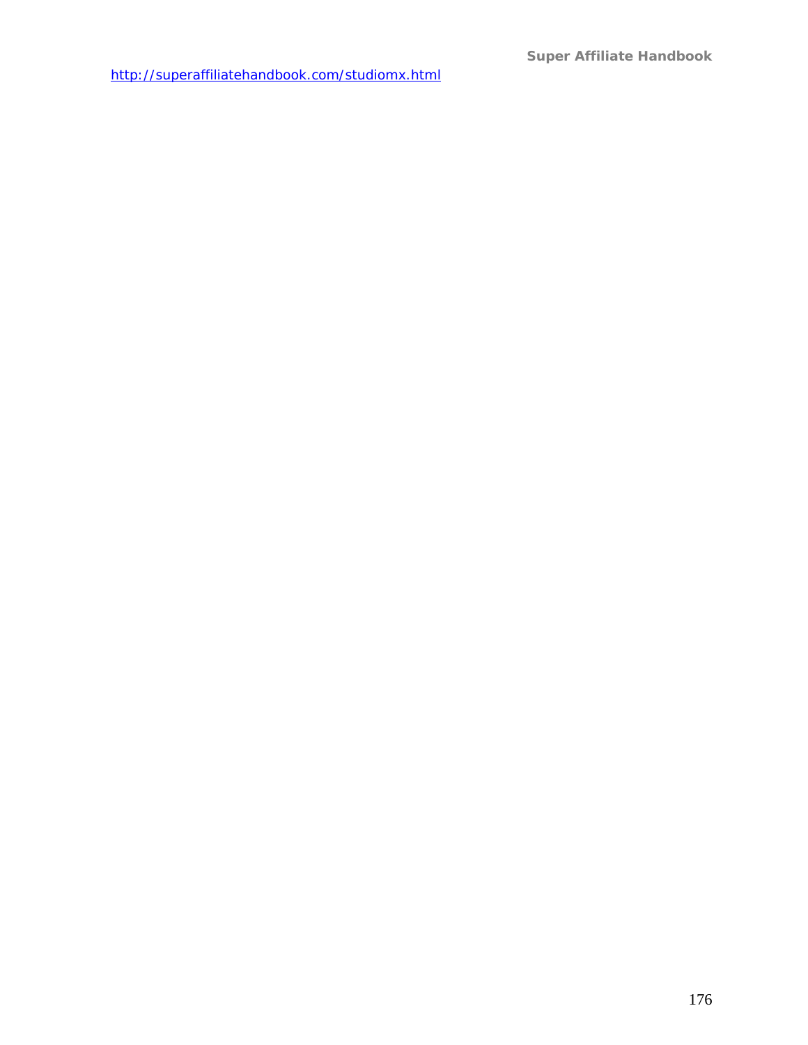http://superaffiliatehandbook.com/studiomx.html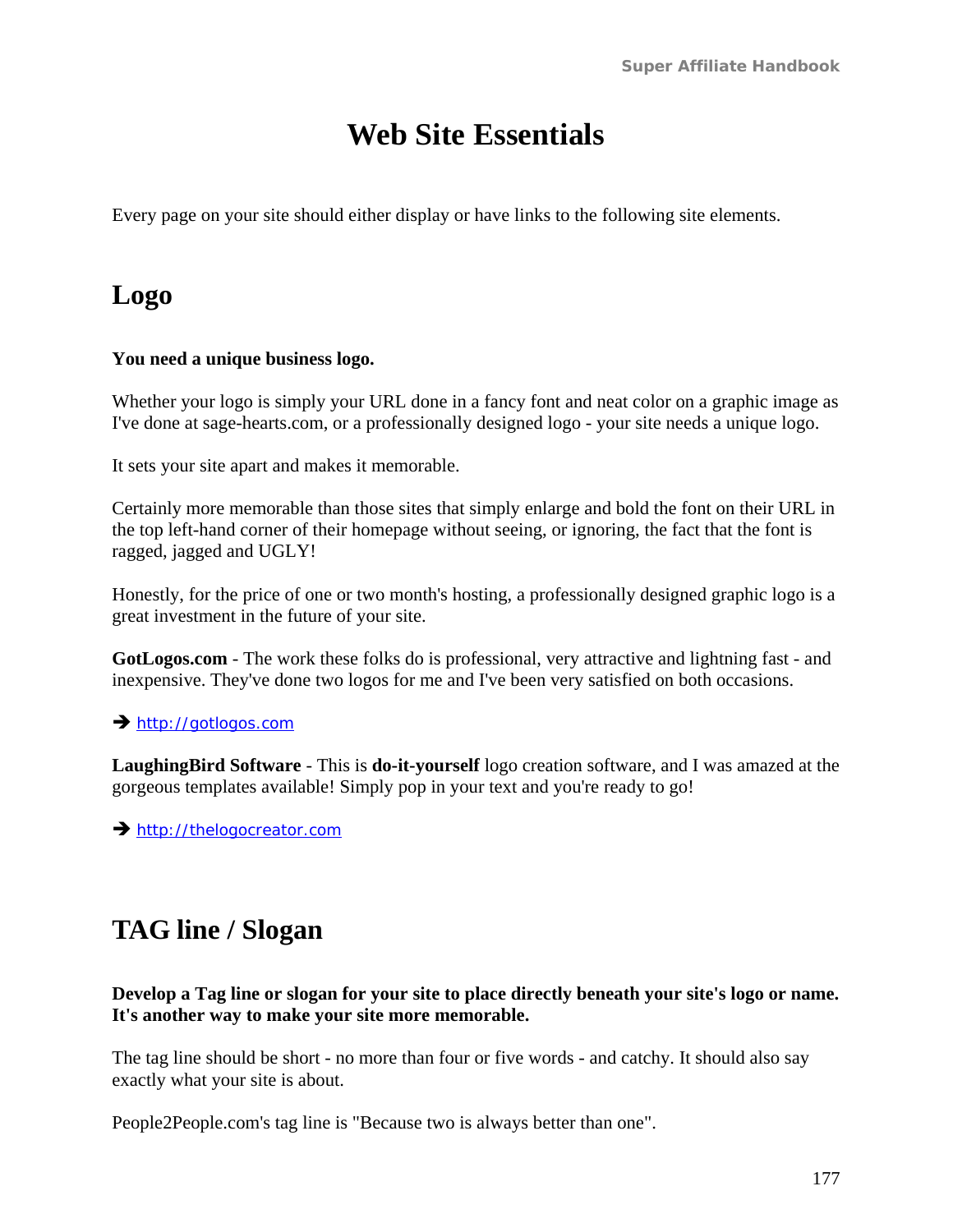# Web Site Essentials

Every page on your site should either display or have links to the following site elements.

## Logo

**You need a unique business logo.**

Whether your logo is simply your URL done in a fancy font and neat color on a graphic image as I've done at sage-hearts.com, or a professionally designed logo - your site needs a unique logo.

It sets your site apart and makes it memorable.

Certainly more memorable than those sites that simply enlarge and bold the font on their URL in the top left-hand corner of their homepage without seeing, or ignoring, the fact that the font is ragged, jagged and UGLY!

Honestly, for the price of one or two month's hosting, a professionally designed graphic logo is a great investment in the future of your site.

**GotLogos.com** - The work these folks do is professional, very attractive and lightning fast - and inexpensive. They've done two logos for me and I've been very satisfied on both occasions.

➔ http://gotlogos.com

**LaughingBird Software** - This is **do-it-yourself** logo creation software, and I was amazed at the gorgeous templates available! Simply pop in your text and you're ready to go!

➔ http://thelogocreator.com

## TAG line / Slogan

**Develop a Tag line or slogan for your site to place directly beneath your site's logo or name. It's another way to make your site more memorable.**

The tag line should be short - no more than four or five words - and catchy. It should also say exactly what your site is about.

People2People.com's tag line is "Because two is always better than one".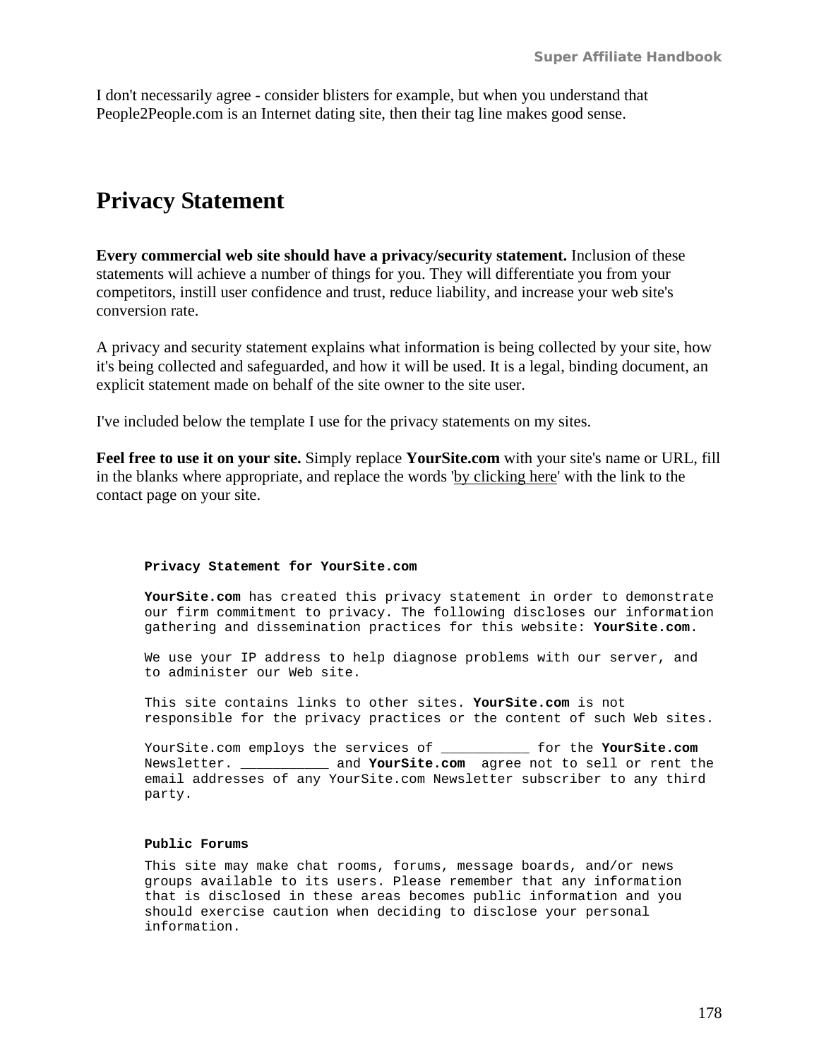I don't necessarily agree - consider blisters for example, but when you understand that People2People.com is an Internet dating site, then their tag line makes good sense.

## Privacy Statement

**Every commercial web site should have a privacy/security statement.** Inclusion of these statements will achieve a number of things for you. They will differentiate you from your competitors, instill user confidence and trust, reduce liability, and increase your web site's conversion rate.

A privacy and security statement explains what information is being collected by your site, how it's being collected and safeguarded, and how it will be used. It is a legal, binding document, an explicit statement made on behalf of the site owner to the site user.

I've included below the template I use for the privacy statements on my sites.

**Feel free to use it on your site.** Simply replace **YourSite.com** with your site's name or URL, fill in the blanks where appropriate, and replace the words 'by clicking here' with the link to the contact page on your site.

```
Privacy Statement for YourSite.com

YourSite.com has created this privacy statement in order to demonstrate
our firm commitment to privacy. The following discloses our information
gathering and dissemination practices for this website: YourSite.com.

We use your IP address to help diagnose problems with our server, and
to administer our Web site.

This site contains links to other sites. YourSite.com is not
responsible for the privacy practices or the content of such Web sites.

YourSite.com employs the services of ___________ for the YourSite.com
Newsletter. ___________ and YourSite.com  agree not to sell or rent the
email addresses of any YourSite.com Newsletter subscriber to any third
party.


Public Forums

This site may make chat rooms, forums, message boards, and/or news
groups available to its users. Please remember that any information
that is disclosed in these areas becomes public information and you
should exercise caution when deciding to disclose your personal
information.
```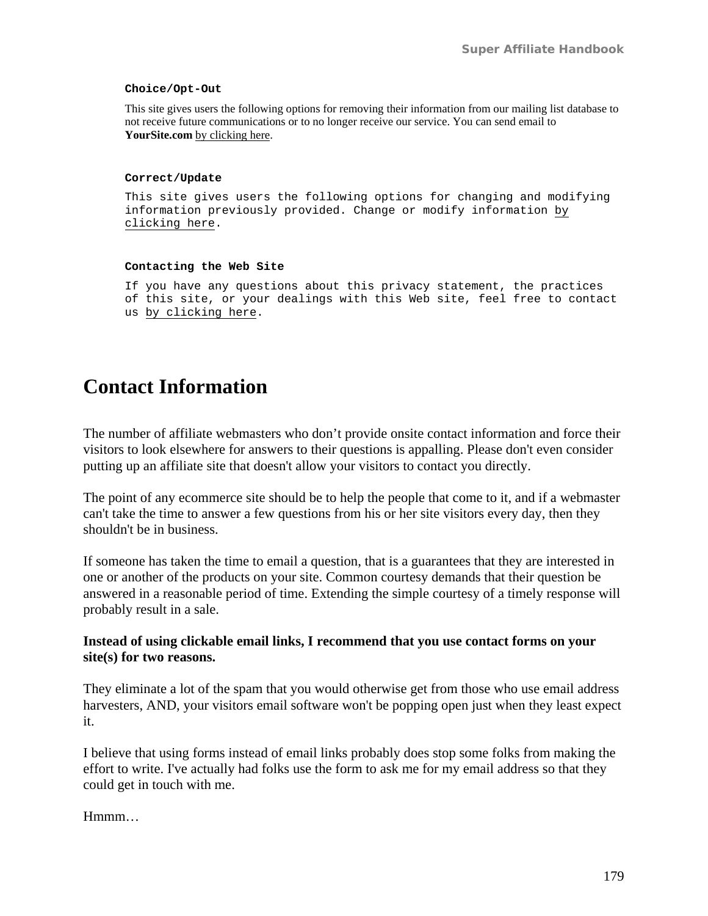**Choice/Opt-Out**

This site gives users the following options for removing their information from our mailing list database to not receive future communications or to no longer receive our service. You can send email to **YourSite.com** by clicking here.

**Correct/Update**

This site gives users the following options for changing and modifying information previously provided. Change or modify information by clicking here.

**Contacting the Web Site**

If you have any questions about this privacy statement, the practices of this site, or your dealings with this Web site, feel free to contact us by clicking here.

# Contact Information

The number of affiliate webmasters who don't provide onsite contact information and force their visitors to look elsewhere for answers to their questions is appalling. Please don't even consider putting up an affiliate site that doesn't allow your visitors to contact you directly.

The point of any ecommerce site should be to help the people that come to it, and if a webmaster can't take the time to answer a few questions from his or her site visitors every day, then they shouldn't be in business.

If someone has taken the time to email a question, that is a guarantees that they are interested in one or another of the products on your site. Common courtesy demands that their question be answered in a reasonable period of time. Extending the simple courtesy of a timely response will probably result in a sale.

**Instead of using clickable email links, I recommend that you use contact forms on your site(s) for two reasons.**

They eliminate a lot of the spam that you would otherwise get from those who use email address harvesters, AND, your visitors email software won't be popping open just when they least expect it.

I believe that using forms instead of email links probably does stop some folks from making the effort to write. I've actually had folks use the form to ask me for my email address so that they could get in touch with me.

Hmmm…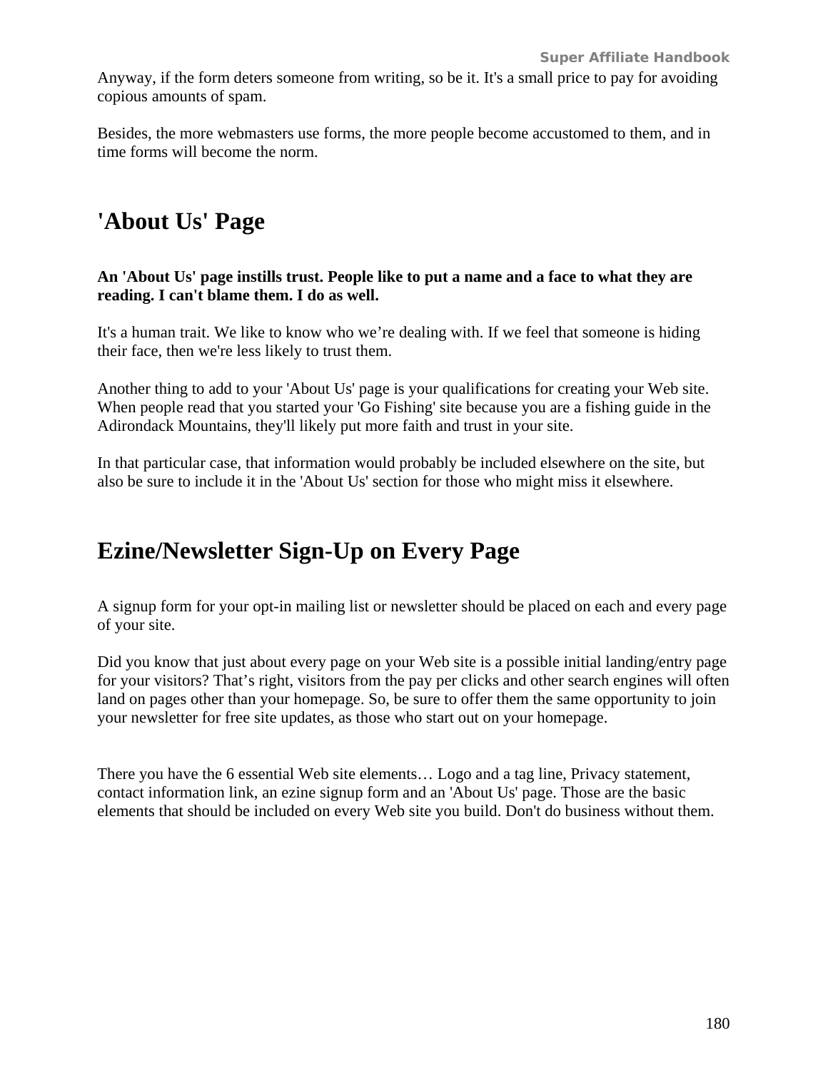Anyway, if the form deters someone from writing, so be it. It's a small price to pay for avoiding copious amounts of spam.

Besides, the more webmasters use forms, the more people become accustomed to them, and in time forms will become the norm.

## 'About Us' Page

**An 'About Us' page instills trust. People like to put a name and a face to what they are reading. I can't blame them. I do as well.**

It's a human trait. We like to know who we're dealing with. If we feel that someone is hiding their face, then we're less likely to trust them.

Another thing to add to your 'About Us' page is your qualifications for creating your Web site. When people read that you started your 'Go Fishing' site because you are a fishing guide in the Adirondack Mountains, they'll likely put more faith and trust in your site.

In that particular case, that information would probably be included elsewhere on the site, but also be sure to include it in the 'About Us' section for those who might miss it elsewhere.

## Ezine/Newsletter Sign-Up on Every Page

A signup form for your opt-in mailing list or newsletter should be placed on each and every page of your site.

Did you know that just about every page on your Web site is a possible initial landing/entry page for your visitors? That's right, visitors from the pay per clicks and other search engines will often land on pages other than your homepage. So, be sure to offer them the same opportunity to join your newsletter for free site updates, as those who start out on your homepage.

There you have the 6 essential Web site elements… Logo and a tag line, Privacy statement, contact information link, an ezine signup form and an 'About Us' page. Those are the basic elements that should be included on every Web site you build. Don't do business without them.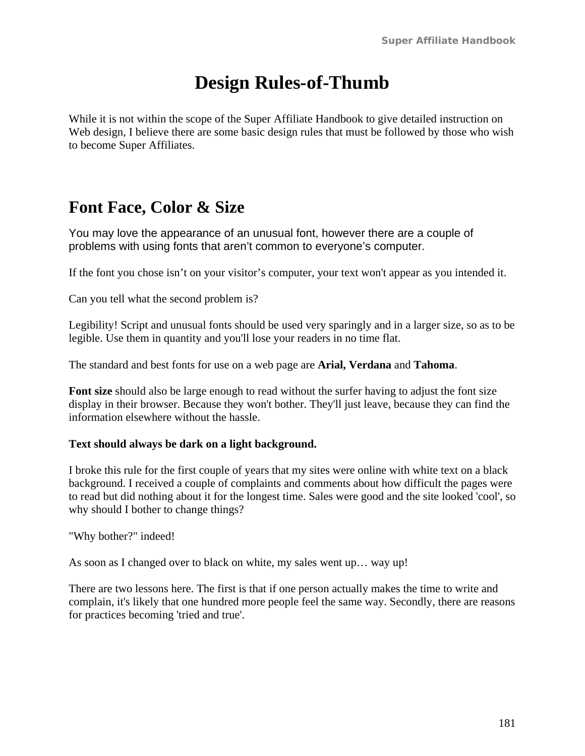# Design Rules-of-Thumb

While it is not within the scope of the Super Affiliate Handbook to give detailed instruction on Web design, I believe there are some basic design rules that must be followed by those who wish to become Super Affiliates.

## Font Face, Color & Size

You may love the appearance of an unusual font, however there are a couple of problems with using fonts that aren't common to everyone's computer.

If the font you chose isn't on your visitor's computer, your text won't appear as you intended it.

Can you tell what the second problem is?

Legibility! Script and unusual fonts should be used very sparingly and in a larger size, so as to be legible. Use them in quantity and you'll lose your readers in no time flat.

The standard and best fonts for use on a web page are **Arial, Verdana** and **Tahoma**.

**Font size** should also be large enough to read without the surfer having to adjust the font size display in their browser. Because they won't bother. They'll just leave, because they can find the information elsewhere without the hassle.

**Text should always be dark on a light background.**

I broke this rule for the first couple of years that my sites were online with white text on a black background. I received a couple of complaints and comments about how difficult the pages were to read but did nothing about it for the longest time. Sales were good and the site looked 'cool', so why should I bother to change things?

"Why bother?" indeed!

As soon as I changed over to black on white, my sales went up… way up!

There are two lessons here. The first is that if one person actually makes the time to write and complain, it's likely that one hundred more people feel the same way. Secondly, there are reasons for practices becoming 'tried and true'.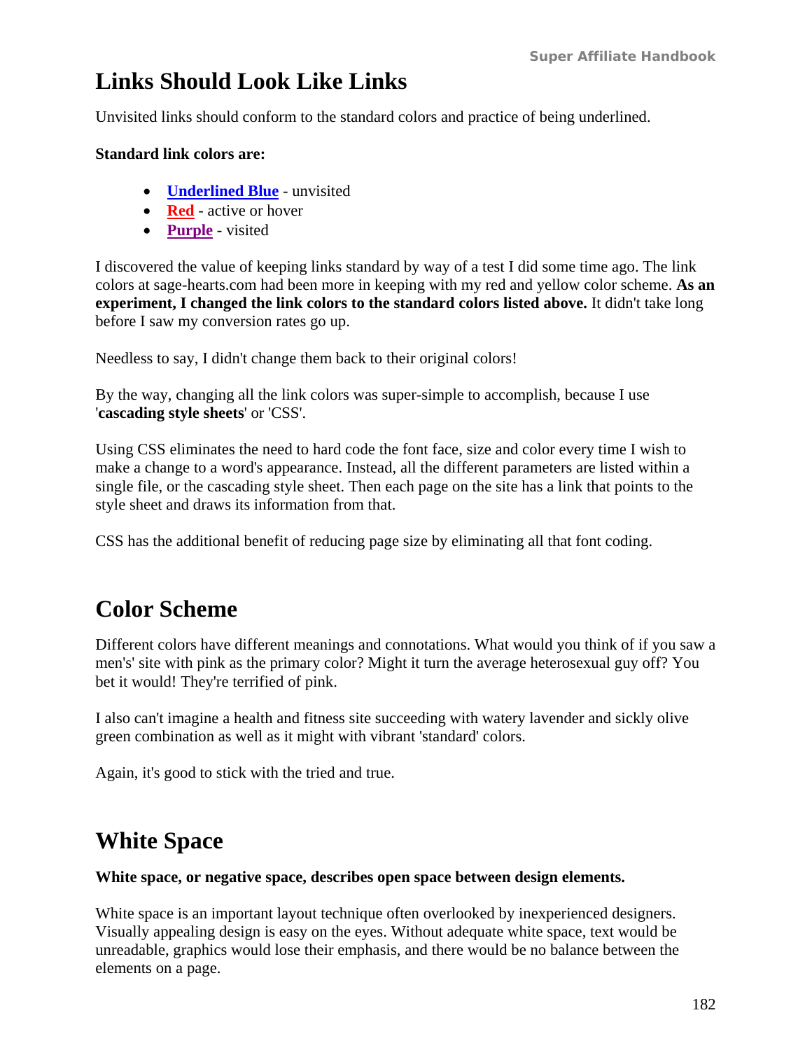# Links Should Look Like Links

Unvisited links should conform to the standard colors and practice of being underlined.

**Standard link colors are:**

- **Underlined Blue** - unvisited
- **Red** - active or hover
- **Purple** - visited

I discovered the value of keeping links standard by way of a test I did some time ago. The link colors at sage-hearts.com had been more in keeping with my red and yellow color scheme. **As an experiment, I changed the link colors to the standard colors listed above.** It didn't take long before I saw my conversion rates go up.

Needless to say, I didn't change them back to their original colors!

By the way, changing all the link colors was super-simple to accomplish, because I use '**cascading style sheets**' or 'CSS'.

Using CSS eliminates the need to hard code the font face, size and color every time I wish to make a change to a word's appearance. Instead, all the different parameters are listed within a single file, or the cascading style sheet. Then each page on the site has a link that points to the style sheet and draws its information from that.

CSS has the additional benefit of reducing page size by eliminating all that font coding.

# Color Scheme

Different colors have different meanings and connotations. What would you think of if you saw a men's' site with pink as the primary color? Might it turn the average heterosexual guy off? You bet it would! They're terrified of pink.

I also can't imagine a health and fitness site succeeding with watery lavender and sickly olive green combination as well as it might with vibrant 'standard' colors.

Again, it's good to stick with the tried and true.

# White Space

**White space, or negative space, describes open space between design elements.**

White space is an important layout technique often overlooked by inexperienced designers. Visually appealing design is easy on the eyes. Without adequate white space, text would be unreadable, graphics would lose their emphasis, and there would be no balance between the elements on a page.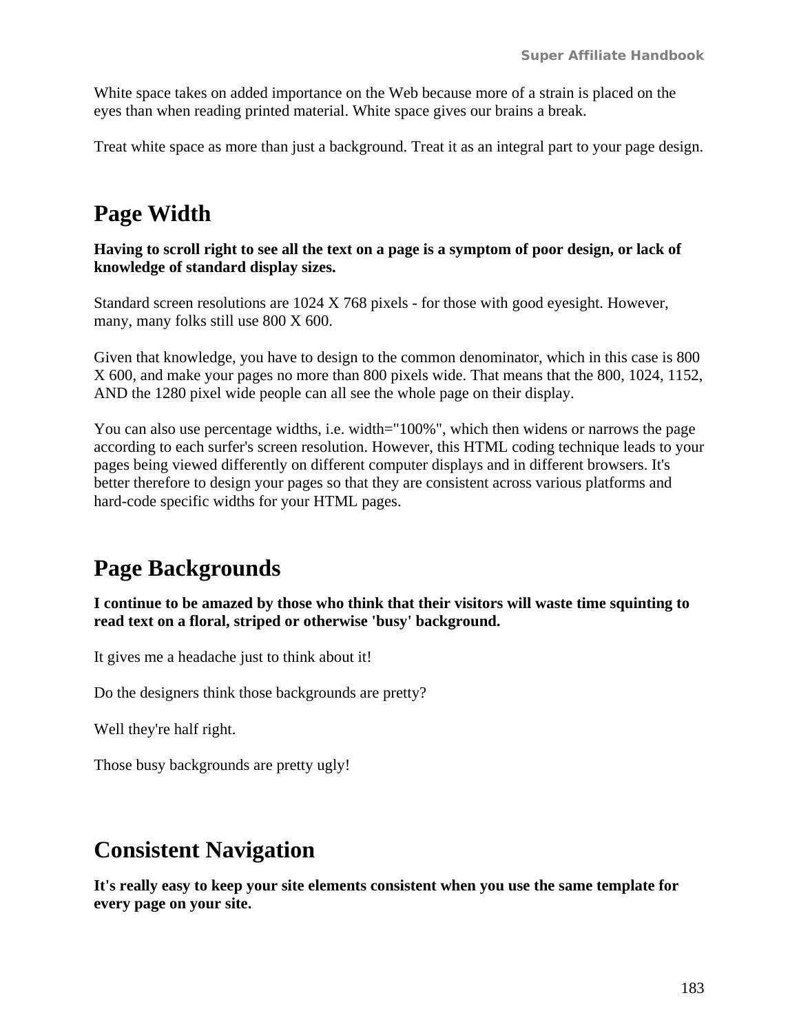White space takes on added importance on the Web because more of a strain is placed on the eyes than when reading printed material. White space gives our brains a break.

Treat white space as more than just a background. Treat it as an integral part to your page design.

## Page Width

**Having to scroll right to see all the text on a page is a symptom of poor design, or lack of knowledge of standard display sizes.**

Standard screen resolutions are 1024 X 768 pixels - for those with good eyesight. However, many, many folks still use 800 X 600.

Given that knowledge, you have to design to the common denominator, which in this case is 800 X 600, and make your pages no more than 800 pixels wide. That means that the 800, 1024, 1152, AND the 1280 pixel wide people can all see the whole page on their display.

You can also use percentage widths, i.e. width="100%", which then widens or narrows the page according to each surfer's screen resolution. However, this HTML coding technique leads to your pages being viewed differently on different computer displays and in different browsers. It's better therefore to design your pages so that they are consistent across various platforms and hard-code specific widths for your HTML pages.

## Page Backgrounds

**I continue to be amazed by those who think that their visitors will waste time squinting to read text on a floral, striped or otherwise 'busy' background.**

It gives me a headache just to think about it!

Do the designers think those backgrounds are pretty?

Well they're half right.

Those busy backgrounds are pretty ugly!

## Consistent Navigation

**It's really easy to keep your site elements consistent when you use the same template for every page on your site.**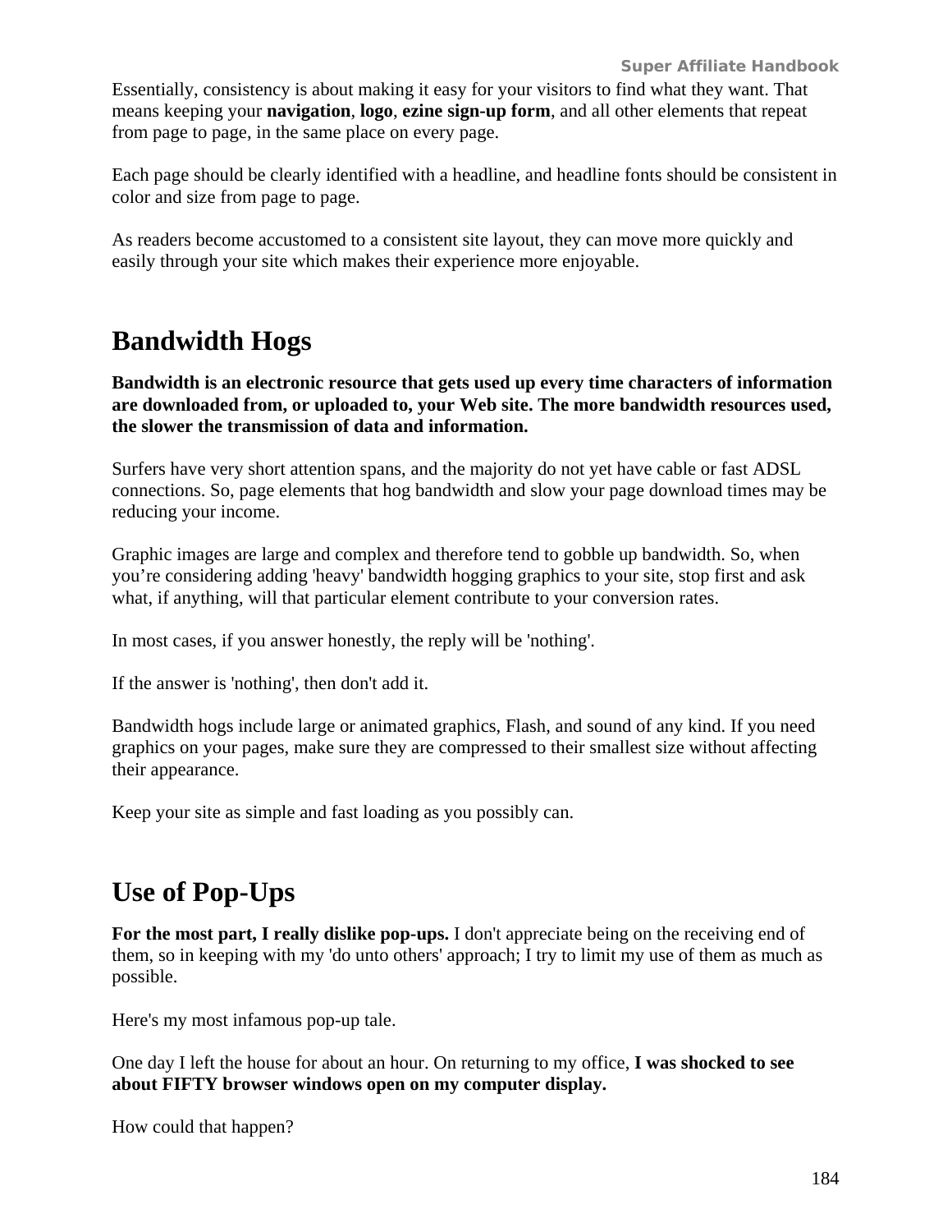Essentially, consistency is about making it easy for your visitors to find what they want. That means keeping your **navigation**, **logo**, **ezine sign-up form**, and all other elements that repeat from page to page, in the same place on every page.

Each page should be clearly identified with a headline, and headline fonts should be consistent in color and size from page to page.

As readers become accustomed to a consistent site layout, they can move more quickly and easily through your site which makes their experience more enjoyable.

## Bandwidth Hogs

**Bandwidth is an electronic resource that gets used up every time characters of information are downloaded from, or uploaded to, your Web site. The more bandwidth resources used, the slower the transmission of data and information.**

Surfers have very short attention spans, and the majority do not yet have cable or fast ADSL connections. So, page elements that hog bandwidth and slow your page download times may be reducing your income.

Graphic images are large and complex and therefore tend to gobble up bandwidth. So, when you're considering adding 'heavy' bandwidth hogging graphics to your site, stop first and ask what, if anything, will that particular element contribute to your conversion rates.

In most cases, if you answer honestly, the reply will be 'nothing'.

If the answer is 'nothing', then don't add it.

Bandwidth hogs include large or animated graphics, Flash, and sound of any kind. If you need graphics on your pages, make sure they are compressed to their smallest size without affecting their appearance.

Keep your site as simple and fast loading as you possibly can.

## Use of Pop-Ups

**For the most part, I really dislike pop-ups.** I don't appreciate being on the receiving end of them, so in keeping with my 'do unto others' approach; I try to limit my use of them as much as possible.

Here's my most infamous pop-up tale.

One day I left the house for about an hour. On returning to my office, **I was shocked to see about FIFTY browser windows open on my computer display.**

How could that happen?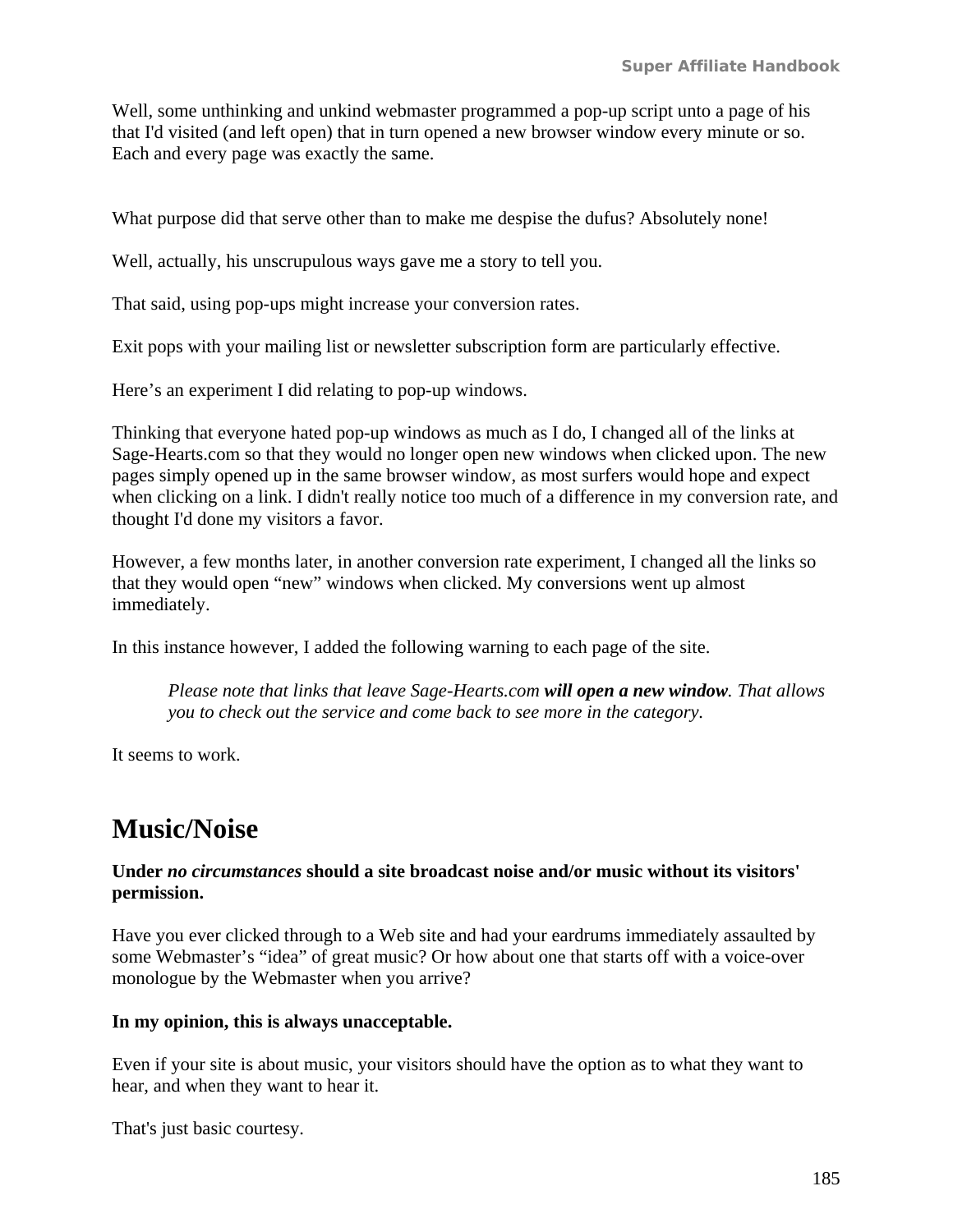Well, some unthinking and unkind webmaster programmed a pop-up script unto a page of his that I'd visited (and left open) that in turn opened a new browser window every minute or so. Each and every page was exactly the same.

What purpose did that serve other than to make me despise the dufus? Absolutely none!

Well, actually, his unscrupulous ways gave me a story to tell you.

That said, using pop-ups might increase your conversion rates.

Exit pops with your mailing list or newsletter subscription form are particularly effective.

Here's an experiment I did relating to pop-up windows.

Thinking that everyone hated pop-up windows as much as I do, I changed all of the links at Sage-Hearts.com so that they would no longer open new windows when clicked upon. The new pages simply opened up in the same browser window, as most surfers would hope and expect when clicking on a link. I didn't really notice too much of a difference in my conversion rate, and thought I'd done my visitors a favor.

However, a few months later, in another conversion rate experiment, I changed all the links so that they would open "new" windows when clicked. My conversions went up almost immediately.

In this instance however, I added the following warning to each page of the site.

> *Please note that links that leave Sage-Hearts.com* ***will open a new window****. That allows you to check out the service and come back to see more in the category.*

It seems to work.

## Music/Noise

**Under *no circumstances* should a site broadcast noise and/or music without its visitors' permission.**

Have you ever clicked through to a Web site and had your eardrums immediately assaulted by some Webmaster's "idea" of great music? Or how about one that starts off with a voice-over monologue by the Webmaster when you arrive?

**In my opinion, this is always unacceptable.**

Even if your site is about music, your visitors should have the option as to what they want to hear, and when they want to hear it.

That's just basic courtesy.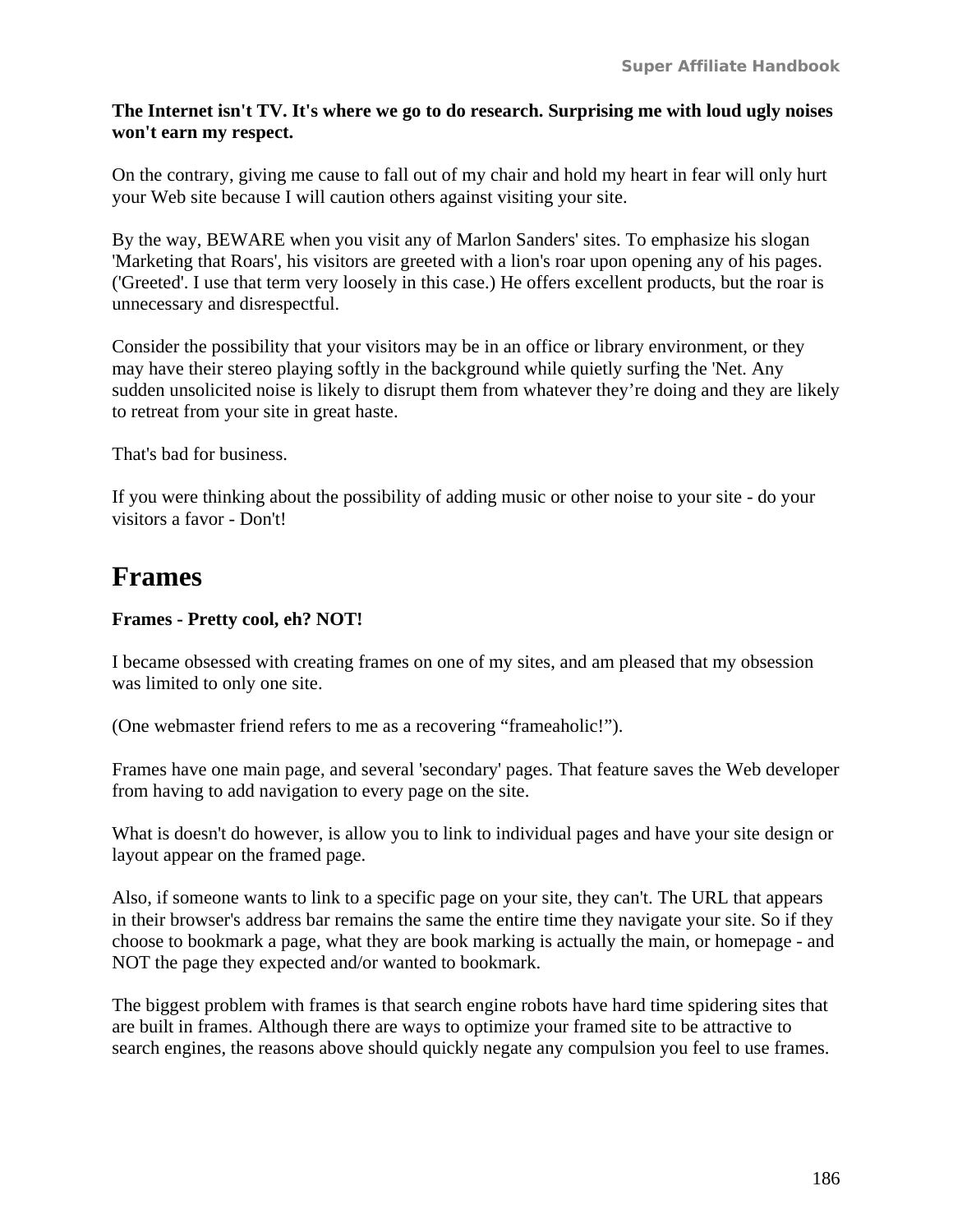**The Internet isn't TV. It's where we go to do research. Surprising me with loud ugly noises won't earn my respect.**

On the contrary, giving me cause to fall out of my chair and hold my heart in fear will only hurt your Web site because I will caution others against visiting your site.

By the way, BEWARE when you visit any of Marlon Sanders' sites. To emphasize his slogan 'Marketing that Roars', his visitors are greeted with a lion's roar upon opening any of his pages. ('Greeted'. I use that term very loosely in this case.) He offers excellent products, but the roar is unnecessary and disrespectful.

Consider the possibility that your visitors may be in an office or library environment, or they may have their stereo playing softly in the background while quietly surfing the 'Net. Any sudden unsolicited noise is likely to disrupt them from whatever they're doing and they are likely to retreat from your site in great haste.

That's bad for business.

If you were thinking about the possibility of adding music or other noise to your site - do your visitors a favor - Don't!

# Frames

**Frames - Pretty cool, eh? NOT!**

I became obsessed with creating frames on one of my sites, and am pleased that my obsession was limited to only one site.

(One webmaster friend refers to me as a recovering "frameaholic!").

Frames have one main page, and several 'secondary' pages. That feature saves the Web developer from having to add navigation to every page on the site.

What is doesn't do however, is allow you to link to individual pages and have your site design or layout appear on the framed page.

Also, if someone wants to link to a specific page on your site, they can't. The URL that appears in their browser's address bar remains the same the entire time they navigate your site. So if they choose to bookmark a page, what they are book marking is actually the main, or homepage - and NOT the page they expected and/or wanted to bookmark.

The biggest problem with frames is that search engine robots have hard time spidering sites that are built in frames. Although there are ways to optimize your framed site to be attractive to search engines, the reasons above should quickly negate any compulsion you feel to use frames.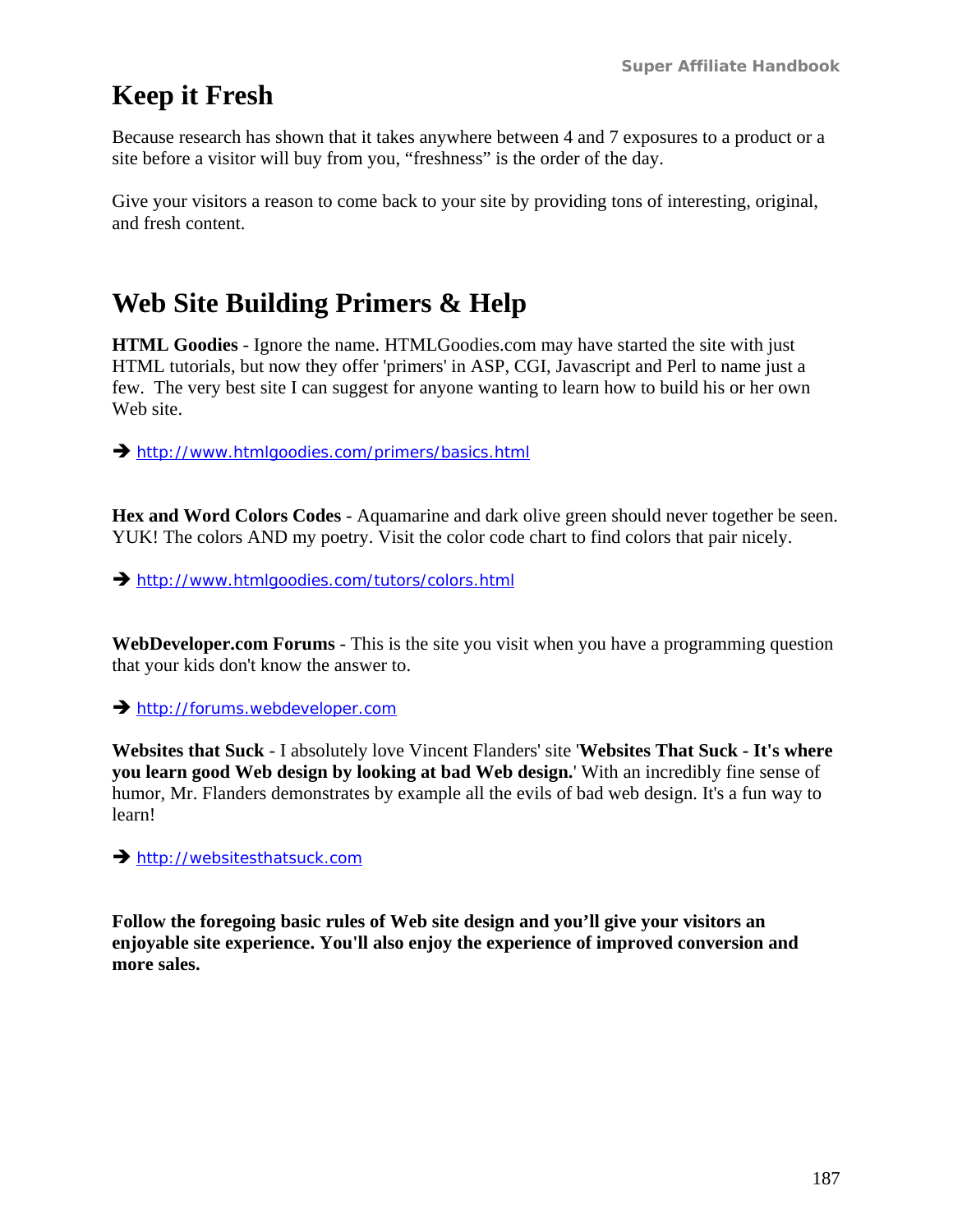# Keep it Fresh

Because research has shown that it takes anywhere between 4 and 7 exposures to a product or a site before a visitor will buy from you, “freshness” is the order of the day.

Give your visitors a reason to come back to your site by providing tons of interesting, original, and fresh content.

# Web Site Building Primers & Help

**HTML Goodies** - Ignore the name. HTMLGoodies.com may have started the site with just HTML tutorials, but now they offer 'primers' in ASP, CGI, Javascript and Perl to name just a few. The very best site I can suggest for anyone wanting to learn how to build his or her own Web site.

➔ http://www.htmlgoodies.com/primers/basics.html

**Hex and Word Colors Codes** - Aquamarine and dark olive green should never together be seen. YUK! The colors AND my poetry. Visit the color code chart to find colors that pair nicely.

➔ http://www.htmlgoodies.com/tutors/colors.html

**WebDeveloper.com Forums** - This is the site you visit when you have a programming question that your kids don't know the answer to.

➔ http://forums.webdeveloper.com

**Websites that Suck** - I absolutely love Vincent Flanders' site '**Websites That Suck - It's where you learn good Web design by looking at bad Web design.**' With an incredibly fine sense of humor, Mr. Flanders demonstrates by example all the evils of bad web design. It's a fun way to learn!

➔ http://websitesthatsuck.com

**Follow the foregoing basic rules of Web site design and you’ll give your visitors an enjoyable site experience. You'll also enjoy the experience of improved conversion and more sales.**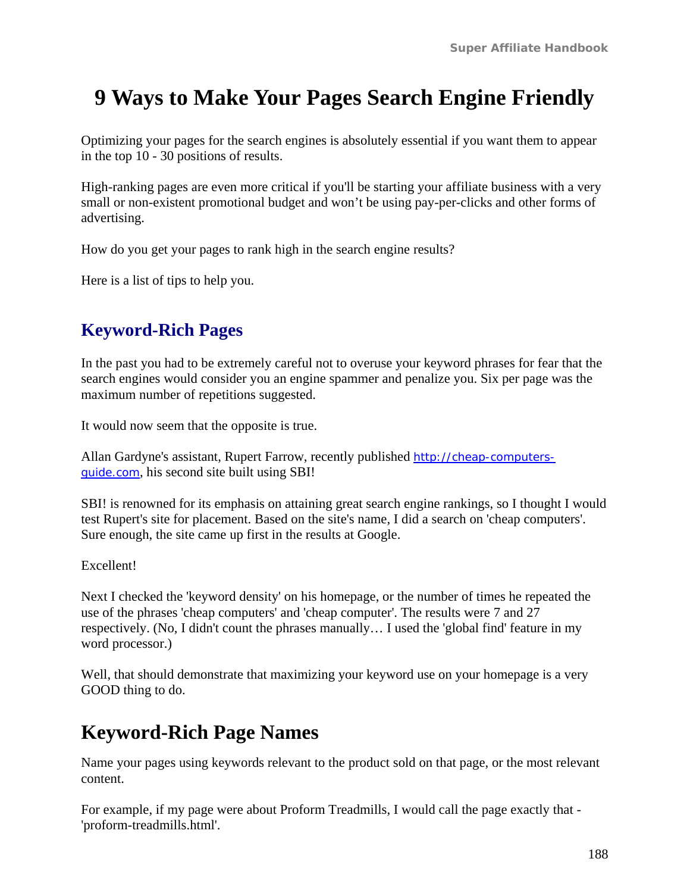# 9 Ways to Make Your Pages Search Engine Friendly

Optimizing your pages for the search engines is absolutely essential if you want them to appear in the top 10 - 30 positions of results.

High-ranking pages are even more critical if you'll be starting your affiliate business with a very small or non-existent promotional budget and won't be using pay-per-clicks and other forms of advertising.

How do you get your pages to rank high in the search engine results?

Here is a list of tips to help you.

## Keyword-Rich Pages

In the past you had to be extremely careful not to overuse your keyword phrases for fear that the search engines would consider you an engine spammer and penalize you. Six per page was the maximum number of repetitions suggested.

It would now seem that the opposite is true.

Allan Gardyne's assistant, Rupert Farrow, recently published http://cheap-computers-guide.com, his second site built using SBI!

SBI! is renowned for its emphasis on attaining great search engine rankings, so I thought I would test Rupert's site for placement. Based on the site's name, I did a search on 'cheap computers'. Sure enough, the site came up first in the results at Google.

Excellent!

Next I checked the 'keyword density' on his homepage, or the number of times he repeated the use of the phrases 'cheap computers' and 'cheap computer'. The results were 7 and 27 respectively. (No, I didn't count the phrases manually… I used the 'global find' feature in my word processor.)

Well, that should demonstrate that maximizing your keyword use on your homepage is a very GOOD thing to do.

## Keyword-Rich Page Names

Name your pages using keywords relevant to the product sold on that page, or the most relevant content.

For example, if my page were about Proform Treadmills, I would call the page exactly that - 'proform-treadmills.html'.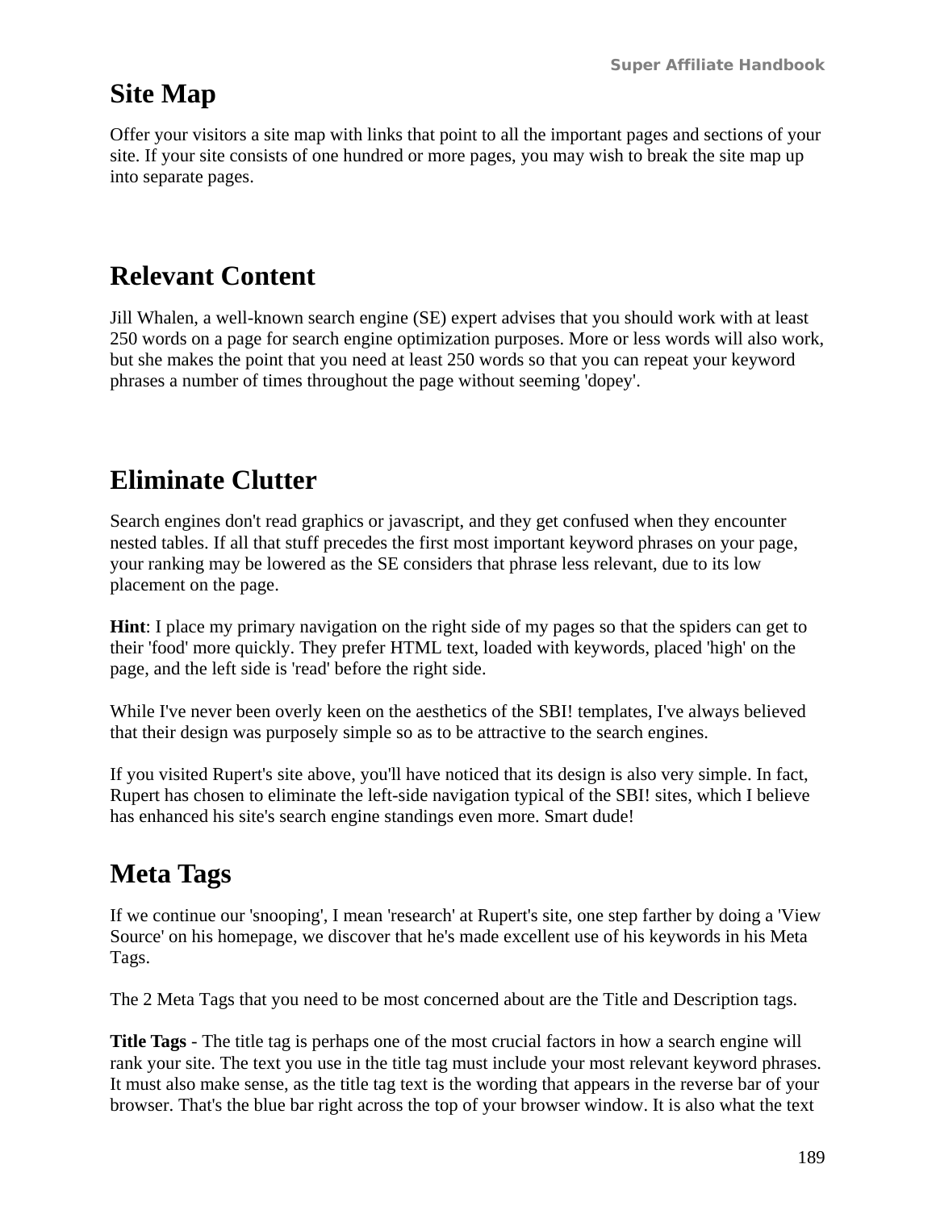## Site Map

Offer your visitors a site map with links that point to all the important pages and sections of your site. If your site consists of one hundred or more pages, you may wish to break the site map up into separate pages.

## Relevant Content

Jill Whalen, a well-known search engine (SE) expert advises that you should work with at least 250 words on a page for search engine optimization purposes. More or less words will also work, but she makes the point that you need at least 250 words so that you can repeat your keyword phrases a number of times throughout the page without seeming 'dopey'.

## Eliminate Clutter

Search engines don't read graphics or javascript, and they get confused when they encounter nested tables. If all that stuff precedes the first most important keyword phrases on your page, your ranking may be lowered as the SE considers that phrase less relevant, due to its low placement on the page.

**Hint**: I place my primary navigation on the right side of my pages so that the spiders can get to their 'food' more quickly. They prefer HTML text, loaded with keywords, placed 'high' on the page, and the left side is 'read' before the right side.

While I've never been overly keen on the aesthetics of the SBI! templates, I've always believed that their design was purposely simple so as to be attractive to the search engines.

If you visited Rupert's site above, you'll have noticed that its design is also very simple. In fact, Rupert has chosen to eliminate the left-side navigation typical of the SBI! sites, which I believe has enhanced his site's search engine standings even more. Smart dude!

## Meta Tags

If we continue our 'snooping', I mean 'research' at Rupert's site, one step farther by doing a 'View Source' on his homepage, we discover that he's made excellent use of his keywords in his Meta Tags.

The 2 Meta Tags that you need to be most concerned about are the Title and Description tags.

**Title Tags** - The title tag is perhaps one of the most crucial factors in how a search engine will rank your site. The text you use in the title tag must include your most relevant keyword phrases. It must also make sense, as the title tag text is the wording that appears in the reverse bar of your browser. That's the blue bar right across the top of your browser window. It is also what the text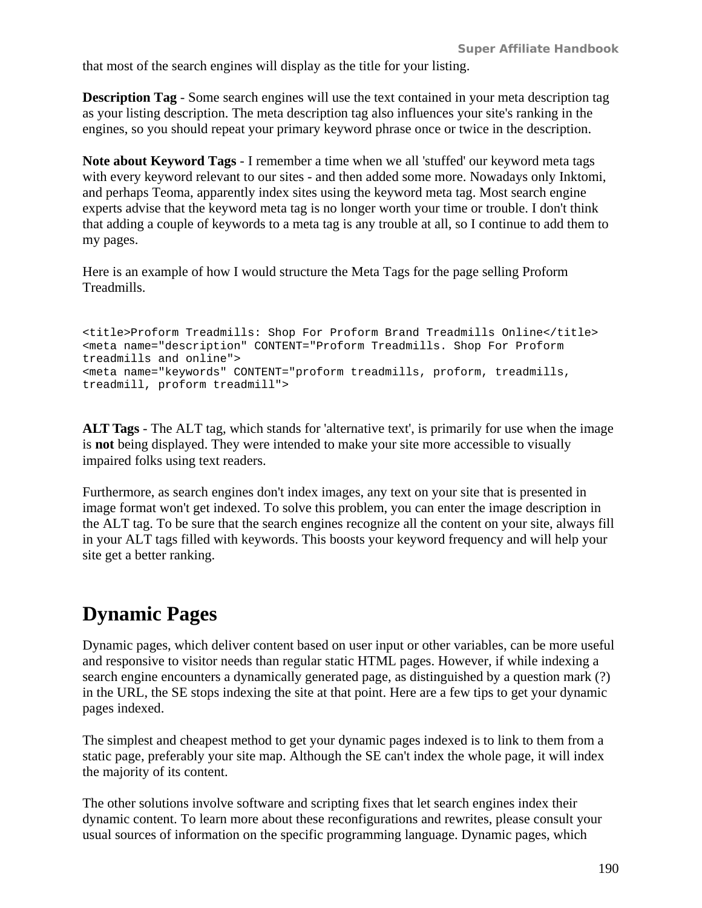that most of the search engines will display as the title for your listing.

**Description Tag** - Some search engines will use the text contained in your meta description tag as your listing description. The meta description tag also influences your site's ranking in the engines, so you should repeat your primary keyword phrase once or twice in the description.

**Note about Keyword Tags** - I remember a time when we all 'stuffed' our keyword meta tags with every keyword relevant to our sites - and then added some more. Nowadays only Inktomi, and perhaps Teoma, apparently index sites using the keyword meta tag. Most search engine experts advise that the keyword meta tag is no longer worth your time or trouble. I don't think that adding a couple of keywords to a meta tag is any trouble at all, so I continue to add them to my pages.

Here is an example of how I would structure the Meta Tags for the page selling Proform Treadmills.

```
<title>Proform Treadmills: Shop For Proform Brand Treadmills Online</title>
<meta name="description" CONTENT="Proform Treadmills. Shop For Proform
treadmills and online">
<meta name="keywords" CONTENT="proform treadmills, proform, treadmills,
treadmill, proform treadmill">
```

**ALT Tags** - The ALT tag, which stands for 'alternative text', is primarily for use when the image is **not** being displayed. They were intended to make your site more accessible to visually impaired folks using text readers.

Furthermore, as search engines don't index images, any text on your site that is presented in image format won't get indexed. To solve this problem, you can enter the image description in the ALT tag. To be sure that the search engines recognize all the content on your site, always fill in your ALT tags filled with keywords. This boosts your keyword frequency and will help your site get a better ranking.

## Dynamic Pages

Dynamic pages, which deliver content based on user input or other variables, can be more useful and responsive to visitor needs than regular static HTML pages. However, if while indexing a search engine encounters a dynamically generated page, as distinguished by a question mark (?) in the URL, the SE stops indexing the site at that point. Here are a few tips to get your dynamic pages indexed.

The simplest and cheapest method to get your dynamic pages indexed is to link to them from a static page, preferably your site map. Although the SE can't index the whole page, it will index the majority of its content.

The other solutions involve software and scripting fixes that let search engines index their dynamic content. To learn more about these reconfigurations and rewrites, please consult your usual sources of information on the specific programming language. Dynamic pages, which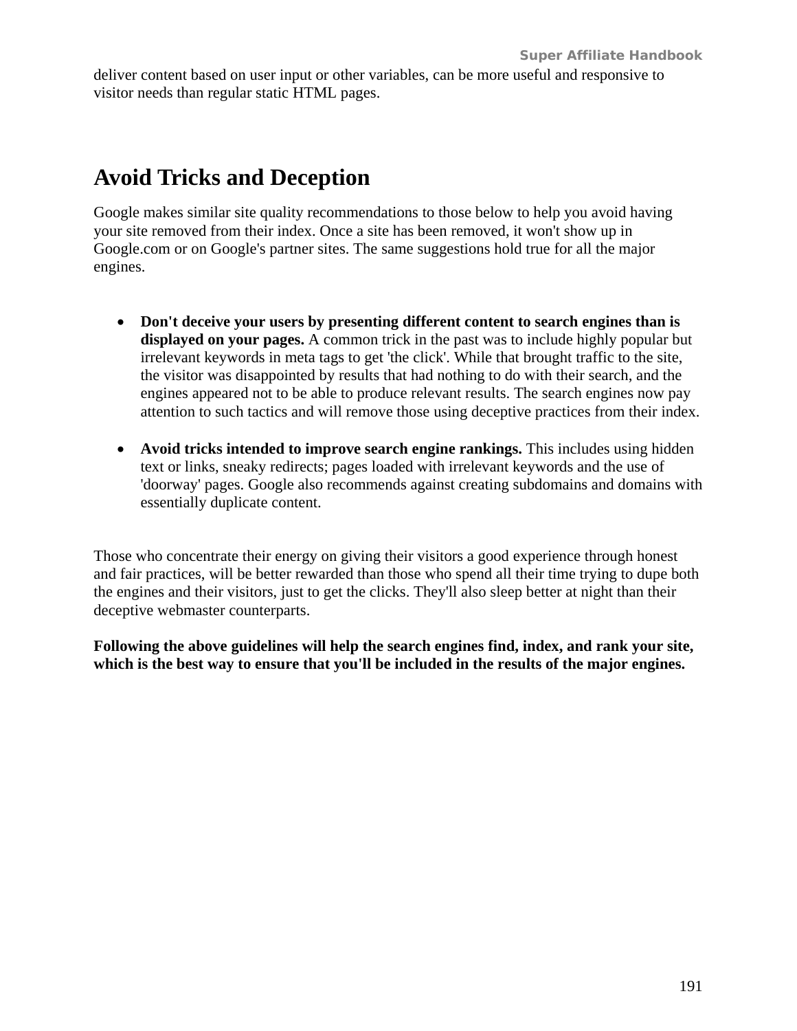deliver content based on user input or other variables, can be more useful and responsive to visitor needs than regular static HTML pages.

## Avoid Tricks and Deception

Google makes similar site quality recommendations to those below to help you avoid having your site removed from their index. Once a site has been removed, it won't show up in Google.com or on Google's partner sites. The same suggestions hold true for all the major engines.

- **Don't deceive your users by presenting different content to search engines than is displayed on your pages.** A common trick in the past was to include highly popular but irrelevant keywords in meta tags to get 'the click'. While that brought traffic to the site, the visitor was disappointed by results that had nothing to do with their search, and the engines appeared not to be able to produce relevant results. The search engines now pay attention to such tactics and will remove those using deceptive practices from their index.

- **Avoid tricks intended to improve search engine rankings.** This includes using hidden text or links, sneaky redirects; pages loaded with irrelevant keywords and the use of 'doorway' pages. Google also recommends against creating subdomains and domains with essentially duplicate content.

Those who concentrate their energy on giving their visitors a good experience through honest and fair practices, will be better rewarded than those who spend all their time trying to dupe both the engines and their visitors, just to get the clicks. They'll also sleep better at night than their deceptive webmaster counterparts.

**Following the above guidelines will help the search engines find, index, and rank your site, which is the best way to ensure that you'll be included in the results of the major engines.**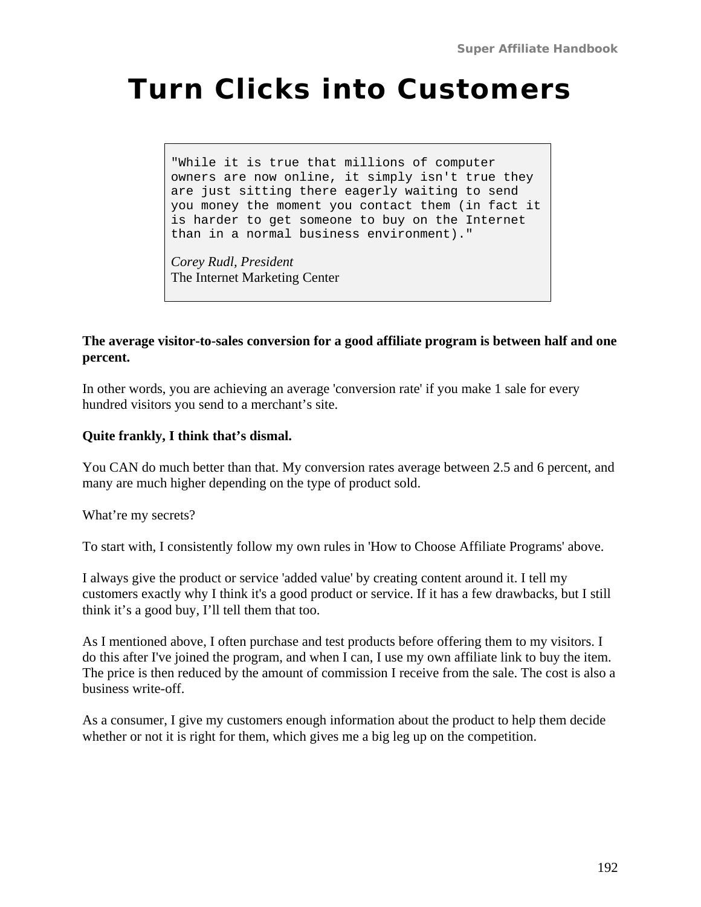# Turn Clicks into Customers

> ```
> "While it is true that millions of computer
> owners are now online, it simply isn't true they
> are just sitting there eagerly waiting to send
> you money the moment you contact them (in fact it
> is harder to get someone to buy on the Internet
> than in a normal business environment)."
> ```
>
> *Corey Rudl, President*
> The Internet Marketing Center

**The average visitor-to-sales conversion for a good affiliate program is between half and one percent.**

In other words, you are achieving an average 'conversion rate' if you make 1 sale for every hundred visitors you send to a merchant's site.

**Quite frankly, I think that's dismal.**

You CAN do much better than that. My conversion rates average between 2.5 and 6 percent, and many are much higher depending on the type of product sold.

What're my secrets?

To start with, I consistently follow my own rules in 'How to Choose Affiliate Programs' above.

I always give the product or service 'added value' by creating content around it. I tell my customers exactly why I think it's a good product or service. If it has a few drawbacks, but I still think it's a good buy, I'll tell them that too.

As I mentioned above, I often purchase and test products before offering them to my visitors. I do this after I've joined the program, and when I can, I use my own affiliate link to buy the item. The price is then reduced by the amount of commission I receive from the sale. The cost is also a business write-off.

As a consumer, I give my customers enough information about the product to help them decide whether or not it is right for them, which gives me a big leg up on the competition.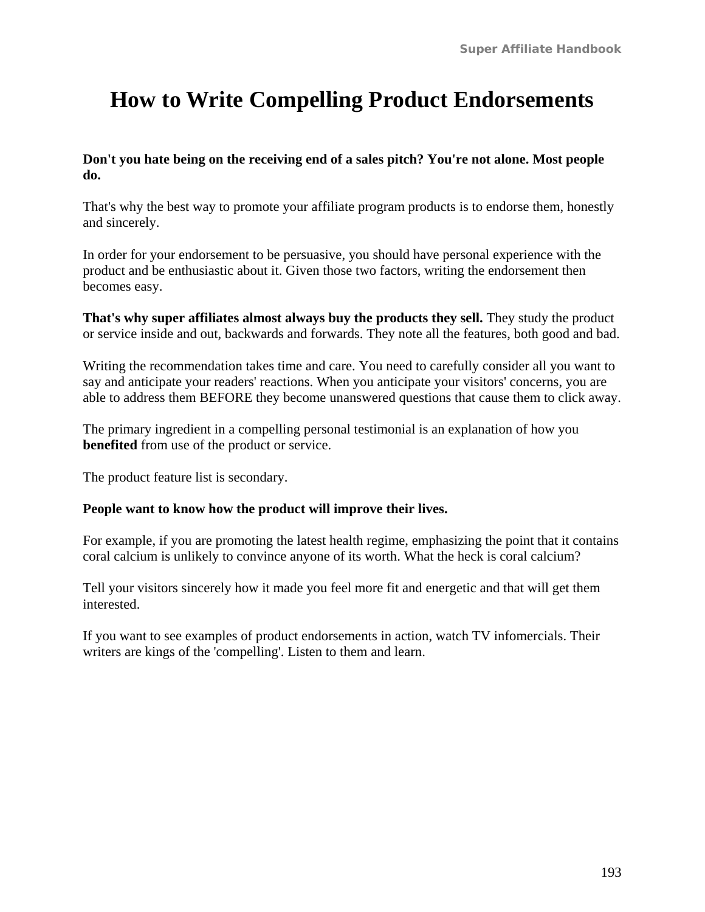# How to Write Compelling Product Endorsements

**Don't you hate being on the receiving end of a sales pitch? You're not alone. Most people do.**

That's why the best way to promote your affiliate program products is to endorse them, honestly and sincerely.

In order for your endorsement to be persuasive, you should have personal experience with the product and be enthusiastic about it. Given those two factors, writing the endorsement then becomes easy.

**That's why super affiliates almost always buy the products they sell.** They study the product or service inside and out, backwards and forwards. They note all the features, both good and bad.

Writing the recommendation takes time and care. You need to carefully consider all you want to say and anticipate your readers' reactions. When you anticipate your visitors' concerns, you are able to address them BEFORE they become unanswered questions that cause them to click away.

The primary ingredient in a compelling personal testimonial is an explanation of how you **benefited** from use of the product or service.

The product feature list is secondary.

**People want to know how the product will improve their lives.**

For example, if you are promoting the latest health regime, emphasizing the point that it contains coral calcium is unlikely to convince anyone of its worth. What the heck is coral calcium?

Tell your visitors sincerely how it made you feel more fit and energetic and that will get them interested.

If you want to see examples of product endorsements in action, watch TV infomercials. Their writers are kings of the 'compelling'. Listen to them and learn.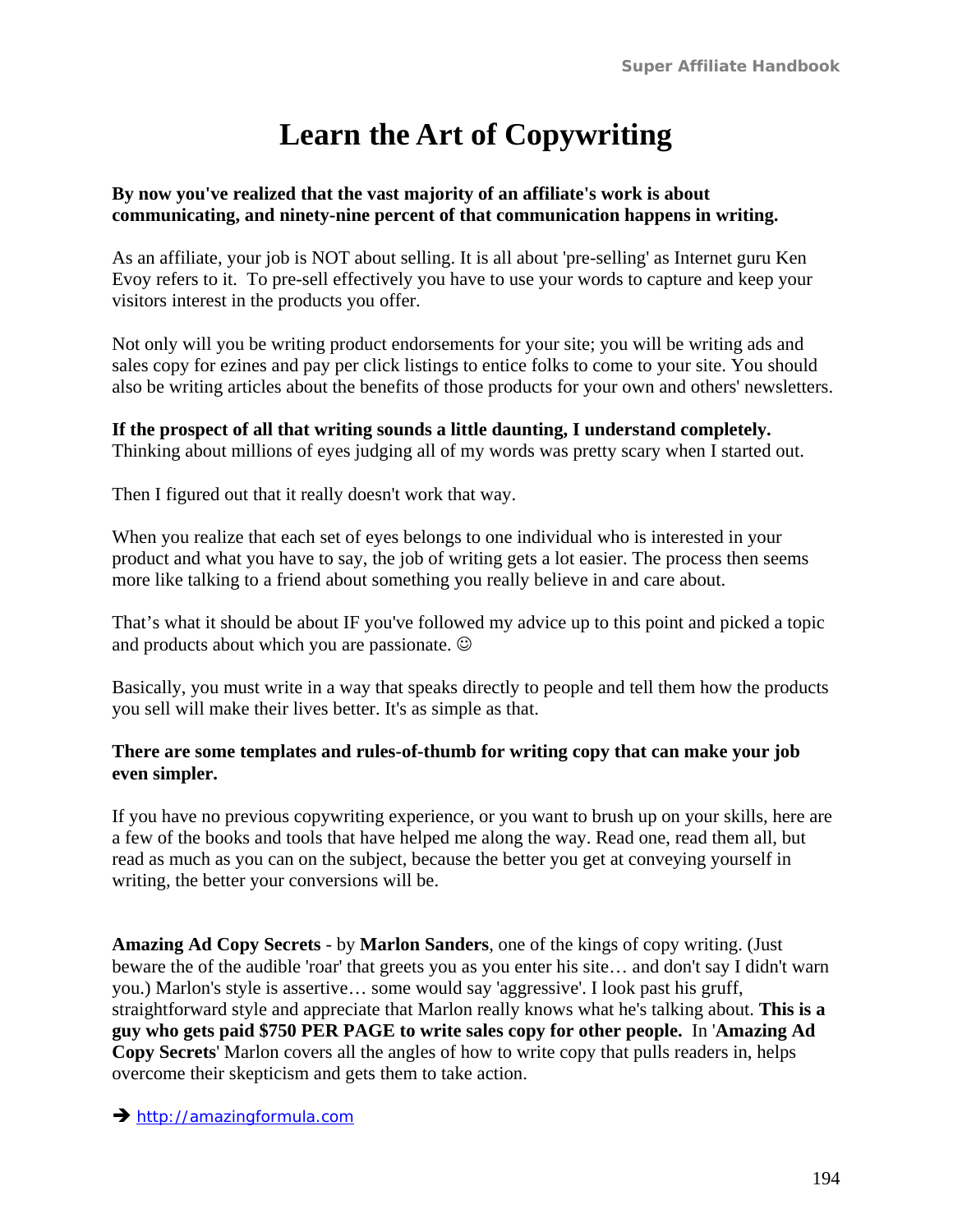# Learn the Art of Copywriting

**By now you've realized that the vast majority of an affiliate's work is about communicating, and ninety-nine percent of that communication happens in writing.**

As an affiliate, your job is NOT about selling. It is all about 'pre-selling' as Internet guru Ken Evoy refers to it. To pre-sell effectively you have to use your words to capture and keep your visitors interest in the products you offer.

Not only will you be writing product endorsements for your site; you will be writing ads and sales copy for ezines and pay per click listings to entice folks to come to your site. You should also be writing articles about the benefits of those products for your own and others' newsletters.

**If the prospect of all that writing sounds a little daunting, I understand completely.** Thinking about millions of eyes judging all of my words was pretty scary when I started out.

Then I figured out that it really doesn't work that way.

When you realize that each set of eyes belongs to one individual who is interested in your product and what you have to say, the job of writing gets a lot easier. The process then seems more like talking to a friend about something you really believe in and care about.

That's what it should be about IF you've followed my advice up to this point and picked a topic and products about which you are passionate. ☺

Basically, you must write in a way that speaks directly to people and tell them how the products you sell will make their lives better. It's as simple as that.

**There are some templates and rules-of-thumb for writing copy that can make your job even simpler.**

If you have no previous copywriting experience, or you want to brush up on your skills, here are a few of the books and tools that have helped me along the way. Read one, read them all, but read as much as you can on the subject, because the better you get at conveying yourself in writing, the better your conversions will be.

**Amazing Ad Copy Secrets** - by **Marlon Sanders**, one of the kings of copy writing. (Just beware the of the audible 'roar' that greets you as you enter his site… and don't say I didn't warn you.) Marlon's style is assertive… some would say 'aggressive'. I look past his gruff, straightforward style and appreciate that Marlon really knows what he's talking about. **This is a guy who gets paid $750 PER PAGE to write sales copy for other people.** In '**Amazing Ad Copy Secrets**' Marlon covers all the angles of how to write copy that pulls readers in, helps overcome their skepticism and gets them to take action.

➔ http://amazingformula.com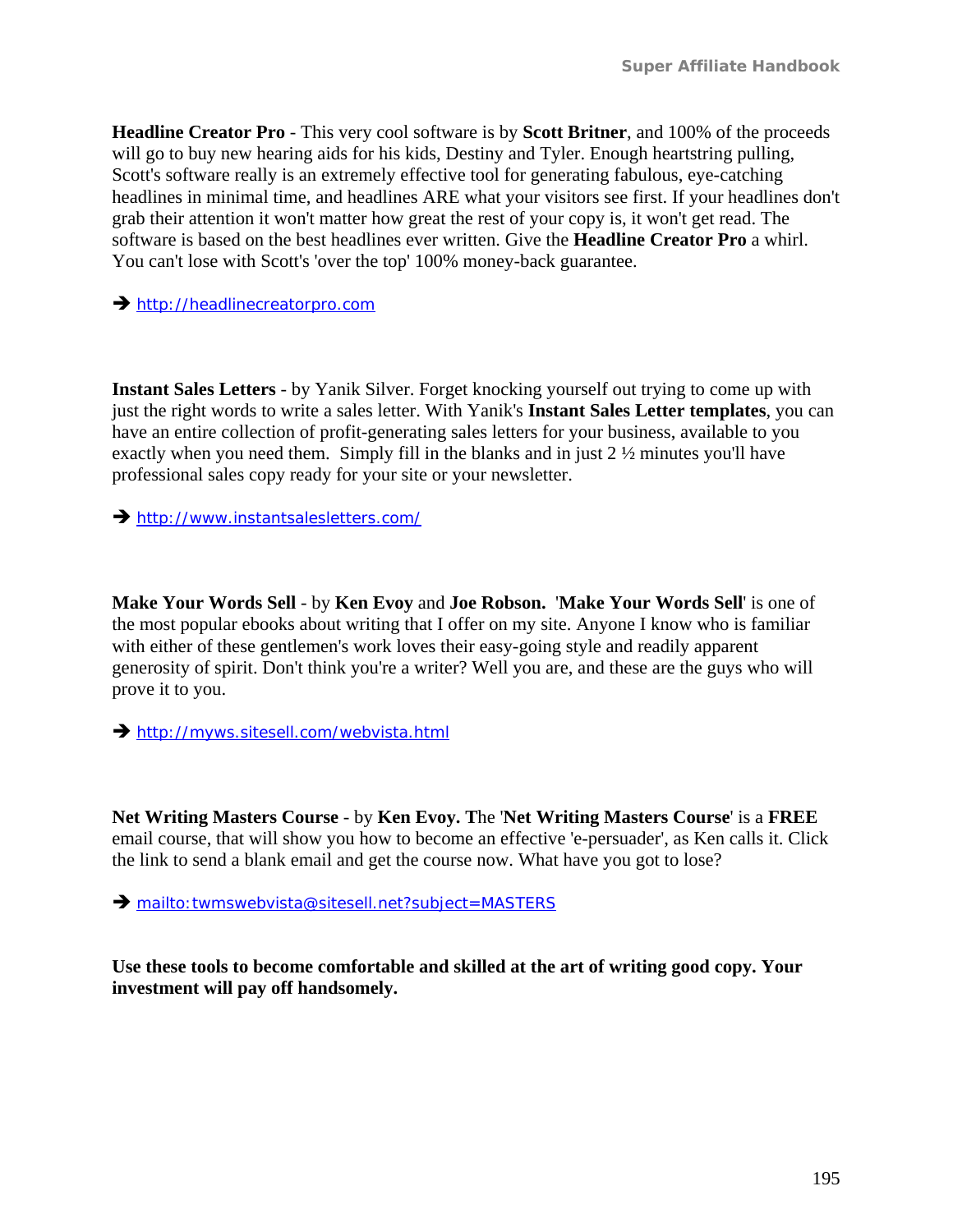**Headline Creator Pro** - This very cool software is by **Scott Britner**, and 100% of the proceeds will go to buy new hearing aids for his kids, Destiny and Tyler. Enough heartstring pulling, Scott's software really is an extremely effective tool for generating fabulous, eye-catching headlines in minimal time, and headlines ARE what your visitors see first. If your headlines don't grab their attention it won't matter how great the rest of your copy is, it won't get read. The software is based on the best headlines ever written. Give the **Headline Creator Pro** a whirl. You can't lose with Scott's 'over the top' 100% money-back guarantee.

➔ http://headlinecreatorpro.com

**Instant Sales Letters** - by Yanik Silver. Forget knocking yourself out trying to come up with just the right words to write a sales letter. With Yanik's **Instant Sales Letter templates**, you can have an entire collection of profit-generating sales letters for your business, available to you exactly when you need them. Simply fill in the blanks and in just 2 ½ minutes you'll have professional sales copy ready for your site or your newsletter.

➔ http://www.instantsalesletters.com/

**Make Your Words Sell** - by **Ken Evoy** and **Joe Robson.** '**Make Your Words Sell**' is one of the most popular ebooks about writing that I offer on my site. Anyone I know who is familiar with either of these gentlemen's work loves their easy-going style and readily apparent generosity of spirit. Don't think you're a writer? Well you are, and these are the guys who will prove it to you.

➔ http://myws.sitesell.com/webvista.html

**Net Writing Masters Course** - by **Ken Evoy. T**he '**Net Writing Masters Course**' is a **FREE** email course, that will show you how to become an effective 'e-persuader', as Ken calls it. Click the link to send a blank email and get the course now. What have you got to lose?

➔ mailto:twmswebvista@sitesell.net?subject=MASTERS

**Use these tools to become comfortable and skilled at the art of writing good copy. Your investment will pay off handsomely.**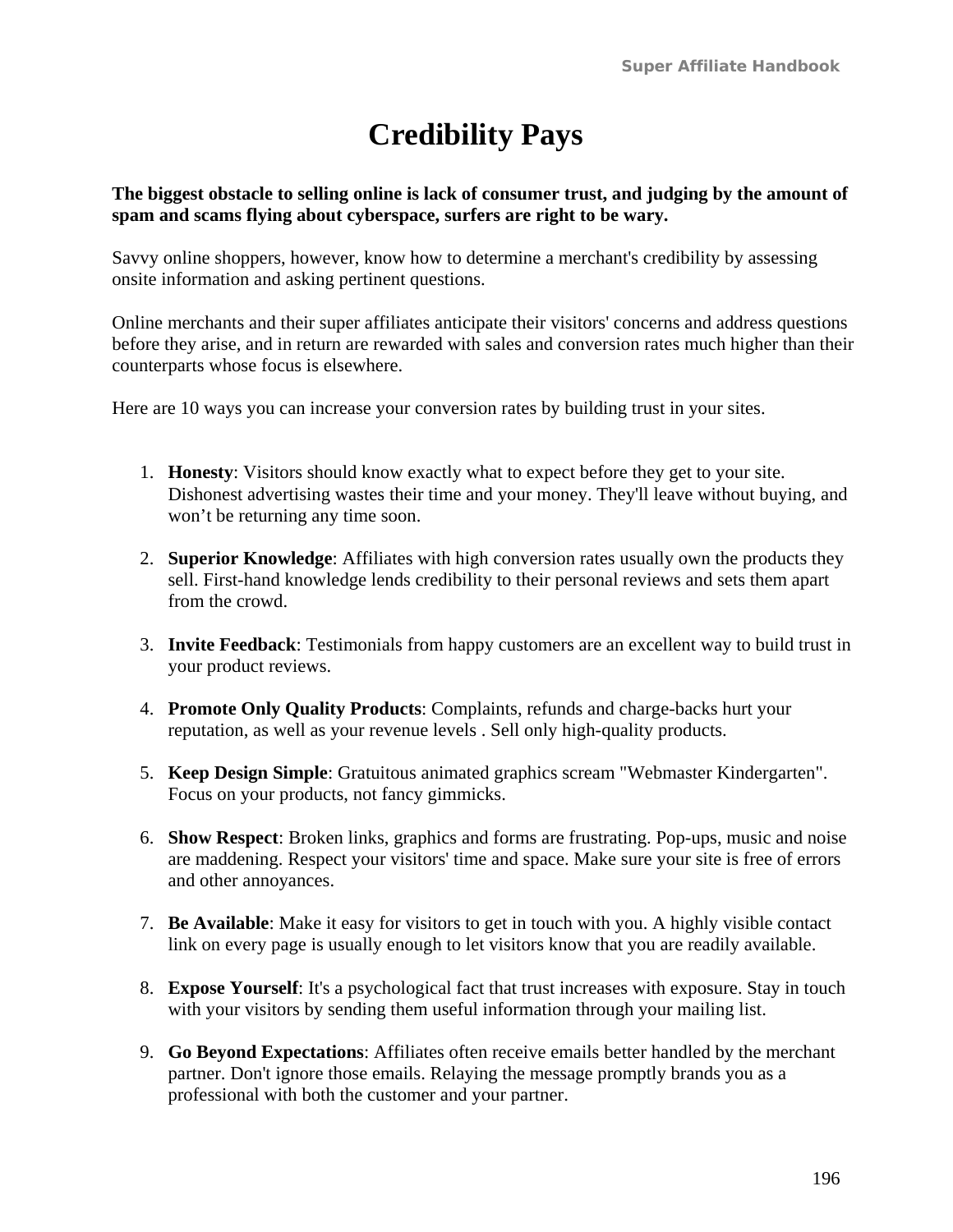# Credibility Pays

**The biggest obstacle to selling online is lack of consumer trust, and judging by the amount of spam and scams flying about cyberspace, surfers are right to be wary.**

Savvy online shoppers, however, know how to determine a merchant's credibility by assessing onsite information and asking pertinent questions.

Online merchants and their super affiliates anticipate their visitors' concerns and address questions before they arise, and in return are rewarded with sales and conversion rates much higher than their counterparts whose focus is elsewhere.

Here are 10 ways you can increase your conversion rates by building trust in your sites.

1. **Honesty**: Visitors should know exactly what to expect before they get to your site. Dishonest advertising wastes their time and your money. They'll leave without buying, and won't be returning any time soon.

2. **Superior Knowledge**: Affiliates with high conversion rates usually own the products they sell. First-hand knowledge lends credibility to their personal reviews and sets them apart from the crowd.

3. **Invite Feedback**: Testimonials from happy customers are an excellent way to build trust in your product reviews.

4. **Promote Only Quality Products**: Complaints, refunds and charge-backs hurt your reputation, as well as your revenue levels . Sell only high-quality products.

5. **Keep Design Simple**: Gratuitous animated graphics scream "Webmaster Kindergarten". Focus on your products, not fancy gimmicks.

6. **Show Respect**: Broken links, graphics and forms are frustrating. Pop-ups, music and noise are maddening. Respect your visitors' time and space. Make sure your site is free of errors and other annoyances.

7. **Be Available**: Make it easy for visitors to get in touch with you. A highly visible contact link on every page is usually enough to let visitors know that you are readily available.

8. **Expose Yourself**: It's a psychological fact that trust increases with exposure. Stay in touch with your visitors by sending them useful information through your mailing list.

9. **Go Beyond Expectations**: Affiliates often receive emails better handled by the merchant partner. Don't ignore those emails. Relaying the message promptly brands you as a professional with both the customer and your partner.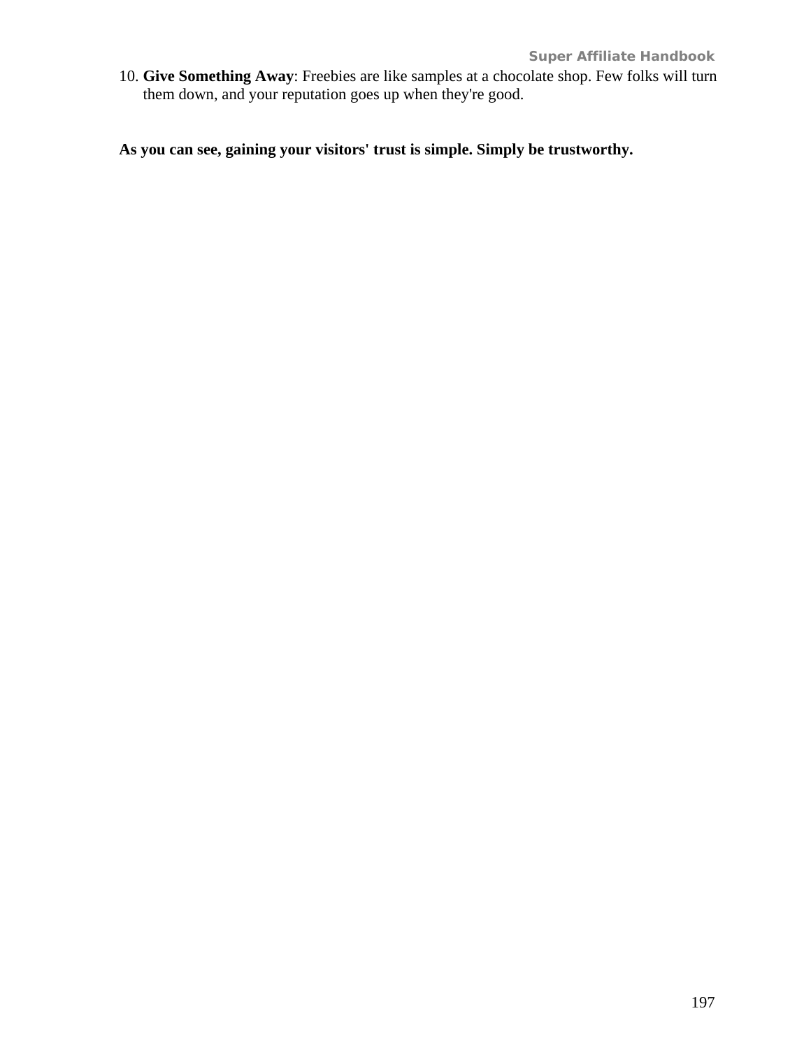10. **Give Something Away**: Freebies are like samples at a chocolate shop. Few folks will turn them down, and your reputation goes up when they're good.

**As you can see, gaining your visitors' trust is simple. Simply be trustworthy.**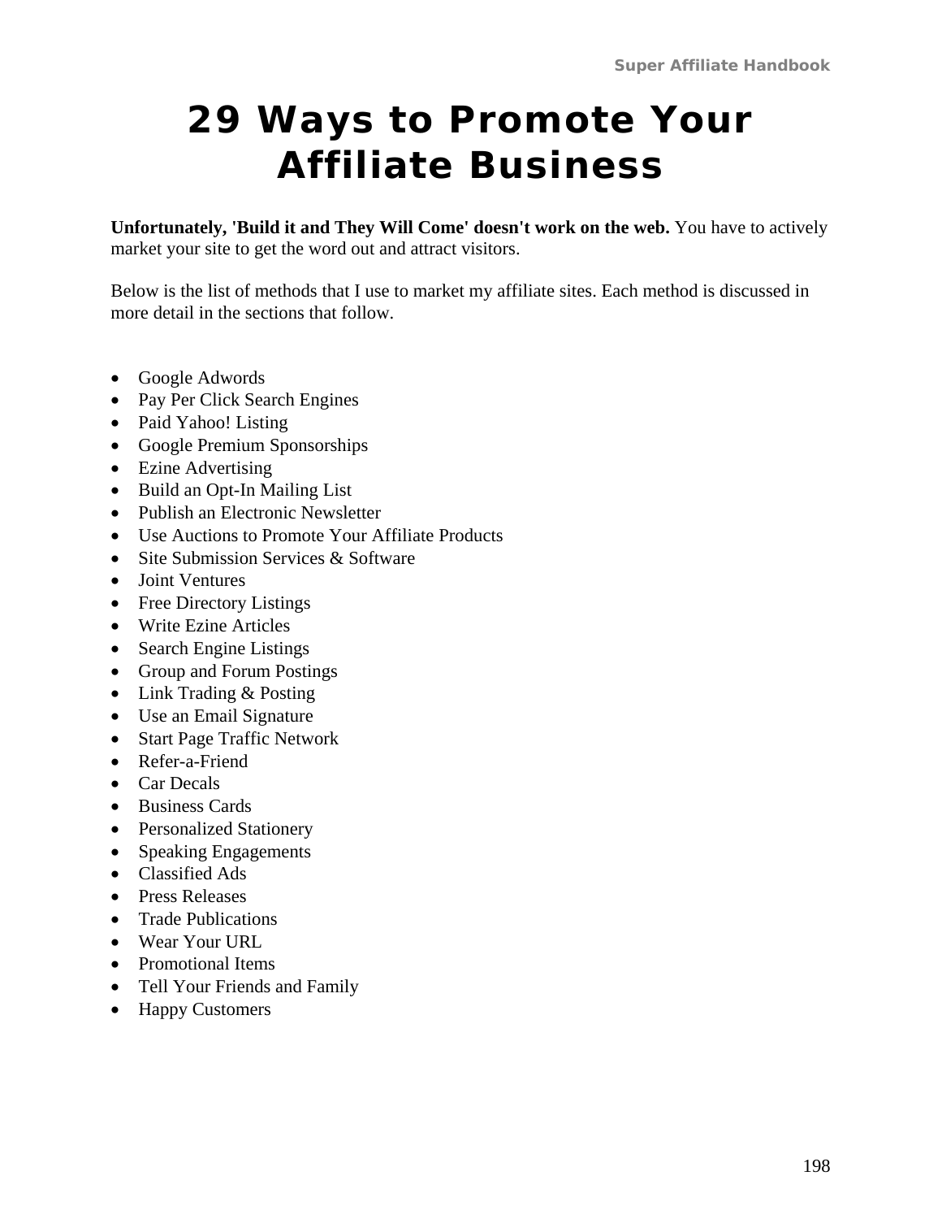# 29 Ways to Promote Your Affiliate Business

**Unfortunately, 'Build it and They Will Come' doesn't work on the web.** You have to actively market your site to get the word out and attract visitors.

Below is the list of methods that I use to market my affiliate sites. Each method is discussed in more detail in the sections that follow.

- Google Adwords
- Pay Per Click Search Engines
- Paid Yahoo! Listing
- Google Premium Sponsorships
- Ezine Advertising
- Build an Opt-In Mailing List
- Publish an Electronic Newsletter
- Use Auctions to Promote Your Affiliate Products
- Site Submission Services & Software
- Joint Ventures
- Free Directory Listings
- Write Ezine Articles
- Search Engine Listings
- Group and Forum Postings
- Link Trading & Posting
- Use an Email Signature
- Start Page Traffic Network
- Refer-a-Friend
- Car Decals
- Business Cards
- Personalized Stationery
- Speaking Engagements
- Classified Ads
- Press Releases
- Trade Publications
- Wear Your URL
- Promotional Items
- Tell Your Friends and Family
- Happy Customers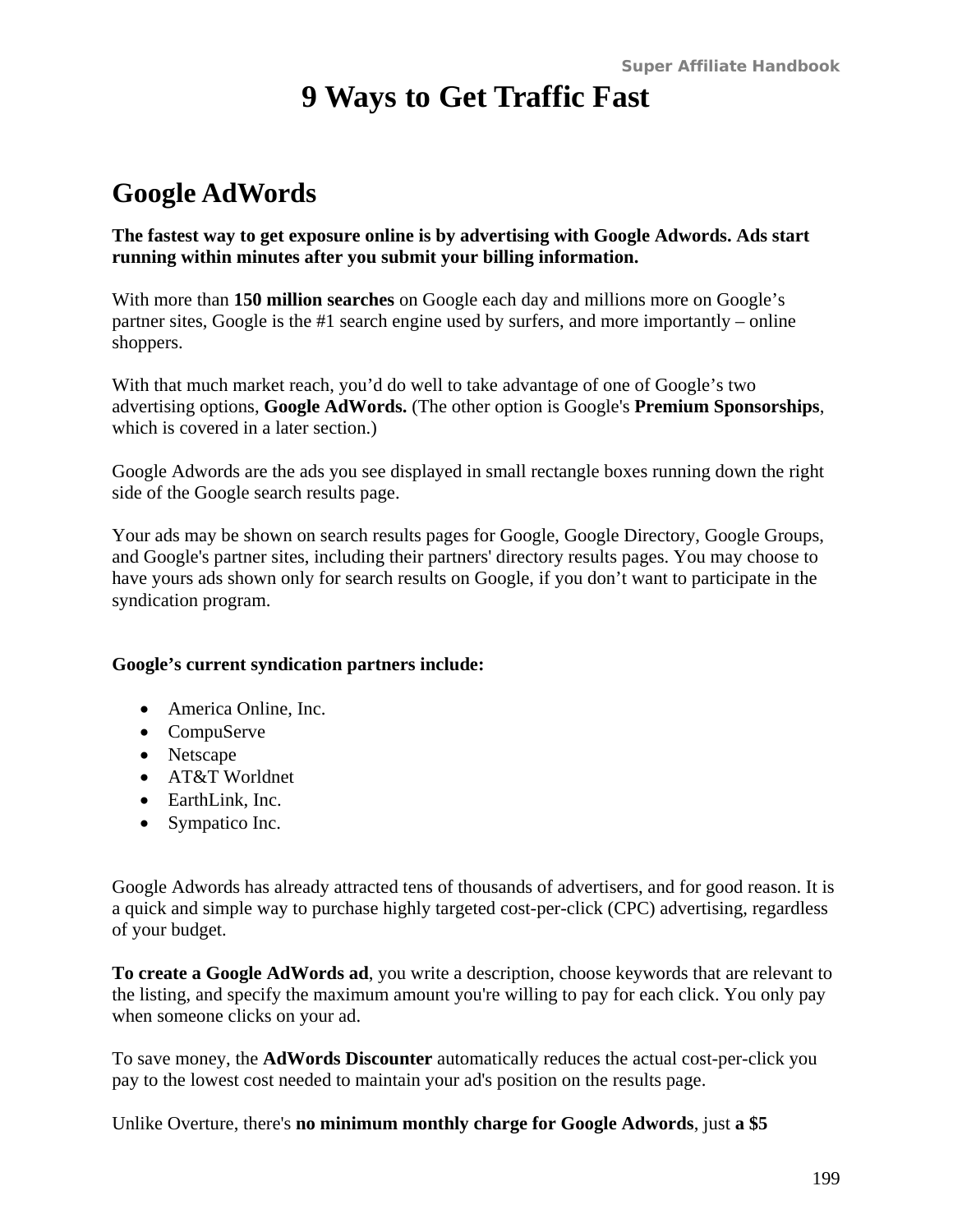# 9 Ways to Get Traffic Fast

## Google AdWords

**The fastest way to get exposure online is by advertising with Google Adwords. Ads start running within minutes after you submit your billing information.**

With more than **150 million searches** on Google each day and millions more on Google's partner sites, Google is the #1 search engine used by surfers, and more importantly – online shoppers.

With that much market reach, you'd do well to take advantage of one of Google's two advertising options, **Google AdWords.** (The other option is Google's **Premium Sponsorships**, which is covered in a later section.)

Google Adwords are the ads you see displayed in small rectangle boxes running down the right side of the Google search results page.

Your ads may be shown on search results pages for Google, Google Directory, Google Groups, and Google's partner sites, including their partners' directory results pages. You may choose to have yours ads shown only for search results on Google, if you don't want to participate in the syndication program.

**Google's current syndication partners include:**

- America Online, Inc.
- CompuServe
- Netscape
- AT&T Worldnet
- EarthLink, Inc.
- Sympatico Inc.

Google Adwords has already attracted tens of thousands of advertisers, and for good reason. It is a quick and simple way to purchase highly targeted cost-per-click (CPC) advertising, regardless of your budget.

**To create a Google AdWords ad**, you write a description, choose keywords that are relevant to the listing, and specify the maximum amount you're willing to pay for each click. You only pay when someone clicks on your ad.

To save money, the **AdWords Discounter** automatically reduces the actual cost-per-click you pay to the lowest cost needed to maintain your ad's position on the results page.

Unlike Overture, there's **no minimum monthly charge for Google Adwords**, just **a $5**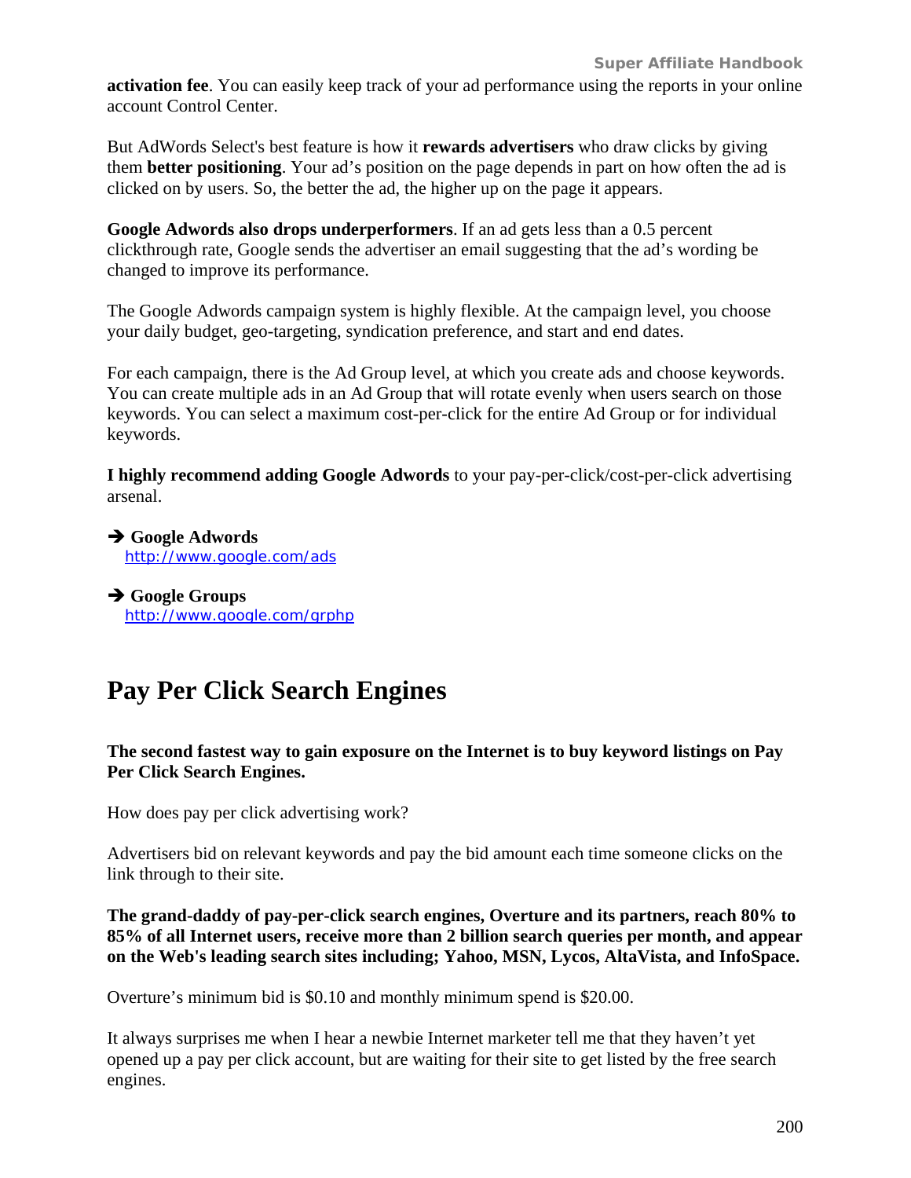**activation fee**. You can easily keep track of your ad performance using the reports in your online account Control Center.

But AdWords Select's best feature is how it **rewards advertisers** who draw clicks by giving them **better positioning**. Your ad's position on the page depends in part on how often the ad is clicked on by users. So, the better the ad, the higher up on the page it appears.

**Google Adwords also drops underperformers**. If an ad gets less than a 0.5 percent clickthrough rate, Google sends the advertiser an email suggesting that the ad's wording be changed to improve its performance.

The Google Adwords campaign system is highly flexible. At the campaign level, you choose your daily budget, geo-targeting, syndication preference, and start and end dates.

For each campaign, there is the Ad Group level, at which you create ads and choose keywords. You can create multiple ads in an Ad Group that will rotate evenly when users search on those keywords. You can select a maximum cost-per-click for the entire Ad Group or for individual keywords.

**I highly recommend adding Google Adwords** to your pay-per-click/cost-per-click advertising arsenal.

➔ **Google Adwords**
http://www.google.com/ads

➔ **Google Groups**
http://www.google.com/grphp

# Pay Per Click Search Engines

**The second fastest way to gain exposure on the Internet is to buy keyword listings on Pay Per Click Search Engines.**

How does pay per click advertising work?

Advertisers bid on relevant keywords and pay the bid amount each time someone clicks on the link through to their site.

**The grand-daddy of pay-per-click search engines, Overture and its partners, reach 80% to 85% of all Internet users, receive more than 2 billion search queries per month, and appear on the Web's leading search sites including; Yahoo, MSN, Lycos, AltaVista, and InfoSpace.**

Overture's minimum bid is $0.10 and monthly minimum spend is $20.00.

It always surprises me when I hear a newbie Internet marketer tell me that they haven't yet opened up a pay per click account, but are waiting for their site to get listed by the free search engines.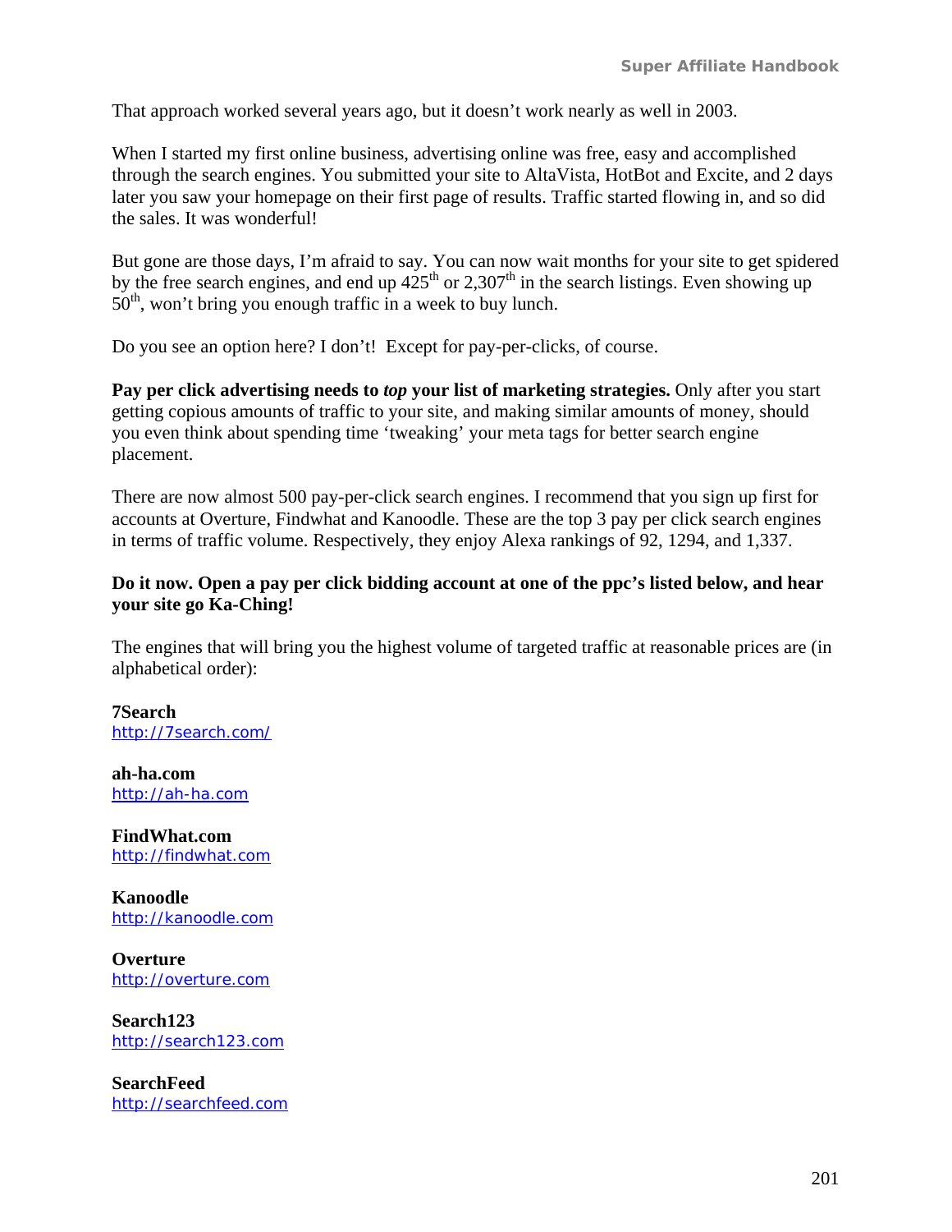That approach worked several years ago, but it doesn't work nearly as well in 2003.

When I started my first online business, advertising online was free, easy and accomplished through the search engines. You submitted your site to AltaVista, HotBot and Excite, and 2 days later you saw your homepage on their first page of results. Traffic started flowing in, and so did the sales. It was wonderful!

But gone are those days, I'm afraid to say. You can now wait months for your site to get spidered by the free search engines, and end up 425th or 2,307th in the search listings. Even showing up 50th, won't bring you enough traffic in a week to buy lunch.

Do you see an option here? I don't! Except for pay-per-clicks, of course.

**Pay per click advertising needs to *top* your list of marketing strategies.** Only after you start getting copious amounts of traffic to your site, and making similar amounts of money, should you even think about spending time 'tweaking' your meta tags for better search engine placement.

There are now almost 500 pay-per-click search engines. I recommend that you sign up first for accounts at Overture, Findwhat and Kanoodle. These are the top 3 pay per click search engines in terms of traffic volume. Respectively, they enjoy Alexa rankings of 92, 1294, and 1,337.

**Do it now. Open a pay per click bidding account at one of the ppc's listed below, and hear your site go Ka-Ching!**

The engines that will bring you the highest volume of targeted traffic at reasonable prices are (in alphabetical order):

**7Search**
http://7search.com/

**ah-ha.com**
http://ah-ha.com

**FindWhat.com**
http://findwhat.com

**Kanoodle**
http://kanoodle.com

**Overture**
http://overture.com

**Search123**
http://search123.com

**SearchFeed**
http://searchfeed.com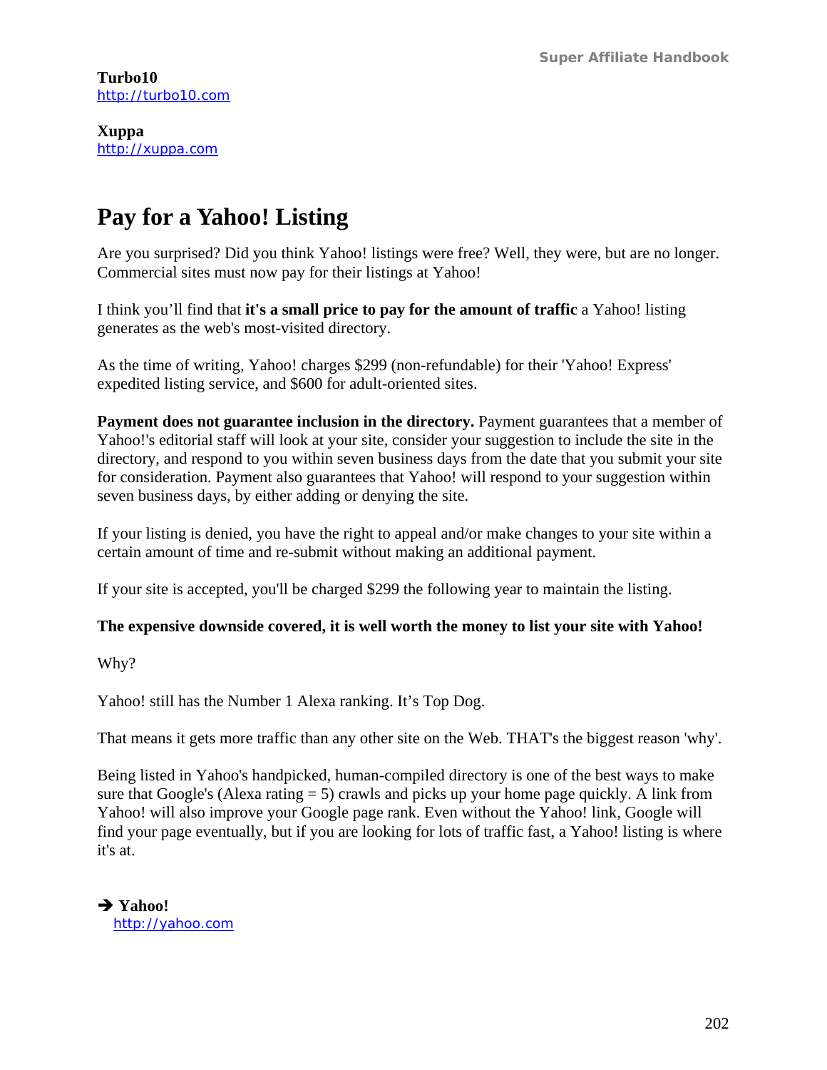**Turbo10**
http://turbo10.com

**Xuppa**
http://xuppa.com

# Pay for a Yahoo! Listing

Are you surprised? Did you think Yahoo! listings were free? Well, they were, but are no longer. Commercial sites must now pay for their listings at Yahoo!

I think you'll find that **it's a small price to pay for the amount of traffic** a Yahoo! listing generates as the web's most-visited directory.

As the time of writing, Yahoo! charges $299 (non-refundable) for their 'Yahoo! Express' expedited listing service, and $600 for adult-oriented sites.

**Payment does not guarantee inclusion in the directory.** Payment guarantees that a member of Yahoo!'s editorial staff will look at your site, consider your suggestion to include the site in the directory, and respond to you within seven business days from the date that you submit your site for consideration. Payment also guarantees that Yahoo! will respond to your suggestion within seven business days, by either adding or denying the site.

If your listing is denied, you have the right to appeal and/or make changes to your site within a certain amount of time and re-submit without making an additional payment.

If your site is accepted, you'll be charged $299 the following year to maintain the listing.

**The expensive downside covered, it is well worth the money to list your site with Yahoo!**

Why?

Yahoo! still has the Number 1 Alexa ranking. It's Top Dog.

That means it gets more traffic than any other site on the Web. THAT's the biggest reason 'why'.

Being listed in Yahoo's handpicked, human-compiled directory is one of the best ways to make sure that Google's (Alexa rating = 5) crawls and picks up your home page quickly. A link from Yahoo! will also improve your Google page rank. Even without the Yahoo! link, Google will find your page eventually, but if you are looking for lots of traffic fast, a Yahoo! listing is where it's at.

➔ **Yahoo!**
http://yahoo.com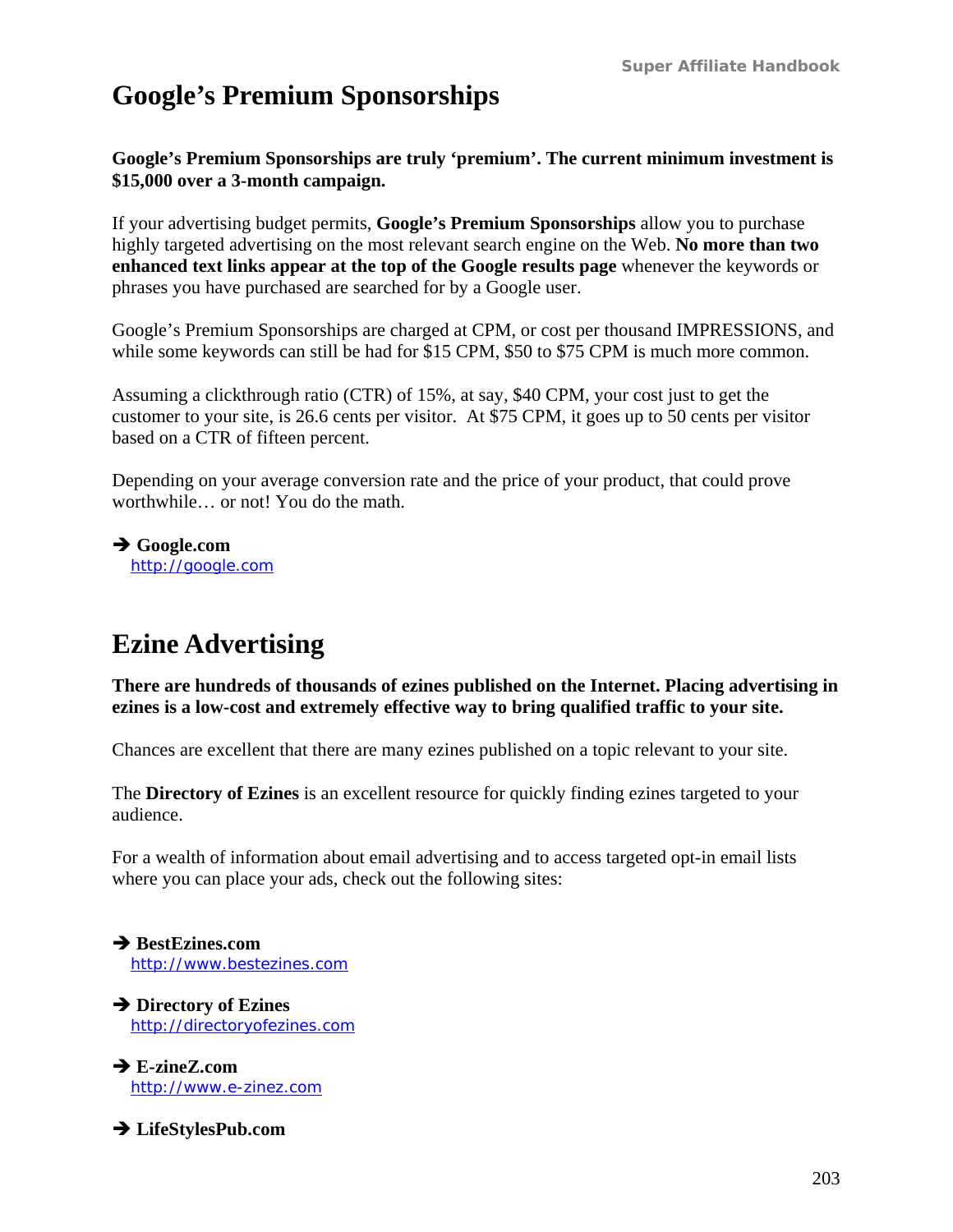# Google's Premium Sponsorships

**Google's Premium Sponsorships are truly 'premium'. The current minimum investment is $15,000 over a 3-month campaign.**

If your advertising budget permits, **Google's Premium Sponsorships** allow you to purchase highly targeted advertising on the most relevant search engine on the Web. **No more than two enhanced text links appear at the top of the Google results page** whenever the keywords or phrases you have purchased are searched for by a Google user.

Google's Premium Sponsorships are charged at CPM, or cost per thousand IMPRESSIONS, and while some keywords can still be had for $15 CPM, $50 to $75 CPM is much more common.

Assuming a clickthrough ratio (CTR) of 15%, at say, $40 CPM, your cost just to get the customer to your site, is 26.6 cents per visitor. At $75 CPM, it goes up to 50 cents per visitor based on a CTR of fifteen percent.

Depending on your average conversion rate and the price of your product, that could prove worthwhile… or not! You do the math.

➔ **Google.com**
http://google.com

# Ezine Advertising

**There are hundreds of thousands of ezines published on the Internet. Placing advertising in ezines is a low-cost and extremely effective way to bring qualified traffic to your site.**

Chances are excellent that there are many ezines published on a topic relevant to your site.

The **Directory of Ezines** is an excellent resource for quickly finding ezines targeted to your audience.

For a wealth of information about email advertising and to access targeted opt-in email lists where you can place your ads, check out the following sites:

➔ **BestEzines.com**
http://www.bestezines.com

➔ **Directory of Ezines**
http://directoryofezines.com

➔ **E-zineZ.com**
http://www.e-zinez.com

➔ **LifeStylesPub.com**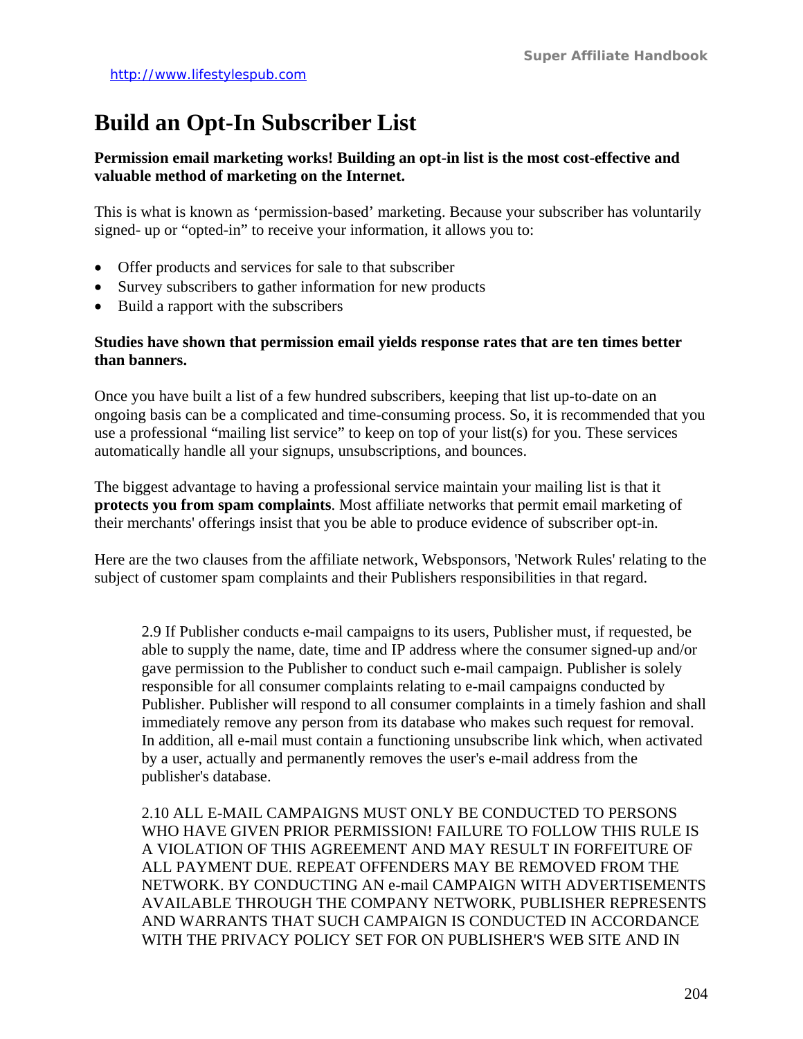# Build an Opt-In Subscriber List

**Permission email marketing works! Building an opt-in list is the most cost-effective and valuable method of marketing on the Internet.**

This is what is known as 'permission-based' marketing. Because your subscriber has voluntarily signed- up or "opted-in" to receive your information, it allows you to:

- Offer products and services for sale to that subscriber
- Survey subscribers to gather information for new products
- Build a rapport with the subscribers

**Studies have shown that permission email yields response rates that are ten times better than banners.**

Once you have built a list of a few hundred subscribers, keeping that list up-to-date on an ongoing basis can be a complicated and time-consuming process. So, it is recommended that you use a professional "mailing list service" to keep on top of your list(s) for you. These services automatically handle all your signups, unsubscriptions, and bounces.

The biggest advantage to having a professional service maintain your mailing list is that it **protects you from spam complaints**. Most affiliate networks that permit email marketing of their merchants' offerings insist that you be able to produce evidence of subscriber opt-in.

Here are the two clauses from the affiliate network, Websponsors, 'Network Rules' relating to the subject of customer spam complaints and their Publishers responsibilities in that regard.

> 2.9 If Publisher conducts e-mail campaigns to its users, Publisher must, if requested, be able to supply the name, date, time and IP address where the consumer signed-up and/or gave permission to the Publisher to conduct such e-mail campaign. Publisher is solely responsible for all consumer complaints relating to e-mail campaigns conducted by Publisher. Publisher will respond to all consumer complaints in a timely fashion and shall immediately remove any person from its database who makes such request for removal. In addition, all e-mail must contain a functioning unsubscribe link which, when activated by a user, actually and permanently removes the user's e-mail address from the publisher's database.
>
> 2.10 ALL E-MAIL CAMPAIGNS MUST ONLY BE CONDUCTED TO PERSONS WHO HAVE GIVEN PRIOR PERMISSION! FAILURE TO FOLLOW THIS RULE IS A VIOLATION OF THIS AGREEMENT AND MAY RESULT IN FORFEITURE OF ALL PAYMENT DUE. REPEAT OFFENDERS MAY BE REMOVED FROM THE NETWORK. BY CONDUCTING AN e-mail CAMPAIGN WITH ADVERTISEMENTS AVAILABLE THROUGH THE COMPANY NETWORK, PUBLISHER REPRESENTS AND WARRANTS THAT SUCH CAMPAIGN IS CONDUCTED IN ACCORDANCE WITH THE PRIVACY POLICY SET FOR ON PUBLISHER'S WEB SITE AND IN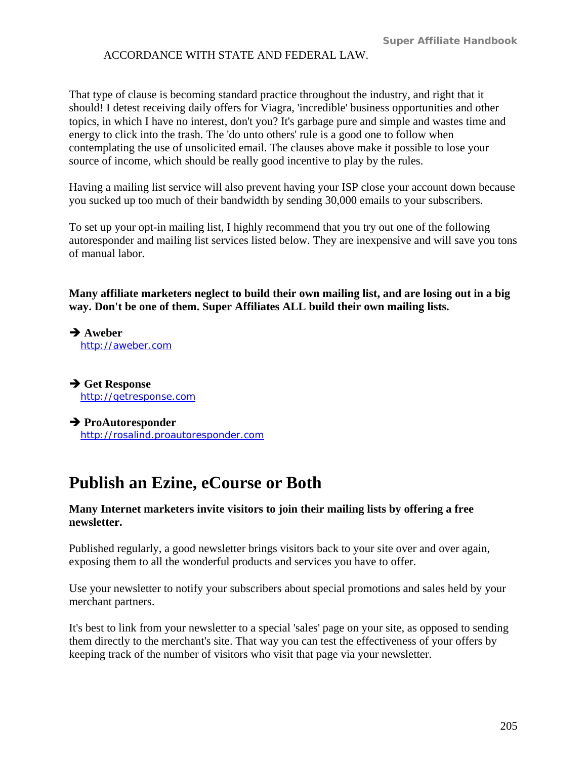ACCORDANCE WITH STATE AND FEDERAL LAW.

That type of clause is becoming standard practice throughout the industry, and right that it should! I detest receiving daily offers for Viagra, 'incredible' business opportunities and other topics, in which I have no interest, don't you? It's garbage pure and simple and wastes time and energy to click into the trash. The 'do unto others' rule is a good one to follow when contemplating the use of unsolicited email. The clauses above make it possible to lose your source of income, which should be really good incentive to play by the rules.

Having a mailing list service will also prevent having your ISP close your account down because you sucked up too much of their bandwidth by sending 30,000 emails to your subscribers.

To set up your opt-in mailing list, I highly recommend that you try out one of the following autoresponder and mailing list services listed below. They are inexpensive and will save you tons of manual labor.

**Many affiliate marketers neglect to build their own mailing list, and are losing out in a big way. Don't be one of them. Super Affiliates ALL build their own mailing lists.**

➔ **Aweber**
http://aweber.com

➔ **Get Response**
http://getresponse.com

➔ **ProAutoresponder**
http://rosalind.proautoresponder.com

# Publish an Ezine, eCourse or Both

**Many Internet marketers invite visitors to join their mailing lists by offering a free newsletter.**

Published regularly, a good newsletter brings visitors back to your site over and over again, exposing them to all the wonderful products and services you have to offer.

Use your newsletter to notify your subscribers about special promotions and sales held by your merchant partners.

It's best to link from your newsletter to a special 'sales' page on your site, as opposed to sending them directly to the merchant's site. That way you can test the effectiveness of your offers by keeping track of the number of visitors who visit that page via your newsletter.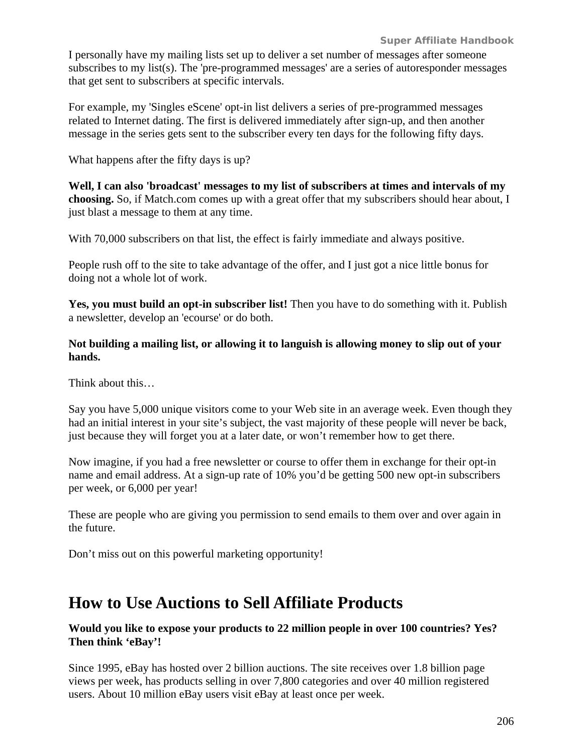I personally have my mailing lists set up to deliver a set number of messages after someone subscribes to my list(s). The 'pre-programmed messages' are a series of autoresponder messages that get sent to subscribers at specific intervals.

For example, my 'Singles eScene' opt-in list delivers a series of pre-programmed messages related to Internet dating. The first is delivered immediately after sign-up, and then another message in the series gets sent to the subscriber every ten days for the following fifty days.

What happens after the fifty days is up?

**Well, I can also 'broadcast' messages to my list of subscribers at times and intervals of my choosing.** So, if Match.com comes up with a great offer that my subscribers should hear about, I just blast a message to them at any time.

With 70,000 subscribers on that list, the effect is fairly immediate and always positive.

People rush off to the site to take advantage of the offer, and I just got a nice little bonus for doing not a whole lot of work.

**Yes, you must build an opt-in subscriber list!** Then you have to do something with it. Publish a newsletter, develop an 'ecourse' or do both.

**Not building a mailing list, or allowing it to languish is allowing money to slip out of your hands.**

Think about this…

Say you have 5,000 unique visitors come to your Web site in an average week. Even though they had an initial interest in your site's subject, the vast majority of these people will never be back, just because they will forget you at a later date, or won't remember how to get there.

Now imagine, if you had a free newsletter or course to offer them in exchange for their opt-in name and email address. At a sign-up rate of 10% you'd be getting 500 new opt-in subscribers per week, or 6,000 per year!

These are people who are giving you permission to send emails to them over and over again in the future.

Don't miss out on this powerful marketing opportunity!

# How to Use Auctions to Sell Affiliate Products

**Would you like to expose your products to 22 million people in over 100 countries? Yes? Then think 'eBay'!**

Since 1995, eBay has hosted over 2 billion auctions. The site receives over 1.8 billion page views per week, has products selling in over 7,800 categories and over 40 million registered users. About 10 million eBay users visit eBay at least once per week.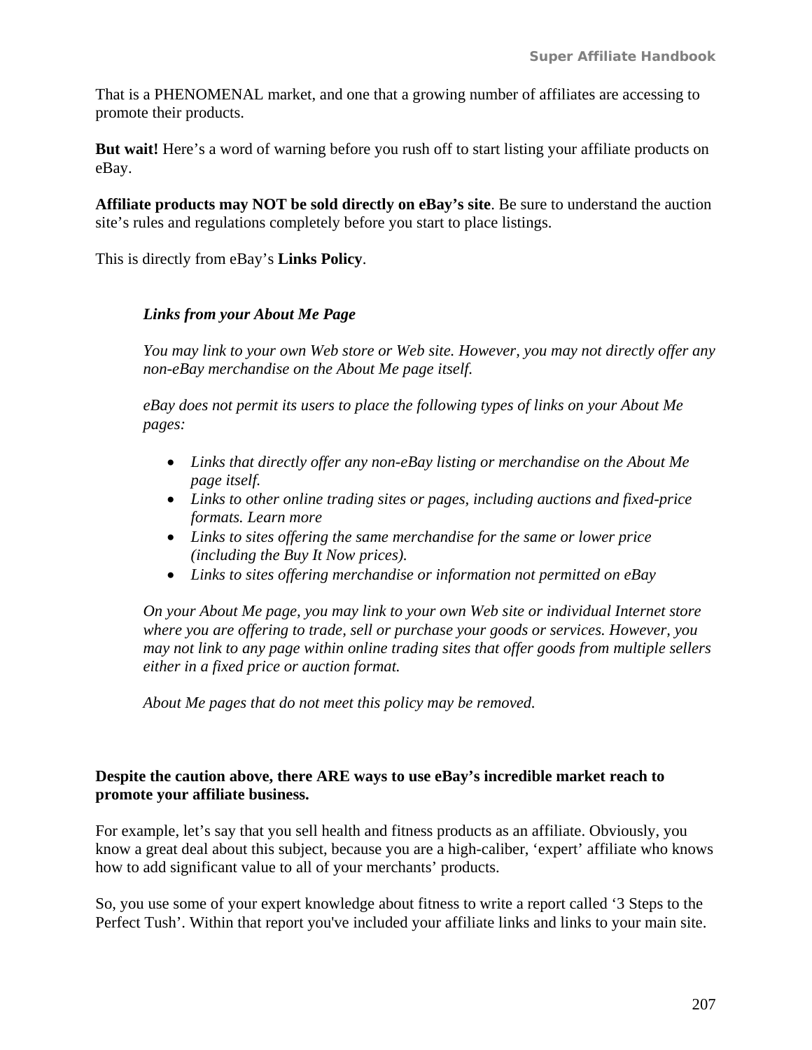That is a PHENOMENAL market, and one that a growing number of affiliates are accessing to promote their products.

**But wait!** Here's a word of warning before you rush off to start listing your affiliate products on eBay.

**Affiliate products may NOT be sold directly on eBay's site**. Be sure to understand the auction site's rules and regulations completely before you start to place listings.

This is directly from eBay's **Links Policy**.

> ***Links from your About Me Page***
>
> *You may link to your own Web store or Web site. However, you may not directly offer any non-eBay merchandise on the About Me page itself.*
>
> *eBay does not permit its users to place the following types of links on your About Me pages:*
>
> - *Links that directly offer any non-eBay listing or merchandise on the About Me page itself.*
> - *Links to other online trading sites or pages, including auctions and fixed-price formats. Learn more*
> - *Links to sites offering the same merchandise for the same or lower price (including the Buy It Now prices).*
> - *Links to sites offering merchandise or information not permitted on eBay*
>
> *On your About Me page, you may link to your own Web site or individual Internet store where you are offering to trade, sell or purchase your goods or services. However, you may not link to any page within online trading sites that offer goods from multiple sellers either in a fixed price or auction format.*
>
> *About Me pages that do not meet this policy may be removed.*

**Despite the caution above, there ARE ways to use eBay's incredible market reach to promote your affiliate business.**

For example, let's say that you sell health and fitness products as an affiliate. Obviously, you know a great deal about this subject, because you are a high-caliber, 'expert' affiliate who knows how to add significant value to all of your merchants' products.

So, you use some of your expert knowledge about fitness to write a report called '3 Steps to the Perfect Tush'. Within that report you've included your affiliate links and links to your main site.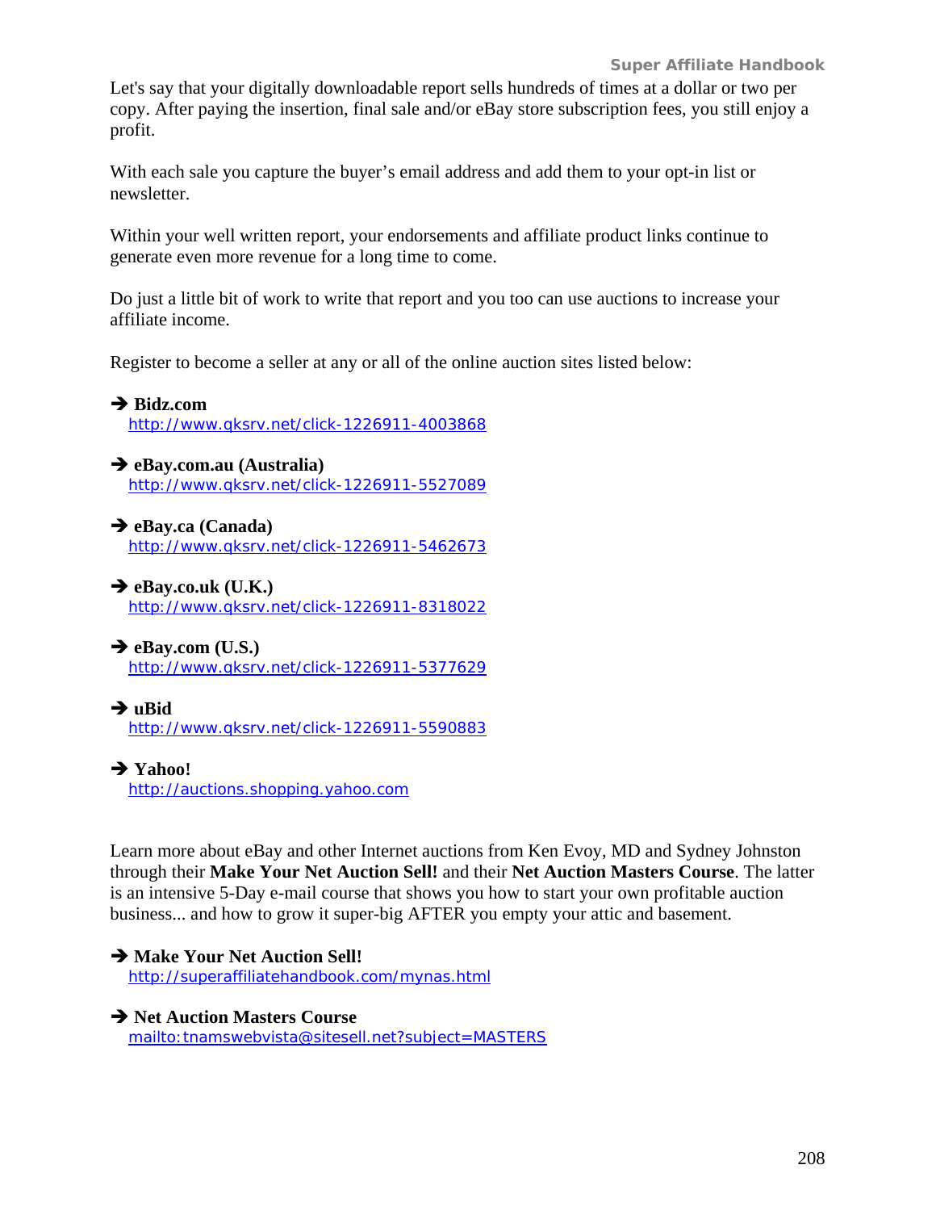Let's say that your digitally downloadable report sells hundreds of times at a dollar or two per copy. After paying the insertion, final sale and/or eBay store subscription fees, you still enjoy a profit.

With each sale you capture the buyer's email address and add them to your opt-in list or newsletter.

Within your well written report, your endorsements and affiliate product links continue to generate even more revenue for a long time to come.

Do just a little bit of work to write that report and you too can use auctions to increase your affiliate income.

Register to become a seller at any or all of the online auction sites listed below:

➔ **Bidz.com**
http://www.qksrv.net/click-1226911-4003868

➔ **eBay.com.au (Australia)**
http://www.qksrv.net/click-1226911-5527089

➔ **eBay.ca (Canada)**
http://www.qksrv.net/click-1226911-5462673

➔ **eBay.co.uk (U.K.)**
http://www.qksrv.net/click-1226911-8318022

➔ **eBay.com (U.S.)**
http://www.qksrv.net/click-1226911-5377629

➔ **uBid**
http://www.qksrv.net/click-1226911-5590883

➔ **Yahoo!**
http://auctions.shopping.yahoo.com

Learn more about eBay and other Internet auctions from Ken Evoy, MD and Sydney Johnston through their **Make Your Net Auction Sell!** and their **Net Auction Masters Course**. The latter is an intensive 5-Day e-mail course that shows you how to start your own profitable auction business... and how to grow it super-big AFTER you empty your attic and basement.

➔ **Make Your Net Auction Sell!**
http://superaffiliatehandbook.com/mynas.html

➔ **Net Auction Masters Course**
mailto:tnamswebvista@sitesell.net?subject=MASTERS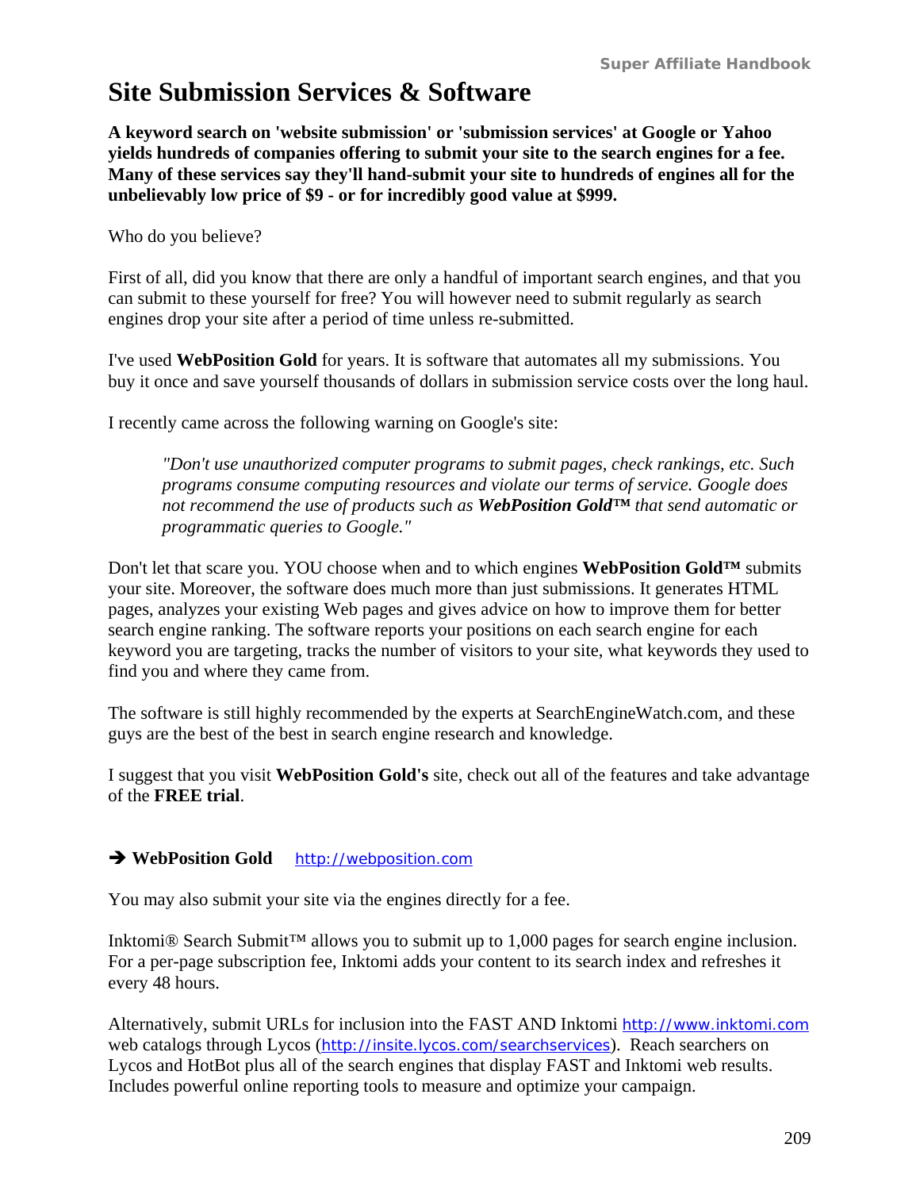# Site Submission Services & Software

**A keyword search on 'website submission' or 'submission services' at Google or Yahoo yields hundreds of companies offering to submit your site to the search engines for a fee. Many of these services say they'll hand-submit your site to hundreds of engines all for the unbelievably low price of $9 - or for incredibly good value at $999.**

Who do you believe?

First of all, did you know that there are only a handful of important search engines, and that you can submit to these yourself for free? You will however need to submit regularly as search engines drop your site after a period of time unless re-submitted.

I've used **WebPosition Gold** for years. It is software that automates all my submissions. You buy it once and save yourself thousands of dollars in submission service costs over the long haul.

I recently came across the following warning on Google's site:

> *"Don't use unauthorized computer programs to submit pages, check rankings, etc. Such programs consume computing resources and violate our terms of service. Google does not recommend the use of products such as **WebPosition Gold™** that send automatic or programmatic queries to Google."*

Don't let that scare you. YOU choose when and to which engines **WebPosition Gold™** submits your site. Moreover, the software does much more than just submissions. It generates HTML pages, analyzes your existing Web pages and gives advice on how to improve them for better search engine ranking. The software reports your positions on each search engine for each keyword you are targeting, tracks the number of visitors to your site, what keywords they used to find you and where they came from.

The software is still highly recommended by the experts at SearchEngineWatch.com, and these guys are the best of the best in search engine research and knowledge.

I suggest that you visit **WebPosition Gold's** site, check out all of the features and take advantage of the **FREE trial**.

➔ **WebPosition Gold** http://webposition.com

You may also submit your site via the engines directly for a fee.

Inktomi® Search Submit™ allows you to submit up to 1,000 pages for search engine inclusion. For a per-page subscription fee, Inktomi adds your content to its search index and refreshes it every 48 hours.

Alternatively, submit URLs for inclusion into the FAST AND Inktomi http://www.inktomi.com web catalogs through Lycos (http://insite.lycos.com/searchservices). Reach searchers on Lycos and HotBot plus all of the search engines that display FAST and Inktomi web results. Includes powerful online reporting tools to measure and optimize your campaign.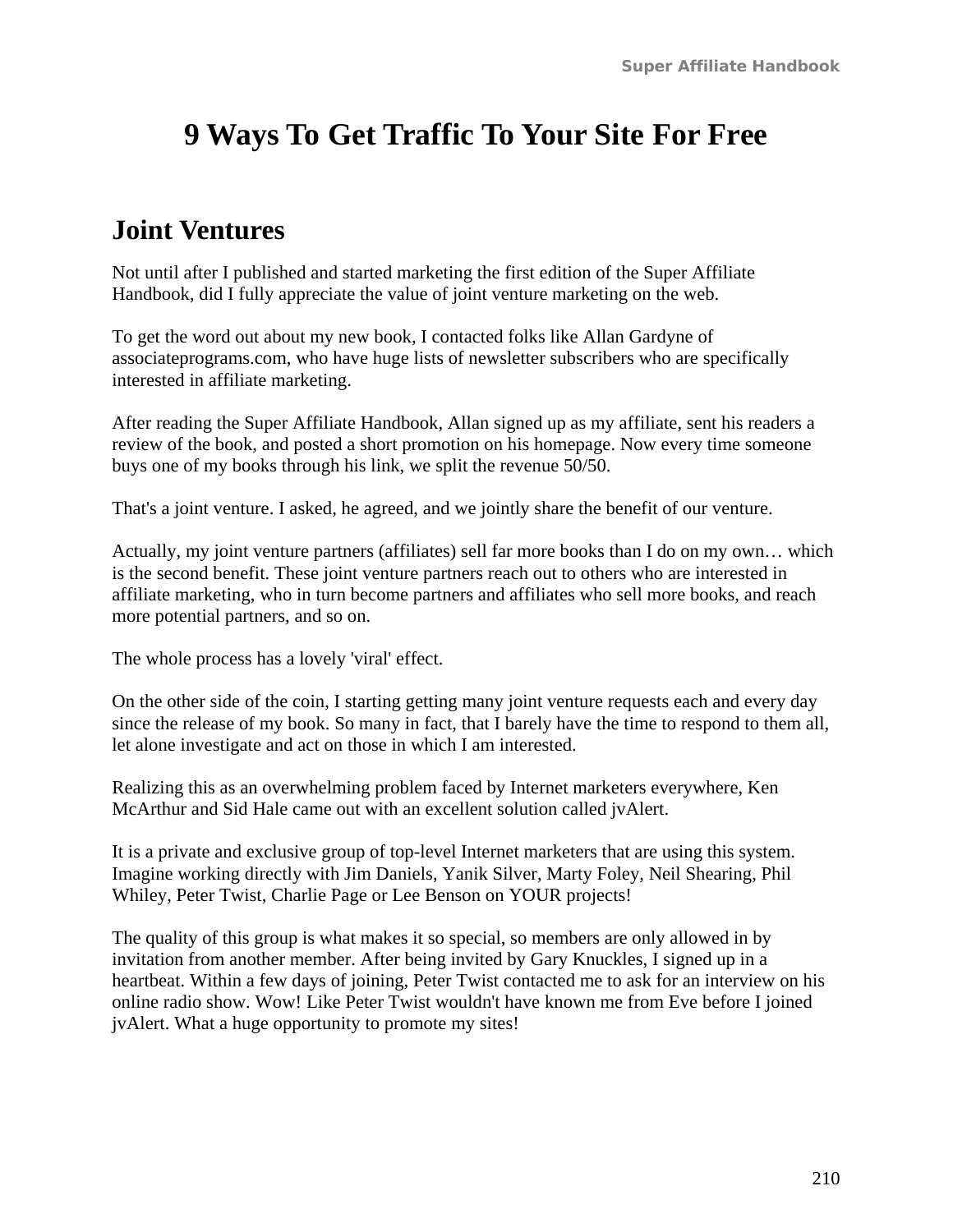# 9 Ways To Get Traffic To Your Site For Free

## Joint Ventures

Not until after I published and started marketing the first edition of the Super Affiliate Handbook, did I fully appreciate the value of joint venture marketing on the web.

To get the word out about my new book, I contacted folks like Allan Gardyne of associateprograms.com, who have huge lists of newsletter subscribers who are specifically interested in affiliate marketing.

After reading the Super Affiliate Handbook, Allan signed up as my affiliate, sent his readers a review of the book, and posted a short promotion on his homepage. Now every time someone buys one of my books through his link, we split the revenue 50/50.

That's a joint venture. I asked, he agreed, and we jointly share the benefit of our venture.

Actually, my joint venture partners (affiliates) sell far more books than I do on my own… which is the second benefit. These joint venture partners reach out to others who are interested in affiliate marketing, who in turn become partners and affiliates who sell more books, and reach more potential partners, and so on.

The whole process has a lovely 'viral' effect.

On the other side of the coin, I starting getting many joint venture requests each and every day since the release of my book. So many in fact, that I barely have the time to respond to them all, let alone investigate and act on those in which I am interested.

Realizing this as an overwhelming problem faced by Internet marketers everywhere, Ken McArthur and Sid Hale came out with an excellent solution called jvAlert.

It is a private and exclusive group of top-level Internet marketers that are using this system. Imagine working directly with Jim Daniels, Yanik Silver, Marty Foley, Neil Shearing, Phil Whiley, Peter Twist, Charlie Page or Lee Benson on YOUR projects!

The quality of this group is what makes it so special, so members are only allowed in by invitation from another member. After being invited by Gary Knuckles, I signed up in a heartbeat. Within a few days of joining, Peter Twist contacted me to ask for an interview on his online radio show. Wow! Like Peter Twist wouldn't have known me from Eve before I joined jvAlert. What a huge opportunity to promote my sites!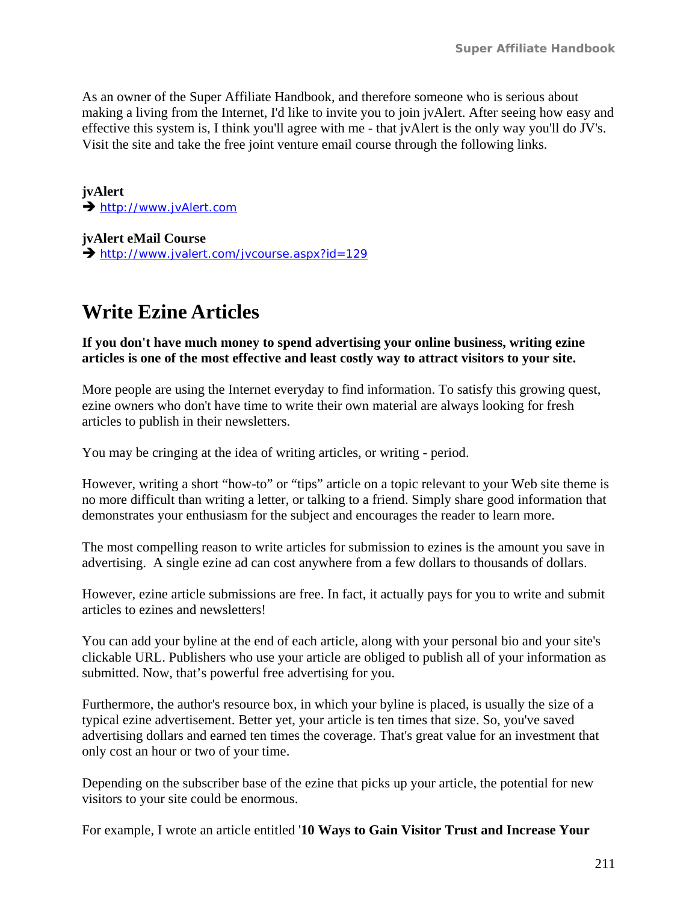As an owner of the Super Affiliate Handbook, and therefore someone who is serious about making a living from the Internet, I'd like to invite you to join jvAlert. After seeing how easy and effective this system is, I think you'll agree with me - that jvAlert is the only way you'll do JV's. Visit the site and take the free joint venture email course through the following links.

**jvAlert**
➔ http://www.jvAlert.com

**jvAlert eMail Course**
➔ http://www.jvalert.com/jvcourse.aspx?id=129

# Write Ezine Articles

**If you don't have much money to spend advertising your online business, writing ezine articles is one of the most effective and least costly way to attract visitors to your site.**

More people are using the Internet everyday to find information. To satisfy this growing quest, ezine owners who don't have time to write their own material are always looking for fresh articles to publish in their newsletters.

You may be cringing at the idea of writing articles, or writing - period.

However, writing a short "how-to" or "tips" article on a topic relevant to your Web site theme is no more difficult than writing a letter, or talking to a friend. Simply share good information that demonstrates your enthusiasm for the subject and encourages the reader to learn more.

The most compelling reason to write articles for submission to ezines is the amount you save in advertising. A single ezine ad can cost anywhere from a few dollars to thousands of dollars.

However, ezine article submissions are free. In fact, it actually pays for you to write and submit articles to ezines and newsletters!

You can add your byline at the end of each article, along with your personal bio and your site's clickable URL. Publishers who use your article are obliged to publish all of your information as submitted. Now, that's powerful free advertising for you.

Furthermore, the author's resource box, in which your byline is placed, is usually the size of a typical ezine advertisement. Better yet, your article is ten times that size. So, you've saved advertising dollars and earned ten times the coverage. That's great value for an investment that only cost an hour or two of your time.

Depending on the subscriber base of the ezine that picks up your article, the potential for new visitors to your site could be enormous.

For example, I wrote an article entitled '**10 Ways to Gain Visitor Trust and Increase Your**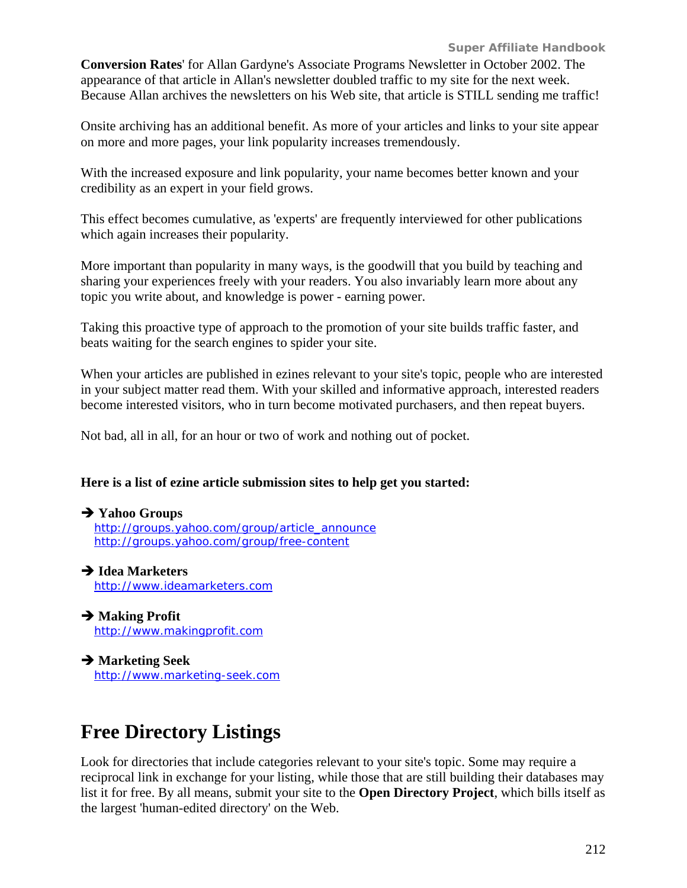**Conversion Rates**' for Allan Gardyne's Associate Programs Newsletter in October 2002. The appearance of that article in Allan's newsletter doubled traffic to my site for the next week. Because Allan archives the newsletters on his Web site, that article is STILL sending me traffic!

Onsite archiving has an additional benefit. As more of your articles and links to your site appear on more and more pages, your link popularity increases tremendously.

With the increased exposure and link popularity, your name becomes better known and your credibility as an expert in your field grows.

This effect becomes cumulative, as 'experts' are frequently interviewed for other publications which again increases their popularity.

More important than popularity in many ways, is the goodwill that you build by teaching and sharing your experiences freely with your readers. You also invariably learn more about any topic you write about, and knowledge is power - earning power.

Taking this proactive type of approach to the promotion of your site builds traffic faster, and beats waiting for the search engines to spider your site.

When your articles are published in ezines relevant to your site's topic, people who are interested in your subject matter read them. With your skilled and informative approach, interested readers become interested visitors, who in turn become motivated purchasers, and then repeat buyers.

Not bad, all in all, for an hour or two of work and nothing out of pocket.

**Here is a list of ezine article submission sites to help get you started:**

➔ **Yahoo Groups**
http://groups.yahoo.com/group/article_announce
http://groups.yahoo.com/group/free-content

➔ **Idea Marketers**
http://www.ideamarketers.com

➔ **Making Profit**
http://www.makingprofit.com

➔ **Marketing Seek**
http://www.marketing-seek.com

# Free Directory Listings

Look for directories that include categories relevant to your site's topic. Some may require a reciprocal link in exchange for your listing, while those that are still building their databases may list it for free. By all means, submit your site to the **Open Directory Project**, which bills itself as the largest 'human-edited directory' on the Web.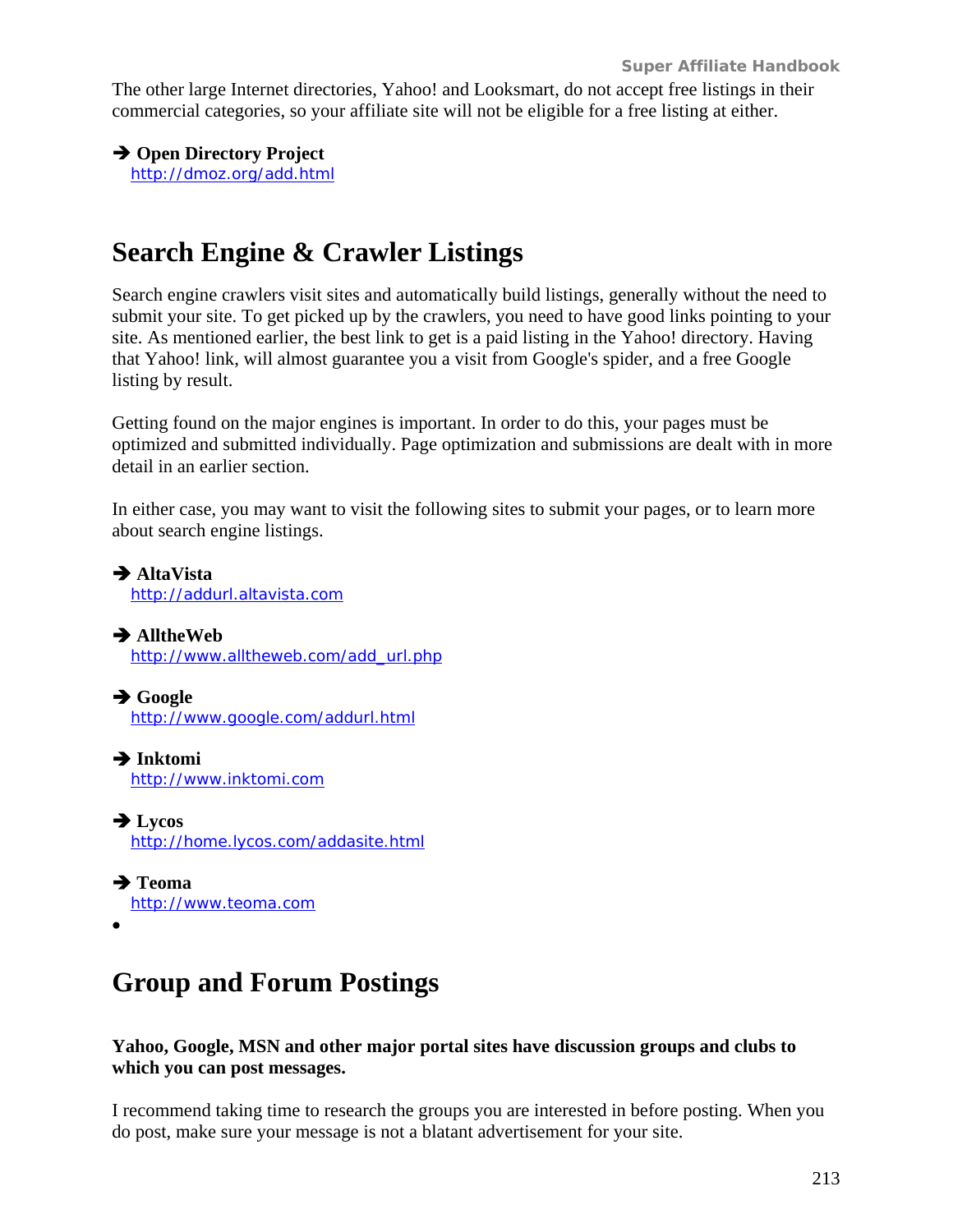The other large Internet directories, Yahoo! and Looksmart, do not accept free listings in their commercial categories, so your affiliate site will not be eligible for a free listing at either.

➔ **Open Directory Project**
http://dmoz.org/add.html

## Search Engine & Crawler Listings

Search engine crawlers visit sites and automatically build listings, generally without the need to submit your site. To get picked up by the crawlers, you need to have good links pointing to your site. As mentioned earlier, the best link to get is a paid listing in the Yahoo! directory. Having that Yahoo! link, will almost guarantee you a visit from Google's spider, and a free Google listing by result.

Getting found on the major engines is important. In order to do this, your pages must be optimized and submitted individually. Page optimization and submissions are dealt with in more detail in an earlier section.

In either case, you may want to visit the following sites to submit your pages, or to learn more about search engine listings.

➔ **AltaVista**
http://addurl.altavista.com

➔ **AlltheWeb**
http://www.alltheweb.com/add_url.php

➔ **Google**
http://www.google.com/addurl.html

➔ **Inktomi**
http://www.inktomi.com

➔ **Lycos**
http://home.lycos.com/addasite.html

➔ **Teoma**
http://www.teoma.com

•

## Group and Forum Postings

**Yahoo, Google, MSN and other major portal sites have discussion groups and clubs to which you can post messages.**

I recommend taking time to research the groups you are interested in before posting. When you do post, make sure your message is not a blatant advertisement for your site.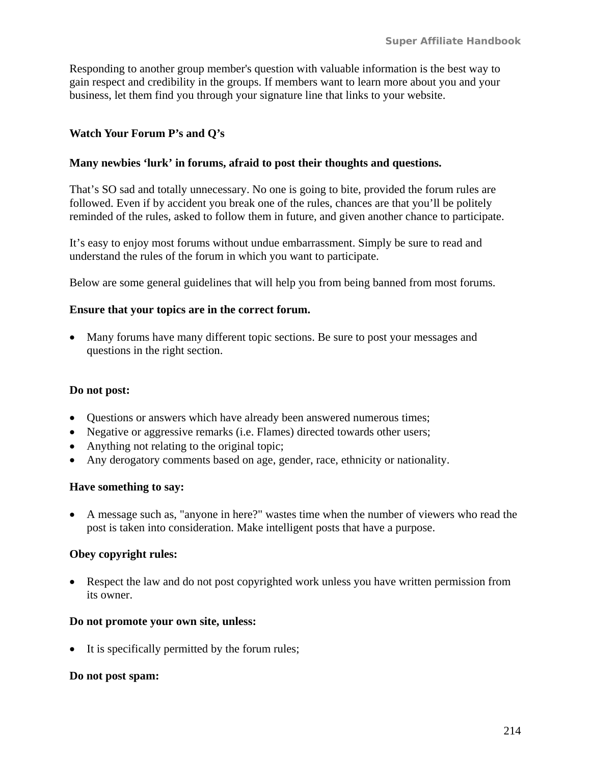Responding to another group member's question with valuable information is the best way to gain respect and credibility in the groups. If members want to learn more about you and your business, let them find you through your signature line that links to your website.

**Watch Your Forum P's and Q's**

**Many newbies 'lurk' in forums, afraid to post their thoughts and questions.**

That's SO sad and totally unnecessary. No one is going to bite, provided the forum rules are followed. Even if by accident you break one of the rules, chances are that you'll be politely reminded of the rules, asked to follow them in future, and given another chance to participate.

It's easy to enjoy most forums without undue embarrassment. Simply be sure to read and understand the rules of the forum in which you want to participate.

Below are some general guidelines that will help you from being banned from most forums.

**Ensure that your topics are in the correct forum.**

- Many forums have many different topic sections. Be sure to post your messages and questions in the right section.

**Do not post:**

- Questions or answers which have already been answered numerous times;
- Negative or aggressive remarks (i.e. Flames) directed towards other users;
- Anything not relating to the original topic;
- Any derogatory comments based on age, gender, race, ethnicity or nationality.

**Have something to say:**

- A message such as, "anyone in here?" wastes time when the number of viewers who read the post is taken into consideration. Make intelligent posts that have a purpose.

**Obey copyright rules:**

- Respect the law and do not post copyrighted work unless you have written permission from its owner.

**Do not promote your own site, unless:**

- It is specifically permitted by the forum rules;

**Do not post spam:**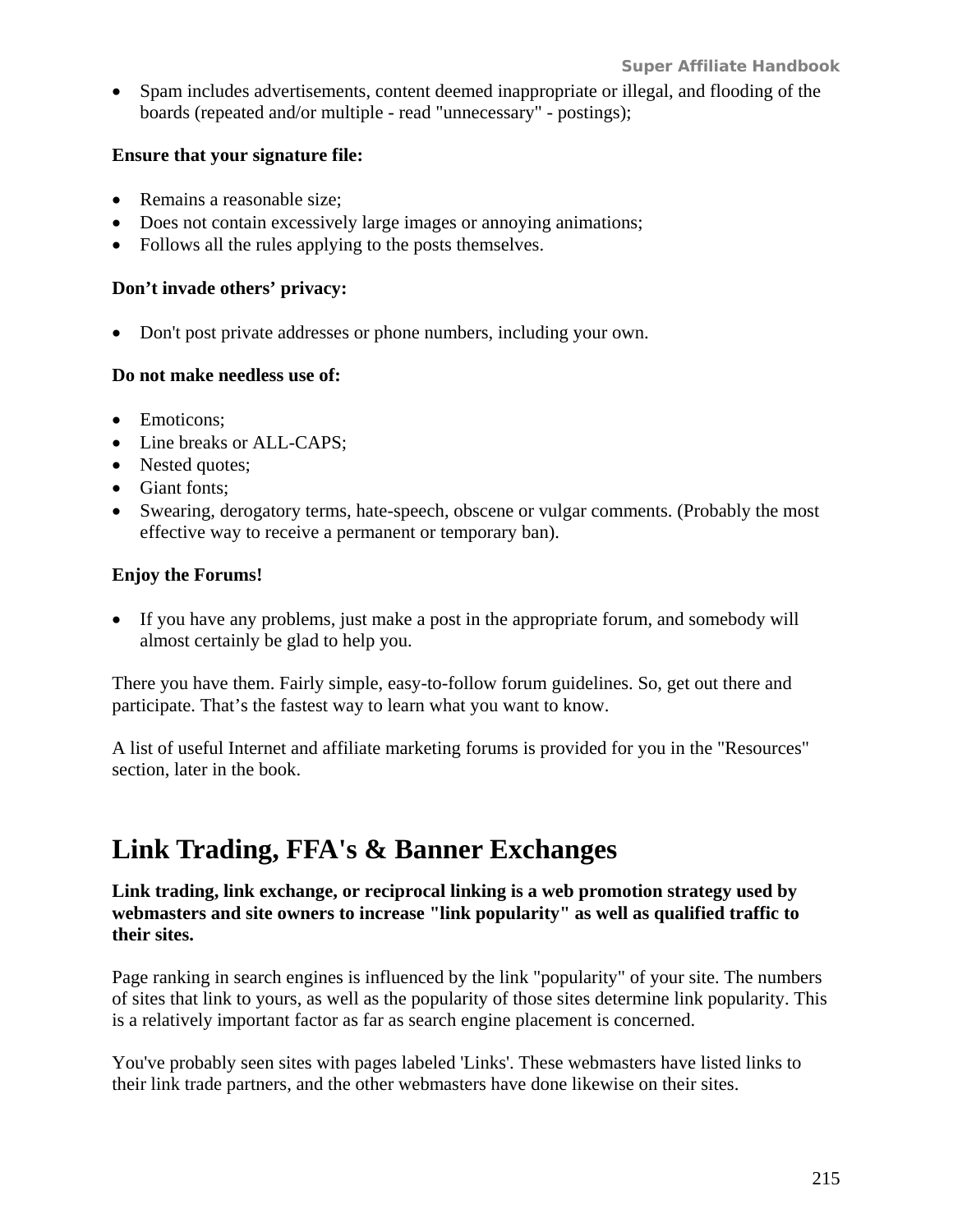- Spam includes advertisements, content deemed inappropriate or illegal, and flooding of the boards (repeated and/or multiple - read "unnecessary" - postings);

**Ensure that your signature file:**

- Remains a reasonable size;
- Does not contain excessively large images or annoying animations;
- Follows all the rules applying to the posts themselves.

**Don't invade others' privacy:**

- Don't post private addresses or phone numbers, including your own.

**Do not make needless use of:**

- Emoticons;
- Line breaks or ALL-CAPS;
- Nested quotes;
- Giant fonts;
- Swearing, derogatory terms, hate-speech, obscene or vulgar comments. (Probably the most effective way to receive a permanent or temporary ban).

**Enjoy the Forums!**

- If you have any problems, just make a post in the appropriate forum, and somebody will almost certainly be glad to help you.

There you have them. Fairly simple, easy-to-follow forum guidelines. So, get out there and participate. That's the fastest way to learn what you want to know.

A list of useful Internet and affiliate marketing forums is provided for you in the "Resources" section, later in the book.

# Link Trading, FFA's & Banner Exchanges

**Link trading, link exchange, or reciprocal linking is a web promotion strategy used by webmasters and site owners to increase "link popularity" as well as qualified traffic to their sites.**

Page ranking in search engines is influenced by the link "popularity" of your site. The numbers of sites that link to yours, as well as the popularity of those sites determine link popularity. This is a relatively important factor as far as search engine placement is concerned.

You've probably seen sites with pages labeled 'Links'. These webmasters have listed links to their link trade partners, and the other webmasters have done likewise on their sites.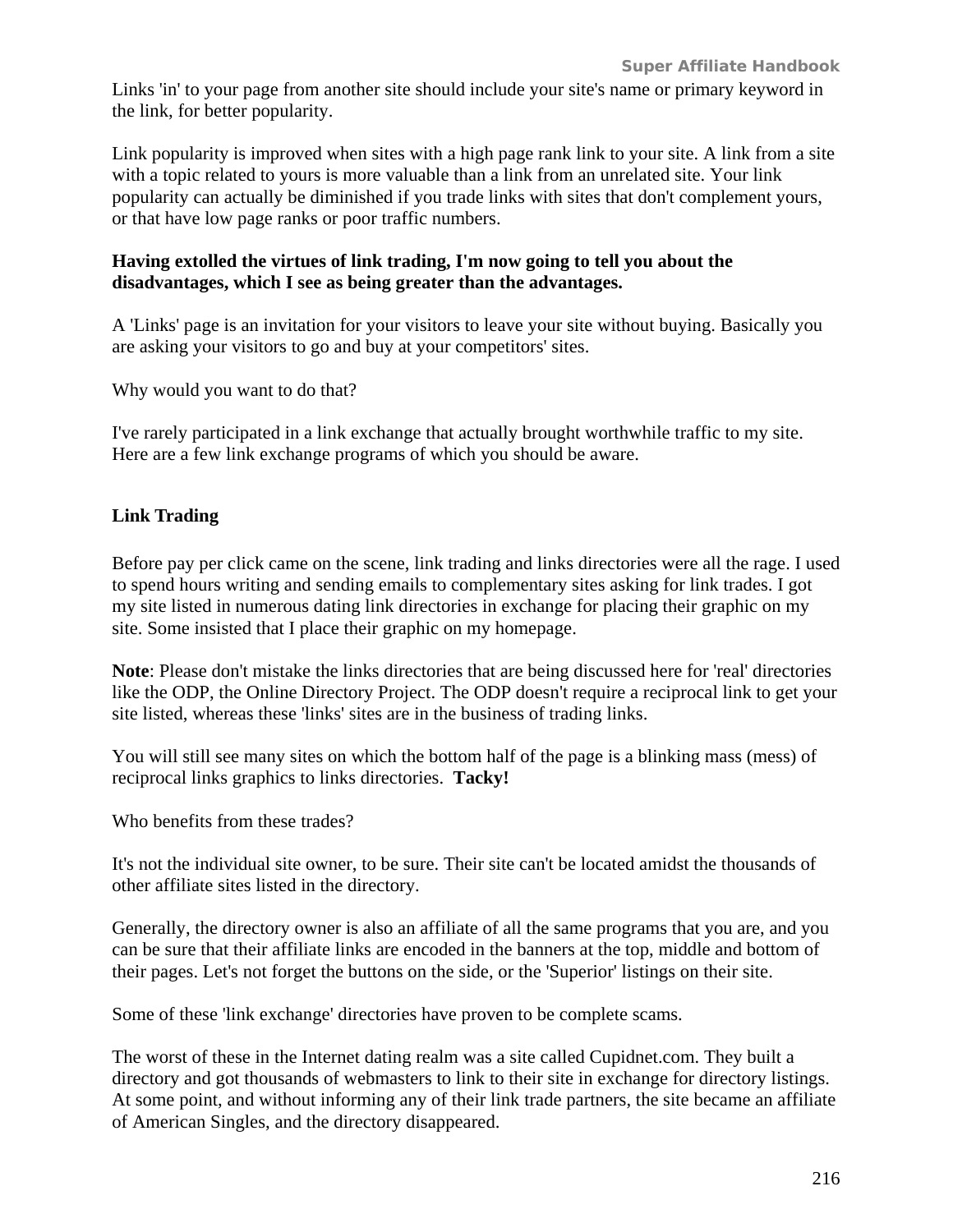Links 'in' to your page from another site should include your site's name or primary keyword in the link, for better popularity.

Link popularity is improved when sites with a high page rank link to your site. A link from a site with a topic related to yours is more valuable than a link from an unrelated site. Your link popularity can actually be diminished if you trade links with sites that don't complement yours, or that have low page ranks or poor traffic numbers.

**Having extolled the virtues of link trading, I'm now going to tell you about the disadvantages, which I see as being greater than the advantages.**

A 'Links' page is an invitation for your visitors to leave your site without buying. Basically you are asking your visitors to go and buy at your competitors' sites.

Why would you want to do that?

I've rarely participated in a link exchange that actually brought worthwhile traffic to my site. Here are a few link exchange programs of which you should be aware.

### Link Trading

Before pay per click came on the scene, link trading and links directories were all the rage. I used to spend hours writing and sending emails to complementary sites asking for link trades. I got my site listed in numerous dating link directories in exchange for placing their graphic on my site. Some insisted that I place their graphic on my homepage.

**Note**: Please don't mistake the links directories that are being discussed here for 'real' directories like the ODP, the Online Directory Project. The ODP doesn't require a reciprocal link to get your site listed, whereas these 'links' sites are in the business of trading links.

You will still see many sites on which the bottom half of the page is a blinking mass (mess) of reciprocal links graphics to links directories. **Tacky!**

Who benefits from these trades?

It's not the individual site owner, to be sure. Their site can't be located amidst the thousands of other affiliate sites listed in the directory.

Generally, the directory owner is also an affiliate of all the same programs that you are, and you can be sure that their affiliate links are encoded in the banners at the top, middle and bottom of their pages. Let's not forget the buttons on the side, or the 'Superior' listings on their site.

Some of these 'link exchange' directories have proven to be complete scams.

The worst of these in the Internet dating realm was a site called Cupidnet.com. They built a directory and got thousands of webmasters to link to their site in exchange for directory listings. At some point, and without informing any of their link trade partners, the site became an affiliate of American Singles, and the directory disappeared.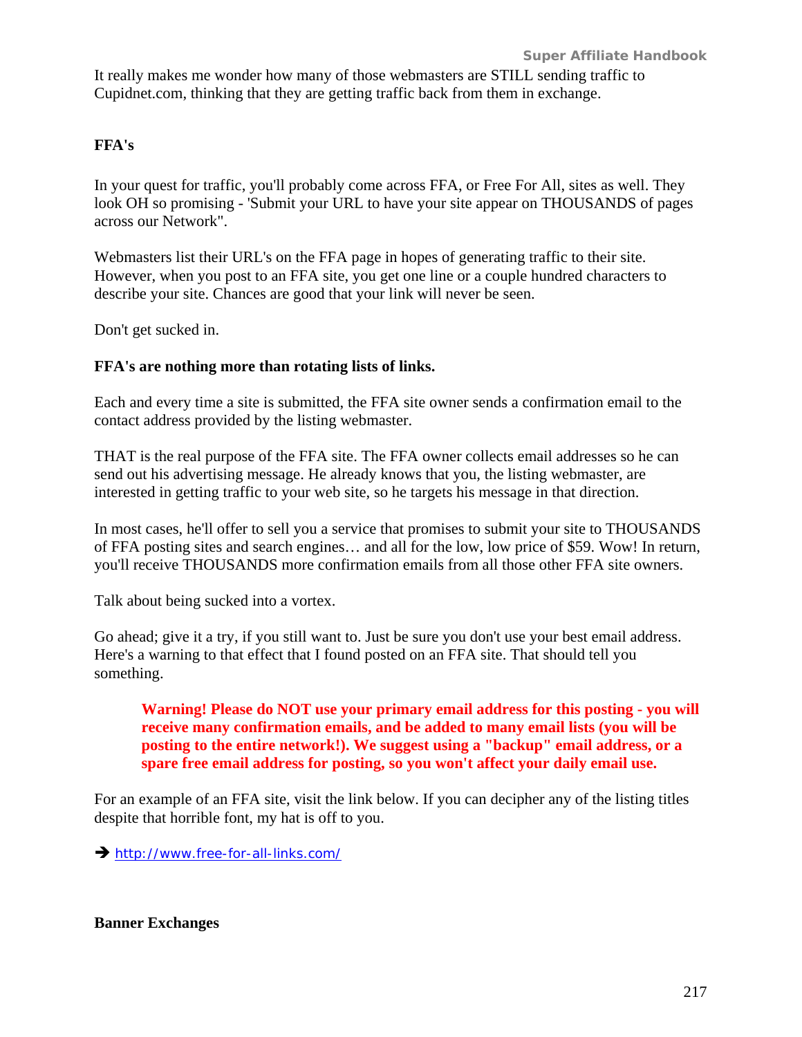It really makes me wonder how many of those webmasters are STILL sending traffic to Cupidnet.com, thinking that they are getting traffic back from them in exchange.

## FFA's

In your quest for traffic, you'll probably come across FFA, or Free For All, sites as well. They look OH so promising - 'Submit your URL to have your site appear on THOUSANDS of pages across our Network".

Webmasters list their URL's on the FFA page in hopes of generating traffic to their site. However, when you post to an FFA site, you get one line or a couple hundred characters to describe your site. Chances are good that your link will never be seen.

Don't get sucked in.

**FFA's are nothing more than rotating lists of links.**

Each and every time a site is submitted, the FFA site owner sends a confirmation email to the contact address provided by the listing webmaster.

THAT is the real purpose of the FFA site. The FFA owner collects email addresses so he can send out his advertising message. He already knows that you, the listing webmaster, are interested in getting traffic to your web site, so he targets his message in that direction.

In most cases, he'll offer to sell you a service that promises to submit your site to THOUSANDS of FFA posting sites and search engines… and all for the low, low price of $59. Wow! In return, you'll receive THOUSANDS more confirmation emails from all those other FFA site owners.

Talk about being sucked into a vortex.

Go ahead; give it a try, if you still want to. Just be sure you don't use your best email address. Here's a warning to that effect that I found posted on an FFA site. That should tell you something.

> **Warning! Please do NOT use your primary email address for this posting - you will receive many confirmation emails, and be added to many email lists (you will be posting to the entire network!). We suggest using a "backup" email address, or a spare free email address for posting, so you won't affect your daily email use.**

For an example of an FFA site, visit the link below. If you can decipher any of the listing titles despite that horrible font, my hat is off to you.

➔ http://www.free-for-all-links.com/

## Banner Exchanges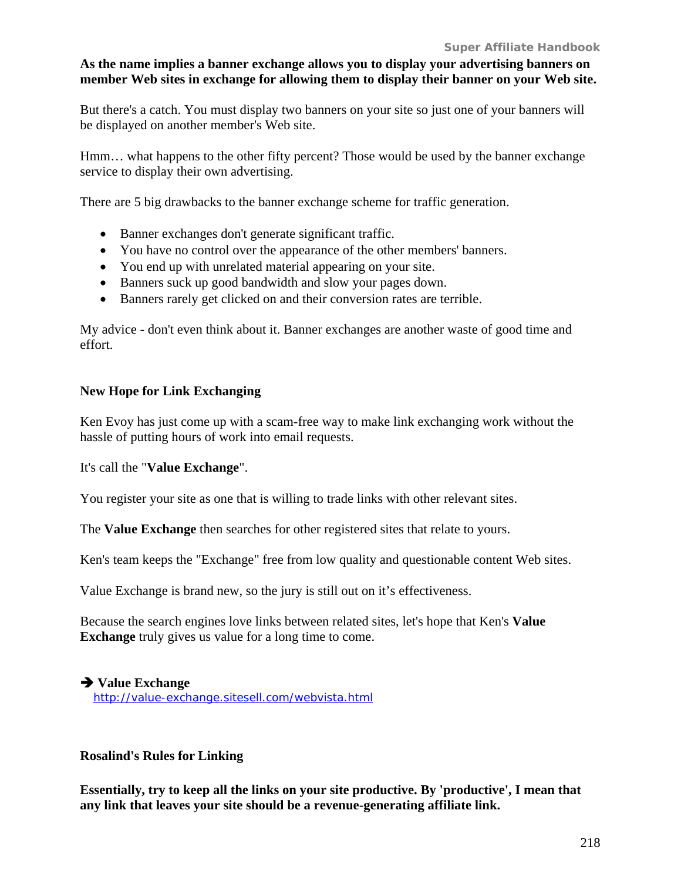**As the name implies a banner exchange allows you to display your advertising banners on member Web sites in exchange for allowing them to display their banner on your Web site.**

But there's a catch. You must display two banners on your site so just one of your banners will be displayed on another member's Web site.

Hmm… what happens to the other fifty percent? Those would be used by the banner exchange service to display their own advertising.

There are 5 big drawbacks to the banner exchange scheme for traffic generation.

- Banner exchanges don't generate significant traffic.
- You have no control over the appearance of the other members' banners.
- You end up with unrelated material appearing on your site.
- Banners suck up good bandwidth and slow your pages down.
- Banners rarely get clicked on and their conversion rates are terrible.

My advice - don't even think about it. Banner exchanges are another waste of good time and effort.

### New Hope for Link Exchanging

Ken Evoy has just come up with a scam-free way to make link exchanging work without the hassle of putting hours of work into email requests.

It's call the "**Value Exchange**".

You register your site as one that is willing to trade links with other relevant sites.

The **Value Exchange** then searches for other registered sites that relate to yours.

Ken's team keeps the "Exchange" free from low quality and questionable content Web sites.

Value Exchange is brand new, so the jury is still out on it's effectiveness.

Because the search engines love links between related sites, let's hope that Ken's **Value Exchange** truly gives us value for a long time to come.

➔ **Value Exchange**
http://value-exchange.sitesell.com/webvista.html

### Rosalind's Rules for Linking

**Essentially, try to keep all the links on your site productive. By 'productive', I mean that any link that leaves your site should be a revenue-generating affiliate link.**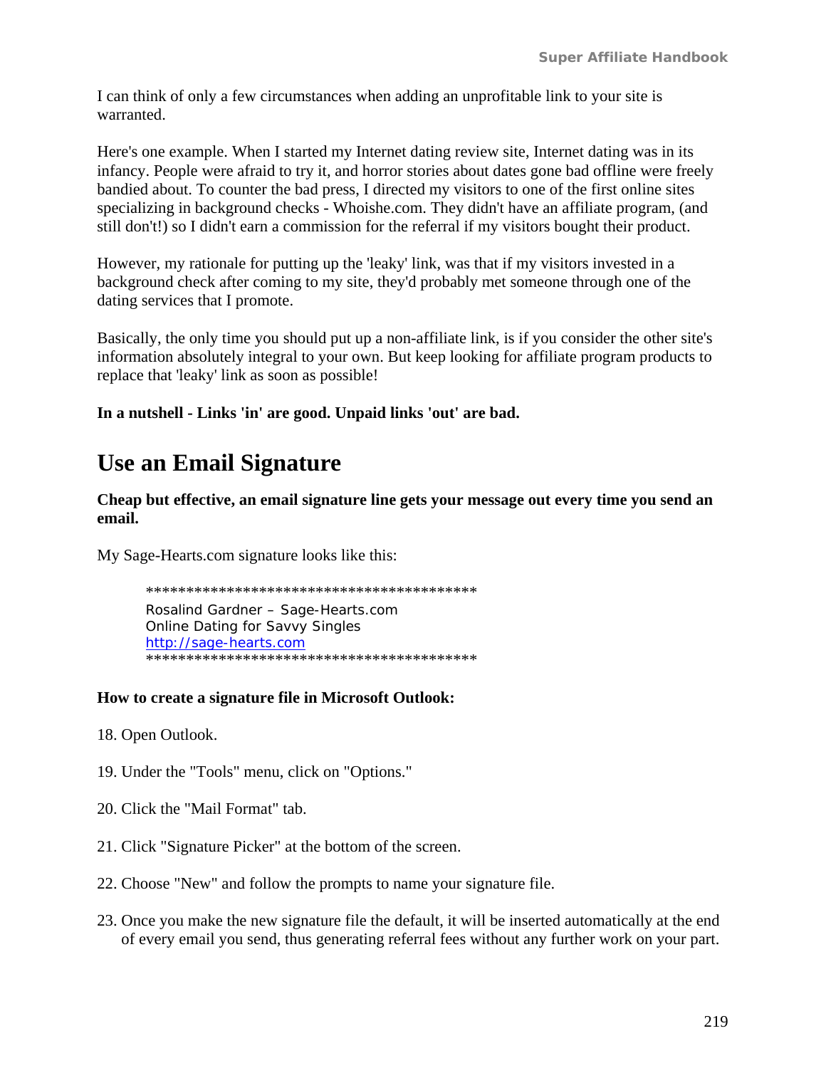I can think of only a few circumstances when adding an unprofitable link to your site is warranted.

Here's one example. When I started my Internet dating review site, Internet dating was in its infancy. People were afraid to try it, and horror stories about dates gone bad offline were freely bandied about. To counter the bad press, I directed my visitors to one of the first online sites specializing in background checks - Whoishe.com. They didn't have an affiliate program, (and still don't!) so I didn't earn a commission for the referral if my visitors bought their product.

However, my rationale for putting up the 'leaky' link, was that if my visitors invested in a background check after coming to my site, they'd probably met someone through one of the dating services that I promote.

Basically, the only time you should put up a non-affiliate link, is if you consider the other site's information absolutely integral to your own. But keep looking for affiliate program products to replace that 'leaky' link as soon as possible!

**In a nutshell - Links 'in' are good. Unpaid links 'out' are bad.**

## Use an Email Signature

**Cheap but effective, an email signature line gets your message out every time you send an email.**

My Sage-Hearts.com signature looks like this:

```
******************************************
Rosalind Gardner – Sage-Hearts.com
Online Dating for Savvy Singles
http://sage-hearts.com
******************************************
```

**How to create a signature file in Microsoft Outlook:**

18. Open Outlook.
19. Under the "Tools" menu, click on "Options."
20. Click the "Mail Format" tab.
21. Click "Signature Picker" at the bottom of the screen.
22. Choose "New" and follow the prompts to name your signature file.
23. Once you make the new signature file the default, it will be inserted automatically at the end of every email you send, thus generating referral fees without any further work on your part.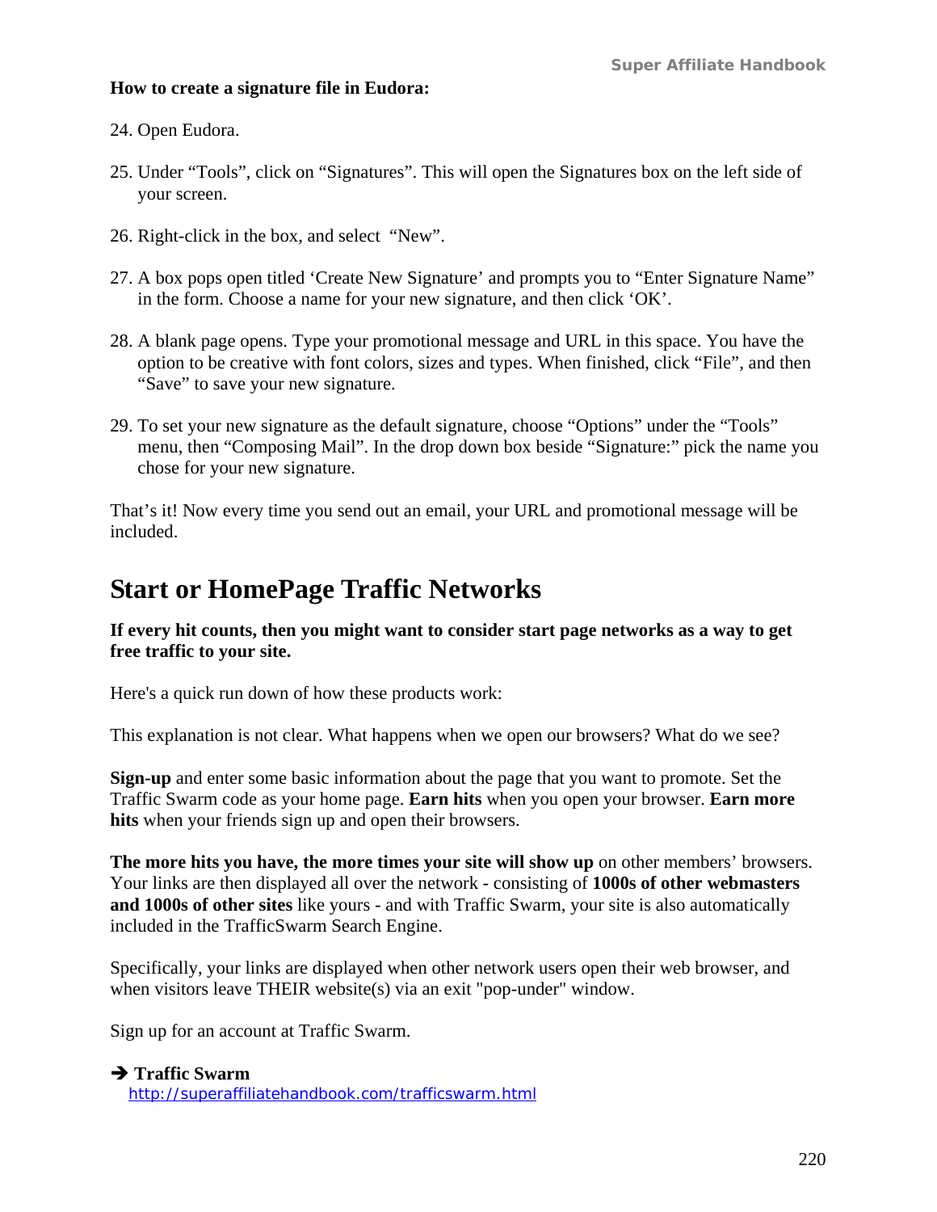**How to create a signature file in Eudora:**

24. Open Eudora.

25. Under “Tools”, click on “Signatures”. This will open the Signatures box on the left side of your screen.

26. Right-click in the box, and select “New”.

27. A box pops open titled ‘Create New Signature’ and prompts you to “Enter Signature Name” in the form. Choose a name for your new signature, and then click ‘OK’.

28. A blank page opens. Type your promotional message and URL in this space. You have the option to be creative with font colors, sizes and types. When finished, click “File”, and then “Save” to save your new signature.

29. To set your new signature as the default signature, choose “Options” under the “Tools” menu, then “Composing Mail”. In the drop down box beside “Signature:” pick the name you chose for your new signature.

That’s it! Now every time you send out an email, your URL and promotional message will be included.

## Start or HomePage Traffic Networks

**If every hit counts, then you might want to consider start page networks as a way to get free traffic to your site.**

Here's a quick run down of how these products work:

This explanation is not clear. What happens when we open our browsers? What do we see?

**Sign-up** and enter some basic information about the page that you want to promote. Set the Traffic Swarm code as your home page. **Earn hits** when you open your browser. **Earn more hits** when your friends sign up and open their browsers.

**The more hits you have, the more times your site will show up** on other members’ browsers. Your links are then displayed all over the network - consisting of **1000s of other webmasters and 1000s of other sites** like yours - and with Traffic Swarm, your site is also automatically included in the TrafficSwarm Search Engine.

Specifically, your links are displayed when other network users open their web browser, and when visitors leave THEIR website(s) via an exit "pop-under" window.

Sign up for an account at Traffic Swarm.

➔ **Traffic Swarm**
http://superaffiliatehandbook.com/trafficswarm.html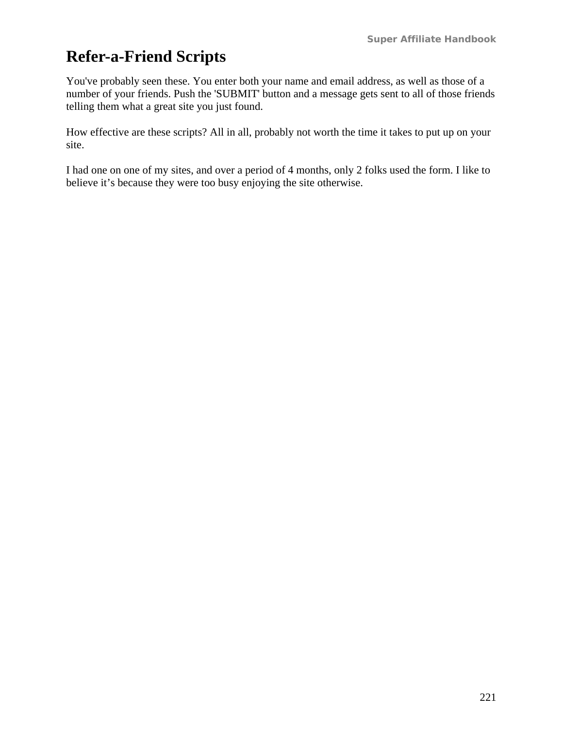# Refer-a-Friend Scripts

You've probably seen these. You enter both your name and email address, as well as those of a number of your friends. Push the 'SUBMIT' button and a message gets sent to all of those friends telling them what a great site you just found.

How effective are these scripts? All in all, probably not worth the time it takes to put up on your site.

I had one on one of my sites, and over a period of 4 months, only 2 folks used the form. I like to believe it's because they were too busy enjoying the site otherwise.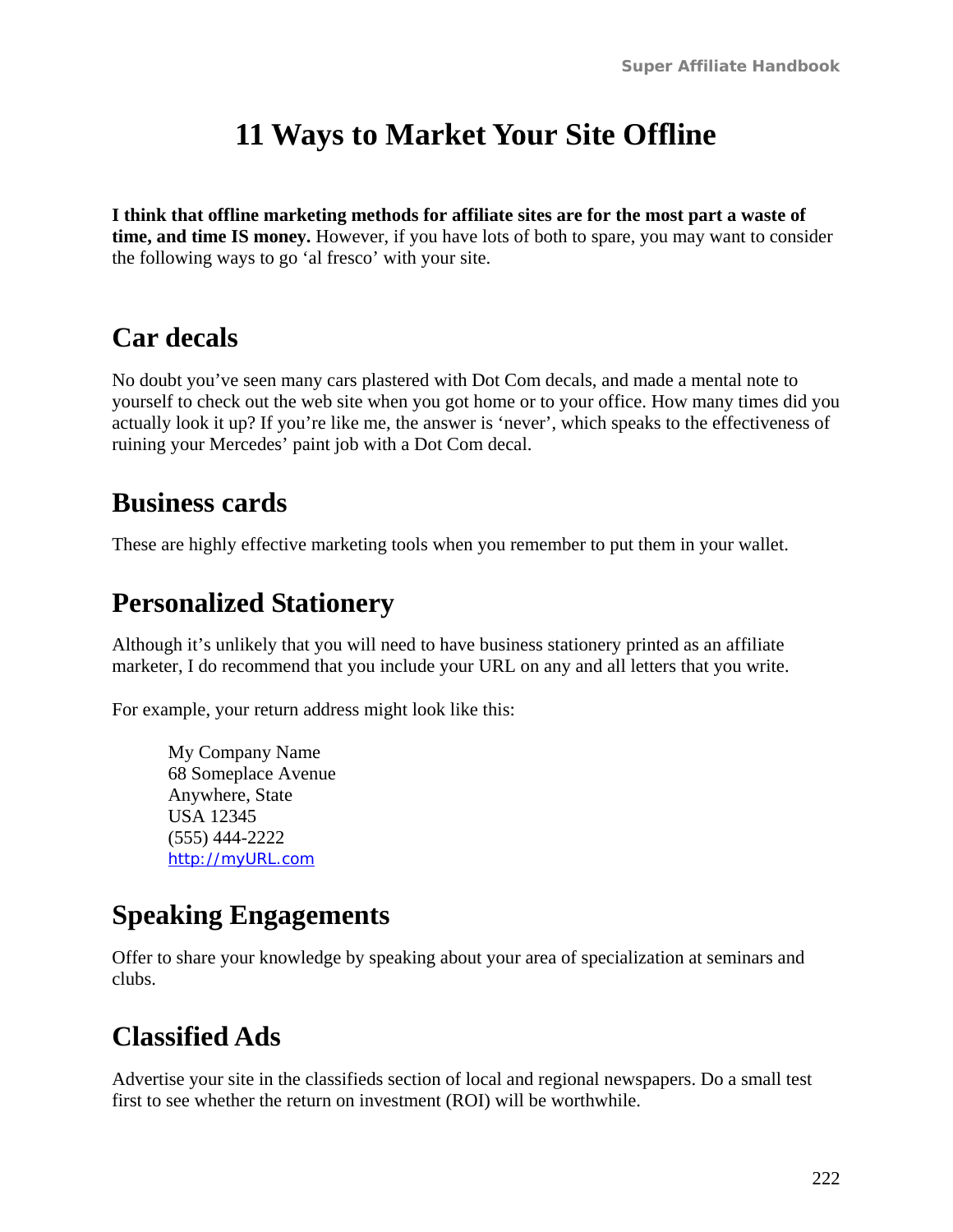# 11 Ways to Market Your Site Offline

**I think that offline marketing methods for affiliate sites are for the most part a waste of time, and time IS money.** However, if you have lots of both to spare, you may want to consider the following ways to go 'al fresco' with your site.

## Car decals

No doubt you've seen many cars plastered with Dot Com decals, and made a mental note to yourself to check out the web site when you got home or to your office. How many times did you actually look it up? If you're like me, the answer is 'never', which speaks to the effectiveness of ruining your Mercedes' paint job with a Dot Com decal.

## Business cards

These are highly effective marketing tools when you remember to put them in your wallet.

## Personalized Stationery

Although it's unlikely that you will need to have business stationery printed as an affiliate marketer, I do recommend that you include your URL on any and all letters that you write.

For example, your return address might look like this:

> My Company Name
> 68 Someplace Avenue
> Anywhere, State
> USA 12345
> (555) 444-2222
> http://myURL.com

## Speaking Engagements

Offer to share your knowledge by speaking about your area of specialization at seminars and clubs.

## Classified Ads

Advertise your site in the classifieds section of local and regional newspapers. Do a small test first to see whether the return on investment (ROI) will be worthwhile.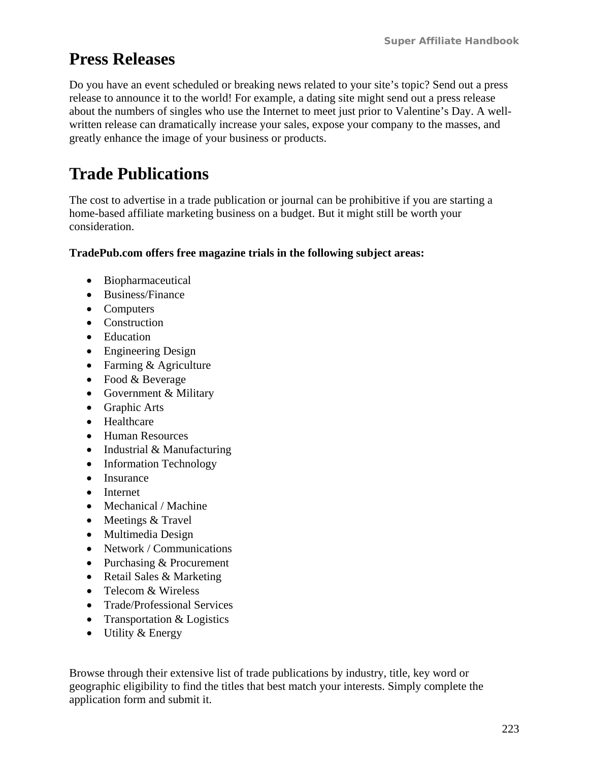# Press Releases

Do you have an event scheduled or breaking news related to your site's topic? Send out a press release to announce it to the world! For example, a dating site might send out a press release about the numbers of singles who use the Internet to meet just prior to Valentine's Day. A well-written release can dramatically increase your sales, expose your company to the masses, and greatly enhance the image of your business or products.

# Trade Publications

The cost to advertise in a trade publication or journal can be prohibitive if you are starting a home-based affiliate marketing business on a budget. But it might still be worth your consideration.

**TradePub.com offers free magazine trials in the following subject areas:**

- Biopharmaceutical
- Business/Finance
- Computers
- Construction
- Education
- Engineering Design
- Farming & Agriculture
- Food & Beverage
- Government & Military
- Graphic Arts
- Healthcare
- Human Resources
- Industrial & Manufacturing
- Information Technology
- Insurance
- Internet
- Mechanical / Machine
- Meetings & Travel
- Multimedia Design
- Network / Communications
- Purchasing & Procurement
- Retail Sales & Marketing
- Telecom & Wireless
- Trade/Professional Services
- Transportation & Logistics
- Utility & Energy

Browse through their extensive list of trade publications by industry, title, key word or geographic eligibility to find the titles that best match your interests. Simply complete the application form and submit it.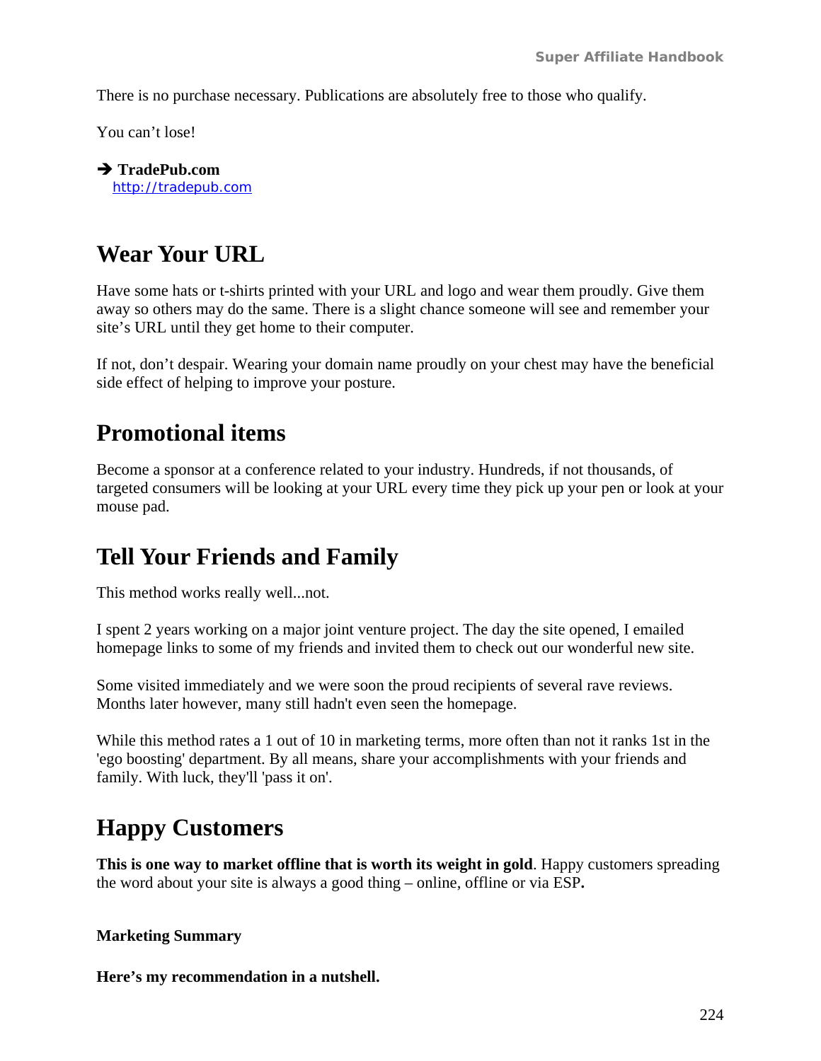There is no purchase necessary. Publications are absolutely free to those who qualify.

You can't lose!

➔ **TradePub.com**
[http://tradepub.com](http://tradepub.com)

## Wear Your URL

Have some hats or t-shirts printed with your URL and logo and wear them proudly. Give them away so others may do the same. There is a slight chance someone will see and remember your site's URL until they get home to their computer.

If not, don't despair. Wearing your domain name proudly on your chest may have the beneficial side effect of helping to improve your posture.

## Promotional items

Become a sponsor at a conference related to your industry. Hundreds, if not thousands, of targeted consumers will be looking at your URL every time they pick up your pen or look at your mouse pad.

## Tell Your Friends and Family

This method works really well...not.

I spent 2 years working on a major joint venture project. The day the site opened, I emailed homepage links to some of my friends and invited them to check out our wonderful new site.

Some visited immediately and we were soon the proud recipients of several rave reviews. Months later however, many still hadn't even seen the homepage.

While this method rates a 1 out of 10 in marketing terms, more often than not it ranks 1st in the 'ego boosting' department. By all means, share your accomplishments with your friends and family. With luck, they'll 'pass it on'.

## Happy Customers

**This is one way to market offline that is worth its weight in gold**. Happy customers spreading the word about your site is always a good thing – online, offline or via ESP**.**

**Marketing Summary**

**Here's my recommendation in a nutshell.**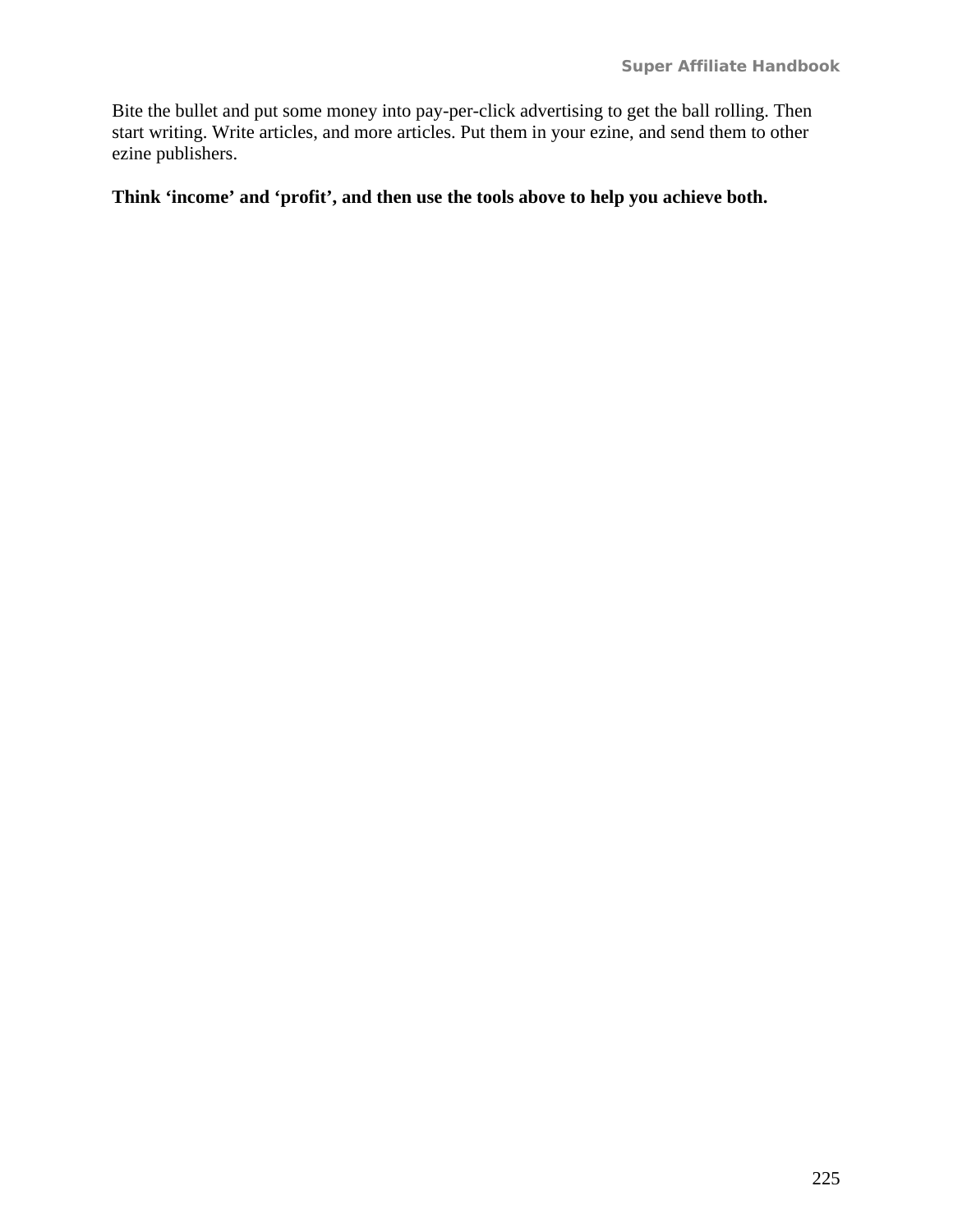Bite the bullet and put some money into pay-per-click advertising to get the ball rolling. Then start writing. Write articles, and more articles. Put them in your ezine, and send them to other ezine publishers.

**Think ‘income’ and ‘profit’, and then use the tools above to help you achieve both.**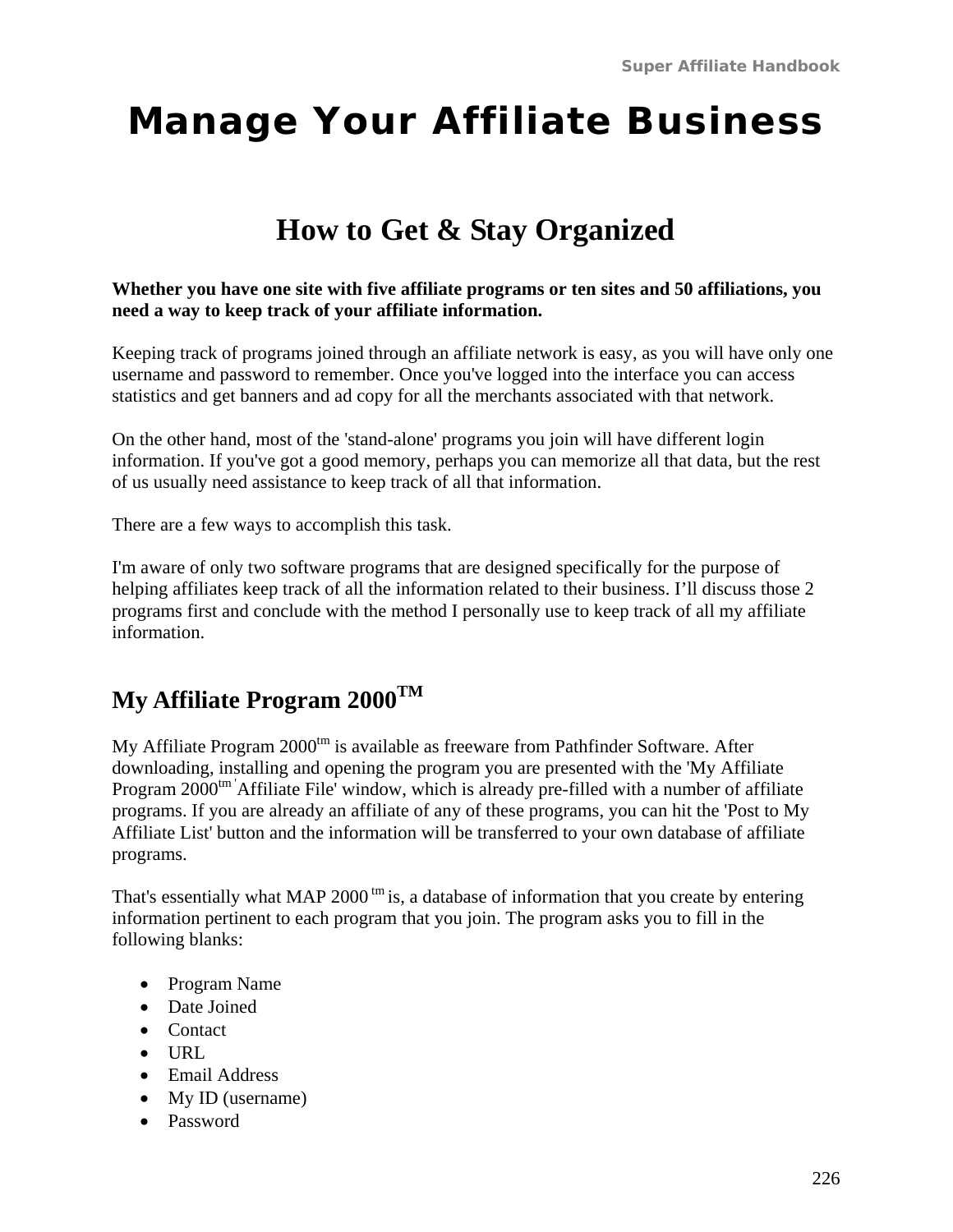# Manage Your Affiliate Business

## How to Get & Stay Organized

**Whether you have one site with five affiliate programs or ten sites and 50 affiliations, you need a way to keep track of your affiliate information.**

Keeping track of programs joined through an affiliate network is easy, as you will have only one username and password to remember. Once you've logged into the interface you can access statistics and get banners and ad copy for all the merchants associated with that network.

On the other hand, most of the 'stand-alone' programs you join will have different login information. If you've got a good memory, perhaps you can memorize all that data, but the rest of us usually need assistance to keep track of all that information.

There are a few ways to accomplish this task.

I'm aware of only two software programs that are designed specifically for the purpose of helping affiliates keep track of all the information related to their business. I'll discuss those 2 programs first and conclude with the method I personally use to keep track of all my affiliate information.

### My Affiliate Program 2000™

My Affiliate Program 2000™ is available as freeware from Pathfinder Software. After downloading, installing and opening the program you are presented with the 'My Affiliate Program 2000™' Affiliate File' window, which is already pre-filled with a number of affiliate programs. If you are already an affiliate of any of these programs, you can hit the 'Post to My Affiliate List' button and the information will be transferred to your own database of affiliate programs.

That's essentially what MAP 2000™ is, a database of information that you create by entering information pertinent to each program that you join. The program asks you to fill in the following blanks:

- Program Name
- Date Joined
- Contact
- URL
- Email Address
- My ID (username)
- Password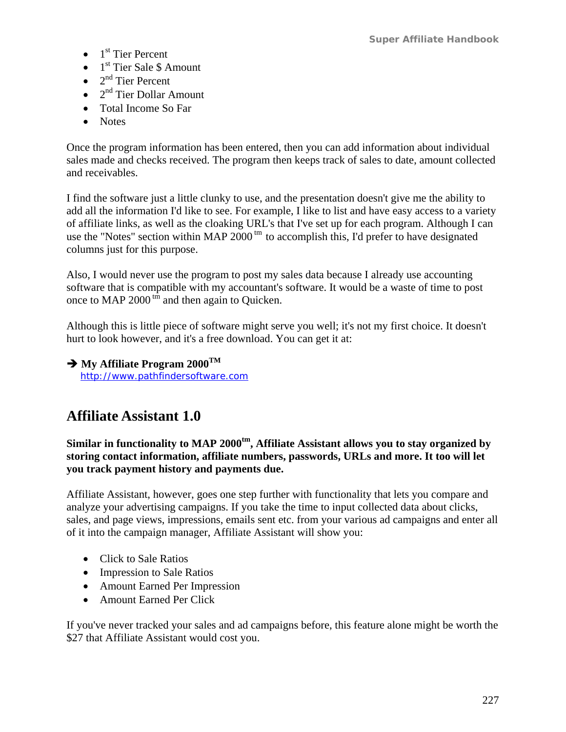- 1st Tier Percent
- 1st Tier Sale $ Amount
- 2nd Tier Percent
- 2nd Tier Dollar Amount
- Total Income So Far
- Notes

Once the program information has been entered, then you can add information about individual sales made and checks received. The program then keeps track of sales to date, amount collected and receivables.

I find the software just a little clunky to use, and the presentation doesn't give me the ability to add all the information I'd like to see. For example, I like to list and have easy access to a variety of affiliate links, as well as the cloaking URL's that I've set up for each program. Although I can use the "Notes" section within MAP 2000 tm to accomplish this, I'd prefer to have designated columns just for this purpose.

Also, I would never use the program to post my sales data because I already use accounting software that is compatible with my accountant's software. It would be a waste of time to post once to MAP 2000 tm and then again to Quicken.

Although this is little piece of software might serve you well; it's not my first choice. It doesn't hurt to look however, and it's a free download. You can get it at:

➔ **My Affiliate Program 2000TM**
[http://www.pathfindersoftware.com](http://www.pathfindersoftware.com)

## Affiliate Assistant 1.0

**Similar in functionality to MAP 2000tm, Affiliate Assistant allows you to stay organized by storing contact information, affiliate numbers, passwords, URLs and more. It too will let you track payment history and payments due.**

Affiliate Assistant, however, goes one step further with functionality that lets you compare and analyze your advertising campaigns. If you take the time to input collected data about clicks, sales, and page views, impressions, emails sent etc. from your various ad campaigns and enter all of it into the campaign manager, Affiliate Assistant will show you:

- Click to Sale Ratios
- Impression to Sale Ratios
- Amount Earned Per Impression
- Amount Earned Per Click

If you've never tracked your sales and ad campaigns before, this feature alone might be worth the $27 that Affiliate Assistant would cost you.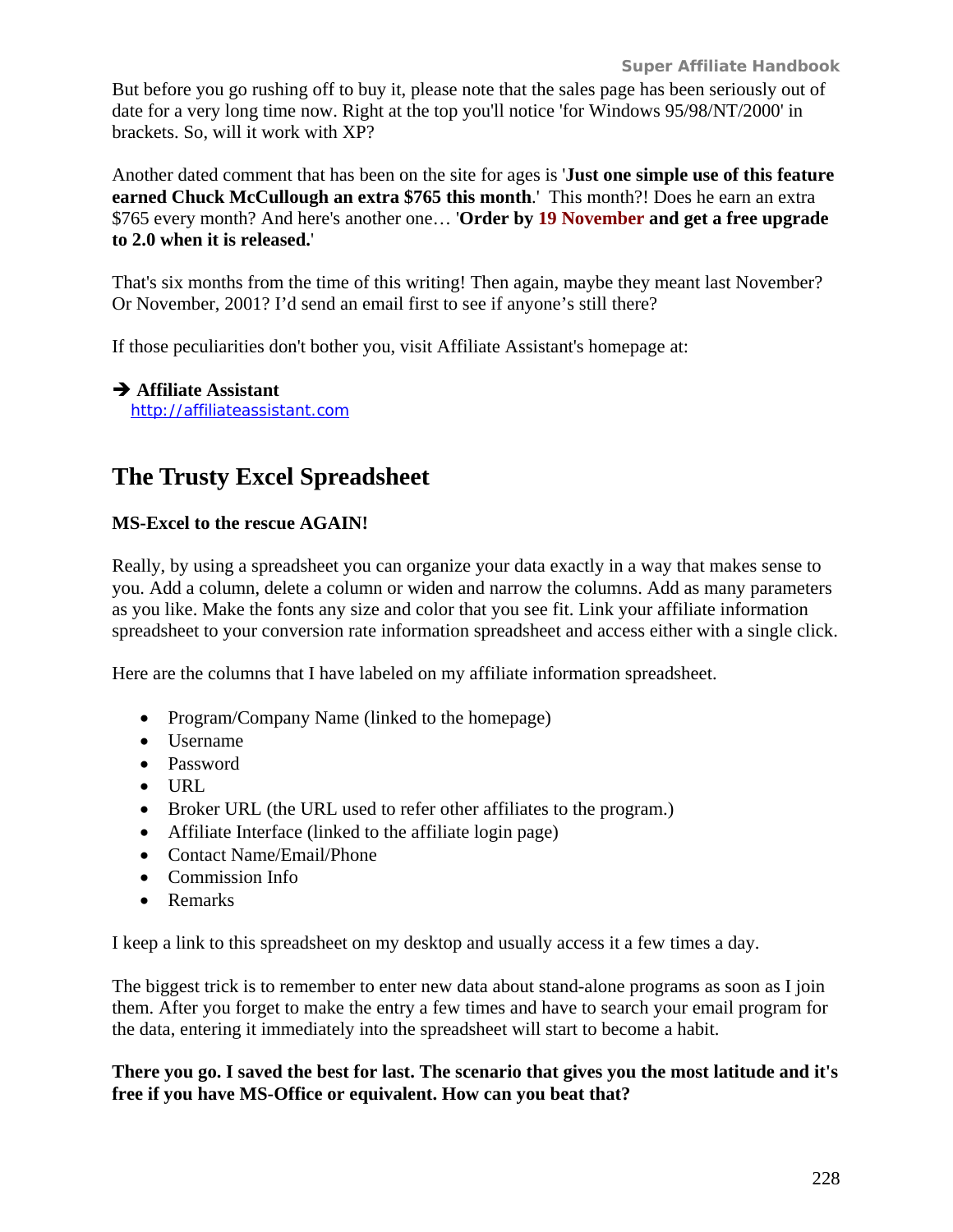But before you go rushing off to buy it, please note that the sales page has been seriously out of date for a very long time now. Right at the top you'll notice 'for Windows 95/98/NT/2000' in brackets. So, will it work with XP?

Another dated comment that has been on the site for ages is '**Just one simple use of this feature earned Chuck McCullough an extra $765 this month**.' This month?! Does he earn an extra $765 every month? And here's another one… '**Order by 19 November and get a free upgrade to 2.0 when it is released.**'

That's six months from the time of this writing! Then again, maybe they meant last November? Or November, 2001? I'd send an email first to see if anyone's still there?

If those peculiarities don't bother you, visit Affiliate Assistant's homepage at:

➔ **Affiliate Assistant**
http://affiliateassistant.com

## The Trusty Excel Spreadsheet

**MS-Excel to the rescue AGAIN!**

Really, by using a spreadsheet you can organize your data exactly in a way that makes sense to you. Add a column, delete a column or widen and narrow the columns. Add as many parameters as you like. Make the fonts any size and color that you see fit. Link your affiliate information spreadsheet to your conversion rate information spreadsheet and access either with a single click.

Here are the columns that I have labeled on my affiliate information spreadsheet.

- Program/Company Name (linked to the homepage)
- Username
- Password
- URL
- Broker URL (the URL used to refer other affiliates to the program.)
- Affiliate Interface (linked to the affiliate login page)
- Contact Name/Email/Phone
- Commission Info
- Remarks

I keep a link to this spreadsheet on my desktop and usually access it a few times a day.

The biggest trick is to remember to enter new data about stand-alone programs as soon as I join them. After you forget to make the entry a few times and have to search your email program for the data, entering it immediately into the spreadsheet will start to become a habit.

**There you go. I saved the best for last. The scenario that gives you the most latitude and it's free if you have MS-Office or equivalent. How can you beat that?**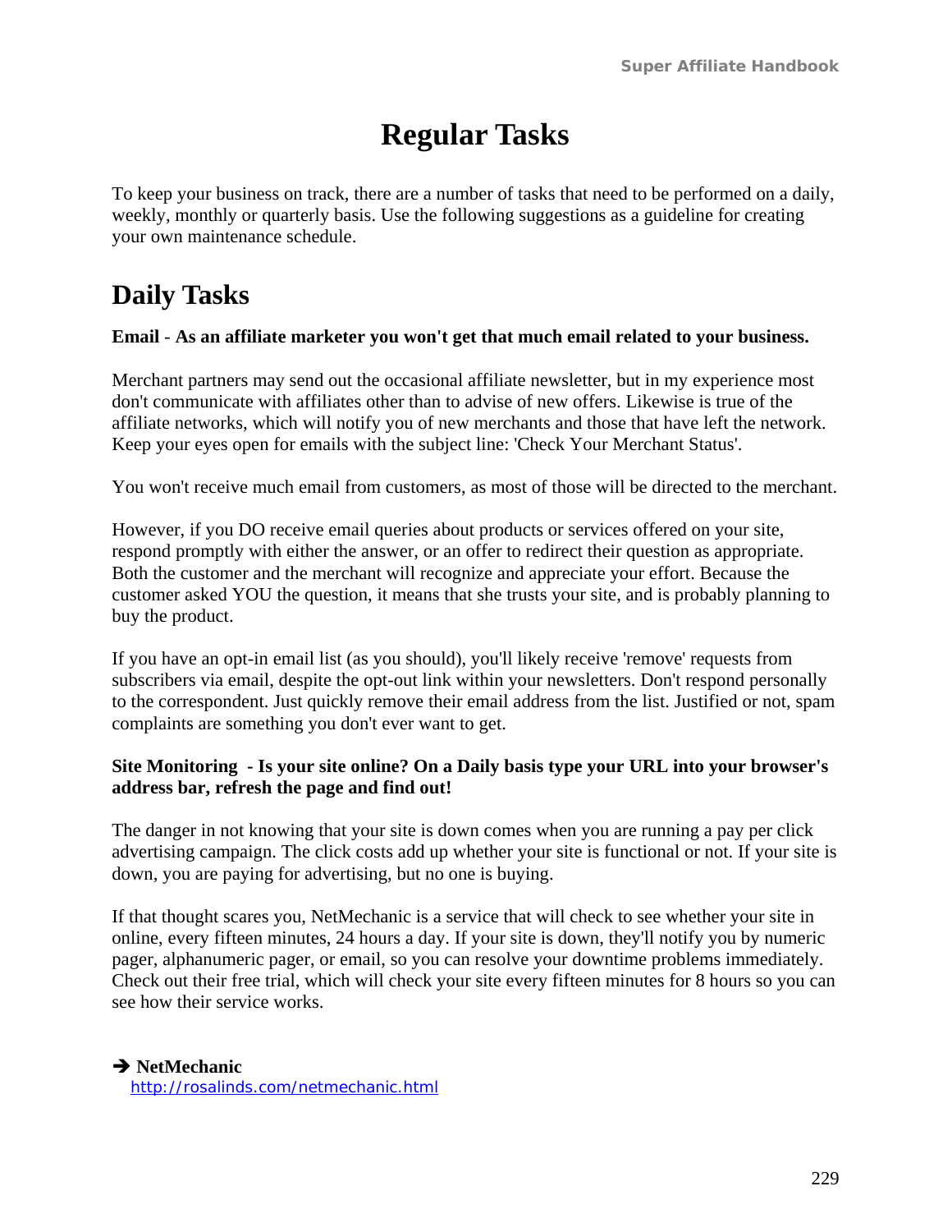# Regular Tasks

To keep your business on track, there are a number of tasks that need to be performed on a daily, weekly, monthly or quarterly basis. Use the following suggestions as a guideline for creating your own maintenance schedule.

## Daily Tasks

**Email - As an affiliate marketer you won't get that much email related to your business.**

Merchant partners may send out the occasional affiliate newsletter, but in my experience most don't communicate with affiliates other than to advise of new offers. Likewise is true of the affiliate networks, which will notify you of new merchants and those that have left the network. Keep your eyes open for emails with the subject line: 'Check Your Merchant Status'.

You won't receive much email from customers, as most of those will be directed to the merchant.

However, if you DO receive email queries about products or services offered on your site, respond promptly with either the answer, or an offer to redirect their question as appropriate. Both the customer and the merchant will recognize and appreciate your effort. Because the customer asked YOU the question, it means that she trusts your site, and is probably planning to buy the product.

If you have an opt-in email list (as you should), you'll likely receive 'remove' requests from subscribers via email, despite the opt-out link within your newsletters. Don't respond personally to the correspondent. Just quickly remove their email address from the list. Justified or not, spam complaints are something you don't ever want to get.

**Site Monitoring - Is your site online? On a Daily basis type your URL into your browser's address bar, refresh the page and find out!**

The danger in not knowing that your site is down comes when you are running a pay per click advertising campaign. The click costs add up whether your site is functional or not. If your site is down, you are paying for advertising, but no one is buying.

If that thought scares you, NetMechanic is a service that will check to see whether your site in online, every fifteen minutes, 24 hours a day. If your site is down, they'll notify you by numeric pager, alphanumeric pager, or email, so you can resolve your downtime problems immediately. Check out their free trial, which will check your site every fifteen minutes for 8 hours so you can see how their service works.

➔ **NetMechanic**
http://rosalinds.com/netmechanic.html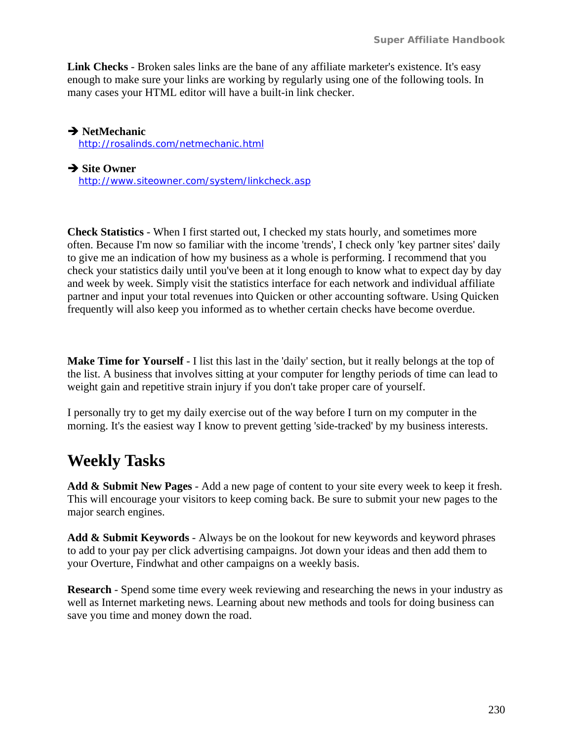**Link Checks** - Broken sales links are the bane of any affiliate marketer's existence. It's easy enough to make sure your links are working by regularly using one of the following tools. In many cases your HTML editor will have a built-in link checker.

➔ **NetMechanic**
http://rosalinds.com/netmechanic.html

➔ **Site Owner**
http://www.siteowner.com/system/linkcheck.asp

**Check Statistics** - When I first started out, I checked my stats hourly, and sometimes more often. Because I'm now so familiar with the income 'trends', I check only 'key partner sites' daily to give me an indication of how my business as a whole is performing. I recommend that you check your statistics daily until you've been at it long enough to know what to expect day by day and week by week. Simply visit the statistics interface for each network and individual affiliate partner and input your total revenues into Quicken or other accounting software. Using Quicken frequently will also keep you informed as to whether certain checks have become overdue.

**Make Time for Yourself** - I list this last in the 'daily' section, but it really belongs at the top of the list. A business that involves sitting at your computer for lengthy periods of time can lead to weight gain and repetitive strain injury if you don't take proper care of yourself.

I personally try to get my daily exercise out of the way before I turn on my computer in the morning. It's the easiest way I know to prevent getting 'side-tracked' by my business interests.

## Weekly Tasks

**Add & Submit New Pages** - Add a new page of content to your site every week to keep it fresh. This will encourage your visitors to keep coming back. Be sure to submit your new pages to the major search engines.

**Add & Submit Keywords** - Always be on the lookout for new keywords and keyword phrases to add to your pay per click advertising campaigns. Jot down your ideas and then add them to your Overture, Findwhat and other campaigns on a weekly basis.

**Research** - Spend some time every week reviewing and researching the news in your industry as well as Internet marketing news. Learning about new methods and tools for doing business can save you time and money down the road.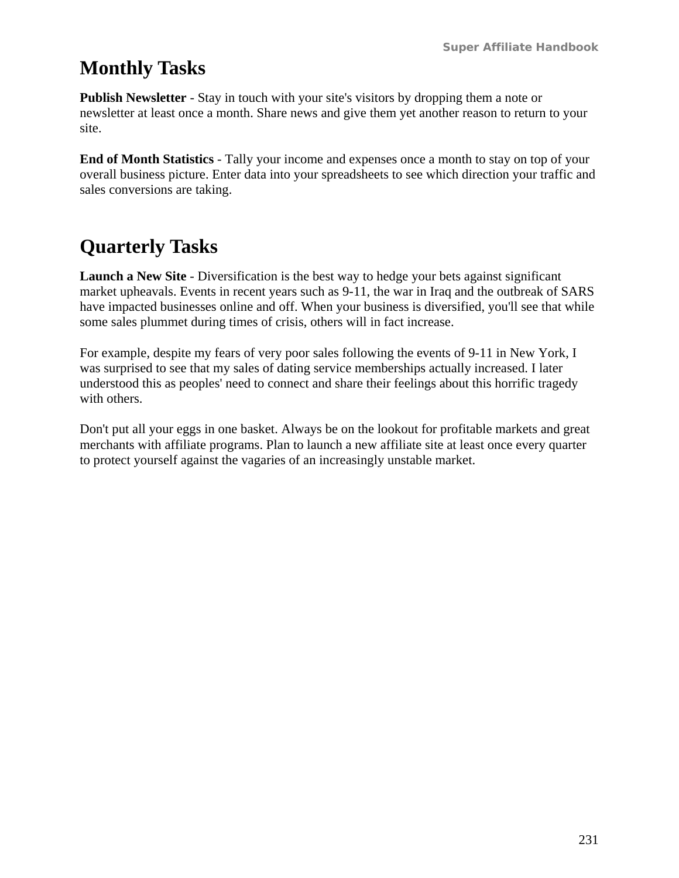## Monthly Tasks

**Publish Newsletter** - Stay in touch with your site's visitors by dropping them a note or newsletter at least once a month. Share news and give them yet another reason to return to your site.

**End of Month Statistics** - Tally your income and expenses once a month to stay on top of your overall business picture. Enter data into your spreadsheets to see which direction your traffic and sales conversions are taking.

## Quarterly Tasks

**Launch a New Site** - Diversification is the best way to hedge your bets against significant market upheavals. Events in recent years such as 9-11, the war in Iraq and the outbreak of SARS have impacted businesses online and off. When your business is diversified, you'll see that while some sales plummet during times of crisis, others will in fact increase.

For example, despite my fears of very poor sales following the events of 9-11 in New York, I was surprised to see that my sales of dating service memberships actually increased. I later understood this as peoples' need to connect and share their feelings about this horrific tragedy with others.

Don't put all your eggs in one basket. Always be on the lookout for profitable markets and great merchants with affiliate programs. Plan to launch a new affiliate site at least once every quarter to protect yourself against the vagaries of an increasingly unstable market.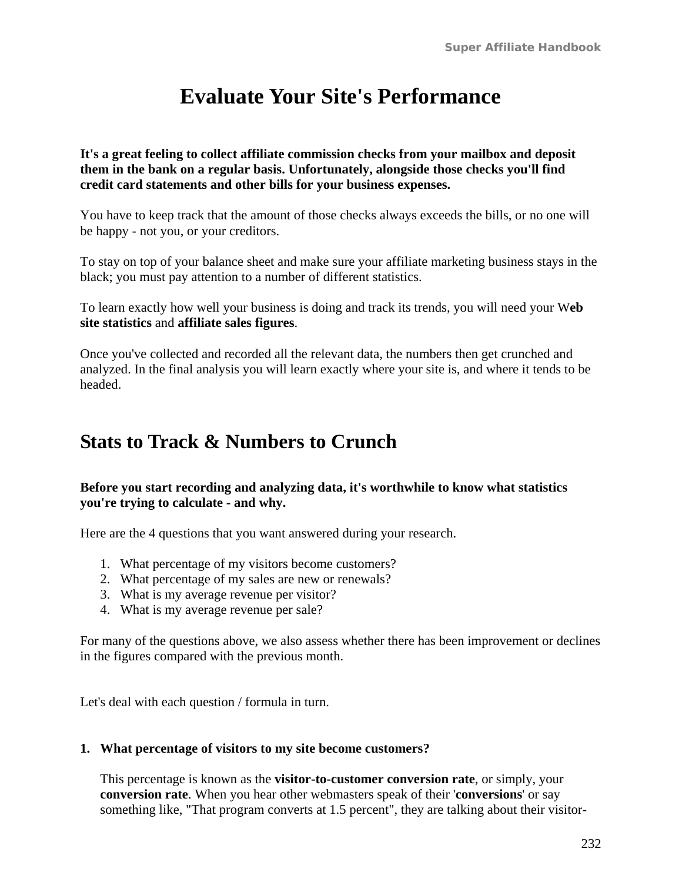# Evaluate Your Site's Performance

**It's a great feeling to collect affiliate commission checks from your mailbox and deposit them in the bank on a regular basis. Unfortunately, alongside those checks you'll find credit card statements and other bills for your business expenses.**

You have to keep track that the amount of those checks always exceeds the bills, or no one will be happy - not you, or your creditors.

To stay on top of your balance sheet and make sure your affiliate marketing business stays in the black; you must pay attention to a number of different statistics.

To learn exactly how well your business is doing and track its trends, you will need your W**eb site statistics** and **affiliate sales figures**.

Once you've collected and recorded all the relevant data, the numbers then get crunched and analyzed. In the final analysis you will learn exactly where your site is, and where it tends to be headed.

## Stats to Track & Numbers to Crunch

**Before you start recording and analyzing data, it's worthwhile to know what statistics you're trying to calculate - and why.**

Here are the 4 questions that you want answered during your research.

1. What percentage of my visitors become customers?
2. What percentage of my sales are new or renewals?
3. What is my average revenue per visitor?
4. What is my average revenue per sale?

For many of the questions above, we also assess whether there has been improvement or declines in the figures compared with the previous month.

Let's deal with each question / formula in turn.

**1. What percentage of visitors to my site become customers?**

This percentage is known as the **visitor-to-customer conversion rate**, or simply, your **conversion rate**. When you hear other webmasters speak of their '**conversions**' or say something like, "That program converts at 1.5 percent", they are talking about their visitor-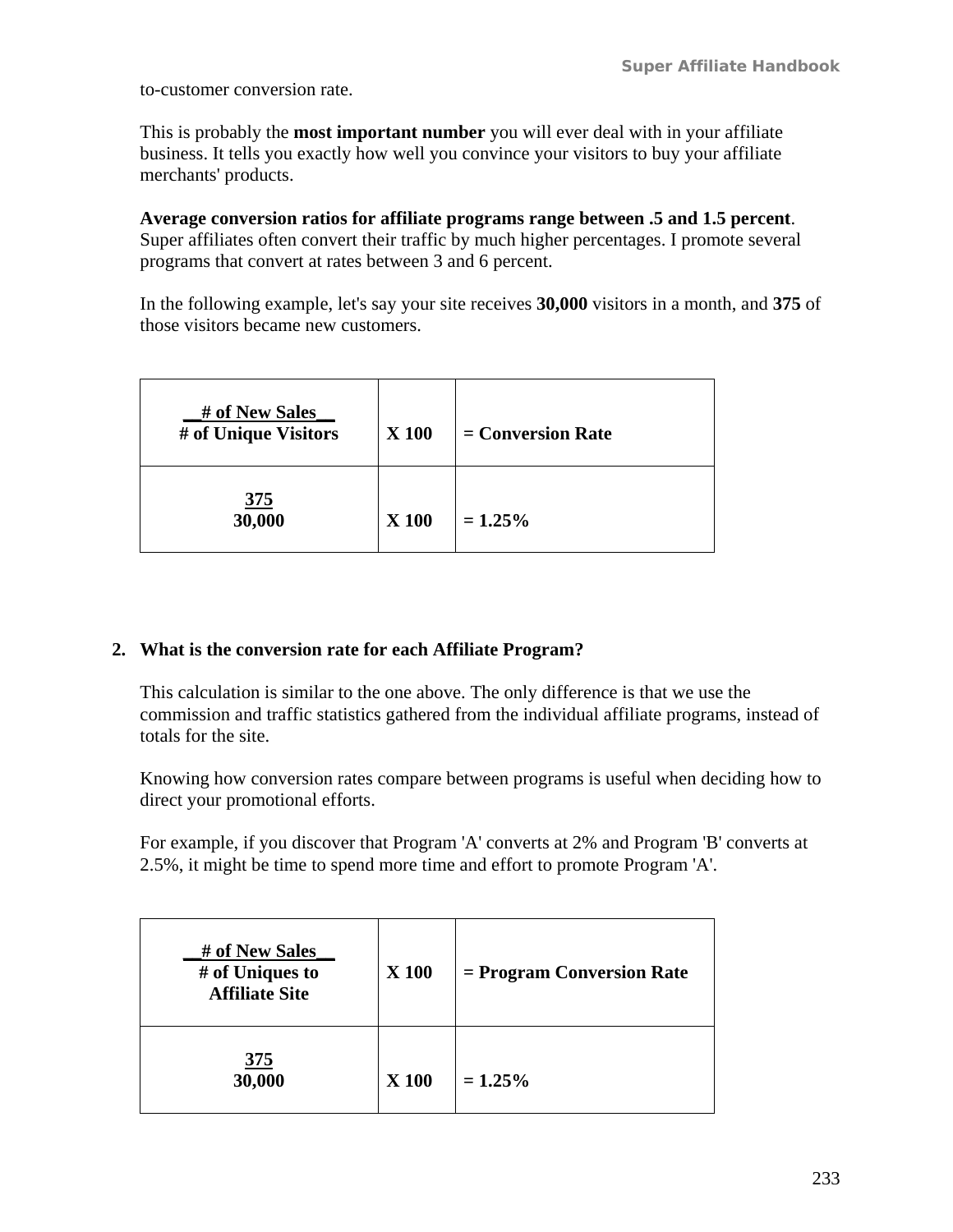to-customer conversion rate.

This is probably the **most important number** you will ever deal with in your affiliate business. It tells you exactly how well you convince your visitors to buy your affiliate merchants' products.

**Average conversion ratios for affiliate programs range between .5 and 1.5 percent**. Super affiliates often convert their traffic by much higher percentages. I promote several programs that convert at rates between 3 and 6 percent.

In the following example, let's say your site receives **30,000** visitors in a month, and **375** of those visitors became new customers.

| **# of New Sales** / **# of Unique Visitors** | **X 100** | **= Conversion Rate** |
|---|---|---|
| **375** / **30,000** | **X 100** | **= 1.25%** |

2. **What is the conversion rate for each Affiliate Program?**

   This calculation is similar to the one above. The only difference is that we use the commission and traffic statistics gathered from the individual affiliate programs, instead of totals for the site.

   Knowing how conversion rates compare between programs is useful when deciding how to direct your promotional efforts.

   For example, if you discover that Program 'A' converts at 2% and Program 'B' converts at 2.5%, it might be time to spend more time and effort to promote Program 'A'.

| **# of New Sales** / **# of Uniques to Affiliate Site** | **X 100** | **= Program Conversion Rate** |
|---|---|---|
| **375** / **30,000** | **X 100** | **= 1.25%** |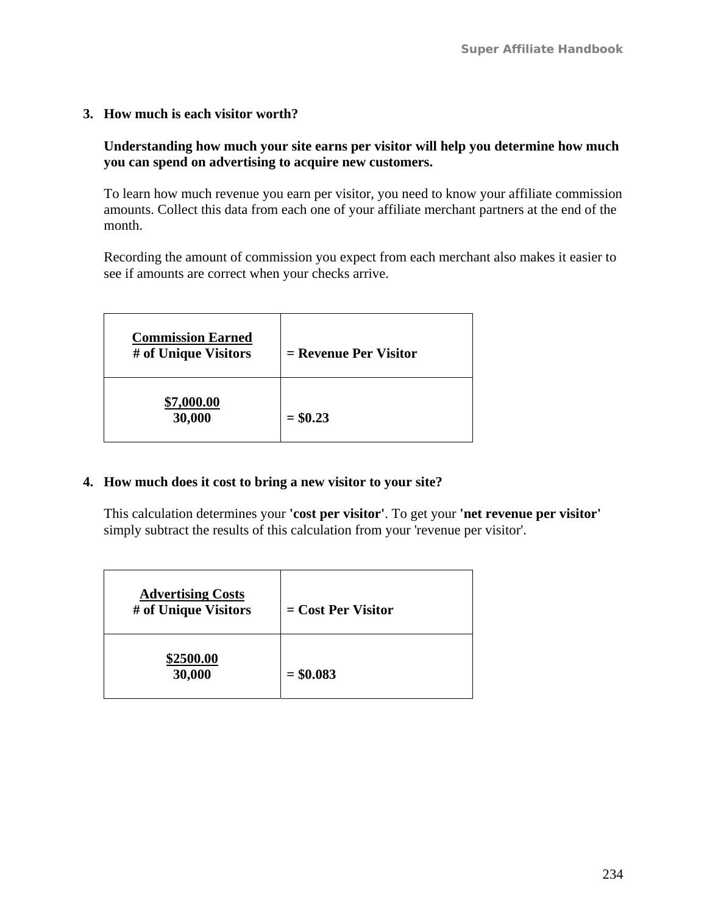3. **How much is each visitor worth?**

   **Understanding how much your site earns per visitor will help you determine how much you can spend on advertising to acquire new customers.**

   To learn how much revenue you earn per visitor, you need to know your affiliate commission amounts. Collect this data from each one of your affiliate merchant partners at the end of the month.

   Recording the amount of commission you expect from each merchant also makes it easier to see if amounts are correct when your checks arrive.

| Commission Earned / # of Unique Visitors | = Revenue Per Visitor |
|---|---|
| $7,000.00 / 30,000 | = $0.23 |

4. **How much does it cost to bring a new visitor to your site?**

   This calculation determines your **'cost per visitor'**. To get your **'net revenue per visitor'** simply subtract the results of this calculation from your 'revenue per visitor'.

| Advertising Costs / # of Unique Visitors | = Cost Per Visitor |
|---|---|
| $2500.00 / 30,000 | = $0.083 |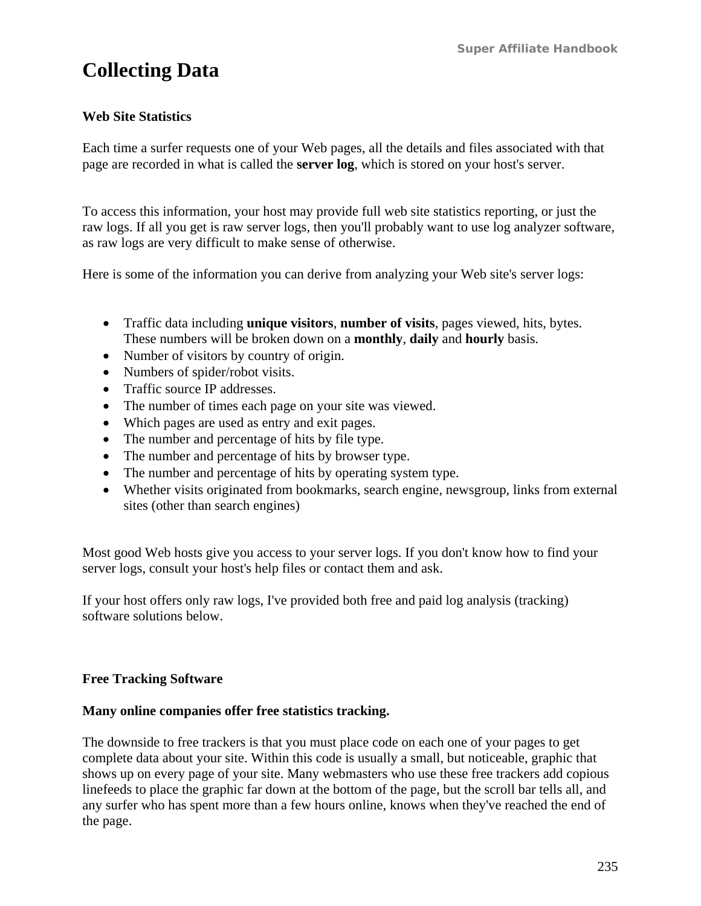# Collecting Data

### Web Site Statistics

Each time a surfer requests one of your Web pages, all the details and files associated with that page are recorded in what is called the **server log**, which is stored on your host's server.

To access this information, your host may provide full web site statistics reporting, or just the raw logs. If all you get is raw server logs, then you'll probably want to use log analyzer software, as raw logs are very difficult to make sense of otherwise.

Here is some of the information you can derive from analyzing your Web site's server logs:

- Traffic data including **unique visitors**, **number of visits**, pages viewed, hits, bytes. These numbers will be broken down on a **monthly**, **daily** and **hourly** basis.
- Number of visitors by country of origin.
- Numbers of spider/robot visits.
- Traffic source IP addresses.
- The number of times each page on your site was viewed.
- Which pages are used as entry and exit pages.
- The number and percentage of hits by file type.
- The number and percentage of hits by browser type.
- The number and percentage of hits by operating system type.
- Whether visits originated from bookmarks, search engine, newsgroup, links from external sites (other than search engines)

Most good Web hosts give you access to your server logs. If you don't know how to find your server logs, consult your host's help files or contact them and ask.

If your host offers only raw logs, I've provided both free and paid log analysis (tracking) software solutions below.

### Free Tracking Software

**Many online companies offer free statistics tracking.**

The downside to free trackers is that you must place code on each one of your pages to get complete data about your site. Within this code is usually a small, but noticeable, graphic that shows up on every page of your site. Many webmasters who use these free trackers add copious linefeeds to place the graphic far down at the bottom of the page, but the scroll bar tells all, and any surfer who has spent more than a few hours online, knows when they've reached the end of the page.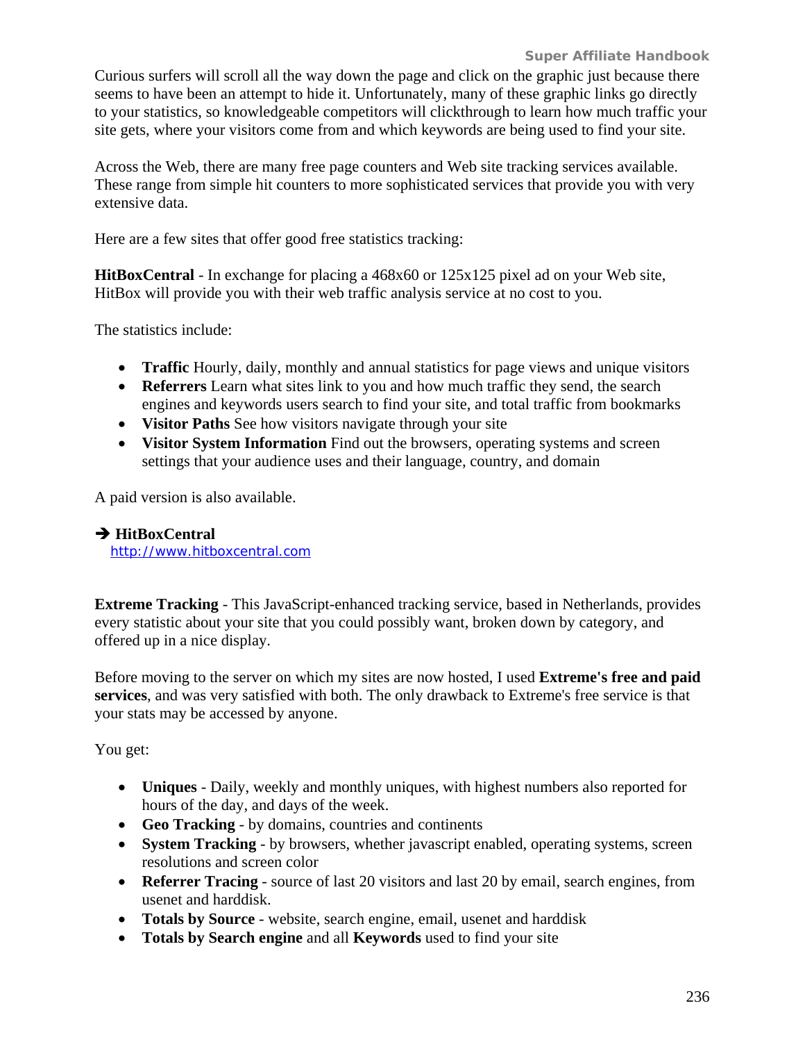Curious surfers will scroll all the way down the page and click on the graphic just because there seems to have been an attempt to hide it. Unfortunately, many of these graphic links go directly to your statistics, so knowledgeable competitors will clickthrough to learn how much traffic your site gets, where your visitors come from and which keywords are being used to find your site.

Across the Web, there are many free page counters and Web site tracking services available. These range from simple hit counters to more sophisticated services that provide you with very extensive data.

Here are a few sites that offer good free statistics tracking:

**HitBoxCentral** - In exchange for placing a 468x60 or 125x125 pixel ad on your Web site, HitBox will provide you with their web traffic analysis service at no cost to you.

The statistics include:

- **Traffic** Hourly, daily, monthly and annual statistics for page views and unique visitors
- **Referrers** Learn what sites link to you and how much traffic they send, the search engines and keywords users search to find your site, and total traffic from bookmarks
- **Visitor Paths** See how visitors navigate through your site
- **Visitor System Information** Find out the browsers, operating systems and screen settings that your audience uses and their language, country, and domain

A paid version is also available.

➔ **HitBoxCentral**
http://www.hitboxcentral.com

**Extreme Tracking** - This JavaScript-enhanced tracking service, based in Netherlands, provides every statistic about your site that you could possibly want, broken down by category, and offered up in a nice display.

Before moving to the server on which my sites are now hosted, I used **Extreme's free and paid services**, and was very satisfied with both. The only drawback to Extreme's free service is that your stats may be accessed by anyone.

You get:

- **Uniques** - Daily, weekly and monthly uniques, with highest numbers also reported for hours of the day, and days of the week.
- **Geo Tracking** - by domains, countries and continents
- **System Tracking** - by browsers, whether javascript enabled, operating systems, screen resolutions and screen color
- **Referrer Tracing** - source of last 20 visitors and last 20 by email, search engines, from usenet and harddisk.
- **Totals by Source** - website, search engine, email, usenet and harddisk
- **Totals by Search engine** and all **Keywords** used to find your site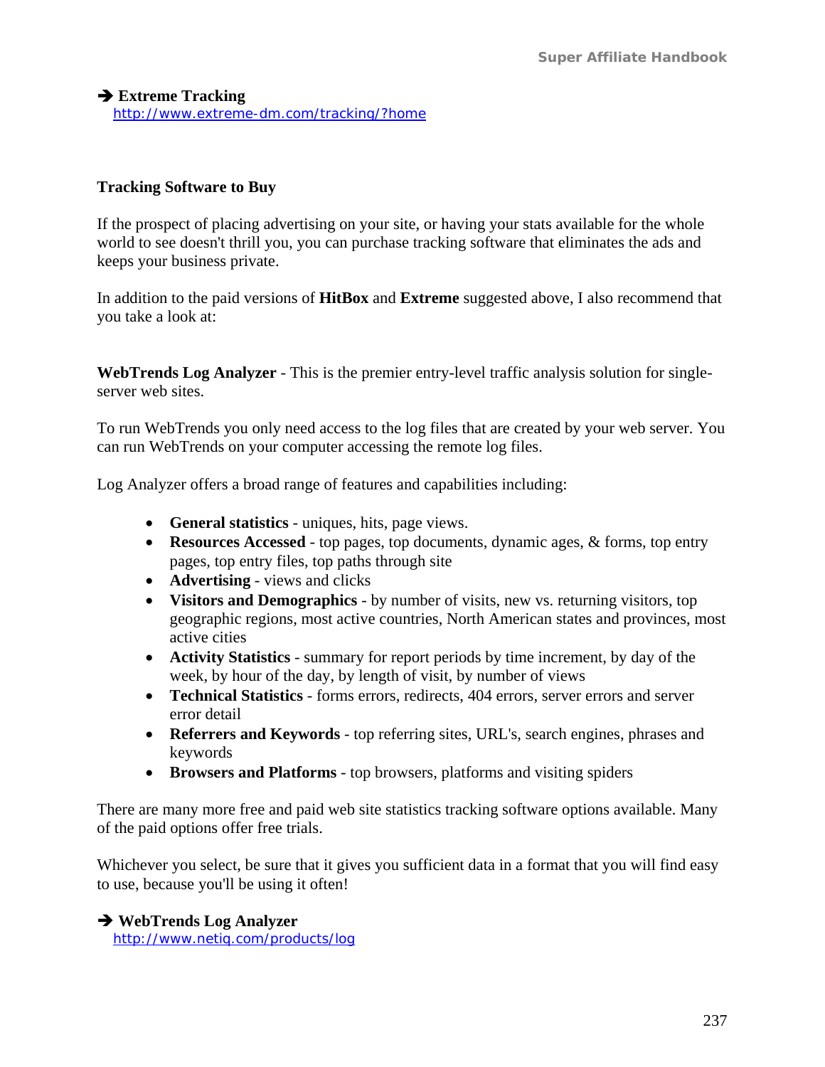➔ **Extreme Tracking**
http://www.extreme-dm.com/tracking/?home

**Tracking Software to Buy**

If the prospect of placing advertising on your site, or having your stats available for the whole world to see doesn't thrill you, you can purchase tracking software that eliminates the ads and keeps your business private.

In addition to the paid versions of **HitBox** and **Extreme** suggested above, I also recommend that you take a look at:

**WebTrends Log Analyzer** - This is the premier entry-level traffic analysis solution for single-server web sites.

To run WebTrends you only need access to the log files that are created by your web server. You can run WebTrends on your computer accessing the remote log files.

Log Analyzer offers a broad range of features and capabilities including:

- **General statistics** - uniques, hits, page views.
- **Resources Accessed** - top pages, top documents, dynamic ages, & forms, top entry pages, top entry files, top paths through site
- **Advertising** - views and clicks
- **Visitors and Demographics** - by number of visits, new vs. returning visitors, top geographic regions, most active countries, North American states and provinces, most active cities
- **Activity Statistics** - summary for report periods by time increment, by day of the week, by hour of the day, by length of visit, by number of views
- **Technical Statistics** - forms errors, redirects, 404 errors, server errors and server error detail
- **Referrers and Keywords** - top referring sites, URL's, search engines, phrases and keywords
- **Browsers and Platforms** - top browsers, platforms and visiting spiders

There are many more free and paid web site statistics tracking software options available. Many of the paid options offer free trials.

Whichever you select, be sure that it gives you sufficient data in a format that you will find easy to use, because you'll be using it often!

➔ **WebTrends Log Analyzer**
http://www.netiq.com/products/log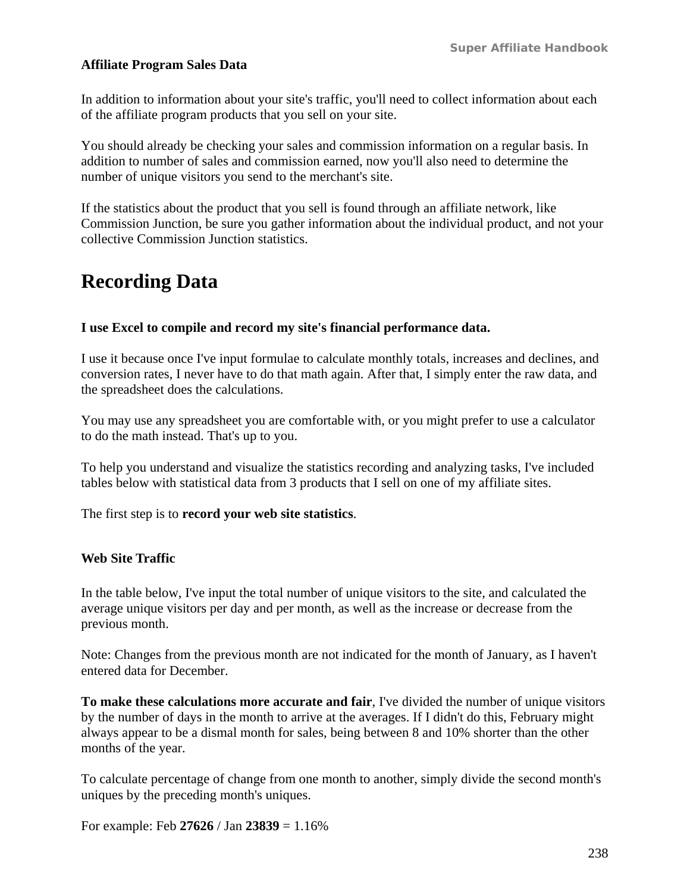**Affiliate Program Sales Data**

In addition to information about your site's traffic, you'll need to collect information about each of the affiliate program products that you sell on your site.

You should already be checking your sales and commission information on a regular basis. In addition to number of sales and commission earned, now you'll also need to determine the number of unique visitors you send to the merchant's site.

If the statistics about the product that you sell is found through an affiliate network, like Commission Junction, be sure you gather information about the individual product, and not your collective Commission Junction statistics.

# Recording Data

**I use Excel to compile and record my site's financial performance data.**

I use it because once I've input formulae to calculate monthly totals, increases and declines, and conversion rates, I never have to do that math again. After that, I simply enter the raw data, and the spreadsheet does the calculations.

You may use any spreadsheet you are comfortable with, or you might prefer to use a calculator to do the math instead. That's up to you.

To help you understand and visualize the statistics recording and analyzing tasks, I've included tables below with statistical data from 3 products that I sell on one of my affiliate sites.

The first step is to **record your web site statistics**.

**Web Site Traffic**

In the table below, I've input the total number of unique visitors to the site, and calculated the average unique visitors per day and per month, as well as the increase or decrease from the previous month.

Note: Changes from the previous month are not indicated for the month of January, as I haven't entered data for December.

**To make these calculations more accurate and fair**, I've divided the number of unique visitors by the number of days in the month to arrive at the averages. If I didn't do this, February might always appear to be a dismal month for sales, being between 8 and 10% shorter than the other months of the year.

To calculate percentage of change from one month to another, simply divide the second month's uniques by the preceding month's uniques.

For example: Feb **27626** / Jan **23839** = 1.16%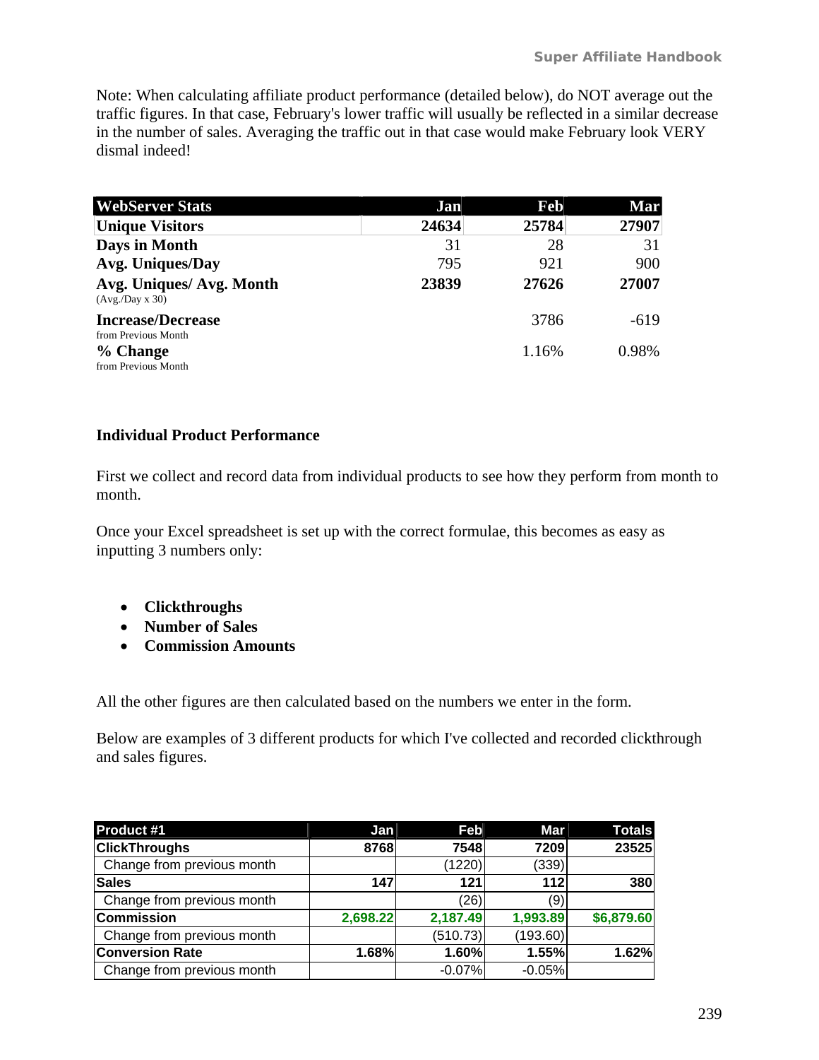Note: When calculating affiliate product performance (detailed below), do NOT average out the traffic figures. In that case, February's lower traffic will usually be reflected in a similar decrease in the number of sales. Averaging the traffic out in that case would make February look VERY dismal indeed!

| WebServer Stats | Jan | Feb | Mar |
|---|---|---|---|
| **Unique Visitors** | **24634** | **25784** | **27907** |
| **Days in Month** | 31 | 28 | 31 |
| **Avg. Uniques/Day** | 795 | 921 | 900 |
| **Avg. Uniques/ Avg. Month** (Avg./Day x 30) | **23839** | **27626** | **27007** |
| **Increase/Decrease** from Previous Month | | 3786 | -619 |
| **% Change** from Previous Month | | 1.16% | 0.98% |

**Individual Product Performance**

First we collect and record data from individual products to see how they perform from month to month.

Once your Excel spreadsheet is set up with the correct formulae, this becomes as easy as inputting 3 numbers only:

- **Clickthroughs**
- **Number of Sales**
- **Commission Amounts**

All the other figures are then calculated based on the numbers we enter in the form.

Below are examples of 3 different products for which I've collected and recorded clickthrough and sales figures.

| Product #1 | Jan | Feb | Mar | Totals |
|---|---|---|---|---|
| **ClickThroughs** | **8768** | **7548** | **7209** | **23525** |
| Change from previous month | | (1220) | (339) | |
| **Sales** | **147** | **121** | **112** | **380** |
| Change from previous month | | (26) | (9) | |
| **Commission** | **2,698.22** | **2,187.49** | **1,993.89** | **$6,879.60** |
| Change from previous month | | (510.73) | (193.60) | |
| **Conversion Rate** | **1.68%** | **1.60%** | **1.55%** | **1.62%** |
| Change from previous month | | -0.07% | -0.05% | |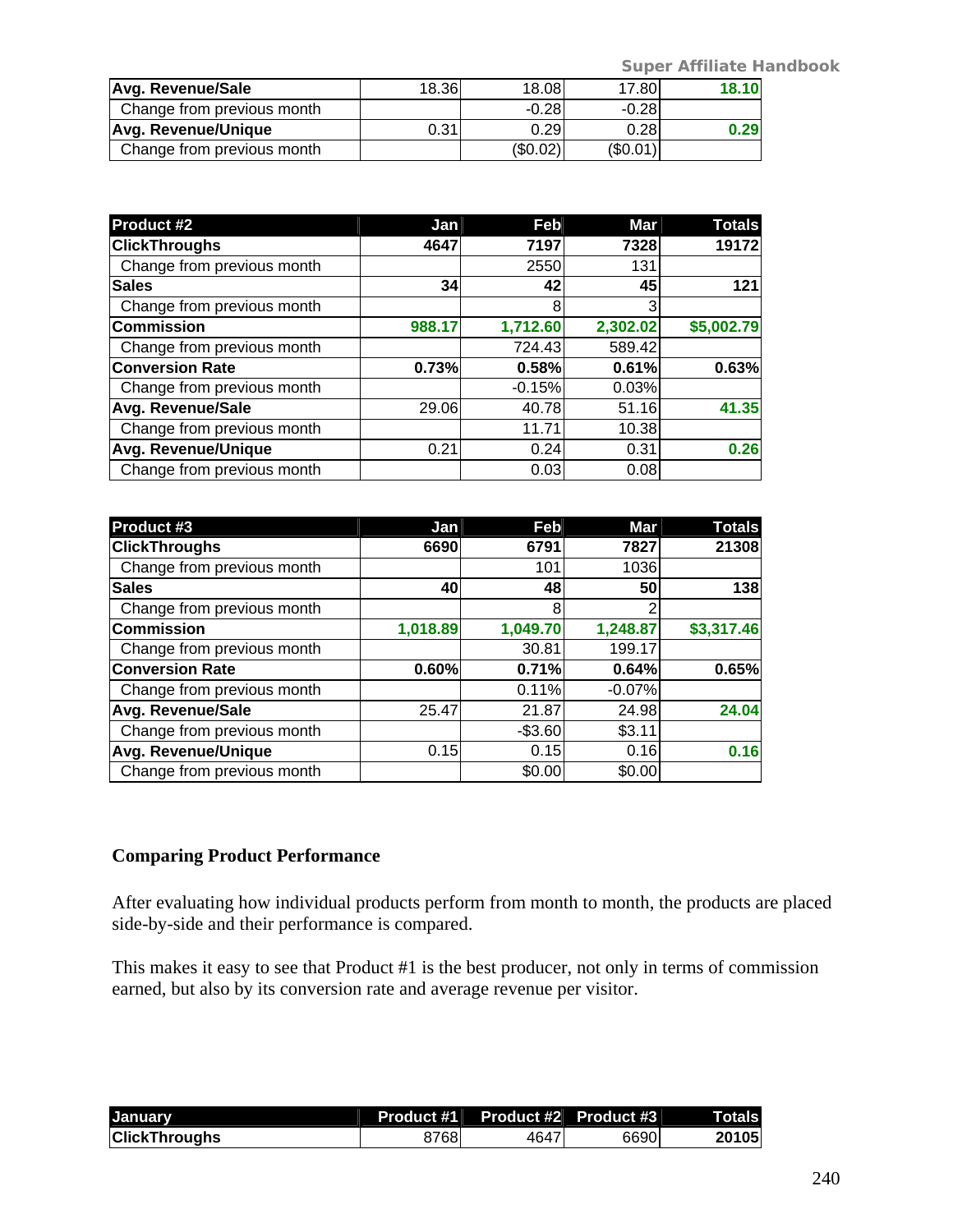| Avg. Revenue/Sale | 18.36 | 18.08 | 17.80 | 18.10 |
|---|---|---|---|---|
| Change from previous month | | -0.28 | -0.28 | |
| Avg. Revenue/Unique | 0.31 | 0.29 | 0.28 | 0.29 |
| Change from previous month | | ($0.02) | ($0.01) | |

| Product #2 | Jan | Feb | Mar | Totals |
|---|---|---|---|---|
| ClickThroughs | 4647 | 7197 | 7328 | 19172 |
| Change from previous month | | 2550 | 131 | |
| Sales | 34 | 42 | 45 | 121 |
| Change from previous month | | 8 | 3 | |
| Commission | 988.17 | 1,712.60 | 2,302.02 | $5,002.79 |
| Change from previous month | | 724.43 | 589.42 | |
| Conversion Rate | 0.73% | 0.58% | 0.61% | 0.63% |
| Change from previous month | | -0.15% | 0.03% | |
| Avg. Revenue/Sale | 29.06 | 40.78 | 51.16 | 41.35 |
| Change from previous month | | 11.71 | 10.38 | |
| Avg. Revenue/Unique | 0.21 | 0.24 | 0.31 | 0.26 |
| Change from previous month | | 0.03 | 0.08 | |

| Product #3 | Jan | Feb | Mar | Totals |
|---|---|---|---|---|
| ClickThroughs | 6690 | 6791 | 7827 | 21308 |
| Change from previous month | | 101 | 1036 | |
| Sales | 40 | 48 | 50 | 138 |
| Change from previous month | | 8 | 2 | |
| Commission | 1,018.89 | 1,049.70 | 1,248.87 | $3,317.46 |
| Change from previous month | | 30.81 | 199.17 | |
| Conversion Rate | 0.60% | 0.71% | 0.64% | 0.65% |
| Change from previous month | | 0.11% | -0.07% | |
| Avg. Revenue/Sale | 25.47 | 21.87 | 24.98 | 24.04 |
| Change from previous month | | -$3.60 | $3.11 | |
| Avg. Revenue/Unique | 0.15 | 0.15 | 0.16 | 0.16 |
| Change from previous month | | $0.00 | $0.00 | |

### Comparing Product Performance

After evaluating how individual products perform from month to month, the products are placed side-by-side and their performance is compared.

This makes it easy to see that Product #1 is the best producer, not only in terms of commission earned, but also by its conversion rate and average revenue per visitor.

| January | Product #1 | Product #2 | Product #3 | Totals |
|---|---|---|---|---|
| ClickThroughs | 8768 | 4647 | 6690 | 20105 |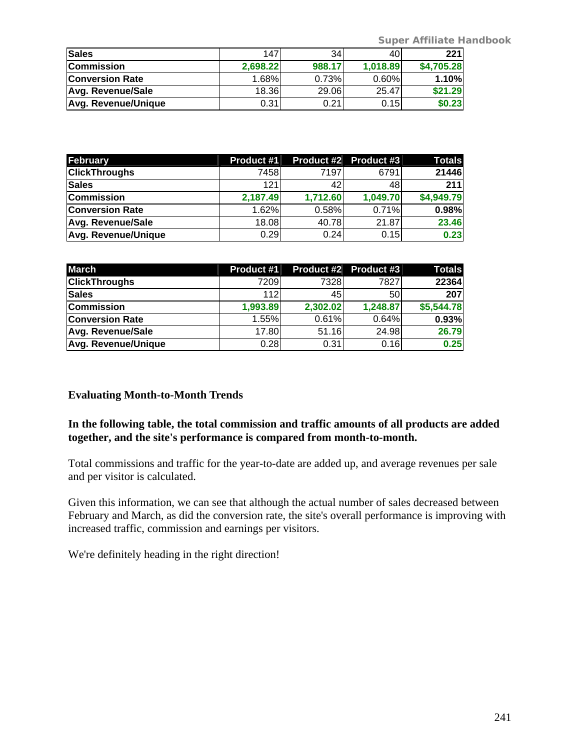| Sales | 147 | 34 | 40 | 221 |
|---|---|---|---|---|
| Commission | 2,698.22 | 988.17 | 1,018.89 | $4,705.28 |
| Conversion Rate | 1.68% | 0.73% | 0.60% | 1.10% |
| Avg. Revenue/Sale | 18.36 | 29.06 | 25.47 | $21.29 |
| Avg. Revenue/Unique | 0.31 | 0.21 | 0.15 | $0.23 |

| February | Product #1 | Product #2 | Product #3 | Totals |
|---|---|---|---|---|
| ClickThroughs | 7458 | 7197 | 6791 | 21446 |
| Sales | 121 | 42 | 48 | 211 |
| Commission | 2,187.49 | 1,712.60 | 1,049.70 | $4,949.79 |
| Conversion Rate | 1.62% | 0.58% | 0.71% | 0.98% |
| Avg. Revenue/Sale | 18.08 | 40.78 | 21.87 | 23.46 |
| Avg. Revenue/Unique | 0.29 | 0.24 | 0.15 | 0.23 |

| March | Product #1 | Product #2 | Product #3 | Totals |
|---|---|---|---|---|
| ClickThroughs | 7209 | 7328 | 7827 | 22364 |
| Sales | 112 | 45 | 50 | 207 |
| Commission | 1,993.89 | 2,302.02 | 1,248.87 | $5,544.78 |
| Conversion Rate | 1.55% | 0.61% | 0.64% | 0.93% |
| Avg. Revenue/Sale | 17.80 | 51.16 | 24.98 | 26.79 |
| Avg. Revenue/Unique | 0.28 | 0.31 | 0.16 | 0.25 |

**Evaluating Month-to-Month Trends**

**In the following table, the total commission and traffic amounts of all products are added together, and the site's performance is compared from month-to-month.**

Total commissions and traffic for the year-to-date are added up, and average revenues per sale and per visitor is calculated.

Given this information, we can see that although the actual number of sales decreased between February and March, as did the conversion rate, the site's overall performance is improving with increased traffic, commission and earnings per visitors.

We're definitely heading in the right direction!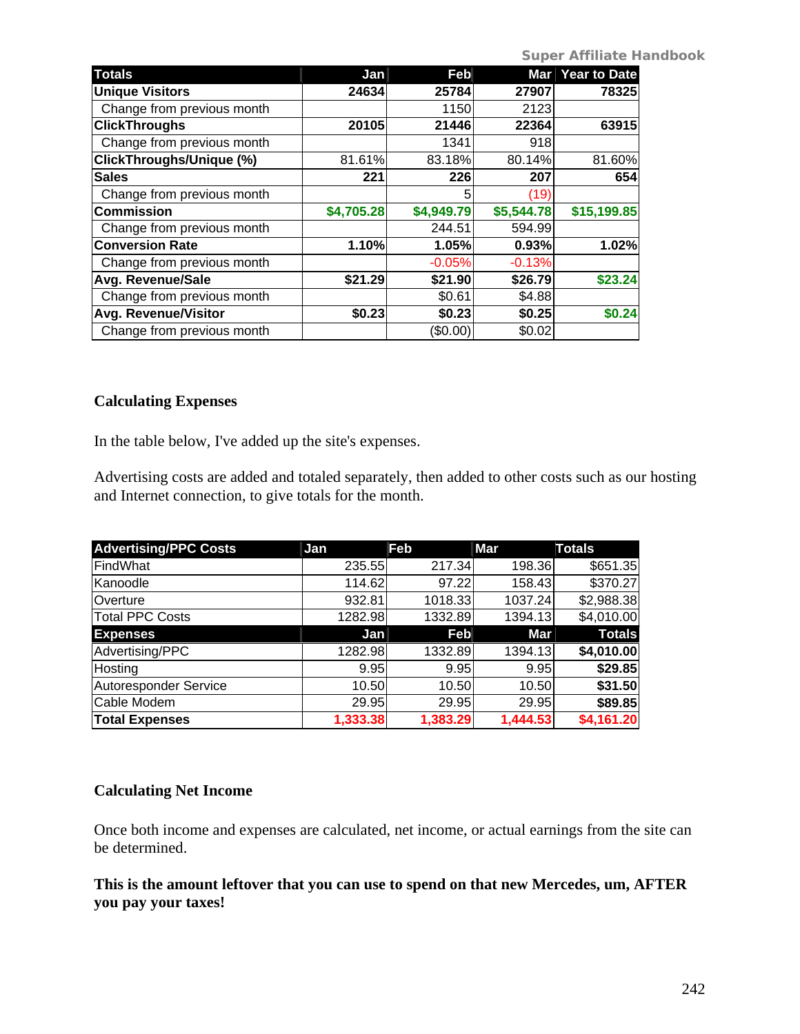| Totals | Jan | Feb | Mar | Year to Date |
|---|---|---|---|---|
| **Unique Visitors** | **24634** | **25784** | **27907** | **78325** |
| Change from previous month | | 1150 | 2123 | |
| **ClickThroughs** | **20105** | **21446** | **22364** | **63915** |
| Change from previous month | | 1341 | 918 | |
| **ClickThroughs/Unique (%)** | 81.61% | 83.18% | 80.14% | 81.60% |
| **Sales** | **221** | **226** | **207** | **654** |
| Change from previous month | | 5 | (19) | |
| **Commission** | **$4,705.28** | **$4,949.79** | **$5,544.78** | **$15,199.85** |
| Change from previous month | | 244.51 | 594.99 | |
| **Conversion Rate** | **1.10%** | **1.05%** | **0.93%** | **1.02%** |
| Change from previous month | | -0.05% | -0.13% | |
| **Avg. Revenue/Sale** | **$21.29** | **$21.90** | **$26.79** | **$23.24** |
| Change from previous month | | $0.61 | $4.88 | |
| **Avg. Revenue/Visitor** | **$0.23** | **$0.23** | **$0.25** | **$0.24** |
| Change from previous month | | ($0.00) | $0.02 | |

### Calculating Expenses

In the table below, I've added up the site's expenses.

Advertising costs are added and totaled separately, then added to other costs such as our hosting and Internet connection, to give totals for the month.

| Advertising/PPC Costs | Jan | Feb | Mar | Totals |
|---|---|---|---|---|
| FindWhat | 235.55 | 217.34 | 198.36 | $651.35 |
| Kanoodle | 114.62 | 97.22 | 158.43 | $370.27 |
| Overture | 932.81 | 1018.33 | 1037.24 | $2,988.38 |
| Total PPC Costs | 1282.98 | 1332.89 | 1394.13 | $4,010.00 |
| **Expenses** | **Jan** | **Feb** | **Mar** | **Totals** |
| Advertising/PPC | 1282.98 | 1332.89 | 1394.13 | **$4,010.00** |
| Hosting | 9.95 | 9.95 | 9.95 | **$29.85** |
| Autoresponder Service | 10.50 | 10.50 | 10.50 | **$31.50** |
| Cable Modem | 29.95 | 29.95 | 29.95 | **$89.85** |
| **Total Expenses** | **1,333.38** | **1,383.29** | **1,444.53** | **$4,161.20** |

### Calculating Net Income

Once both income and expenses are calculated, net income, or actual earnings from the site can be determined.

**This is the amount leftover that you can use to spend on that new Mercedes, um, AFTER you pay your taxes!**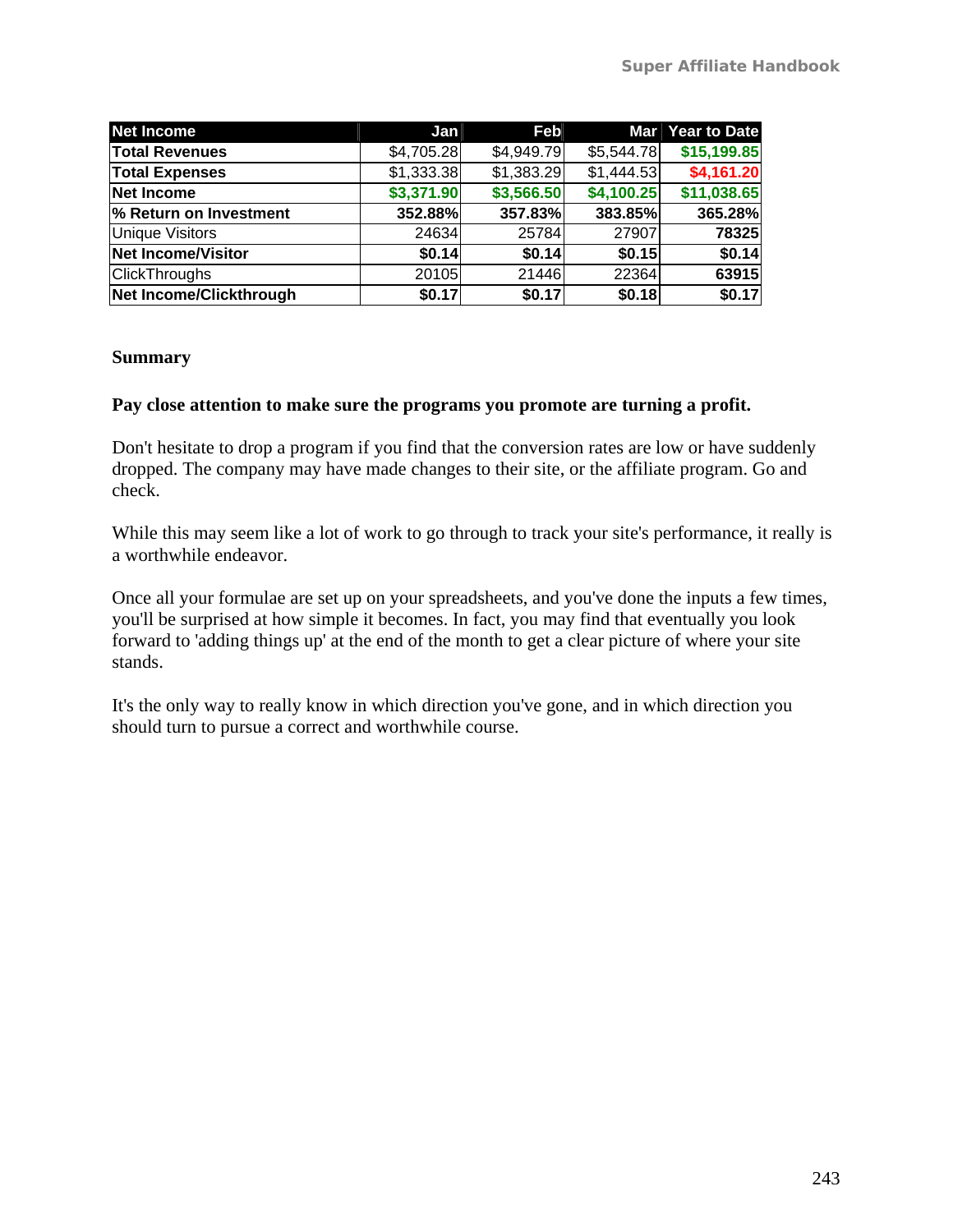| Net Income | Jan | Feb | Mar | Year to Date |
|---|---|---|---|---|
| **Total Revenues** | $4,705.28 | $4,949.79 | $5,544.78 | **$15,199.85** |
| **Total Expenses** | $1,333.38 | $1,383.29 | $1,444.53 | **$4,161.20** |
| **Net Income** | **$3,371.90** | **$3,566.50** | **$4,100.25** | **$11,038.65** |
| **% Return on Investment** | **352.88%** | **357.83%** | **383.85%** | **365.28%** |
| Unique Visitors | 24634 | 25784 | 27907 | **78325** |
| **Net Income/Visitor** | **$0.14** | **$0.14** | **$0.15** | **$0.14** |
| ClickThroughs | 20105 | 21446 | 22364 | **63915** |
| **Net Income/Clickthrough** | **$0.17** | **$0.17** | **$0.18** | **$0.17** |

**Summary**

**Pay close attention to make sure the programs you promote are turning a profit.**

Don't hesitate to drop a program if you find that the conversion rates are low or have suddenly dropped. The company may have made changes to their site, or the affiliate program. Go and check.

While this may seem like a lot of work to go through to track your site's performance, it really is a worthwhile endeavor.

Once all your formulae are set up on your spreadsheets, and you've done the inputs a few times, you'll be surprised at how simple it becomes. In fact, you may find that eventually you look forward to 'adding things up' at the end of the month to get a clear picture of where your site stands.

It's the only way to really know in which direction you've gone, and in which direction you should turn to pursue a correct and worthwhile course.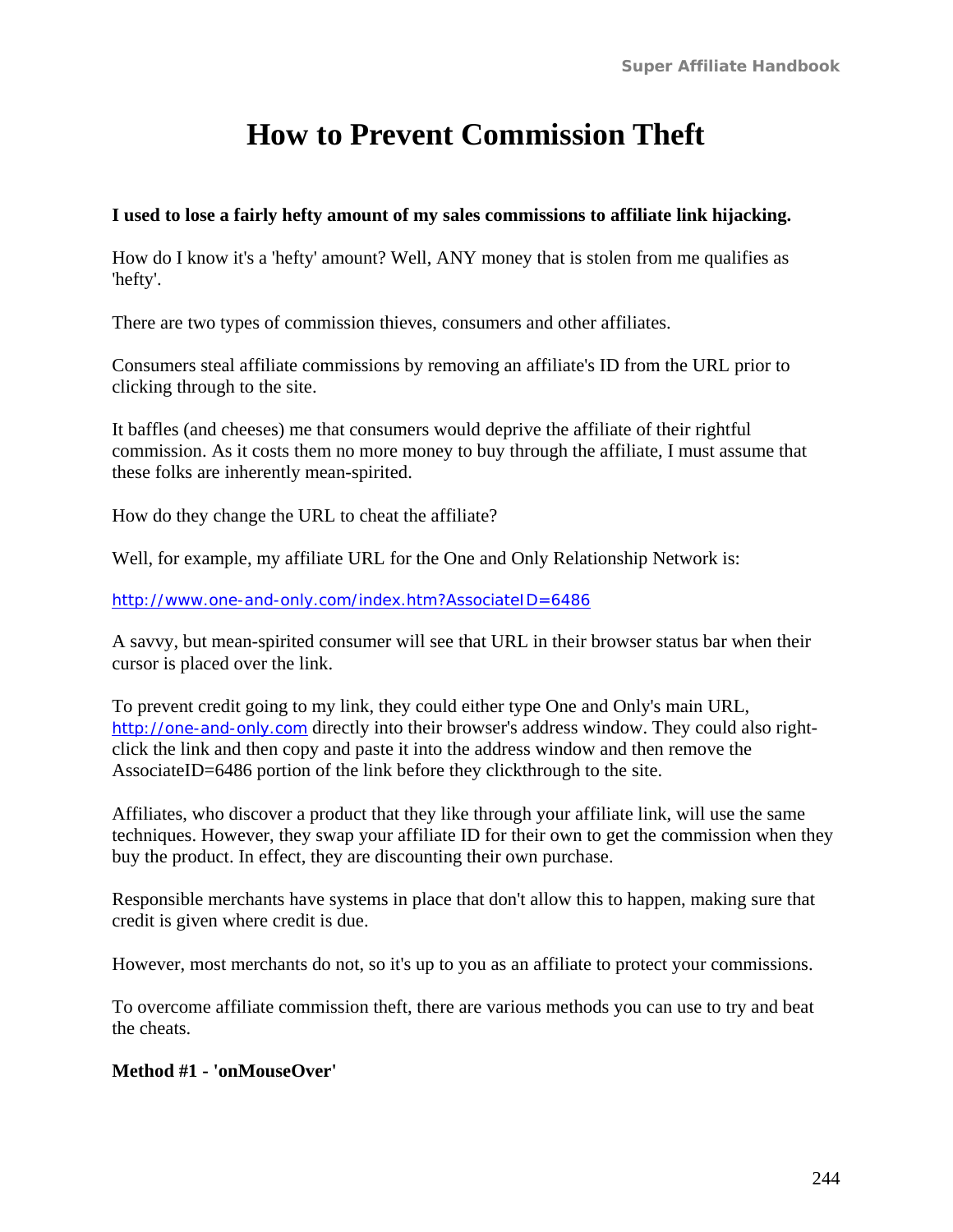# How to Prevent Commission Theft

**I used to lose a fairly hefty amount of my sales commissions to affiliate link hijacking.**

How do I know it's a 'hefty' amount? Well, ANY money that is stolen from me qualifies as 'hefty'.

There are two types of commission thieves, consumers and other affiliates.

Consumers steal affiliate commissions by removing an affiliate's ID from the URL prior to clicking through to the site.

It baffles (and cheeses) me that consumers would deprive the affiliate of their rightful commission. As it costs them no more money to buy through the affiliate, I must assume that these folks are inherently mean-spirited.

How do they change the URL to cheat the affiliate?

Well, for example, my affiliate URL for the One and Only Relationship Network is:

http://www.one-and-only.com/index.htm?AssociateID=6486

A savvy, but mean-spirited consumer will see that URL in their browser status bar when their cursor is placed over the link.

To prevent credit going to my link, they could either type One and Only's main URL, http://one-and-only.com directly into their browser's address window. They could also right-click the link and then copy and paste it into the address window and then remove the AssociateID=6486 portion of the link before they clickthrough to the site.

Affiliates, who discover a product that they like through your affiliate link, will use the same techniques. However, they swap your affiliate ID for their own to get the commission when they buy the product. In effect, they are discounting their own purchase.

Responsible merchants have systems in place that don't allow this to happen, making sure that credit is given where credit is due.

However, most merchants do not, so it's up to you as an affiliate to protect your commissions.

To overcome affiliate commission theft, there are various methods you can use to try and beat the cheats.

**Method #1 - 'onMouseOver'**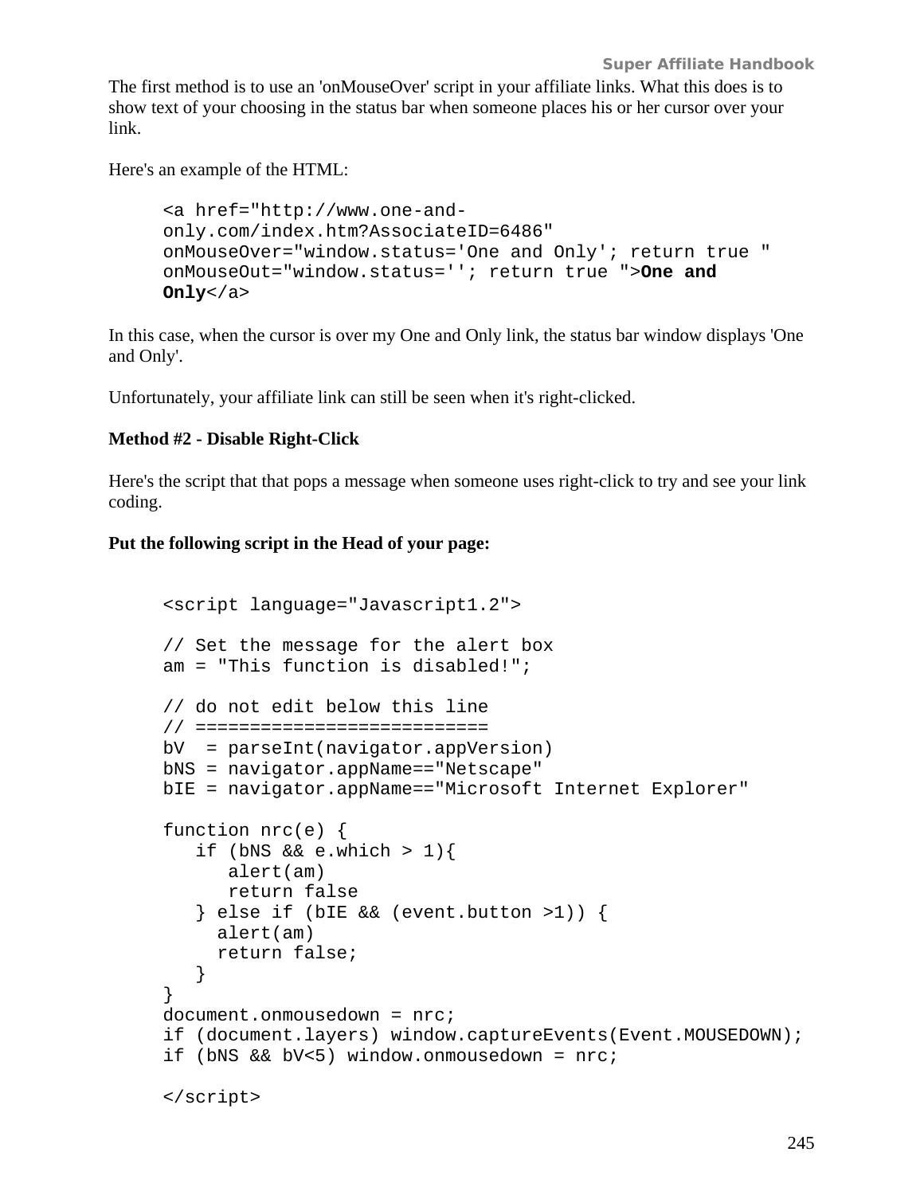The first method is to use an 'onMouseOver' script in your affiliate links. What this does is to show text of your choosing in the status bar when someone places his or her cursor over your link.

Here's an example of the HTML:

```
<a href="http://www.one-and-
only.com/index.htm?AssociateID=6486"
onMouseOver="window.status='One and Only'; return true "
onMouseOut="window.status=''; return true ">One and
Only</a>
```

In this case, when the cursor is over my One and Only link, the status bar window displays 'One and Only'.

Unfortunately, your affiliate link can still be seen when it's right-clicked.

**Method #2 - Disable Right-Click**

Here's the script that that pops a message when someone uses right-click to try and see your link coding.

**Put the following script in the Head of your page:**

```
<script language="Javascript1.2">

// Set the message for the alert box
am = "This function is disabled!";

// do not edit below this line
// ===========================
bV  = parseInt(navigator.appVersion)
bNS = navigator.appName=="Netscape"
bIE = navigator.appName=="Microsoft Internet Explorer"

function nrc(e) {
   if (bNS && e.which > 1){
      alert(am)
      return false
   } else if (bIE && (event.button >1)) {
     alert(am)
     return false;
   }
}
document.onmousedown = nrc;
if (document.layers) window.captureEvents(Event.MOUSEDOWN);
if (bNS && bV<5) window.onmousedown = nrc;

</script>
```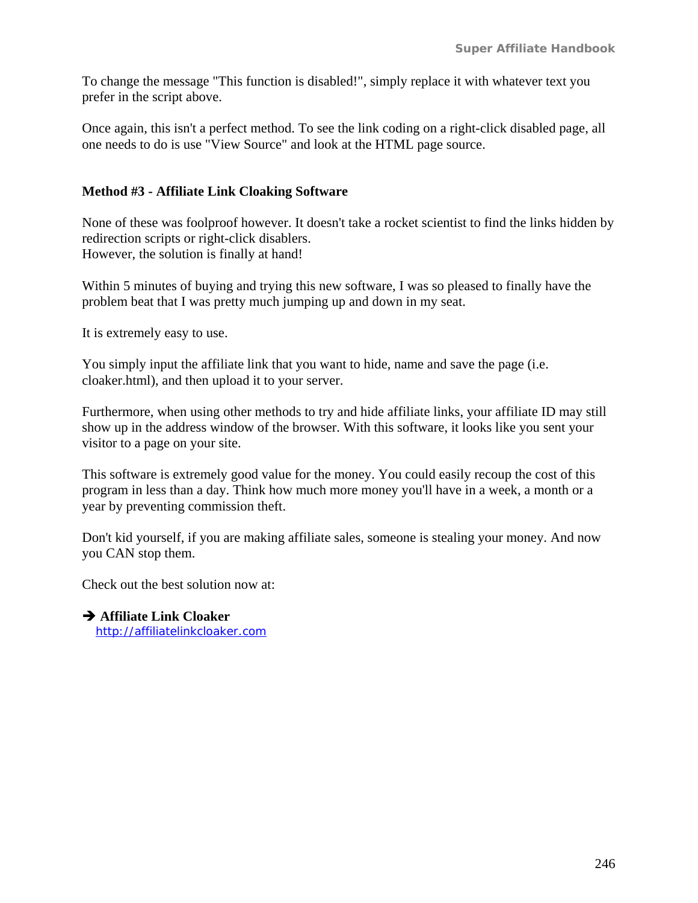To change the message "This function is disabled!", simply replace it with whatever text you prefer in the script above.

Once again, this isn't a perfect method. To see the link coding on a right-click disabled page, all one needs to do is use "View Source" and look at the HTML page source.

### Method #3 - Affiliate Link Cloaking Software

None of these was foolproof however. It doesn't take a rocket scientist to find the links hidden by redirection scripts or right-click disablers.
However, the solution is finally at hand!

Within 5 minutes of buying and trying this new software, I was so pleased to finally have the problem beat that I was pretty much jumping up and down in my seat.

It is extremely easy to use.

You simply input the affiliate link that you want to hide, name and save the page (i.e. cloaker.html), and then upload it to your server.

Furthermore, when using other methods to try and hide affiliate links, your affiliate ID may still show up in the address window of the browser. With this software, it looks like you sent your visitor to a page on your site.

This software is extremely good value for the money. You could easily recoup the cost of this program in less than a day. Think how much more money you'll have in a week, a month or a year by preventing commission theft.

Don't kid yourself, if you are making affiliate sales, someone is stealing your money. And now you CAN stop them.

Check out the best solution now at:

➔ **Affiliate Link Cloaker**
http://affiliatelinkcloaker.com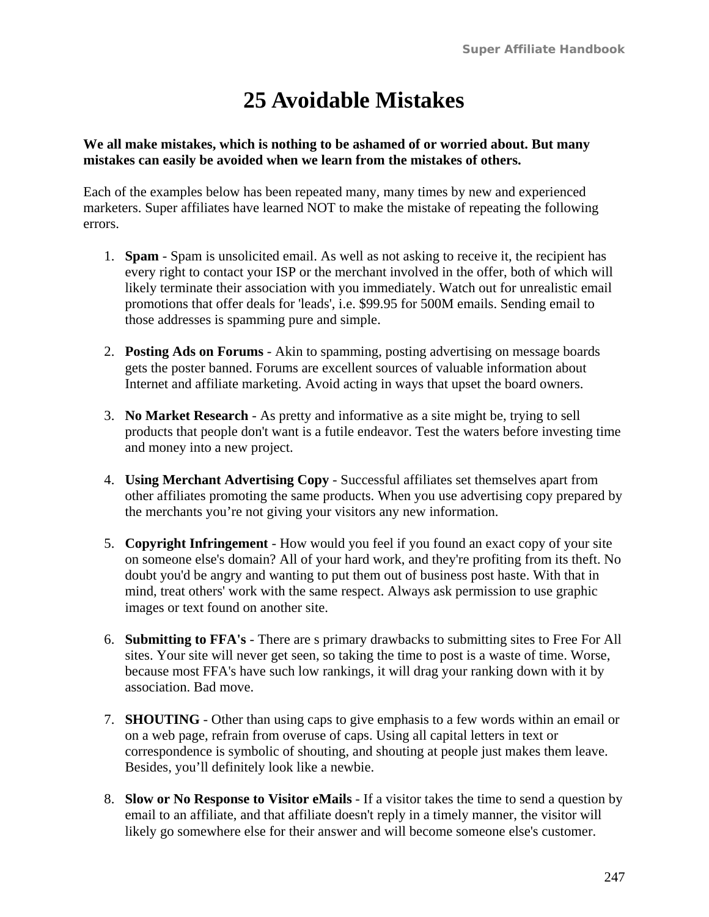# 25 Avoidable Mistakes

**We all make mistakes, which is nothing to be ashamed of or worried about. But many mistakes can easily be avoided when we learn from the mistakes of others.**

Each of the examples below has been repeated many, many times by new and experienced marketers. Super affiliates have learned NOT to make the mistake of repeating the following errors.

1. **Spam** - Spam is unsolicited email. As well as not asking to receive it, the recipient has every right to contact your ISP or the merchant involved in the offer, both of which will likely terminate their association with you immediately. Watch out for unrealistic email promotions that offer deals for 'leads', i.e. $99.95 for 500M emails. Sending email to those addresses is spamming pure and simple.

2. **Posting Ads on Forums** - Akin to spamming, posting advertising on message boards gets the poster banned. Forums are excellent sources of valuable information about Internet and affiliate marketing. Avoid acting in ways that upset the board owners.

3. **No Market Research** - As pretty and informative as a site might be, trying to sell products that people don't want is a futile endeavor. Test the waters before investing time and money into a new project.

4. **Using Merchant Advertising Copy** - Successful affiliates set themselves apart from other affiliates promoting the same products. When you use advertising copy prepared by the merchants you're not giving your visitors any new information.

5. **Copyright Infringement** - How would you feel if you found an exact copy of your site on someone else's domain? All of your hard work, and they're profiting from its theft. No doubt you'd be angry and wanting to put them out of business post haste. With that in mind, treat others' work with the same respect. Always ask permission to use graphic images or text found on another site.

6. **Submitting to FFA's** - There are s primary drawbacks to submitting sites to Free For All sites. Your site will never get seen, so taking the time to post is a waste of time. Worse, because most FFA's have such low rankings, it will drag your ranking down with it by association. Bad move.

7. **SHOUTING** - Other than using caps to give emphasis to a few words within an email or on a web page, refrain from overuse of caps. Using all capital letters in text or correspondence is symbolic of shouting, and shouting at people just makes them leave. Besides, you'll definitely look like a newbie.

8. **Slow or No Response to Visitor eMails** - If a visitor takes the time to send a question by email to an affiliate, and that affiliate doesn't reply in a timely manner, the visitor will likely go somewhere else for their answer and will become someone else's customer.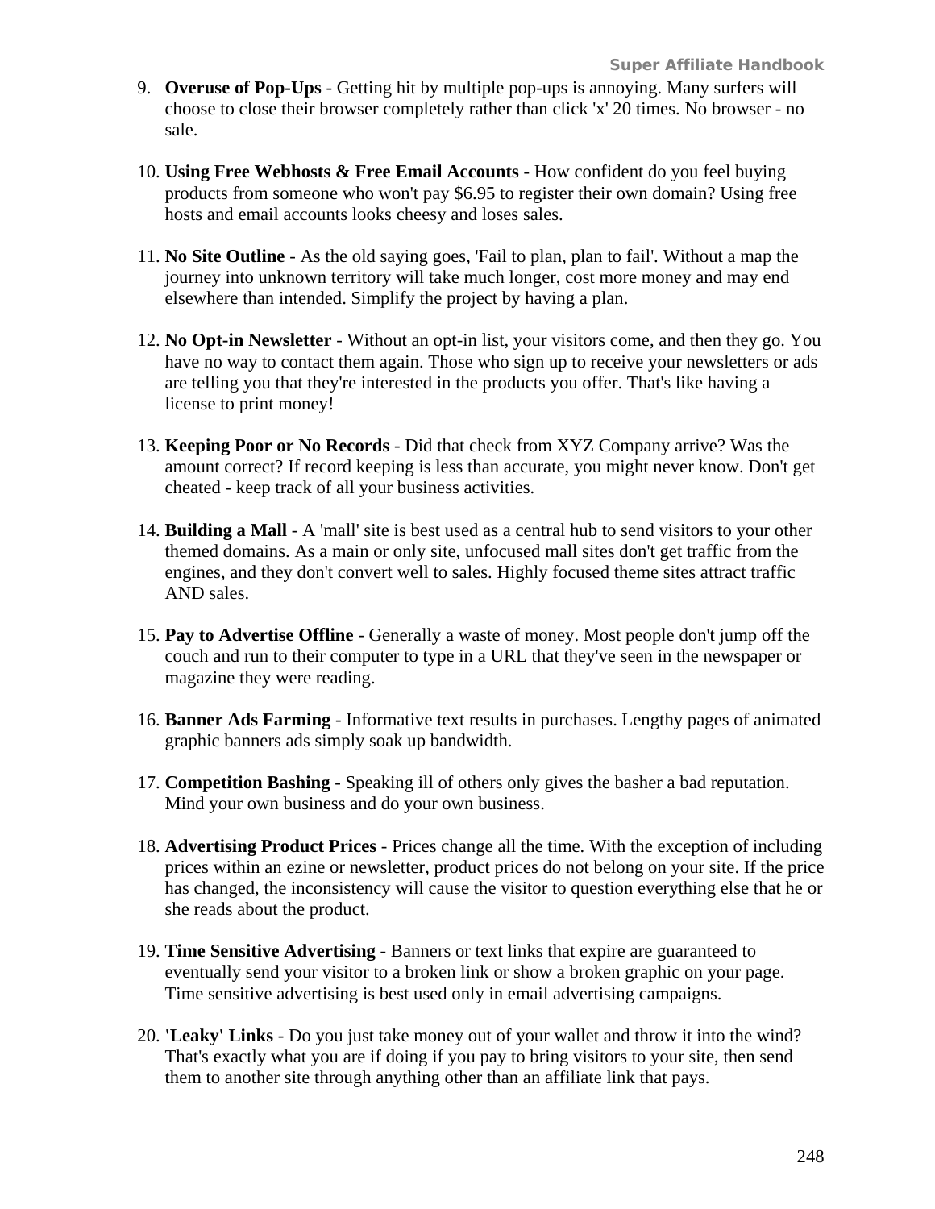9. **Overuse of Pop-Ups** - Getting hit by multiple pop-ups is annoying. Many surfers will choose to close their browser completely rather than click 'x' 20 times. No browser - no sale.

10. **Using Free Webhosts & Free Email Accounts** - How confident do you feel buying products from someone who won't pay $6.95 to register their own domain? Using free hosts and email accounts looks cheesy and loses sales.

11. **No Site Outline** - As the old saying goes, 'Fail to plan, plan to fail'. Without a map the journey into unknown territory will take much longer, cost more money and may end elsewhere than intended. Simplify the project by having a plan.

12. **No Opt-in Newsletter** - Without an opt-in list, your visitors come, and then they go. You have no way to contact them again. Those who sign up to receive your newsletters or ads are telling you that they're interested in the products you offer. That's like having a license to print money!

13. **Keeping Poor or No Records** - Did that check from XYZ Company arrive? Was the amount correct? If record keeping is less than accurate, you might never know. Don't get cheated - keep track of all your business activities.

14. **Building a Mall** - A 'mall' site is best used as a central hub to send visitors to your other themed domains. As a main or only site, unfocused mall sites don't get traffic from the engines, and they don't convert well to sales. Highly focused theme sites attract traffic AND sales.

15. **Pay to Advertise Offline** - Generally a waste of money. Most people don't jump off the couch and run to their computer to type in a URL that they've seen in the newspaper or magazine they were reading.

16. **Banner Ads Farming** - Informative text results in purchases. Lengthy pages of animated graphic banners ads simply soak up bandwidth.

17. **Competition Bashing** - Speaking ill of others only gives the basher a bad reputation. Mind your own business and do your own business.

18. **Advertising Product Prices** - Prices change all the time. With the exception of including prices within an ezine or newsletter, product prices do not belong on your site. If the price has changed, the inconsistency will cause the visitor to question everything else that he or she reads about the product.

19. **Time Sensitive Advertising** - Banners or text links that expire are guaranteed to eventually send your visitor to a broken link or show a broken graphic on your page. Time sensitive advertising is best used only in email advertising campaigns.

20. **'Leaky' Links** - Do you just take money out of your wallet and throw it into the wind? That's exactly what you are if doing if you pay to bring visitors to your site, then send them to another site through anything other than an affiliate link that pays.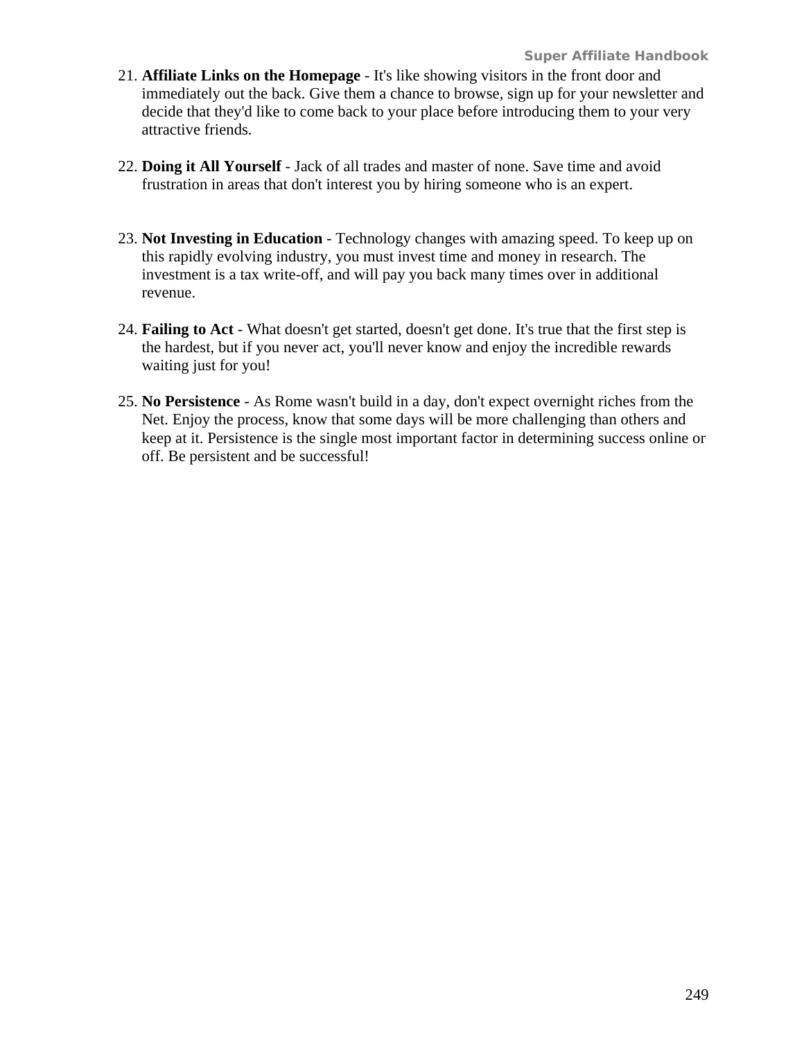21. **Affiliate Links on the Homepage** - It's like showing visitors in the front door and immediately out the back. Give them a chance to browse, sign up for your newsletter and decide that they'd like to come back to your place before introducing them to your very attractive friends.

22. **Doing it All Yourself** - Jack of all trades and master of none. Save time and avoid frustration in areas that don't interest you by hiring someone who is an expert.

23. **Not Investing in Education** - Technology changes with amazing speed. To keep up on this rapidly evolving industry, you must invest time and money in research. The investment is a tax write-off, and will pay you back many times over in additional revenue.

24. **Failing to Act** - What doesn't get started, doesn't get done. It's true that the first step is the hardest, but if you never act, you'll never know and enjoy the incredible rewards waiting just for you!

25. **No Persistence** - As Rome wasn't build in a day, don't expect overnight riches from the Net. Enjoy the process, know that some days will be more challenging than others and keep at it. Persistence is the single most important factor in determining success online or off. Be persistent and be successful!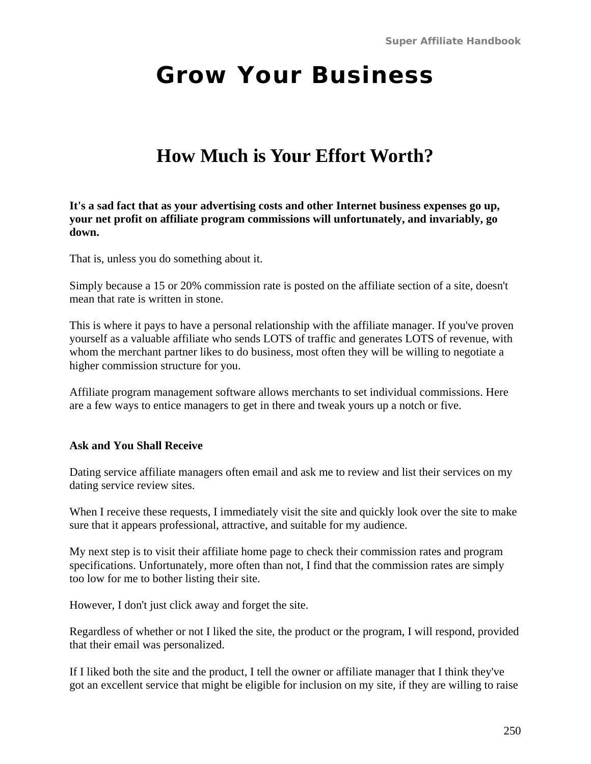# Grow Your Business

## How Much is Your Effort Worth?

**It's a sad fact that as your advertising costs and other Internet business expenses go up, your net profit on affiliate program commissions will unfortunately, and invariably, go down.**

That is, unless you do something about it.

Simply because a 15 or 20% commission rate is posted on the affiliate section of a site, doesn't mean that rate is written in stone.

This is where it pays to have a personal relationship with the affiliate manager. If you've proven yourself as a valuable affiliate who sends LOTS of traffic and generates LOTS of revenue, with whom the merchant partner likes to do business, most often they will be willing to negotiate a higher commission structure for you.

Affiliate program management software allows merchants to set individual commissions. Here are a few ways to entice managers to get in there and tweak yours up a notch or five.

**Ask and You Shall Receive**

Dating service affiliate managers often email and ask me to review and list their services on my dating service review sites.

When I receive these requests, I immediately visit the site and quickly look over the site to make sure that it appears professional, attractive, and suitable for my audience.

My next step is to visit their affiliate home page to check their commission rates and program specifications. Unfortunately, more often than not, I find that the commission rates are simply too low for me to bother listing their site.

However, I don't just click away and forget the site.

Regardless of whether or not I liked the site, the product or the program, I will respond, provided that their email was personalized.

If I liked both the site and the product, I tell the owner or affiliate manager that I think they've got an excellent service that might be eligible for inclusion on my site, if they are willing to raise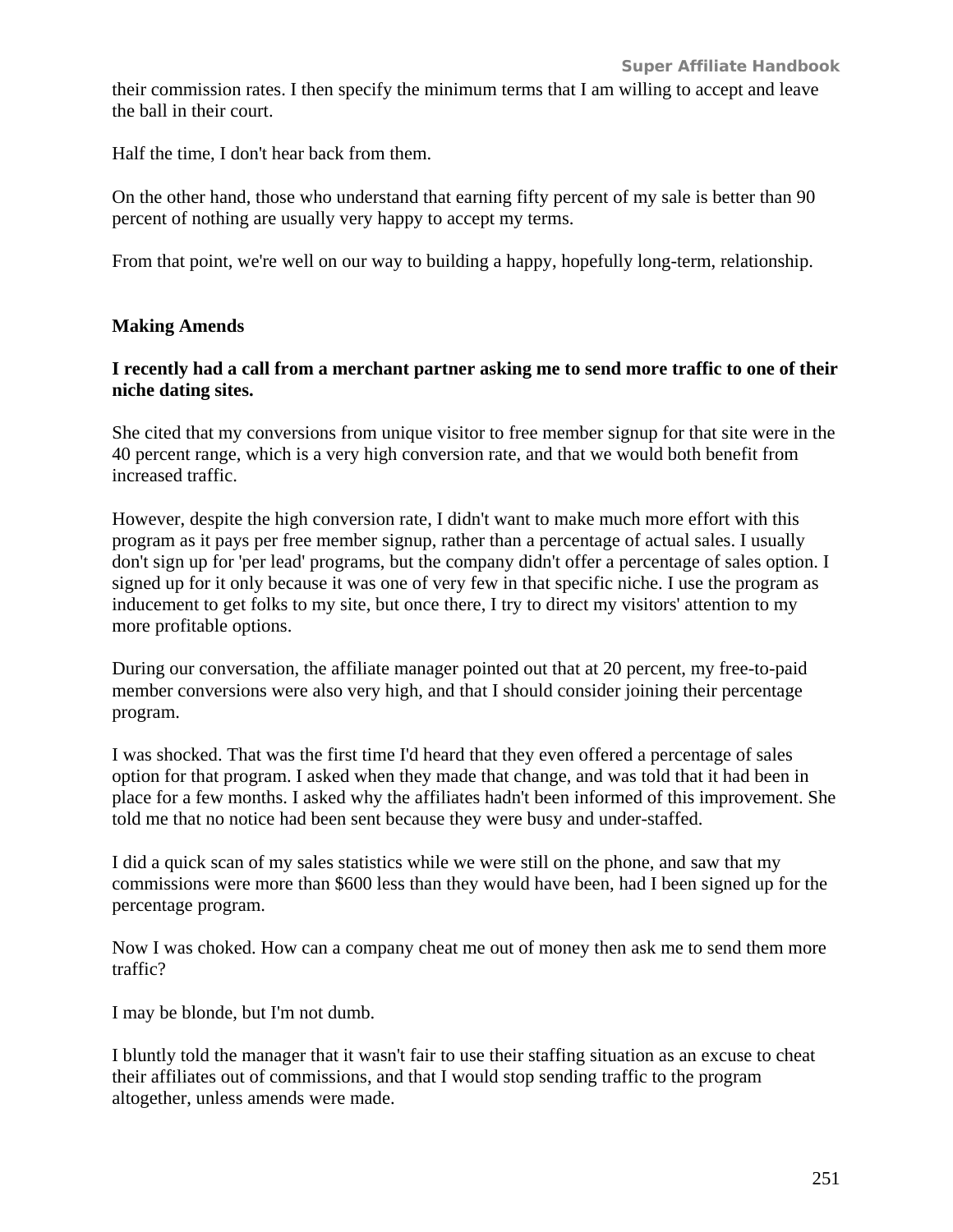their commission rates. I then specify the minimum terms that I am willing to accept and leave the ball in their court.

Half the time, I don't hear back from them.

On the other hand, those who understand that earning fifty percent of my sale is better than 90 percent of nothing are usually very happy to accept my terms.

From that point, we're well on our way to building a happy, hopefully long-term, relationship.

**Making Amends**

**I recently had a call from a merchant partner asking me to send more traffic to one of their niche dating sites.**

She cited that my conversions from unique visitor to free member signup for that site were in the 40 percent range, which is a very high conversion rate, and that we would both benefit from increased traffic.

However, despite the high conversion rate, I didn't want to make much more effort with this program as it pays per free member signup, rather than a percentage of actual sales. I usually don't sign up for 'per lead' programs, but the company didn't offer a percentage of sales option. I signed up for it only because it was one of very few in that specific niche. I use the program as inducement to get folks to my site, but once there, I try to direct my visitors' attention to my more profitable options.

During our conversation, the affiliate manager pointed out that at 20 percent, my free-to-paid member conversions were also very high, and that I should consider joining their percentage program.

I was shocked. That was the first time I'd heard that they even offered a percentage of sales option for that program. I asked when they made that change, and was told that it had been in place for a few months. I asked why the affiliates hadn't been informed of this improvement. She told me that no notice had been sent because they were busy and under-staffed.

I did a quick scan of my sales statistics while we were still on the phone, and saw that my commissions were more than $600 less than they would have been, had I been signed up for the percentage program.

Now I was choked. How can a company cheat me out of money then ask me to send them more traffic?

I may be blonde, but I'm not dumb.

I bluntly told the manager that it wasn't fair to use their staffing situation as an excuse to cheat their affiliates out of commissions, and that I would stop sending traffic to the program altogether, unless amends were made.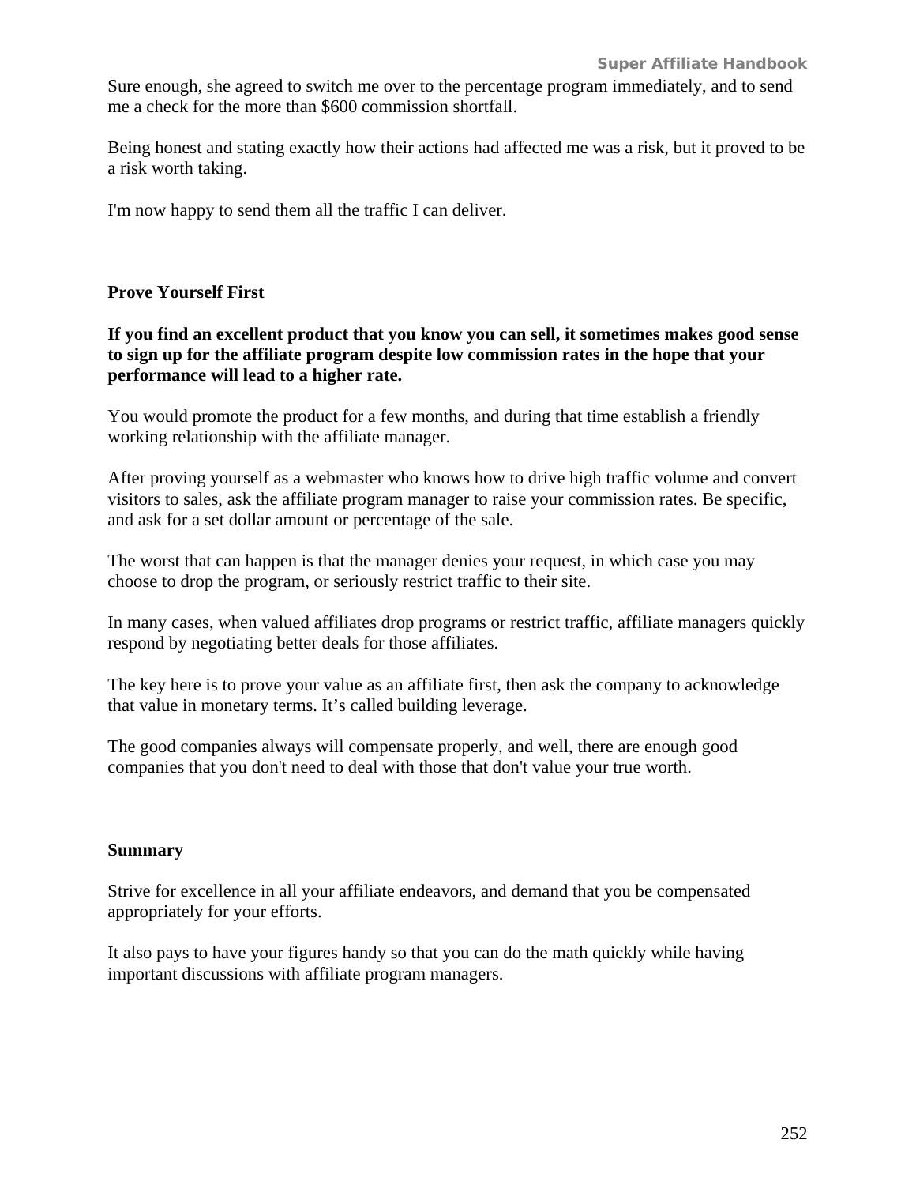Sure enough, she agreed to switch me over to the percentage program immediately, and to send me a check for the more than $600 commission shortfall.

Being honest and stating exactly how their actions had affected me was a risk, but it proved to be a risk worth taking.

I'm now happy to send them all the traffic I can deliver.

### Prove Yourself First

**If you find an excellent product that you know you can sell, it sometimes makes good sense to sign up for the affiliate program despite low commission rates in the hope that your performance will lead to a higher rate.**

You would promote the product for a few months, and during that time establish a friendly working relationship with the affiliate manager.

After proving yourself as a webmaster who knows how to drive high traffic volume and convert visitors to sales, ask the affiliate program manager to raise your commission rates. Be specific, and ask for a set dollar amount or percentage of the sale.

The worst that can happen is that the manager denies your request, in which case you may choose to drop the program, or seriously restrict traffic to their site.

In many cases, when valued affiliates drop programs or restrict traffic, affiliate managers quickly respond by negotiating better deals for those affiliates.

The key here is to prove your value as an affiliate first, then ask the company to acknowledge that value in monetary terms. It's called building leverage.

The good companies always will compensate properly, and well, there are enough good companies that you don't need to deal with those that don't value your true worth.

### Summary

Strive for excellence in all your affiliate endeavors, and demand that you be compensated appropriately for your efforts.

It also pays to have your figures handy so that you can do the math quickly while having important discussions with affiliate program managers.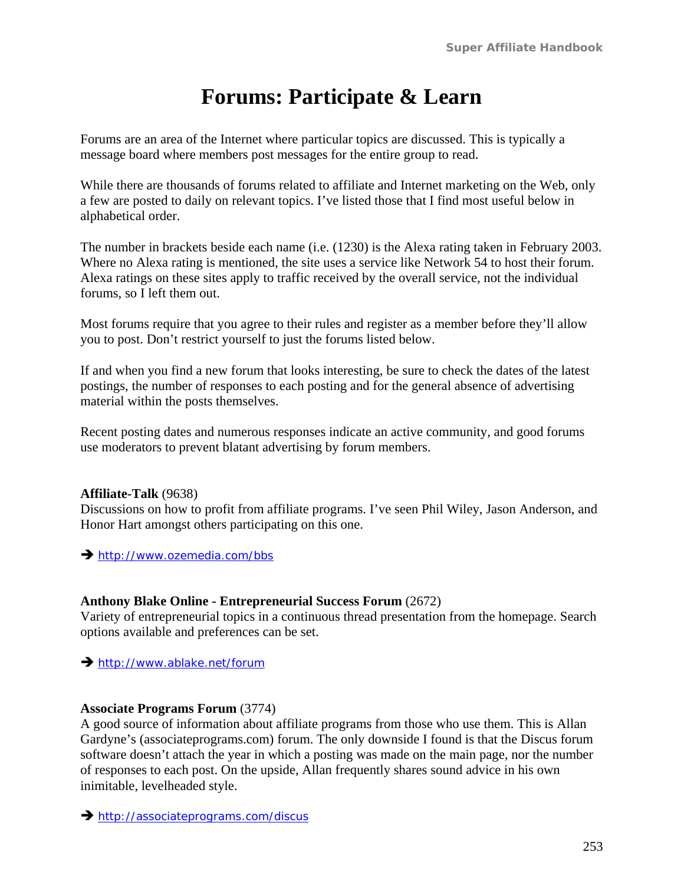# Forums: Participate & Learn

Forums are an area of the Internet where particular topics are discussed. This is typically a message board where members post messages for the entire group to read.

While there are thousands of forums related to affiliate and Internet marketing on the Web, only a few are posted to daily on relevant topics. I've listed those that I find most useful below in alphabetical order.

The number in brackets beside each name (i.e. (1230) is the Alexa rating taken in February 2003. Where no Alexa rating is mentioned, the site uses a service like Network 54 to host their forum. Alexa ratings on these sites apply to traffic received by the overall service, not the individual forums, so I left them out.

Most forums require that you agree to their rules and register as a member before they'll allow you to post. Don't restrict yourself to just the forums listed below.

If and when you find a new forum that looks interesting, be sure to check the dates of the latest postings, the number of responses to each posting and for the general absence of advertising material within the posts themselves.

Recent posting dates and numerous responses indicate an active community, and good forums use moderators to prevent blatant advertising by forum members.

**Affiliate-Talk** (9638)
Discussions on how to profit from affiliate programs. I've seen Phil Wiley, Jason Anderson, and Honor Hart amongst others participating on this one.

➔ http://www.ozemedia.com/bbs

**Anthony Blake Online - Entrepreneurial Success Forum** (2672)
Variety of entrepreneurial topics in a continuous thread presentation from the homepage. Search options available and preferences can be set.

➔ http://www.ablake.net/forum

**Associate Programs Forum** (3774)
A good source of information about affiliate programs from those who use them. This is Allan Gardyne's (associateprograms.com) forum. The only downside I found is that the Discus forum software doesn't attach the year in which a posting was made on the main page, nor the number of responses to each post. On the upside, Allan frequently shares sound advice in his own inimitable, levelheaded style.

➔ http://associateprograms.com/discus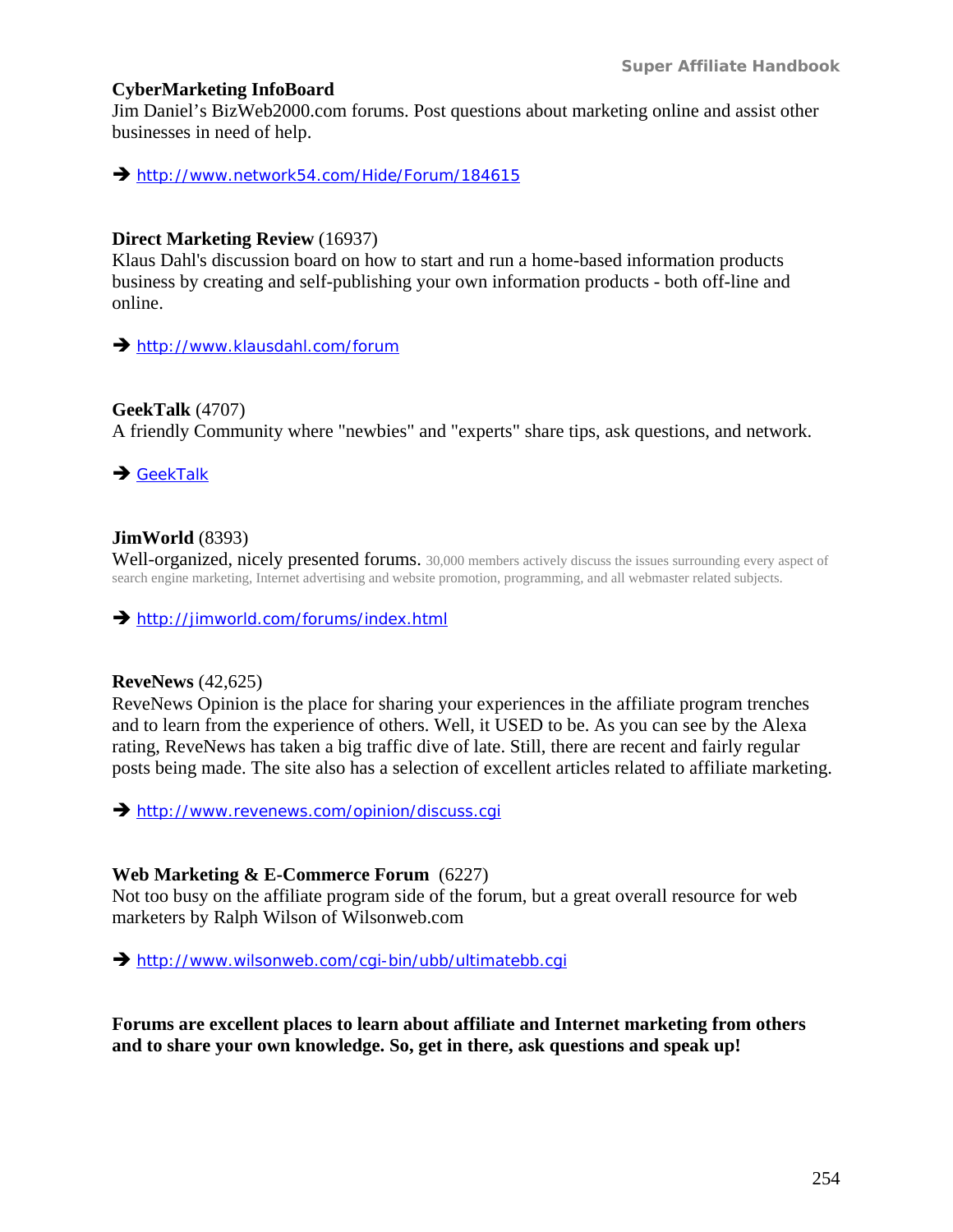**CyberMarketing InfoBoard**
Jim Daniel's BizWeb2000.com forums. Post questions about marketing online and assist other businesses in need of help.

➔ http://www.network54.com/Hide/Forum/184615

**Direct Marketing Review** (16937)
Klaus Dahl's discussion board on how to start and run a home-based information products business by creating and self-publishing your own information products - both off-line and online.

➔ http://www.klausdahl.com/forum

**GeekTalk** (4707)
A friendly Community where "newbies" and "experts" share tips, ask questions, and network.

➔ GeekTalk

**JimWorld** (8393)
Well-organized, nicely presented forums. 30,000 members actively discuss the issues surrounding every aspect of search engine marketing, Internet advertising and website promotion, programming, and all webmaster related subjects.

➔ http://jimworld.com/forums/index.html

**ReveNews** (42,625)
ReveNews Opinion is the place for sharing your experiences in the affiliate program trenches and to learn from the experience of others. Well, it USED to be. As you can see by the Alexa rating, ReveNews has taken a big traffic dive of late. Still, there are recent and fairly regular posts being made. The site also has a selection of excellent articles related to affiliate marketing.

➔ http://www.revenews.com/opinion/discuss.cgi

**Web Marketing & E-Commerce Forum** (6227)
Not too busy on the affiliate program side of the forum, but a great overall resource for web marketers by Ralph Wilson of Wilsonweb.com

➔ http://www.wilsonweb.com/cgi-bin/ubb/ultimatebb.cgi

**Forums are excellent places to learn about affiliate and Internet marketing from others and to share your own knowledge. So, get in there, ask questions and speak up!**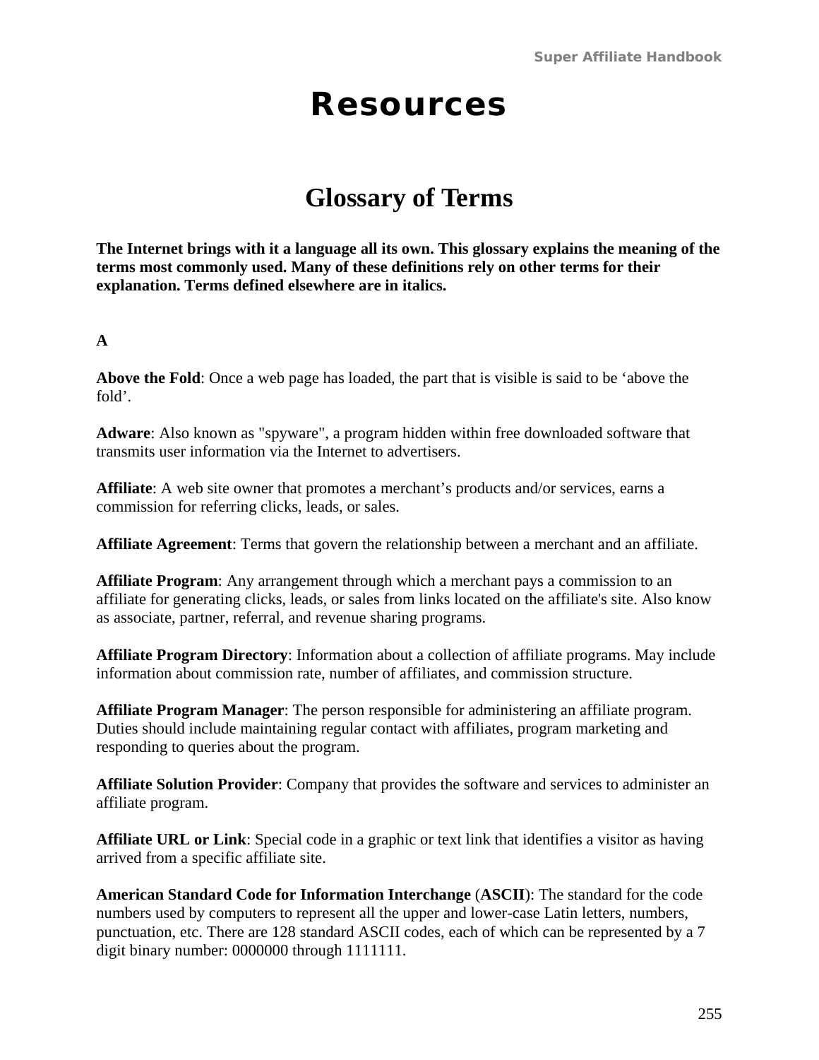# Resources

## Glossary of Terms

**The Internet brings with it a language all its own. This glossary explains the meaning of the terms most commonly used. Many of these definitions rely on other terms for their explanation. Terms defined elsewhere are in italics.**

**A**

**Above the Fold**: Once a web page has loaded, the part that is visible is said to be ‘above the fold’.

**Adware**: Also known as "spyware", a program hidden within free downloaded software that transmits user information via the Internet to advertisers.

**Affiliate**: A web site owner that promotes a merchant’s products and/or services, earns a commission for referring clicks, leads, or sales.

**Affiliate Agreement**: Terms that govern the relationship between a merchant and an affiliate.

**Affiliate Program**: Any arrangement through which a merchant pays a commission to an affiliate for generating clicks, leads, or sales from links located on the affiliate's site. Also know as associate, partner, referral, and revenue sharing programs.

**Affiliate Program Directory**: Information about a collection of affiliate programs. May include information about commission rate, number of affiliates, and commission structure.

**Affiliate Program Manager**: The person responsible for administering an affiliate program. Duties should include maintaining regular contact with affiliates, program marketing and responding to queries about the program.

**Affiliate Solution Provider**: Company that provides the software and services to administer an affiliate program.

**Affiliate URL or Link**: Special code in a graphic or text link that identifies a visitor as having arrived from a specific affiliate site.

**American Standard Code for Information Interchange** (**ASCII**): The standard for the code numbers used by computers to represent all the upper and lower-case Latin letters, numbers, punctuation, etc. There are 128 standard ASCII codes, each of which can be represented by a 7 digit binary number: 0000000 through 1111111.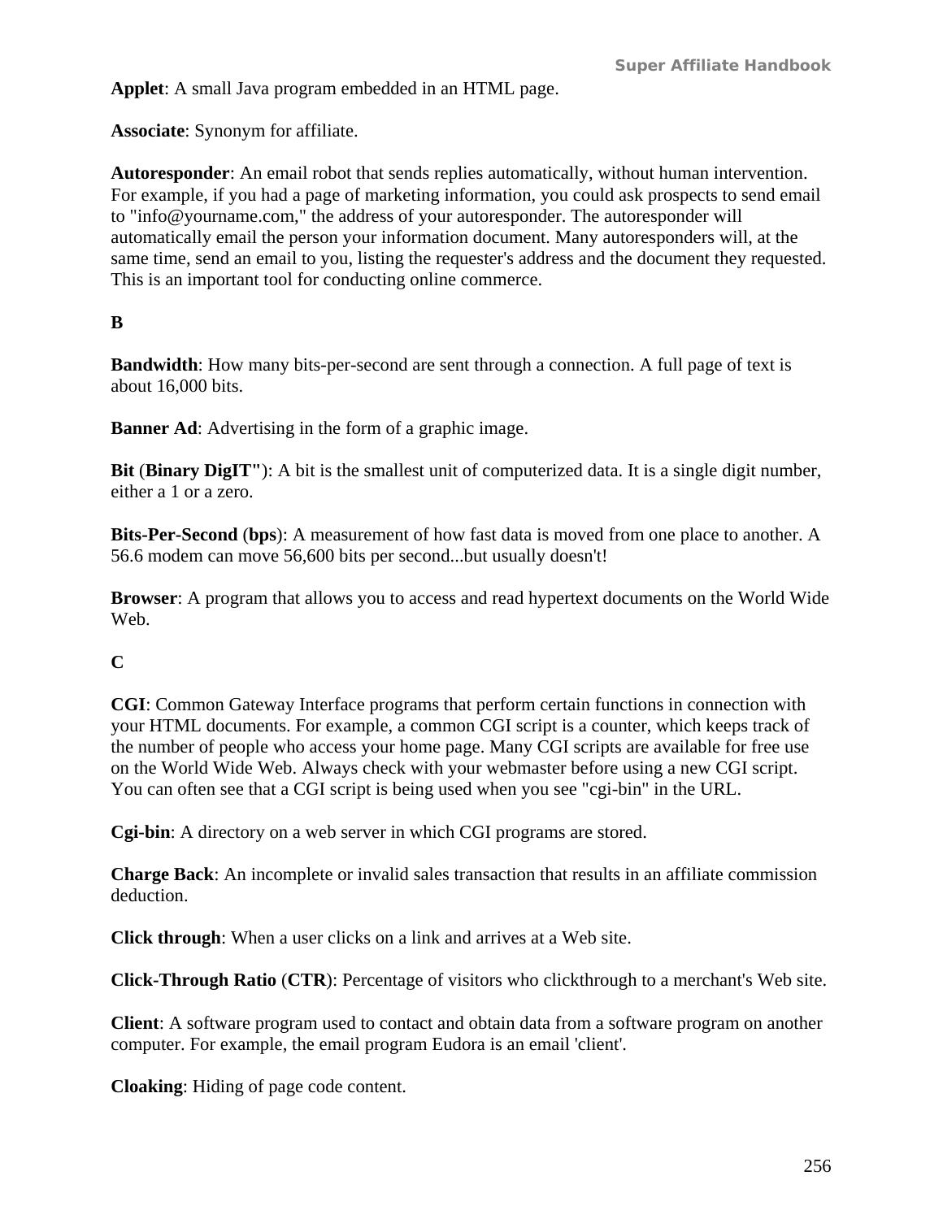**Applet**: A small Java program embedded in an HTML page.

**Associate**: Synonym for affiliate.

**Autoresponder**: An email robot that sends replies automatically, without human intervention. For example, if you had a page of marketing information, you could ask prospects to send email to "info@yourname.com," the address of your autoresponder. The autoresponder will automatically email the person your information document. Many autoresponders will, at the same time, send an email to you, listing the requester's address and the document they requested. This is an important tool for conducting online commerce.

**B**

**Bandwidth**: How many bits-per-second are sent through a connection. A full page of text is about 16,000 bits.

**Banner Ad**: Advertising in the form of a graphic image.

**Bit** (**Binary DigIT"**): A bit is the smallest unit of computerized data. It is a single digit number, either a 1 or a zero.

**Bits-Per-Second** (**bps**): A measurement of how fast data is moved from one place to another. A 56.6 modem can move 56,600 bits per second...but usually doesn't!

**Browser**: A program that allows you to access and read hypertext documents on the World Wide Web.

**C**

**CGI**: Common Gateway Interface programs that perform certain functions in connection with your HTML documents. For example, a common CGI script is a counter, which keeps track of the number of people who access your home page. Many CGI scripts are available for free use on the World Wide Web. Always check with your webmaster before using a new CGI script. You can often see that a CGI script is being used when you see "cgi-bin" in the URL.

**Cgi-bin**: A directory on a web server in which CGI programs are stored.

**Charge Back**: An incomplete or invalid sales transaction that results in an affiliate commission deduction.

**Click through**: When a user clicks on a link and arrives at a Web site.

**Click-Through Ratio** (**CTR**): Percentage of visitors who clickthrough to a merchant's Web site.

**Client**: A software program used to contact and obtain data from a software program on another computer. For example, the email program Eudora is an email 'client'.

**Cloaking**: Hiding of page code content.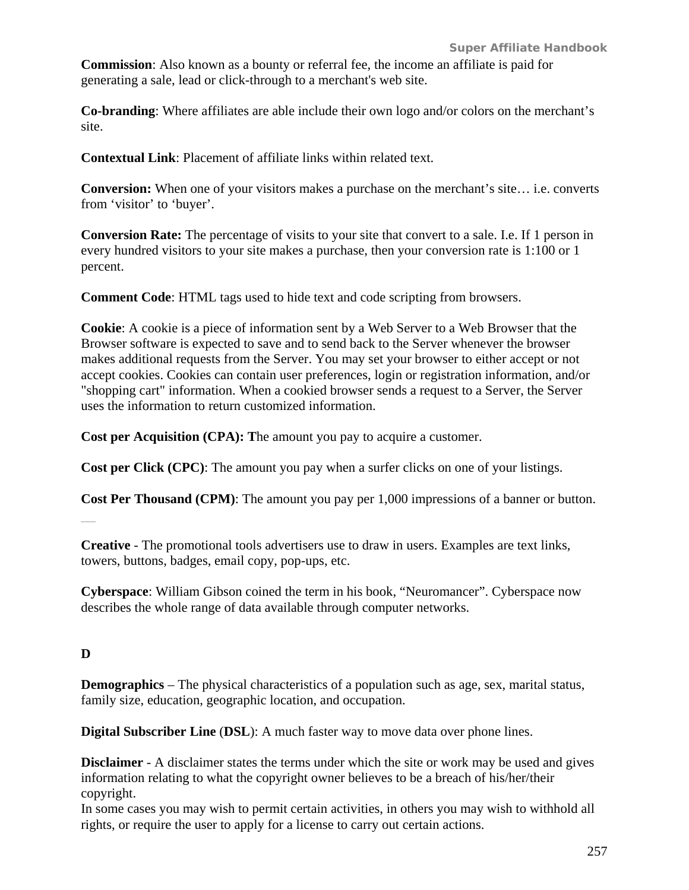**Commission**: Also known as a bounty or referral fee, the income an affiliate is paid for generating a sale, lead or click-through to a merchant's web site.

**Co-branding**: Where affiliates are able include their own logo and/or colors on the merchant's site.

**Contextual Link**: Placement of affiliate links within related text.

**Conversion:** When one of your visitors makes a purchase on the merchant's site… i.e. converts from 'visitor' to 'buyer'.

**Conversion Rate:** The percentage of visits to your site that convert to a sale. I.e. If 1 person in every hundred visitors to your site makes a purchase, then your conversion rate is 1:100 or 1 percent.

**Comment Code**: HTML tags used to hide text and code scripting from browsers.

**Cookie**: A cookie is a piece of information sent by a Web Server to a Web Browser that the Browser software is expected to save and to send back to the Server whenever the browser makes additional requests from the Server. You may set your browser to either accept or not accept cookies. Cookies can contain user preferences, login or registration information, and/or "shopping cart" information. When a cookied browser sends a request to a Server, the Server uses the information to return customized information.

**Cost per Acquisition (CPA): T**he amount you pay to acquire a customer.

**Cost per Click (CPC)**: The amount you pay when a surfer clicks on one of your listings.

**Cost Per Thousand (CPM)**: The amount you pay per 1,000 impressions of a banner or button.

**Creative** - The promotional tools advertisers use to draw in users. Examples are text links, towers, buttons, badges, email copy, pop-ups, etc.

**Cyberspace**: William Gibson coined the term in his book, "Neuromancer". Cyberspace now describes the whole range of data available through computer networks.

## D

**Demographics** – The physical characteristics of a population such as age, sex, marital status, family size, education, geographic location, and occupation.

**Digital Subscriber Line** (**DSL**): A much faster way to move data over phone lines.

**Disclaimer** - A disclaimer states the terms under which the site or work may be used and gives information relating to what the copyright owner believes to be a breach of his/her/their copyright.
In some cases you may wish to permit certain activities, in others you may wish to withhold all rights, or require the user to apply for a license to carry out certain actions.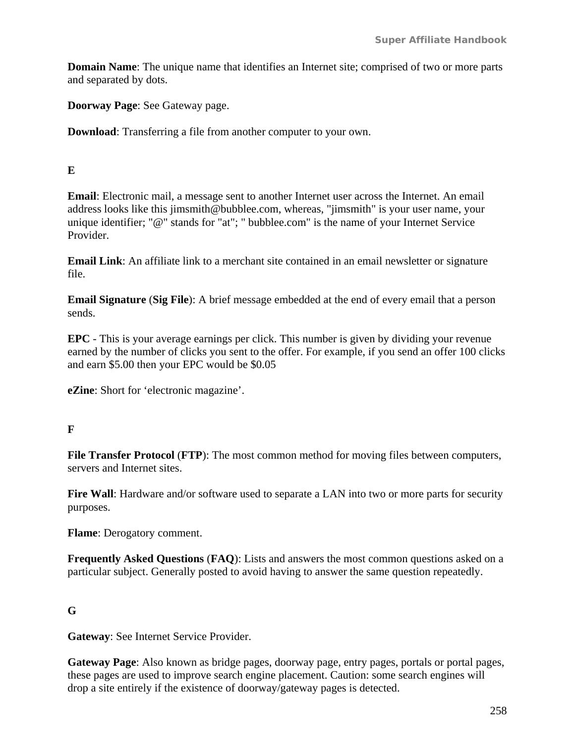**Domain Name**: The unique name that identifies an Internet site; comprised of two or more parts and separated by dots.

**Doorway Page**: See Gateway page.

**Download**: Transferring a file from another computer to your own.

## E

**Email**: Electronic mail, a message sent to another Internet user across the Internet. An email address looks like this jimsmith@bubblee.com, whereas, "jimsmith" is your user name, your unique identifier; "@" stands for "at"; " bubblee.com" is the name of your Internet Service Provider.

**Email Link**: An affiliate link to a merchant site contained in an email newsletter or signature file.

**Email Signature** (**Sig File**): A brief message embedded at the end of every email that a person sends.

**EPC** - This is your average earnings per click. This number is given by dividing your revenue earned by the number of clicks you sent to the offer. For example, if you send an offer 100 clicks and earn $5.00 then your EPC would be $0.05

**eZine**: Short for ‘electronic magazine’.

## F

**File Transfer Protocol** (**FTP**): The most common method for moving files between computers, servers and Internet sites.

**Fire Wall**: Hardware and/or software used to separate a LAN into two or more parts for security purposes.

**Flame**: Derogatory comment.

**Frequently Asked Questions** (**FAQ**): Lists and answers the most common questions asked on a particular subject. Generally posted to avoid having to answer the same question repeatedly.

## G

**Gateway**: See Internet Service Provider.

**Gateway Page**: Also known as bridge pages, doorway page, entry pages, portals or portal pages, these pages are used to improve search engine placement. Caution: some search engines will drop a site entirely if the existence of doorway/gateway pages is detected.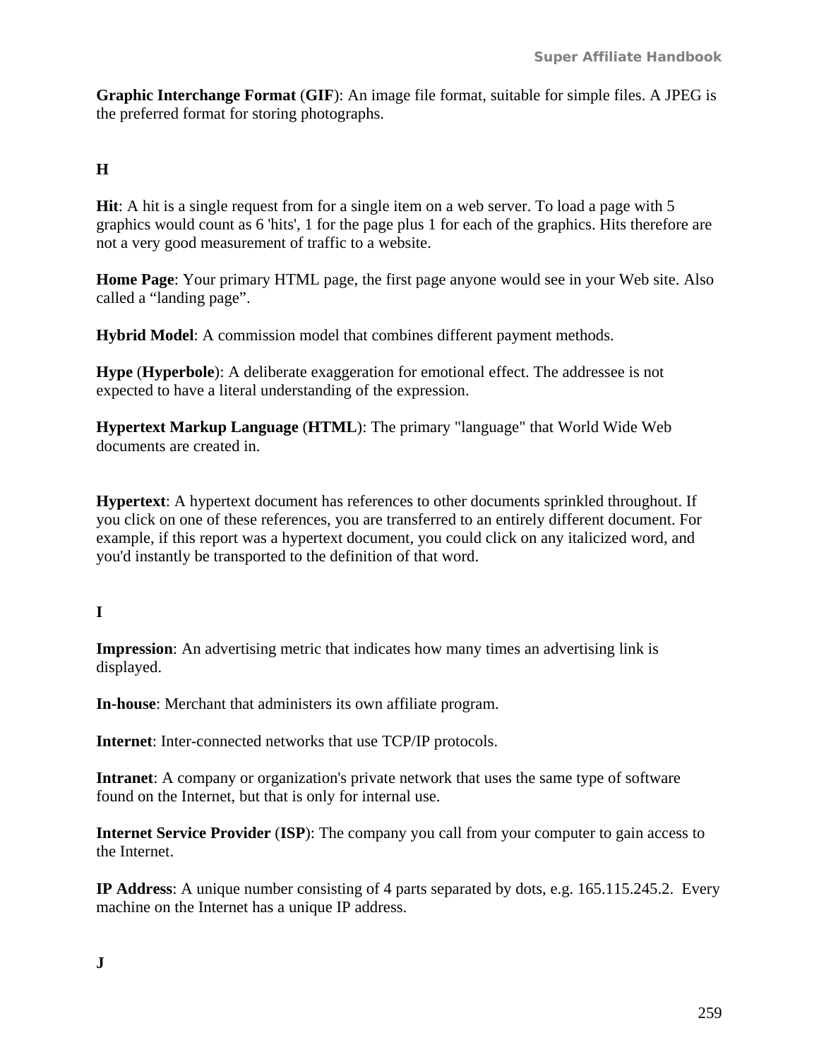**Graphic Interchange Format** (**GIF**): An image file format, suitable for simple files. A JPEG is the preferred format for storing photographs.

**H**

**Hit**: A hit is a single request from for a single item on a web server. To load a page with 5 graphics would count as 6 'hits', 1 for the page plus 1 for each of the graphics. Hits therefore are not a very good measurement of traffic to a website.

**Home Page**: Your primary HTML page, the first page anyone would see in your Web site. Also called a “landing page”.

**Hybrid Model**: A commission model that combines different payment methods.

**Hype** (**Hyperbole**): A deliberate exaggeration for emotional effect. The addressee is not expected to have a literal understanding of the expression.

**Hypertext Markup Language** (**HTML**): The primary "language" that World Wide Web documents are created in.

**Hypertext**: A hypertext document has references to other documents sprinkled throughout. If you click on one of these references, you are transferred to an entirely different document. For example, if this report was a hypertext document, you could click on any italicized word, and you'd instantly be transported to the definition of that word.

**I**

**Impression**: An advertising metric that indicates how many times an advertising link is displayed.

**In-house**: Merchant that administers its own affiliate program.

**Internet**: Inter-connected networks that use TCP/IP protocols.

**Intranet**: A company or organization's private network that uses the same type of software found on the Internet, but that is only for internal use.

**Internet Service Provider** (**ISP**): The company you call from your computer to gain access to the Internet.

**IP Address**: A unique number consisting of 4 parts separated by dots, e.g. 165.115.245.2. Every machine on the Internet has a unique IP address.

**J**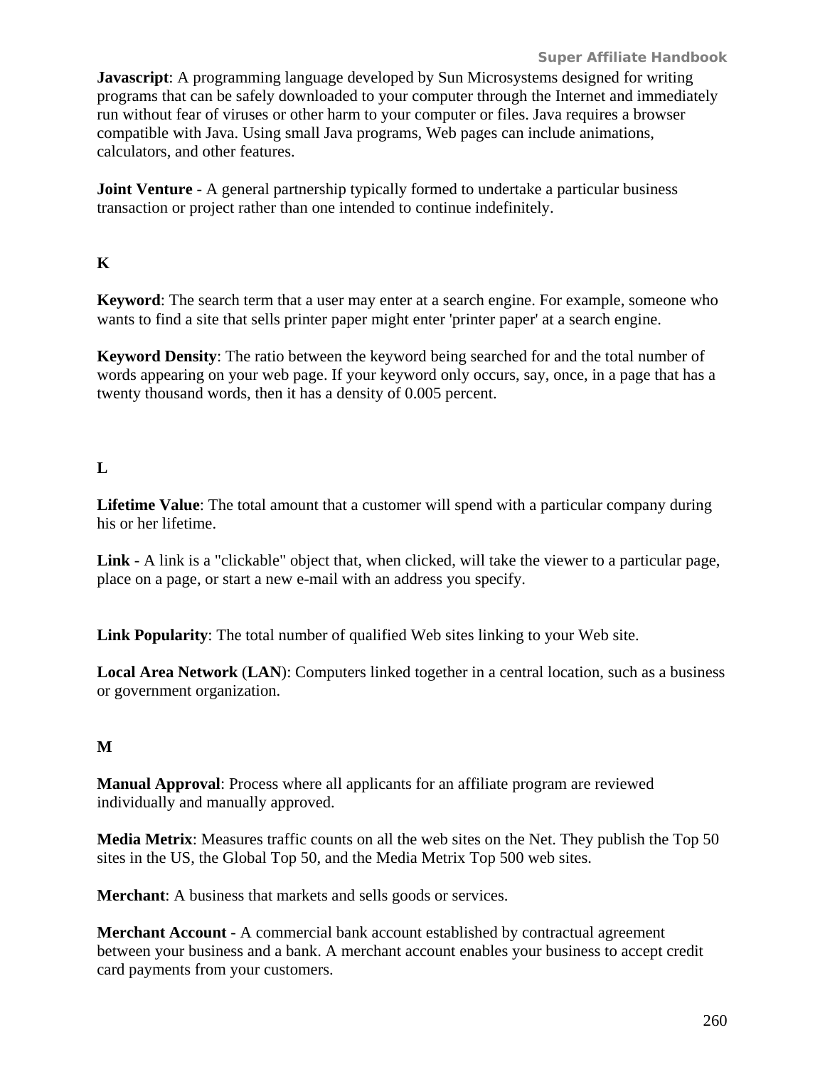**Javascript**: A programming language developed by Sun Microsystems designed for writing programs that can be safely downloaded to your computer through the Internet and immediately run without fear of viruses or other harm to your computer or files. Java requires a browser compatible with Java. Using small Java programs, Web pages can include animations, calculators, and other features.

**Joint Venture** - A general partnership typically formed to undertake a particular business transaction or project rather than one intended to continue indefinitely.

**K**

**Keyword**: The search term that a user may enter at a search engine. For example, someone who wants to find a site that sells printer paper might enter 'printer paper' at a search engine.

**Keyword Density**: The ratio between the keyword being searched for and the total number of words appearing on your web page. If your keyword only occurs, say, once, in a page that has a twenty thousand words, then it has a density of 0.005 percent.

**L**

**Lifetime Value**: The total amount that a customer will spend with a particular company during his or her lifetime.

**Link** - A link is a "clickable" object that, when clicked, will take the viewer to a particular page, place on a page, or start a new e-mail with an address you specify.

**Link Popularity**: The total number of qualified Web sites linking to your Web site.

**Local Area Network** (**LAN**): Computers linked together in a central location, such as a business or government organization.

**M**

**Manual Approval**: Process where all applicants for an affiliate program are reviewed individually and manually approved.

**Media Metrix**: Measures traffic counts on all the web sites on the Net. They publish the Top 50 sites in the US, the Global Top 50, and the Media Metrix Top 500 web sites.

**Merchant**: A business that markets and sells goods or services.

**Merchant Account** - A commercial bank account established by contractual agreement between your business and a bank. A merchant account enables your business to accept credit card payments from your customers.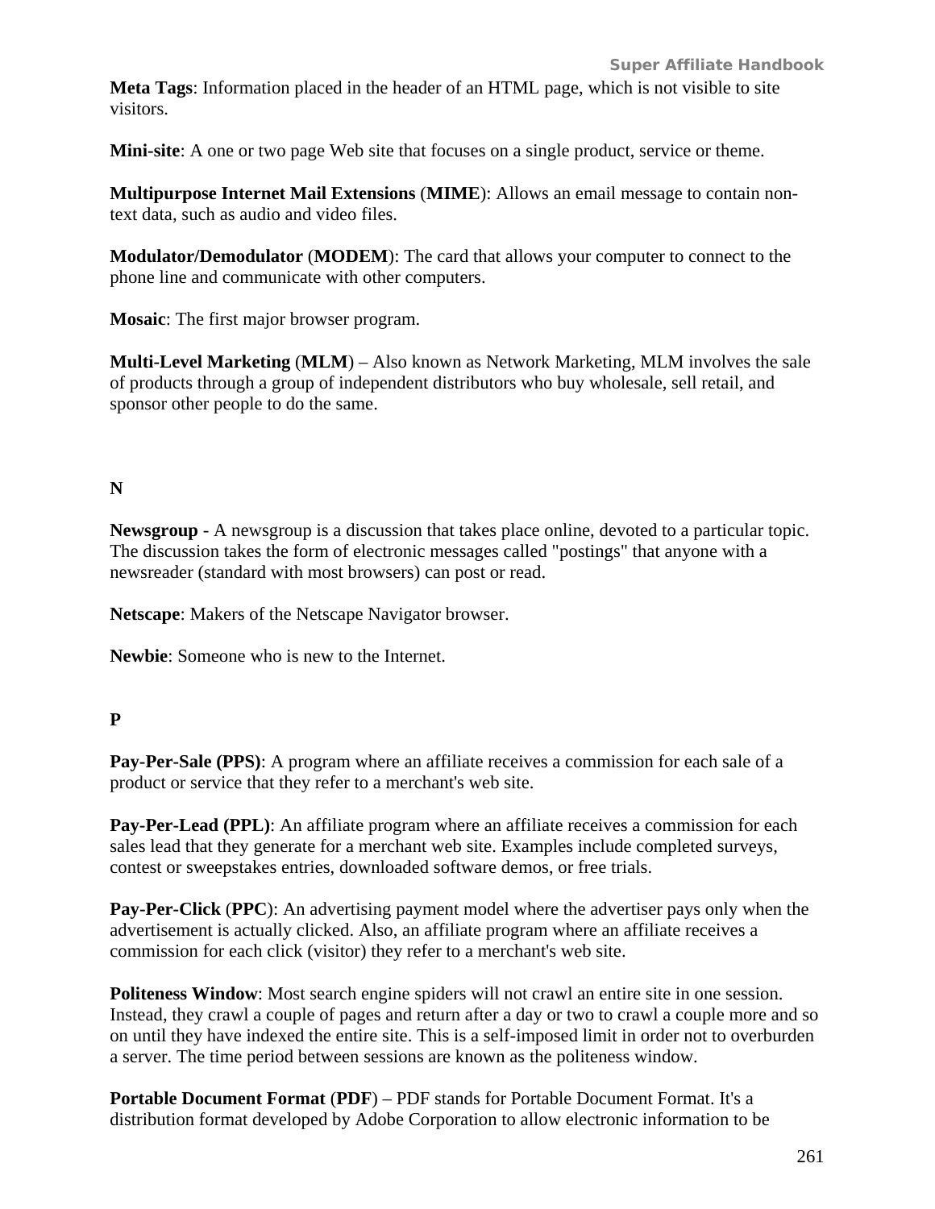**Meta Tags**: Information placed in the header of an HTML page, which is not visible to site visitors.

**Mini-site**: A one or two page Web site that focuses on a single product, service or theme.

**Multipurpose Internet Mail Extensions** (**MIME**): Allows an email message to contain non-text data, such as audio and video files.

**Modulator/Demodulator** (**MODEM**): The card that allows your computer to connect to the phone line and communicate with other computers.

**Mosaic**: The first major browser program.

**Multi-Level Marketing** (**MLM**) – Also known as Network Marketing, MLM involves the sale of products through a group of independent distributors who buy wholesale, sell retail, and sponsor other people to do the same.

**N**

**Newsgroup** - A newsgroup is a discussion that takes place online, devoted to a particular topic. The discussion takes the form of electronic messages called "postings" that anyone with a newsreader (standard with most browsers) can post or read.

**Netscape**: Makers of the Netscape Navigator browser.

**Newbie**: Someone who is new to the Internet.

**P**

**Pay-Per-Sale (PPS)**: A program where an affiliate receives a commission for each sale of a product or service that they refer to a merchant's web site.

**Pay-Per-Lead (PPL)**: An affiliate program where an affiliate receives a commission for each sales lead that they generate for a merchant web site. Examples include completed surveys, contest or sweepstakes entries, downloaded software demos, or free trials.

**Pay-Per-Click** (**PPC**): An advertising payment model where the advertiser pays only when the advertisement is actually clicked. Also, an affiliate program where an affiliate receives a commission for each click (visitor) they refer to a merchant's web site.

**Politeness Window**: Most search engine spiders will not crawl an entire site in one session. Instead, they crawl a couple of pages and return after a day or two to crawl a couple more and so on until they have indexed the entire site. This is a self-imposed limit in order not to overburden a server. The time period between sessions are known as the politeness window.

**Portable Document Format** (**PDF**) – PDF stands for Portable Document Format. It's a distribution format developed by Adobe Corporation to allow electronic information to be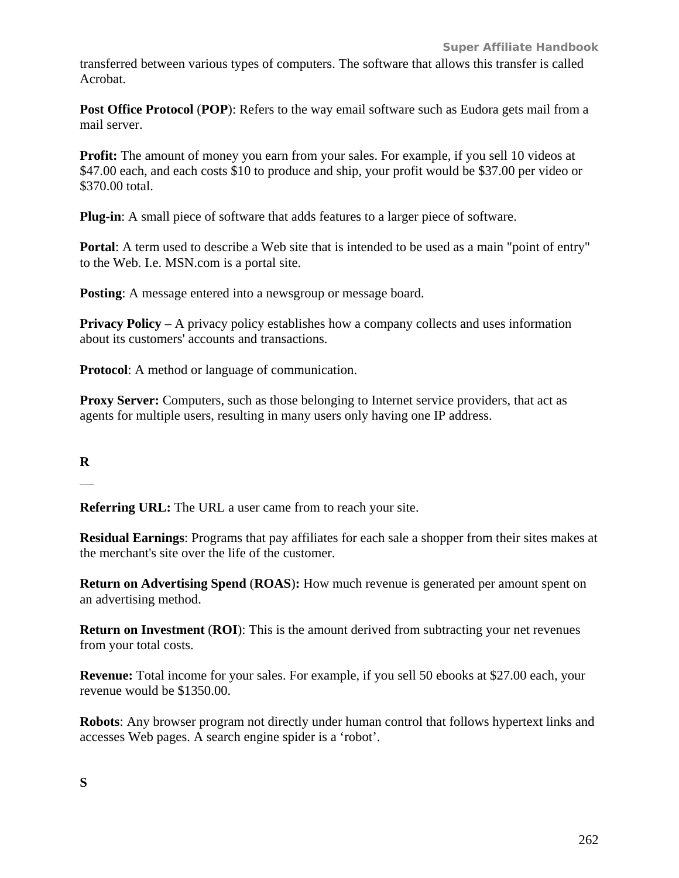transferred between various types of computers. The software that allows this transfer is called Acrobat.

**Post Office Protocol** (**POP**): Refers to the way email software such as Eudora gets mail from a mail server.

**Profit:** The amount of money you earn from your sales. For example, if you sell 10 videos at $47.00 each, and each costs $10 to produce and ship, your profit would be $37.00 per video or $370.00 total.

**Plug-in**: A small piece of software that adds features to a larger piece of software.

**Portal**: A term used to describe a Web site that is intended to be used as a main "point of entry" to the Web. I.e. MSN.com is a portal site.

**Posting**: A message entered into a newsgroup or message board.

**Privacy Policy** – A privacy policy establishes how a company collects and uses information about its customers' accounts and transactions.

**Protocol**: A method or language of communication.

**Proxy Server:** Computers, such as those belonging to Internet service providers, that act as agents for multiple users, resulting in many users only having one IP address.

## R

**Referring URL:** The URL a user came from to reach your site.

**Residual Earnings**: Programs that pay affiliates for each sale a shopper from their sites makes at the merchant's site over the life of the customer.

**Return on Advertising Spend** (**ROAS**)**:** How much revenue is generated per amount spent on an advertising method.

**Return on Investment** (**ROI**): This is the amount derived from subtracting your net revenues from your total costs.

**Revenue:** Total income for your sales. For example, if you sell 50 ebooks at $27.00 each, your revenue would be $1350.00.

**Robots**: Any browser program not directly under human control that follows hypertext links and accesses Web pages. A search engine spider is a ‘robot’.

## S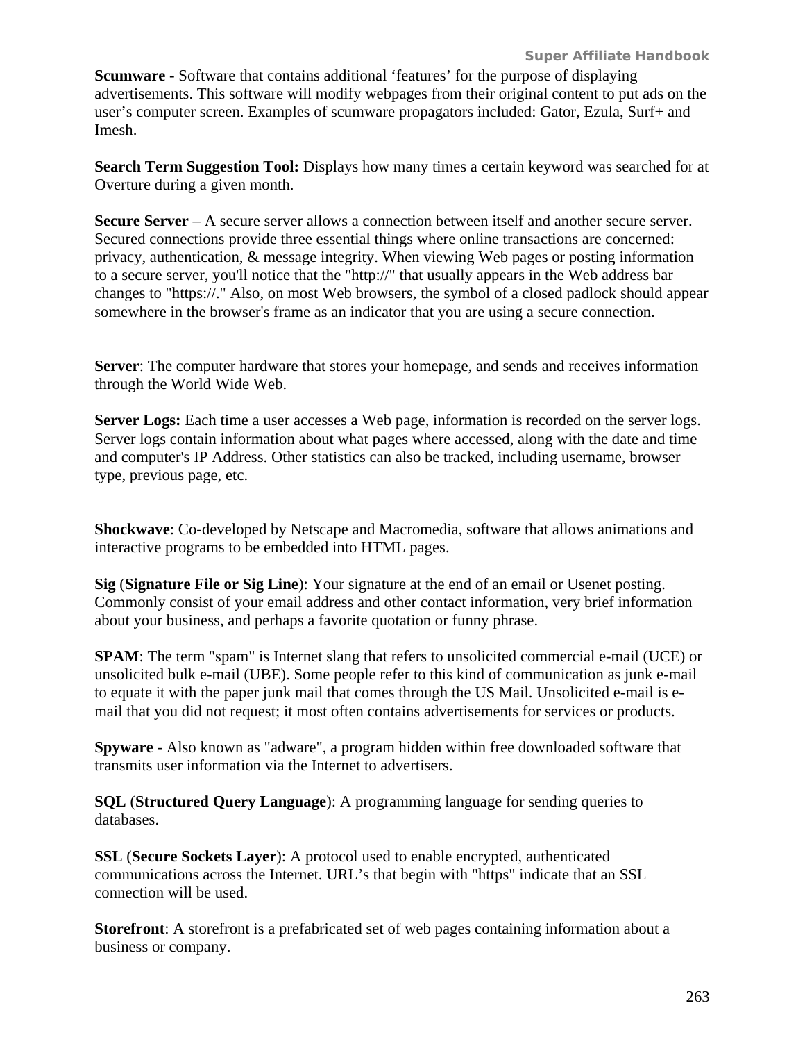**Scumware** - Software that contains additional ‘features’ for the purpose of displaying advertisements. This software will modify webpages from their original content to put ads on the user’s computer screen. Examples of scumware propagators included: Gator, Ezula, Surf+ and Imesh.

**Search Term Suggestion Tool:** Displays how many times a certain keyword was searched for at Overture during a given month.

**Secure Server** – A secure server allows a connection between itself and another secure server. Secured connections provide three essential things where online transactions are concerned: privacy, authentication, & message integrity. When viewing Web pages or posting information to a secure server, you'll notice that the "http://" that usually appears in the Web address bar changes to "https://." Also, on most Web browsers, the symbol of a closed padlock should appear somewhere in the browser's frame as an indicator that you are using a secure connection.

**Server**: The computer hardware that stores your homepage, and sends and receives information through the World Wide Web.

**Server Logs:** Each time a user accesses a Web page, information is recorded on the server logs. Server logs contain information about what pages where accessed, along with the date and time and computer's IP Address. Other statistics can also be tracked, including username, browser type, previous page, etc.

**Shockwave**: Co-developed by Netscape and Macromedia, software that allows animations and interactive programs to be embedded into HTML pages.

**Sig** (**Signature File or Sig Line**): Your signature at the end of an email or Usenet posting. Commonly consist of your email address and other contact information, very brief information about your business, and perhaps a favorite quotation or funny phrase.

**SPAM**: The term "spam" is Internet slang that refers to unsolicited commercial e-mail (UCE) or unsolicited bulk e-mail (UBE). Some people refer to this kind of communication as junk e-mail to equate it with the paper junk mail that comes through the US Mail. Unsolicited e-mail is e-mail that you did not request; it most often contains advertisements for services or products.

**Spyware** - Also known as "adware", a program hidden within free downloaded software that transmits user information via the Internet to advertisers.

**SQL** (**Structured Query Language**): A programming language for sending queries to databases.

**SSL** (**Secure Sockets Layer**): A protocol used to enable encrypted, authenticated communications across the Internet. URL’s that begin with "https" indicate that an SSL connection will be used.

**Storefront**: A storefront is a prefabricated set of web pages containing information about a business or company.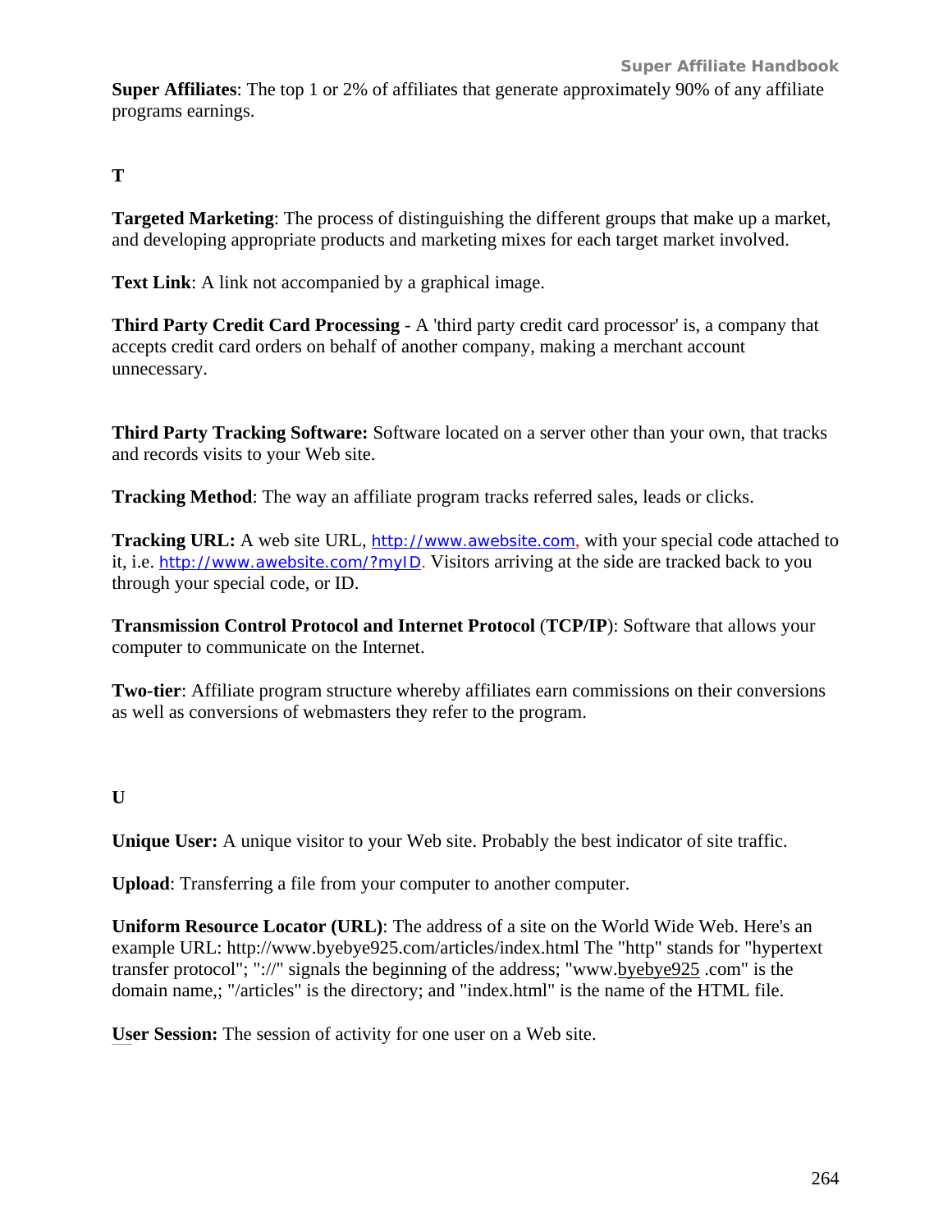**Super Affiliates**: The top 1 or 2% of affiliates that generate approximately 90% of any affiliate programs earnings.

**T**

**Targeted Marketing**: The process of distinguishing the different groups that make up a market, and developing appropriate products and marketing mixes for each target market involved.

**Text Link**: A link not accompanied by a graphical image.

**Third Party Credit Card Processing** - A 'third party credit card processor' is, a company that accepts credit card orders on behalf of another company, making a merchant account unnecessary.

**Third Party Tracking Software:** Software located on a server other than your own, that tracks and records visits to your Web site.

**Tracking Method**: The way an affiliate program tracks referred sales, leads or clicks.

**Tracking URL:** A web site URL, http://www.awebsite.com, with your special code attached to it, i.e. http://www.awebsite.com/?myID. Visitors arriving at the side are tracked back to you through your special code, or ID.

**Transmission Control Protocol and Internet Protocol** (**TCP/IP**): Software that allows your computer to communicate on the Internet.

**Two-tier**: Affiliate program structure whereby affiliates earn commissions on their conversions as well as conversions of webmasters they refer to the program.

**U**

**Unique User:** A unique visitor to your Web site. Probably the best indicator of site traffic.

**Upload**: Transferring a file from your computer to another computer.

**Uniform Resource Locator (URL)**: The address of a site on the World Wide Web. Here's an example URL: http://www.byebye925.com/articles/index.html The "http" stands for "hypertext transfer protocol"; "://" signals the beginning of the address; "www.byebye925 .com" is the domain name,; "/articles" is the directory; and "index.html" is the name of the HTML file.

**User Session:** The session of activity for one user on a Web site.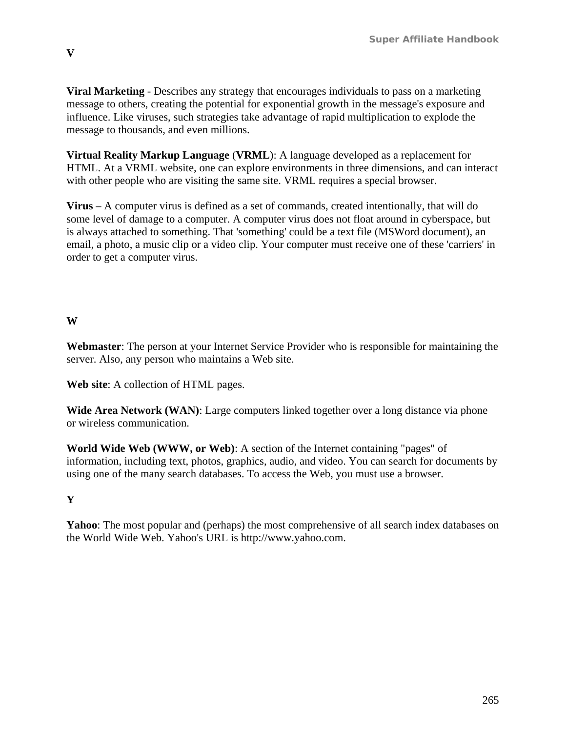**V**

**Viral Marketing** - Describes any strategy that encourages individuals to pass on a marketing message to others, creating the potential for exponential growth in the message's exposure and influence. Like viruses, such strategies take advantage of rapid multiplication to explode the message to thousands, and even millions.

**Virtual Reality Markup Language** (**VRML**): A language developed as a replacement for HTML. At a VRML website, one can explore environments in three dimensions, and can interact with other people who are visiting the same site. VRML requires a special browser.

**Virus** – A computer virus is defined as a set of commands, created intentionally, that will do some level of damage to a computer. A computer virus does not float around in cyberspace, but is always attached to something. That 'something' could be a text file (MSWord document), an email, a photo, a music clip or a video clip. Your computer must receive one of these 'carriers' in order to get a computer virus.

**W**

**Webmaster**: The person at your Internet Service Provider who is responsible for maintaining the server. Also, any person who maintains a Web site.

**Web site**: A collection of HTML pages.

**Wide Area Network (WAN)**: Large computers linked together over a long distance via phone or wireless communication.

**World Wide Web (WWW, or Web)**: A section of the Internet containing "pages" of information, including text, photos, graphics, audio, and video. You can search for documents by using one of the many search databases. To access the Web, you must use a browser.

**Y**

**Yahoo**: The most popular and (perhaps) the most comprehensive of all search index databases on the World Wide Web. Yahoo's URL is http://www.yahoo.com.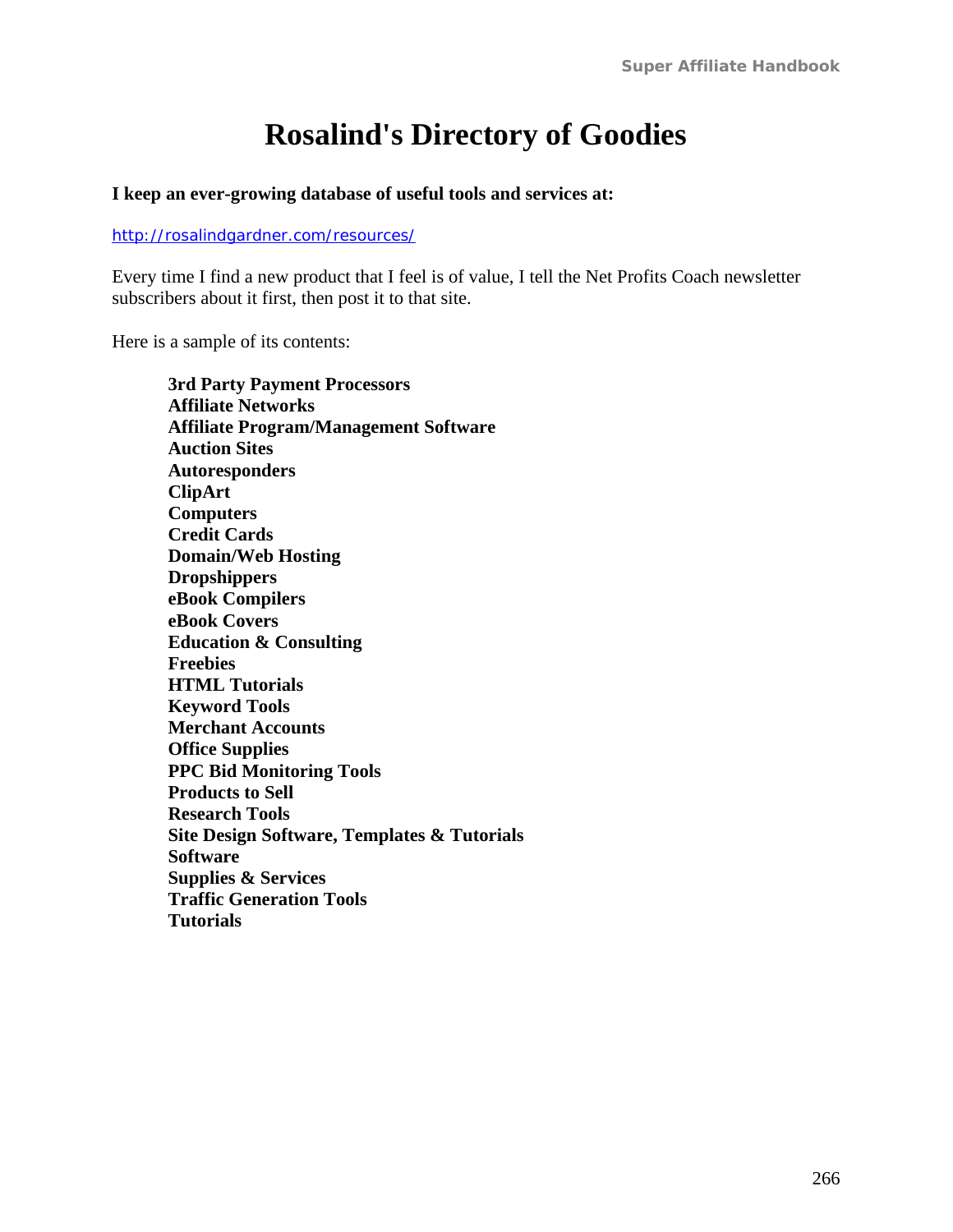# Rosalind's Directory of Goodies

**I keep an ever-growing database of useful tools and services at:**

http://rosalindgardner.com/resources/

Every time I find a new product that I feel is of value, I tell the Net Profits Coach newsletter subscribers about it first, then post it to that site.

Here is a sample of its contents:

**3rd Party Payment Processors**
**Affiliate Networks**
**Affiliate Program/Management Software**
**Auction Sites**
**Autoresponders**
**ClipArt**
**Computers**
**Credit Cards**
**Domain/Web Hosting**
**Dropshippers**
**eBook Compilers**
**eBook Covers**
**Education & Consulting**
**Freebies**
**HTML Tutorials**
**Keyword Tools**
**Merchant Accounts**
**Office Supplies**
**PPC Bid Monitoring Tools**
**Products to Sell**
**Research Tools**
**Site Design Software, Templates & Tutorials**
**Software**
**Supplies & Services**
**Traffic Generation Tools**
**Tutorials**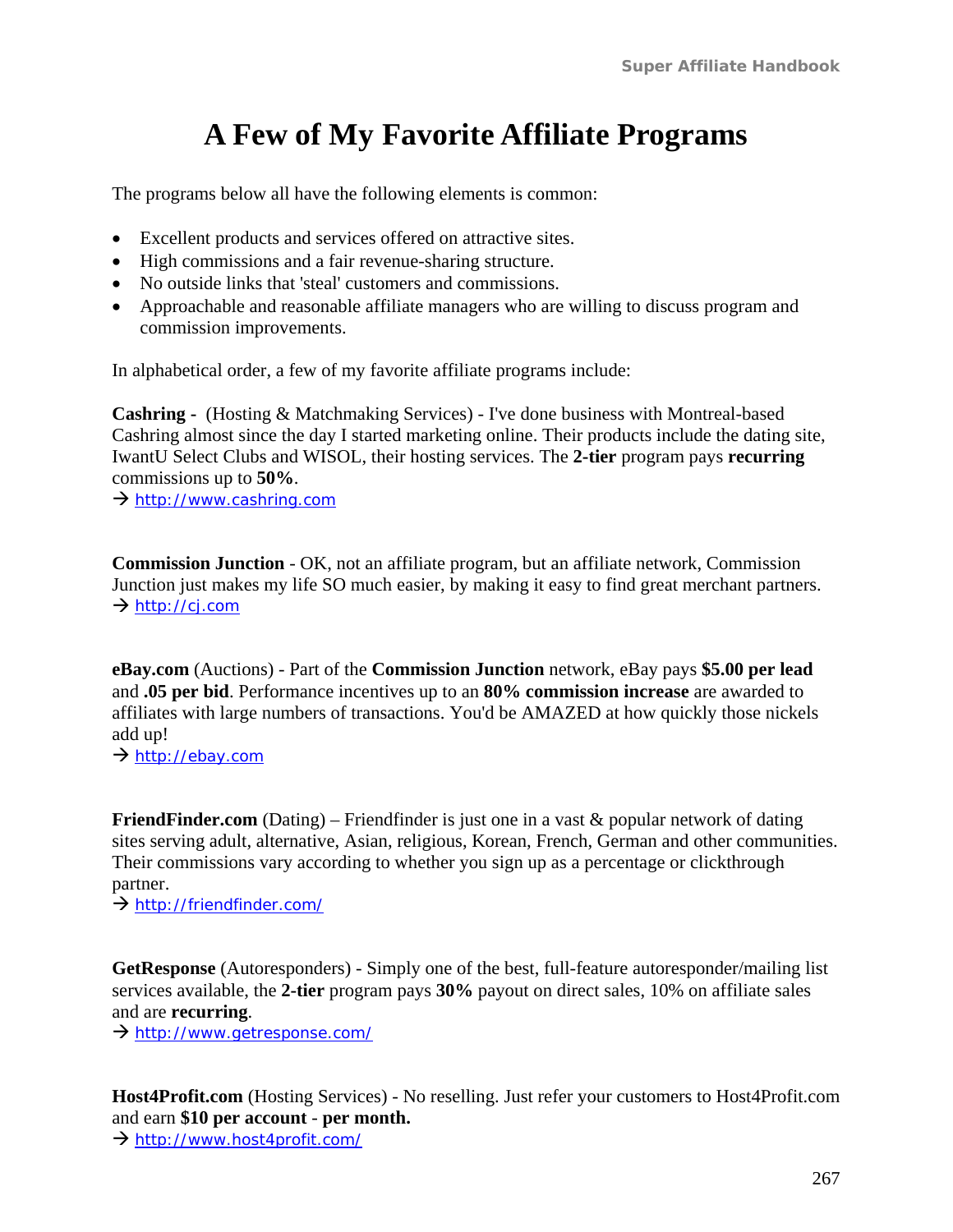# A Few of My Favorite Affiliate Programs

The programs below all have the following elements is common:

- Excellent products and services offered on attractive sites.
- High commissions and a fair revenue-sharing structure.
- No outside links that 'steal' customers and commissions.
- Approachable and reasonable affiliate managers who are willing to discuss program and commission improvements.

In alphabetical order, a few of my favorite affiliate programs include:

**Cashring -** (Hosting & Matchmaking Services) - I've done business with Montreal-based Cashring almost since the day I started marketing online. Their products include the dating site, IwantU Select Clubs and WISOL, their hosting services. The **2-tier** program pays **recurring** commissions up to **50%**.
→ http://www.cashring.com

**Commission Junction** - OK, not an affiliate program, but an affiliate network, Commission Junction just makes my life SO much easier, by making it easy to find great merchant partners.
→ http://cj.com

**eBay.com** (Auctions) - Part of the **Commission Junction** network, eBay pays **$5.00 per lead** and **.05 per bid**. Performance incentives up to an **80% commission increase** are awarded to affiliates with large numbers of transactions. You'd be AMAZED at how quickly those nickels add up!
→ http://ebay.com

**FriendFinder.com** (Dating) – Friendfinder is just one in a vast & popular network of dating sites serving adult, alternative, Asian, religious, Korean, French, German and other communities. Their commissions vary according to whether you sign up as a percentage or clickthrough partner.
→ http://friendfinder.com/

**GetResponse** (Autoresponders) - Simply one of the best, full-feature autoresponder/mailing list services available, the **2-tier** program pays **30%** payout on direct sales, 10% on affiliate sales and are **recurring**.
→ http://www.getresponse.com/

**Host4Profit.com** (Hosting Services) - No reselling. Just refer your customers to Host4Profit.com and earn **$10 per account - per month.**
→ http://www.host4profit.com/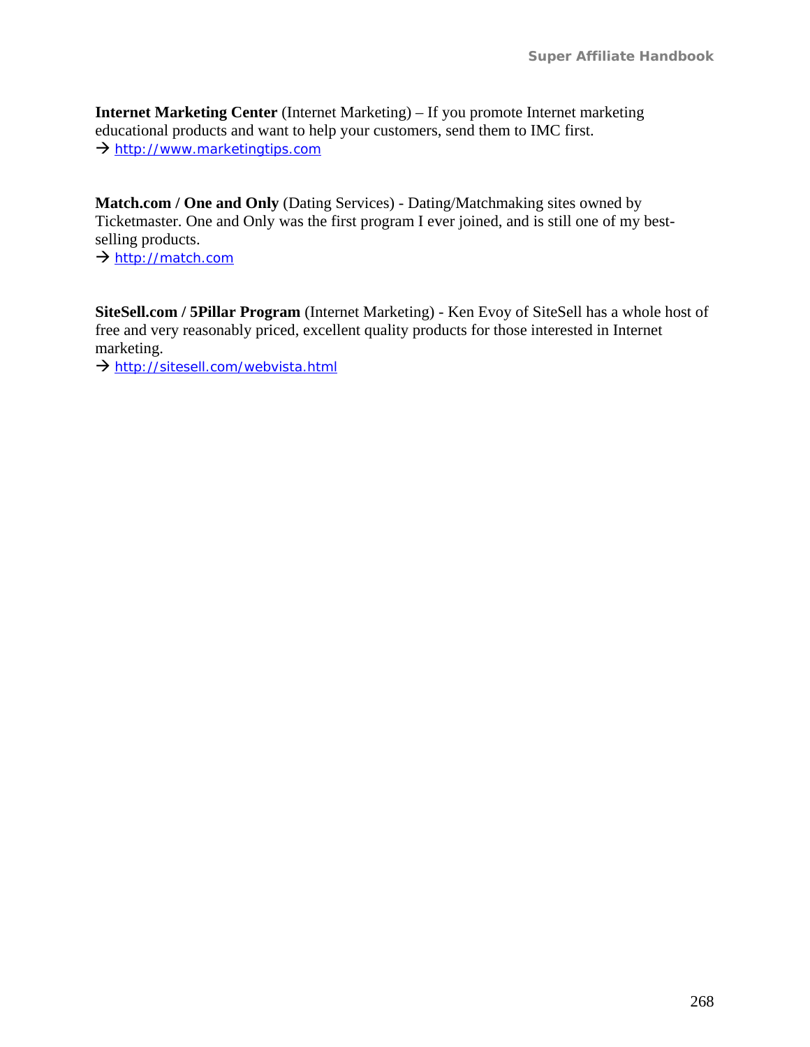**Internet Marketing Center** (Internet Marketing) – If you promote Internet marketing educational products and want to help your customers, send them to IMC first.
→ http://www.marketingtips.com

**Match.com / One and Only** (Dating Services) - Dating/Matchmaking sites owned by Ticketmaster. One and Only was the first program I ever joined, and is still one of my best-selling products.
→ http://match.com

**SiteSell.com / 5Pillar Program** (Internet Marketing) - Ken Evoy of SiteSell has a whole host of free and very reasonably priced, excellent quality products for those interested in Internet marketing.
→ http://sitesell.com/webvista.html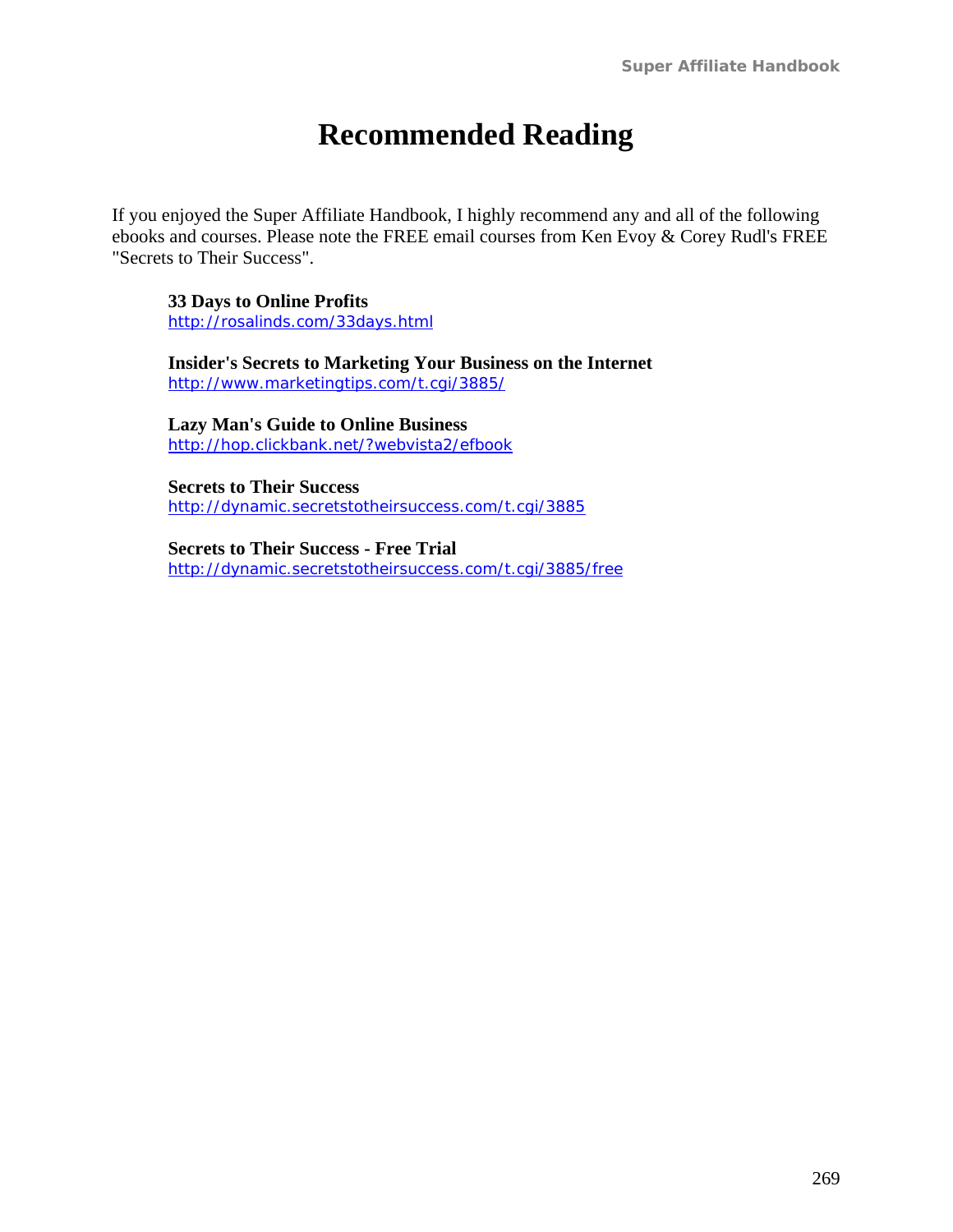# Recommended Reading

If you enjoyed the Super Affiliate Handbook, I highly recommend any and all of the following ebooks and courses. Please note the FREE email courses from Ken Evoy & Corey Rudl's FREE "Secrets to Their Success".

**33 Days to Online Profits**
http://rosalinds.com/33days.html

**Insider's Secrets to Marketing Your Business on the Internet**
http://www.marketingtips.com/t.cgi/3885/

**Lazy Man's Guide to Online Business**
http://hop.clickbank.net/?webvista2/efbook

**Secrets to Their Success**
http://dynamic.secretstotheirsuccess.com/t.cgi/3885

**Secrets to Their Success - Free Trial**
http://dynamic.secretstotheirsuccess.com/t.cgi/3885/free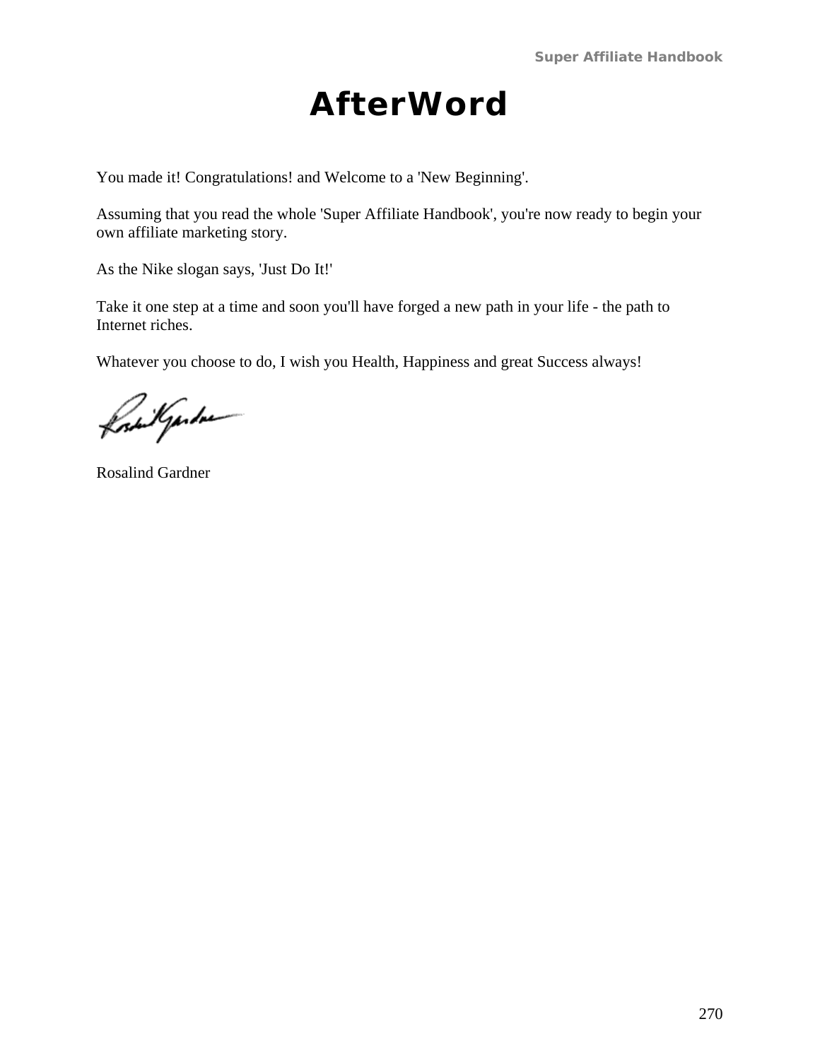# AfterWord

You made it! Congratulations! and Welcome to a 'New Beginning'.

Assuming that you read the whole 'Super Affiliate Handbook', you're now ready to begin your own affiliate marketing story.

As the Nike slogan says, 'Just Do It!'

Take it one step at a time and soon you'll have forged a new path in your life - the path to Internet riches.

Whatever you choose to do, I wish you Health, Happiness and great Success always!

Rosalind Gardner